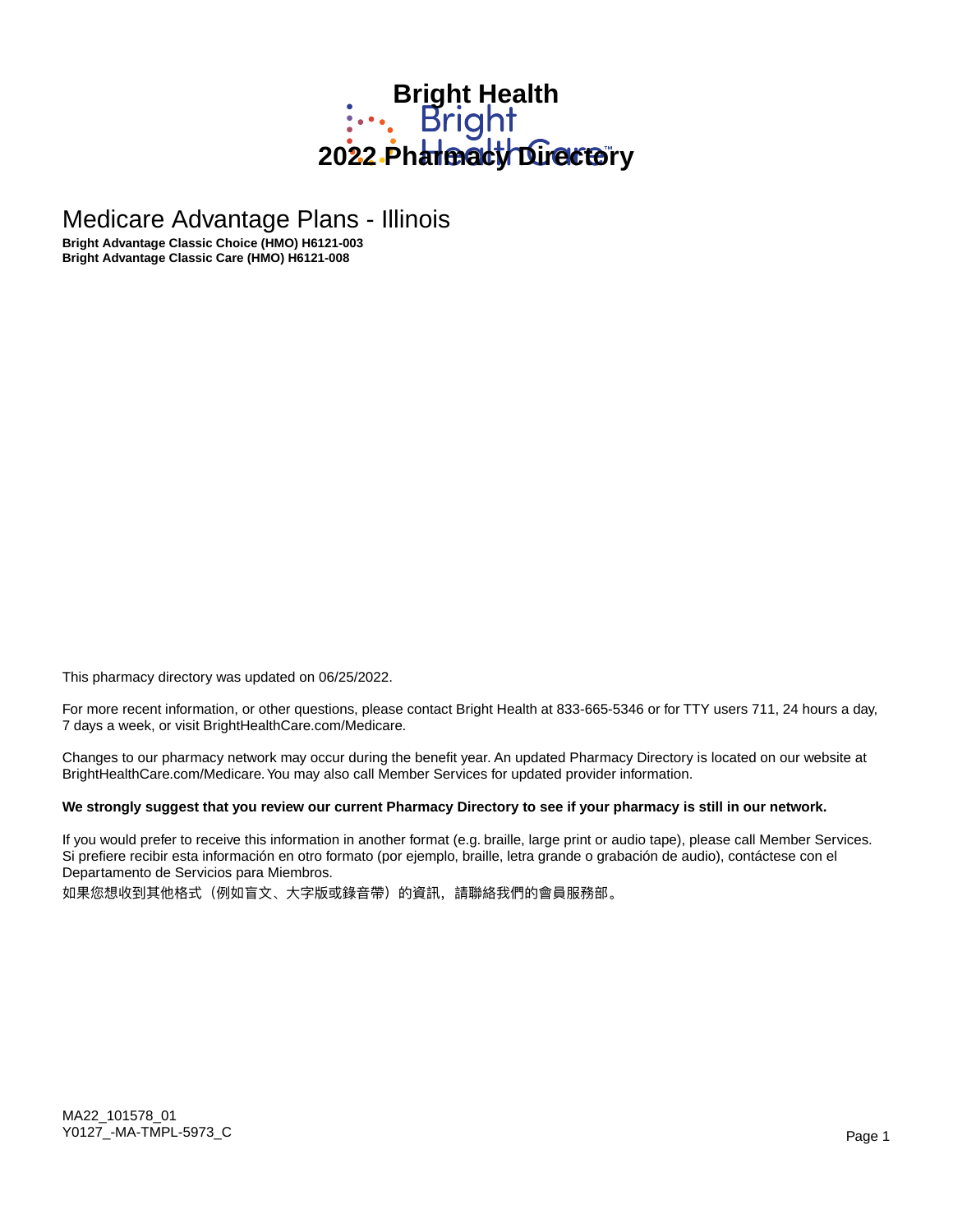# Bright Health

# 2022 Pharmacy Directory

## Medicare Advantage Plans - Illinois

**Bright Advantage Classic Choice (HMO) H6121-003**
**Bright Advantage Classic Care (HMO) H6121-008**

This pharmacy directory was updated on 06/25/2022.

For more recent information, or other questions, please contact Bright Health at 833-665-5346 or for TTY users 711, 24 hours a day, 7 days a week, or visit BrightHealthCare.com/Medicare.

Changes to our pharmacy network may occur during the benefit year. An updated Pharmacy Directory is located on our website at BrightHealthCare.com/Medicare. You may also call Member Services for updated provider information.

**We strongly suggest that you review our current Pharmacy Directory to see if your pharmacy is still in our network.**

If you would prefer to receive this information in another format (e.g. braille, large print or audio tape), please call Member Services. Si prefiere recibir esta información en otro formato (por ejemplo, braille, letra grande o grabación de audio), contáctese con el Departamento de Servicios para Miembros.

如果您想收到其他格式（例如盲文、大字版或錄音帶）的資訊，請聯絡我們的會員服務部。

MA22_101578_01
Y0127_-MA-TMPL-5973_C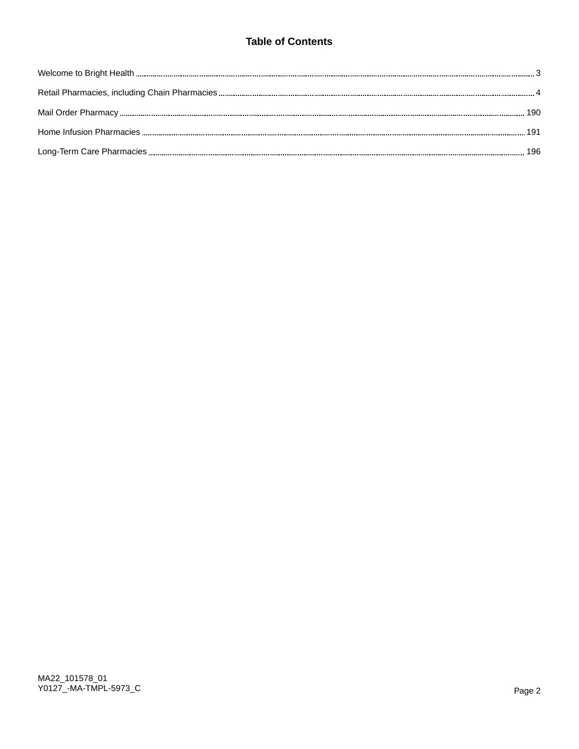# Table of Contents

Welcome to Bright Health ........ 3

Retail Pharmacies, including Chain Pharmacies ........ 4

Mail Order Pharmacy ........ 190

Home Infusion Pharmacies ........ 191

Long-Term Care Pharmacies ........ 196

MA22_101578_01
Y0127_-MA-TMPL-5973_C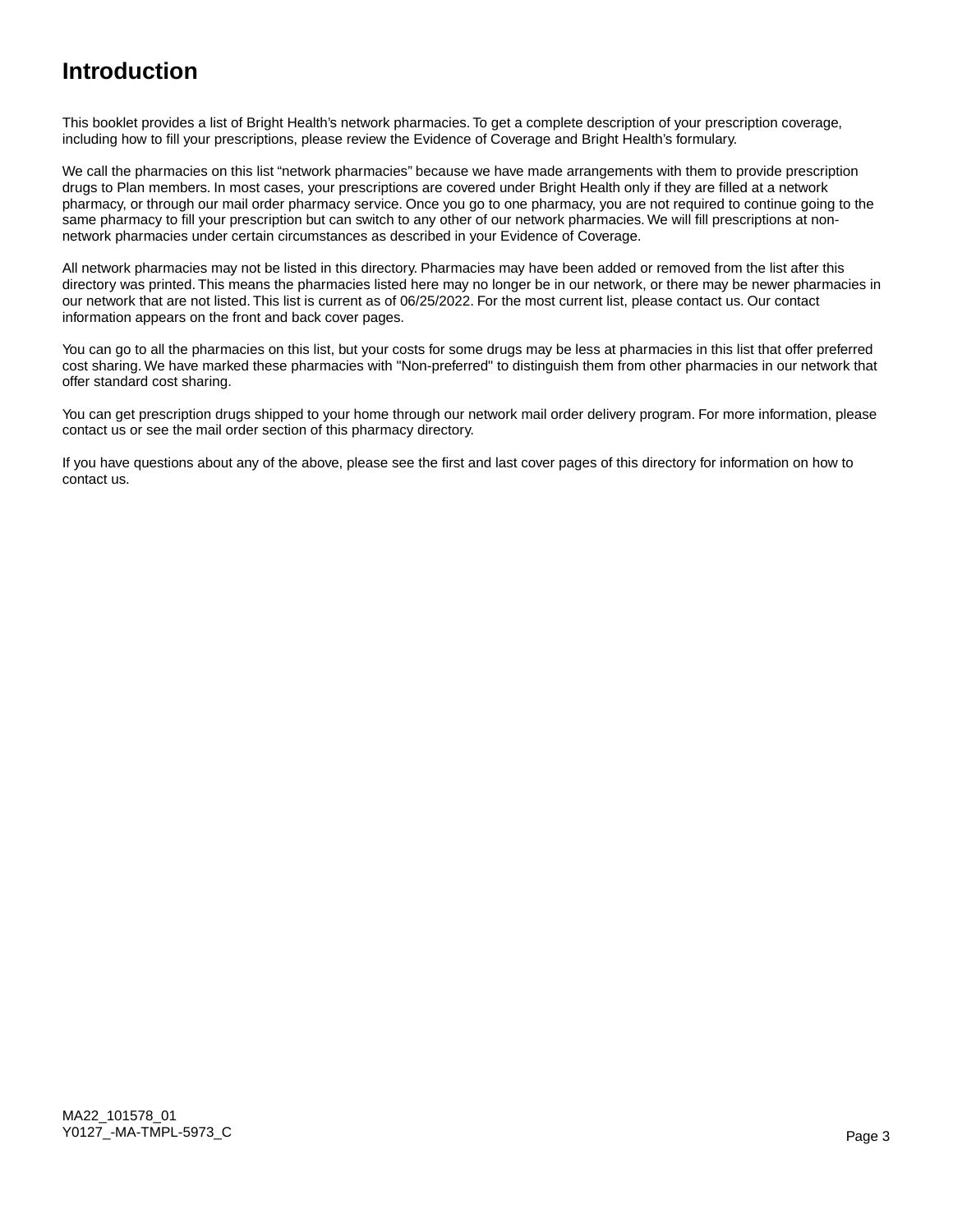# Introduction

This booklet provides a list of Bright Health's network pharmacies. To get a complete description of your prescription coverage, including how to fill your prescriptions, please review the Evidence of Coverage and Bright Health's formulary.

We call the pharmacies on this list "network pharmacies" because we have made arrangements with them to provide prescription drugs to Plan members. In most cases, your prescriptions are covered under Bright Health only if they are filled at a network pharmacy, or through our mail order pharmacy service. Once you go to one pharmacy, you are not required to continue going to the same pharmacy to fill your prescription but can switch to any other of our network pharmacies. We will fill prescriptions at non-network pharmacies under certain circumstances as described in your Evidence of Coverage.

All network pharmacies may not be listed in this directory. Pharmacies may have been added or removed from the list after this directory was printed. This means the pharmacies listed here may no longer be in our network, or there may be newer pharmacies in our network that are not listed. This list is current as of 06/25/2022. For the most current list, please contact us. Our contact information appears on the front and back cover pages.

You can go to all the pharmacies on this list, but your costs for some drugs may be less at pharmacies in this list that offer preferred cost sharing. We have marked these pharmacies with "Non-preferred" to distinguish them from other pharmacies in our network that offer standard cost sharing.

You can get prescription drugs shipped to your home through our network mail order delivery program. For more information, please contact us or see the mail order section of this pharmacy directory.

If you have questions about any of the above, please see the first and last cover pages of this directory for information on how to contact us.

MA22_101578_01
Y0127_-MA-TMPL-5973_C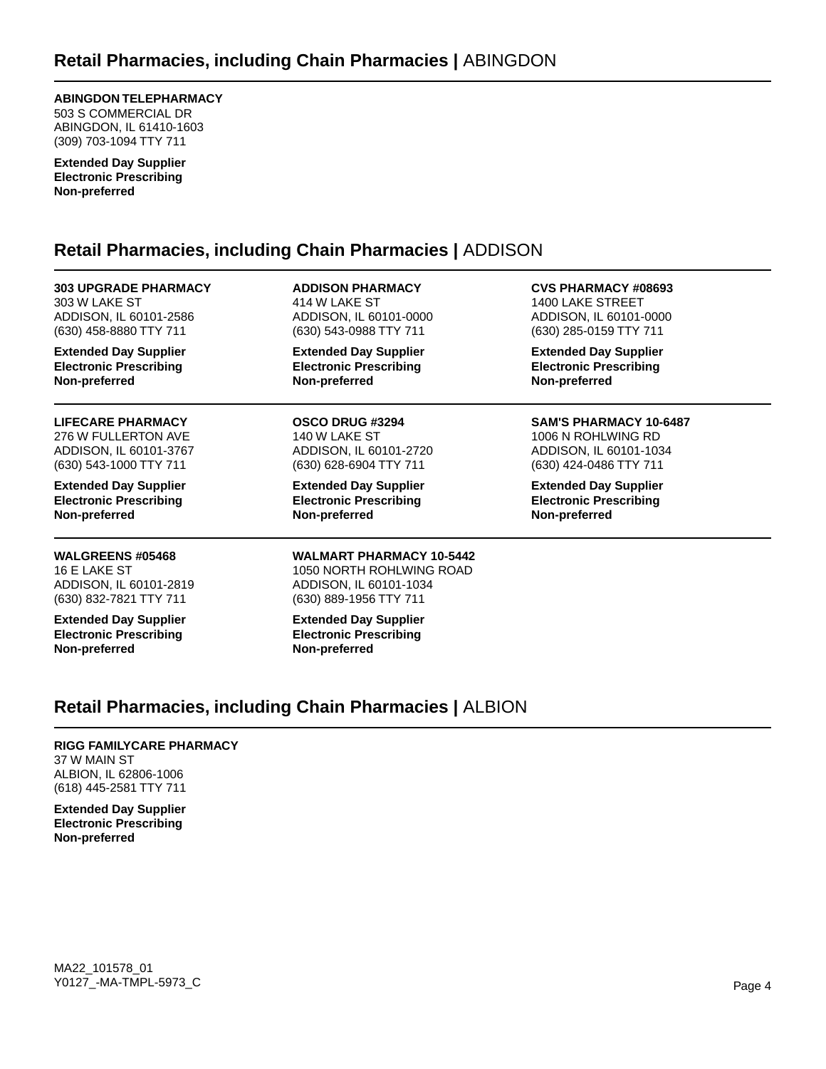## Retail Pharmacies, including Chain Pharmacies | ABINGDON

**ABINGDON TELEPHARMACY**
503 S COMMERCIAL DR
ABINGDON, IL 61410-1603
(309) 703-1094 TTY 711

**Extended Day Supplier**
**Electronic Prescribing**
**Non-preferred**

## Retail Pharmacies, including Chain Pharmacies | ADDISON

**303 UPGRADE PHARMACY**
303 W LAKE ST
ADDISON, IL 60101-2586
(630) 458-8880 TTY 711

**Extended Day Supplier**
**Electronic Prescribing**
**Non-preferred**

**ADDISON PHARMACY**
414 W LAKE ST
ADDISON, IL 60101-0000
(630) 543-0988 TTY 711

**Extended Day Supplier**
**Electronic Prescribing**
**Non-preferred**

**CVS PHARMACY #08693**
1400 LAKE STREET
ADDISON, IL 60101-0000
(630) 285-0159 TTY 711

**Extended Day Supplier**
**Electronic Prescribing**
**Non-preferred**

**LIFECARE PHARMACY**
276 W FULLERTON AVE
ADDISON, IL 60101-3767
(630) 543-1000 TTY 711

**Extended Day Supplier**
**Electronic Prescribing**
**Non-preferred**

**OSCO DRUG #3294**
140 W LAKE ST
ADDISON, IL 60101-2720
(630) 628-6904 TTY 711

**Extended Day Supplier**
**Electronic Prescribing**
**Non-preferred**

**SAM'S PHARMACY 10-6487**
1006 N ROHLWING RD
ADDISON, IL 60101-1034
(630) 424-0486 TTY 711

**Extended Day Supplier**
**Electronic Prescribing**
**Non-preferred**

**WALGREENS #05468**
16 E LAKE ST
ADDISON, IL 60101-2819
(630) 832-7821 TTY 711

**Extended Day Supplier**
**Electronic Prescribing**
**Non-preferred**

**WALMART PHARMACY 10-5442**
1050 NORTH ROHLWING ROAD
ADDISON, IL 60101-1034
(630) 889-1956 TTY 711

**Extended Day Supplier**
**Electronic Prescribing**
**Non-preferred**

## Retail Pharmacies, including Chain Pharmacies | ALBION

**RIGG FAMILYCARE PHARMACY**
37 W MAIN ST
ALBION, IL 62806-1006
(618) 445-2581 TTY 711

**Extended Day Supplier**
**Electronic Prescribing**
**Non-preferred**

MA22_101578_01
Y0127_-MA-TMPL-5973_C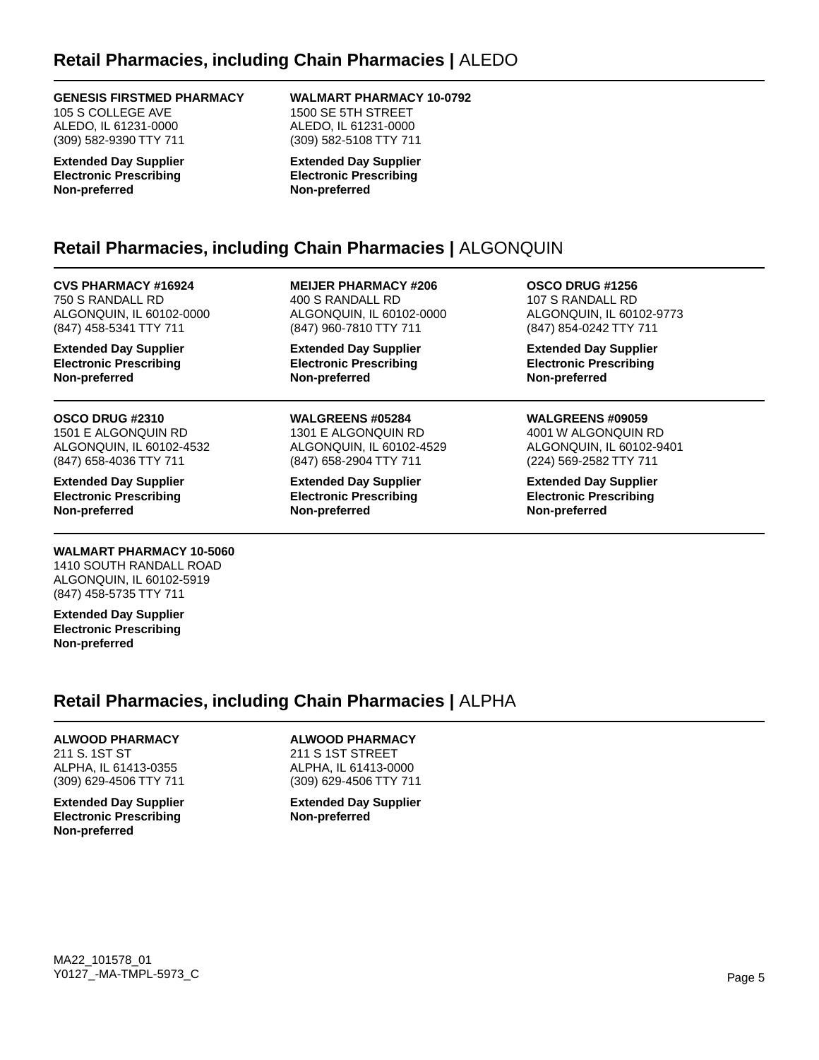## Retail Pharmacies, including Chain Pharmacies | ALEDO

**GENESIS FIRSTMED PHARMACY**
105 S COLLEGE AVE
ALEDO, IL 61231-0000
(309) 582-9390 TTY 711

**Extended Day Supplier**
**Electronic Prescribing**
**Non-preferred**

**WALMART PHARMACY 10-0792**
1500 SE 5TH STREET
ALEDO, IL 61231-0000
(309) 582-5108 TTY 711

**Extended Day Supplier**
**Electronic Prescribing**
**Non-preferred**

## Retail Pharmacies, including Chain Pharmacies | ALGONQUIN

**CVS PHARMACY #16924**
750 S RANDALL RD
ALGONQUIN, IL 60102-0000
(847) 458-5341 TTY 711

**Extended Day Supplier**
**Electronic Prescribing**
**Non-preferred**

**MEIJER PHARMACY #206**
400 S RANDALL RD
ALGONQUIN, IL 60102-0000
(847) 960-7810 TTY 711

**Extended Day Supplier**
**Electronic Prescribing**
**Non-preferred**

**OSCO DRUG #1256**
107 S RANDALL RD
ALGONQUIN, IL 60102-9773
(847) 854-0242 TTY 711

**Extended Day Supplier**
**Electronic Prescribing**
**Non-preferred**

**OSCO DRUG #2310**
1501 E ALGONQUIN RD
ALGONQUIN, IL 60102-4532
(847) 658-4036 TTY 711

**Extended Day Supplier**
**Electronic Prescribing**
**Non-preferred**

**WALGREENS #05284**
1301 E ALGONQUIN RD
ALGONQUIN, IL 60102-4529
(847) 658-2904 TTY 711

**Extended Day Supplier**
**Electronic Prescribing**
**Non-preferred**

**WALGREENS #09059**
4001 W ALGONQUIN RD
ALGONQUIN, IL 60102-9401
(224) 569-2582 TTY 711

**Extended Day Supplier**
**Electronic Prescribing**
**Non-preferred**

**WALMART PHARMACY 10-5060**
1410 SOUTH RANDALL ROAD
ALGONQUIN, IL 60102-5919
(847) 458-5735 TTY 711

**Extended Day Supplier**
**Electronic Prescribing**
**Non-preferred**

## Retail Pharmacies, including Chain Pharmacies | ALPHA

**ALWOOD PHARMACY**
211 S. 1ST ST
ALPHA, IL 61413-0355
(309) 629-4506 TTY 711

**Extended Day Supplier**
**Electronic Prescribing**
**Non-preferred**

**ALWOOD PHARMACY**
211 S 1ST STREET
ALPHA, IL 61413-0000
(309) 629-4506 TTY 711

**Extended Day Supplier**
**Non-preferred**

MA22_101578_01
Y0127_-MA-TMPL-5973_C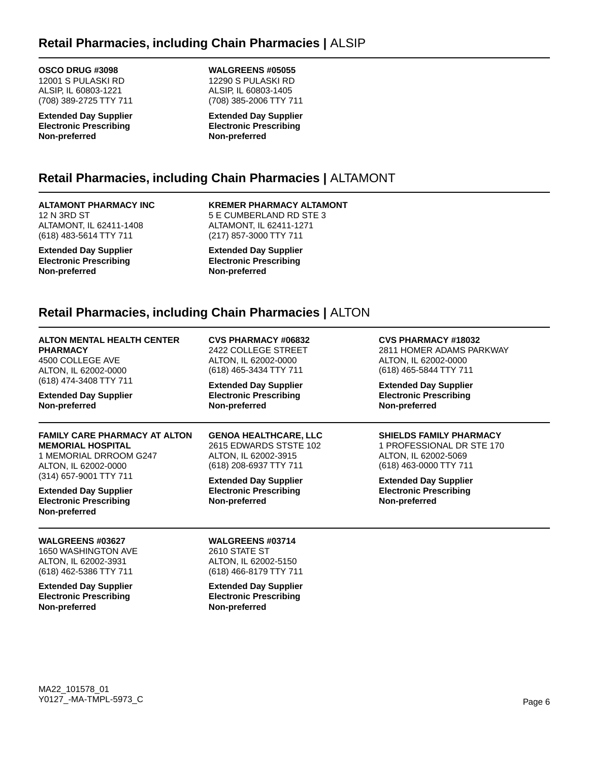## Retail Pharmacies, including Chain Pharmacies | ALSIP

**OSCO DRUG #3098**
12001 S PULASKI RD
ALSIP, IL 60803-1221
(708) 389-2725 TTY 711

**Extended Day Supplier**
**Electronic Prescribing**
**Non-preferred**

**WALGREENS #05055**
12290 S PULASKI RD
ALSIP, IL 60803-1405
(708) 385-2006 TTY 711

**Extended Day Supplier**
**Electronic Prescribing**
**Non-preferred**

## Retail Pharmacies, including Chain Pharmacies | ALTAMONT

**ALTAMONT PHARMACY INC**
12 N 3RD ST
ALTAMONT, IL 62411-1408
(618) 483-5614 TTY 711

**Extended Day Supplier**
**Electronic Prescribing**
**Non-preferred**

**KREMER PHARMACY ALTAMONT**
5 E CUMBERLAND RD STE 3
ALTAMONT, IL 62411-1271
(217) 857-3000 TTY 711

**Extended Day Supplier**
**Electronic Prescribing**
**Non-preferred**

## Retail Pharmacies, including Chain Pharmacies | ALTON

**ALTON MENTAL HEALTH CENTER PHARMACY**
4500 COLLEGE AVE
ALTON, IL 62002-0000
(618) 474-3408 TTY 711

**Extended Day Supplier**
**Non-preferred**

**CVS PHARMACY #06832**
2422 COLLEGE STREET
ALTON, IL 62002-0000
(618) 465-3434 TTY 711

**Extended Day Supplier**
**Electronic Prescribing**
**Non-preferred**

**CVS PHARMACY #18032**
2811 HOMER ADAMS PARKWAY
ALTON, IL 62002-0000
(618) 465-5844 TTY 711

**Extended Day Supplier**
**Electronic Prescribing**
**Non-preferred**

**FAMILY CARE PHARMACY AT ALTON MEMORIAL HOSPITAL**
1 MEMORIAL DRROOM G247
ALTON, IL 62002-0000
(314) 657-9001 TTY 711

**Extended Day Supplier**
**Electronic Prescribing**
**Non-preferred**

**GENOA HEALTHCARE, LLC**
2615 EDWARDS STSTE 102
ALTON, IL 62002-3915
(618) 208-6937 TTY 711

**Extended Day Supplier**
**Electronic Prescribing**
**Non-preferred**

**SHIELDS FAMILY PHARMACY**
1 PROFESSIONAL DR STE 170
ALTON, IL 62002-5069
(618) 463-0000 TTY 711

**Extended Day Supplier**
**Electronic Prescribing**
**Non-preferred**

**WALGREENS #03627**
1650 WASHINGTON AVE
ALTON, IL 62002-3931
(618) 462-5386 TTY 711

**Extended Day Supplier**
**Electronic Prescribing**
**Non-preferred**

**WALGREENS #03714**
2610 STATE ST
ALTON, IL 62002-5150
(618) 466-8179 TTY 711

**Extended Day Supplier**
**Electronic Prescribing**
**Non-preferred**

MA22_101578_01
Y0127_-MA-TMPL-5973_C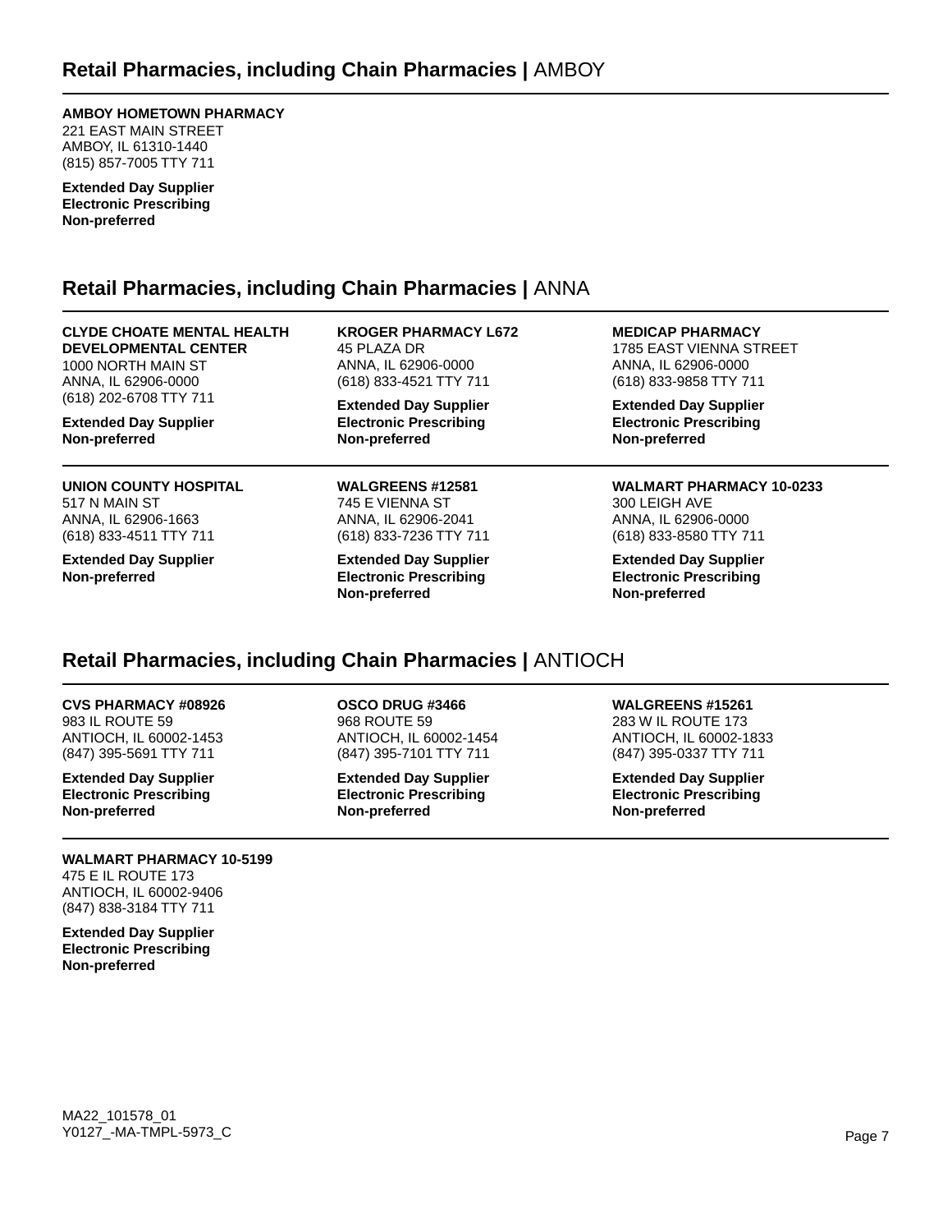## Retail Pharmacies, including Chain Pharmacies | AMBOY

**AMBOY HOMETOWN PHARMACY**
221 EAST MAIN STREET
AMBOY, IL 61310-1440
(815) 857-7005 TTY 711

**Extended Day Supplier**
**Electronic Prescribing**
**Non-preferred**

## Retail Pharmacies, including Chain Pharmacies | ANNA

**CLYDE CHOATE MENTAL HEALTH DEVELOPMENTAL CENTER**
1000 NORTH MAIN ST
ANNA, IL 62906-0000
(618) 202-6708 TTY 711

**Extended Day Supplier**
**Non-preferred**

**KROGER PHARMACY L672**
45 PLAZA DR
ANNA, IL 62906-0000
(618) 833-4521 TTY 711

**Extended Day Supplier**
**Electronic Prescribing**
**Non-preferred**

**MEDICAP PHARMACY**
1785 EAST VIENNA STREET
ANNA, IL 62906-0000
(618) 833-9858 TTY 711

**Extended Day Supplier**
**Electronic Prescribing**
**Non-preferred**

**UNION COUNTY HOSPITAL**
517 N MAIN ST
ANNA, IL 62906-1663
(618) 833-4511 TTY 711

**Extended Day Supplier**
**Non-preferred**

**WALGREENS #12581**
745 E VIENNA ST
ANNA, IL 62906-2041
(618) 833-7236 TTY 711

**Extended Day Supplier**
**Electronic Prescribing**
**Non-preferred**

**WALMART PHARMACY 10-0233**
300 LEIGH AVE
ANNA, IL 62906-0000
(618) 833-8580 TTY 711

**Extended Day Supplier**
**Electronic Prescribing**
**Non-preferred**

## Retail Pharmacies, including Chain Pharmacies | ANTIOCH

**CVS PHARMACY #08926**
983 IL ROUTE 59
ANTIOCH, IL 60002-1453
(847) 395-5691 TTY 711

**Extended Day Supplier**
**Electronic Prescribing**
**Non-preferred**

**OSCO DRUG #3466**
968 ROUTE 59
ANTIOCH, IL 60002-1454
(847) 395-7101 TTY 711

**Extended Day Supplier**
**Electronic Prescribing**
**Non-preferred**

**WALGREENS #15261**
283 W IL ROUTE 173
ANTIOCH, IL 60002-1833
(847) 395-0337 TTY 711

**Extended Day Supplier**
**Electronic Prescribing**
**Non-preferred**

**WALMART PHARMACY 10-5199**
475 E IL ROUTE 173
ANTIOCH, IL 60002-9406
(847) 838-3184 TTY 711

**Extended Day Supplier**
**Electronic Prescribing**
**Non-preferred**

MA22_101578_01
Y0127_-MA-TMPL-5973_C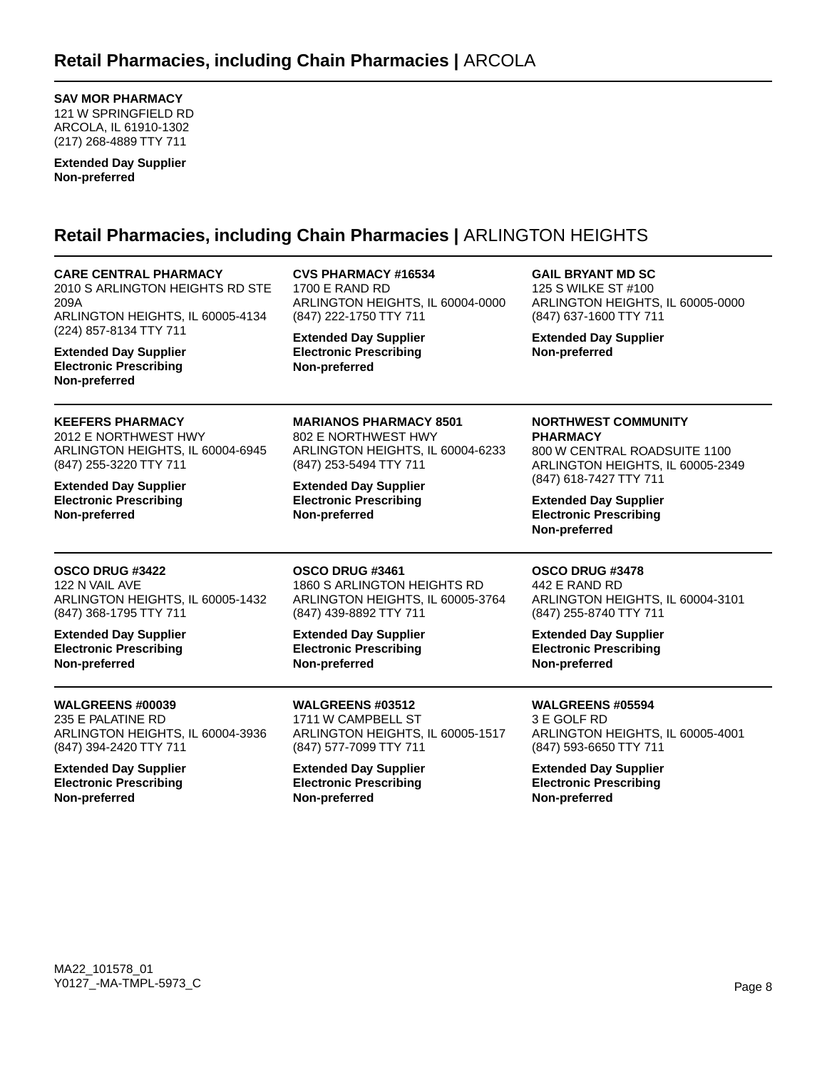## Retail Pharmacies, including Chain Pharmacies | ARCOLA

**SAV MOR PHARMACY**
121 W SPRINGFIELD RD
ARCOLA, IL 61910-1302
(217) 268-4889 TTY 711

**Extended Day Supplier**
**Non-preferred**

## Retail Pharmacies, including Chain Pharmacies | ARLINGTON HEIGHTS

**CARE CENTRAL PHARMACY**
2010 S ARLINGTON HEIGHTS RD STE 209A
ARLINGTON HEIGHTS, IL 60005-4134
(224) 857-8134 TTY 711

**Extended Day Supplier**
**Electronic Prescribing**
**Non-preferred**

**CVS PHARMACY #16534**
1700 E RAND RD
ARLINGTON HEIGHTS, IL 60004-0000
(847) 222-1750 TTY 711

**Extended Day Supplier**
**Electronic Prescribing**
**Non-preferred**

**GAIL BRYANT MD SC**
125 S WILKE ST #100
ARLINGTON HEIGHTS, IL 60005-0000
(847) 637-1600 TTY 711

**Extended Day Supplier**
**Non-preferred**

**KEEFERS PHARMACY**
2012 E NORTHWEST HWY
ARLINGTON HEIGHTS, IL 60004-6945
(847) 255-3220 TTY 711

**Extended Day Supplier**
**Electronic Prescribing**
**Non-preferred**

**MARIANOS PHARMACY 8501**
802 E NORTHWEST HWY
ARLINGTON HEIGHTS, IL 60004-6233
(847) 253-5494 TTY 711

**Extended Day Supplier**
**Electronic Prescribing**
**Non-preferred**

**NORTHWEST COMMUNITY PHARMACY**
800 W CENTRAL ROADSUITE 1100
ARLINGTON HEIGHTS, IL 60005-2349
(847) 618-7427 TTY 711

**Extended Day Supplier**
**Electronic Prescribing**
**Non-preferred**

**OSCO DRUG #3422**
122 N VAIL AVE
ARLINGTON HEIGHTS, IL 60005-1432
(847) 368-1795 TTY 711

**Extended Day Supplier**
**Electronic Prescribing**
**Non-preferred**

**OSCO DRUG #3461**
1860 S ARLINGTON HEIGHTS RD
ARLINGTON HEIGHTS, IL 60005-3764
(847) 439-8892 TTY 711

**Extended Day Supplier**
**Electronic Prescribing**
**Non-preferred**

**OSCO DRUG #3478**
442 E RAND RD
ARLINGTON HEIGHTS, IL 60004-3101
(847) 255-8740 TTY 711

**Extended Day Supplier**
**Electronic Prescribing**
**Non-preferred**

**WALGREENS #00039**
235 E PALATINE RD
ARLINGTON HEIGHTS, IL 60004-3936
(847) 394-2420 TTY 711

**Extended Day Supplier**
**Electronic Prescribing**
**Non-preferred**

**WALGREENS #03512**
1711 W CAMPBELL ST
ARLINGTON HEIGHTS, IL 60005-1517
(847) 577-7099 TTY 711

**Extended Day Supplier**
**Electronic Prescribing**
**Non-preferred**

**WALGREENS #05594**
3 E GOLF RD
ARLINGTON HEIGHTS, IL 60005-4001
(847) 593-6650 TTY 711

**Extended Day Supplier**
**Electronic Prescribing**
**Non-preferred**

MA22_101578_01
Y0127_-MA-TMPL-5973_C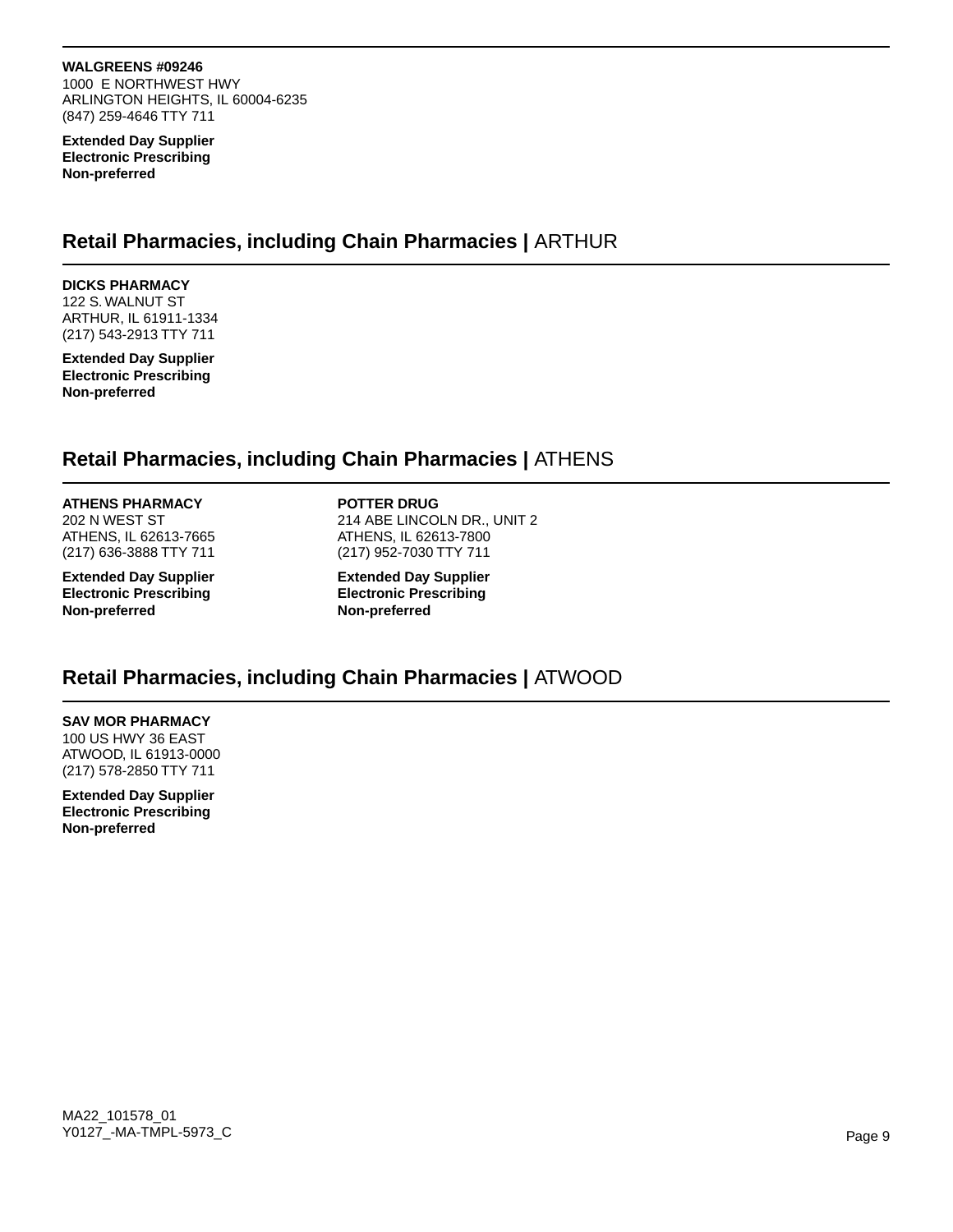**WALGREENS #09246**
1000 E NORTHWEST HWY
ARLINGTON HEIGHTS, IL 60004-6235
(847) 259-4646 TTY 711

**Extended Day Supplier**
**Electronic Prescribing**
**Non-preferred**

## Retail Pharmacies, including Chain Pharmacies | ARTHUR

**DICKS PHARMACY**
122 S. WALNUT ST
ARTHUR, IL 61911-1334
(217) 543-2913 TTY 711

**Extended Day Supplier**
**Electronic Prescribing**
**Non-preferred**

## Retail Pharmacies, including Chain Pharmacies | ATHENS

**ATHENS PHARMACY**
202 N WEST ST
ATHENS, IL 62613-7665
(217) 636-3888 TTY 711

**Extended Day Supplier**
**Electronic Prescribing**
**Non-preferred**

**POTTER DRUG**
214 ABE LINCOLN DR., UNIT 2
ATHENS, IL 62613-7800
(217) 952-7030 TTY 711

**Extended Day Supplier**
**Electronic Prescribing**
**Non-preferred**

## Retail Pharmacies, including Chain Pharmacies | ATWOOD

**SAV MOR PHARMACY**
100 US HWY 36 EAST
ATWOOD, IL 61913-0000
(217) 578-2850 TTY 711

**Extended Day Supplier**
**Electronic Prescribing**
**Non-preferred**

MA22_101578_01
Y0127_-MA-TMPL-5973_C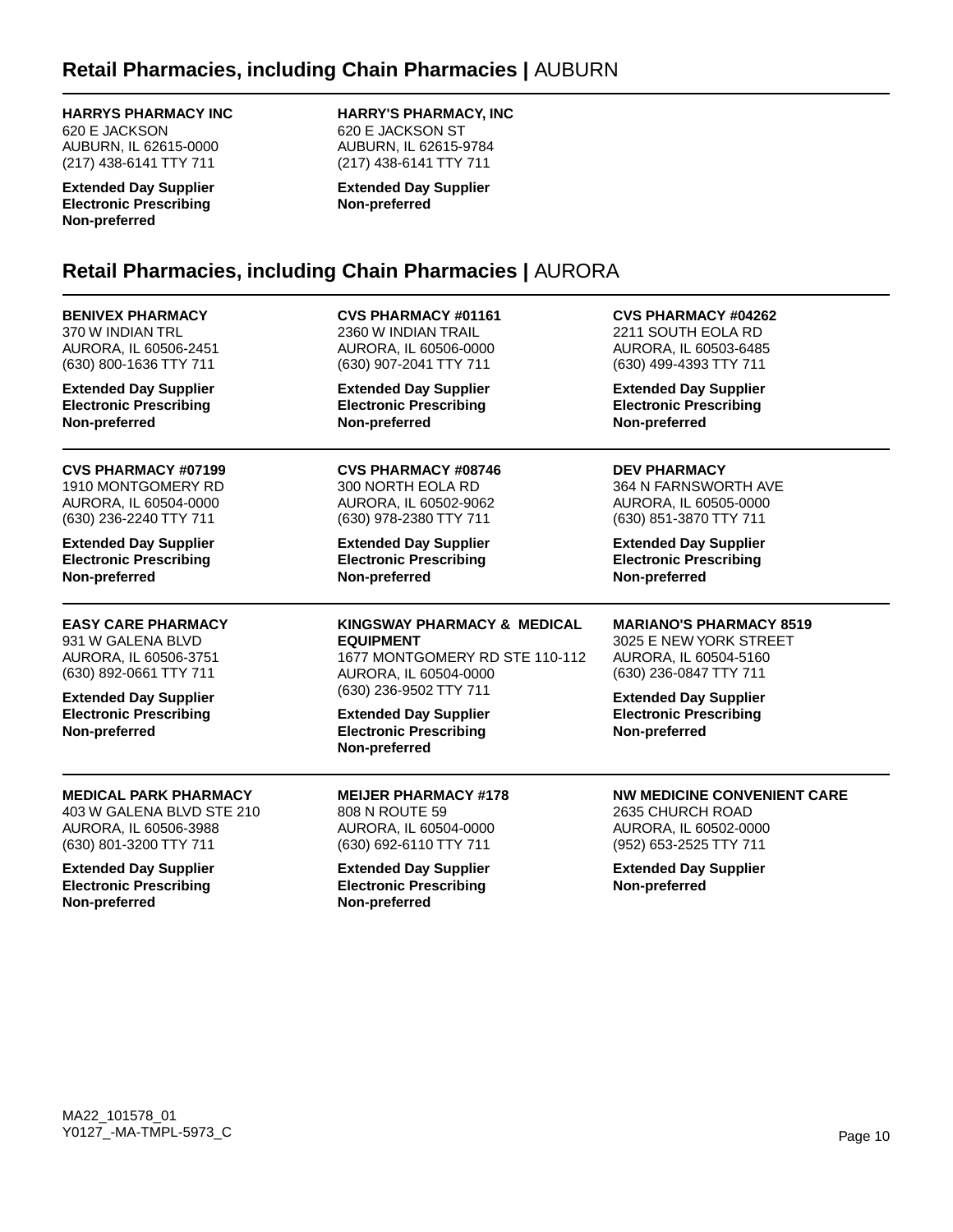## Retail Pharmacies, including Chain Pharmacies | AUBURN

**HARRYS PHARMACY INC**
620 E JACKSON
AUBURN, IL 62615-0000
(217) 438-6141 TTY 711

**Extended Day Supplier**
**Electronic Prescribing**
**Non-preferred**

**HARRY'S PHARMACY, INC**
620 E JACKSON ST
AUBURN, IL 62615-9784
(217) 438-6141 TTY 711

**Extended Day Supplier**
**Non-preferred**

## Retail Pharmacies, including Chain Pharmacies | AURORA

**BENIVEX PHARMACY**
370 W INDIAN TRL
AURORA, IL 60506-2451
(630) 800-1636 TTY 711

**Extended Day Supplier**
**Electronic Prescribing**
**Non-preferred**

**CVS PHARMACY #01161**
2360 W INDIAN TRAIL
AURORA, IL 60506-0000
(630) 907-2041 TTY 711

**Extended Day Supplier**
**Electronic Prescribing**
**Non-preferred**

**CVS PHARMACY #04262**
2211 SOUTH EOLA RD
AURORA, IL 60503-6485
(630) 499-4393 TTY 711

**Extended Day Supplier**
**Electronic Prescribing**
**Non-preferred**

**CVS PHARMACY #07199**
1910 MONTGOMERY RD
AURORA, IL 60504-0000
(630) 236-2240 TTY 711

**Extended Day Supplier**
**Electronic Prescribing**
**Non-preferred**

**CVS PHARMACY #08746**
300 NORTH EOLA RD
AURORA, IL 60502-9062
(630) 978-2380 TTY 711

**Extended Day Supplier**
**Electronic Prescribing**
**Non-preferred**

**DEV PHARMACY**
364 N FARNSWORTH AVE
AURORA, IL 60505-0000
(630) 851-3870 TTY 711

**Extended Day Supplier**
**Electronic Prescribing**
**Non-preferred**

**EASY CARE PHARMACY**
931 W GALENA BLVD
AURORA, IL 60506-3751
(630) 892-0661 TTY 711

**Extended Day Supplier**
**Electronic Prescribing**
**Non-preferred**

**KINGSWAY PHARMACY & MEDICAL EQUIPMENT**
1677 MONTGOMERY RD STE 110-112
AURORA, IL 60504-0000
(630) 236-9502 TTY 711

**Extended Day Supplier**
**Electronic Prescribing**
**Non-preferred**

**MARIANO'S PHARMACY 8519**
3025 E NEW YORK STREET
AURORA, IL 60504-5160
(630) 236-0847 TTY 711

**Extended Day Supplier**
**Electronic Prescribing**
**Non-preferred**

**MEDICAL PARK PHARMACY**
403 W GALENA BLVD STE 210
AURORA, IL 60506-3988
(630) 801-3200 TTY 711

**Extended Day Supplier**
**Electronic Prescribing**
**Non-preferred**

**MEIJER PHARMACY #178**
808 N ROUTE 59
AURORA, IL 60504-0000
(630) 692-6110 TTY 711

**Extended Day Supplier**
**Electronic Prescribing**
**Non-preferred**

**NW MEDICINE CONVENIENT CARE**
2635 CHURCH ROAD
AURORA, IL 60502-0000
(952) 653-2525 TTY 711

**Extended Day Supplier**
**Non-preferred**

MA22_101578_01
Y0127_-MA-TMPL-5973_C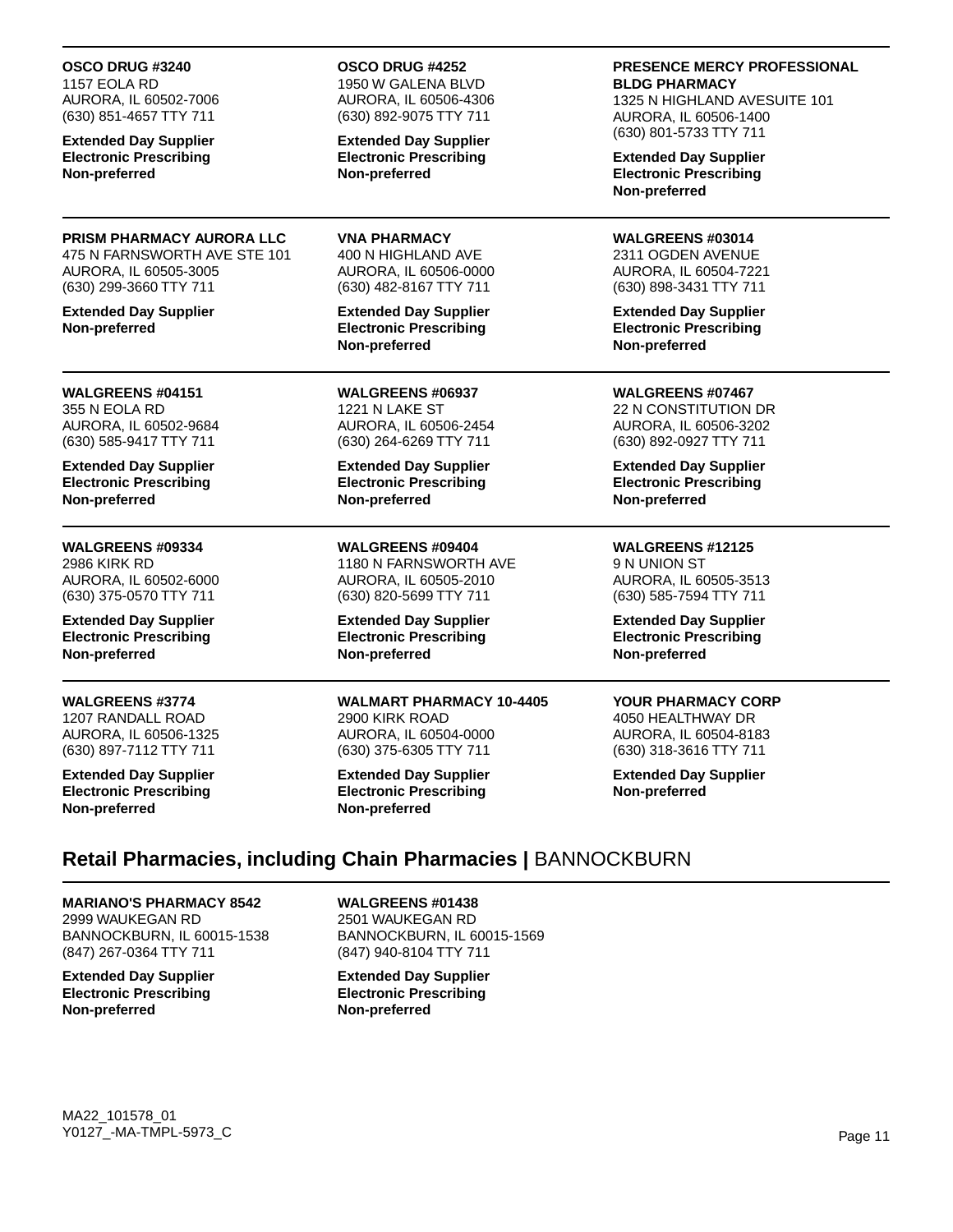**OSCO DRUG #3240**
1157 EOLA RD
AURORA, IL 60502-7006
(630) 851-4657 TTY 711

**Extended Day Supplier**
**Electronic Prescribing**
**Non-preferred**

**OSCO DRUG #4252**
1950 W GALENA BLVD
AURORA, IL 60506-4306
(630) 892-9075 TTY 711

**Extended Day Supplier**
**Electronic Prescribing**
**Non-preferred**

**PRESENCE MERCY PROFESSIONAL BLDG PHARMACY**
1325 N HIGHLAND AVESUITE 101
AURORA, IL 60506-1400
(630) 801-5733 TTY 711

**Extended Day Supplier**
**Electronic Prescribing**
**Non-preferred**

---

**PRISM PHARMACY AURORA LLC**
475 N FARNSWORTH AVE STE 101
AURORA, IL 60505-3005
(630) 299-3660 TTY 711

**Extended Day Supplier**
**Non-preferred**

**VNA PHARMACY**
400 N HIGHLAND AVE
AURORA, IL 60506-0000
(630) 482-8167 TTY 711

**Extended Day Supplier**
**Electronic Prescribing**
**Non-preferred**

**WALGREENS #03014**
2311 OGDEN AVENUE
AURORA, IL 60504-7221
(630) 898-3431 TTY 711

**Extended Day Supplier**
**Electronic Prescribing**
**Non-preferred**

---

**WALGREENS #04151**
355 N EOLA RD
AURORA, IL 60502-9684
(630) 585-9417 TTY 711

**Extended Day Supplier**
**Electronic Prescribing**
**Non-preferred**

**WALGREENS #06937**
1221 N LAKE ST
AURORA, IL 60506-2454
(630) 264-6269 TTY 711

**Extended Day Supplier**
**Electronic Prescribing**
**Non-preferred**

**WALGREENS #07467**
22 N CONSTITUTION DR
AURORA, IL 60506-3202
(630) 892-0927 TTY 711

**Extended Day Supplier**
**Electronic Prescribing**
**Non-preferred**

---

**WALGREENS #09334**
2986 KIRK RD
AURORA, IL 60502-6000
(630) 375-0570 TTY 711

**Extended Day Supplier**
**Electronic Prescribing**
**Non-preferred**

**WALGREENS #09404**
1180 N FARNSWORTH AVE
AURORA, IL 60505-2010
(630) 820-5699 TTY 711

**Extended Day Supplier**
**Electronic Prescribing**
**Non-preferred**

**WALGREENS #12125**
9 N UNION ST
AURORA, IL 60505-3513
(630) 585-7594 TTY 711

**Extended Day Supplier**
**Electronic Prescribing**
**Non-preferred**

---

**WALGREENS #3774**
1207 RANDALL ROAD
AURORA, IL 60506-1325
(630) 897-7112 TTY 711

**Extended Day Supplier**
**Electronic Prescribing**
**Non-preferred**

**WALMART PHARMACY 10-4405**
2900 KIRK ROAD
AURORA, IL 60504-0000
(630) 375-6305 TTY 711

**Extended Day Supplier**
**Electronic Prescribing**
**Non-preferred**

**YOUR PHARMACY CORP**
4050 HEALTHWAY DR
AURORA, IL 60504-8183
(630) 318-3616 TTY 711

**Extended Day Supplier**
**Non-preferred**

## Retail Pharmacies, including Chain Pharmacies | BANNOCKBURN

**MARIANO'S PHARMACY 8542**
2999 WAUKEGAN RD
BANNOCKBURN, IL 60015-1538
(847) 267-0364 TTY 711

**Extended Day Supplier**
**Electronic Prescribing**
**Non-preferred**

**WALGREENS #01438**
2501 WAUKEGAN RD
BANNOCKBURN, IL 60015-1569
(847) 940-8104 TTY 711

**Extended Day Supplier**
**Electronic Prescribing**
**Non-preferred**

MA22_101578_01
Y0127_-MA-TMPL-5973_C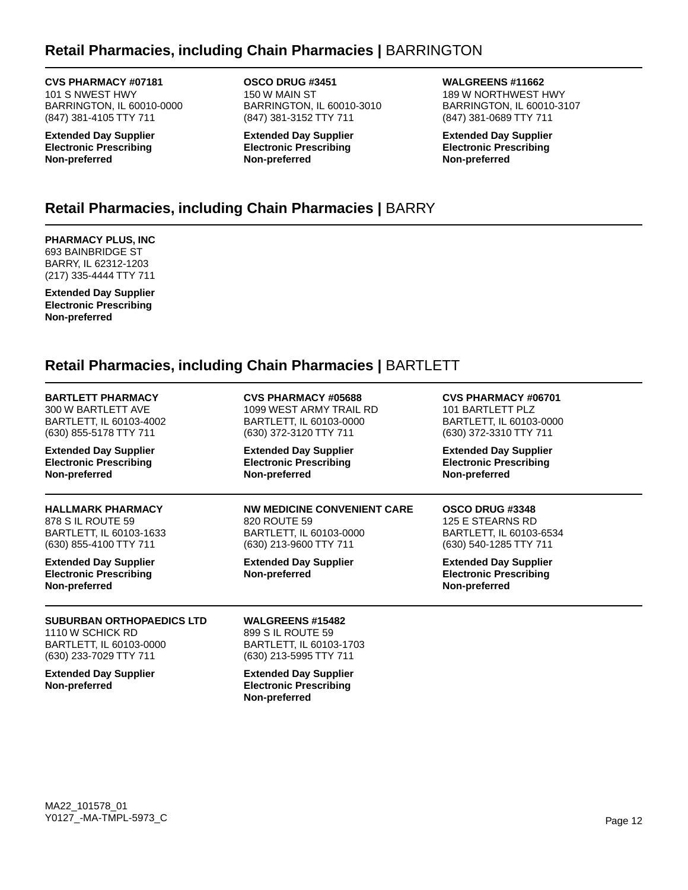## Retail Pharmacies, including Chain Pharmacies | BARRINGTON

**CVS PHARMACY #07181**
101 S NWEST HWY
BARRINGTON, IL 60010-0000
(847) 381-4105 TTY 711

**Extended Day Supplier**
**Electronic Prescribing**
**Non-preferred**

**OSCO DRUG #3451**
150 W MAIN ST
BARRINGTON, IL 60010-3010
(847) 381-3152 TTY 711

**Extended Day Supplier**
**Electronic Prescribing**
**Non-preferred**

**WALGREENS #11662**
189 W NORTHWEST HWY
BARRINGTON, IL 60010-3107
(847) 381-0689 TTY 711

**Extended Day Supplier**
**Electronic Prescribing**
**Non-preferred**

## Retail Pharmacies, including Chain Pharmacies | BARRY

**PHARMACY PLUS, INC**
693 BAINBRIDGE ST
BARRY, IL 62312-1203
(217) 335-4444 TTY 711

**Extended Day Supplier**
**Electronic Prescribing**
**Non-preferred**

## Retail Pharmacies, including Chain Pharmacies | BARTLETT

**BARTLETT PHARMACY**
300 W BARTLETT AVE
BARTLETT, IL 60103-4002
(630) 855-5178 TTY 711

**Extended Day Supplier**
**Electronic Prescribing**
**Non-preferred**

**CVS PHARMACY #05688**
1099 WEST ARMY TRAIL RD
BARTLETT, IL 60103-0000
(630) 372-3120 TTY 711

**Extended Day Supplier**
**Electronic Prescribing**
**Non-preferred**

**CVS PHARMACY #06701**
101 BARTLETT PLZ
BARTLETT, IL 60103-0000
(630) 372-3310 TTY 711

**Extended Day Supplier**
**Electronic Prescribing**
**Non-preferred**

**HALLMARK PHARMACY**
878 S IL ROUTE 59
BARTLETT, IL 60103-1633
(630) 855-4100 TTY 711

**Extended Day Supplier**
**Electronic Prescribing**
**Non-preferred**

**NW MEDICINE CONVENIENT CARE**
820 ROUTE 59
BARTLETT, IL 60103-0000
(630) 213-9600 TTY 711

**Extended Day Supplier**
**Non-preferred**

**OSCO DRUG #3348**
125 E STEARNS RD
BARTLETT, IL 60103-6534
(630) 540-1285 TTY 711

**Extended Day Supplier**
**Electronic Prescribing**
**Non-preferred**

**SUBURBAN ORTHOPAEDICS LTD**
1110 W SCHICK RD
BARTLETT, IL 60103-0000
(630) 233-7029 TTY 711

**Extended Day Supplier**
**Non-preferred**

**WALGREENS #15482**
899 S IL ROUTE 59
BARTLETT, IL 60103-1703
(630) 213-5995 TTY 711

**Extended Day Supplier**
**Electronic Prescribing**
**Non-preferred**

MA22_101578_01
Y0127_-MA-TMPL-5973_C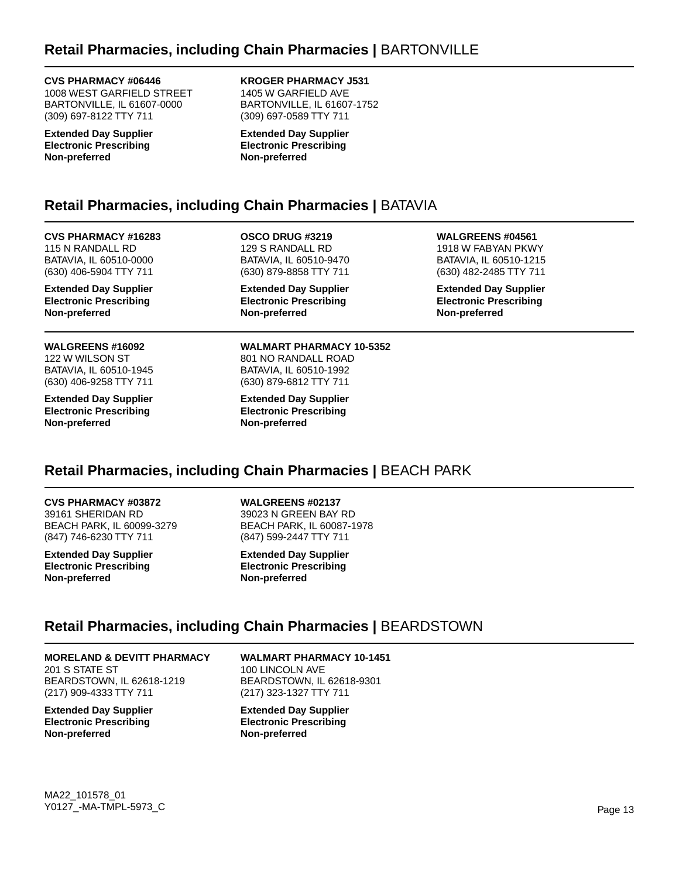## Retail Pharmacies, including Chain Pharmacies | BARTONVILLE

**CVS PHARMACY #06446**
1008 WEST GARFIELD STREET
BARTONVILLE, IL 61607-0000
(309) 697-8122 TTY 711

**Extended Day Supplier**
**Electronic Prescribing**
**Non-preferred**

**KROGER PHARMACY J531**
1405 W GARFIELD AVE
BARTONVILLE, IL 61607-1752
(309) 697-0589 TTY 711

**Extended Day Supplier**
**Electronic Prescribing**
**Non-preferred**

## Retail Pharmacies, including Chain Pharmacies | BATAVIA

**CVS PHARMACY #16283**
115 N RANDALL RD
BATAVIA, IL 60510-0000
(630) 406-5904 TTY 711

**Extended Day Supplier**
**Electronic Prescribing**
**Non-preferred**

**OSCO DRUG #3219**
129 S RANDALL RD
BATAVIA, IL 60510-9470
(630) 879-8858 TTY 711

**Extended Day Supplier**
**Electronic Prescribing**
**Non-preferred**

**WALGREENS #04561**
1918 W FABYAN PKWY
BATAVIA, IL 60510-1215
(630) 482-2485 TTY 711

**Extended Day Supplier**
**Electronic Prescribing**
**Non-preferred**

**WALGREENS #16092**
122 W WILSON ST
BATAVIA, IL 60510-1945
(630) 406-9258 TTY 711

**Extended Day Supplier**
**Electronic Prescribing**
**Non-preferred**

**WALMART PHARMACY 10-5352**
801 NO RANDALL ROAD
BATAVIA, IL 60510-1992
(630) 879-6812 TTY 711

**Extended Day Supplier**
**Electronic Prescribing**
**Non-preferred**

## Retail Pharmacies, including Chain Pharmacies | BEACH PARK

**CVS PHARMACY #03872**
39161 SHERIDAN RD
BEACH PARK, IL 60099-3279
(847) 746-6230 TTY 711

**Extended Day Supplier**
**Electronic Prescribing**
**Non-preferred**

**WALGREENS #02137**
39023 N GREEN BAY RD
BEACH PARK, IL 60087-1978
(847) 599-2447 TTY 711

**Extended Day Supplier**
**Electronic Prescribing**
**Non-preferred**

## Retail Pharmacies, including Chain Pharmacies | BEARDSTOWN

**MORELAND & DEVITT PHARMACY**
201 S STATE ST
BEARDSTOWN, IL 62618-1219
(217) 909-4333 TTY 711

**Extended Day Supplier**
**Electronic Prescribing**
**Non-preferred**

**WALMART PHARMACY 10-1451**
100 LINCOLN AVE
BEARDSTOWN, IL 62618-9301
(217) 323-1327 TTY 711

**Extended Day Supplier**
**Electronic Prescribing**
**Non-preferred**

MA22_101578_01
Y0127_-MA-TMPL-5973_C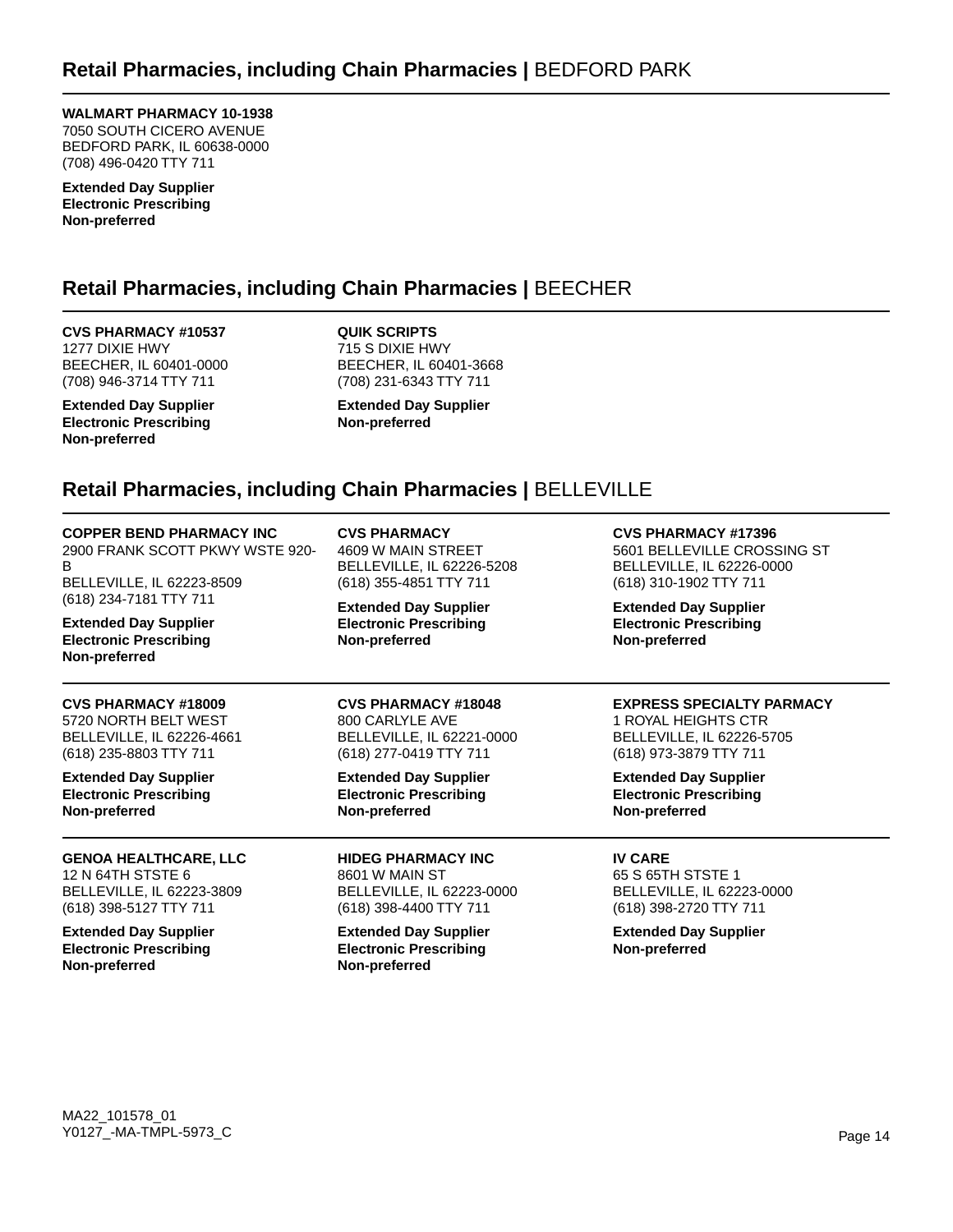## Retail Pharmacies, including Chain Pharmacies | BEDFORD PARK

**WALMART PHARMACY 10-1938**
7050 SOUTH CICERO AVENUE
BEDFORD PARK, IL 60638-0000
(708) 496-0420 TTY 711

**Extended Day Supplier**
**Electronic Prescribing**
**Non-preferred**

## Retail Pharmacies, including Chain Pharmacies | BEECHER

**CVS PHARMACY #10537**
1277 DIXIE HWY
BEECHER, IL 60401-0000
(708) 946-3714 TTY 711

**Extended Day Supplier**
**Electronic Prescribing**
**Non-preferred**

**QUIK SCRIPTS**
715 S DIXIE HWY
BEECHER, IL 60401-3668
(708) 231-6343 TTY 711

**Extended Day Supplier**
**Non-preferred**

## Retail Pharmacies, including Chain Pharmacies | BELLEVILLE

**COPPER BEND PHARMACY INC**
2900 FRANK SCOTT PKWY WSTE 920-B
BELLEVILLE, IL 62223-8509
(618) 234-7181 TTY 711

**Extended Day Supplier**
**Electronic Prescribing**
**Non-preferred**

**CVS PHARMACY**
4609 W MAIN STREET
BELLEVILLE, IL 62226-5208
(618) 355-4851 TTY 711

**Extended Day Supplier**
**Electronic Prescribing**
**Non-preferred**

**CVS PHARMACY #17396**
5601 BELLEVILLE CROSSING ST
BELLEVILLE, IL 62226-0000
(618) 310-1902 TTY 711

**Extended Day Supplier**
**Electronic Prescribing**
**Non-preferred**

**CVS PHARMACY #18009**
5720 NORTH BELT WEST
BELLEVILLE, IL 62226-4661
(618) 235-8803 TTY 711

**Extended Day Supplier**
**Electronic Prescribing**
**Non-preferred**

**CVS PHARMACY #18048**
800 CARLYLE AVE
BELLEVILLE, IL 62221-0000
(618) 277-0419 TTY 711

**Extended Day Supplier**
**Electronic Prescribing**
**Non-preferred**

**EXPRESS SPECIALTY PARMACY**
1 ROYAL HEIGHTS CTR
BELLEVILLE, IL 62226-5705
(618) 973-3879 TTY 711

**Extended Day Supplier**
**Electronic Prescribing**
**Non-preferred**

**GENOA HEALTHCARE, LLC**
12 N 64TH STSTE 6
BELLEVILLE, IL 62223-3809
(618) 398-5127 TTY 711

**Extended Day Supplier**
**Electronic Prescribing**
**Non-preferred**

**HIDEG PHARMACY INC**
8601 W MAIN ST
BELLEVILLE, IL 62223-0000
(618) 398-4400 TTY 711

**Extended Day Supplier**
**Electronic Prescribing**
**Non-preferred**

**IV CARE**
65 S 65TH STSTE 1
BELLEVILLE, IL 62223-0000
(618) 398-2720 TTY 711

**Extended Day Supplier**
**Non-preferred**

MA22_101578_01
Y0127_-MA-TMPL-5973_C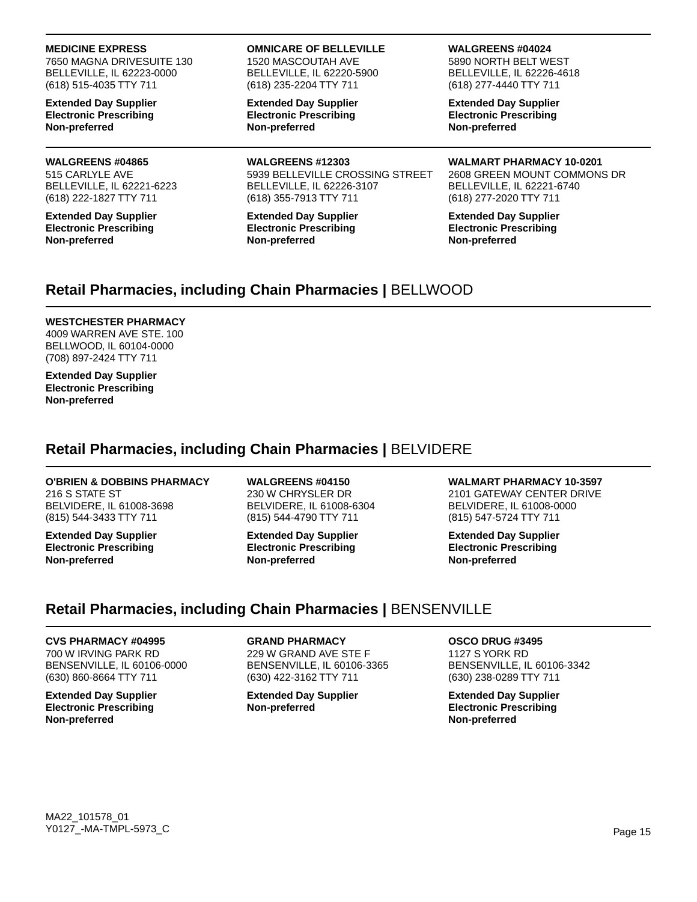**MEDICINE EXPRESS**
7650 MAGNA DRIVESUITE 130
BELLEVILLE, IL 62223-0000
(618) 515-4035 TTY 711

**Extended Day Supplier**
**Electronic Prescribing**
**Non-preferred**

**OMNICARE OF BELLEVILLE**
1520 MASCOUTAH AVE
BELLEVILLE, IL 62220-5900
(618) 235-2204 TTY 711

**Extended Day Supplier**
**Electronic Prescribing**
**Non-preferred**

**WALGREENS #04024**
5890 NORTH BELT WEST
BELLEVILLE, IL 62226-4618
(618) 277-4440 TTY 711

**Extended Day Supplier**
**Electronic Prescribing**
**Non-preferred**

**WALGREENS #04865**
515 CARLYLE AVE
BELLEVILLE, IL 62221-6223
(618) 222-1827 TTY 711

**Extended Day Supplier**
**Electronic Prescribing**
**Non-preferred**

**WALGREENS #12303**
5939 BELLEVILLE CROSSING STREET
BELLEVILLE, IL 62226-3107
(618) 355-7913 TTY 711

**Extended Day Supplier**
**Electronic Prescribing**
**Non-preferred**

**WALMART PHARMACY 10-0201**
2608 GREEN MOUNT COMMONS DR
BELLEVILLE, IL 62221-6740
(618) 277-2020 TTY 711

**Extended Day Supplier**
**Electronic Prescribing**
**Non-preferred**

## **Retail Pharmacies, including Chain Pharmacies |** BELLWOOD

**WESTCHESTER PHARMACY**
4009 WARREN AVE STE. 100
BELLWOOD, IL 60104-0000
(708) 897-2424 TTY 711

**Extended Day Supplier**
**Electronic Prescribing**
**Non-preferred**

## **Retail Pharmacies, including Chain Pharmacies |** BELVIDERE

**O'BRIEN & DOBBINS PHARMACY**
216 S STATE ST
BELVIDERE, IL 61008-3698
(815) 544-3433 TTY 711

**Extended Day Supplier**
**Electronic Prescribing**
**Non-preferred**

**WALGREENS #04150**
230 W CHRYSLER DR
BELVIDERE, IL 61008-6304
(815) 544-4790 TTY 711

**Extended Day Supplier**
**Electronic Prescribing**
**Non-preferred**

**WALMART PHARMACY 10-3597**
2101 GATEWAY CENTER DRIVE
BELVIDERE, IL 61008-0000
(815) 547-5724 TTY 711

**Extended Day Supplier**
**Electronic Prescribing**
**Non-preferred**

## **Retail Pharmacies, including Chain Pharmacies |** BENSENVILLE

**CVS PHARMACY #04995**
700 W IRVING PARK RD
BENSENVILLE, IL 60106-0000
(630) 860-8664 TTY 711

**Extended Day Supplier**
**Electronic Prescribing**
**Non-preferred**

**GRAND PHARMACY**
229 W GRAND AVE STE F
BENSENVILLE, IL 60106-3365
(630) 422-3162 TTY 711

**Extended Day Supplier**
**Non-preferred**

**OSCO DRUG #3495**
1127 S YORK RD
BENSENVILLE, IL 60106-3342
(630) 238-0289 TTY 711

**Extended Day Supplier**
**Electronic Prescribing**
**Non-preferred**

MA22_101578_01
Y0127_-MA-TMPL-5973_C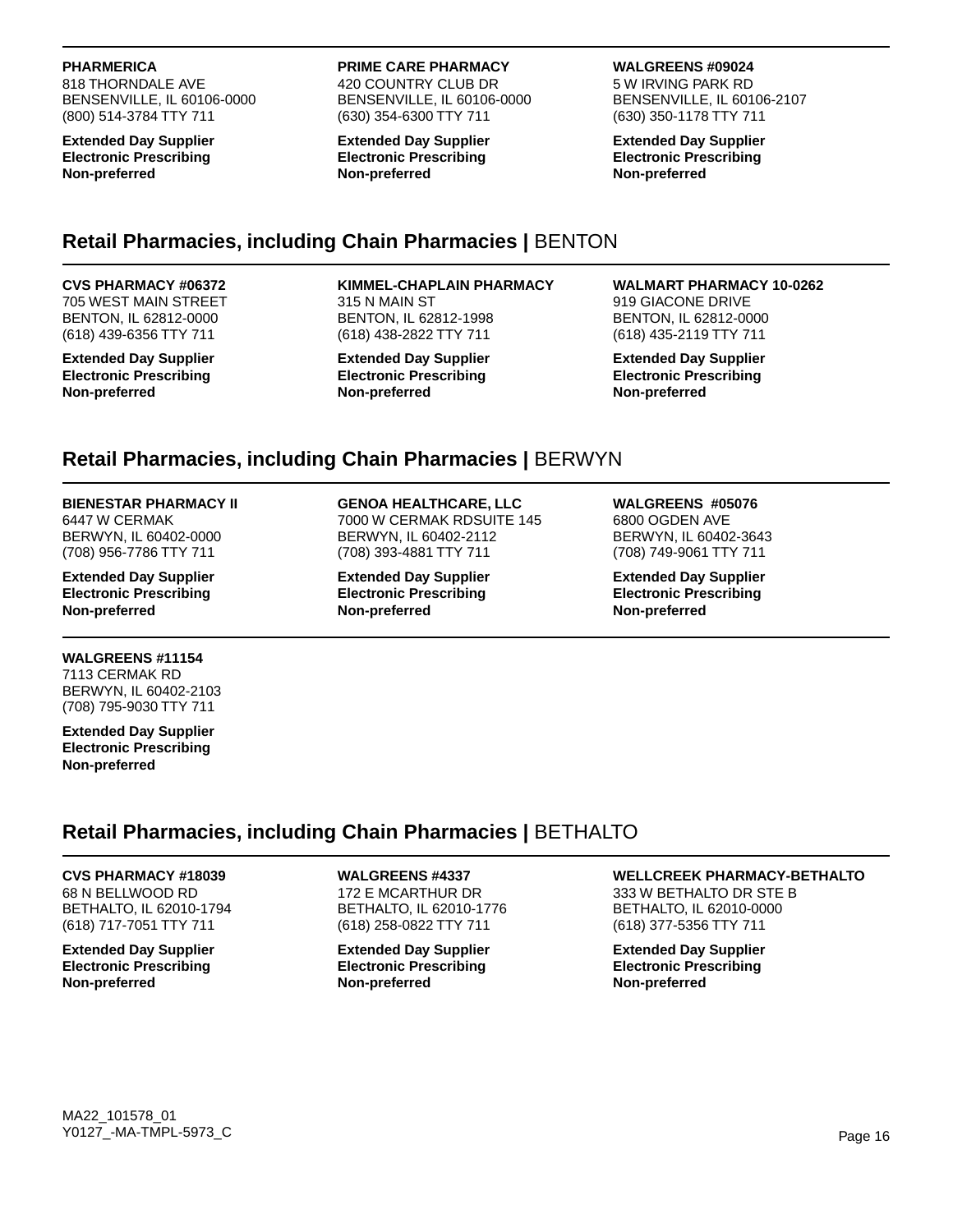**PHARMERICA**
818 THORNDALE AVE
BENSENVILLE, IL 60106-0000
(800) 514-3784 TTY 711

**Extended Day Supplier**
**Electronic Prescribing**
**Non-preferred**

**PRIME CARE PHARMACY**
420 COUNTRY CLUB DR
BENSENVILLE, IL 60106-0000
(630) 354-6300 TTY 711

**Extended Day Supplier**
**Electronic Prescribing**
**Non-preferred**

**WALGREENS #09024**
5 W IRVING PARK RD
BENSENVILLE, IL 60106-2107
(630) 350-1178 TTY 711

**Extended Day Supplier**
**Electronic Prescribing**
**Non-preferred**

## Retail Pharmacies, including Chain Pharmacies | BENTON

**CVS PHARMACY #06372**
705 WEST MAIN STREET
BENTON, IL 62812-0000
(618) 439-6356 TTY 711

**Extended Day Supplier**
**Electronic Prescribing**
**Non-preferred**

**KIMMEL-CHAPLAIN PHARMACY**
315 N MAIN ST
BENTON, IL 62812-1998
(618) 438-2822 TTY 711

**Extended Day Supplier**
**Electronic Prescribing**
**Non-preferred**

**WALMART PHARMACY 10-0262**
919 GIACONE DRIVE
BENTON, IL 62812-0000
(618) 435-2119 TTY 711

**Extended Day Supplier**
**Electronic Prescribing**
**Non-preferred**

## Retail Pharmacies, including Chain Pharmacies | BERWYN

**BIENESTAR PHARMACY II**
6447 W CERMAK
BERWYN, IL 60402-0000
(708) 956-7786 TTY 711

**Extended Day Supplier**
**Electronic Prescribing**
**Non-preferred**

**GENOA HEALTHCARE, LLC**
7000 W CERMAK RDSUITE 145
BERWYN, IL 60402-2112
(708) 393-4881 TTY 711

**Extended Day Supplier**
**Electronic Prescribing**
**Non-preferred**

**WALGREENS #05076**
6800 OGDEN AVE
BERWYN, IL 60402-3643
(708) 749-9061 TTY 711

**Extended Day Supplier**
**Electronic Prescribing**
**Non-preferred**

**WALGREENS #11154**
7113 CERMAK RD
BERWYN, IL 60402-2103
(708) 795-9030 TTY 711

**Extended Day Supplier**
**Electronic Prescribing**
**Non-preferred**

## Retail Pharmacies, including Chain Pharmacies | BETHALTO

**CVS PHARMACY #18039**
68 N BELLWOOD RD
BETHALTO, IL 62010-1794
(618) 717-7051 TTY 711

**Extended Day Supplier**
**Electronic Prescribing**
**Non-preferred**

**WALGREENS #4337**
172 E MCARTHUR DR
BETHALTO, IL 62010-1776
(618) 258-0822 TTY 711

**Extended Day Supplier**
**Electronic Prescribing**
**Non-preferred**

**WELLCREEK PHARMACY-BETHALTO**
333 W BETHALTO DR STE B
BETHALTO, IL 62010-0000
(618) 377-5356 TTY 711

**Extended Day Supplier**
**Electronic Prescribing**
**Non-preferred**

MA22_101578_01
Y0127_-MA-TMPL-5973_C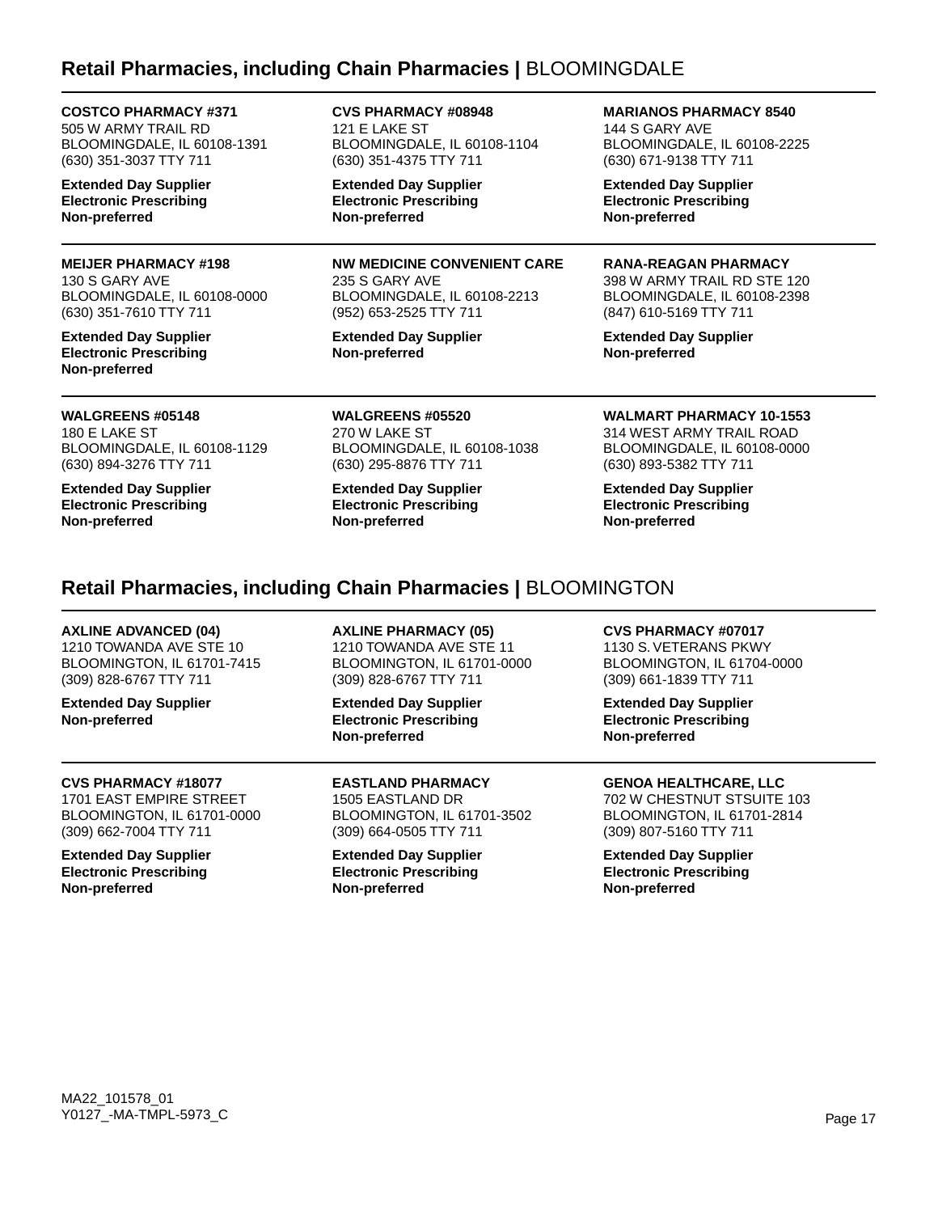## Retail Pharmacies, including Chain Pharmacies | BLOOMINGDALE

**COSTCO PHARMACY #371**
505 W ARMY TRAIL RD
BLOOMINGDALE, IL 60108-1391
(630) 351-3037 TTY 711

**Extended Day Supplier**
**Electronic Prescribing**
**Non-preferred**

**CVS PHARMACY #08948**
121 E LAKE ST
BLOOMINGDALE, IL 60108-1104
(630) 351-4375 TTY 711

**Extended Day Supplier**
**Electronic Prescribing**
**Non-preferred**

**MARIANOS PHARMACY 8540**
144 S GARY AVE
BLOOMINGDALE, IL 60108-2225
(630) 671-9138 TTY 711

**Extended Day Supplier**
**Electronic Prescribing**
**Non-preferred**

**MEIJER PHARMACY #198**
130 S GARY AVE
BLOOMINGDALE, IL 60108-0000
(630) 351-7610 TTY 711

**Extended Day Supplier**
**Electronic Prescribing**
**Non-preferred**

**NW MEDICINE CONVENIENT CARE**
235 S GARY AVE
BLOOMINGDALE, IL 60108-2213
(952) 653-2525 TTY 711

**Extended Day Supplier**
**Non-preferred**

**RANA-REAGAN PHARMACY**
398 W ARMY TRAIL RD STE 120
BLOOMINGDALE, IL 60108-2398
(847) 610-5169 TTY 711

**Extended Day Supplier**
**Non-preferred**

**WALGREENS #05148**
180 E LAKE ST
BLOOMINGDALE, IL 60108-1129
(630) 894-3276 TTY 711

**Extended Day Supplier**
**Electronic Prescribing**
**Non-preferred**

**WALGREENS #05520**
270 W LAKE ST
BLOOMINGDALE, IL 60108-1038
(630) 295-8876 TTY 711

**Extended Day Supplier**
**Electronic Prescribing**
**Non-preferred**

**WALMART PHARMACY 10-1553**
314 WEST ARMY TRAIL ROAD
BLOOMINGDALE, IL 60108-0000
(630) 893-5382 TTY 711

**Extended Day Supplier**
**Electronic Prescribing**
**Non-preferred**

## Retail Pharmacies, including Chain Pharmacies | BLOOMINGTON

**AXLINE ADVANCED (04)**
1210 TOWANDA AVE STE 10
BLOOMINGTON, IL 61701-7415
(309) 828-6767 TTY 711

**Extended Day Supplier**
**Non-preferred**

**AXLINE PHARMACY (05)**
1210 TOWANDA AVE STE 11
BLOOMINGTON, IL 61701-0000
(309) 828-6767 TTY 711

**Extended Day Supplier**
**Electronic Prescribing**
**Non-preferred**

**CVS PHARMACY #07017**
1130 S. VETERANS PKWY
BLOOMINGTON, IL 61704-0000
(309) 661-1839 TTY 711

**Extended Day Supplier**
**Electronic Prescribing**
**Non-preferred**

**CVS PHARMACY #18077**
1701 EAST EMPIRE STREET
BLOOMINGTON, IL 61701-0000
(309) 662-7004 TTY 711

**Extended Day Supplier**
**Electronic Prescribing**
**Non-preferred**

**EASTLAND PHARMACY**
1505 EASTLAND DR
BLOOMINGTON, IL 61701-3502
(309) 664-0505 TTY 711

**Extended Day Supplier**
**Electronic Prescribing**
**Non-preferred**

**GENOA HEALTHCARE, LLC**
702 W CHESTNUT STSUITE 103
BLOOMINGTON, IL 61701-2814
(309) 807-5160 TTY 711

**Extended Day Supplier**
**Electronic Prescribing**
**Non-preferred**

MA22_101578_01
Y0127_-MA-TMPL-5973_C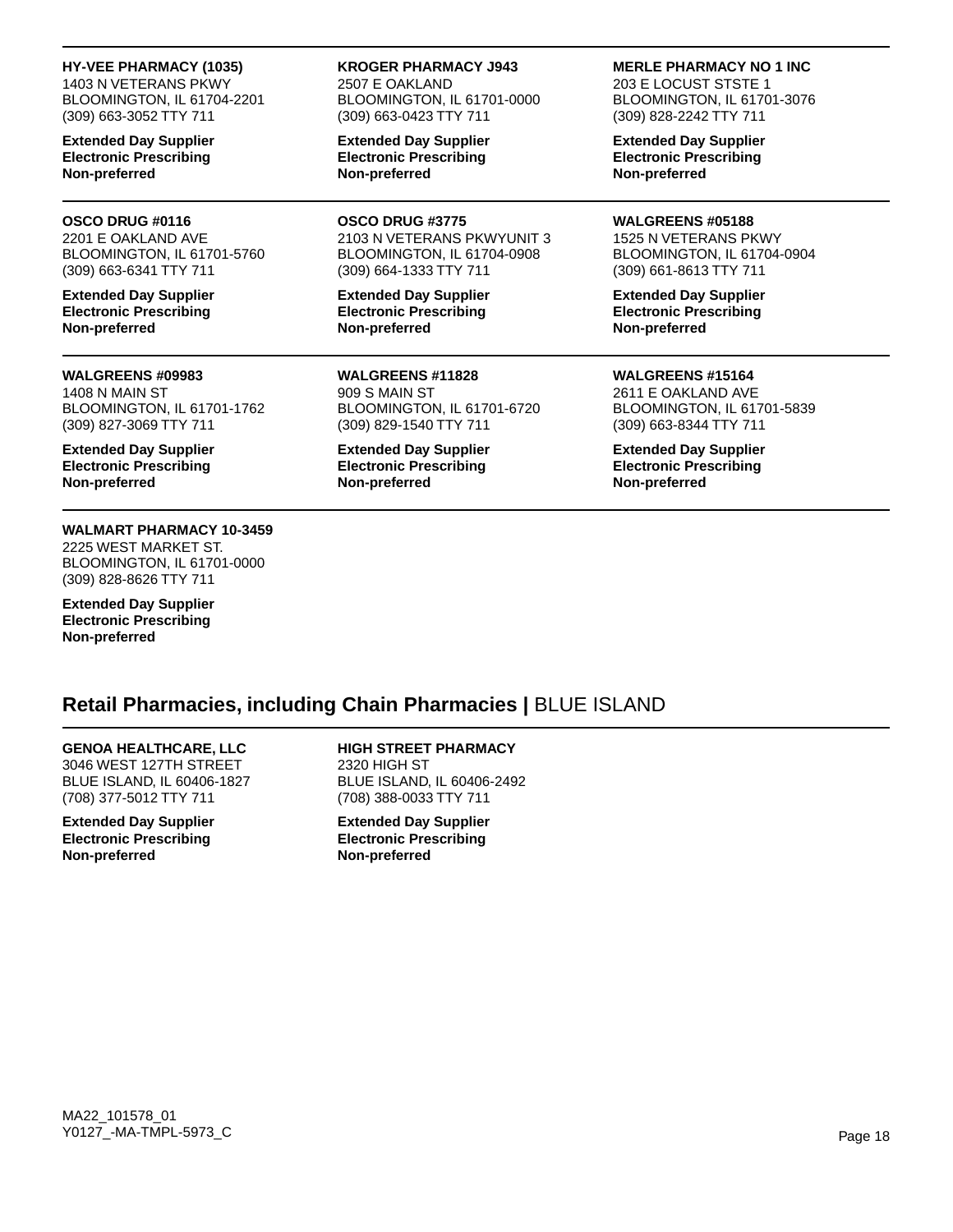**HY-VEE PHARMACY (1035)**
1403 N VETERANS PKWY
BLOOMINGTON, IL 61704-2201
(309) 663-3052 TTY 711

**Extended Day Supplier**
**Electronic Prescribing**
**Non-preferred**

**KROGER PHARMACY J943**
2507 E OAKLAND
BLOOMINGTON, IL 61701-0000
(309) 663-0423 TTY 711

**Extended Day Supplier**
**Electronic Prescribing**
**Non-preferred**

**MERLE PHARMACY NO 1 INC**
203 E LOCUST STSTE 1
BLOOMINGTON, IL 61701-3076
(309) 828-2242 TTY 711

**Extended Day Supplier**
**Electronic Prescribing**
**Non-preferred**

**OSCO DRUG #0116**
2201 E OAKLAND AVE
BLOOMINGTON, IL 61701-5760
(309) 663-6341 TTY 711

**Extended Day Supplier**
**Electronic Prescribing**
**Non-preferred**

**OSCO DRUG #3775**
2103 N VETERANS PKWYUNIT 3
BLOOMINGTON, IL 61704-0908
(309) 664-1333 TTY 711

**Extended Day Supplier**
**Electronic Prescribing**
**Non-preferred**

**WALGREENS #05188**
1525 N VETERANS PKWY
BLOOMINGTON, IL 61704-0904
(309) 661-8613 TTY 711

**Extended Day Supplier**
**Electronic Prescribing**
**Non-preferred**

**WALGREENS #09983**
1408 N MAIN ST
BLOOMINGTON, IL 61701-1762
(309) 827-3069 TTY 711

**Extended Day Supplier**
**Electronic Prescribing**
**Non-preferred**

**WALGREENS #11828**
909 S MAIN ST
BLOOMINGTON, IL 61701-6720
(309) 829-1540 TTY 711

**Extended Day Supplier**
**Electronic Prescribing**
**Non-preferred**

**WALGREENS #15164**
2611 E OAKLAND AVE
BLOOMINGTON, IL 61701-5839
(309) 663-8344 TTY 711

**Extended Day Supplier**
**Electronic Prescribing**
**Non-preferred**

**WALMART PHARMACY 10-3459**
2225 WEST MARKET ST.
BLOOMINGTON, IL 61701-0000
(309) 828-8626 TTY 711

**Extended Day Supplier**
**Electronic Prescribing**
**Non-preferred**

## Retail Pharmacies, including Chain Pharmacies | BLUE ISLAND

**GENOA HEALTHCARE, LLC**
3046 WEST 127TH STREET
BLUE ISLAND, IL 60406-1827
(708) 377-5012 TTY 711

**Extended Day Supplier**
**Electronic Prescribing**
**Non-preferred**

**HIGH STREET PHARMACY**
2320 HIGH ST
BLUE ISLAND, IL 60406-2492
(708) 388-0033 TTY 711

**Extended Day Supplier**
**Electronic Prescribing**
**Non-preferred**

MA22_101578_01
Y0127_-MA-TMPL-5973_C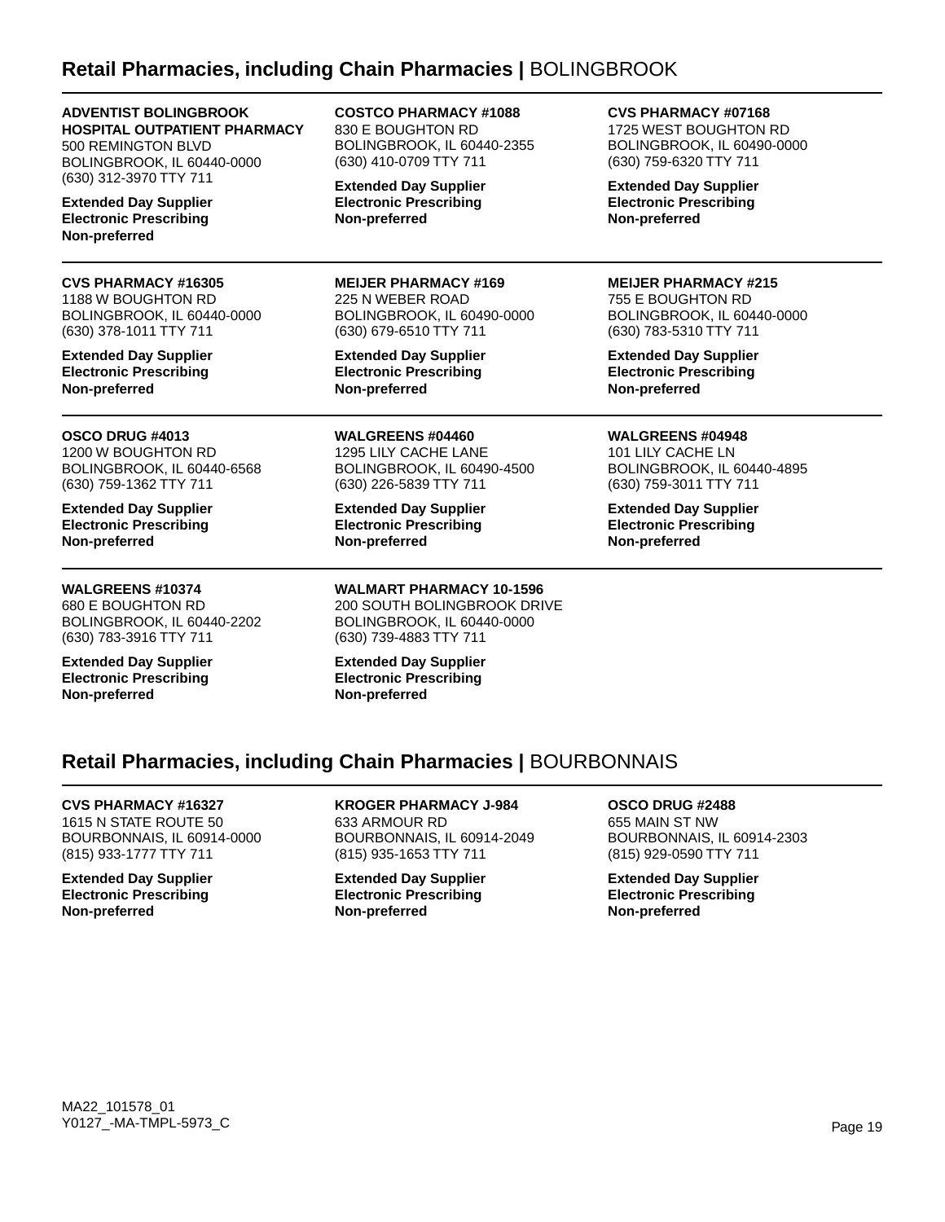## Retail Pharmacies, including Chain Pharmacies | BOLINGBROOK

**ADVENTIST BOLINGBROOK HOSPITAL OUTPATIENT PHARMACY**
500 REMINGTON BLVD
BOLINGBROOK, IL 60440-0000
(630) 312-3970 TTY 711

**Extended Day Supplier**
**Electronic Prescribing**
**Non-preferred**

**COSTCO PHARMACY #1088**
830 E BOUGHTON RD
BOLINGBROOK, IL 60440-2355
(630) 410-0709 TTY 711

**Extended Day Supplier**
**Electronic Prescribing**
**Non-preferred**

**CVS PHARMACY #07168**
1725 WEST BOUGHTON RD
BOLINGBROOK, IL 60490-0000
(630) 759-6320 TTY 711

**Extended Day Supplier**
**Electronic Prescribing**
**Non-preferred**

---

**CVS PHARMACY #16305**
1188 W BOUGHTON RD
BOLINGBROOK, IL 60440-0000
(630) 378-1011 TTY 711

**Extended Day Supplier**
**Electronic Prescribing**
**Non-preferred**

**MEIJER PHARMACY #169**
225 N WEBER ROAD
BOLINGBROOK, IL 60490-0000
(630) 679-6510 TTY 711

**Extended Day Supplier**
**Electronic Prescribing**
**Non-preferred**

**MEIJER PHARMACY #215**
755 E BOUGHTON RD
BOLINGBROOK, IL 60440-0000
(630) 783-5310 TTY 711

**Extended Day Supplier**
**Electronic Prescribing**
**Non-preferred**

---

**OSCO DRUG #4013**
1200 W BOUGHTON RD
BOLINGBROOK, IL 60440-6568
(630) 759-1362 TTY 711

**Extended Day Supplier**
**Electronic Prescribing**
**Non-preferred**

**WALGREENS #04460**
1295 LILY CACHE LANE
BOLINGBROOK, IL 60490-4500
(630) 226-5839 TTY 711

**Extended Day Supplier**
**Electronic Prescribing**
**Non-preferred**

**WALGREENS #04948**
101 LILY CACHE LN
BOLINGBROOK, IL 60440-4895
(630) 759-3011 TTY 711

**Extended Day Supplier**
**Electronic Prescribing**
**Non-preferred**

---

**WALGREENS #10374**
680 E BOUGHTON RD
BOLINGBROOK, IL 60440-2202
(630) 783-3916 TTY 711

**Extended Day Supplier**
**Electronic Prescribing**
**Non-preferred**

**WALMART PHARMACY 10-1596**
200 SOUTH BOLINGBROOK DRIVE
BOLINGBROOK, IL 60440-0000
(630) 739-4883 TTY 711

**Extended Day Supplier**
**Electronic Prescribing**
**Non-preferred**

## Retail Pharmacies, including Chain Pharmacies | BOURBONNAIS

**CVS PHARMACY #16327**
1615 N STATE ROUTE 50
BOURBONNAIS, IL 60914-0000
(815) 933-1777 TTY 711

**Extended Day Supplier**
**Electronic Prescribing**
**Non-preferred**

**KROGER PHARMACY J-984**
633 ARMOUR RD
BOURBONNAIS, IL 60914-2049
(815) 935-1653 TTY 711

**Extended Day Supplier**
**Electronic Prescribing**
**Non-preferred**

**OSCO DRUG #2488**
655 MAIN ST NW
BOURBONNAIS, IL 60914-2303
(815) 929-0590 TTY 711

**Extended Day Supplier**
**Electronic Prescribing**
**Non-preferred**

MA22_101578_01
Y0127_-MA-TMPL-5973_C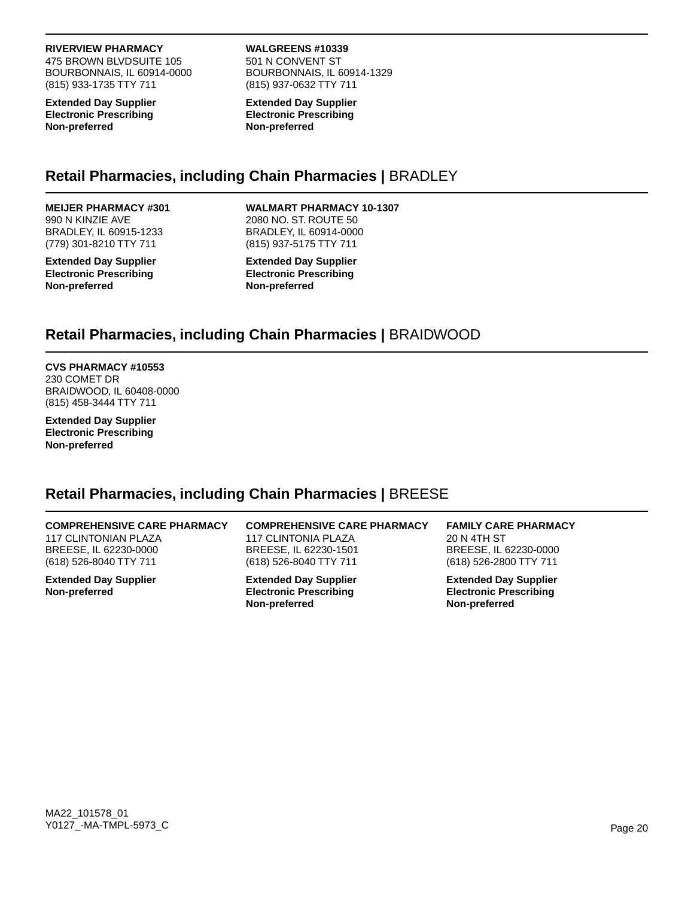**RIVERVIEW PHARMACY**
475 BROWN BLVDSUITE 105
BOURBONNAIS, IL 60914-0000
(815) 933-1735 TTY 711

**Extended Day Supplier**
**Electronic Prescribing**
**Non-preferred**

**WALGREENS #10339**
501 N CONVENT ST
BOURBONNAIS, IL 60914-1329
(815) 937-0632 TTY 711

**Extended Day Supplier**
**Electronic Prescribing**
**Non-preferred**

## Retail Pharmacies, including Chain Pharmacies | BRADLEY

**MEIJER PHARMACY #301**
990 N KINZIE AVE
BRADLEY, IL 60915-1233
(779) 301-8210 TTY 711

**Extended Day Supplier**
**Electronic Prescribing**
**Non-preferred**

**WALMART PHARMACY 10-1307**
2080 NO. ST. ROUTE 50
BRADLEY, IL 60914-0000
(815) 937-5175 TTY 711

**Extended Day Supplier**
**Electronic Prescribing**
**Non-preferred**

## Retail Pharmacies, including Chain Pharmacies | BRAIDWOOD

**CVS PHARMACY #10553**
230 COMET DR
BRAIDWOOD, IL 60408-0000
(815) 458-3444 TTY 711

**Extended Day Supplier**
**Electronic Prescribing**
**Non-preferred**

## Retail Pharmacies, including Chain Pharmacies | BREESE

**COMPREHENSIVE CARE PHARMACY**
117 CLINTONIAN PLAZA
BREESE, IL 62230-0000
(618) 526-8040 TTY 711

**Extended Day Supplier**
**Non-preferred**

**COMPREHENSIVE CARE PHARMACY**
117 CLINTONIA PLAZA
BREESE, IL 62230-1501
(618) 526-8040 TTY 711

**Extended Day Supplier**
**Electronic Prescribing**
**Non-preferred**

**FAMILY CARE PHARMACY**
20 N 4TH ST
BREESE, IL 62230-0000
(618) 526-2800 TTY 711

**Extended Day Supplier**
**Electronic Prescribing**
**Non-preferred**

MA22_101578_01
Y0127_-MA-TMPL-5973_C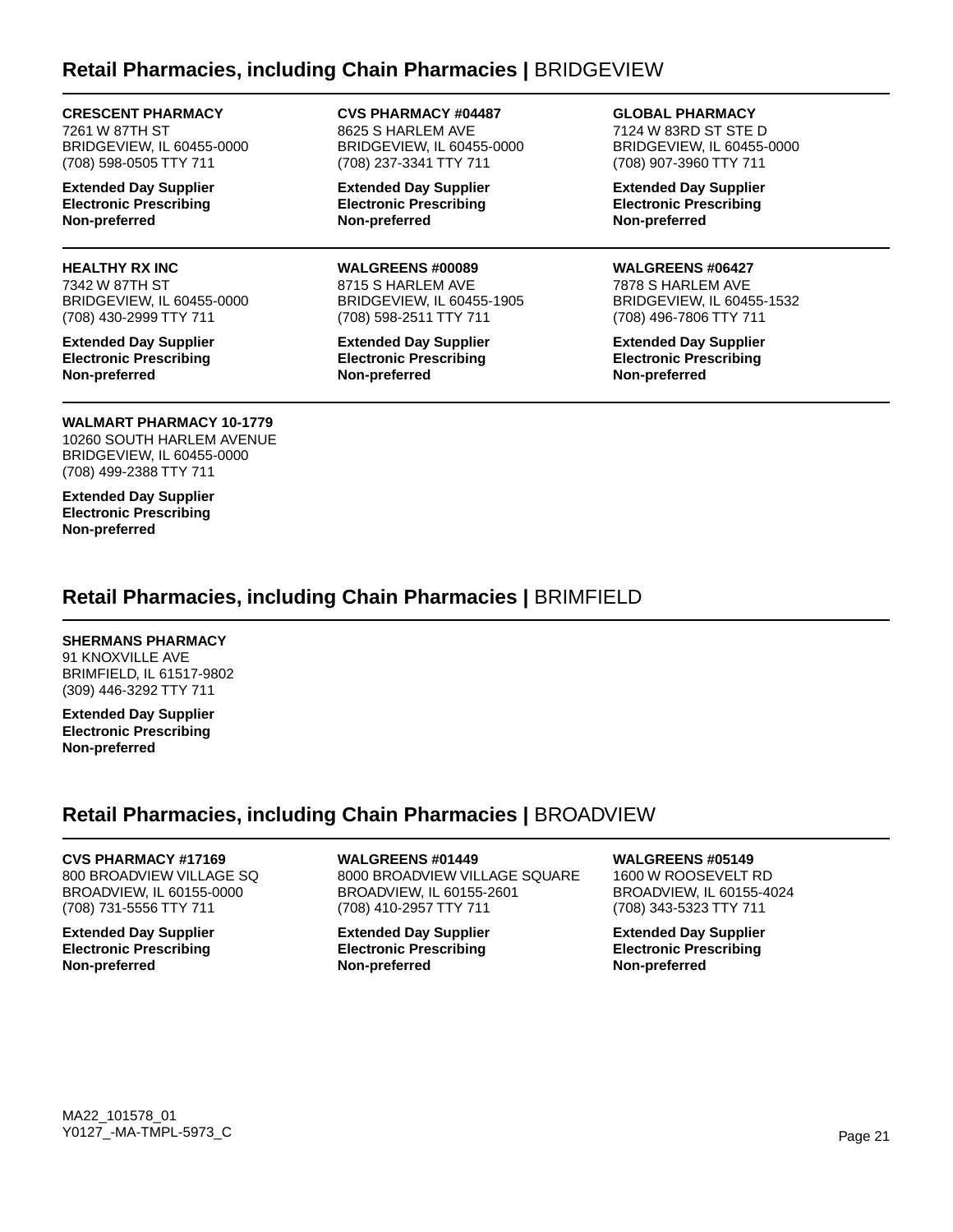## Retail Pharmacies, including Chain Pharmacies | BRIDGEVIEW

**CRESCENT PHARMACY**
7261 W 87TH ST
BRIDGEVIEW, IL 60455-0000
(708) 598-0505 TTY 711

**Extended Day Supplier**
**Electronic Prescribing**
**Non-preferred**

**CVS PHARMACY #04487**
8625 S HARLEM AVE
BRIDGEVIEW, IL 60455-0000
(708) 237-3341 TTY 711

**Extended Day Supplier**
**Electronic Prescribing**
**Non-preferred**

**GLOBAL PHARMACY**
7124 W 83RD ST STE D
BRIDGEVIEW, IL 60455-0000
(708) 907-3960 TTY 711

**Extended Day Supplier**
**Electronic Prescribing**
**Non-preferred**

**HEALTHY RX INC**
7342 W 87TH ST
BRIDGEVIEW, IL 60455-0000
(708) 430-2999 TTY 711

**Extended Day Supplier**
**Electronic Prescribing**
**Non-preferred**

**WALGREENS #00089**
8715 S HARLEM AVE
BRIDGEVIEW, IL 60455-1905
(708) 598-2511 TTY 711

**Extended Day Supplier**
**Electronic Prescribing**
**Non-preferred**

**WALGREENS #06427**
7878 S HARLEM AVE
BRIDGEVIEW, IL 60455-1532
(708) 496-7806 TTY 711

**Extended Day Supplier**
**Electronic Prescribing**
**Non-preferred**

**WALMART PHARMACY 10-1779**
10260 SOUTH HARLEM AVENUE
BRIDGEVIEW, IL 60455-0000
(708) 499-2388 TTY 711

**Extended Day Supplier**
**Electronic Prescribing**
**Non-preferred**

## Retail Pharmacies, including Chain Pharmacies | BRIMFIELD

**SHERMANS PHARMACY**
91 KNOXVILLE AVE
BRIMFIELD, IL 61517-9802
(309) 446-3292 TTY 711

**Extended Day Supplier**
**Electronic Prescribing**
**Non-preferred**

## Retail Pharmacies, including Chain Pharmacies | BROADVIEW

**CVS PHARMACY #17169**
800 BROADVIEW VILLAGE SQ
BROADVIEW, IL 60155-0000
(708) 731-5556 TTY 711

**Extended Day Supplier**
**Electronic Prescribing**
**Non-preferred**

**WALGREENS #01449**
8000 BROADVIEW VILLAGE SQUARE
BROADVIEW, IL 60155-2601
(708) 410-2957 TTY 711

**Extended Day Supplier**
**Electronic Prescribing**
**Non-preferred**

**WALGREENS #05149**
1600 W ROOSEVELT RD
BROADVIEW, IL 60155-4024
(708) 343-5323 TTY 711

**Extended Day Supplier**
**Electronic Prescribing**
**Non-preferred**

MA22_101578_01
Y0127_-MA-TMPL-5973_C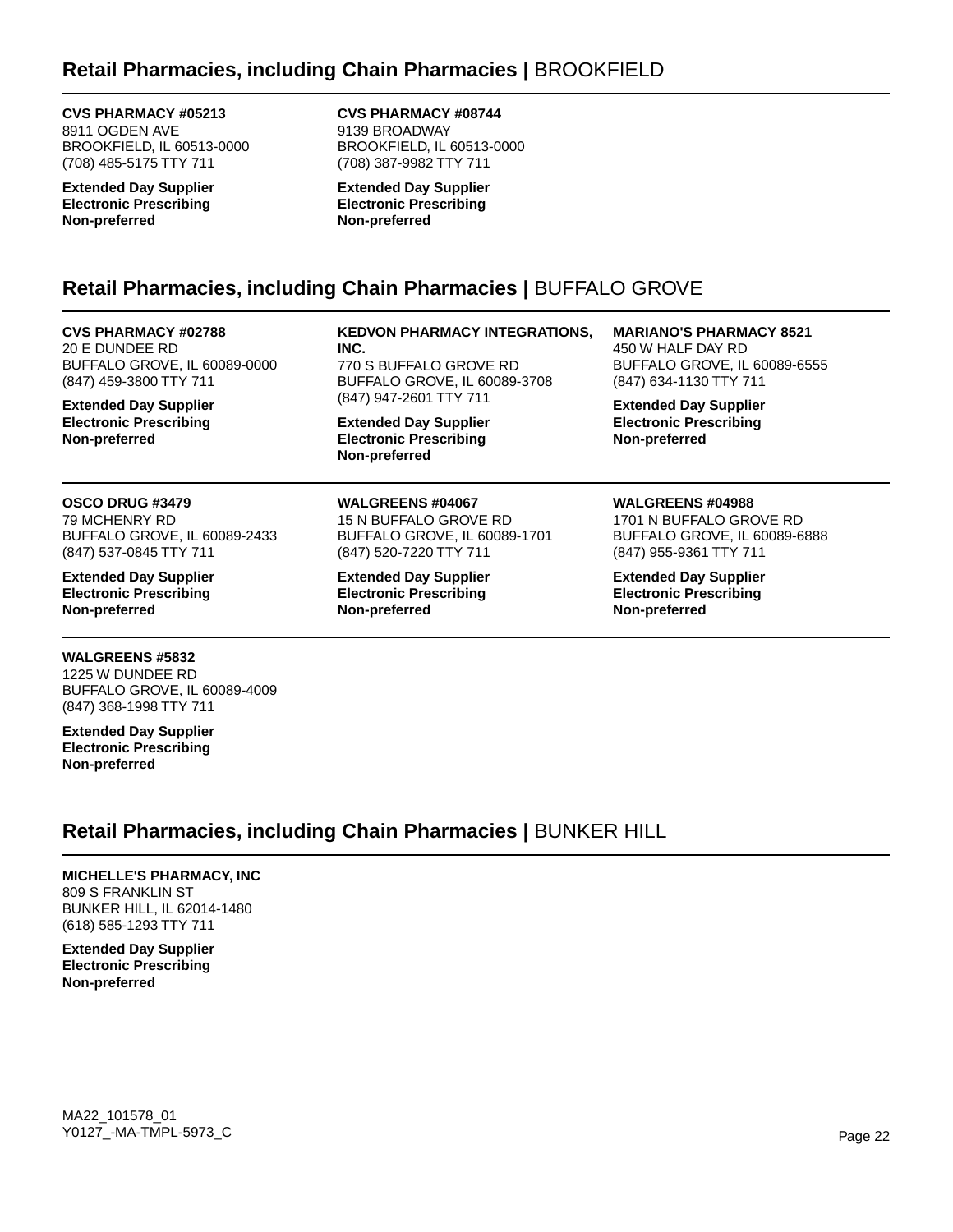## Retail Pharmacies, including Chain Pharmacies | BROOKFIELD

**CVS PHARMACY #05213**
8911 OGDEN AVE
BROOKFIELD, IL 60513-0000
(708) 485-5175 TTY 711

**Extended Day Supplier**
**Electronic Prescribing**
**Non-preferred**

**CVS PHARMACY #08744**
9139 BROADWAY
BROOKFIELD, IL 60513-0000
(708) 387-9982 TTY 711

**Extended Day Supplier**
**Electronic Prescribing**
**Non-preferred**

## Retail Pharmacies, including Chain Pharmacies | BUFFALO GROVE

**CVS PHARMACY #02788**
20 E DUNDEE RD
BUFFALO GROVE, IL 60089-0000
(847) 459-3800 TTY 711

**Extended Day Supplier**
**Electronic Prescribing**
**Non-preferred**

**KEDVON PHARMACY INTEGRATIONS, INC.**
770 S BUFFALO GROVE RD
BUFFALO GROVE, IL 60089-3708
(847) 947-2601 TTY 711

**Extended Day Supplier**
**Electronic Prescribing**
**Non-preferred**

**MARIANO'S PHARMACY 8521**
450 W HALF DAY RD
BUFFALO GROVE, IL 60089-6555
(847) 634-1130 TTY 711

**Extended Day Supplier**
**Electronic Prescribing**
**Non-preferred**

**OSCO DRUG #3479**
79 MCHENRY RD
BUFFALO GROVE, IL 60089-2433
(847) 537-0845 TTY 711

**Extended Day Supplier**
**Electronic Prescribing**
**Non-preferred**

**WALGREENS #04067**
15 N BUFFALO GROVE RD
BUFFALO GROVE, IL 60089-1701
(847) 520-7220 TTY 711

**Extended Day Supplier**
**Electronic Prescribing**
**Non-preferred**

**WALGREENS #04988**
1701 N BUFFALO GROVE RD
BUFFALO GROVE, IL 60089-6888
(847) 955-9361 TTY 711

**Extended Day Supplier**
**Electronic Prescribing**
**Non-preferred**

**WALGREENS #5832**
1225 W DUNDEE RD
BUFFALO GROVE, IL 60089-4009
(847) 368-1998 TTY 711

**Extended Day Supplier**
**Electronic Prescribing**
**Non-preferred**

## Retail Pharmacies, including Chain Pharmacies | BUNKER HILL

**MICHELLE'S PHARMACY, INC**
809 S FRANKLIN ST
BUNKER HILL, IL 62014-1480
(618) 585-1293 TTY 711

**Extended Day Supplier**
**Electronic Prescribing**
**Non-preferred**

MA22_101578_01
Y0127_-MA-TMPL-5973_C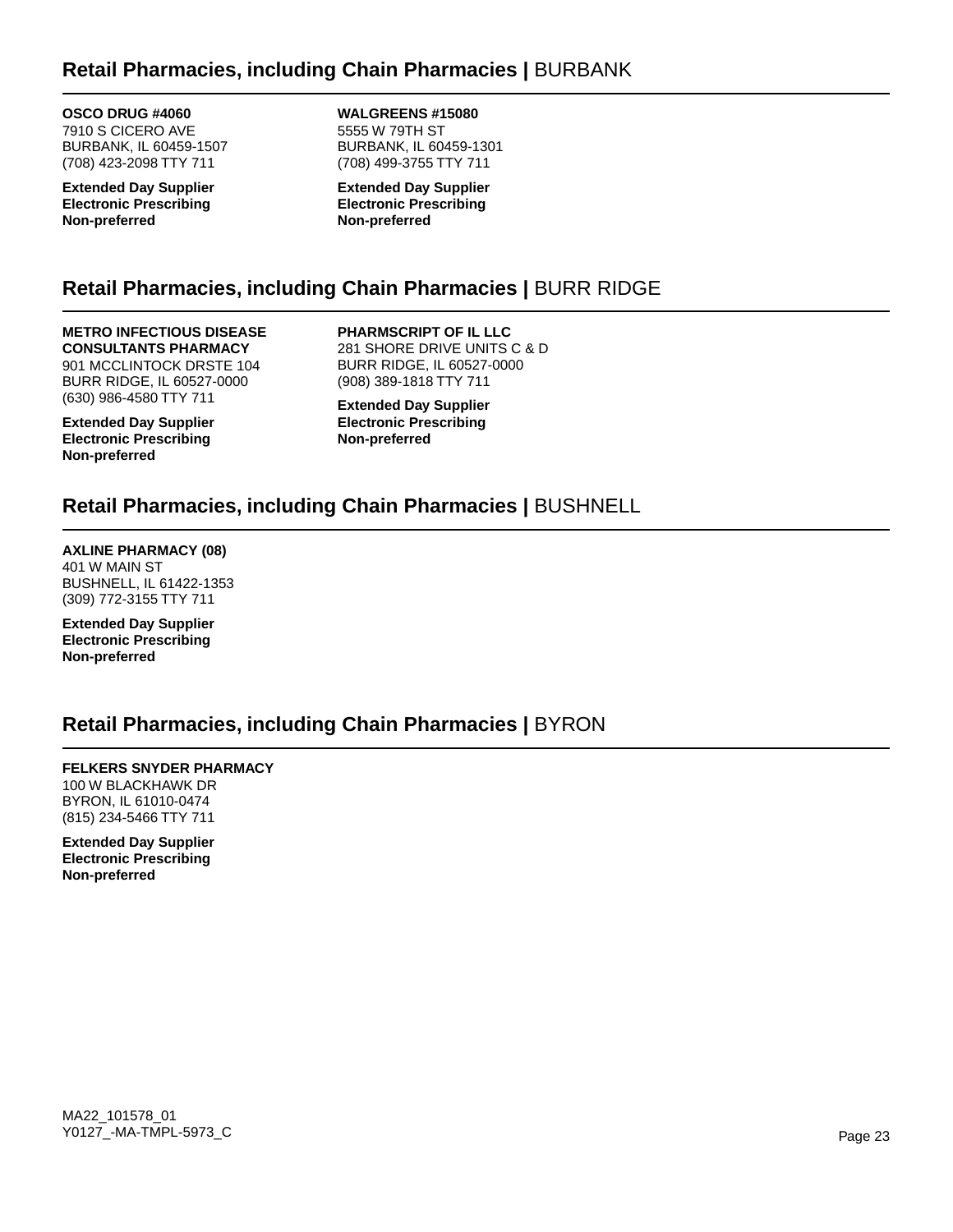## Retail Pharmacies, including Chain Pharmacies | BURBANK

**OSCO DRUG #4060**
7910 S CICERO AVE
BURBANK, IL 60459-1507
(708) 423-2098 TTY 711

**Extended Day Supplier**
**Electronic Prescribing**
**Non-preferred**

**WALGREENS #15080**
5555 W 79TH ST
BURBANK, IL 60459-1301
(708) 499-3755 TTY 711

**Extended Day Supplier**
**Electronic Prescribing**
**Non-preferred**

## Retail Pharmacies, including Chain Pharmacies | BURR RIDGE

**METRO INFECTIOUS DISEASE CONSULTANTS PHARMACY**
901 MCCLINTOCK DRSTE 104
BURR RIDGE, IL 60527-0000
(630) 986-4580 TTY 711

**Extended Day Supplier**
**Electronic Prescribing**
**Non-preferred**

**PHARMSCRIPT OF IL LLC**
281 SHORE DRIVE UNITS C & D
BURR RIDGE, IL 60527-0000
(908) 389-1818 TTY 711

**Extended Day Supplier**
**Electronic Prescribing**
**Non-preferred**

## Retail Pharmacies, including Chain Pharmacies | BUSHNELL

**AXLINE PHARMACY (08)**
401 W MAIN ST
BUSHNELL, IL 61422-1353
(309) 772-3155 TTY 711

**Extended Day Supplier**
**Electronic Prescribing**
**Non-preferred**

## Retail Pharmacies, including Chain Pharmacies | BYRON

**FELKERS SNYDER PHARMACY**
100 W BLACKHAWK DR
BYRON, IL 61010-0474
(815) 234-5466 TTY 711

**Extended Day Supplier**
**Electronic Prescribing**
**Non-preferred**

MA22_101578_01
Y0127_-MA-TMPL-5973_C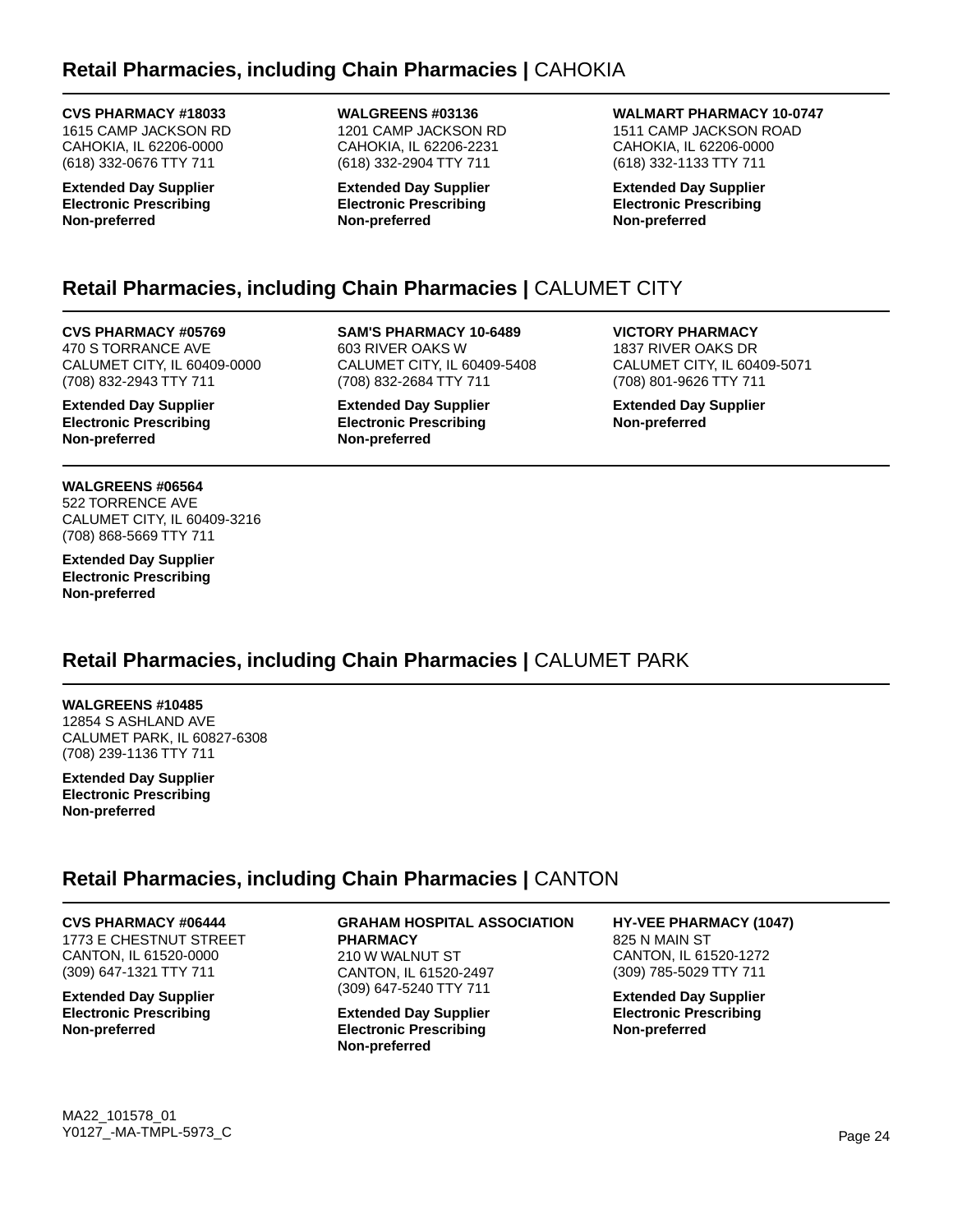## Retail Pharmacies, including Chain Pharmacies | CAHOKIA

**CVS PHARMACY #18033**
1615 CAMP JACKSON RD
CAHOKIA, IL 62206-0000
(618) 332-0676 TTY 711

**Extended Day Supplier**
**Electronic Prescribing**
**Non-preferred**

**WALGREENS #03136**
1201 CAMP JACKSON RD
CAHOKIA, IL 62206-2231
(618) 332-2904 TTY 711

**Extended Day Supplier**
**Electronic Prescribing**
**Non-preferred**

**WALMART PHARMACY 10-0747**
1511 CAMP JACKSON ROAD
CAHOKIA, IL 62206-0000
(618) 332-1133 TTY 711

**Extended Day Supplier**
**Electronic Prescribing**
**Non-preferred**

## Retail Pharmacies, including Chain Pharmacies | CALUMET CITY

**CVS PHARMACY #05769**
470 S TORRANCE AVE
CALUMET CITY, IL 60409-0000
(708) 832-2943 TTY 711

**Extended Day Supplier**
**Electronic Prescribing**
**Non-preferred**

**SAM'S PHARMACY 10-6489**
603 RIVER OAKS W
CALUMET CITY, IL 60409-5408
(708) 832-2684 TTY 711

**Extended Day Supplier**
**Electronic Prescribing**
**Non-preferred**

**VICTORY PHARMACY**
1837 RIVER OAKS DR
CALUMET CITY, IL 60409-5071
(708) 801-9626 TTY 711

**Extended Day Supplier**
**Non-preferred**

**WALGREENS #06564**
522 TORRENCE AVE
CALUMET CITY, IL 60409-3216
(708) 868-5669 TTY 711

**Extended Day Supplier**
**Electronic Prescribing**
**Non-preferred**

## Retail Pharmacies, including Chain Pharmacies | CALUMET PARK

**WALGREENS #10485**
12854 S ASHLAND AVE
CALUMET PARK, IL 60827-6308
(708) 239-1136 TTY 711

**Extended Day Supplier**
**Electronic Prescribing**
**Non-preferred**

## Retail Pharmacies, including Chain Pharmacies | CANTON

**CVS PHARMACY #06444**
1773 E CHESTNUT STREET
CANTON, IL 61520-0000
(309) 647-1321 TTY 711

**Extended Day Supplier**
**Electronic Prescribing**
**Non-preferred**

**GRAHAM HOSPITAL ASSOCIATION PHARMACY**
210 W WALNUT ST
CANTON, IL 61520-2497
(309) 647-5240 TTY 711

**Extended Day Supplier**
**Electronic Prescribing**
**Non-preferred**

**HY-VEE PHARMACY (1047)**
825 N MAIN ST
CANTON, IL 61520-1272
(309) 785-5029 TTY 711

**Extended Day Supplier**
**Electronic Prescribing**
**Non-preferred**

MA22_101578_01
Y0127_-MA-TMPL-5973_C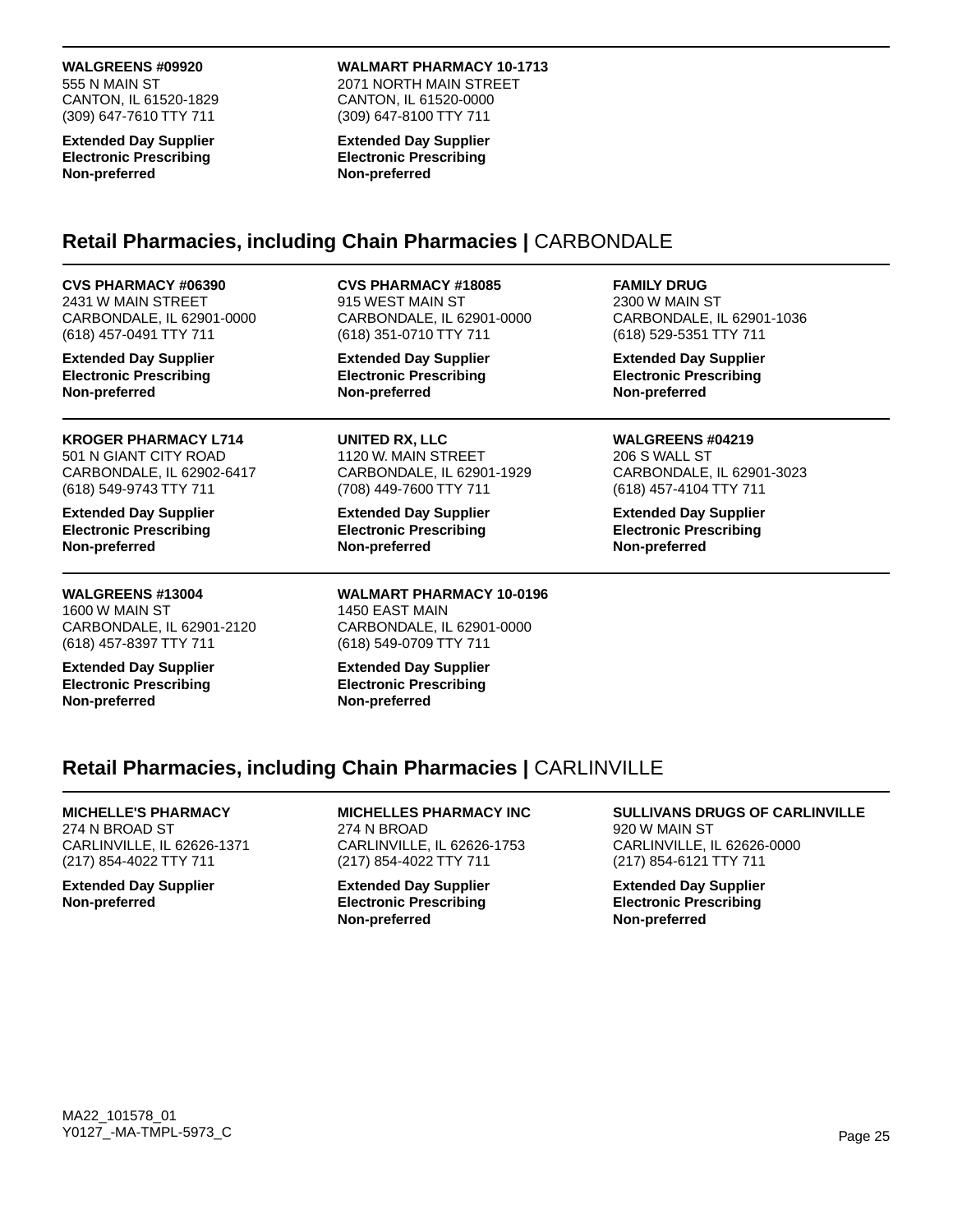**WALGREENS #09920**
555 N MAIN ST
CANTON, IL 61520-1829
(309) 647-7610 TTY 711

**Extended Day Supplier**
**Electronic Prescribing**
**Non-preferred**

**WALMART PHARMACY 10-1713**
2071 NORTH MAIN STREET
CANTON, IL 61520-0000
(309) 647-8100 TTY 711

**Extended Day Supplier**
**Electronic Prescribing**
**Non-preferred**

## Retail Pharmacies, including Chain Pharmacies | CARBONDALE

**CVS PHARMACY #06390**
2431 W MAIN STREET
CARBONDALE, IL 62901-0000
(618) 457-0491 TTY 711

**Extended Day Supplier**
**Electronic Prescribing**
**Non-preferred**

**CVS PHARMACY #18085**
915 WEST MAIN ST
CARBONDALE, IL 62901-0000
(618) 351-0710 TTY 711

**Extended Day Supplier**
**Electronic Prescribing**
**Non-preferred**

**FAMILY DRUG**
2300 W MAIN ST
CARBONDALE, IL 62901-1036
(618) 529-5351 TTY 711

**Extended Day Supplier**
**Electronic Prescribing**
**Non-preferred**

**KROGER PHARMACY L714**
501 N GIANT CITY ROAD
CARBONDALE, IL 62902-6417
(618) 549-9743 TTY 711

**Extended Day Supplier**
**Electronic Prescribing**
**Non-preferred**

**UNITED RX, LLC**
1120 W. MAIN STREET
CARBONDALE, IL 62901-1929
(708) 449-7600 TTY 711

**Extended Day Supplier**
**Electronic Prescribing**
**Non-preferred**

**WALGREENS #04219**
206 S WALL ST
CARBONDALE, IL 62901-3023
(618) 457-4104 TTY 711

**Extended Day Supplier**
**Electronic Prescribing**
**Non-preferred**

**WALGREENS #13004**
1600 W MAIN ST
CARBONDALE, IL 62901-2120
(618) 457-8397 TTY 711

**Extended Day Supplier**
**Electronic Prescribing**
**Non-preferred**

**WALMART PHARMACY 10-0196**
1450 EAST MAIN
CARBONDALE, IL 62901-0000
(618) 549-0709 TTY 711

**Extended Day Supplier**
**Electronic Prescribing**
**Non-preferred**

## Retail Pharmacies, including Chain Pharmacies | CARLINVILLE

**MICHELLE'S PHARMACY**
274 N BROAD ST
CARLINVILLE, IL 62626-1371
(217) 854-4022 TTY 711

**Extended Day Supplier**
**Non-preferred**

**MICHELLES PHARMACY INC**
274 N BROAD
CARLINVILLE, IL 62626-1753
(217) 854-4022 TTY 711

**Extended Day Supplier**
**Electronic Prescribing**
**Non-preferred**

**SULLIVANS DRUGS OF CARLINVILLE**
920 W MAIN ST
CARLINVILLE, IL 62626-0000
(217) 854-6121 TTY 711

**Extended Day Supplier**
**Electronic Prescribing**
**Non-preferred**

MA22_101578_01
Y0127_-MA-TMPL-5973_C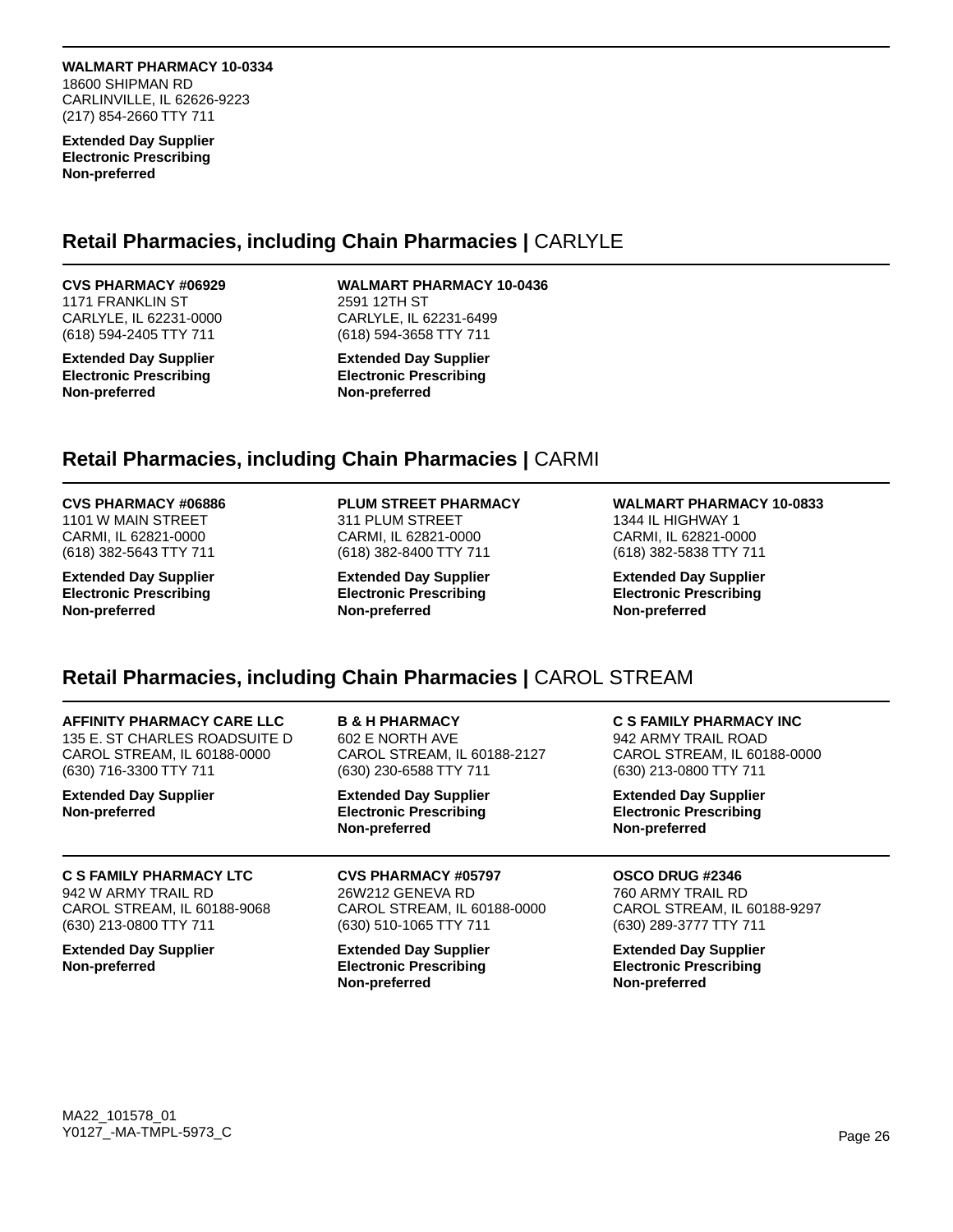**WALMART PHARMACY 10-0334**
18600 SHIPMAN RD
CARLINVILLE, IL 62626-9223
(217) 854-2660 TTY 711

**Extended Day Supplier**
**Electronic Prescribing**
**Non-preferred**

## Retail Pharmacies, including Chain Pharmacies | CARLYLE

**CVS PHARMACY #06929**
1171 FRANKLIN ST
CARLYLE, IL 62231-0000
(618) 594-2405 TTY 711

**Extended Day Supplier**
**Electronic Prescribing**
**Non-preferred**

**WALMART PHARMACY 10-0436**
2591 12TH ST
CARLYLE, IL 62231-6499
(618) 594-3658 TTY 711

**Extended Day Supplier**
**Electronic Prescribing**
**Non-preferred**

## Retail Pharmacies, including Chain Pharmacies | CARMI

**CVS PHARMACY #06886**
1101 W MAIN STREET
CARMI, IL 62821-0000
(618) 382-5643 TTY 711

**Extended Day Supplier**
**Electronic Prescribing**
**Non-preferred**

**PLUM STREET PHARMACY**
311 PLUM STREET
CARMI, IL 62821-0000
(618) 382-8400 TTY 711

**Extended Day Supplier**
**Electronic Prescribing**
**Non-preferred**

**WALMART PHARMACY 10-0833**
1344 IL HIGHWAY 1
CARMI, IL 62821-0000
(618) 382-5838 TTY 711

**Extended Day Supplier**
**Electronic Prescribing**
**Non-preferred**

## Retail Pharmacies, including Chain Pharmacies | CAROL STREAM

**AFFINITY PHARMACY CARE LLC**
135 E. ST CHARLES ROADSUITE D
CAROL STREAM, IL 60188-0000
(630) 716-3300 TTY 711

**Extended Day Supplier**
**Non-preferred**

**B & H PHARMACY**
602 E NORTH AVE
CAROL STREAM, IL 60188-2127
(630) 230-6588 TTY 711

**Extended Day Supplier**
**Electronic Prescribing**
**Non-preferred**

**C S FAMILY PHARMACY INC**
942 ARMY TRAIL ROAD
CAROL STREAM, IL 60188-0000
(630) 213-0800 TTY 711

**Extended Day Supplier**
**Electronic Prescribing**
**Non-preferred**

**C S FAMILY PHARMACY LTC**
942 W ARMY TRAIL RD
CAROL STREAM, IL 60188-9068
(630) 213-0800 TTY 711

**Extended Day Supplier**
**Non-preferred**

**CVS PHARMACY #05797**
26W212 GENEVA RD
CAROL STREAM, IL 60188-0000
(630) 510-1065 TTY 711

**Extended Day Supplier**
**Electronic Prescribing**
**Non-preferred**

**OSCO DRUG #2346**
760 ARMY TRAIL RD
CAROL STREAM, IL 60188-9297
(630) 289-3777 TTY 711

**Extended Day Supplier**
**Electronic Prescribing**
**Non-preferred**

MA22_101578_01
Y0127_-MA-TMPL-5973_C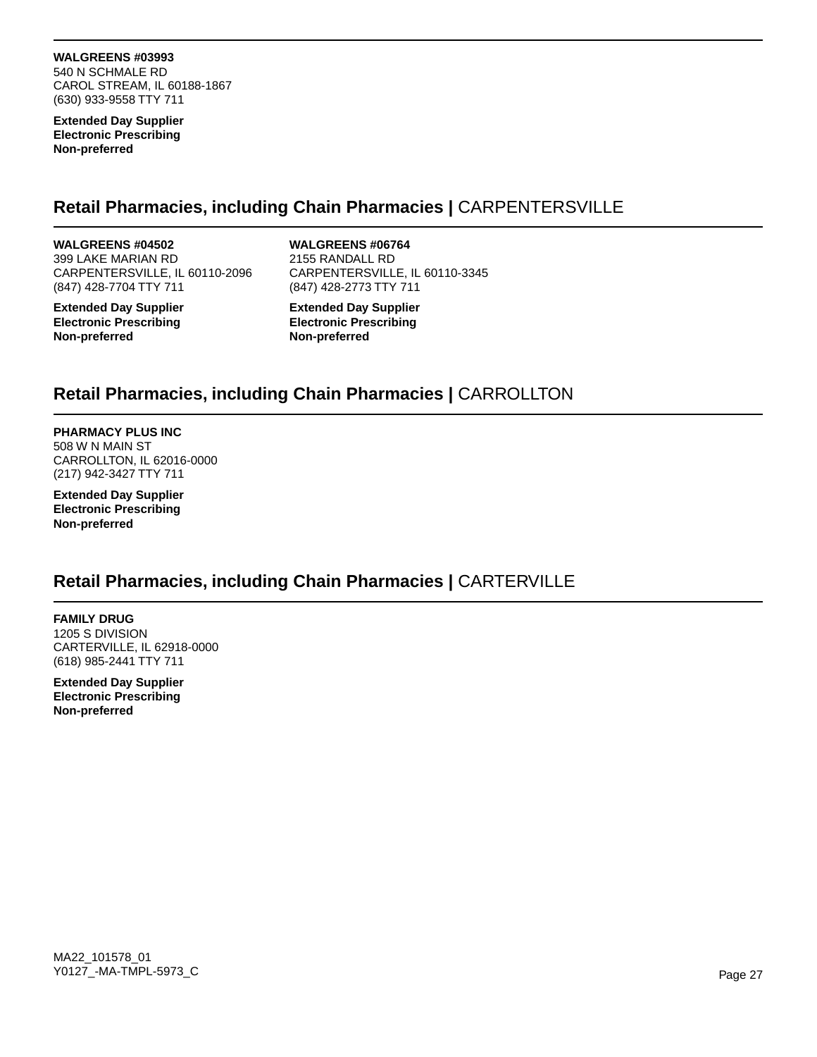**WALGREENS #03993**
540 N SCHMALE RD
CAROL STREAM, IL 60188-1867
(630) 933-9558 TTY 711

**Extended Day Supplier**
**Electronic Prescribing**
**Non-preferred**

## Retail Pharmacies, including Chain Pharmacies | CARPENTERSVILLE

**WALGREENS #04502**
399 LAKE MARIAN RD
CARPENTERSVILLE, IL 60110-2096
(847) 428-7704 TTY 711

**Extended Day Supplier**
**Electronic Prescribing**
**Non-preferred**

**WALGREENS #06764**
2155 RANDALL RD
CARPENTERSVILLE, IL 60110-3345
(847) 428-2773 TTY 711

**Extended Day Supplier**
**Electronic Prescribing**
**Non-preferred**

## Retail Pharmacies, including Chain Pharmacies | CARROLLTON

**PHARMACY PLUS INC**
508 W N MAIN ST
CARROLLTON, IL 62016-0000
(217) 942-3427 TTY 711

**Extended Day Supplier**
**Electronic Prescribing**
**Non-preferred**

## Retail Pharmacies, including Chain Pharmacies | CARTERVILLE

**FAMILY DRUG**
1205 S DIVISION
CARTERVILLE, IL 62918-0000
(618) 985-2441 TTY 711

**Extended Day Supplier**
**Electronic Prescribing**
**Non-preferred**

MA22_101578_01
Y0127_-MA-TMPL-5973_C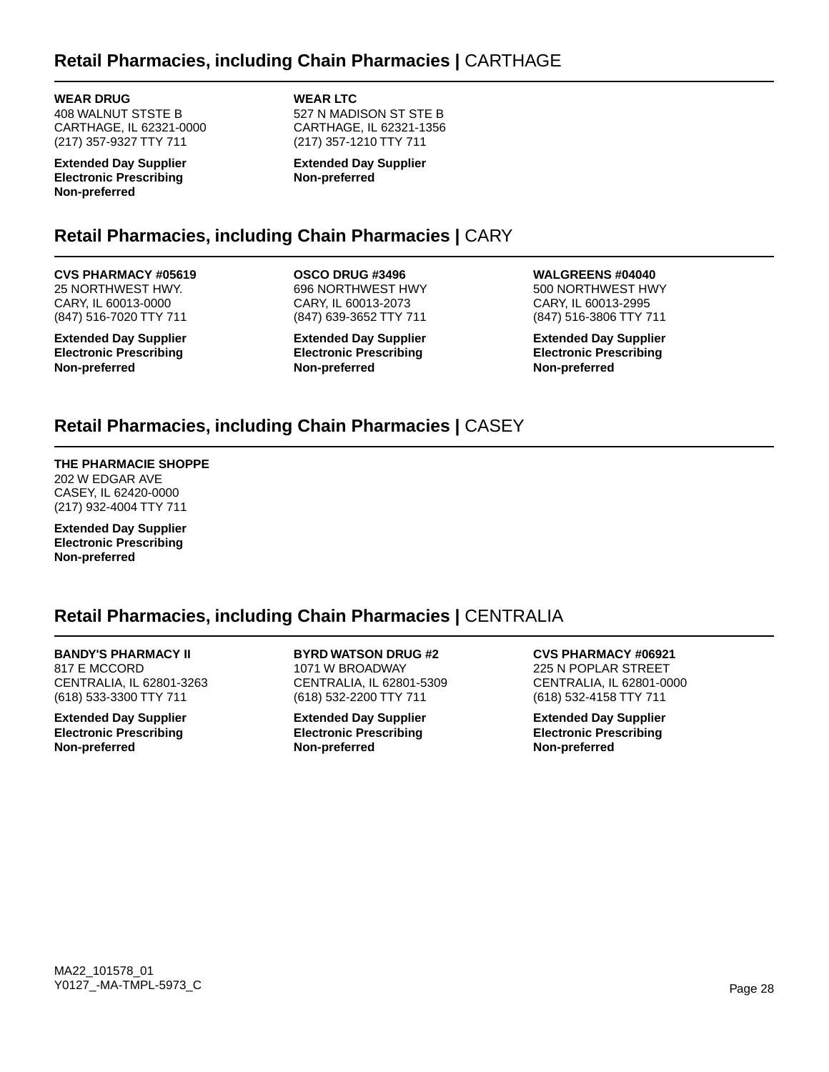## Retail Pharmacies, including Chain Pharmacies | CARTHAGE

**WEAR DRUG**
408 WALNUT STSTE B
CARTHAGE, IL 62321-0000
(217) 357-9327 TTY 711

**Extended Day Supplier**
**Electronic Prescribing**
**Non-preferred**

**WEAR LTC**
527 N MADISON ST STE B
CARTHAGE, IL 62321-1356
(217) 357-1210 TTY 711

**Extended Day Supplier**
**Non-preferred**

## Retail Pharmacies, including Chain Pharmacies | CARY

**CVS PHARMACY #05619**
25 NORTHWEST HWY.
CARY, IL 60013-0000
(847) 516-7020 TTY 711

**Extended Day Supplier**
**Electronic Prescribing**
**Non-preferred**

**OSCO DRUG #3496**
696 NORTHWEST HWY
CARY, IL 60013-2073
(847) 639-3652 TTY 711

**Extended Day Supplier**
**Electronic Prescribing**
**Non-preferred**

**WALGREENS #04040**
500 NORTHWEST HWY
CARY, IL 60013-2995
(847) 516-3806 TTY 711

**Extended Day Supplier**
**Electronic Prescribing**
**Non-preferred**

## Retail Pharmacies, including Chain Pharmacies | CASEY

**THE PHARMACIE SHOPPE**
202 W EDGAR AVE
CASEY, IL 62420-0000
(217) 932-4004 TTY 711

**Extended Day Supplier**
**Electronic Prescribing**
**Non-preferred**

## Retail Pharmacies, including Chain Pharmacies | CENTRALIA

**BANDY'S PHARMACY II**
817 E MCCORD
CENTRALIA, IL 62801-3263
(618) 533-3300 TTY 711

**Extended Day Supplier**
**Electronic Prescribing**
**Non-preferred**

**BYRD WATSON DRUG #2**
1071 W BROADWAY
CENTRALIA, IL 62801-5309
(618) 532-2200 TTY 711

**Extended Day Supplier**
**Electronic Prescribing**
**Non-preferred**

**CVS PHARMACY #06921**
225 N POPLAR STREET
CENTRALIA, IL 62801-0000
(618) 532-4158 TTY 711

**Extended Day Supplier**
**Electronic Prescribing**
**Non-preferred**

MA22_101578_01
Y0127_-MA-TMPL-5973_C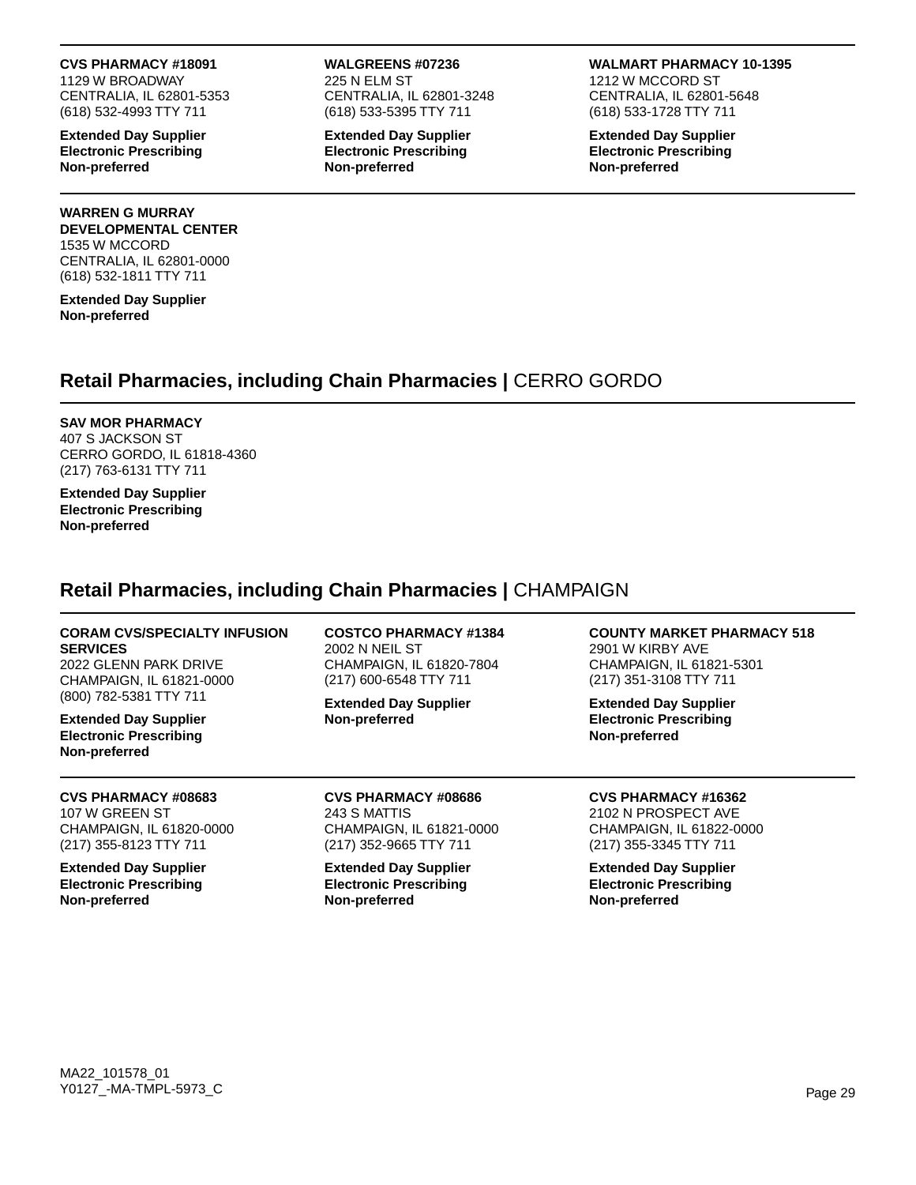**CVS PHARMACY #18091**
1129 W BROADWAY
CENTRALIA, IL 62801-5353
(618) 532-4993 TTY 711

**Extended Day Supplier**
**Electronic Prescribing**
**Non-preferred**

**WALGREENS #07236**
225 N ELM ST
CENTRALIA, IL 62801-3248
(618) 533-5395 TTY 711

**Extended Day Supplier**
**Electronic Prescribing**
**Non-preferred**

**WALMART PHARMACY 10-1395**
1212 W MCCORD ST
CENTRALIA, IL 62801-5648
(618) 533-1728 TTY 711

**Extended Day Supplier**
**Electronic Prescribing**
**Non-preferred**

**WARREN G MURRAY DEVELOPMENTAL CENTER**
1535 W MCCORD
CENTRALIA, IL 62801-0000
(618) 532-1811 TTY 711

**Extended Day Supplier**
**Non-preferred**

## **Retail Pharmacies, including Chain Pharmacies |** CERRO GORDO

**SAV MOR PHARMACY**
407 S JACKSON ST
CERRO GORDO, IL 61818-4360
(217) 763-6131 TTY 711

**Extended Day Supplier**
**Electronic Prescribing**
**Non-preferred**

## **Retail Pharmacies, including Chain Pharmacies |** CHAMPAIGN

**CORAM CVS/SPECIALTY INFUSION SERVICES**
2022 GLENN PARK DRIVE
CHAMPAIGN, IL 61821-0000
(800) 782-5381 TTY 711

**Extended Day Supplier**
**Electronic Prescribing**
**Non-preferred**

**COSTCO PHARMACY #1384**
2002 N NEIL ST
CHAMPAIGN, IL 61820-7804
(217) 600-6548 TTY 711

**Extended Day Supplier**
**Non-preferred**

**COUNTY MARKET PHARMACY 518**
2901 W KIRBY AVE
CHAMPAIGN, IL 61821-5301
(217) 351-3108 TTY 711

**Extended Day Supplier**
**Electronic Prescribing**
**Non-preferred**

**CVS PHARMACY #08683**
107 W GREEN ST
CHAMPAIGN, IL 61820-0000
(217) 355-8123 TTY 711

**Extended Day Supplier**
**Electronic Prescribing**
**Non-preferred**

**CVS PHARMACY #08686**
243 S MATTIS
CHAMPAIGN, IL 61821-0000
(217) 352-9665 TTY 711

**Extended Day Supplier**
**Electronic Prescribing**
**Non-preferred**

**CVS PHARMACY #16362**
2102 N PROSPECT AVE
CHAMPAIGN, IL 61822-0000
(217) 355-3345 TTY 711

**Extended Day Supplier**
**Electronic Prescribing**
**Non-preferred**

MA22_101578_01
Y0127_-MA-TMPL-5973_C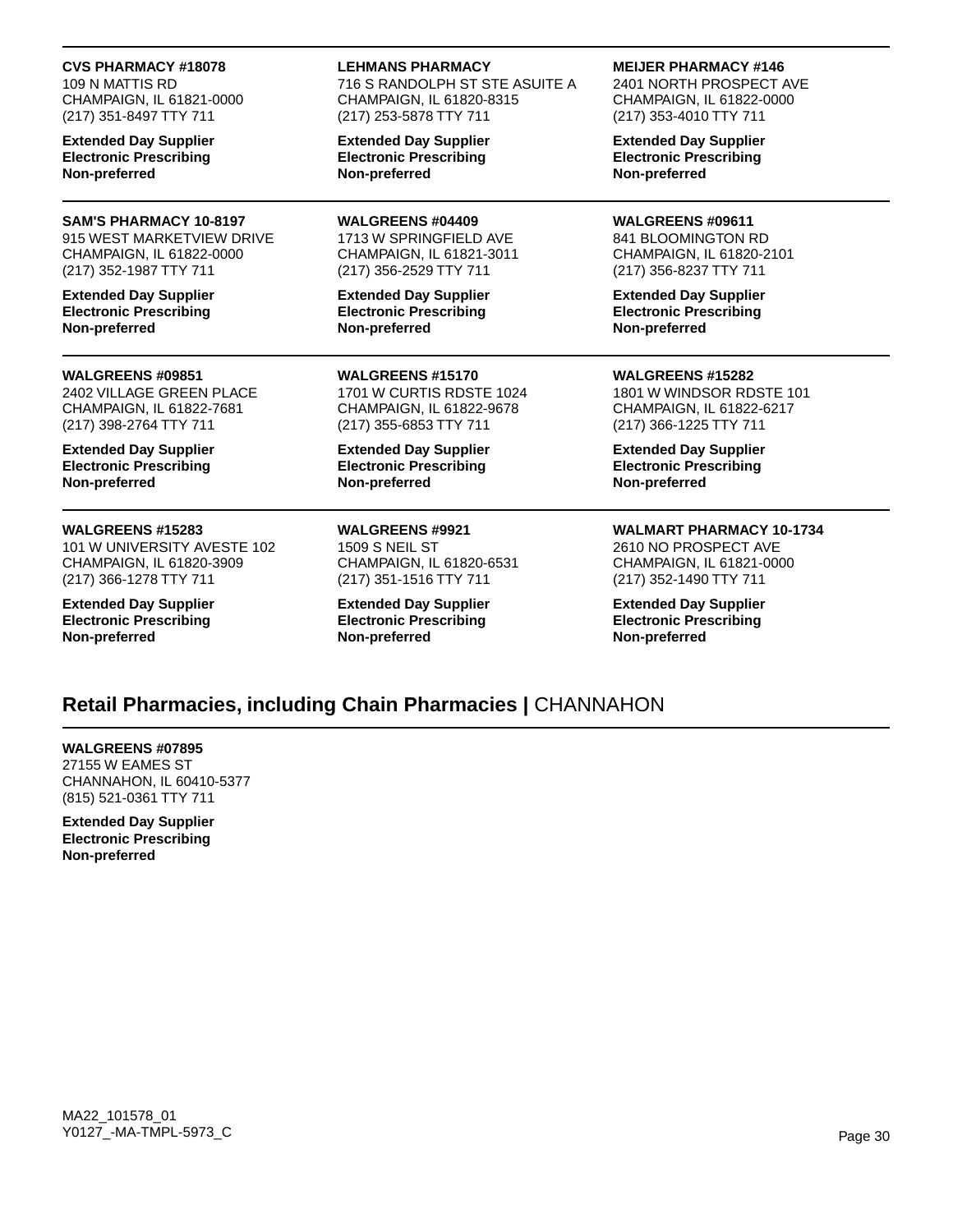**CVS PHARMACY #18078**
109 N MATTIS RD
CHAMPAIGN, IL 61821-0000
(217) 351-8497 TTY 711

**Extended Day Supplier**
**Electronic Prescribing**
**Non-preferred**

**LEHMANS PHARMACY**
716 S RANDOLPH ST STE ASUITE A
CHAMPAIGN, IL 61820-8315
(217) 253-5878 TTY 711

**Extended Day Supplier**
**Electronic Prescribing**
**Non-preferred**

**MEIJER PHARMACY #146**
2401 NORTH PROSPECT AVE
CHAMPAIGN, IL 61822-0000
(217) 353-4010 TTY 711

**Extended Day Supplier**
**Electronic Prescribing**
**Non-preferred**

---

**SAM'S PHARMACY 10-8197**
915 WEST MARKETVIEW DRIVE
CHAMPAIGN, IL 61822-0000
(217) 352-1987 TTY 711

**Extended Day Supplier**
**Electronic Prescribing**
**Non-preferred**

**WALGREENS #04409**
1713 W SPRINGFIELD AVE
CHAMPAIGN, IL 61821-3011
(217) 356-2529 TTY 711

**Extended Day Supplier**
**Electronic Prescribing**
**Non-preferred**

**WALGREENS #09611**
841 BLOOMINGTON RD
CHAMPAIGN, IL 61820-2101
(217) 356-8237 TTY 711

**Extended Day Supplier**
**Electronic Prescribing**
**Non-preferred**

---

**WALGREENS #09851**
2402 VILLAGE GREEN PLACE
CHAMPAIGN, IL 61822-7681
(217) 398-2764 TTY 711

**Extended Day Supplier**
**Electronic Prescribing**
**Non-preferred**

**WALGREENS #15170**
1701 W CURTIS RDSTE 1024
CHAMPAIGN, IL 61822-9678
(217) 355-6853 TTY 711

**Extended Day Supplier**
**Electronic Prescribing**
**Non-preferred**

**WALGREENS #15282**
1801 W WINDSOR RDSTE 101
CHAMPAIGN, IL 61822-6217
(217) 366-1225 TTY 711

**Extended Day Supplier**
**Electronic Prescribing**
**Non-preferred**

---

**WALGREENS #15283**
101 W UNIVERSITY AVESTE 102
CHAMPAIGN, IL 61820-3909
(217) 366-1278 TTY 711

**Extended Day Supplier**
**Electronic Prescribing**
**Non-preferred**

**WALGREENS #9921**
1509 S NEIL ST
CHAMPAIGN, IL 61820-6531
(217) 351-1516 TTY 711

**Extended Day Supplier**
**Electronic Prescribing**
**Non-preferred**

**WALMART PHARMACY 10-1734**
2610 NO PROSPECT AVE
CHAMPAIGN, IL 61821-0000
(217) 352-1490 TTY 711

**Extended Day Supplier**
**Electronic Prescribing**
**Non-preferred**

## **Retail Pharmacies, including Chain Pharmacies |** CHANNAHON

**WALGREENS #07895**
27155 W EAMES ST
CHANNAHON, IL 60410-5377
(815) 521-0361 TTY 711

**Extended Day Supplier**
**Electronic Prescribing**
**Non-preferred**

MA22_101578_01
Y0127_-MA-TMPL-5973_C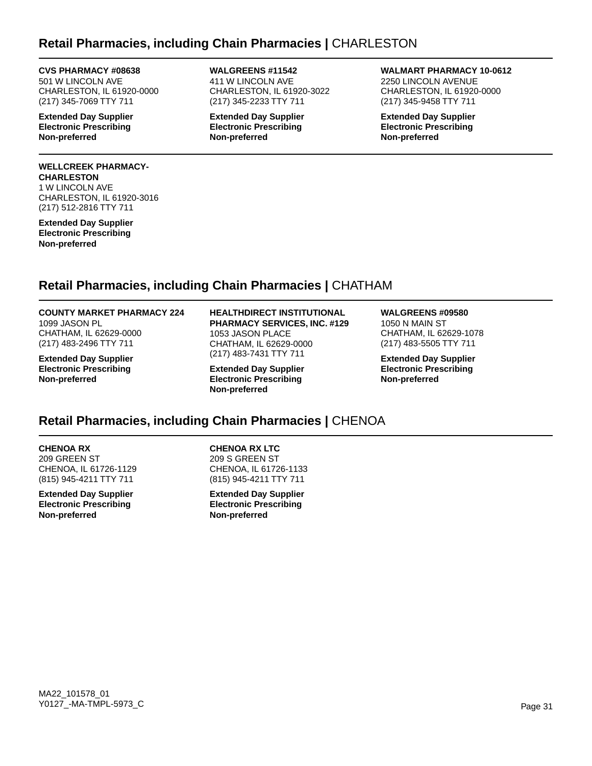## Retail Pharmacies, including Chain Pharmacies | CHARLESTON

**CVS PHARMACY #08638**
501 W LINCOLN AVE
CHARLESTON, IL 61920-0000
(217) 345-7069 TTY 711

**Extended Day Supplier**
**Electronic Prescribing**
**Non-preferred**

**WALGREENS #11542**
411 W LINCOLN AVE
CHARLESTON, IL 61920-3022
(217) 345-2233 TTY 711

**Extended Day Supplier**
**Electronic Prescribing**
**Non-preferred**

**WALMART PHARMACY 10-0612**
2250 LINCOLN AVENUE
CHARLESTON, IL 61920-0000
(217) 345-9458 TTY 711

**Extended Day Supplier**
**Electronic Prescribing**
**Non-preferred**

**WELLCREEK PHARMACY-CHARLESTON**
1 W LINCOLN AVE
CHARLESTON, IL 61920-3016
(217) 512-2816 TTY 711

**Extended Day Supplier**
**Electronic Prescribing**
**Non-preferred**

## Retail Pharmacies, including Chain Pharmacies | CHATHAM

**COUNTY MARKET PHARMACY 224**
1099 JASON PL
CHATHAM, IL 62629-0000
(217) 483-2496 TTY 711

**Extended Day Supplier**
**Electronic Prescribing**
**Non-preferred**

**HEALTHDIRECT INSTITUTIONAL PHARMACY SERVICES, INC. #129**
1053 JASON PLACE
CHATHAM, IL 62629-0000
(217) 483-7431 TTY 711

**Extended Day Supplier**
**Electronic Prescribing**
**Non-preferred**

**WALGREENS #09580**
1050 N MAIN ST
CHATHAM, IL 62629-1078
(217) 483-5505 TTY 711

**Extended Day Supplier**
**Electronic Prescribing**
**Non-preferred**

## Retail Pharmacies, including Chain Pharmacies | CHENOA

**CHENOA RX**
209 GREEN ST
CHENOA, IL 61726-1129
(815) 945-4211 TTY 711

**Extended Day Supplier**
**Electronic Prescribing**
**Non-preferred**

**CHENOA RX LTC**
209 S GREEN ST
CHENOA, IL 61726-1133
(815) 945-4211 TTY 711

**Extended Day Supplier**
**Electronic Prescribing**
**Non-preferred**

MA22_101578_01
Y0127_-MA-TMPL-5973_C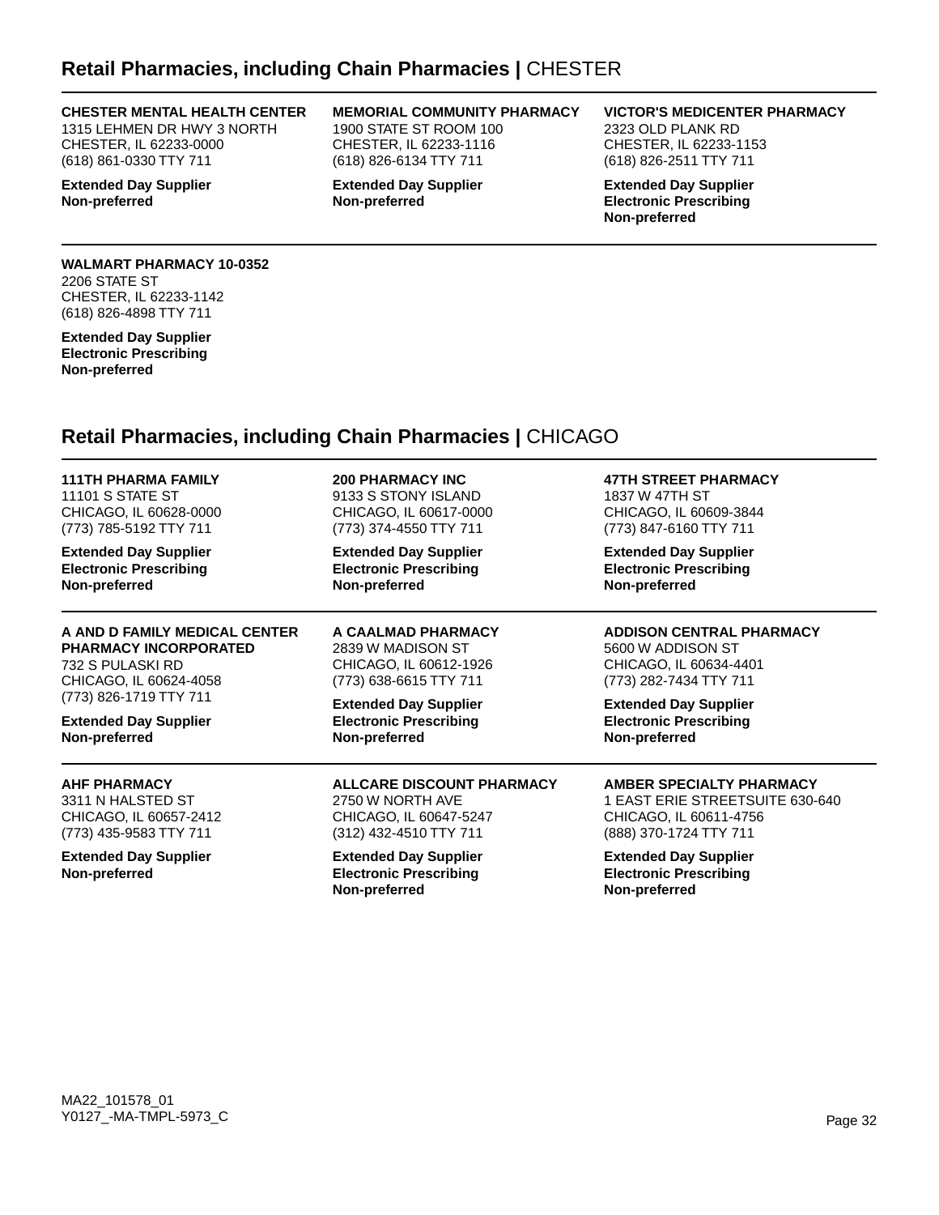## Retail Pharmacies, including Chain Pharmacies | CHESTER

**CHESTER MENTAL HEALTH CENTER**
1315 LEHMEN DR HWY 3 NORTH
CHESTER, IL 62233-0000
(618) 861-0330 TTY 711

**Extended Day Supplier**
**Non-preferred**

**MEMORIAL COMMUNITY PHARMACY**
1900 STATE ST ROOM 100
CHESTER, IL 62233-1116
(618) 826-6134 TTY 711

**Extended Day Supplier**
**Non-preferred**

**VICTOR'S MEDICENTER PHARMACY**
2323 OLD PLANK RD
CHESTER, IL 62233-1153
(618) 826-2511 TTY 711

**Extended Day Supplier**
**Electronic Prescribing**
**Non-preferred**

**WALMART PHARMACY 10-0352**
2206 STATE ST
CHESTER, IL 62233-1142
(618) 826-4898 TTY 711

**Extended Day Supplier**
**Electronic Prescribing**
**Non-preferred**

## Retail Pharmacies, including Chain Pharmacies | CHICAGO

**111TH PHARMA FAMILY**
11101 S STATE ST
CHICAGO, IL 60628-0000
(773) 785-5192 TTY 711

**Extended Day Supplier**
**Electronic Prescribing**
**Non-preferred**

**200 PHARMACY INC**
9133 S STONY ISLAND
CHICAGO, IL 60617-0000
(773) 374-4550 TTY 711

**Extended Day Supplier**
**Electronic Prescribing**
**Non-preferred**

**47TH STREET PHARMACY**
1837 W 47TH ST
CHICAGO, IL 60609-3844
(773) 847-6160 TTY 711

**Extended Day Supplier**
**Electronic Prescribing**
**Non-preferred**

**A AND D FAMILY MEDICAL CENTER PHARMACY INCORPORATED**
732 S PULASKI RD
CHICAGO, IL 60624-4058
(773) 826-1719 TTY 711

**Extended Day Supplier**
**Non-preferred**

**A CAALMAD PHARMACY**
2839 W MADISON ST
CHICAGO, IL 60612-1926
(773) 638-6615 TTY 711

**Extended Day Supplier**
**Electronic Prescribing**
**Non-preferred**

**ADDISON CENTRAL PHARMACY**
5600 W ADDISON ST
CHICAGO, IL 60634-4401
(773) 282-7434 TTY 711

**Extended Day Supplier**
**Electronic Prescribing**
**Non-preferred**

**AHF PHARMACY**
3311 N HALSTED ST
CHICAGO, IL 60657-2412
(773) 435-9583 TTY 711

**Extended Day Supplier**
**Non-preferred**

**ALLCARE DISCOUNT PHARMACY**
2750 W NORTH AVE
CHICAGO, IL 60647-5247
(312) 432-4510 TTY 711

**Extended Day Supplier**
**Electronic Prescribing**
**Non-preferred**

**AMBER SPECIALTY PHARMACY**
1 EAST ERIE STREETSUITE 630-640
CHICAGO, IL 60611-4756
(888) 370-1724 TTY 711

**Extended Day Supplier**
**Electronic Prescribing**
**Non-preferred**

MA22_101578_01
Y0127_-MA-TMPL-5973_C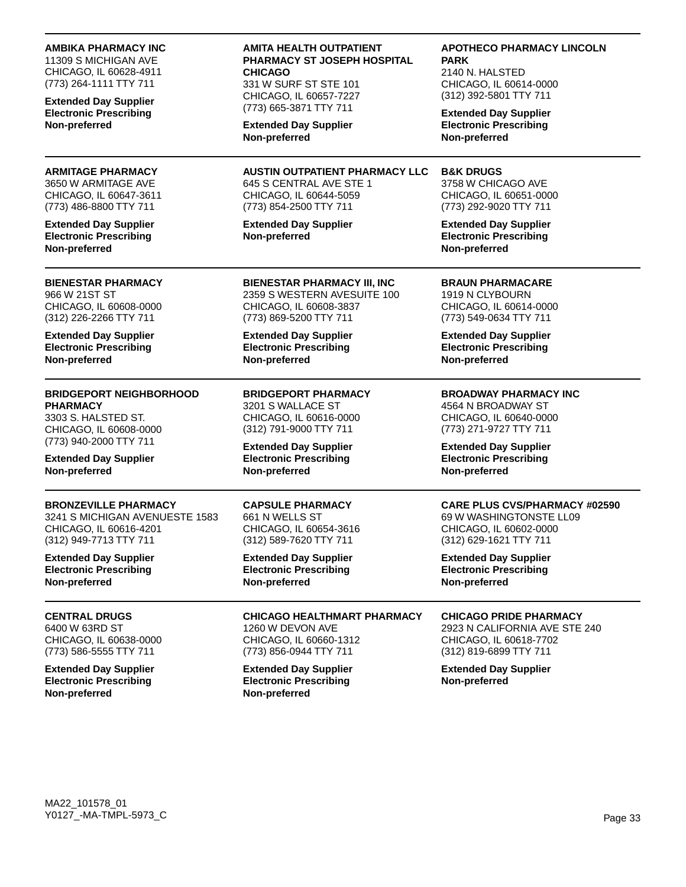**AMBIKA PHARMACY INC**
11309 S MICHIGAN AVE
CHICAGO, IL 60628-4911
(773) 264-1111 TTY 711

**Extended Day Supplier**
**Electronic Prescribing**
**Non-preferred**

**AMITA HEALTH OUTPATIENT PHARMACY ST JOSEPH HOSPITAL CHICAGO**
331 W SURF ST STE 101
CHICAGO, IL 60657-7227
(773) 665-3871 TTY 711

**Extended Day Supplier**
**Non-preferred**

**APOTHECO PHARMACY LINCOLN PARK**
2140 N. HALSTED
CHICAGO, IL 60614-0000
(312) 392-5801 TTY 711

**Extended Day Supplier**
**Electronic Prescribing**
**Non-preferred**

---

**ARMITAGE PHARMACY**
3650 W ARMITAGE AVE
CHICAGO, IL 60647-3611
(773) 486-8800 TTY 711

**Extended Day Supplier**
**Electronic Prescribing**
**Non-preferred**

**AUSTIN OUTPATIENT PHARMACY LLC**
645 S CENTRAL AVE STE 1
CHICAGO, IL 60644-5059
(773) 854-2500 TTY 711

**Extended Day Supplier**
**Non-preferred**

**B&K DRUGS**
3758 W CHICAGO AVE
CHICAGO, IL 60651-0000
(773) 292-9020 TTY 711

**Extended Day Supplier**
**Electronic Prescribing**
**Non-preferred**

---

**BIENESTAR PHARMACY**
966 W 21ST ST
CHICAGO, IL 60608-0000
(312) 226-2266 TTY 711

**Extended Day Supplier**
**Electronic Prescribing**
**Non-preferred**

**BIENESTAR PHARMACY III, INC**
2359 S WESTERN AVESUITE 100
CHICAGO, IL 60608-3837
(773) 869-5200 TTY 711

**Extended Day Supplier**
**Electronic Prescribing**
**Non-preferred**

**BRAUN PHARMACARE**
1919 N CLYBOURN
CHICAGO, IL 60614-0000
(773) 549-0634 TTY 711

**Extended Day Supplier**
**Electronic Prescribing**
**Non-preferred**

---

**BRIDGEPORT NEIGHBORHOOD PHARMACY**
3303 S. HALSTED ST.
CHICAGO, IL 60608-0000
(773) 940-2000 TTY 711

**Extended Day Supplier**
**Non-preferred**

**BRIDGEPORT PHARMACY**
3201 S WALLACE ST
CHICAGO, IL 60616-0000
(312) 791-9000 TTY 711

**Extended Day Supplier**
**Electronic Prescribing**
**Non-preferred**

**BROADWAY PHARMACY INC**
4564 N BROADWAY ST
CHICAGO, IL 60640-0000
(773) 271-9727 TTY 711

**Extended Day Supplier**
**Electronic Prescribing**
**Non-preferred**

---

**BRONZEVILLE PHARMACY**
3241 S MICHIGAN AVENUESTE 1583
CHICAGO, IL 60616-4201
(312) 949-7713 TTY 711

**Extended Day Supplier**
**Electronic Prescribing**
**Non-preferred**

**CAPSULE PHARMACY**
661 N WELLS ST
CHICAGO, IL 60654-3616
(312) 589-7620 TTY 711

**Extended Day Supplier**
**Electronic Prescribing**
**Non-preferred**

**CARE PLUS CVS/PHARMACY #02590**
69 W WASHINGTONSTE LL09
CHICAGO, IL 60602-0000
(312) 629-1621 TTY 711

**Extended Day Supplier**
**Electronic Prescribing**
**Non-preferred**

---

**CENTRAL DRUGS**
6400 W 63RD ST
CHICAGO, IL 60638-0000
(773) 586-5555 TTY 711

**Extended Day Supplier**
**Electronic Prescribing**
**Non-preferred**

**CHICAGO HEALTHMART PHARMACY**
1260 W DEVON AVE
CHICAGO, IL 60660-1312
(773) 856-0944 TTY 711

**Extended Day Supplier**
**Electronic Prescribing**
**Non-preferred**

**CHICAGO PRIDE PHARMACY**
2923 N CALIFORNIA AVE STE 240
CHICAGO, IL 60618-7702
(312) 819-6899 TTY 711

**Extended Day Supplier**
**Non-preferred**

MA22_101578_01
Y0127_-MA-TMPL-5973_C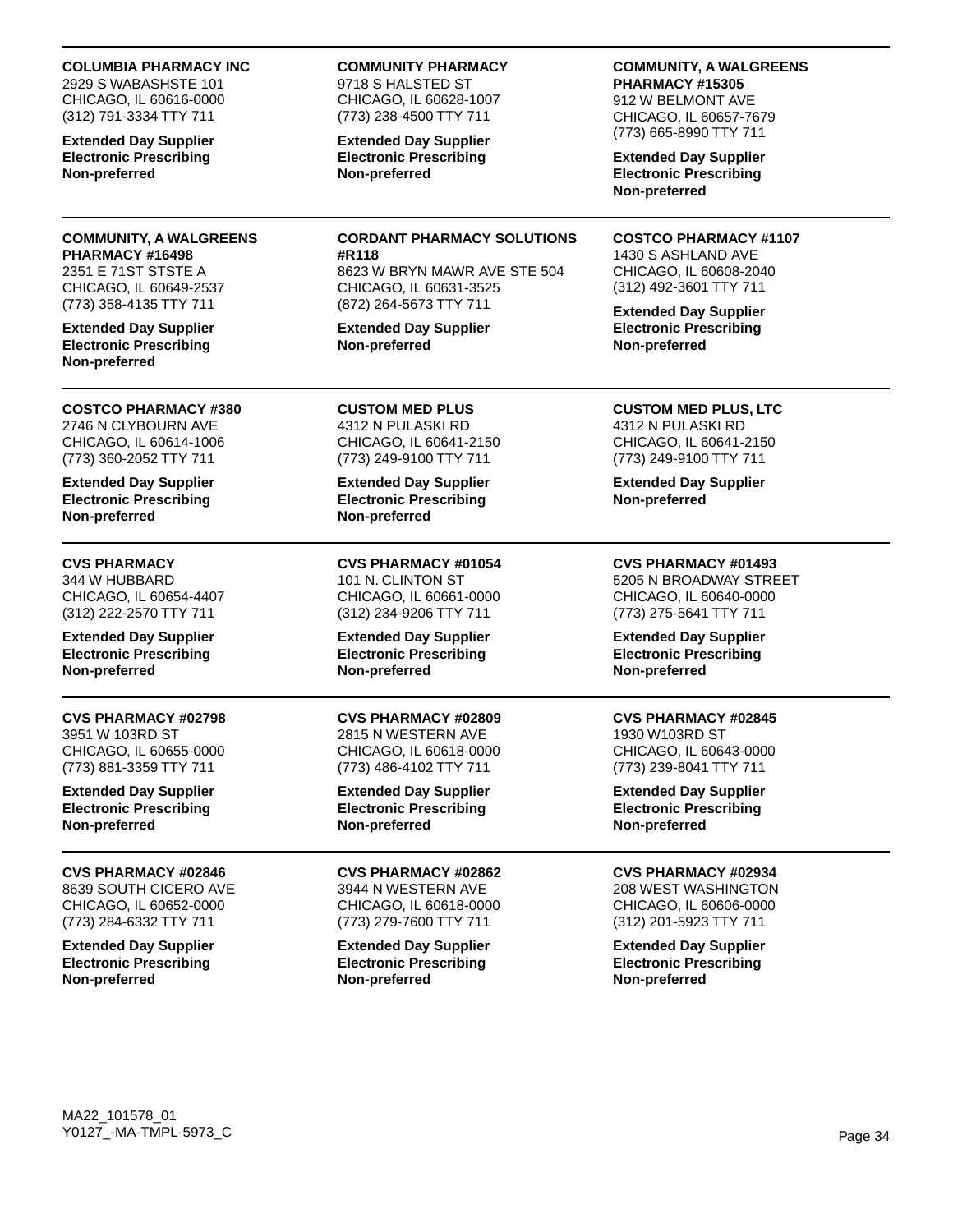**COLUMBIA PHARMACY INC**
2929 S WABASHSTE 101
CHICAGO, IL 60616-0000
(312) 791-3334 TTY 711

**Extended Day Supplier**
**Electronic Prescribing**
**Non-preferred**

**COMMUNITY PHARMACY**
9718 S HALSTED ST
CHICAGO, IL 60628-1007
(773) 238-4500 TTY 711

**Extended Day Supplier**
**Electronic Prescribing**
**Non-preferred**

**COMMUNITY, A WALGREENS PHARMACY #15305**
912 W BELMONT AVE
CHICAGO, IL 60657-7679
(773) 665-8990 TTY 711

**Extended Day Supplier**
**Electronic Prescribing**
**Non-preferred**

---

**COMMUNITY, A WALGREENS PHARMACY #16498**
2351 E 71ST STSTE A
CHICAGO, IL 60649-2537
(773) 358-4135 TTY 711

**Extended Day Supplier**
**Electronic Prescribing**
**Non-preferred**

**CORDANT PHARMACY SOLUTIONS #R118**
8623 W BRYN MAWR AVE STE 504
CHICAGO, IL 60631-3525
(872) 264-5673 TTY 711

**Extended Day Supplier**
**Non-preferred**

**COSTCO PHARMACY #1107**
1430 S ASHLAND AVE
CHICAGO, IL 60608-2040
(312) 492-3601 TTY 711

**Extended Day Supplier**
**Electronic Prescribing**
**Non-preferred**

---

**COSTCO PHARMACY #380**
2746 N CLYBOURN AVE
CHICAGO, IL 60614-1006
(773) 360-2052 TTY 711

**Extended Day Supplier**
**Electronic Prescribing**
**Non-preferred**

**CUSTOM MED PLUS**
4312 N PULASKI RD
CHICAGO, IL 60641-2150
(773) 249-9100 TTY 711

**Extended Day Supplier**
**Electronic Prescribing**
**Non-preferred**

**CUSTOM MED PLUS, LTC**
4312 N PULASKI RD
CHICAGO, IL 60641-2150
(773) 249-9100 TTY 711

**Extended Day Supplier**
**Non-preferred**

---

**CVS PHARMACY**
344 W HUBBARD
CHICAGO, IL 60654-4407
(312) 222-2570 TTY 711

**Extended Day Supplier**
**Electronic Prescribing**
**Non-preferred**

**CVS PHARMACY #01054**
101 N. CLINTON ST
CHICAGO, IL 60661-0000
(312) 234-9206 TTY 711

**Extended Day Supplier**
**Electronic Prescribing**
**Non-preferred**

**CVS PHARMACY #01493**
5205 N BROADWAY STREET
CHICAGO, IL 60640-0000
(773) 275-5641 TTY 711

**Extended Day Supplier**
**Electronic Prescribing**
**Non-preferred**

---

**CVS PHARMACY #02798**
3951 W 103RD ST
CHICAGO, IL 60655-0000
(773) 881-3359 TTY 711

**Extended Day Supplier**
**Electronic Prescribing**
**Non-preferred**

**CVS PHARMACY #02809**
2815 N WESTERN AVE
CHICAGO, IL 60618-0000
(773) 486-4102 TTY 711

**Extended Day Supplier**
**Electronic Prescribing**
**Non-preferred**

**CVS PHARMACY #02845**
1930 W103RD ST
CHICAGO, IL 60643-0000
(773) 239-8041 TTY 711

**Extended Day Supplier**
**Electronic Prescribing**
**Non-preferred**

---

**CVS PHARMACY #02846**
8639 SOUTH CICERO AVE
CHICAGO, IL 60652-0000
(773) 284-6332 TTY 711

**Extended Day Supplier**
**Electronic Prescribing**
**Non-preferred**

**CVS PHARMACY #02862**
3944 N WESTERN AVE
CHICAGO, IL 60618-0000
(773) 279-7600 TTY 711

**Extended Day Supplier**
**Electronic Prescribing**
**Non-preferred**

**CVS PHARMACY #02934**
208 WEST WASHINGTON
CHICAGO, IL 60606-0000
(312) 201-5923 TTY 711

**Extended Day Supplier**
**Electronic Prescribing**
**Non-preferred**

MA22_101578_01
Y0127_-MA-TMPL-5973_C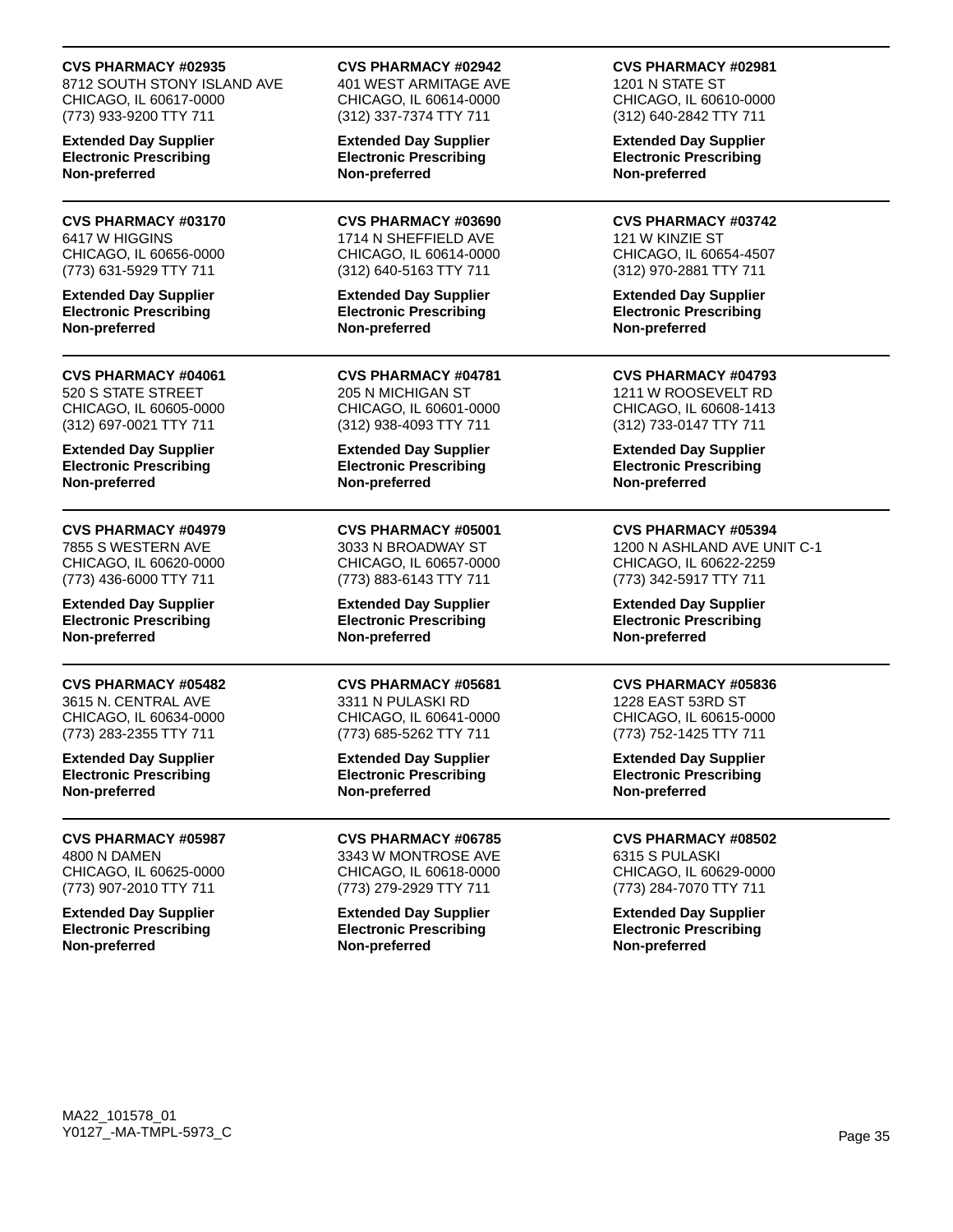**CVS PHARMACY #02935**
8712 SOUTH STONY ISLAND AVE
CHICAGO, IL 60617-0000
(773) 933-9200 TTY 711

**Extended Day Supplier**
**Electronic Prescribing**
**Non-preferred**

**CVS PHARMACY #02942**
401 WEST ARMITAGE AVE
CHICAGO, IL 60614-0000
(312) 337-7374 TTY 711

**Extended Day Supplier**
**Electronic Prescribing**
**Non-preferred**

**CVS PHARMACY #02981**
1201 N STATE ST
CHICAGO, IL 60610-0000
(312) 640-2842 TTY 711

**Extended Day Supplier**
**Electronic Prescribing**
**Non-preferred**

---

**CVS PHARMACY #03170**
6417 W HIGGINS
CHICAGO, IL 60656-0000
(773) 631-5929 TTY 711

**Extended Day Supplier**
**Electronic Prescribing**
**Non-preferred**

**CVS PHARMACY #03690**
1714 N SHEFFIELD AVE
CHICAGO, IL 60614-0000
(312) 640-5163 TTY 711

**Extended Day Supplier**
**Electronic Prescribing**
**Non-preferred**

**CVS PHARMACY #03742**
121 W KINZIE ST
CHICAGO, IL 60654-4507
(312) 970-2881 TTY 711

**Extended Day Supplier**
**Electronic Prescribing**
**Non-preferred**

---

**CVS PHARMACY #04061**
520 S STATE STREET
CHICAGO, IL 60605-0000
(312) 697-0021 TTY 711

**Extended Day Supplier**
**Electronic Prescribing**
**Non-preferred**

**CVS PHARMACY #04781**
205 N MICHIGAN ST
CHICAGO, IL 60601-0000
(312) 938-4093 TTY 711

**Extended Day Supplier**
**Electronic Prescribing**
**Non-preferred**

**CVS PHARMACY #04793**
1211 W ROOSEVELT RD
CHICAGO, IL 60608-1413
(312) 733-0147 TTY 711

**Extended Day Supplier**
**Electronic Prescribing**
**Non-preferred**

---

**CVS PHARMACY #04979**
7855 S WESTERN AVE
CHICAGO, IL 60620-0000
(773) 436-6000 TTY 711

**Extended Day Supplier**
**Electronic Prescribing**
**Non-preferred**

**CVS PHARMACY #05001**
3033 N BROADWAY ST
CHICAGO, IL 60657-0000
(773) 883-6143 TTY 711

**Extended Day Supplier**
**Electronic Prescribing**
**Non-preferred**

**CVS PHARMACY #05394**
1200 N ASHLAND AVE UNIT C-1
CHICAGO, IL 60622-2259
(773) 342-5917 TTY 711

**Extended Day Supplier**
**Electronic Prescribing**
**Non-preferred**

---

**CVS PHARMACY #05482**
3615 N. CENTRAL AVE
CHICAGO, IL 60634-0000
(773) 283-2355 TTY 711

**Extended Day Supplier**
**Electronic Prescribing**
**Non-preferred**

**CVS PHARMACY #05681**
3311 N PULASKI RD
CHICAGO, IL 60641-0000
(773) 685-5262 TTY 711

**Extended Day Supplier**
**Electronic Prescribing**
**Non-preferred**

**CVS PHARMACY #05836**
1228 EAST 53RD ST
CHICAGO, IL 60615-0000
(773) 752-1425 TTY 711

**Extended Day Supplier**
**Electronic Prescribing**
**Non-preferred**

---

**CVS PHARMACY #05987**
4800 N DAMEN
CHICAGO, IL 60625-0000
(773) 907-2010 TTY 711

**Extended Day Supplier**
**Electronic Prescribing**
**Non-preferred**

**CVS PHARMACY #06785**
3343 W MONTROSE AVE
CHICAGO, IL 60618-0000
(773) 279-2929 TTY 711

**Extended Day Supplier**
**Electronic Prescribing**
**Non-preferred**

**CVS PHARMACY #08502**
6315 S PULASKI
CHICAGO, IL 60629-0000
(773) 284-7070 TTY 711

**Extended Day Supplier**
**Electronic Prescribing**
**Non-preferred**

MA22_101578_01
Y0127_-MA-TMPL-5973_C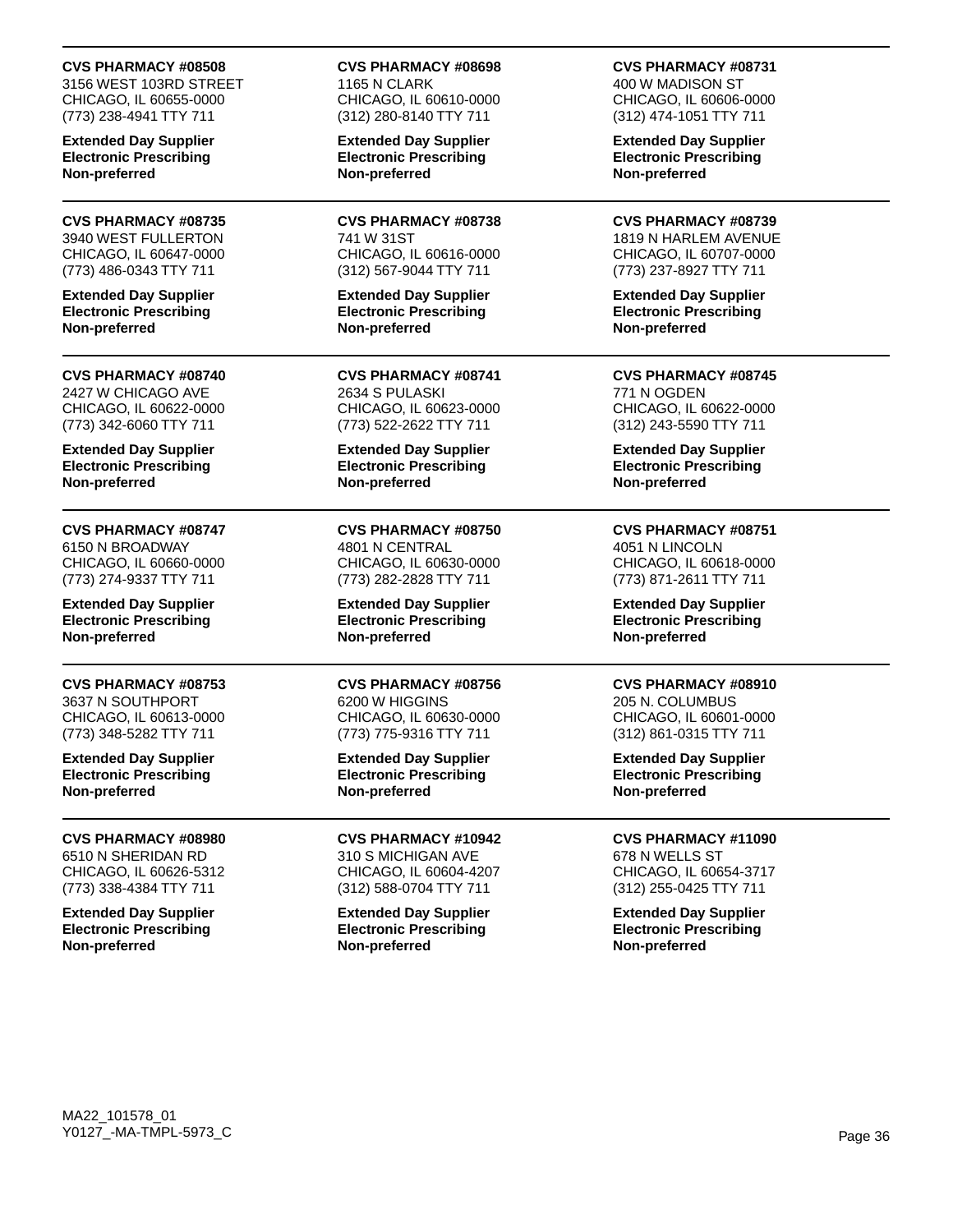**CVS PHARMACY #08508**
3156 WEST 103RD STREET
CHICAGO, IL 60655-0000
(773) 238-4941 TTY 711

**Extended Day Supplier**
**Electronic Prescribing**
**Non-preferred**

---

**CVS PHARMACY #08698**
1165 N CLARK
CHICAGO, IL 60610-0000
(312) 280-8140 TTY 711

**Extended Day Supplier**
**Electronic Prescribing**
**Non-preferred**

---

**CVS PHARMACY #08731**
400 W MADISON ST
CHICAGO, IL 60606-0000
(312) 474-1051 TTY 711

**Extended Day Supplier**
**Electronic Prescribing**
**Non-preferred**

---

**CVS PHARMACY #08735**
3940 WEST FULLERTON
CHICAGO, IL 60647-0000
(773) 486-0343 TTY 711

**Extended Day Supplier**
**Electronic Prescribing**
**Non-preferred**

---

**CVS PHARMACY #08738**
741 W 31ST
CHICAGO, IL 60616-0000
(312) 567-9044 TTY 711

**Extended Day Supplier**
**Electronic Prescribing**
**Non-preferred**

---

**CVS PHARMACY #08739**
1819 N HARLEM AVENUE
CHICAGO, IL 60707-0000
(773) 237-8927 TTY 711

**Extended Day Supplier**
**Electronic Prescribing**
**Non-preferred**

---

**CVS PHARMACY #08740**
2427 W CHICAGO AVE
CHICAGO, IL 60622-0000
(773) 342-6060 TTY 711

**Extended Day Supplier**
**Electronic Prescribing**
**Non-preferred**

---

**CVS PHARMACY #08741**
2634 S PULASKI
CHICAGO, IL 60623-0000
(773) 522-2622 TTY 711

**Extended Day Supplier**
**Electronic Prescribing**
**Non-preferred**

---

**CVS PHARMACY #08745**
771 N OGDEN
CHICAGO, IL 60622-0000
(312) 243-5590 TTY 711

**Extended Day Supplier**
**Electronic Prescribing**
**Non-preferred**

---

**CVS PHARMACY #08747**
6150 N BROADWAY
CHICAGO, IL 60660-0000
(773) 274-9337 TTY 711

**Extended Day Supplier**
**Electronic Prescribing**
**Non-preferred**

---

**CVS PHARMACY #08750**
4801 N CENTRAL
CHICAGO, IL 60630-0000
(773) 282-2828 TTY 711

**Extended Day Supplier**
**Electronic Prescribing**
**Non-preferred**

---

**CVS PHARMACY #08751**
4051 N LINCOLN
CHICAGO, IL 60618-0000
(773) 871-2611 TTY 711

**Extended Day Supplier**
**Electronic Prescribing**
**Non-preferred**

---

**CVS PHARMACY #08753**
3637 N SOUTHPORT
CHICAGO, IL 60613-0000
(773) 348-5282 TTY 711

**Extended Day Supplier**
**Electronic Prescribing**
**Non-preferred**

---

**CVS PHARMACY #08756**
6200 W HIGGINS
CHICAGO, IL 60630-0000
(773) 775-9316 TTY 711

**Extended Day Supplier**
**Electronic Prescribing**
**Non-preferred**

---

**CVS PHARMACY #08910**
205 N. COLUMBUS
CHICAGO, IL 60601-0000
(312) 861-0315 TTY 711

**Extended Day Supplier**
**Electronic Prescribing**
**Non-preferred**

---

**CVS PHARMACY #08980**
6510 N SHERIDAN RD
CHICAGO, IL 60626-5312
(773) 338-4384 TTY 711

**Extended Day Supplier**
**Electronic Prescribing**
**Non-preferred**

---

**CVS PHARMACY #10942**
310 S MICHIGAN AVE
CHICAGO, IL 60604-4207
(312) 588-0704 TTY 711

**Extended Day Supplier**
**Electronic Prescribing**
**Non-preferred**

---

**CVS PHARMACY #11090**
678 N WELLS ST
CHICAGO, IL 60654-3717
(312) 255-0425 TTY 711

**Extended Day Supplier**
**Electronic Prescribing**
**Non-preferred**

MA22_101578_01
Y0127_-MA-TMPL-5973_C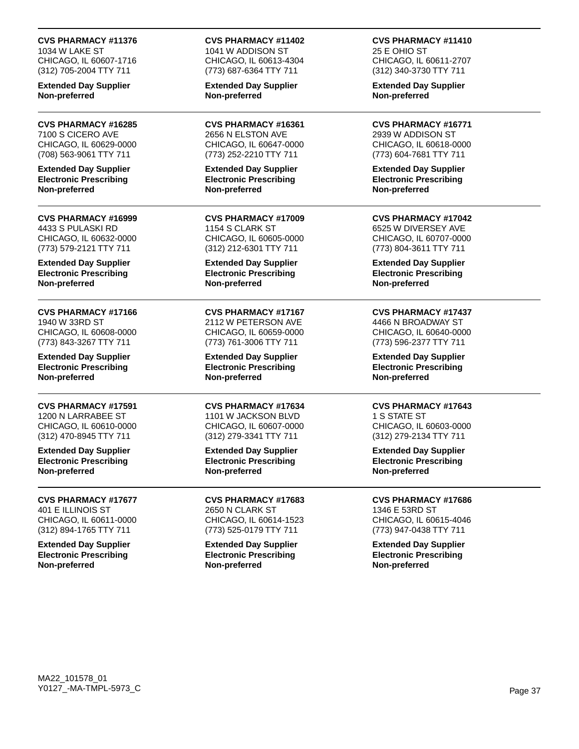**CVS PHARMACY #11376**
1034 W LAKE ST
CHICAGO, IL 60607-1716
(312) 705-2004 TTY 711

**Extended Day Supplier**
**Non-preferred**

**CVS PHARMACY #11402**
1041 W ADDISON ST
CHICAGO, IL 60613-4304
(773) 687-6364 TTY 711

**Extended Day Supplier**
**Non-preferred**

**CVS PHARMACY #11410**
25 E OHIO ST
CHICAGO, IL 60611-2707
(312) 340-3730 TTY 711

**Extended Day Supplier**
**Non-preferred**

---

**CVS PHARMACY #16285**
7100 S CICERO AVE
CHICAGO, IL 60629-0000
(708) 563-9061 TTY 711

**Extended Day Supplier**
**Electronic Prescribing**
**Non-preferred**

**CVS PHARMACY #16361**
2656 N ELSTON AVE
CHICAGO, IL 60647-0000
(773) 252-2210 TTY 711

**Extended Day Supplier**
**Electronic Prescribing**
**Non-preferred**

**CVS PHARMACY #16771**
2939 W ADDISON ST
CHICAGO, IL 60618-0000
(773) 604-7681 TTY 711

**Extended Day Supplier**
**Electronic Prescribing**
**Non-preferred**

---

**CVS PHARMACY #16999**
4433 S PULASKI RD
CHICAGO, IL 60632-0000
(773) 579-2121 TTY 711

**Extended Day Supplier**
**Electronic Prescribing**
**Non-preferred**

**CVS PHARMACY #17009**
1154 S CLARK ST
CHICAGO, IL 60605-0000
(312) 212-6301 TTY 711

**Extended Day Supplier**
**Electronic Prescribing**
**Non-preferred**

**CVS PHARMACY #17042**
6525 W DIVERSEY AVE
CHICAGO, IL 60707-0000
(773) 804-3611 TTY 711

**Extended Day Supplier**
**Electronic Prescribing**
**Non-preferred**

---

**CVS PHARMACY #17166**
1940 W 33RD ST
CHICAGO, IL 60608-0000
(773) 843-3267 TTY 711

**Extended Day Supplier**
**Electronic Prescribing**
**Non-preferred**

**CVS PHARMACY #17167**
2112 W PETERSON AVE
CHICAGO, IL 60659-0000
(773) 761-3006 TTY 711

**Extended Day Supplier**
**Electronic Prescribing**
**Non-preferred**

**CVS PHARMACY #17437**
4466 N BROADWAY ST
CHICAGO, IL 60640-0000
(773) 596-2377 TTY 711

**Extended Day Supplier**
**Electronic Prescribing**
**Non-preferred**

---

**CVS PHARMACY #17591**
1200 N LARRABEE ST
CHICAGO, IL 60610-0000
(312) 470-8945 TTY 711

**Extended Day Supplier**
**Electronic Prescribing**
**Non-preferred**

**CVS PHARMACY #17634**
1101 W JACKSON BLVD
CHICAGO, IL 60607-0000
(312) 279-3341 TTY 711

**Extended Day Supplier**
**Electronic Prescribing**
**Non-preferred**

**CVS PHARMACY #17643**
1 S STATE ST
CHICAGO, IL 60603-0000
(312) 279-2134 TTY 711

**Extended Day Supplier**
**Electronic Prescribing**
**Non-preferred**

---

**CVS PHARMACY #17677**
401 E ILLINOIS ST
CHICAGO, IL 60611-0000
(312) 894-1765 TTY 711

**Extended Day Supplier**
**Electronic Prescribing**
**Non-preferred**

**CVS PHARMACY #17683**
2650 N CLARK ST
CHICAGO, IL 60614-1523
(773) 525-0179 TTY 711

**Extended Day Supplier**
**Electronic Prescribing**
**Non-preferred**

**CVS PHARMACY #17686**
1346 E 53RD ST
CHICAGO, IL 60615-4046
(773) 947-0438 TTY 711

**Extended Day Supplier**
**Electronic Prescribing**
**Non-preferred**

MA22_101578_01
Y0127_-MA-TMPL-5973_C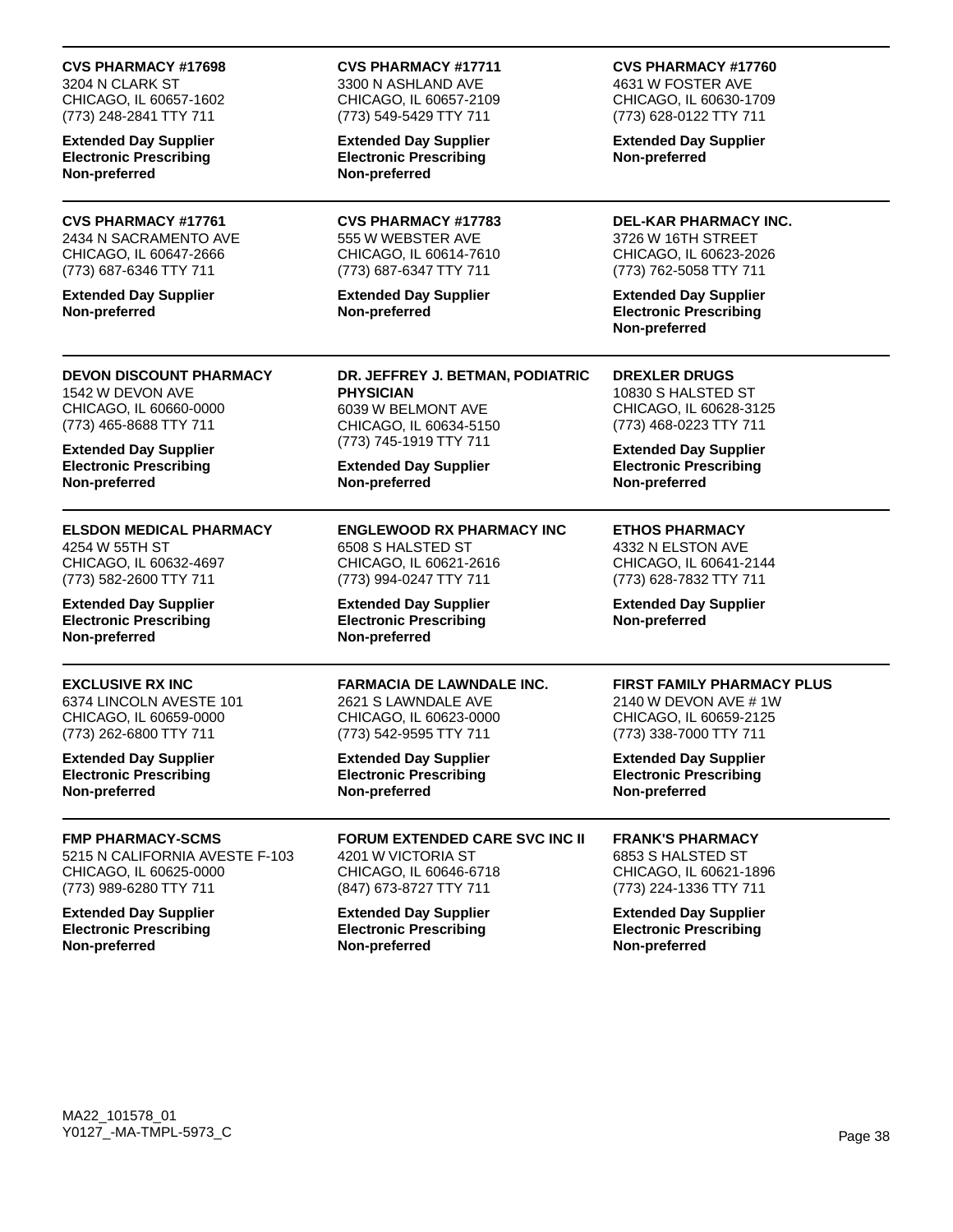**CVS PHARMACY #17698**
3204 N CLARK ST
CHICAGO, IL 60657-1602
(773) 248-2841 TTY 711

**Extended Day Supplier**
**Electronic Prescribing**
**Non-preferred**

**CVS PHARMACY #17711**
3300 N ASHLAND AVE
CHICAGO, IL 60657-2109
(773) 549-5429 TTY 711

**Extended Day Supplier**
**Electronic Prescribing**
**Non-preferred**

**CVS PHARMACY #17760**
4631 W FOSTER AVE
CHICAGO, IL 60630-1709
(773) 628-0122 TTY 711

**Extended Day Supplier**
**Non-preferred**

**CVS PHARMACY #17761**
2434 N SACRAMENTO AVE
CHICAGO, IL 60647-2666
(773) 687-6346 TTY 711

**Extended Day Supplier**
**Non-preferred**

**CVS PHARMACY #17783**
555 W WEBSTER AVE
CHICAGO, IL 60614-7610
(773) 687-6347 TTY 711

**Extended Day Supplier**
**Non-preferred**

**DEL-KAR PHARMACY INC.**
3726 W 16TH STREET
CHICAGO, IL 60623-2026
(773) 762-5058 TTY 711

**Extended Day Supplier**
**Electronic Prescribing**
**Non-preferred**

**DEVON DISCOUNT PHARMACY**
1542 W DEVON AVE
CHICAGO, IL 60660-0000
(773) 465-8688 TTY 711

**Extended Day Supplier**
**Electronic Prescribing**
**Non-preferred**

**DR. JEFFREY J. BETMAN, PODIATRIC PHYSICIAN**
6039 W BELMONT AVE
CHICAGO, IL 60634-5150
(773) 745-1919 TTY 711

**Extended Day Supplier**
**Non-preferred**

**DREXLER DRUGS**
10830 S HALSTED ST
CHICAGO, IL 60628-3125
(773) 468-0223 TTY 711

**Extended Day Supplier**
**Electronic Prescribing**
**Non-preferred**

**ELSDON MEDICAL PHARMACY**
4254 W 55TH ST
CHICAGO, IL 60632-4697
(773) 582-2600 TTY 711

**Extended Day Supplier**
**Electronic Prescribing**
**Non-preferred**

**ENGLEWOOD RX PHARMACY INC**
6508 S HALSTED ST
CHICAGO, IL 60621-2616
(773) 994-0247 TTY 711

**Extended Day Supplier**
**Electronic Prescribing**
**Non-preferred**

**ETHOS PHARMACY**
4332 N ELSTON AVE
CHICAGO, IL 60641-2144
(773) 628-7832 TTY 711

**Extended Day Supplier**
**Non-preferred**

**EXCLUSIVE RX INC**
6374 LINCOLN AVESTE 101
CHICAGO, IL 60659-0000
(773) 262-6800 TTY 711

**Extended Day Supplier**
**Electronic Prescribing**
**Non-preferred**

**FARMACIA DE LAWNDALE INC.**
2621 S LAWNDALE AVE
CHICAGO, IL 60623-0000
(773) 542-9595 TTY 711

**Extended Day Supplier**
**Electronic Prescribing**
**Non-preferred**

**FIRST FAMILY PHARMACY PLUS**
2140 W DEVON AVE # 1W
CHICAGO, IL 60659-2125
(773) 338-7000 TTY 711

**Extended Day Supplier**
**Electronic Prescribing**
**Non-preferred**

**FMP PHARMACY-SCMS**
5215 N CALIFORNIA AVESTE F-103
CHICAGO, IL 60625-0000
(773) 989-6280 TTY 711

**Extended Day Supplier**
**Electronic Prescribing**
**Non-preferred**

**FORUM EXTENDED CARE SVC INC II**
4201 W VICTORIA ST
CHICAGO, IL 60646-6718
(847) 673-8727 TTY 711

**Extended Day Supplier**
**Electronic Prescribing**
**Non-preferred**

**FRANK'S PHARMACY**
6853 S HALSTED ST
CHICAGO, IL 60621-1896
(773) 224-1336 TTY 711

**Extended Day Supplier**
**Electronic Prescribing**
**Non-preferred**

MA22_101578_01
Y0127_-MA-TMPL-5973_C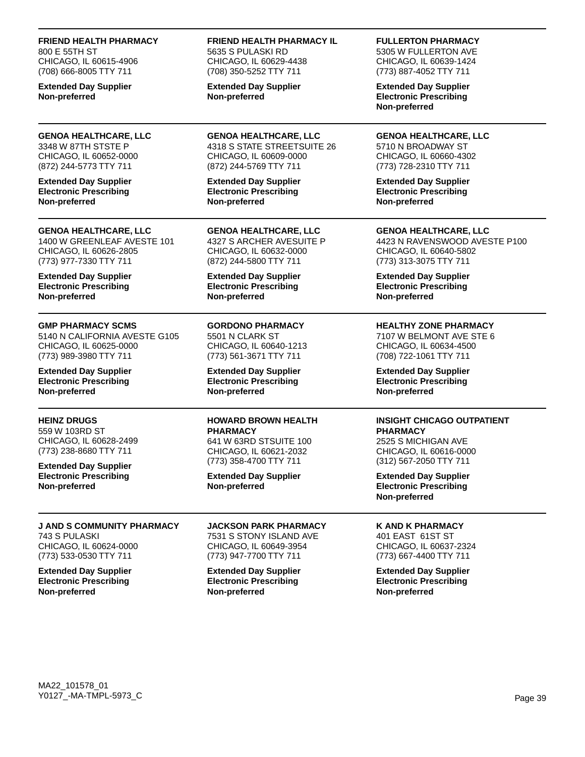**FRIEND HEALTH PHARMACY**
800 E 55TH ST
CHICAGO, IL 60615-4906
(708) 666-8005 TTY 711

**Extended Day Supplier**
**Non-preferred**

---

**FRIEND HEALTH PHARMACY IL**
5635 S PULASKI RD
CHICAGO, IL 60629-4438
(708) 350-5252 TTY 711

**Extended Day Supplier**
**Non-preferred**

---

**FULLERTON PHARMACY**
5305 W FULLERTON AVE
CHICAGO, IL 60639-1424
(773) 887-4052 TTY 711

**Extended Day Supplier**
**Electronic Prescribing**
**Non-preferred**

---

**GENOA HEALTHCARE, LLC**
3348 W 87TH STSTE P
CHICAGO, IL 60652-0000
(872) 244-5773 TTY 711

**Extended Day Supplier**
**Electronic Prescribing**
**Non-preferred**

---

**GENOA HEALTHCARE, LLC**
4318 S STATE STREETSUITE 26
CHICAGO, IL 60609-0000
(872) 244-5769 TTY 711

**Extended Day Supplier**
**Electronic Prescribing**
**Non-preferred**

---

**GENOA HEALTHCARE, LLC**
5710 N BROADWAY ST
CHICAGO, IL 60660-4302
(773) 728-2310 TTY 711

**Extended Day Supplier**
**Electronic Prescribing**
**Non-preferred**

---

**GENOA HEALTHCARE, LLC**
1400 W GREENLEAF AVESTE 101
CHICAGO, IL 60626-2805
(773) 977-7330 TTY 711

**Extended Day Supplier**
**Electronic Prescribing**
**Non-preferred**

---

**GENOA HEALTHCARE, LLC**
4327 S ARCHER AVESUITE P
CHICAGO, IL 60632-0000
(872) 244-5800 TTY 711

**Extended Day Supplier**
**Electronic Prescribing**
**Non-preferred**

---

**GENOA HEALTHCARE, LLC**
4423 N RAVENSWOOD AVESTE P100
CHICAGO, IL 60640-5802
(773) 313-3075 TTY 711

**Extended Day Supplier**
**Electronic Prescribing**
**Non-preferred**

---

**GMP PHARMACY SCMS**
5140 N CALIFORNIA AVESTE G105
CHICAGO, IL 60625-0000
(773) 989-3980 TTY 711

**Extended Day Supplier**
**Electronic Prescribing**
**Non-preferred**

---

**GORDONO PHARMACY**
5501 N CLARK ST
CHICAGO, IL 60640-1213
(773) 561-3671 TTY 711

**Extended Day Supplier**
**Electronic Prescribing**
**Non-preferred**

---

**HEALTHY ZONE PHARMACY**
7107 W BELMONT AVE STE 6
CHICAGO, IL 60634-4500
(708) 722-1061 TTY 711

**Extended Day Supplier**
**Electronic Prescribing**
**Non-preferred**

---

**HEINZ DRUGS**
559 W 103RD ST
CHICAGO, IL 60628-2499
(773) 238-8680 TTY 711

**Extended Day Supplier**
**Electronic Prescribing**
**Non-preferred**

---

**HOWARD BROWN HEALTH PHARMACY**
641 W 63RD STSUITE 100
CHICAGO, IL 60621-2032
(773) 358-4700 TTY 711

**Extended Day Supplier**
**Non-preferred**

---

**INSIGHT CHICAGO OUTPATIENT PHARMACY**
2525 S MICHIGAN AVE
CHICAGO, IL 60616-0000
(312) 567-2050 TTY 711

**Extended Day Supplier**
**Electronic Prescribing**
**Non-preferred**

---

**J AND S COMMUNITY PHARMACY**
743 S PULASKI
CHICAGO, IL 60624-0000
(773) 533-0530 TTY 711

**Extended Day Supplier**
**Electronic Prescribing**
**Non-preferred**

---

**JACKSON PARK PHARMACY**
7531 S STONY ISLAND AVE
CHICAGO, IL 60649-3954
(773) 947-7700 TTY 711

**Extended Day Supplier**
**Electronic Prescribing**
**Non-preferred**

---

**K AND K PHARMACY**
401 EAST 61ST ST
CHICAGO, IL 60637-2324
(773) 667-4400 TTY 711

**Extended Day Supplier**
**Electronic Prescribing**
**Non-preferred**

MA22_101578_01
Y0127_-MA-TMPL-5973_C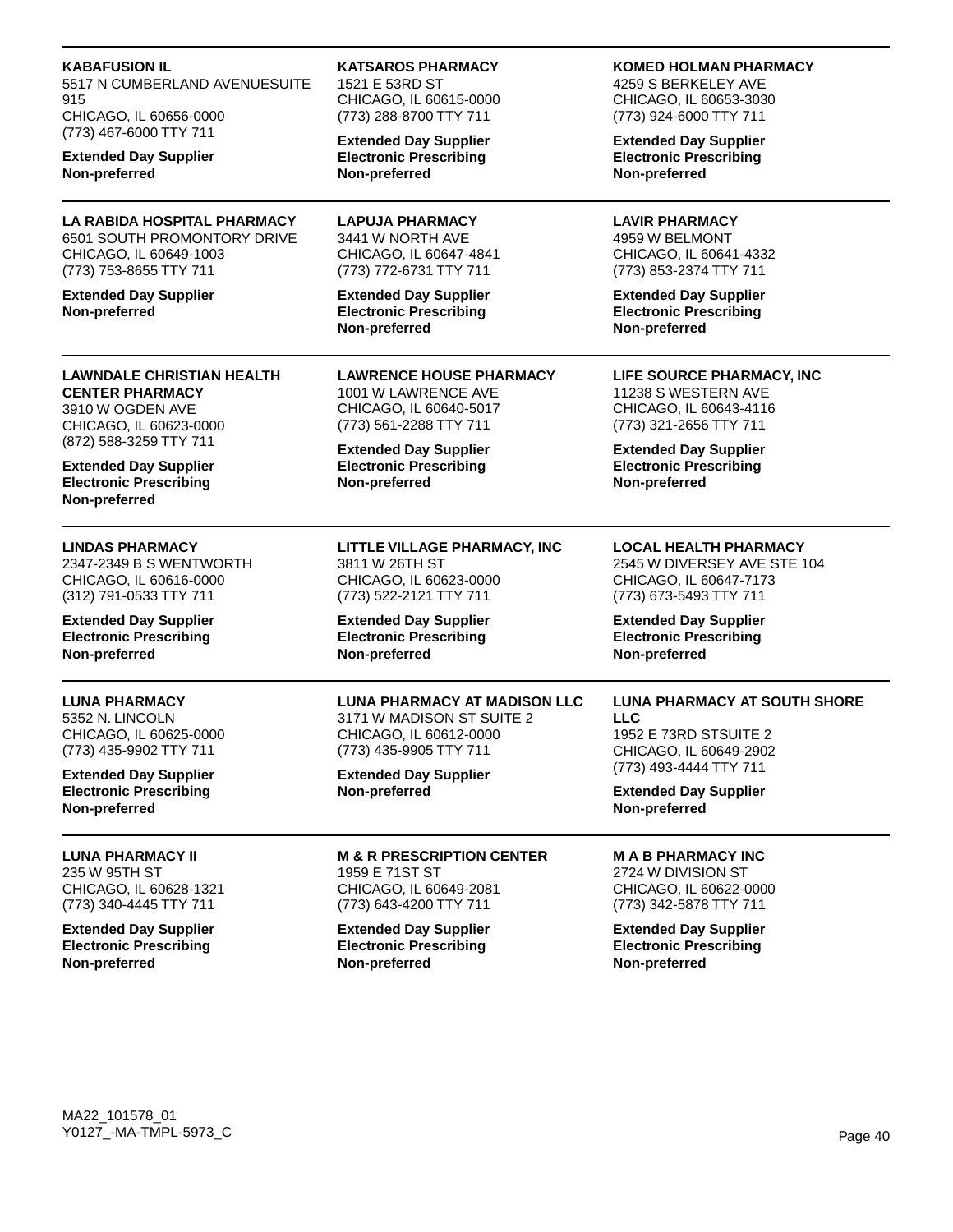**KABAFUSION IL**
5517 N CUMBERLAND AVENUESUITE 915
CHICAGO, IL 60656-0000
(773) 467-6000 TTY 711

**Extended Day Supplier**
**Non-preferred**

---

**KATSAROS PHARMACY**
1521 E 53RD ST
CHICAGO, IL 60615-0000
(773) 288-8700 TTY 711

**Extended Day Supplier**
**Electronic Prescribing**
**Non-preferred**

---

**KOMED HOLMAN PHARMACY**
4259 S BERKELEY AVE
CHICAGO, IL 60653-3030
(773) 924-6000 TTY 711

**Extended Day Supplier**
**Electronic Prescribing**
**Non-preferred**

---

**LA RABIDA HOSPITAL PHARMACY**
6501 SOUTH PROMONTORY DRIVE
CHICAGO, IL 60649-1003
(773) 753-8655 TTY 711

**Extended Day Supplier**
**Non-preferred**

---

**LAPUJA PHARMACY**
3441 W NORTH AVE
CHICAGO, IL 60647-4841
(773) 772-6731 TTY 711

**Extended Day Supplier**
**Electronic Prescribing**
**Non-preferred**

---

**LAVIR PHARMACY**
4959 W BELMONT
CHICAGO, IL 60641-4332
(773) 853-2374 TTY 711

**Extended Day Supplier**
**Electronic Prescribing**
**Non-preferred**

---

**LAWNDALE CHRISTIAN HEALTH CENTER PHARMACY**
3910 W OGDEN AVE
CHICAGO, IL 60623-0000
(872) 588-3259 TTY 711

**Extended Day Supplier**
**Electronic Prescribing**
**Non-preferred**

---

**LAWRENCE HOUSE PHARMACY**
1001 W LAWRENCE AVE
CHICAGO, IL 60640-5017
(773) 561-2288 TTY 711

**Extended Day Supplier**
**Electronic Prescribing**
**Non-preferred**

---

**LIFE SOURCE PHARMACY, INC**
11238 S WESTERN AVE
CHICAGO, IL 60643-4116
(773) 321-2656 TTY 711

**Extended Day Supplier**
**Electronic Prescribing**
**Non-preferred**

---

**LINDAS PHARMACY**
2347-2349 B S WENTWORTH
CHICAGO, IL 60616-0000
(312) 791-0533 TTY 711

**Extended Day Supplier**
**Electronic Prescribing**
**Non-preferred**

---

**LITTLE VILLAGE PHARMACY, INC**
3811 W 26TH ST
CHICAGO, IL 60623-0000
(773) 522-2121 TTY 711

**Extended Day Supplier**
**Electronic Prescribing**
**Non-preferred**

---

**LOCAL HEALTH PHARMACY**
2545 W DIVERSEY AVE STE 104
CHICAGO, IL 60647-7173
(773) 673-5493 TTY 711

**Extended Day Supplier**
**Electronic Prescribing**
**Non-preferred**

---

**LUNA PHARMACY**
5352 N. LINCOLN
CHICAGO, IL 60625-0000
(773) 435-9902 TTY 711

**Extended Day Supplier**
**Electronic Prescribing**
**Non-preferred**

---

**LUNA PHARMACY AT MADISON LLC**
3171 W MADISON ST SUITE 2
CHICAGO, IL 60612-0000
(773) 435-9905 TTY 711

**Extended Day Supplier**
**Non-preferred**

---

**LUNA PHARMACY AT SOUTH SHORE LLC**
1952 E 73RD STSUITE 2
CHICAGO, IL 60649-2902
(773) 493-4444 TTY 711

**Extended Day Supplier**
**Non-preferred**

---

**LUNA PHARMACY II**
235 W 95TH ST
CHICAGO, IL 60628-1321
(773) 340-4445 TTY 711

**Extended Day Supplier**
**Electronic Prescribing**
**Non-preferred**

---

**M & R PRESCRIPTION CENTER**
1959 E 71ST ST
CHICAGO, IL 60649-2081
(773) 643-4200 TTY 711

**Extended Day Supplier**
**Electronic Prescribing**
**Non-preferred**

---

**M A B PHARMACY INC**
2724 W DIVISION ST
CHICAGO, IL 60622-0000
(773) 342-5878 TTY 711

**Extended Day Supplier**
**Electronic Prescribing**
**Non-preferred**

MA22_101578_01
Y0127_-MA-TMPL-5973_C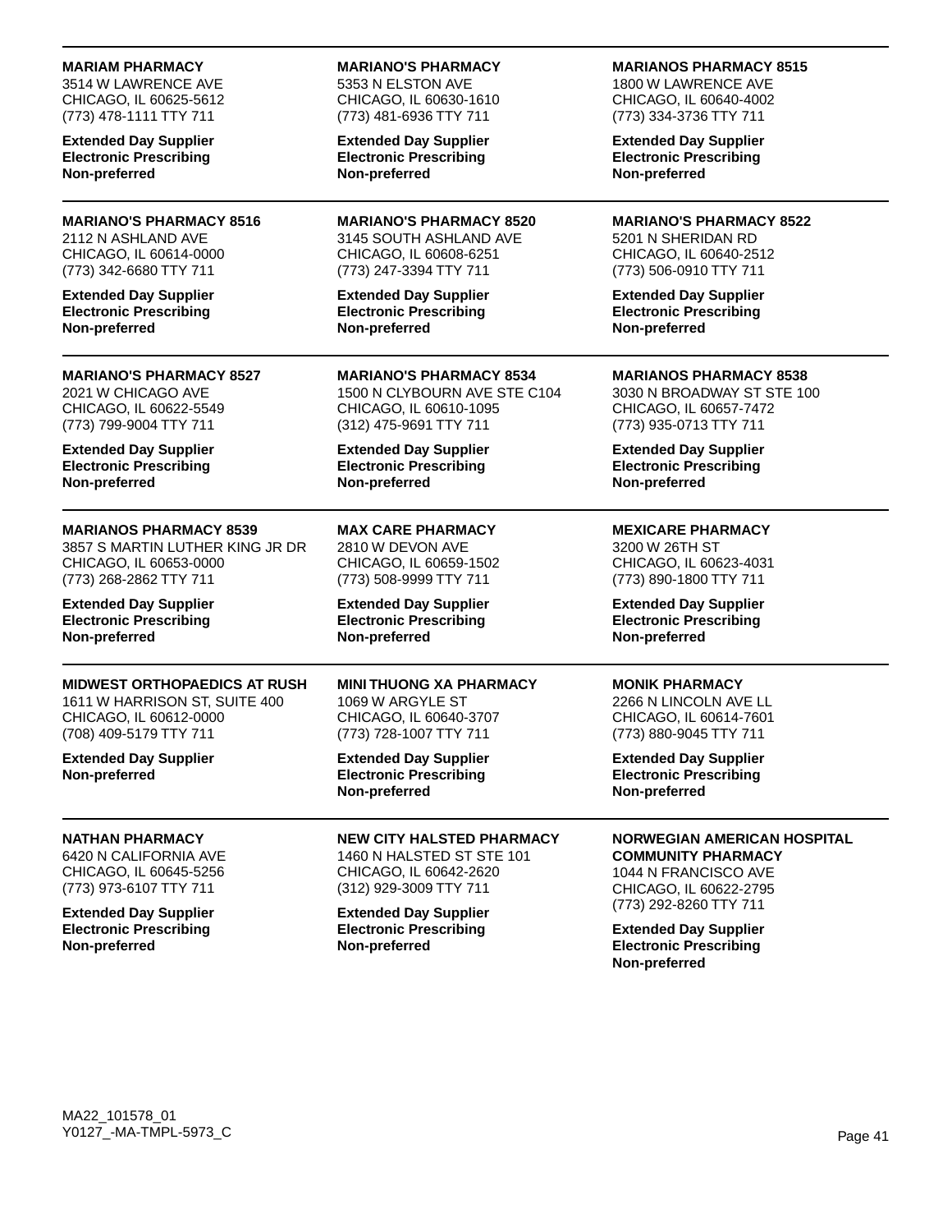**MARIAM PHARMACY**
3514 W LAWRENCE AVE
CHICAGO, IL 60625-5612
(773) 478-1111 TTY 711

**Extended Day Supplier**
**Electronic Prescribing**
**Non-preferred**

---

**MARIANO'S PHARMACY**
5353 N ELSTON AVE
CHICAGO, IL 60630-1610
(773) 481-6936 TTY 711

**Extended Day Supplier**
**Electronic Prescribing**
**Non-preferred**

---

**MARIANOS PHARMACY 8515**
1800 W LAWRENCE AVE
CHICAGO, IL 60640-4002
(773) 334-3736 TTY 711

**Extended Day Supplier**
**Electronic Prescribing**
**Non-preferred**

---

**MARIANO'S PHARMACY 8516**
2112 N ASHLAND AVE
CHICAGO, IL 60614-0000
(773) 342-6680 TTY 711

**Extended Day Supplier**
**Electronic Prescribing**
**Non-preferred**

---

**MARIANO'S PHARMACY 8520**
3145 SOUTH ASHLAND AVE
CHICAGO, IL 60608-6251
(773) 247-3394 TTY 711

**Extended Day Supplier**
**Electronic Prescribing**
**Non-preferred**

---

**MARIANO'S PHARMACY 8522**
5201 N SHERIDAN RD
CHICAGO, IL 60640-2512
(773) 506-0910 TTY 711

**Extended Day Supplier**
**Electronic Prescribing**
**Non-preferred**

---

**MARIANO'S PHARMACY 8527**
2021 W CHICAGO AVE
CHICAGO, IL 60622-5549
(773) 799-9004 TTY 711

**Extended Day Supplier**
**Electronic Prescribing**
**Non-preferred**

---

**MARIANO'S PHARMACY 8534**
1500 N CLYBOURN AVE STE C104
CHICAGO, IL 60610-1095
(312) 475-9691 TTY 711

**Extended Day Supplier**
**Electronic Prescribing**
**Non-preferred**

---

**MARIANOS PHARMACY 8538**
3030 N BROADWAY ST STE 100
CHICAGO, IL 60657-7472
(773) 935-0713 TTY 711

**Extended Day Supplier**
**Electronic Prescribing**
**Non-preferred**

---

**MARIANOS PHARMACY 8539**
3857 S MARTIN LUTHER KING JR DR
CHICAGO, IL 60653-0000
(773) 268-2862 TTY 711

**Extended Day Supplier**
**Electronic Prescribing**
**Non-preferred**

---

**MAX CARE PHARMACY**
2810 W DEVON AVE
CHICAGO, IL 60659-1502
(773) 508-9999 TTY 711

**Extended Day Supplier**
**Electronic Prescribing**
**Non-preferred**

---

**MEXICARE PHARMACY**
3200 W 26TH ST
CHICAGO, IL 60623-4031
(773) 890-1800 TTY 711

**Extended Day Supplier**
**Electronic Prescribing**
**Non-preferred**

---

**MIDWEST ORTHOPAEDICS AT RUSH**
1611 W HARRISON ST, SUITE 400
CHICAGO, IL 60612-0000
(708) 409-5179 TTY 711

**Extended Day Supplier**
**Non-preferred**

---

**MINI THUONG XA PHARMACY**
1069 W ARGYLE ST
CHICAGO, IL 60640-3707
(773) 728-1007 TTY 711

**Extended Day Supplier**
**Electronic Prescribing**
**Non-preferred**

---

**MONIK PHARMACY**
2266 N LINCOLN AVE LL
CHICAGO, IL 60614-7601
(773) 880-9045 TTY 711

**Extended Day Supplier**
**Electronic Prescribing**
**Non-preferred**

---

**NATHAN PHARMACY**
6420 N CALIFORNIA AVE
CHICAGO, IL 60645-5256
(773) 973-6107 TTY 711

**Extended Day Supplier**
**Electronic Prescribing**
**Non-preferred**

---

**NEW CITY HALSTED PHARMACY**
1460 N HALSTED ST STE 101
CHICAGO, IL 60642-2620
(312) 929-3009 TTY 711

**Extended Day Supplier**
**Electronic Prescribing**
**Non-preferred**

---

**NORWEGIAN AMERICAN HOSPITAL COMMUNITY PHARMACY**
1044 N FRANCISCO AVE
CHICAGO, IL 60622-2795
(773) 292-8260 TTY 711

**Extended Day Supplier**
**Electronic Prescribing**
**Non-preferred**

MA22_101578_01
Y0127_-MA-TMPL-5973_C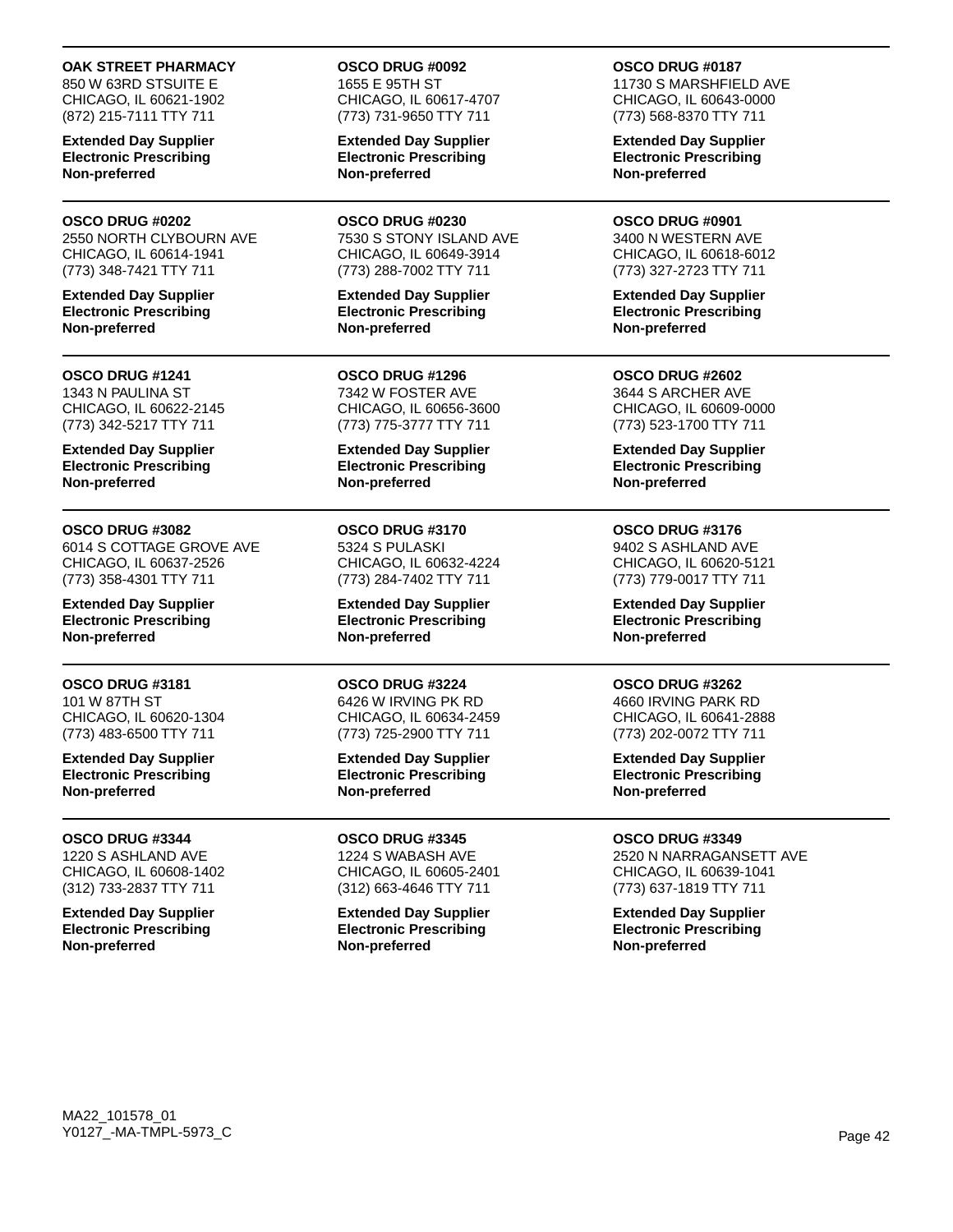**OAK STREET PHARMACY**
850 W 63RD STSUITE E
CHICAGO, IL 60621-1902
(872) 215-7111 TTY 711

**Extended Day Supplier**
**Electronic Prescribing**
**Non-preferred**

---

**OSCO DRUG #0092**
1655 E 95TH ST
CHICAGO, IL 60617-4707
(773) 731-9650 TTY 711

**Extended Day Supplier**
**Electronic Prescribing**
**Non-preferred**

---

**OSCO DRUG #0187**
11730 S MARSHFIELD AVE
CHICAGO, IL 60643-0000
(773) 568-8370 TTY 711

**Extended Day Supplier**
**Electronic Prescribing**
**Non-preferred**

---

**OSCO DRUG #0202**
2550 NORTH CLYBOURN AVE
CHICAGO, IL 60614-1941
(773) 348-7421 TTY 711

**Extended Day Supplier**
**Electronic Prescribing**
**Non-preferred**

---

**OSCO DRUG #0230**
7530 S STONY ISLAND AVE
CHICAGO, IL 60649-3914
(773) 288-7002 TTY 711

**Extended Day Supplier**
**Electronic Prescribing**
**Non-preferred**

---

**OSCO DRUG #0901**
3400 N WESTERN AVE
CHICAGO, IL 60618-6012
(773) 327-2723 TTY 711

**Extended Day Supplier**
**Electronic Prescribing**
**Non-preferred**

---

**OSCO DRUG #1241**
1343 N PAULINA ST
CHICAGO, IL 60622-2145
(773) 342-5217 TTY 711

**Extended Day Supplier**
**Electronic Prescribing**
**Non-preferred**

---

**OSCO DRUG #1296**
7342 W FOSTER AVE
CHICAGO, IL 60656-3600
(773) 775-3777 TTY 711

**Extended Day Supplier**
**Electronic Prescribing**
**Non-preferred**

---

**OSCO DRUG #2602**
3644 S ARCHER AVE
CHICAGO, IL 60609-0000
(773) 523-1700 TTY 711

**Extended Day Supplier**
**Electronic Prescribing**
**Non-preferred**

---

**OSCO DRUG #3082**
6014 S COTTAGE GROVE AVE
CHICAGO, IL 60637-2526
(773) 358-4301 TTY 711

**Extended Day Supplier**
**Electronic Prescribing**
**Non-preferred**

---

**OSCO DRUG #3170**
5324 S PULASKI
CHICAGO, IL 60632-4224
(773) 284-7402 TTY 711

**Extended Day Supplier**
**Electronic Prescribing**
**Non-preferred**

---

**OSCO DRUG #3176**
9402 S ASHLAND AVE
CHICAGO, IL 60620-5121
(773) 779-0017 TTY 711

**Extended Day Supplier**
**Electronic Prescribing**
**Non-preferred**

---

**OSCO DRUG #3181**
101 W 87TH ST
CHICAGO, IL 60620-1304
(773) 483-6500 TTY 711

**Extended Day Supplier**
**Electronic Prescribing**
**Non-preferred**

---

**OSCO DRUG #3224**
6426 W IRVING PK RD
CHICAGO, IL 60634-2459
(773) 725-2900 TTY 711

**Extended Day Supplier**
**Electronic Prescribing**
**Non-preferred**

---

**OSCO DRUG #3262**
4660 IRVING PARK RD
CHICAGO, IL 60641-2888
(773) 202-0072 TTY 711

**Extended Day Supplier**
**Electronic Prescribing**
**Non-preferred**

---

**OSCO DRUG #3344**
1220 S ASHLAND AVE
CHICAGO, IL 60608-1402
(312) 733-2837 TTY 711

**Extended Day Supplier**
**Electronic Prescribing**
**Non-preferred**

---

**OSCO DRUG #3345**
1224 S WABASH AVE
CHICAGO, IL 60605-2401
(312) 663-4646 TTY 711

**Extended Day Supplier**
**Electronic Prescribing**
**Non-preferred**

---

**OSCO DRUG #3349**
2520 N NARRAGANSETT AVE
CHICAGO, IL 60639-1041
(773) 637-1819 TTY 711

**Extended Day Supplier**
**Electronic Prescribing**
**Non-preferred**

MA22_101578_01
Y0127_-MA-TMPL-5973_C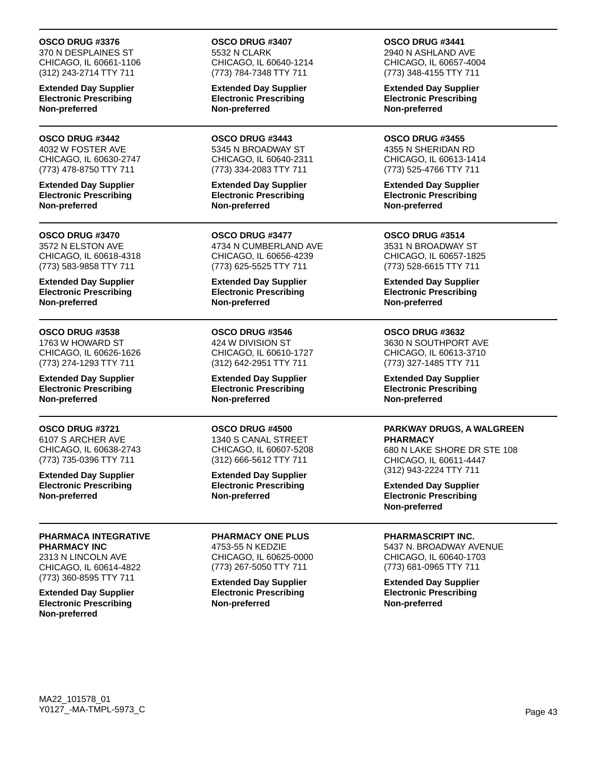**OSCO DRUG #3376**
370 N DESPLAINES ST
CHICAGO, IL 60661-1106
(312) 243-2714 TTY 711

**Extended Day Supplier**
**Electronic Prescribing**
**Non-preferred**

---

**OSCO DRUG #3407**
5532 N CLARK
CHICAGO, IL 60640-1214
(773) 784-7348 TTY 711

**Extended Day Supplier**
**Electronic Prescribing**
**Non-preferred**

---

**OSCO DRUG #3441**
2940 N ASHLAND AVE
CHICAGO, IL 60657-4004
(773) 348-4155 TTY 711

**Extended Day Supplier**
**Electronic Prescribing**
**Non-preferred**

---

**OSCO DRUG #3442**
4032 W FOSTER AVE
CHICAGO, IL 60630-2747
(773) 478-8750 TTY 711

**Extended Day Supplier**
**Electronic Prescribing**
**Non-preferred**

---

**OSCO DRUG #3443**
5345 N BROADWAY ST
CHICAGO, IL 60640-2311
(773) 334-2083 TTY 711

**Extended Day Supplier**
**Electronic Prescribing**
**Non-preferred**

---

**OSCO DRUG #3455**
4355 N SHERIDAN RD
CHICAGO, IL 60613-1414
(773) 525-4766 TTY 711

**Extended Day Supplier**
**Electronic Prescribing**
**Non-preferred**

---

**OSCO DRUG #3470**
3572 N ELSTON AVE
CHICAGO, IL 60618-4318
(773) 583-9858 TTY 711

**Extended Day Supplier**
**Electronic Prescribing**
**Non-preferred**

---

**OSCO DRUG #3477**
4734 N CUMBERLAND AVE
CHICAGO, IL 60656-4239
(773) 625-5525 TTY 711

**Extended Day Supplier**
**Electronic Prescribing**
**Non-preferred**

---

**OSCO DRUG #3514**
3531 N BROADWAY ST
CHICAGO, IL 60657-1825
(773) 528-6615 TTY 711

**Extended Day Supplier**
**Electronic Prescribing**
**Non-preferred**

---

**OSCO DRUG #3538**
1763 W HOWARD ST
CHICAGO, IL 60626-1626
(773) 274-1293 TTY 711

**Extended Day Supplier**
**Electronic Prescribing**
**Non-preferred**

---

**OSCO DRUG #3546**
424 W DIVISION ST
CHICAGO, IL 60610-1727
(312) 642-2951 TTY 711

**Extended Day Supplier**
**Electronic Prescribing**
**Non-preferred**

---

**OSCO DRUG #3632**
3630 N SOUTHPORT AVE
CHICAGO, IL 60613-3710
(773) 327-1485 TTY 711

**Extended Day Supplier**
**Electronic Prescribing**
**Non-preferred**

---

**OSCO DRUG #3721**
6107 S ARCHER AVE
CHICAGO, IL 60638-2743
(773) 735-0396 TTY 711

**Extended Day Supplier**
**Electronic Prescribing**
**Non-preferred**

---

**OSCO DRUG #4500**
1340 S CANAL STREET
CHICAGO, IL 60607-5208
(312) 666-5612 TTY 711

**Extended Day Supplier**
**Electronic Prescribing**
**Non-preferred**

---

**PARKWAY DRUGS, A WALGREEN PHARMACY**
680 N LAKE SHORE DR STE 108
CHICAGO, IL 60611-4447
(312) 943-2224 TTY 711

**Extended Day Supplier**
**Electronic Prescribing**
**Non-preferred**

---

**PHARMACA INTEGRATIVE PHARMACY INC**
2313 N LINCOLN AVE
CHICAGO, IL 60614-4822
(773) 360-8595 TTY 711

**Extended Day Supplier**
**Electronic Prescribing**
**Non-preferred**

---

**PHARMACY ONE PLUS**
4753-55 N KEDZIE
CHICAGO, IL 60625-0000
(773) 267-5050 TTY 711

**Extended Day Supplier**
**Electronic Prescribing**
**Non-preferred**

---

**PHARMASCRIPT INC.**
5437 N. BROADWAY AVENUE
CHICAGO, IL 60640-1703
(773) 681-0965 TTY 711

**Extended Day Supplier**
**Electronic Prescribing**
**Non-preferred**

MA22_101578_01
Y0127_-MA-TMPL-5973_C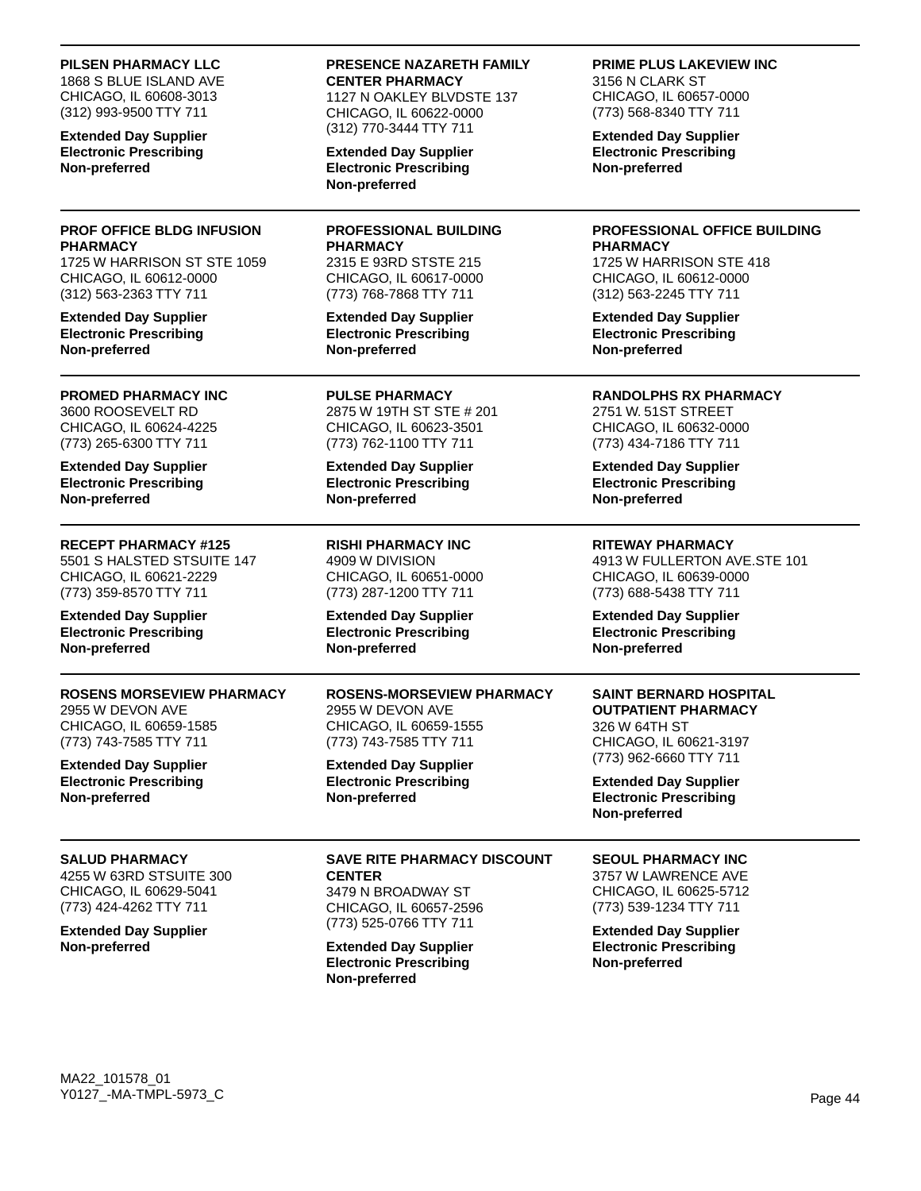**PILSEN PHARMACY LLC**
1868 S BLUE ISLAND AVE
CHICAGO, IL 60608-3013
(312) 993-9500 TTY 711

**Extended Day Supplier**
**Electronic Prescribing**
**Non-preferred**

**PRESENCE NAZARETH FAMILY CENTER PHARMACY**
1127 N OAKLEY BLVDSTE 137
CHICAGO, IL 60622-0000
(312) 770-3444 TTY 711

**Extended Day Supplier**
**Electronic Prescribing**
**Non-preferred**

**PRIME PLUS LAKEVIEW INC**
3156 N CLARK ST
CHICAGO, IL 60657-0000
(773) 568-8340 TTY 711

**Extended Day Supplier**
**Electronic Prescribing**
**Non-preferred**

---

**PROF OFFICE BLDG INFUSION PHARMACY**
1725 W HARRISON ST STE 1059
CHICAGO, IL 60612-0000
(312) 563-2363 TTY 711

**Extended Day Supplier**
**Electronic Prescribing**
**Non-preferred**

**PROFESSIONAL BUILDING PHARMACY**
2315 E 93RD STSTE 215
CHICAGO, IL 60617-0000
(773) 768-7868 TTY 711

**Extended Day Supplier**
**Electronic Prescribing**
**Non-preferred**

**PROFESSIONAL OFFICE BUILDING PHARMACY**
1725 W HARRISON STE 418
CHICAGO, IL 60612-0000
(312) 563-2245 TTY 711

**Extended Day Supplier**
**Electronic Prescribing**
**Non-preferred**

---

**PROMED PHARMACY INC**
3600 ROOSEVELT RD
CHICAGO, IL 60624-4225
(773) 265-6300 TTY 711

**Extended Day Supplier**
**Electronic Prescribing**
**Non-preferred**

**PULSE PHARMACY**
2875 W 19TH ST STE # 201
CHICAGO, IL 60623-3501
(773) 762-1100 TTY 711

**Extended Day Supplier**
**Electronic Prescribing**
**Non-preferred**

**RANDOLPHS RX PHARMACY**
2751 W. 51ST STREET
CHICAGO, IL 60632-0000
(773) 434-7186 TTY 711

**Extended Day Supplier**
**Electronic Prescribing**
**Non-preferred**

---

**RECEPT PHARMACY #125**
5501 S HALSTED STSUITE 147
CHICAGO, IL 60621-2229
(773) 359-8570 TTY 711

**Extended Day Supplier**
**Electronic Prescribing**
**Non-preferred**

**RISHI PHARMACY INC**
4909 W DIVISION
CHICAGO, IL 60651-0000
(773) 287-1200 TTY 711

**Extended Day Supplier**
**Electronic Prescribing**
**Non-preferred**

**RITEWAY PHARMACY**
4913 W FULLERTON AVE.STE 101
CHICAGO, IL 60639-0000
(773) 688-5438 TTY 711

**Extended Day Supplier**
**Electronic Prescribing**
**Non-preferred**

---

**ROSENS MORSEVIEW PHARMACY**
2955 W DEVON AVE
CHICAGO, IL 60659-1585
(773) 743-7585 TTY 711

**Extended Day Supplier**
**Electronic Prescribing**
**Non-preferred**

**ROSENS-MORSEVIEW PHARMACY**
2955 W DEVON AVE
CHICAGO, IL 60659-1555
(773) 743-7585 TTY 711

**Extended Day Supplier**
**Electronic Prescribing**
**Non-preferred**

**SAINT BERNARD HOSPITAL OUTPATIENT PHARMACY**
326 W 64TH ST
CHICAGO, IL 60621-3197
(773) 962-6660 TTY 711

**Extended Day Supplier**
**Electronic Prescribing**
**Non-preferred**

---

**SALUD PHARMACY**
4255 W 63RD STSUITE 300
CHICAGO, IL 60629-5041
(773) 424-4262 TTY 711

**Extended Day Supplier**
**Non-preferred**

**SAVE RITE PHARMACY DISCOUNT CENTER**
3479 N BROADWAY ST
CHICAGO, IL 60657-2596
(773) 525-0766 TTY 711

**Extended Day Supplier**
**Electronic Prescribing**
**Non-preferred**

**SEOUL PHARMACY INC**
3757 W LAWRENCE AVE
CHICAGO, IL 60625-5712
(773) 539-1234 TTY 711

**Extended Day Supplier**
**Electronic Prescribing**
**Non-preferred**

MA22_101578_01
Y0127_-MA-TMPL-5973_C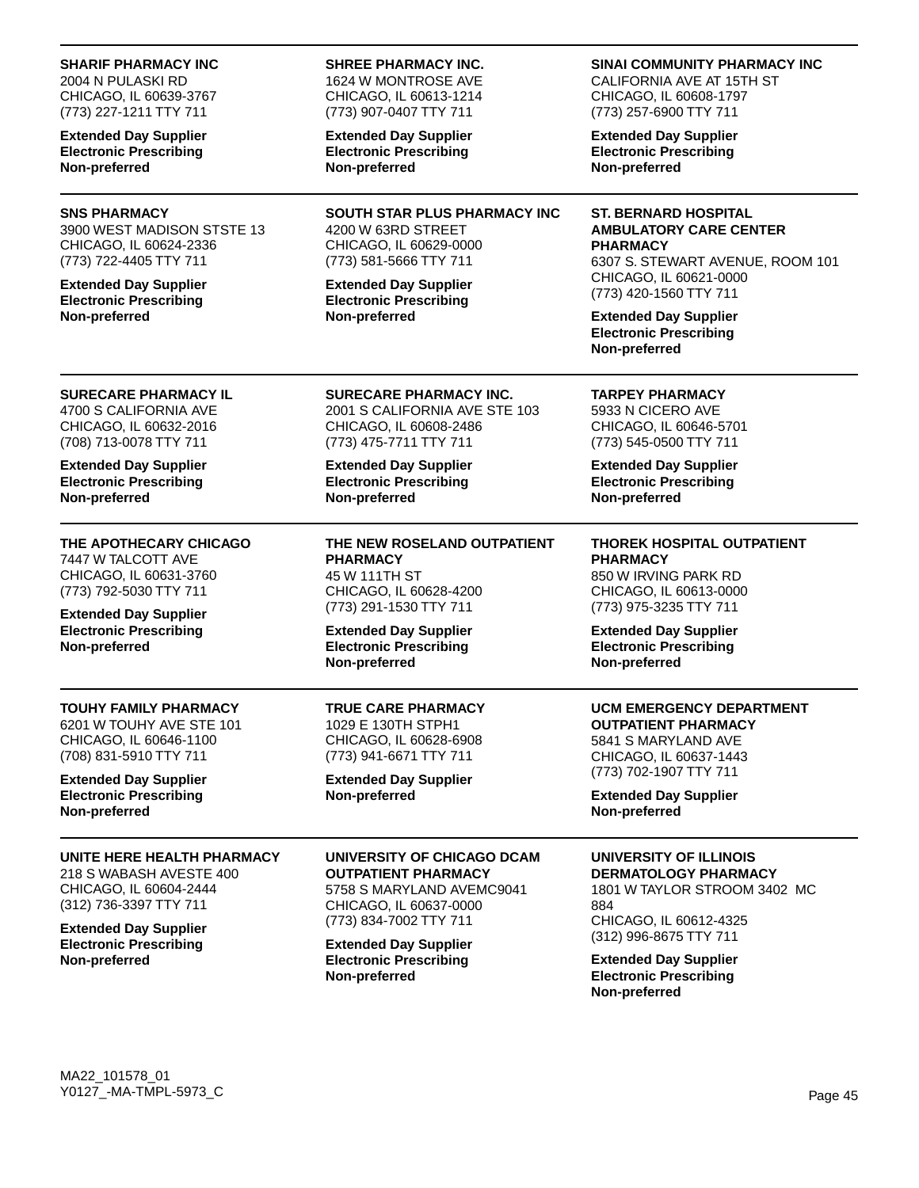**SHARIF PHARMACY INC**
2004 N PULASKI RD
CHICAGO, IL 60639-3767
(773) 227-1211 TTY 711

**Extended Day Supplier**
**Electronic Prescribing**
**Non-preferred**

**SHREE PHARMACY INC.**
1624 W MONTROSE AVE
CHICAGO, IL 60613-1214
(773) 907-0407 TTY 711

**Extended Day Supplier**
**Electronic Prescribing**
**Non-preferred**

**SINAI COMMUNITY PHARMACY INC**
CALIFORNIA AVE AT 15TH ST
CHICAGO, IL 60608-1797
(773) 257-6900 TTY 711

**Extended Day Supplier**
**Electronic Prescribing**
**Non-preferred**

---

**SNS PHARMACY**
3900 WEST MADISON STSTE 13
CHICAGO, IL 60624-2336
(773) 722-4405 TTY 711

**Extended Day Supplier**
**Electronic Prescribing**
**Non-preferred**

**SOUTH STAR PLUS PHARMACY INC**
4200 W 63RD STREET
CHICAGO, IL 60629-0000
(773) 581-5666 TTY 711

**Extended Day Supplier**
**Electronic Prescribing**
**Non-preferred**

**ST. BERNARD HOSPITAL AMBULATORY CARE CENTER PHARMACY**
6307 S. STEWART AVENUE, ROOM 101
CHICAGO, IL 60621-0000
(773) 420-1560 TTY 711

**Extended Day Supplier**
**Electronic Prescribing**
**Non-preferred**

---

**SURECARE PHARMACY IL**
4700 S CALIFORNIA AVE
CHICAGO, IL 60632-2016
(708) 713-0078 TTY 711

**Extended Day Supplier**
**Electronic Prescribing**
**Non-preferred**

**SURECARE PHARMACY INC.**
2001 S CALIFORNIA AVE STE 103
CHICAGO, IL 60608-2486
(773) 475-7711 TTY 711

**Extended Day Supplier**
**Electronic Prescribing**
**Non-preferred**

**TARPEY PHARMACY**
5933 N CICERO AVE
CHICAGO, IL 60646-5701
(773) 545-0500 TTY 711

**Extended Day Supplier**
**Electronic Prescribing**
**Non-preferred**

---

**THE APOTHECARY CHICAGO**
7447 W TALCOTT AVE
CHICAGO, IL 60631-3760
(773) 792-5030 TTY 711

**Extended Day Supplier**
**Electronic Prescribing**
**Non-preferred**

**THE NEW ROSELAND OUTPATIENT PHARMACY**
45 W 111TH ST
CHICAGO, IL 60628-4200
(773) 291-1530 TTY 711

**Extended Day Supplier**
**Electronic Prescribing**
**Non-preferred**

**THOREK HOSPITAL OUTPATIENT PHARMACY**
850 W IRVING PARK RD
CHICAGO, IL 60613-0000
(773) 975-3235 TTY 711

**Extended Day Supplier**
**Electronic Prescribing**
**Non-preferred**

---

**TOUHY FAMILY PHARMACY**
6201 W TOUHY AVE STE 101
CHICAGO, IL 60646-1100
(708) 831-5910 TTY 711

**Extended Day Supplier**
**Electronic Prescribing**
**Non-preferred**

**TRUE CARE PHARMACY**
1029 E 130TH STPH1
CHICAGO, IL 60628-6908
(773) 941-6671 TTY 711

**Extended Day Supplier**
**Non-preferred**

**UCM EMERGENCY DEPARTMENT OUTPATIENT PHARMACY**
5841 S MARYLAND AVE
CHICAGO, IL 60637-1443
(773) 702-1907 TTY 711

**Extended Day Supplier**
**Non-preferred**

---

**UNITE HERE HEALTH PHARMACY**
218 S WABASH AVESTE 400
CHICAGO, IL 60604-2444
(312) 736-3397 TTY 711

**Extended Day Supplier**
**Electronic Prescribing**
**Non-preferred**

**UNIVERSITY OF CHICAGO DCAM OUTPATIENT PHARMACY**
5758 S MARYLAND AVEMC9041
CHICAGO, IL 60637-0000
(773) 834-7002 TTY 711

**Extended Day Supplier**
**Electronic Prescribing**
**Non-preferred**

**UNIVERSITY OF ILLINOIS DERMATOLOGY PHARMACY**
1801 W TAYLOR STROOM 3402 MC 884
CHICAGO, IL 60612-4325
(312) 996-8675 TTY 711

**Extended Day Supplier**
**Electronic Prescribing**
**Non-preferred**

MA22_101578_01
Y0127_-MA-TMPL-5973_C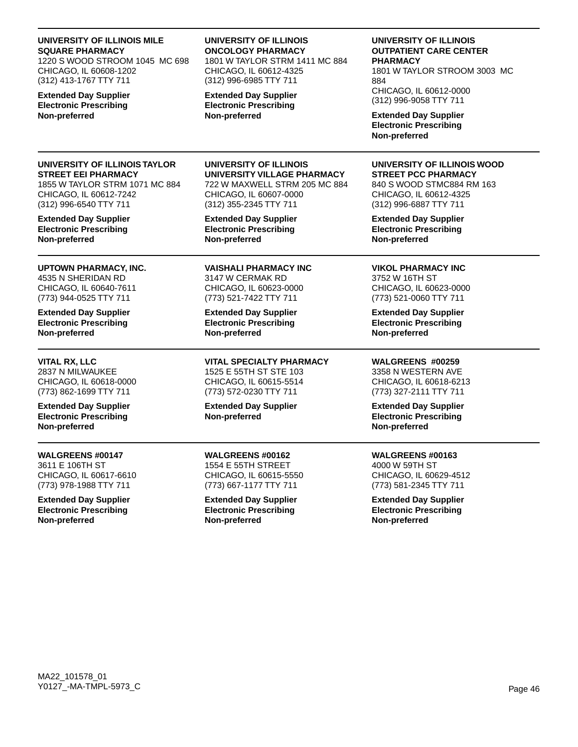**UNIVERSITY OF ILLINOIS MILE SQUARE PHARMACY**
1220 S WOOD STROOM 1045 MC 698
CHICAGO, IL 60608-1202
(312) 413-1767 TTY 711

**Extended Day Supplier**
**Electronic Prescribing**
**Non-preferred**

**UNIVERSITY OF ILLINOIS ONCOLOGY PHARMACY**
1801 W TAYLOR STRM 1411 MC 884
CHICAGO, IL 60612-4325
(312) 996-6985 TTY 711

**Extended Day Supplier**
**Electronic Prescribing**
**Non-preferred**

**UNIVERSITY OF ILLINOIS OUTPATIENT CARE CENTER PHARMACY**
1801 W TAYLOR STROOM 3003 MC 884
CHICAGO, IL 60612-0000
(312) 996-9058 TTY 711

**Extended Day Supplier**
**Electronic Prescribing**
**Non-preferred**

---

**UNIVERSITY OF ILLINOIS TAYLOR STREET EEI PHARMACY**
1855 W TAYLOR STRM 1071 MC 884
CHICAGO, IL 60612-7242
(312) 996-6540 TTY 711

**Extended Day Supplier**
**Electronic Prescribing**
**Non-preferred**

**UNIVERSITY OF ILLINOIS UNIVERSITY VILLAGE PHARMACY**
722 W MAXWELL STRM 205 MC 884
CHICAGO, IL 60607-0000
(312) 355-2345 TTY 711

**Extended Day Supplier**
**Electronic Prescribing**
**Non-preferred**

**UNIVERSITY OF ILLINOIS WOOD STREET PCC PHARMACY**
840 S WOOD STMC884 RM 163
CHICAGO, IL 60612-4325
(312) 996-6887 TTY 711

**Extended Day Supplier**
**Electronic Prescribing**
**Non-preferred**

---

**UPTOWN PHARMACY, INC.**
4535 N SHERIDAN RD
CHICAGO, IL 60640-7611
(773) 944-0525 TTY 711

**Extended Day Supplier**
**Electronic Prescribing**
**Non-preferred**

**VAISHALI PHARMACY INC**
3147 W CERMAK RD
CHICAGO, IL 60623-0000
(773) 521-7422 TTY 711

**Extended Day Supplier**
**Electronic Prescribing**
**Non-preferred**

**VIKOL PHARMACY INC**
3752 W 16TH ST
CHICAGO, IL 60623-0000
(773) 521-0060 TTY 711

**Extended Day Supplier**
**Electronic Prescribing**
**Non-preferred**

---

**VITAL RX, LLC**
2837 N MILWAUKEE
CHICAGO, IL 60618-0000
(773) 862-1699 TTY 711

**Extended Day Supplier**
**Electronic Prescribing**
**Non-preferred**

**VITAL SPECIALTY PHARMACY**
1525 E 55TH ST STE 103
CHICAGO, IL 60615-5514
(773) 572-0230 TTY 711

**Extended Day Supplier**
**Non-preferred**

**WALGREENS #00259**
3358 N WESTERN AVE
CHICAGO, IL 60618-6213
(773) 327-2111 TTY 711

**Extended Day Supplier**
**Electronic Prescribing**
**Non-preferred**

---

**WALGREENS #00147**
3611 E 106TH ST
CHICAGO, IL 60617-6610
(773) 978-1988 TTY 711

**Extended Day Supplier**
**Electronic Prescribing**
**Non-preferred**

**WALGREENS #00162**
1554 E 55TH STREET
CHICAGO, IL 60615-5550
(773) 667-1177 TTY 711

**Extended Day Supplier**
**Electronic Prescribing**
**Non-preferred**

**WALGREENS #00163**
4000 W 59TH ST
CHICAGO, IL 60629-4512
(773) 581-2345 TTY 711

**Extended Day Supplier**
**Electronic Prescribing**
**Non-preferred**

MA22_101578_01
Y0127_-MA-TMPL-5973_C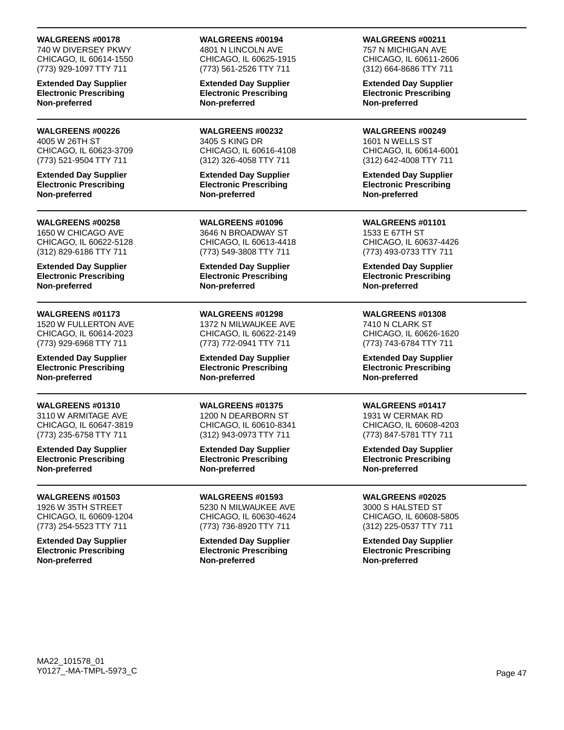**WALGREENS #00178**
740 W DIVERSEY PKWY
CHICAGO, IL 60614-1550
(773) 929-1097 TTY 711

**Extended Day Supplier**
**Electronic Prescribing**
**Non-preferred**

---

**WALGREENS #00194**
4801 N LINCOLN AVE
CHICAGO, IL 60625-1915
(773) 561-2526 TTY 711

**Extended Day Supplier**
**Electronic Prescribing**
**Non-preferred**

---

**WALGREENS #00211**
757 N MICHIGAN AVE
CHICAGO, IL 60611-2606
(312) 664-8686 TTY 711

**Extended Day Supplier**
**Electronic Prescribing**
**Non-preferred**

---

**WALGREENS #00226**
4005 W 26TH ST
CHICAGO, IL 60623-3709
(773) 521-9504 TTY 711

**Extended Day Supplier**
**Electronic Prescribing**
**Non-preferred**

---

**WALGREENS #00232**
3405 S KING DR
CHICAGO, IL 60616-4108
(312) 326-4058 TTY 711

**Extended Day Supplier**
**Electronic Prescribing**
**Non-preferred**

---

**WALGREENS #00249**
1601 N WELLS ST
CHICAGO, IL 60614-6001
(312) 642-4008 TTY 711

**Extended Day Supplier**
**Electronic Prescribing**
**Non-preferred**

---

**WALGREENS #00258**
1650 W CHICAGO AVE
CHICAGO, IL 60622-5128
(312) 829-6186 TTY 711

**Extended Day Supplier**
**Electronic Prescribing**
**Non-preferred**

---

**WALGREENS #01096**
3646 N BROADWAY ST
CHICAGO, IL 60613-4418
(773) 549-3808 TTY 711

**Extended Day Supplier**
**Electronic Prescribing**
**Non-preferred**

---

**WALGREENS #01101**
1533 E 67TH ST
CHICAGO, IL 60637-4426
(773) 493-0733 TTY 711

**Extended Day Supplier**
**Electronic Prescribing**
**Non-preferred**

---

**WALGREENS #01173**
1520 W FULLERTON AVE
CHICAGO, IL 60614-2023
(773) 929-6968 TTY 711

**Extended Day Supplier**
**Electronic Prescribing**
**Non-preferred**

---

**WALGREENS #01298**
1372 N MILWAUKEE AVE
CHICAGO, IL 60622-2149
(773) 772-0941 TTY 711

**Extended Day Supplier**
**Electronic Prescribing**
**Non-preferred**

---

**WALGREENS #01308**
7410 N CLARK ST
CHICAGO, IL 60626-1620
(773) 743-6784 TTY 711

**Extended Day Supplier**
**Electronic Prescribing**
**Non-preferred**

---

**WALGREENS #01310**
3110 W ARMITAGE AVE
CHICAGO, IL 60647-3819
(773) 235-6758 TTY 711

**Extended Day Supplier**
**Electronic Prescribing**
**Non-preferred**

---

**WALGREENS #01375**
1200 N DEARBORN ST
CHICAGO, IL 60610-8341
(312) 943-0973 TTY 711

**Extended Day Supplier**
**Electronic Prescribing**
**Non-preferred**

---

**WALGREENS #01417**
1931 W CERMAK RD
CHICAGO, IL 60608-4203
(773) 847-5781 TTY 711

**Extended Day Supplier**
**Electronic Prescribing**
**Non-preferred**

---

**WALGREENS #01503**
1926 W 35TH STREET
CHICAGO, IL 60609-1204
(773) 254-5523 TTY 711

**Extended Day Supplier**
**Electronic Prescribing**
**Non-preferred**

---

**WALGREENS #01593**
5230 N MILWAUKEE AVE
CHICAGO, IL 60630-4624
(773) 736-8920 TTY 711

**Extended Day Supplier**
**Electronic Prescribing**
**Non-preferred**

---

**WALGREENS #02025**
3000 S HALSTED ST
CHICAGO, IL 60608-5805
(312) 225-0537 TTY 711

**Extended Day Supplier**
**Electronic Prescribing**
**Non-preferred**

MA22_101578_01
Y0127_-MA-TMPL-5973_C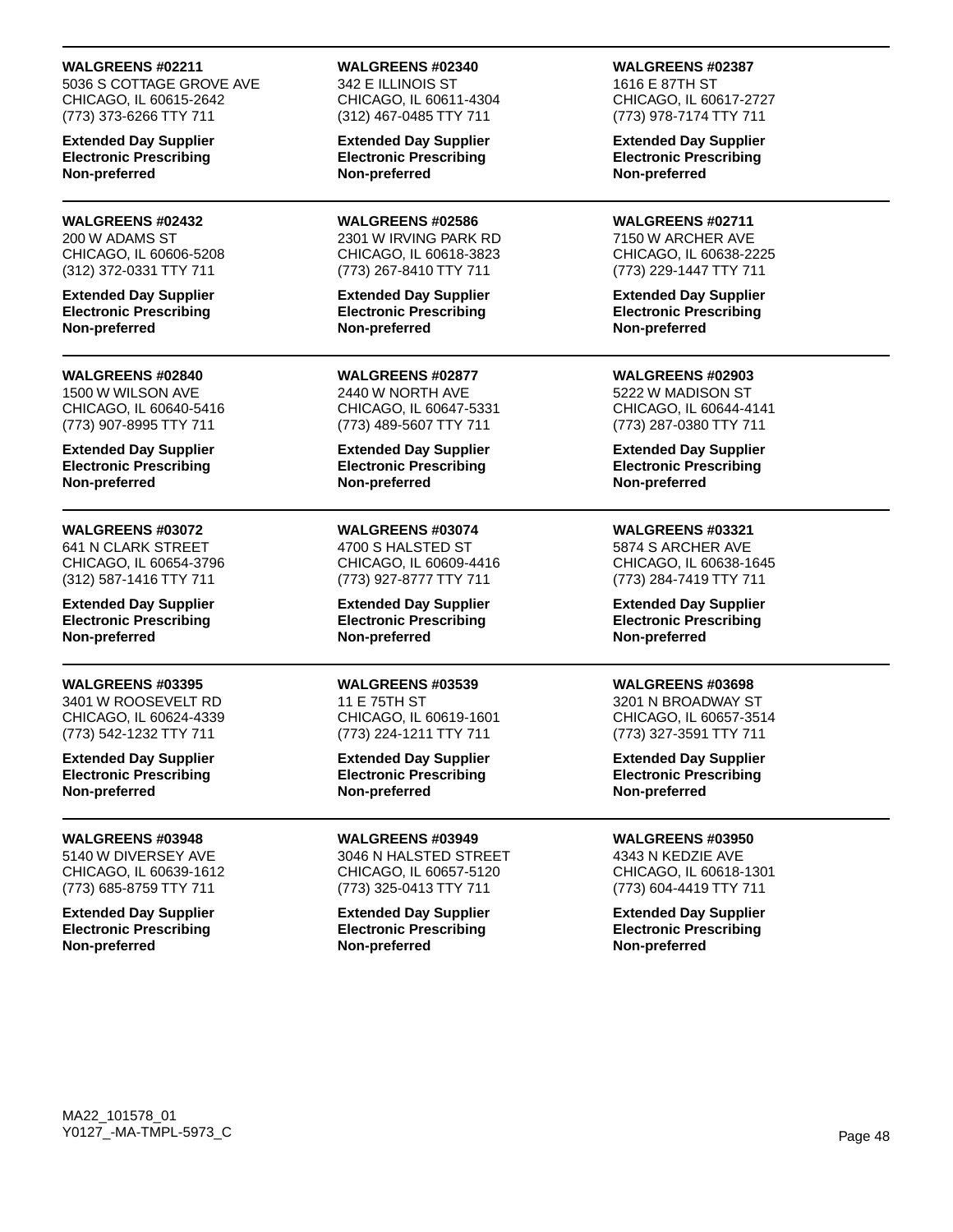**WALGREENS #02211**
5036 S COTTAGE GROVE AVE
CHICAGO, IL 60615-2642
(773) 373-6266 TTY 711

**Extended Day Supplier**
**Electronic Prescribing**
**Non-preferred**

**WALGREENS #02340**
342 E ILLINOIS ST
CHICAGO, IL 60611-4304
(312) 467-0485 TTY 711

**Extended Day Supplier**
**Electronic Prescribing**
**Non-preferred**

**WALGREENS #02387**
1616 E 87TH ST
CHICAGO, IL 60617-2727
(773) 978-7174 TTY 711

**Extended Day Supplier**
**Electronic Prescribing**
**Non-preferred**

---

**WALGREENS #02432**
200 W ADAMS ST
CHICAGO, IL 60606-5208
(312) 372-0331 TTY 711

**Extended Day Supplier**
**Electronic Prescribing**
**Non-preferred**

**WALGREENS #02586**
2301 W IRVING PARK RD
CHICAGO, IL 60618-3823
(773) 267-8410 TTY 711

**Extended Day Supplier**
**Electronic Prescribing**
**Non-preferred**

**WALGREENS #02711**
7150 W ARCHER AVE
CHICAGO, IL 60638-2225
(773) 229-1447 TTY 711

**Extended Day Supplier**
**Electronic Prescribing**
**Non-preferred**

---

**WALGREENS #02840**
1500 W WILSON AVE
CHICAGO, IL 60640-5416
(773) 907-8995 TTY 711

**Extended Day Supplier**
**Electronic Prescribing**
**Non-preferred**

**WALGREENS #02877**
2440 W NORTH AVE
CHICAGO, IL 60647-5331
(773) 489-5607 TTY 711

**Extended Day Supplier**
**Electronic Prescribing**
**Non-preferred**

**WALGREENS #02903**
5222 W MADISON ST
CHICAGO, IL 60644-4141
(773) 287-0380 TTY 711

**Extended Day Supplier**
**Electronic Prescribing**
**Non-preferred**

---

**WALGREENS #03072**
641 N CLARK STREET
CHICAGO, IL 60654-3796
(312) 587-1416 TTY 711

**Extended Day Supplier**
**Electronic Prescribing**
**Non-preferred**

**WALGREENS #03074**
4700 S HALSTED ST
CHICAGO, IL 60609-4416
(773) 927-8777 TTY 711

**Extended Day Supplier**
**Electronic Prescribing**
**Non-preferred**

**WALGREENS #03321**
5874 S ARCHER AVE
CHICAGO, IL 60638-1645
(773) 284-7419 TTY 711

**Extended Day Supplier**
**Electronic Prescribing**
**Non-preferred**

---

**WALGREENS #03395**
3401 W ROOSEVELT RD
CHICAGO, IL 60624-4339
(773) 542-1232 TTY 711

**Extended Day Supplier**
**Electronic Prescribing**
**Non-preferred**

**WALGREENS #03539**
11 E 75TH ST
CHICAGO, IL 60619-1601
(773) 224-1211 TTY 711

**Extended Day Supplier**
**Electronic Prescribing**
**Non-preferred**

**WALGREENS #03698**
3201 N BROADWAY ST
CHICAGO, IL 60657-3514
(773) 327-3591 TTY 711

**Extended Day Supplier**
**Electronic Prescribing**
**Non-preferred**

---

**WALGREENS #03948**
5140 W DIVERSEY AVE
CHICAGO, IL 60639-1612
(773) 685-8759 TTY 711

**Extended Day Supplier**
**Electronic Prescribing**
**Non-preferred**

**WALGREENS #03949**
3046 N HALSTED STREET
CHICAGO, IL 60657-5120
(773) 325-0413 TTY 711

**Extended Day Supplier**
**Electronic Prescribing**
**Non-preferred**

**WALGREENS #03950**
4343 N KEDZIE AVE
CHICAGO, IL 60618-1301
(773) 604-4419 TTY 711

**Extended Day Supplier**
**Electronic Prescribing**
**Non-preferred**

MA22_101578_01
Y0127_-MA-TMPL-5973_C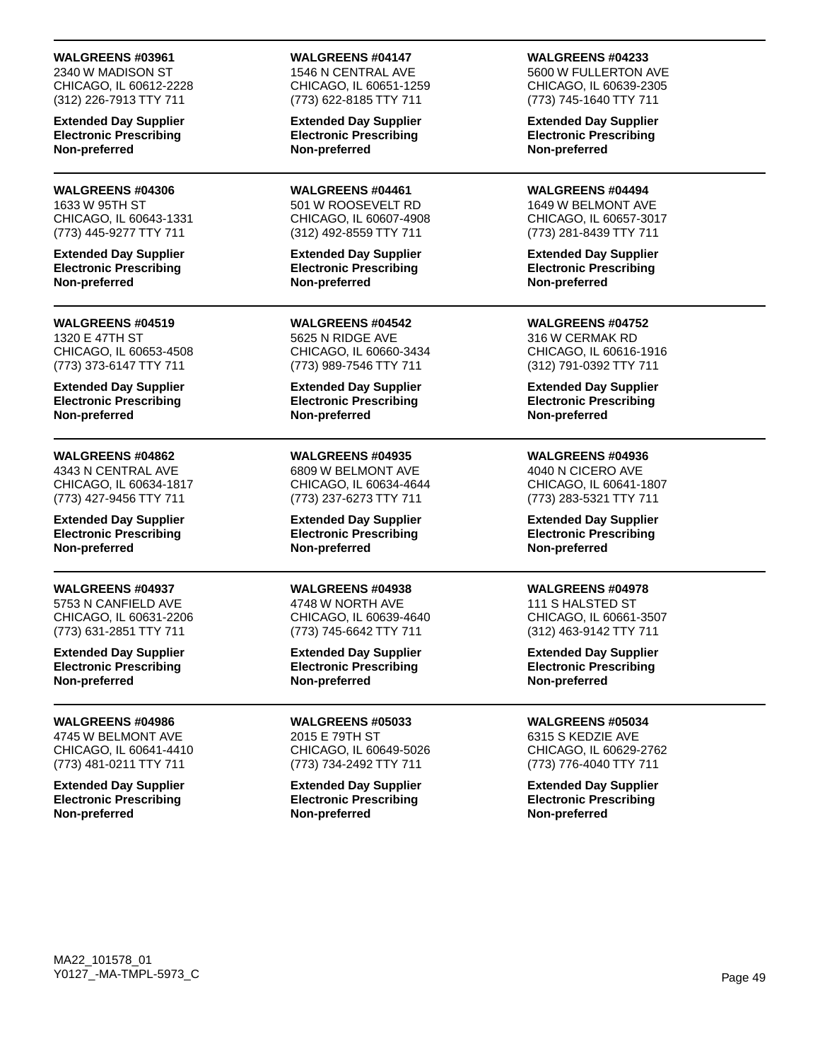**WALGREENS #03961**
2340 W MADISON ST
CHICAGO, IL 60612-2228
(312) 226-7913 TTY 711

**Extended Day Supplier**
**Electronic Prescribing**
**Non-preferred**

**WALGREENS #04147**
1546 N CENTRAL AVE
CHICAGO, IL 60651-1259
(773) 622-8185 TTY 711

**Extended Day Supplier**
**Electronic Prescribing**
**Non-preferred**

**WALGREENS #04233**
5600 W FULLERTON AVE
CHICAGO, IL 60639-2305
(773) 745-1640 TTY 711

**Extended Day Supplier**
**Electronic Prescribing**
**Non-preferred**

**WALGREENS #04306**
1633 W 95TH ST
CHICAGO, IL 60643-1331
(773) 445-9277 TTY 711

**Extended Day Supplier**
**Electronic Prescribing**
**Non-preferred**

**WALGREENS #04461**
501 W ROOSEVELT RD
CHICAGO, IL 60607-4908
(312) 492-8559 TTY 711

**Extended Day Supplier**
**Electronic Prescribing**
**Non-preferred**

**WALGREENS #04494**
1649 W BELMONT AVE
CHICAGO, IL 60657-3017
(773) 281-8439 TTY 711

**Extended Day Supplier**
**Electronic Prescribing**
**Non-preferred**

**WALGREENS #04519**
1320 E 47TH ST
CHICAGO, IL 60653-4508
(773) 373-6147 TTY 711

**Extended Day Supplier**
**Electronic Prescribing**
**Non-preferred**

**WALGREENS #04542**
5625 N RIDGE AVE
CHICAGO, IL 60660-3434
(773) 989-7546 TTY 711

**Extended Day Supplier**
**Electronic Prescribing**
**Non-preferred**

**WALGREENS #04752**
316 W CERMAK RD
CHICAGO, IL 60616-1916
(312) 791-0392 TTY 711

**Extended Day Supplier**
**Electronic Prescribing**
**Non-preferred**

**WALGREENS #04862**
4343 N CENTRAL AVE
CHICAGO, IL 60634-1817
(773) 427-9456 TTY 711

**Extended Day Supplier**
**Electronic Prescribing**
**Non-preferred**

**WALGREENS #04935**
6809 W BELMONT AVE
CHICAGO, IL 60634-4644
(773) 237-6273 TTY 711

**Extended Day Supplier**
**Electronic Prescribing**
**Non-preferred**

**WALGREENS #04936**
4040 N CICERO AVE
CHICAGO, IL 60641-1807
(773) 283-5321 TTY 711

**Extended Day Supplier**
**Electronic Prescribing**
**Non-preferred**

**WALGREENS #04937**
5753 N CANFIELD AVE
CHICAGO, IL 60631-2206
(773) 631-2851 TTY 711

**Extended Day Supplier**
**Electronic Prescribing**
**Non-preferred**

**WALGREENS #04938**
4748 W NORTH AVE
CHICAGO, IL 60639-4640
(773) 745-6642 TTY 711

**Extended Day Supplier**
**Electronic Prescribing**
**Non-preferred**

**WALGREENS #04978**
111 S HALSTED ST
CHICAGO, IL 60661-3507
(312) 463-9142 TTY 711

**Extended Day Supplier**
**Electronic Prescribing**
**Non-preferred**

**WALGREENS #04986**
4745 W BELMONT AVE
CHICAGO, IL 60641-4410
(773) 481-0211 TTY 711

**Extended Day Supplier**
**Electronic Prescribing**
**Non-preferred**

**WALGREENS #05033**
2015 E 79TH ST
CHICAGO, IL 60649-5026
(773) 734-2492 TTY 711

**Extended Day Supplier**
**Electronic Prescribing**
**Non-preferred**

**WALGREENS #05034**
6315 S KEDZIE AVE
CHICAGO, IL 60629-2762
(773) 776-4040 TTY 711

**Extended Day Supplier**
**Electronic Prescribing**
**Non-preferred**

MA22_101578_01
Y0127_-MA-TMPL-5973_C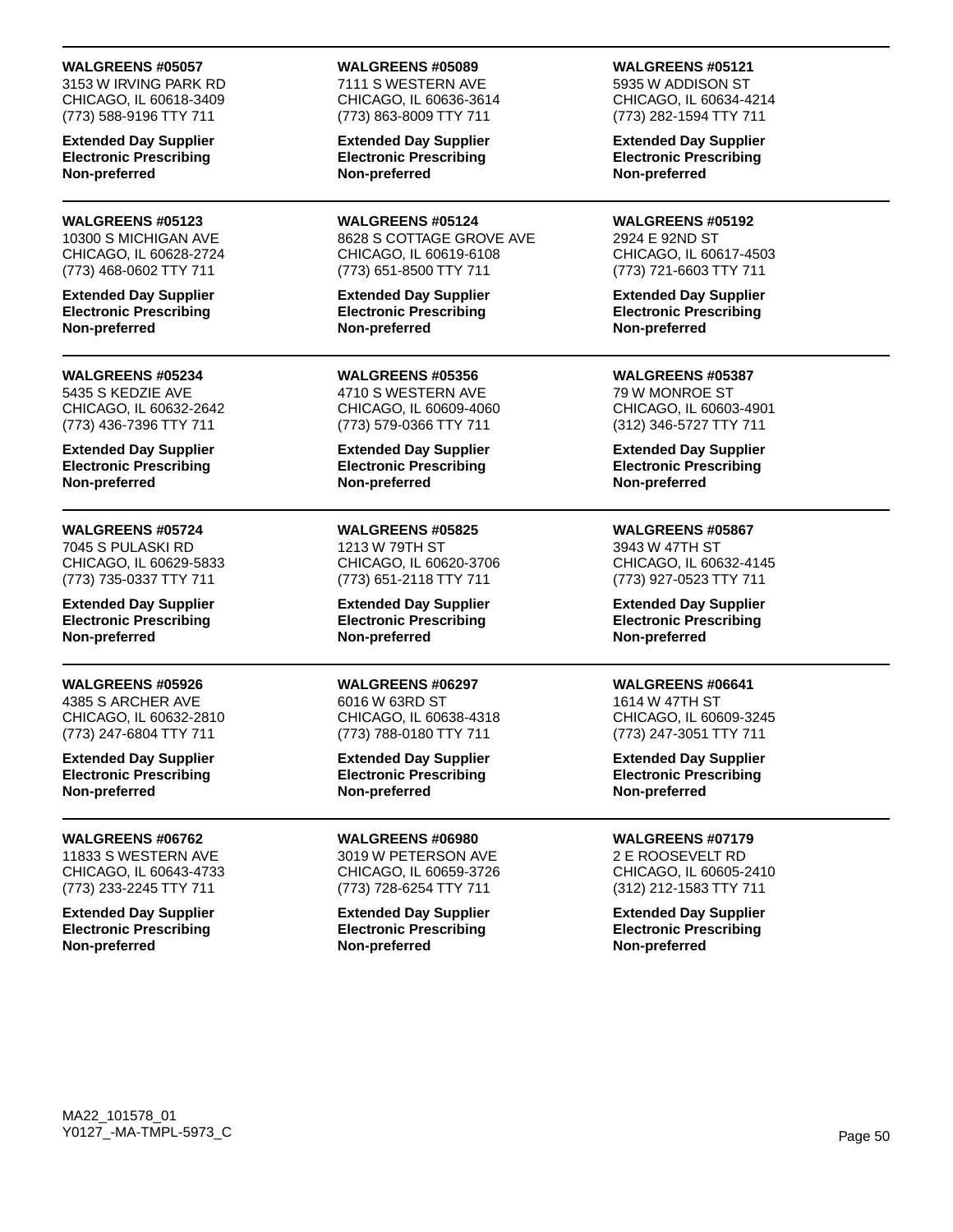**WALGREENS #05057**
3153 W IRVING PARK RD
CHICAGO, IL 60618-3409
(773) 588-9196 TTY 711

**Extended Day Supplier**
**Electronic Prescribing**
**Non-preferred**

**WALGREENS #05089**
7111 S WESTERN AVE
CHICAGO, IL 60636-3614
(773) 863-8009 TTY 711

**Extended Day Supplier**
**Electronic Prescribing**
**Non-preferred**

**WALGREENS #05121**
5935 W ADDISON ST
CHICAGO, IL 60634-4214
(773) 282-1594 TTY 711

**Extended Day Supplier**
**Electronic Prescribing**
**Non-preferred**

**WALGREENS #05123**
10300 S MICHIGAN AVE
CHICAGO, IL 60628-2724
(773) 468-0602 TTY 711

**Extended Day Supplier**
**Electronic Prescribing**
**Non-preferred**

**WALGREENS #05124**
8628 S COTTAGE GROVE AVE
CHICAGO, IL 60619-6108
(773) 651-8500 TTY 711

**Extended Day Supplier**
**Electronic Prescribing**
**Non-preferred**

**WALGREENS #05192**
2924 E 92ND ST
CHICAGO, IL 60617-4503
(773) 721-6603 TTY 711

**Extended Day Supplier**
**Electronic Prescribing**
**Non-preferred**

**WALGREENS #05234**
5435 S KEDZIE AVE
CHICAGO, IL 60632-2642
(773) 436-7396 TTY 711

**Extended Day Supplier**
**Electronic Prescribing**
**Non-preferred**

**WALGREENS #05356**
4710 S WESTERN AVE
CHICAGO, IL 60609-4060
(773) 579-0366 TTY 711

**Extended Day Supplier**
**Electronic Prescribing**
**Non-preferred**

**WALGREENS #05387**
79 W MONROE ST
CHICAGO, IL 60603-4901
(312) 346-5727 TTY 711

**Extended Day Supplier**
**Electronic Prescribing**
**Non-preferred**

**WALGREENS #05724**
7045 S PULASKI RD
CHICAGO, IL 60629-5833
(773) 735-0337 TTY 711

**Extended Day Supplier**
**Electronic Prescribing**
**Non-preferred**

**WALGREENS #05825**
1213 W 79TH ST
CHICAGO, IL 60620-3706
(773) 651-2118 TTY 711

**Extended Day Supplier**
**Electronic Prescribing**
**Non-preferred**

**WALGREENS #05867**
3943 W 47TH ST
CHICAGO, IL 60632-4145
(773) 927-0523 TTY 711

**Extended Day Supplier**
**Electronic Prescribing**
**Non-preferred**

**WALGREENS #05926**
4385 S ARCHER AVE
CHICAGO, IL 60632-2810
(773) 247-6804 TTY 711

**Extended Day Supplier**
**Electronic Prescribing**
**Non-preferred**

**WALGREENS #06297**
6016 W 63RD ST
CHICAGO, IL 60638-4318
(773) 788-0180 TTY 711

**Extended Day Supplier**
**Electronic Prescribing**
**Non-preferred**

**WALGREENS #06641**
1614 W 47TH ST
CHICAGO, IL 60609-3245
(773) 247-3051 TTY 711

**Extended Day Supplier**
**Electronic Prescribing**
**Non-preferred**

**WALGREENS #06762**
11833 S WESTERN AVE
CHICAGO, IL 60643-4733
(773) 233-2245 TTY 711

**Extended Day Supplier**
**Electronic Prescribing**
**Non-preferred**

**WALGREENS #06980**
3019 W PETERSON AVE
CHICAGO, IL 60659-3726
(773) 728-6254 TTY 711

**Extended Day Supplier**
**Electronic Prescribing**
**Non-preferred**

**WALGREENS #07179**
2 E ROOSEVELT RD
CHICAGO, IL 60605-2410
(312) 212-1583 TTY 711

**Extended Day Supplier**
**Electronic Prescribing**
**Non-preferred**

MA22_101578_01
Y0127_-MA-TMPL-5973_C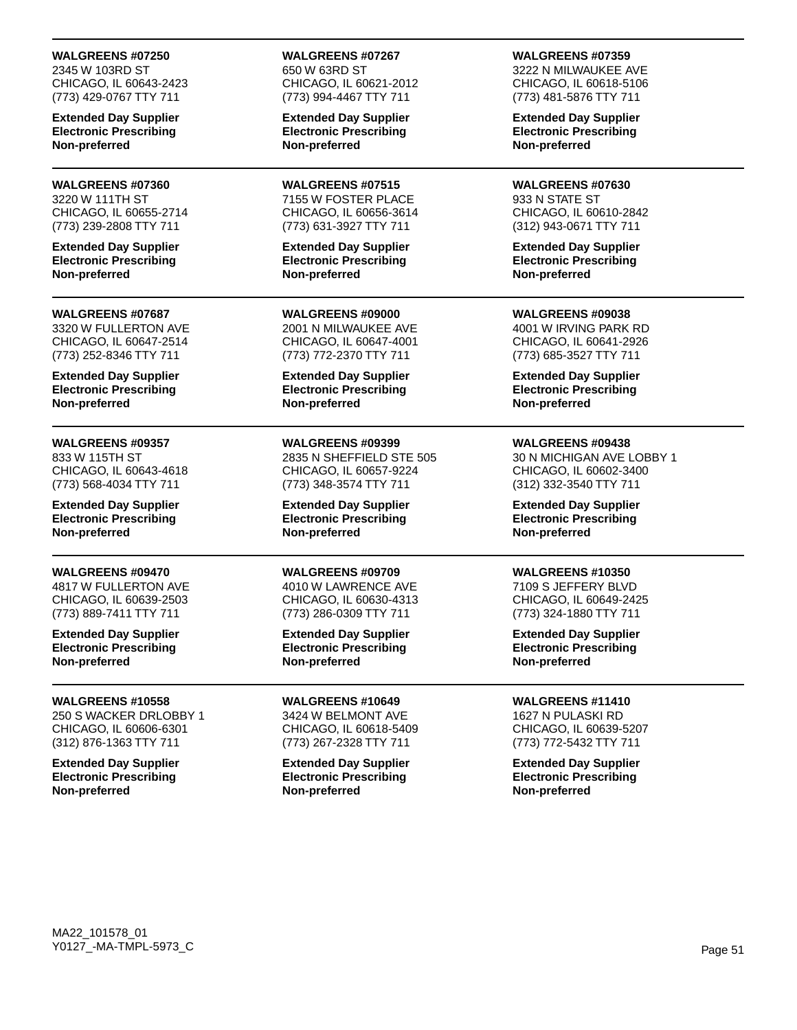**WALGREENS #07250**
2345 W 103RD ST
CHICAGO, IL 60643-2423
(773) 429-0767 TTY 711

**Extended Day Supplier**
**Electronic Prescribing**
**Non-preferred**

---

**WALGREENS #07267**
650 W 63RD ST
CHICAGO, IL 60621-2012
(773) 994-4467 TTY 711

**Extended Day Supplier**
**Electronic Prescribing**
**Non-preferred**

---

**WALGREENS #07359**
3222 N MILWAUKEE AVE
CHICAGO, IL 60618-5106
(773) 481-5876 TTY 711

**Extended Day Supplier**
**Electronic Prescribing**
**Non-preferred**

---

**WALGREENS #07360**
3220 W 111TH ST
CHICAGO, IL 60655-2714
(773) 239-2808 TTY 711

**Extended Day Supplier**
**Electronic Prescribing**
**Non-preferred**

---

**WALGREENS #07515**
7155 W FOSTER PLACE
CHICAGO, IL 60656-3614
(773) 631-3927 TTY 711

**Extended Day Supplier**
**Electronic Prescribing**
**Non-preferred**

---

**WALGREENS #07630**
933 N STATE ST
CHICAGO, IL 60610-2842
(312) 943-0671 TTY 711

**Extended Day Supplier**
**Electronic Prescribing**
**Non-preferred**

---

**WALGREENS #07687**
3320 W FULLERTON AVE
CHICAGO, IL 60647-2514
(773) 252-8346 TTY 711

**Extended Day Supplier**
**Electronic Prescribing**
**Non-preferred**

---

**WALGREENS #09000**
2001 N MILWAUKEE AVE
CHICAGO, IL 60647-4001
(773) 772-2370 TTY 711

**Extended Day Supplier**
**Electronic Prescribing**
**Non-preferred**

---

**WALGREENS #09038**
4001 W IRVING PARK RD
CHICAGO, IL 60641-2926
(773) 685-3527 TTY 711

**Extended Day Supplier**
**Electronic Prescribing**
**Non-preferred**

---

**WALGREENS #09357**
833 W 115TH ST
CHICAGO, IL 60643-4618
(773) 568-4034 TTY 711

**Extended Day Supplier**
**Electronic Prescribing**
**Non-preferred**

---

**WALGREENS #09399**
2835 N SHEFFIELD STE 505
CHICAGO, IL 60657-9224
(773) 348-3574 TTY 711

**Extended Day Supplier**
**Electronic Prescribing**
**Non-preferred**

---

**WALGREENS #09438**
30 N MICHIGAN AVE LOBBY 1
CHICAGO, IL 60602-3400
(312) 332-3540 TTY 711

**Extended Day Supplier**
**Electronic Prescribing**
**Non-preferred**

---

**WALGREENS #09470**
4817 W FULLERTON AVE
CHICAGO, IL 60639-2503
(773) 889-7411 TTY 711

**Extended Day Supplier**
**Electronic Prescribing**
**Non-preferred**

---

**WALGREENS #09709**
4010 W LAWRENCE AVE
CHICAGO, IL 60630-4313
(773) 286-0309 TTY 711

**Extended Day Supplier**
**Electronic Prescribing**
**Non-preferred**

---

**WALGREENS #10350**
7109 S JEFFERY BLVD
CHICAGO, IL 60649-2425
(773) 324-1880 TTY 711

**Extended Day Supplier**
**Electronic Prescribing**
**Non-preferred**

---

**WALGREENS #10558**
250 S WACKER DRLOBBY 1
CHICAGO, IL 60606-6301
(312) 876-1363 TTY 711

**Extended Day Supplier**
**Electronic Prescribing**
**Non-preferred**

---

**WALGREENS #10649**
3424 W BELMONT AVE
CHICAGO, IL 60618-5409
(773) 267-2328 TTY 711

**Extended Day Supplier**
**Electronic Prescribing**
**Non-preferred**

---

**WALGREENS #11410**
1627 N PULASKI RD
CHICAGO, IL 60639-5207
(773) 772-5432 TTY 711

**Extended Day Supplier**
**Electronic Prescribing**
**Non-preferred**

MA22_101578_01
Y0127_-MA-TMPL-5973_C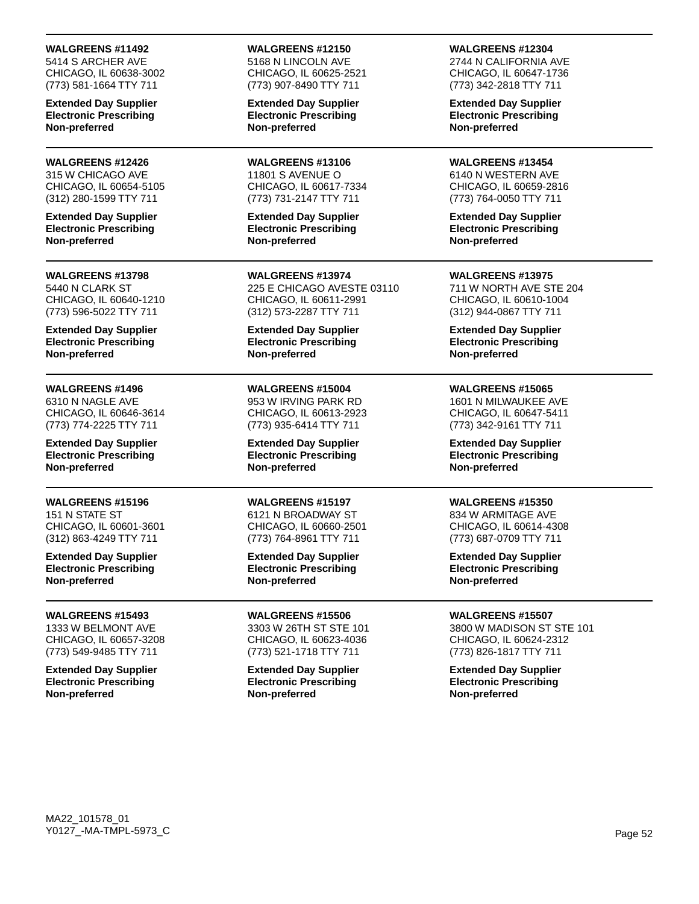**WALGREENS #11492**
5414 S ARCHER AVE
CHICAGO, IL 60638-3002
(773) 581-1664 TTY 711

**Extended Day Supplier**
**Electronic Prescribing**
**Non-preferred**

**WALGREENS #12150**
5168 N LINCOLN AVE
CHICAGO, IL 60625-2521
(773) 907-8490 TTY 711

**Extended Day Supplier**
**Electronic Prescribing**
**Non-preferred**

**WALGREENS #12304**
2744 N CALIFORNIA AVE
CHICAGO, IL 60647-1736
(773) 342-2818 TTY 711

**Extended Day Supplier**
**Electronic Prescribing**
**Non-preferred**

---

**WALGREENS #12426**
315 W CHICAGO AVE
CHICAGO, IL 60654-5105
(312) 280-1599 TTY 711

**Extended Day Supplier**
**Electronic Prescribing**
**Non-preferred**

**WALGREENS #13106**
11801 S AVENUE O
CHICAGO, IL 60617-7334
(773) 731-2147 TTY 711

**Extended Day Supplier**
**Electronic Prescribing**
**Non-preferred**

**WALGREENS #13454**
6140 N WESTERN AVE
CHICAGO, IL 60659-2816
(773) 764-0050 TTY 711

**Extended Day Supplier**
**Electronic Prescribing**
**Non-preferred**

---

**WALGREENS #13798**
5440 N CLARK ST
CHICAGO, IL 60640-1210
(773) 596-5022 TTY 711

**Extended Day Supplier**
**Electronic Prescribing**
**Non-preferred**

**WALGREENS #13974**
225 E CHICAGO AVESTE 03110
CHICAGO, IL 60611-2991
(312) 573-2287 TTY 711

**Extended Day Supplier**
**Electronic Prescribing**
**Non-preferred**

**WALGREENS #13975**
711 W NORTH AVE STE 204
CHICAGO, IL 60610-1004
(312) 944-0867 TTY 711

**Extended Day Supplier**
**Electronic Prescribing**
**Non-preferred**

---

**WALGREENS #1496**
6310 N NAGLE AVE
CHICAGO, IL 60646-3614
(773) 774-2225 TTY 711

**Extended Day Supplier**
**Electronic Prescribing**
**Non-preferred**

**WALGREENS #15004**
953 W IRVING PARK RD
CHICAGO, IL 60613-2923
(773) 935-6414 TTY 711

**Extended Day Supplier**
**Electronic Prescribing**
**Non-preferred**

**WALGREENS #15065**
1601 N MILWAUKEE AVE
CHICAGO, IL 60647-5411
(773) 342-9161 TTY 711

**Extended Day Supplier**
**Electronic Prescribing**
**Non-preferred**

---

**WALGREENS #15196**
151 N STATE ST
CHICAGO, IL 60601-3601
(312) 863-4249 TTY 711

**Extended Day Supplier**
**Electronic Prescribing**
**Non-preferred**

**WALGREENS #15197**
6121 N BROADWAY ST
CHICAGO, IL 60660-2501
(773) 764-8961 TTY 711

**Extended Day Supplier**
**Electronic Prescribing**
**Non-preferred**

**WALGREENS #15350**
834 W ARMITAGE AVE
CHICAGO, IL 60614-4308
(773) 687-0709 TTY 711

**Extended Day Supplier**
**Electronic Prescribing**
**Non-preferred**

---

**WALGREENS #15493**
1333 W BELMONT AVE
CHICAGO, IL 60657-3208
(773) 549-9485 TTY 711

**Extended Day Supplier**
**Electronic Prescribing**
**Non-preferred**

**WALGREENS #15506**
3303 W 26TH ST STE 101
CHICAGO, IL 60623-4036
(773) 521-1718 TTY 711

**Extended Day Supplier**
**Electronic Prescribing**
**Non-preferred**

**WALGREENS #15507**
3800 W MADISON ST STE 101
CHICAGO, IL 60624-2312
(773) 826-1817 TTY 711

**Extended Day Supplier**
**Electronic Prescribing**
**Non-preferred**

MA22_101578_01
Y0127_-MA-TMPL-5973_C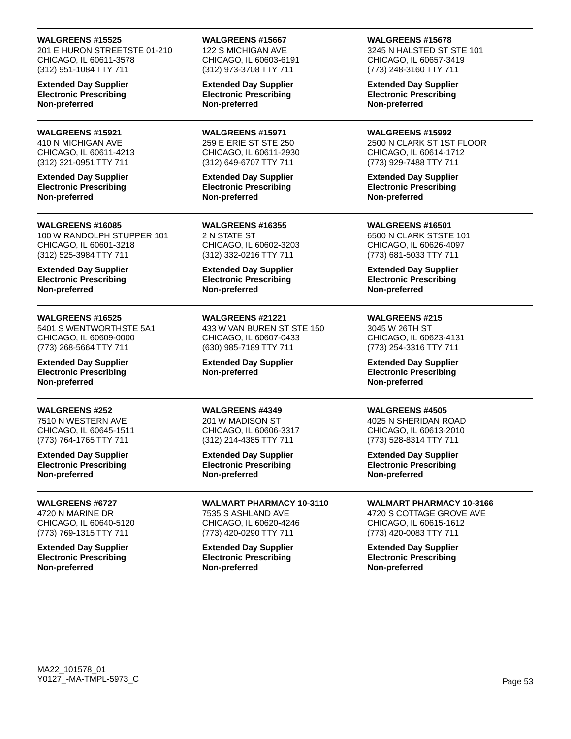**WALGREENS #15525**
201 E HURON STREETSTE 01-210
CHICAGO, IL 60611-3578
(312) 951-1084 TTY 711

**Extended Day Supplier**
**Electronic Prescribing**
**Non-preferred**

---

**WALGREENS #15667**
122 S MICHIGAN AVE
CHICAGO, IL 60603-6191
(312) 973-3708 TTY 711

**Extended Day Supplier**
**Electronic Prescribing**
**Non-preferred**

---

**WALGREENS #15678**
3245 N HALSTED ST STE 101
CHICAGO, IL 60657-3419
(773) 248-3160 TTY 711

**Extended Day Supplier**
**Electronic Prescribing**
**Non-preferred**

---

**WALGREENS #15921**
410 N MICHIGAN AVE
CHICAGO, IL 60611-4213
(312) 321-0951 TTY 711

**Extended Day Supplier**
**Electronic Prescribing**
**Non-preferred**

---

**WALGREENS #15971**
259 E ERIE ST STE 250
CHICAGO, IL 60611-2930
(312) 649-6707 TTY 711

**Extended Day Supplier**
**Electronic Prescribing**
**Non-preferred**

---

**WALGREENS #15992**
2500 N CLARK ST 1ST FLOOR
CHICAGO, IL 60614-1712
(773) 929-7488 TTY 711

**Extended Day Supplier**
**Electronic Prescribing**
**Non-preferred**

---

**WALGREENS #16085**
100 W RANDOLPH STUPPER 101
CHICAGO, IL 60601-3218
(312) 525-3984 TTY 711

**Extended Day Supplier**
**Electronic Prescribing**
**Non-preferred**

---

**WALGREENS #16355**
2 N STATE ST
CHICAGO, IL 60602-3203
(312) 332-0216 TTY 711

**Extended Day Supplier**
**Electronic Prescribing**
**Non-preferred**

---

**WALGREENS #16501**
6500 N CLARK STSTE 101
CHICAGO, IL 60626-4097
(773) 681-5033 TTY 711

**Extended Day Supplier**
**Electronic Prescribing**
**Non-preferred**

---

**WALGREENS #16525**
5401 S WENTWORTHSTE 5A1
CHICAGO, IL 60609-0000
(773) 268-5664 TTY 711

**Extended Day Supplier**
**Electronic Prescribing**
**Non-preferred**

---

**WALGREENS #21221**
433 W VAN BUREN ST STE 150
CHICAGO, IL 60607-0433
(630) 985-7189 TTY 711

**Extended Day Supplier**
**Non-preferred**

---

**WALGREENS #215**
3045 W 26TH ST
CHICAGO, IL 60623-4131
(773) 254-3316 TTY 711

**Extended Day Supplier**
**Electronic Prescribing**
**Non-preferred**

---

**WALGREENS #252**
7510 N WESTERN AVE
CHICAGO, IL 60645-1511
(773) 764-1765 TTY 711

**Extended Day Supplier**
**Electronic Prescribing**
**Non-preferred**

---

**WALGREENS #4349**
201 W MADISON ST
CHICAGO, IL 60606-3317
(312) 214-4385 TTY 711

**Extended Day Supplier**
**Electronic Prescribing**
**Non-preferred**

---

**WALGREENS #4505**
4025 N SHERIDAN ROAD
CHICAGO, IL 60613-2010
(773) 528-8314 TTY 711

**Extended Day Supplier**
**Electronic Prescribing**
**Non-preferred**

---

**WALGREENS #6727**
4720 N MARINE DR
CHICAGO, IL 60640-5120
(773) 769-1315 TTY 711

**Extended Day Supplier**
**Electronic Prescribing**
**Non-preferred**

---

**WALMART PHARMACY 10-3110**
7535 S ASHLAND AVE
CHICAGO, IL 60620-4246
(773) 420-0290 TTY 711

**Extended Day Supplier**
**Electronic Prescribing**
**Non-preferred**

---

**WALMART PHARMACY 10-3166**
4720 S COTTAGE GROVE AVE
CHICAGO, IL 60615-1612
(773) 420-0083 TTY 711

**Extended Day Supplier**
**Electronic Prescribing**
**Non-preferred**

MA22_101578_01
Y0127_-MA-TMPL-5973_C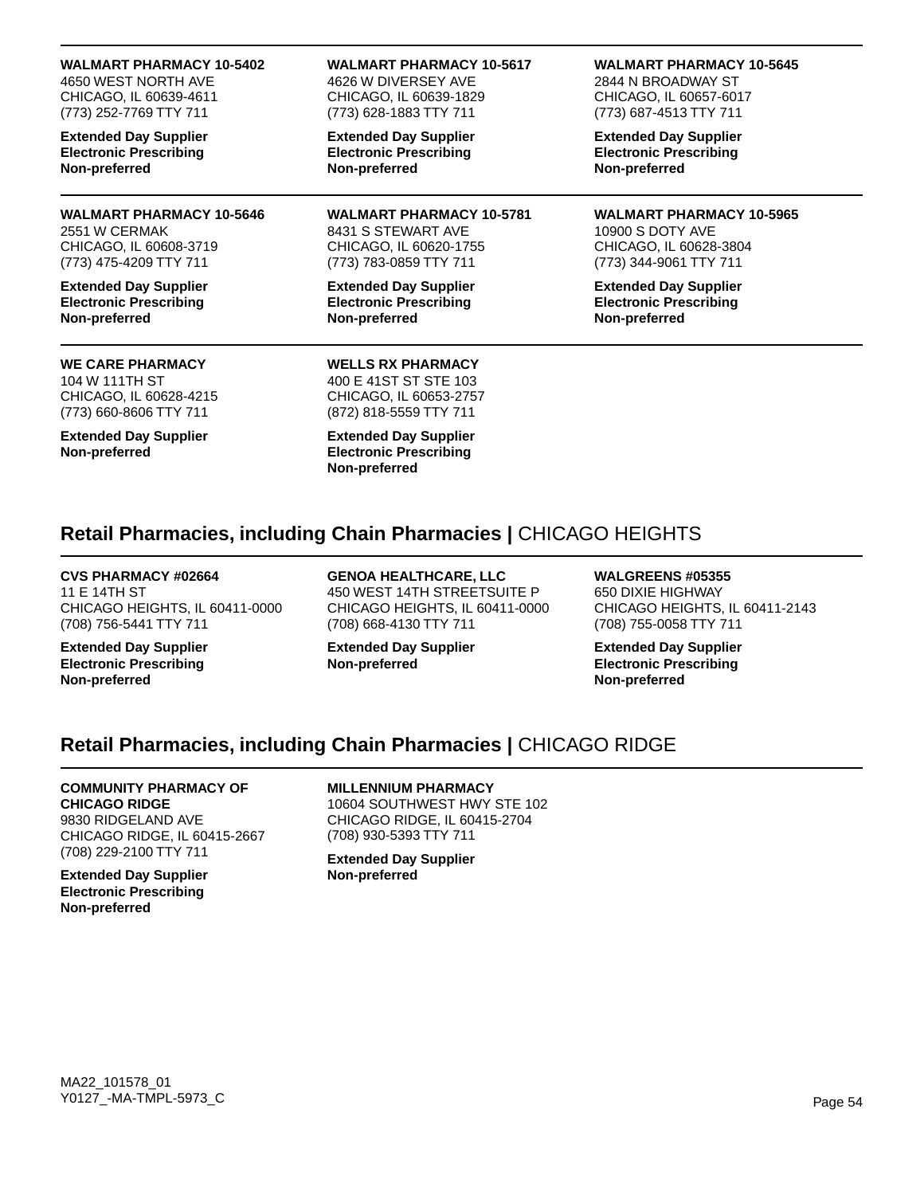**WALMART PHARMACY 10-5402**
4650 WEST NORTH AVE
CHICAGO, IL 60639-4611
(773) 252-7769 TTY 711

**Extended Day Supplier**
**Electronic Prescribing**
**Non-preferred**

**WALMART PHARMACY 10-5617**
4626 W DIVERSEY AVE
CHICAGO, IL 60639-1829
(773) 628-1883 TTY 711

**Extended Day Supplier**
**Electronic Prescribing**
**Non-preferred**

**WALMART PHARMACY 10-5645**
2844 N BROADWAY ST
CHICAGO, IL 60657-6017
(773) 687-4513 TTY 711

**Extended Day Supplier**
**Electronic Prescribing**
**Non-preferred**

**WALMART PHARMACY 10-5646**
2551 W CERMAK
CHICAGO, IL 60608-3719
(773) 475-4209 TTY 711

**Extended Day Supplier**
**Electronic Prescribing**
**Non-preferred**

**WALMART PHARMACY 10-5781**
8431 S STEWART AVE
CHICAGO, IL 60620-1755
(773) 783-0859 TTY 711

**Extended Day Supplier**
**Electronic Prescribing**
**Non-preferred**

**WALMART PHARMACY 10-5965**
10900 S DOTY AVE
CHICAGO, IL 60628-3804
(773) 344-9061 TTY 711

**Extended Day Supplier**
**Electronic Prescribing**
**Non-preferred**

**WE CARE PHARMACY**
104 W 111TH ST
CHICAGO, IL 60628-4215
(773) 660-8606 TTY 711

**Extended Day Supplier**
**Non-preferred**

**WELLS RX PHARMACY**
400 E 41ST ST STE 103
CHICAGO, IL 60653-2757
(872) 818-5559 TTY 711

**Extended Day Supplier**
**Electronic Prescribing**
**Non-preferred**

## Retail Pharmacies, including Chain Pharmacies | CHICAGO HEIGHTS

**CVS PHARMACY #02664**
11 E 14TH ST
CHICAGO HEIGHTS, IL 60411-0000
(708) 756-5441 TTY 711

**Extended Day Supplier**
**Electronic Prescribing**
**Non-preferred**

**GENOA HEALTHCARE, LLC**
450 WEST 14TH STREETSUITE P
CHICAGO HEIGHTS, IL 60411-0000
(708) 668-4130 TTY 711

**Extended Day Supplier**
**Non-preferred**

**WALGREENS #05355**
650 DIXIE HIGHWAY
CHICAGO HEIGHTS, IL 60411-2143
(708) 755-0058 TTY 711

**Extended Day Supplier**
**Electronic Prescribing**
**Non-preferred**

## Retail Pharmacies, including Chain Pharmacies | CHICAGO RIDGE

**COMMUNITY PHARMACY OF CHICAGO RIDGE**
9830 RIDGELAND AVE
CHICAGO RIDGE, IL 60415-2667
(708) 229-2100 TTY 711

**Extended Day Supplier**
**Electronic Prescribing**
**Non-preferred**

**MILLENNIUM PHARMACY**
10604 SOUTHWEST HWY STE 102
CHICAGO RIDGE, IL 60415-2704
(708) 930-5393 TTY 711

**Extended Day Supplier**
**Non-preferred**

MA22_101578_01
Y0127_-MA-TMPL-5973_C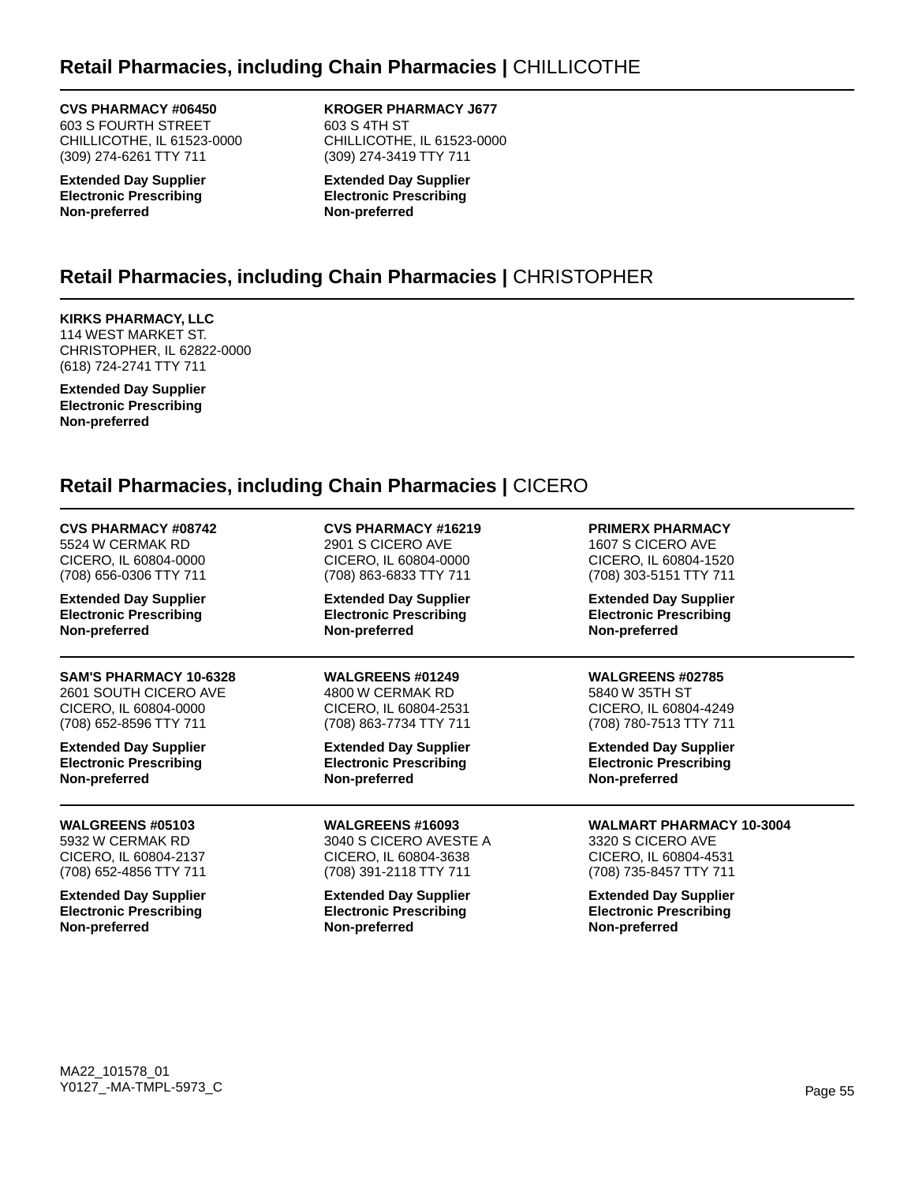## **Retail Pharmacies, including Chain Pharmacies |** CHILLICOTHE

**CVS PHARMACY #06450**
603 S FOURTH STREET
CHILLICOTHE, IL 61523-0000
(309) 274-6261 TTY 711

**Extended Day Supplier**
**Electronic Prescribing**
**Non-preferred**

**KROGER PHARMACY J677**
603 S 4TH ST
CHILLICOTHE, IL 61523-0000
(309) 274-3419 TTY 711

**Extended Day Supplier**
**Electronic Prescribing**
**Non-preferred**

## **Retail Pharmacies, including Chain Pharmacies |** CHRISTOPHER

**KIRKS PHARMACY, LLC**
114 WEST MARKET ST.
CHRISTOPHER, IL 62822-0000
(618) 724-2741 TTY 711

**Extended Day Supplier**
**Electronic Prescribing**
**Non-preferred**

## **Retail Pharmacies, including Chain Pharmacies |** CICERO

**CVS PHARMACY #08742**
5524 W CERMAK RD
CICERO, IL 60804-0000
(708) 656-0306 TTY 711

**Extended Day Supplier**
**Electronic Prescribing**
**Non-preferred**

**CVS PHARMACY #16219**
2901 S CICERO AVE
CICERO, IL 60804-0000
(708) 863-6833 TTY 711

**Extended Day Supplier**
**Electronic Prescribing**
**Non-preferred**

**PRIMERX PHARMACY**
1607 S CICERO AVE
CICERO, IL 60804-1520
(708) 303-5151 TTY 711

**Extended Day Supplier**
**Electronic Prescribing**
**Non-preferred**

**SAM'S PHARMACY 10-6328**
2601 SOUTH CICERO AVE
CICERO, IL 60804-0000
(708) 652-8596 TTY 711

**Extended Day Supplier**
**Electronic Prescribing**
**Non-preferred**

**WALGREENS #01249**
4800 W CERMAK RD
CICERO, IL 60804-2531
(708) 863-7734 TTY 711

**Extended Day Supplier**
**Electronic Prescribing**
**Non-preferred**

**WALGREENS #02785**
5840 W 35TH ST
CICERO, IL 60804-4249
(708) 780-7513 TTY 711

**Extended Day Supplier**
**Electronic Prescribing**
**Non-preferred**

**WALGREENS #05103**
5932 W CERMAK RD
CICERO, IL 60804-2137
(708) 652-4856 TTY 711

**Extended Day Supplier**
**Electronic Prescribing**
**Non-preferred**

**WALGREENS #16093**
3040 S CICERO AVESTE A
CICERO, IL 60804-3638
(708) 391-2118 TTY 711

**Extended Day Supplier**
**Electronic Prescribing**
**Non-preferred**

**WALMART PHARMACY 10-3004**
3320 S CICERO AVE
CICERO, IL 60804-4531
(708) 735-8457 TTY 711

**Extended Day Supplier**
**Electronic Prescribing**
**Non-preferred**

MA22_101578_01
Y0127_-MA-TMPL-5973_C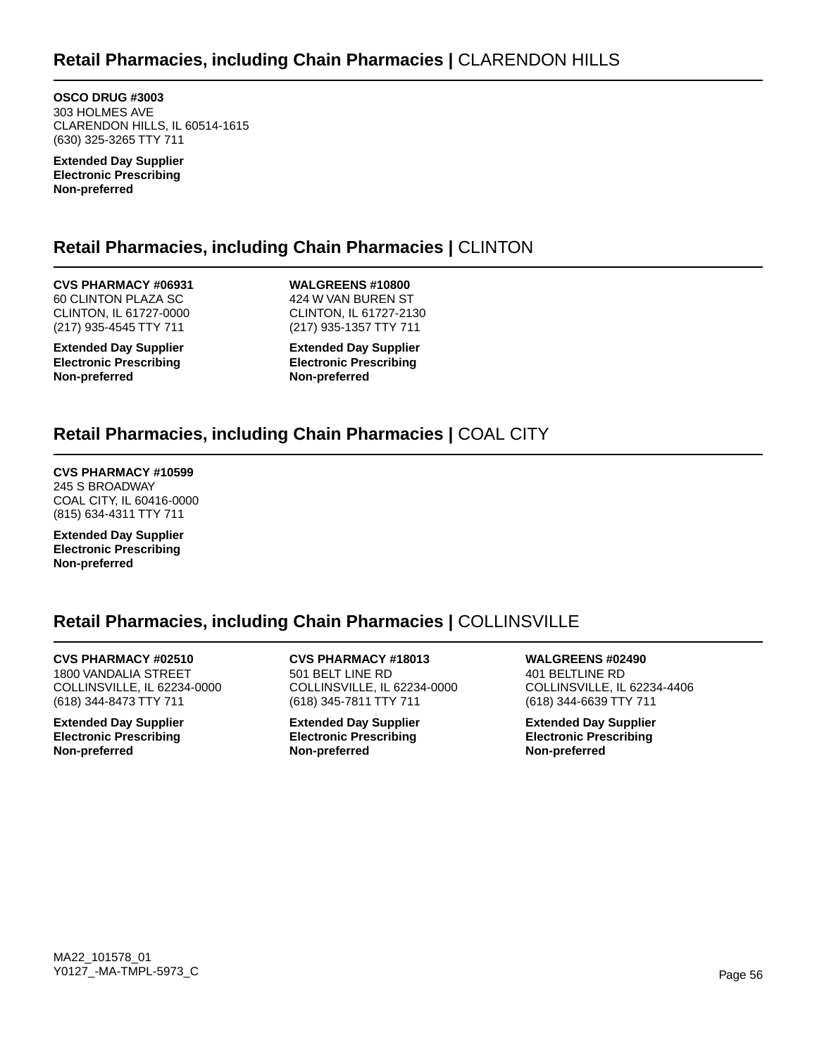## **Retail Pharmacies, including Chain Pharmacies |** CLARENDON HILLS

**OSCO DRUG #3003**
303 HOLMES AVE
CLARENDON HILLS, IL 60514-1615
(630) 325-3265 TTY 711

**Extended Day Supplier**
**Electronic Prescribing**
**Non-preferred**

## **Retail Pharmacies, including Chain Pharmacies |** CLINTON

**CVS PHARMACY #06931**
60 CLINTON PLAZA SC
CLINTON, IL 61727-0000
(217) 935-4545 TTY 711

**Extended Day Supplier**
**Electronic Prescribing**
**Non-preferred**

**WALGREENS #10800**
424 W VAN BUREN ST
CLINTON, IL 61727-2130
(217) 935-1357 TTY 711

**Extended Day Supplier**
**Electronic Prescribing**
**Non-preferred**

## **Retail Pharmacies, including Chain Pharmacies |** COAL CITY

**CVS PHARMACY #10599**
245 S BROADWAY
COAL CITY, IL 60416-0000
(815) 634-4311 TTY 711

**Extended Day Supplier**
**Electronic Prescribing**
**Non-preferred**

## **Retail Pharmacies, including Chain Pharmacies |** COLLINSVILLE

**CVS PHARMACY #02510**
1800 VANDALIA STREET
COLLINSVILLE, IL 62234-0000
(618) 344-8473 TTY 711

**Extended Day Supplier**
**Electronic Prescribing**
**Non-preferred**

**CVS PHARMACY #18013**
501 BELT LINE RD
COLLINSVILLE, IL 62234-0000
(618) 345-7811 TTY 711

**Extended Day Supplier**
**Electronic Prescribing**
**Non-preferred**

**WALGREENS #02490**
401 BELTLINE RD
COLLINSVILLE, IL 62234-4406
(618) 344-6639 TTY 711

**Extended Day Supplier**
**Electronic Prescribing**
**Non-preferred**

MA22_101578_01
Y0127_-MA-TMPL-5973_C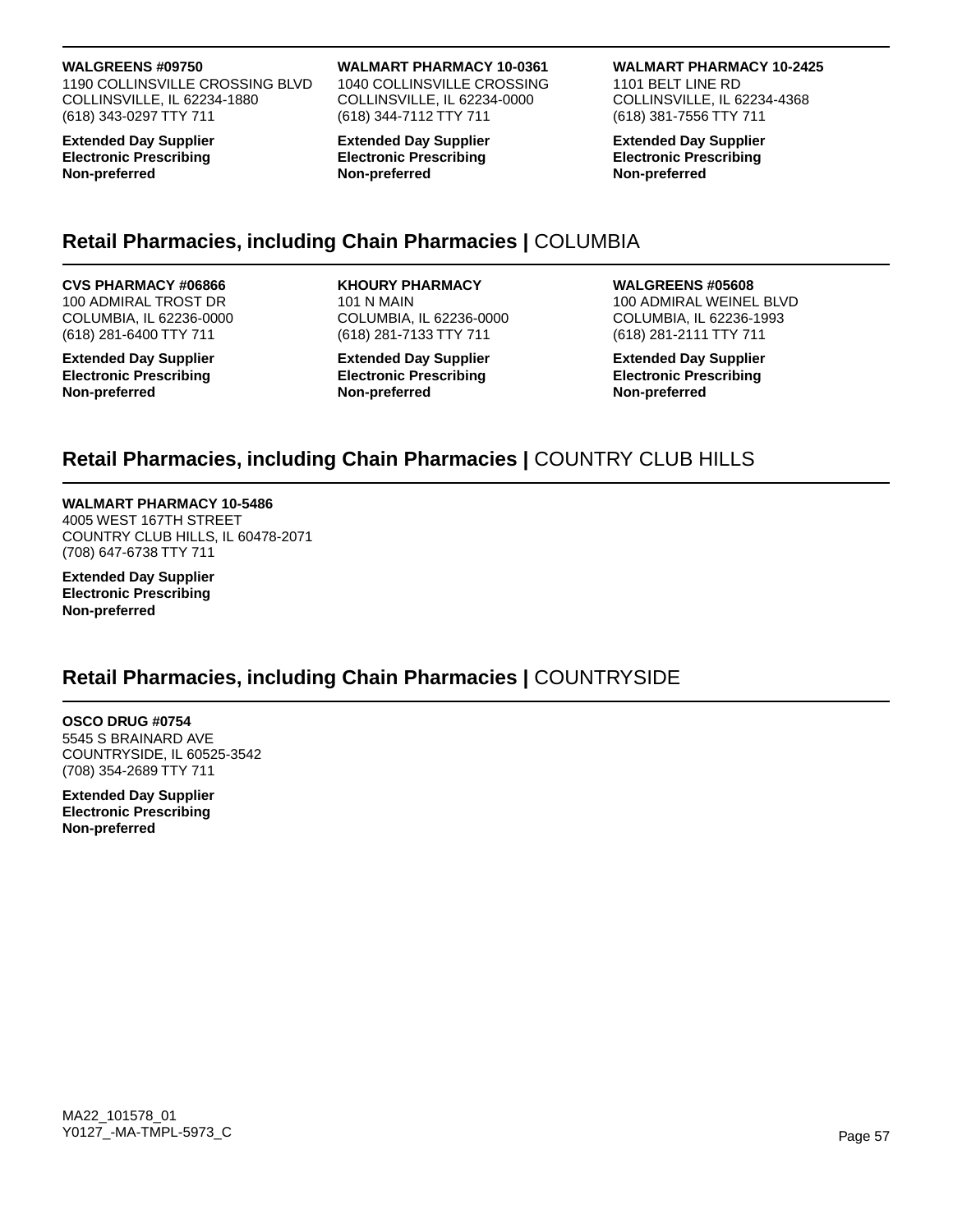**WALGREENS #09750**
1190 COLLINSVILLE CROSSING BLVD
COLLINSVILLE, IL 62234-1880
(618) 343-0297 TTY 711

**Extended Day Supplier**
**Electronic Prescribing**
**Non-preferred**

**WALMART PHARMACY 10-0361**
1040 COLLINSVILLE CROSSING
COLLINSVILLE, IL 62234-0000
(618) 344-7112 TTY 711

**Extended Day Supplier**
**Electronic Prescribing**
**Non-preferred**

**WALMART PHARMACY 10-2425**
1101 BELT LINE RD
COLLINSVILLE, IL 62234-4368
(618) 381-7556 TTY 711

**Extended Day Supplier**
**Electronic Prescribing**
**Non-preferred**

## **Retail Pharmacies, including Chain Pharmacies |** COLUMBIA

**CVS PHARMACY #06866**
100 ADMIRAL TROST DR
COLUMBIA, IL 62236-0000
(618) 281-6400 TTY 711

**Extended Day Supplier**
**Electronic Prescribing**
**Non-preferred**

**KHOURY PHARMACY**
101 N MAIN
COLUMBIA, IL 62236-0000
(618) 281-7133 TTY 711

**Extended Day Supplier**
**Electronic Prescribing**
**Non-preferred**

**WALGREENS #05608**
100 ADMIRAL WEINEL BLVD
COLUMBIA, IL 62236-1993
(618) 281-2111 TTY 711

**Extended Day Supplier**
**Electronic Prescribing**
**Non-preferred**

## **Retail Pharmacies, including Chain Pharmacies |** COUNTRY CLUB HILLS

**WALMART PHARMACY 10-5486**
4005 WEST 167TH STREET
COUNTRY CLUB HILLS, IL 60478-2071
(708) 647-6738 TTY 711

**Extended Day Supplier**
**Electronic Prescribing**
**Non-preferred**

## **Retail Pharmacies, including Chain Pharmacies |** COUNTRYSIDE

**OSCO DRUG #0754**
5545 S BRAINARD AVE
COUNTRYSIDE, IL 60525-3542
(708) 354-2689 TTY 711

**Extended Day Supplier**
**Electronic Prescribing**
**Non-preferred**

MA22_101578_01
Y0127_-MA-TMPL-5973_C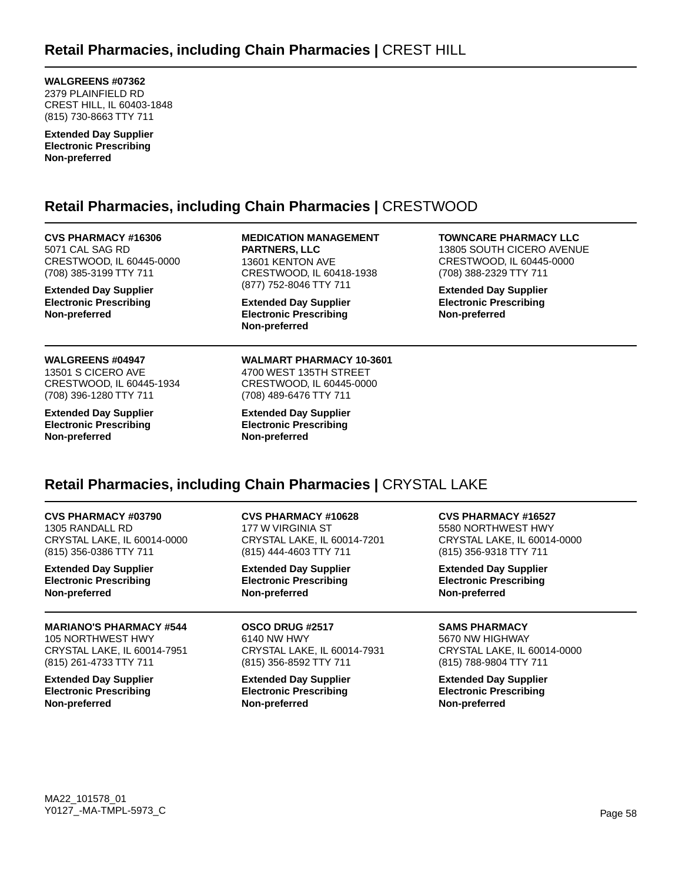## Retail Pharmacies, including Chain Pharmacies | CREST HILL

**WALGREENS #07362**
2379 PLAINFIELD RD
CREST HILL, IL 60403-1848
(815) 730-8663 TTY 711

**Extended Day Supplier**
**Electronic Prescribing**
**Non-preferred**

## Retail Pharmacies, including Chain Pharmacies | CRESTWOOD

**CVS PHARMACY #16306**
5071 CAL SAG RD
CRESTWOOD, IL 60445-0000
(708) 385-3199 TTY 711

**Extended Day Supplier**
**Electronic Prescribing**
**Non-preferred**

**MEDICATION MANAGEMENT PARTNERS, LLC**
13601 KENTON AVE
CRESTWOOD, IL 60418-1938
(877) 752-8046 TTY 711

**Extended Day Supplier**
**Electronic Prescribing**
**Non-preferred**

**TOWNCARE PHARMACY LLC**
13805 SOUTH CICERO AVENUE
CRESTWOOD, IL 60445-0000
(708) 388-2329 TTY 711

**Extended Day Supplier**
**Electronic Prescribing**
**Non-preferred**

**WALGREENS #04947**
13501 S CICERO AVE
CRESTWOOD, IL 60445-1934
(708) 396-1280 TTY 711

**Extended Day Supplier**
**Electronic Prescribing**
**Non-preferred**

**WALMART PHARMACY 10-3601**
4700 WEST 135TH STREET
CRESTWOOD, IL 60445-0000
(708) 489-6476 TTY 711

**Extended Day Supplier**
**Electronic Prescribing**
**Non-preferred**

## Retail Pharmacies, including Chain Pharmacies | CRYSTAL LAKE

**CVS PHARMACY #03790**
1305 RANDALL RD
CRYSTAL LAKE, IL 60014-0000
(815) 356-0386 TTY 711

**Extended Day Supplier**
**Electronic Prescribing**
**Non-preferred**

**CVS PHARMACY #10628**
177 W VIRGINIA ST
CRYSTAL LAKE, IL 60014-7201
(815) 444-4603 TTY 711

**Extended Day Supplier**
**Electronic Prescribing**
**Non-preferred**

**CVS PHARMACY #16527**
5580 NORTHWEST HWY
CRYSTAL LAKE, IL 60014-0000
(815) 356-9318 TTY 711

**Extended Day Supplier**
**Electronic Prescribing**
**Non-preferred**

**MARIANO'S PHARMACY #544**
105 NORTHWEST HWY
CRYSTAL LAKE, IL 60014-7951
(815) 261-4733 TTY 711

**Extended Day Supplier**
**Electronic Prescribing**
**Non-preferred**

**OSCO DRUG #2517**
6140 NW HWY
CRYSTAL LAKE, IL 60014-7931
(815) 356-8592 TTY 711

**Extended Day Supplier**
**Electronic Prescribing**
**Non-preferred**

**SAMS PHARMACY**
5670 NW HIGHWAY
CRYSTAL LAKE, IL 60014-0000
(815) 788-9804 TTY 711

**Extended Day Supplier**
**Electronic Prescribing**
**Non-preferred**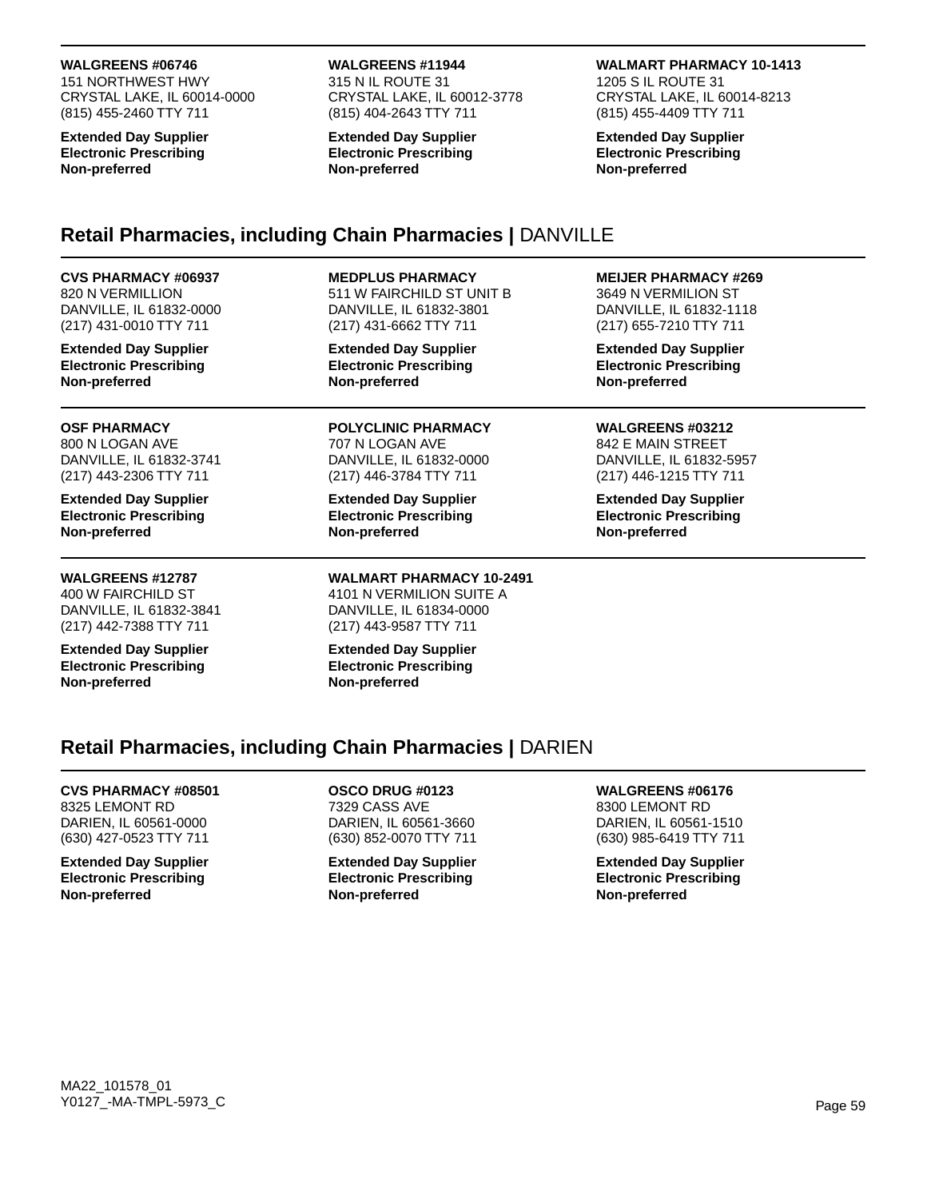**WALGREENS #06746**
151 NORTHWEST HWY
CRYSTAL LAKE, IL 60014-0000
(815) 455-2460 TTY 711

**Extended Day Supplier**
**Electronic Prescribing**
**Non-preferred**

**WALGREENS #11944**
315 N IL ROUTE 31
CRYSTAL LAKE, IL 60012-3778
(815) 404-2643 TTY 711

**Extended Day Supplier**
**Electronic Prescribing**
**Non-preferred**

**WALMART PHARMACY 10-1413**
1205 S IL ROUTE 31
CRYSTAL LAKE, IL 60014-8213
(815) 455-4409 TTY 711

**Extended Day Supplier**
**Electronic Prescribing**
**Non-preferred**

## Retail Pharmacies, including Chain Pharmacies | DANVILLE

**CVS PHARMACY #06937**
820 N VERMILLION
DANVILLE, IL 61832-0000
(217) 431-0010 TTY 711

**Extended Day Supplier**
**Electronic Prescribing**
**Non-preferred**

**MEDPLUS PHARMACY**
511 W FAIRCHILD ST UNIT B
DANVILLE, IL 61832-3801
(217) 431-6662 TTY 711

**Extended Day Supplier**
**Electronic Prescribing**
**Non-preferred**

**MEIJER PHARMACY #269**
3649 N VERMILION ST
DANVILLE, IL 61832-1118
(217) 655-7210 TTY 711

**Extended Day Supplier**
**Electronic Prescribing**
**Non-preferred**

**OSF PHARMACY**
800 N LOGAN AVE
DANVILLE, IL 61832-3741
(217) 443-2306 TTY 711

**Extended Day Supplier**
**Electronic Prescribing**
**Non-preferred**

**POLYCLINIC PHARMACY**
707 N LOGAN AVE
DANVILLE, IL 61832-0000
(217) 446-3784 TTY 711

**Extended Day Supplier**
**Electronic Prescribing**
**Non-preferred**

**WALGREENS #03212**
842 E MAIN STREET
DANVILLE, IL 61832-5957
(217) 446-1215 TTY 711

**Extended Day Supplier**
**Electronic Prescribing**
**Non-preferred**

**WALGREENS #12787**
400 W FAIRCHILD ST
DANVILLE, IL 61832-3841
(217) 442-7388 TTY 711

**Extended Day Supplier**
**Electronic Prescribing**
**Non-preferred**

**WALMART PHARMACY 10-2491**
4101 N VERMILION SUITE A
DANVILLE, IL 61834-0000
(217) 443-9587 TTY 711

**Extended Day Supplier**
**Electronic Prescribing**
**Non-preferred**

## Retail Pharmacies, including Chain Pharmacies | DARIEN

**CVS PHARMACY #08501**
8325 LEMONT RD
DARIEN, IL 60561-0000
(630) 427-0523 TTY 711

**Extended Day Supplier**
**Electronic Prescribing**
**Non-preferred**

**OSCO DRUG #0123**
7329 CASS AVE
DARIEN, IL 60561-3660
(630) 852-0070 TTY 711

**Extended Day Supplier**
**Electronic Prescribing**
**Non-preferred**

**WALGREENS #06176**
8300 LEMONT RD
DARIEN, IL 60561-1510
(630) 985-6419 TTY 711

**Extended Day Supplier**
**Electronic Prescribing**
**Non-preferred**

MA22_101578_01
Y0127_-MA-TMPL-5973_C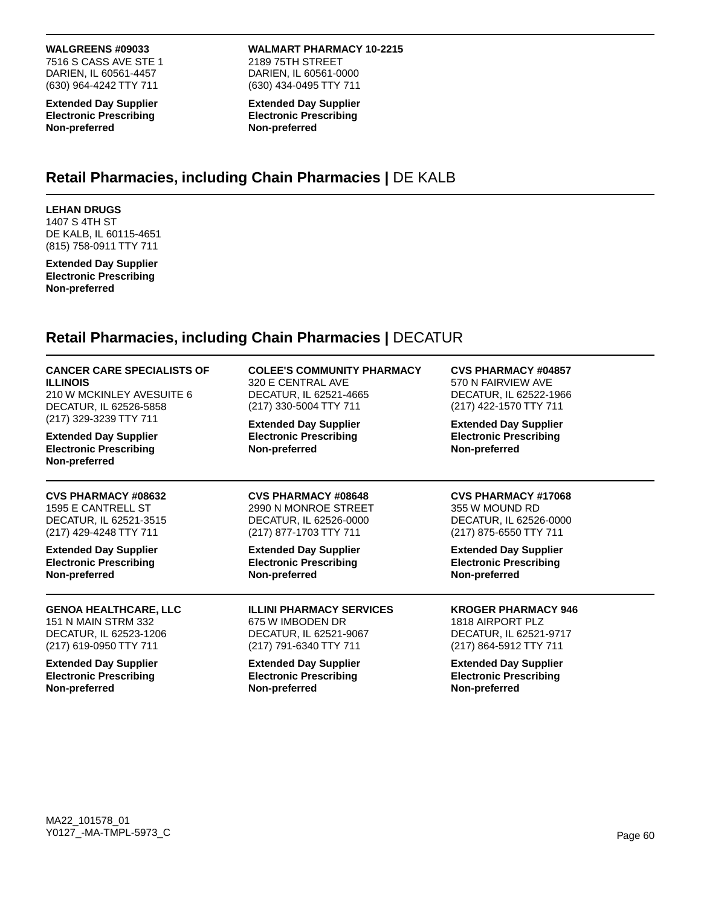**WALGREENS #09033**
7516 S CASS AVE STE 1
DARIEN, IL 60561-4457
(630) 964-4242 TTY 711

**Extended Day Supplier**
**Electronic Prescribing**
**Non-preferred**

**WALMART PHARMACY 10-2215**
2189 75TH STREET
DARIEN, IL 60561-0000
(630) 434-0495 TTY 711

**Extended Day Supplier**
**Electronic Prescribing**
**Non-preferred**

## Retail Pharmacies, including Chain Pharmacies | DE KALB

**LEHAN DRUGS**
1407 S 4TH ST
DE KALB, IL 60115-4651
(815) 758-0911 TTY 711

**Extended Day Supplier**
**Electronic Prescribing**
**Non-preferred**

## Retail Pharmacies, including Chain Pharmacies | DECATUR

**CANCER CARE SPECIALISTS OF ILLINOIS**
210 W MCKINLEY AVESUITE 6
DECATUR, IL 62526-5858
(217) 329-3239 TTY 711

**Extended Day Supplier**
**Electronic Prescribing**
**Non-preferred**

**COLEE'S COMMUNITY PHARMACY**
320 E CENTRAL AVE
DECATUR, IL 62521-4665
(217) 330-5004 TTY 711

**Extended Day Supplier**
**Electronic Prescribing**
**Non-preferred**

**CVS PHARMACY #04857**
570 N FAIRVIEW AVE
DECATUR, IL 62522-1966
(217) 422-1570 TTY 711

**Extended Day Supplier**
**Electronic Prescribing**
**Non-preferred**

**CVS PHARMACY #08632**
1595 E CANTRELL ST
DECATUR, IL 62521-3515
(217) 429-4248 TTY 711

**Extended Day Supplier**
**Electronic Prescribing**
**Non-preferred**

**CVS PHARMACY #08648**
2990 N MONROE STREET
DECATUR, IL 62526-0000
(217) 877-1703 TTY 711

**Extended Day Supplier**
**Electronic Prescribing**
**Non-preferred**

**CVS PHARMACY #17068**
355 W MOUND RD
DECATUR, IL 62526-0000
(217) 875-6550 TTY 711

**Extended Day Supplier**
**Electronic Prescribing**
**Non-preferred**

**GENOA HEALTHCARE, LLC**
151 N MAIN STRM 332
DECATUR, IL 62523-1206
(217) 619-0950 TTY 711

**Extended Day Supplier**
**Electronic Prescribing**
**Non-preferred**

**ILLINI PHARMACY SERVICES**
675 W IMBODEN DR
DECATUR, IL 62521-9067
(217) 791-6340 TTY 711

**Extended Day Supplier**
**Electronic Prescribing**
**Non-preferred**

**KROGER PHARMACY 946**
1818 AIRPORT PLZ
DECATUR, IL 62521-9717
(217) 864-5912 TTY 711

**Extended Day Supplier**
**Electronic Prescribing**
**Non-preferred**

MA22_101578_01
Y0127_-MA-TMPL-5973_C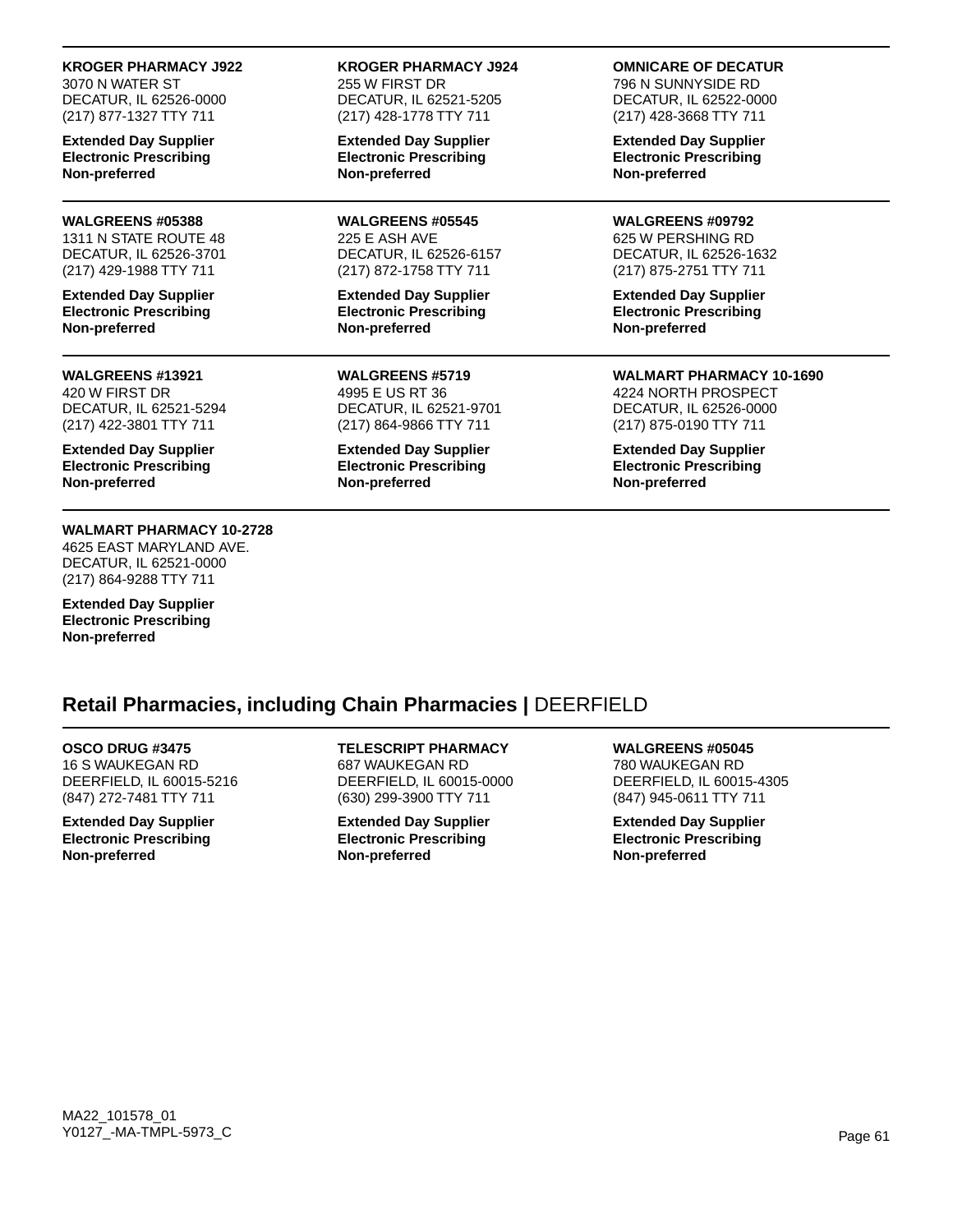**KROGER PHARMACY J922**
3070 N WATER ST
DECATUR, IL 62526-0000
(217) 877-1327 TTY 711

**Extended Day Supplier**
**Electronic Prescribing**
**Non-preferred**

**KROGER PHARMACY J924**
255 W FIRST DR
DECATUR, IL 62521-5205
(217) 428-1778 TTY 711

**Extended Day Supplier**
**Electronic Prescribing**
**Non-preferred**

**OMNICARE OF DECATUR**
796 N SUNNYSIDE RD
DECATUR, IL 62522-0000
(217) 428-3668 TTY 711

**Extended Day Supplier**
**Electronic Prescribing**
**Non-preferred**

**WALGREENS #05388**
1311 N STATE ROUTE 48
DECATUR, IL 62526-3701
(217) 429-1988 TTY 711

**Extended Day Supplier**
**Electronic Prescribing**
**Non-preferred**

**WALGREENS #05545**
225 E ASH AVE
DECATUR, IL 62526-6157
(217) 872-1758 TTY 711

**Extended Day Supplier**
**Electronic Prescribing**
**Non-preferred**

**WALGREENS #09792**
625 W PERSHING RD
DECATUR, IL 62526-1632
(217) 875-2751 TTY 711

**Extended Day Supplier**
**Electronic Prescribing**
**Non-preferred**

**WALGREENS #13921**
420 W FIRST DR
DECATUR, IL 62521-5294
(217) 422-3801 TTY 711

**Extended Day Supplier**
**Electronic Prescribing**
**Non-preferred**

**WALGREENS #5719**
4995 E US RT 36
DECATUR, IL 62521-9701
(217) 864-9866 TTY 711

**Extended Day Supplier**
**Electronic Prescribing**
**Non-preferred**

**WALMART PHARMACY 10-1690**
4224 NORTH PROSPECT
DECATUR, IL 62526-0000
(217) 875-0190 TTY 711

**Extended Day Supplier**
**Electronic Prescribing**
**Non-preferred**

**WALMART PHARMACY 10-2728**
4625 EAST MARYLAND AVE.
DECATUR, IL 62521-0000
(217) 864-9288 TTY 711

**Extended Day Supplier**
**Electronic Prescribing**
**Non-preferred**

## **Retail Pharmacies, including Chain Pharmacies |** DEERFIELD

**OSCO DRUG #3475**
16 S WAUKEGAN RD
DEERFIELD, IL 60015-5216
(847) 272-7481 TTY 711

**Extended Day Supplier**
**Electronic Prescribing**
**Non-preferred**

**TELESCRIPT PHARMACY**
687 WAUKEGAN RD
DEERFIELD, IL 60015-0000
(630) 299-3900 TTY 711

**Extended Day Supplier**
**Electronic Prescribing**
**Non-preferred**

**WALGREENS #05045**
780 WAUKEGAN RD
DEERFIELD, IL 60015-4305
(847) 945-0611 TTY 711

**Extended Day Supplier**
**Electronic Prescribing**
**Non-preferred**

MA22_101578_01
Y0127_-MA-TMPL-5973_C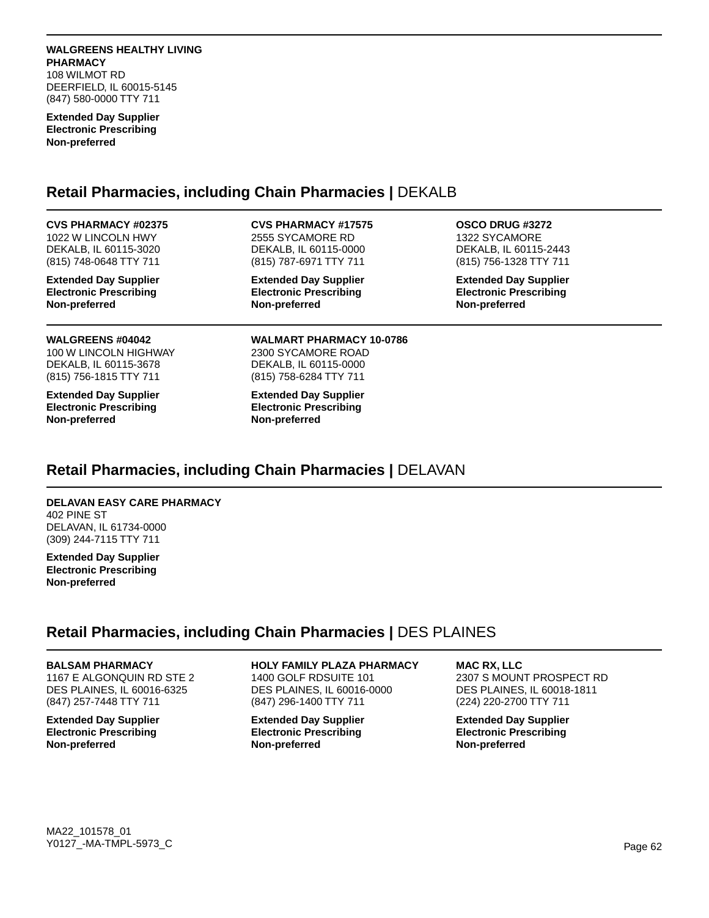**WALGREENS HEALTHY LIVING PHARMACY**
108 WILMOT RD
DEERFIELD, IL 60015-5145
(847) 580-0000 TTY 711

**Extended Day Supplier**
**Electronic Prescribing**
**Non-preferred**

## Retail Pharmacies, including Chain Pharmacies | DEKALB

**CVS PHARMACY #02375**
1022 W LINCOLN HWY
DEKALB, IL 60115-3020
(815) 748-0648 TTY 711

**Extended Day Supplier**
**Electronic Prescribing**
**Non-preferred**

**CVS PHARMACY #17575**
2555 SYCAMORE RD
DEKALB, IL 60115-0000
(815) 787-6971 TTY 711

**Extended Day Supplier**
**Electronic Prescribing**
**Non-preferred**

**OSCO DRUG #3272**
1322 SYCAMORE
DEKALB, IL 60115-2443
(815) 756-1328 TTY 711

**Extended Day Supplier**
**Electronic Prescribing**
**Non-preferred**

**WALGREENS #04042**
100 W LINCOLN HIGHWAY
DEKALB, IL 60115-3678
(815) 756-1815 TTY 711

**Extended Day Supplier**
**Electronic Prescribing**
**Non-preferred**

**WALMART PHARMACY 10-0786**
2300 SYCAMORE ROAD
DEKALB, IL 60115-0000
(815) 758-6284 TTY 711

**Extended Day Supplier**
**Electronic Prescribing**
**Non-preferred**

## Retail Pharmacies, including Chain Pharmacies | DELAVAN

**DELAVAN EASY CARE PHARMACY**
402 PINE ST
DELAVAN, IL 61734-0000
(309) 244-7115 TTY 711

**Extended Day Supplier**
**Electronic Prescribing**
**Non-preferred**

## Retail Pharmacies, including Chain Pharmacies | DES PLAINES

**BALSAM PHARMACY**
1167 E ALGONQUIN RD STE 2
DES PLAINES, IL 60016-6325
(847) 257-7448 TTY 711

**Extended Day Supplier**
**Electronic Prescribing**
**Non-preferred**

**HOLY FAMILY PLAZA PHARMACY**
1400 GOLF RDSUITE 101
DES PLAINES, IL 60016-0000
(847) 296-1400 TTY 711

**Extended Day Supplier**
**Electronic Prescribing**
**Non-preferred**

**MAC RX, LLC**
2307 S MOUNT PROSPECT RD
DES PLAINES, IL 60018-1811
(224) 220-2700 TTY 711

**Extended Day Supplier**
**Electronic Prescribing**
**Non-preferred**

MA22_101578_01
Y0127_-MA-TMPL-5973_C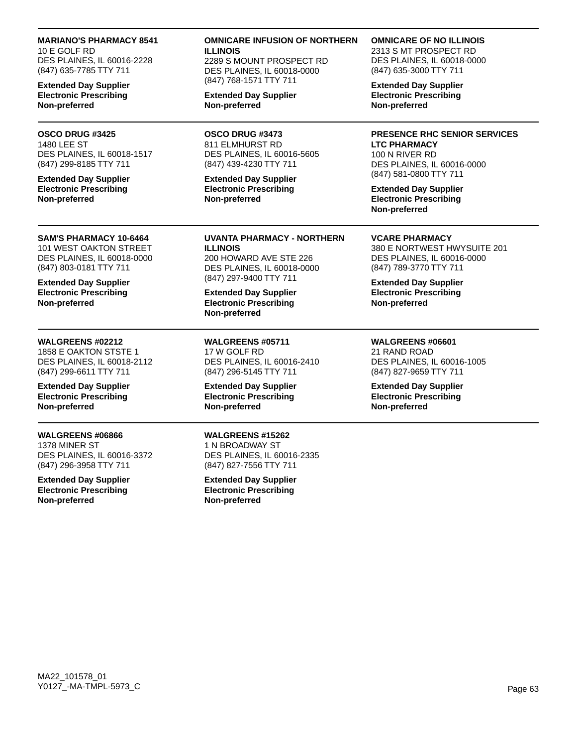**MARIANO'S PHARMACY 8541**
10 E GOLF RD
DES PLAINES, IL 60016-2228
(847) 635-7785 TTY 711

**Extended Day Supplier**
**Electronic Prescribing**
**Non-preferred**

**OMNICARE INFUSION OF NORTHERN ILLINOIS**
2289 S MOUNT PROSPECT RD
DES PLAINES, IL 60018-0000
(847) 768-1571 TTY 711

**Extended Day Supplier**
**Non-preferred**

**OMNICARE OF NO ILLINOIS**
2313 S MT PROSPECT RD
DES PLAINES, IL 60018-0000
(847) 635-3000 TTY 711

**Extended Day Supplier**
**Electronic Prescribing**
**Non-preferred**

---

**OSCO DRUG #3425**
1480 LEE ST
DES PLAINES, IL 60018-1517
(847) 299-8185 TTY 711

**Extended Day Supplier**
**Electronic Prescribing**
**Non-preferred**

**OSCO DRUG #3473**
811 ELMHURST RD
DES PLAINES, IL 60016-5605
(847) 439-4230 TTY 711

**Extended Day Supplier**
**Electronic Prescribing**
**Non-preferred**

**PRESENCE RHC SENIOR SERVICES LTC PHARMACY**
100 N RIVER RD
DES PLAINES, IL 60016-0000
(847) 581-0800 TTY 711

**Extended Day Supplier**
**Electronic Prescribing**
**Non-preferred**

---

**SAM'S PHARMACY 10-6464**
101 WEST OAKTON STREET
DES PLAINES, IL 60018-0000
(847) 803-0181 TTY 711

**Extended Day Supplier**
**Electronic Prescribing**
**Non-preferred**

**UVANTA PHARMACY - NORTHERN ILLINOIS**
200 HOWARD AVE STE 226
DES PLAINES, IL 60018-0000
(847) 297-9400 TTY 711

**Extended Day Supplier**
**Electronic Prescribing**
**Non-preferred**

**VCARE PHARMACY**
380 E NORTWEST HWYSUITE 201
DES PLAINES, IL 60016-0000
(847) 789-3770 TTY 711

**Extended Day Supplier**
**Electronic Prescribing**
**Non-preferred**

---

**WALGREENS #02212**
1858 E OAKTON STSTE 1
DES PLAINES, IL 60018-2112
(847) 299-6611 TTY 711

**Extended Day Supplier**
**Electronic Prescribing**
**Non-preferred**

**WALGREENS #05711**
17 W GOLF RD
DES PLAINES, IL 60016-2410
(847) 296-5145 TTY 711

**Extended Day Supplier**
**Electronic Prescribing**
**Non-preferred**

**WALGREENS #06601**
21 RAND ROAD
DES PLAINES, IL 60016-1005
(847) 827-9659 TTY 711

**Extended Day Supplier**
**Electronic Prescribing**
**Non-preferred**

---

**WALGREENS #06866**
1378 MINER ST
DES PLAINES, IL 60016-3372
(847) 296-3958 TTY 711

**Extended Day Supplier**
**Electronic Prescribing**
**Non-preferred**

**WALGREENS #15262**
1 N BROADWAY ST
DES PLAINES, IL 60016-2335
(847) 827-7556 TTY 711

**Extended Day Supplier**
**Electronic Prescribing**
**Non-preferred**

MA22_101578_01
Y0127_-MA-TMPL-5973_C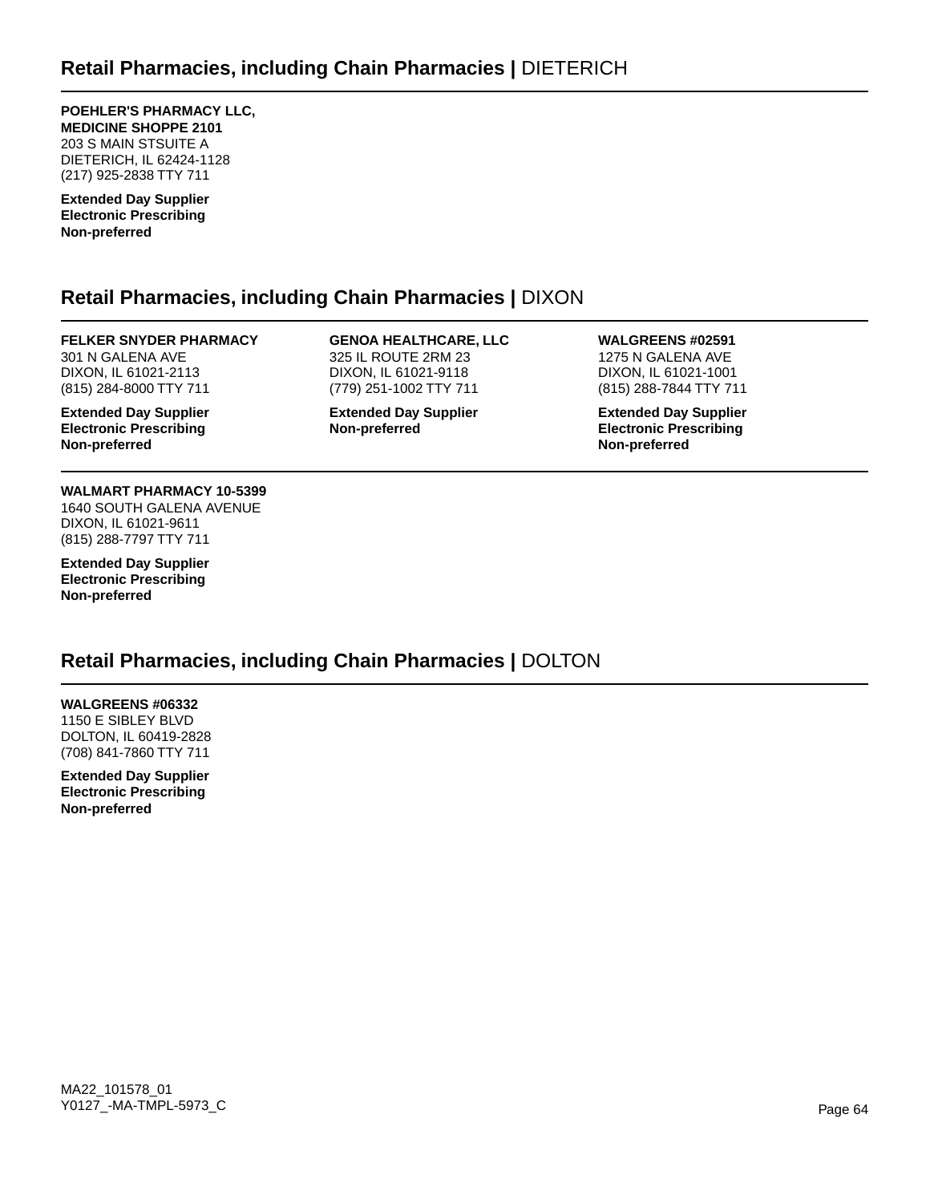## Retail Pharmacies, including Chain Pharmacies | DIETERICH

**POEHLER'S PHARMACY LLC, MEDICINE SHOPPE 2101**
203 S MAIN STSUITE A
DIETERICH, IL 62424-1128
(217) 925-2838 TTY 711

**Extended Day Supplier**
**Electronic Prescribing**
**Non-preferred**

## Retail Pharmacies, including Chain Pharmacies | DIXON

**FELKER SNYDER PHARMACY**
301 N GALENA AVE
DIXON, IL 61021-2113
(815) 284-8000 TTY 711

**Extended Day Supplier**
**Electronic Prescribing**
**Non-preferred**

**GENOA HEALTHCARE, LLC**
325 IL ROUTE 2RM 23
DIXON, IL 61021-9118
(779) 251-1002 TTY 711

**Extended Day Supplier**
**Non-preferred**

**WALGREENS #02591**
1275 N GALENA AVE
DIXON, IL 61021-1001
(815) 288-7844 TTY 711

**Extended Day Supplier**
**Electronic Prescribing**
**Non-preferred**

**WALMART PHARMACY 10-5399**
1640 SOUTH GALENA AVENUE
DIXON, IL 61021-9611
(815) 288-7797 TTY 711

**Extended Day Supplier**
**Electronic Prescribing**
**Non-preferred**

## Retail Pharmacies, including Chain Pharmacies | DOLTON

**WALGREENS #06332**
1150 E SIBLEY BLVD
DOLTON, IL 60419-2828
(708) 841-7860 TTY 711

**Extended Day Supplier**
**Electronic Prescribing**
**Non-preferred**

MA22_101578_01
Y0127_-MA-TMPL-5973_C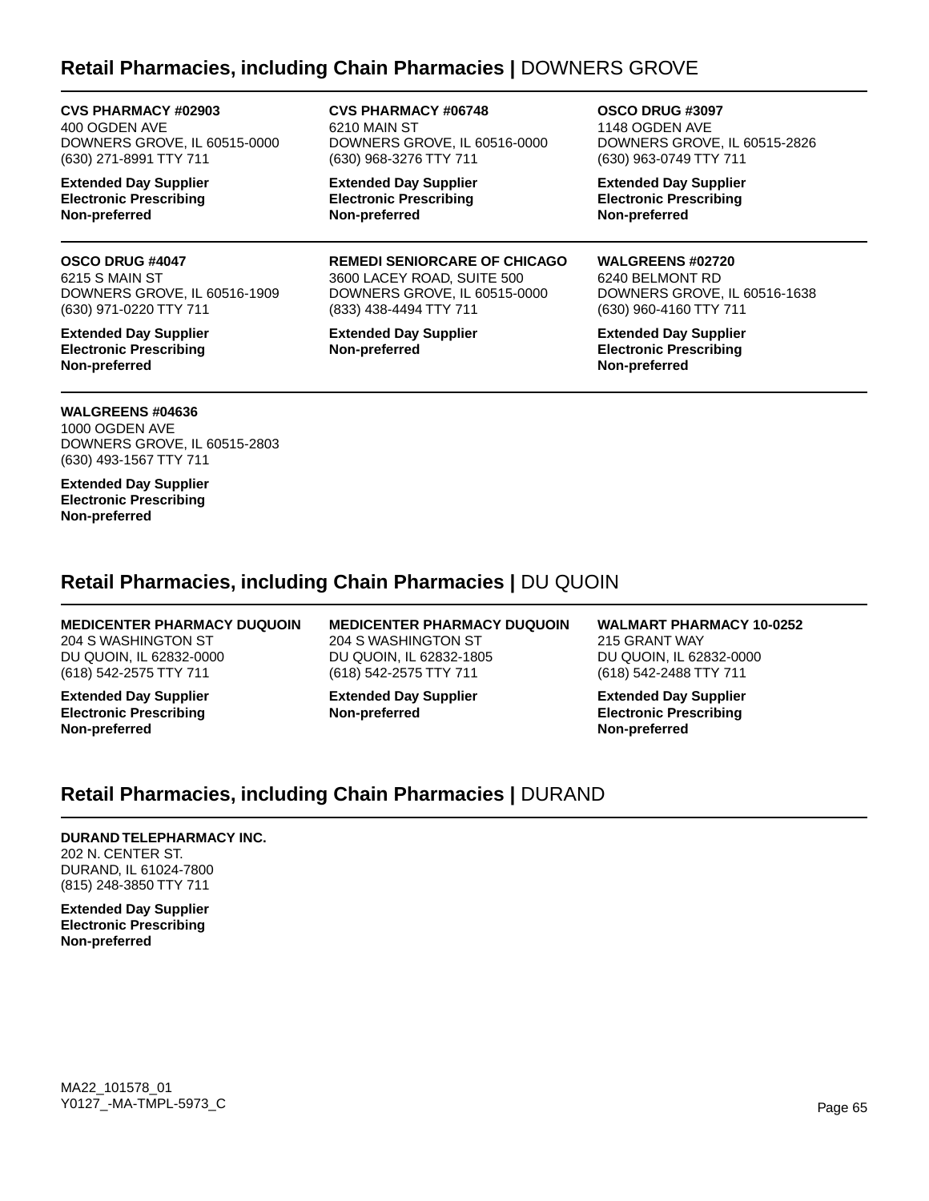## Retail Pharmacies, including Chain Pharmacies | DOWNERS GROVE

**CVS PHARMACY #02903**
400 OGDEN AVE
DOWNERS GROVE, IL 60515-0000
(630) 271-8991 TTY 711

**Extended Day Supplier**
**Electronic Prescribing**
**Non-preferred**

**CVS PHARMACY #06748**
6210 MAIN ST
DOWNERS GROVE, IL 60516-0000
(630) 968-3276 TTY 711

**Extended Day Supplier**
**Electronic Prescribing**
**Non-preferred**

**OSCO DRUG #3097**
1148 OGDEN AVE
DOWNERS GROVE, IL 60515-2826
(630) 963-0749 TTY 711

**Extended Day Supplier**
**Electronic Prescribing**
**Non-preferred**

**OSCO DRUG #4047**
6215 S MAIN ST
DOWNERS GROVE, IL 60516-1909
(630) 971-0220 TTY 711

**Extended Day Supplier**
**Electronic Prescribing**
**Non-preferred**

**REMEDI SENIORCARE OF CHICAGO**
3600 LACEY ROAD, SUITE 500
DOWNERS GROVE, IL 60515-0000
(833) 438-4494 TTY 711

**Extended Day Supplier**
**Non-preferred**

**WALGREENS #02720**
6240 BELMONT RD
DOWNERS GROVE, IL 60516-1638
(630) 960-4160 TTY 711

**Extended Day Supplier**
**Electronic Prescribing**
**Non-preferred**

**WALGREENS #04636**
1000 OGDEN AVE
DOWNERS GROVE, IL 60515-2803
(630) 493-1567 TTY 711

**Extended Day Supplier**
**Electronic Prescribing**
**Non-preferred**

## Retail Pharmacies, including Chain Pharmacies | DU QUOIN

**MEDICENTER PHARMACY DUQUOIN**
204 S WASHINGTON ST
DU QUOIN, IL 62832-0000
(618) 542-2575 TTY 711

**Extended Day Supplier**
**Electronic Prescribing**
**Non-preferred**

**MEDICENTER PHARMACY DUQUOIN**
204 S WASHINGTON ST
DU QUOIN, IL 62832-1805
(618) 542-2575 TTY 711

**Extended Day Supplier**
**Non-preferred**

**WALMART PHARMACY 10-0252**
215 GRANT WAY
DU QUOIN, IL 62832-0000
(618) 542-2488 TTY 711

**Extended Day Supplier**
**Electronic Prescribing**
**Non-preferred**

## Retail Pharmacies, including Chain Pharmacies | DURAND

**DURAND TELEPHARMACY INC.**
202 N. CENTER ST.
DURAND, IL 61024-7800
(815) 248-3850 TTY 711

**Extended Day Supplier**
**Electronic Prescribing**
**Non-preferred**

MA22_101578_01
Y0127_-MA-TMPL-5973_C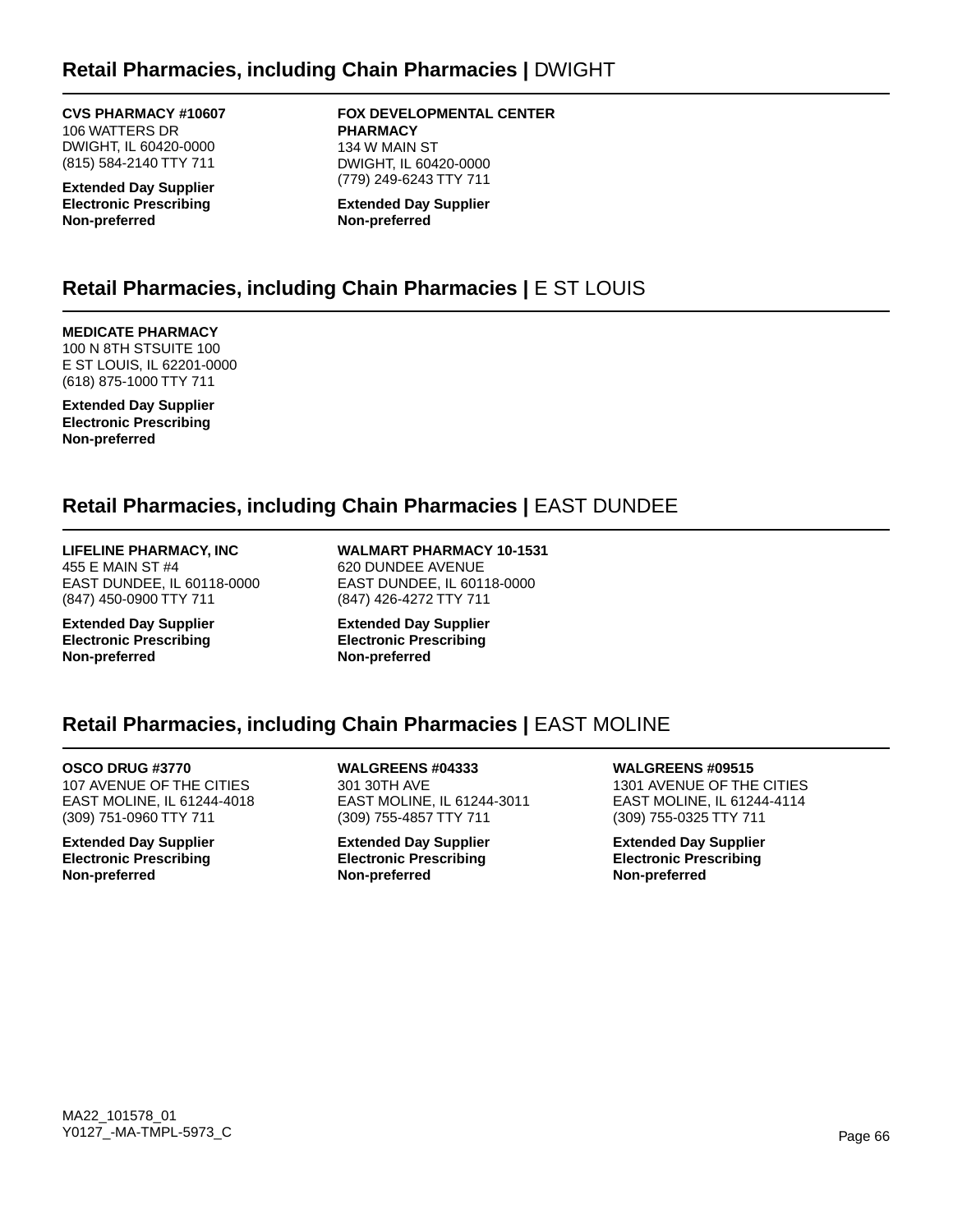## Retail Pharmacies, including Chain Pharmacies | DWIGHT

**CVS PHARMACY #10607**
106 WATTERS DR
DWIGHT, IL 60420-0000
(815) 584-2140 TTY 711

**Extended Day Supplier**
**Electronic Prescribing**
**Non-preferred**

**FOX DEVELOPMENTAL CENTER PHARMACY**
134 W MAIN ST
DWIGHT, IL 60420-0000
(779) 249-6243 TTY 711

**Extended Day Supplier**
**Non-preferred**

## Retail Pharmacies, including Chain Pharmacies | E ST LOUIS

**MEDICATE PHARMACY**
100 N 8TH STSUITE 100
E ST LOUIS, IL 62201-0000
(618) 875-1000 TTY 711

**Extended Day Supplier**
**Electronic Prescribing**
**Non-preferred**

## Retail Pharmacies, including Chain Pharmacies | EAST DUNDEE

**LIFELINE PHARMACY, INC**
455 E MAIN ST #4
EAST DUNDEE, IL 60118-0000
(847) 450-0900 TTY 711

**Extended Day Supplier**
**Electronic Prescribing**
**Non-preferred**

**WALMART PHARMACY 10-1531**
620 DUNDEE AVENUE
EAST DUNDEE, IL 60118-0000
(847) 426-4272 TTY 711

**Extended Day Supplier**
**Electronic Prescribing**
**Non-preferred**

## Retail Pharmacies, including Chain Pharmacies | EAST MOLINE

**OSCO DRUG #3770**
107 AVENUE OF THE CITIES
EAST MOLINE, IL 61244-4018
(309) 751-0960 TTY 711

**Extended Day Supplier**
**Electronic Prescribing**
**Non-preferred**

**WALGREENS #04333**
301 30TH AVE
EAST MOLINE, IL 61244-3011
(309) 755-4857 TTY 711

**Extended Day Supplier**
**Electronic Prescribing**
**Non-preferred**

**WALGREENS #09515**
1301 AVENUE OF THE CITIES
EAST MOLINE, IL 61244-4114
(309) 755-0325 TTY 711

**Extended Day Supplier**
**Electronic Prescribing**
**Non-preferred**

MA22_101578_01
Y0127_-MA-TMPL-5973_C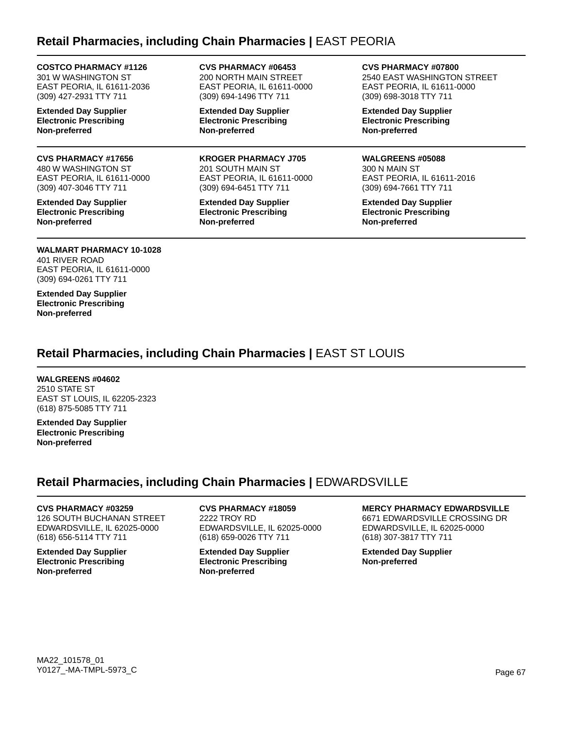## Retail Pharmacies, including Chain Pharmacies | EAST PEORIA

**COSTCO PHARMACY #1126**
301 W WASHINGTON ST
EAST PEORIA, IL 61611-2036
(309) 427-2931 TTY 711

**Extended Day Supplier**
**Electronic Prescribing**
**Non-preferred**

**CVS PHARMACY #06453**
200 NORTH MAIN STREET
EAST PEORIA, IL 61611-0000
(309) 694-1496 TTY 711

**Extended Day Supplier**
**Electronic Prescribing**
**Non-preferred**

**CVS PHARMACY #07800**
2540 EAST WASHINGTON STREET
EAST PEORIA, IL 61611-0000
(309) 698-3018 TTY 711

**Extended Day Supplier**
**Electronic Prescribing**
**Non-preferred**

**CVS PHARMACY #17656**
480 W WASHINGTON ST
EAST PEORIA, IL 61611-0000
(309) 407-3046 TTY 711

**Extended Day Supplier**
**Electronic Prescribing**
**Non-preferred**

**KROGER PHARMACY J705**
201 SOUTH MAIN ST
EAST PEORIA, IL 61611-0000
(309) 694-6451 TTY 711

**Extended Day Supplier**
**Electronic Prescribing**
**Non-preferred**

**WALGREENS #05088**
300 N MAIN ST
EAST PEORIA, IL 61611-2016
(309) 694-7661 TTY 711

**Extended Day Supplier**
**Electronic Prescribing**
**Non-preferred**

**WALMART PHARMACY 10-1028**
401 RIVER ROAD
EAST PEORIA, IL 61611-0000
(309) 694-0261 TTY 711

**Extended Day Supplier**
**Electronic Prescribing**
**Non-preferred**

## Retail Pharmacies, including Chain Pharmacies | EAST ST LOUIS

**WALGREENS #04602**
2510 STATE ST
EAST ST LOUIS, IL 62205-2323
(618) 875-5085 TTY 711

**Extended Day Supplier**
**Electronic Prescribing**
**Non-preferred**

## Retail Pharmacies, including Chain Pharmacies | EDWARDSVILLE

**CVS PHARMACY #03259**
126 SOUTH BUCHANAN STREET
EDWARDSVILLE, IL 62025-0000
(618) 656-5114 TTY 711

**Extended Day Supplier**
**Electronic Prescribing**
**Non-preferred**

**CVS PHARMACY #18059**
2222 TROY RD
EDWARDSVILLE, IL 62025-0000
(618) 659-0026 TTY 711

**Extended Day Supplier**
**Electronic Prescribing**
**Non-preferred**

**MERCY PHARMACY EDWARDSVILLE**
6671 EDWARDSVILLE CROSSING DR
EDWARDSVILLE, IL 62025-0000
(618) 307-3817 TTY 711

**Extended Day Supplier**
**Non-preferred**

MA22_101578_01
Y0127_-MA-TMPL-5973_C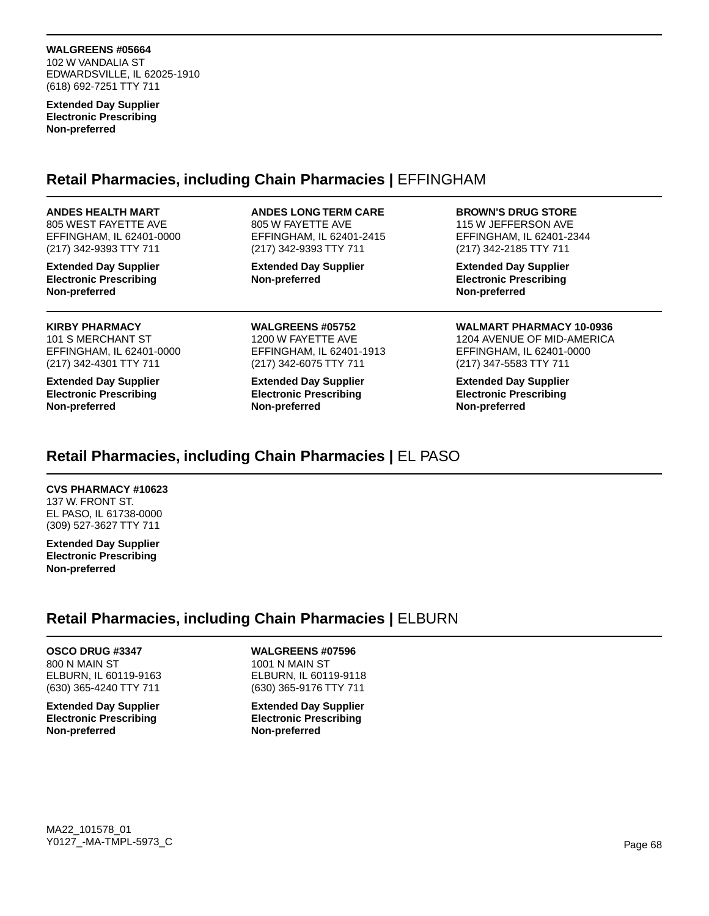**WALGREENS #05664**
102 W VANDALIA ST
EDWARDSVILLE, IL 62025-1910
(618) 692-7251 TTY 711

**Extended Day Supplier**
**Electronic Prescribing**
**Non-preferred**

## Retail Pharmacies, including Chain Pharmacies | EFFINGHAM

**ANDES HEALTH MART**
805 WEST FAYETTE AVE
EFFINGHAM, IL 62401-0000
(217) 342-9393 TTY 711

**Extended Day Supplier**
**Electronic Prescribing**
**Non-preferred**

**ANDES LONG TERM CARE**
805 W FAYETTE AVE
EFFINGHAM, IL 62401-2415
(217) 342-9393 TTY 711

**Extended Day Supplier**
**Non-preferred**

**BROWN'S DRUG STORE**
115 W JEFFERSON AVE
EFFINGHAM, IL 62401-2344
(217) 342-2185 TTY 711

**Extended Day Supplier**
**Electronic Prescribing**
**Non-preferred**

**KIRBY PHARMACY**
101 S MERCHANT ST
EFFINGHAM, IL 62401-0000
(217) 342-4301 TTY 711

**Extended Day Supplier**
**Electronic Prescribing**
**Non-preferred**

**WALGREENS #05752**
1200 W FAYETTE AVE
EFFINGHAM, IL 62401-1913
(217) 342-6075 TTY 711

**Extended Day Supplier**
**Electronic Prescribing**
**Non-preferred**

**WALMART PHARMACY 10-0936**
1204 AVENUE OF MID-AMERICA
EFFINGHAM, IL 62401-0000
(217) 347-5583 TTY 711

**Extended Day Supplier**
**Electronic Prescribing**
**Non-preferred**

## Retail Pharmacies, including Chain Pharmacies | EL PASO

**CVS PHARMACY #10623**
137 W. FRONT ST.
EL PASO, IL 61738-0000
(309) 527-3627 TTY 711

**Extended Day Supplier**
**Electronic Prescribing**
**Non-preferred**

## Retail Pharmacies, including Chain Pharmacies | ELBURN

**OSCO DRUG #3347**
800 N MAIN ST
ELBURN, IL 60119-9163
(630) 365-4240 TTY 711

**Extended Day Supplier**
**Electronic Prescribing**
**Non-preferred**

**WALGREENS #07596**
1001 N MAIN ST
ELBURN, IL 60119-9118
(630) 365-9176 TTY 711

**Extended Day Supplier**
**Electronic Prescribing**
**Non-preferred**

MA22_101578_01
Y0127_-MA-TMPL-5973_C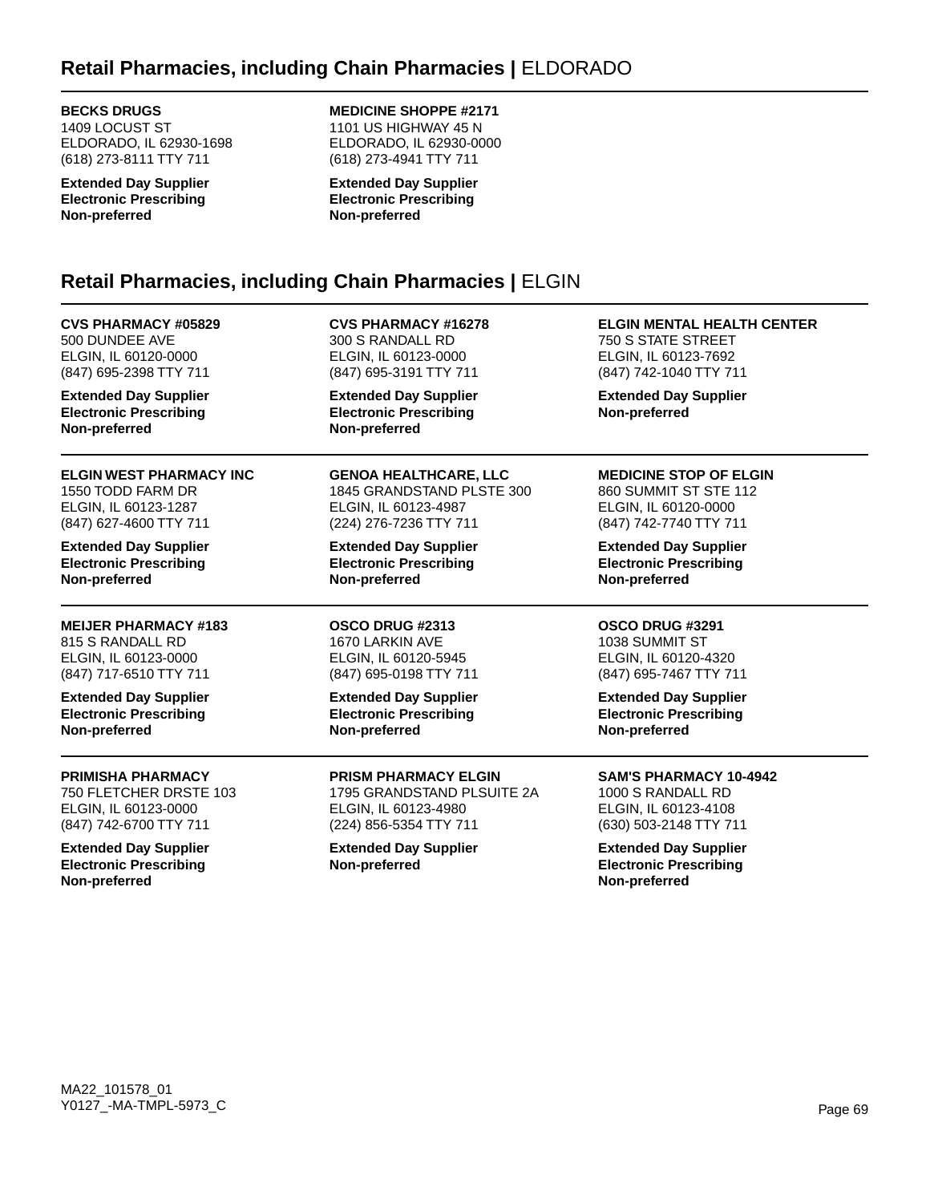## Retail Pharmacies, including Chain Pharmacies | ELDORADO

**BECKS DRUGS**
1409 LOCUST ST
ELDORADO, IL 62930-1698
(618) 273-8111 TTY 711

**Extended Day Supplier**
**Electronic Prescribing**
**Non-preferred**

**MEDICINE SHOPPE #2171**
1101 US HIGHWAY 45 N
ELDORADO, IL 62930-0000
(618) 273-4941 TTY 711

**Extended Day Supplier**
**Electronic Prescribing**
**Non-preferred**

## Retail Pharmacies, including Chain Pharmacies | ELGIN

**CVS PHARMACY #05829**
500 DUNDEE AVE
ELGIN, IL 60120-0000
(847) 695-2398 TTY 711

**Extended Day Supplier**
**Electronic Prescribing**
**Non-preferred**

**CVS PHARMACY #16278**
300 S RANDALL RD
ELGIN, IL 60123-0000
(847) 695-3191 TTY 711

**Extended Day Supplier**
**Electronic Prescribing**
**Non-preferred**

**ELGIN MENTAL HEALTH CENTER**
750 S STATE STREET
ELGIN, IL 60123-7692
(847) 742-1040 TTY 711

**Extended Day Supplier**
**Non-preferred**

**ELGIN WEST PHARMACY INC**
1550 TODD FARM DR
ELGIN, IL 60123-1287
(847) 627-4600 TTY 711

**Extended Day Supplier**
**Electronic Prescribing**
**Non-preferred**

**GENOA HEALTHCARE, LLC**
1845 GRANDSTAND PLSTE 300
ELGIN, IL 60123-4987
(224) 276-7236 TTY 711

**Extended Day Supplier**
**Electronic Prescribing**
**Non-preferred**

**MEDICINE STOP OF ELGIN**
860 SUMMIT ST STE 112
ELGIN, IL 60120-0000
(847) 742-7740 TTY 711

**Extended Day Supplier**
**Electronic Prescribing**
**Non-preferred**

**MEIJER PHARMACY #183**
815 S RANDALL RD
ELGIN, IL 60123-0000
(847) 717-6510 TTY 711

**Extended Day Supplier**
**Electronic Prescribing**
**Non-preferred**

**OSCO DRUG #2313**
1670 LARKIN AVE
ELGIN, IL 60120-5945
(847) 695-0198 TTY 711

**Extended Day Supplier**
**Electronic Prescribing**
**Non-preferred**

**OSCO DRUG #3291**
1038 SUMMIT ST
ELGIN, IL 60120-4320
(847) 695-7467 TTY 711

**Extended Day Supplier**
**Electronic Prescribing**
**Non-preferred**

**PRIMISHA PHARMACY**
750 FLETCHER DRSTE 103
ELGIN, IL 60123-0000
(847) 742-6700 TTY 711

**Extended Day Supplier**
**Electronic Prescribing**
**Non-preferred**

**PRISM PHARMACY ELGIN**
1795 GRANDSTAND PLSUITE 2A
ELGIN, IL 60123-4980
(224) 856-5354 TTY 711

**Extended Day Supplier**
**Non-preferred**

**SAM'S PHARMACY 10-4942**
1000 S RANDALL RD
ELGIN, IL 60123-4108
(630) 503-2148 TTY 711

**Extended Day Supplier**
**Electronic Prescribing**
**Non-preferred**

MA22_101578_01
Y0127_-MA-TMPL-5973_C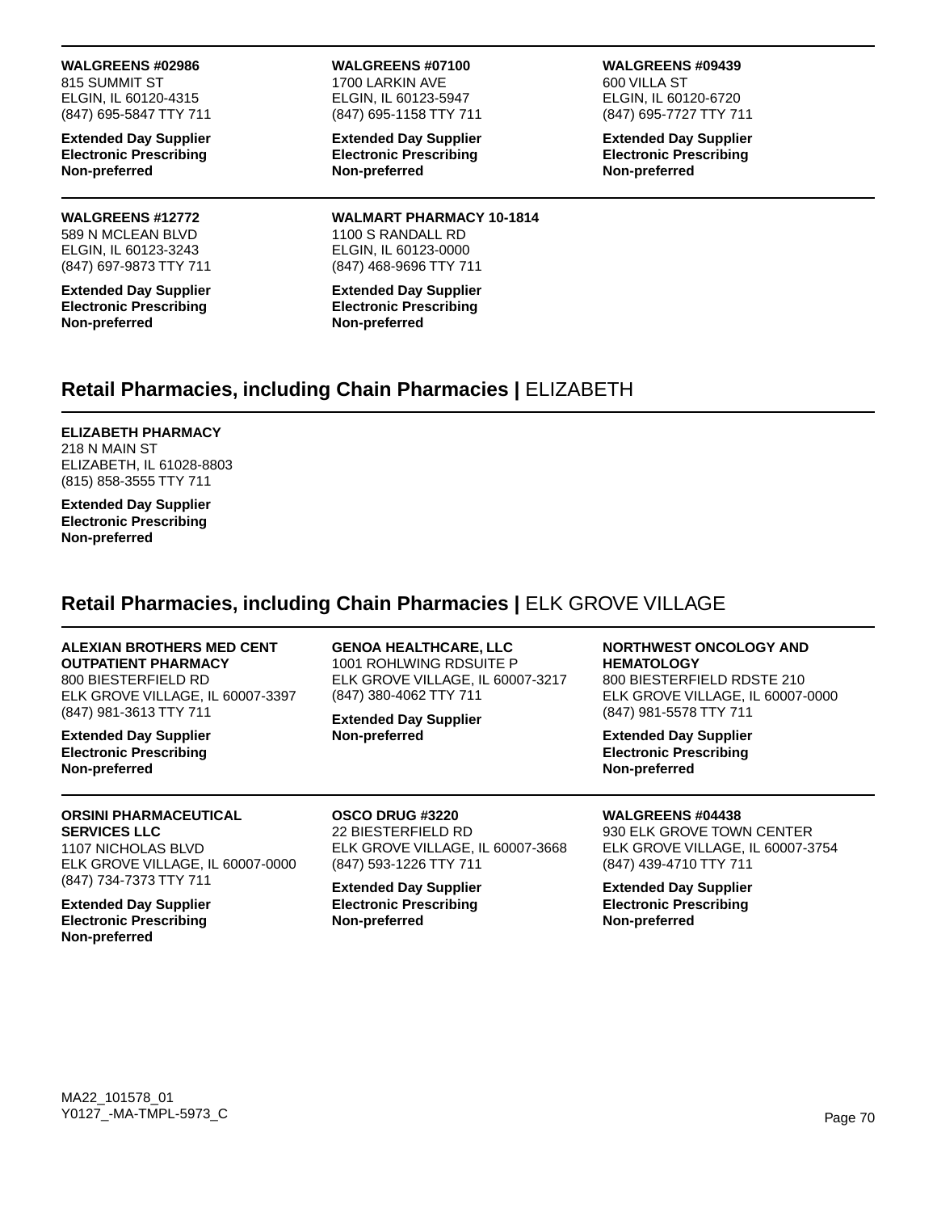**WALGREENS #02986**
815 SUMMIT ST
ELGIN, IL 60120-4315
(847) 695-5847 TTY 711

**Extended Day Supplier**
**Electronic Prescribing**
**Non-preferred**

**WALGREENS #07100**
1700 LARKIN AVE
ELGIN, IL 60123-5947
(847) 695-1158 TTY 711

**Extended Day Supplier**
**Electronic Prescribing**
**Non-preferred**

**WALGREENS #09439**
600 VILLA ST
ELGIN, IL 60120-6720
(847) 695-7727 TTY 711

**Extended Day Supplier**
**Electronic Prescribing**
**Non-preferred**

**WALGREENS #12772**
589 N MCLEAN BLVD
ELGIN, IL 60123-3243
(847) 697-9873 TTY 711

**Extended Day Supplier**
**Electronic Prescribing**
**Non-preferred**

**WALMART PHARMACY 10-1814**
1100 S RANDALL RD
ELGIN, IL 60123-0000
(847) 468-9696 TTY 711

**Extended Day Supplier**
**Electronic Prescribing**
**Non-preferred**

## Retail Pharmacies, including Chain Pharmacies | ELIZABETH

**ELIZABETH PHARMACY**
218 N MAIN ST
ELIZABETH, IL 61028-8803
(815) 858-3555 TTY 711

**Extended Day Supplier**
**Electronic Prescribing**
**Non-preferred**

## Retail Pharmacies, including Chain Pharmacies | ELK GROVE VILLAGE

**ALEXIAN BROTHERS MED CENT OUTPATIENT PHARMACY**
800 BIESTERFIELD RD
ELK GROVE VILLAGE, IL 60007-3397
(847) 981-3613 TTY 711

**Extended Day Supplier**
**Electronic Prescribing**
**Non-preferred**

**GENOA HEALTHCARE, LLC**
1001 ROHLWING RDSUITE P
ELK GROVE VILLAGE, IL 60007-3217
(847) 380-4062 TTY 711

**Extended Day Supplier**
**Non-preferred**

**NORTHWEST ONCOLOGY AND HEMATOLOGY**
800 BIESTERFIELD RDSTE 210
ELK GROVE VILLAGE, IL 60007-0000
(847) 981-5578 TTY 711

**Extended Day Supplier**
**Electronic Prescribing**
**Non-preferred**

**ORSINI PHARMACEUTICAL SERVICES LLC**
1107 NICHOLAS BLVD
ELK GROVE VILLAGE, IL 60007-0000
(847) 734-7373 TTY 711

**Extended Day Supplier**
**Electronic Prescribing**
**Non-preferred**

**OSCO DRUG #3220**
22 BIESTERFIELD RD
ELK GROVE VILLAGE, IL 60007-3668
(847) 593-1226 TTY 711

**Extended Day Supplier**
**Electronic Prescribing**
**Non-preferred**

**WALGREENS #04438**
930 ELK GROVE TOWN CENTER
ELK GROVE VILLAGE, IL 60007-3754
(847) 439-4710 TTY 711

**Extended Day Supplier**
**Electronic Prescribing**
**Non-preferred**

MA22_101578_01
Y0127_-MA-TMPL-5973_C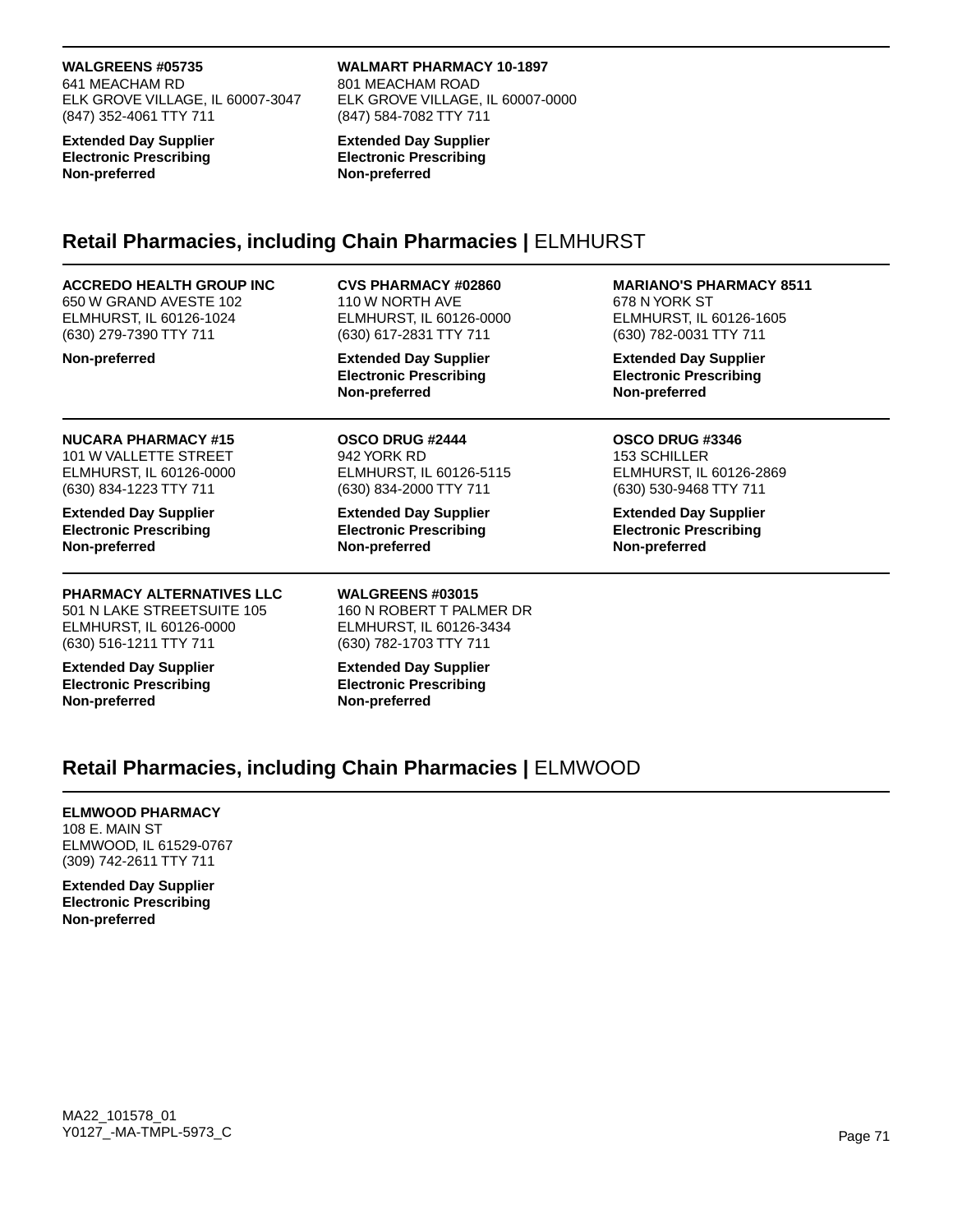**WALGREENS #05735**
641 MEACHAM RD
ELK GROVE VILLAGE, IL 60007-3047
(847) 352-4061 TTY 711

**Extended Day Supplier**
**Electronic Prescribing**
**Non-preferred**

**WALMART PHARMACY 10-1897**
801 MEACHAM ROAD
ELK GROVE VILLAGE, IL 60007-0000
(847) 584-7082 TTY 711

**Extended Day Supplier**
**Electronic Prescribing**
**Non-preferred**

## Retail Pharmacies, including Chain Pharmacies | ELMHURST

**ACCREDO HEALTH GROUP INC**
650 W GRAND AVESTE 102
ELMHURST, IL 60126-1024
(630) 279-7390 TTY 711

**Non-preferred**

**CVS PHARMACY #02860**
110 W NORTH AVE
ELMHURST, IL 60126-0000
(630) 617-2831 TTY 711

**Extended Day Supplier**
**Electronic Prescribing**
**Non-preferred**

**MARIANO'S PHARMACY 8511**
678 N YORK ST
ELMHURST, IL 60126-1605
(630) 782-0031 TTY 711

**Extended Day Supplier**
**Electronic Prescribing**
**Non-preferred**

**NUCARA PHARMACY #15**
101 W VALLETTE STREET
ELMHURST, IL 60126-0000
(630) 834-1223 TTY 711

**Extended Day Supplier**
**Electronic Prescribing**
**Non-preferred**

**OSCO DRUG #2444**
942 YORK RD
ELMHURST, IL 60126-5115
(630) 834-2000 TTY 711

**Extended Day Supplier**
**Electronic Prescribing**
**Non-preferred**

**OSCO DRUG #3346**
153 SCHILLER
ELMHURST, IL 60126-2869
(630) 530-9468 TTY 711

**Extended Day Supplier**
**Electronic Prescribing**
**Non-preferred**

**PHARMACY ALTERNATIVES LLC**
501 N LAKE STREETSUITE 105
ELMHURST, IL 60126-0000
(630) 516-1211 TTY 711

**Extended Day Supplier**
**Electronic Prescribing**
**Non-preferred**

**WALGREENS #03015**
160 N ROBERT T PALMER DR
ELMHURST, IL 60126-3434
(630) 782-1703 TTY 711

**Extended Day Supplier**
**Electronic Prescribing**
**Non-preferred**

## Retail Pharmacies, including Chain Pharmacies | ELMWOOD

**ELMWOOD PHARMACY**
108 E. MAIN ST
ELMWOOD, IL 61529-0767
(309) 742-2611 TTY 711

**Extended Day Supplier**
**Electronic Prescribing**
**Non-preferred**

MA22_101578_01
Y0127_-MA-TMPL-5973_C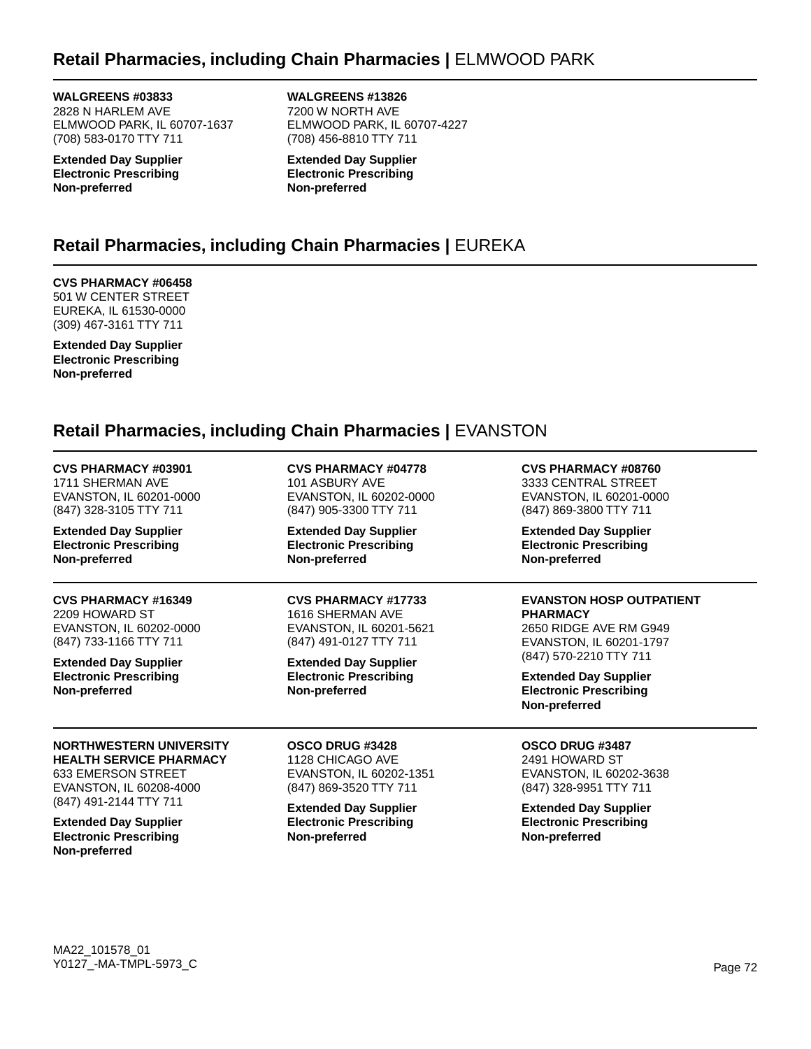## Retail Pharmacies, including Chain Pharmacies | ELMWOOD PARK

**WALGREENS #03833**
2828 N HARLEM AVE
ELMWOOD PARK, IL 60707-1637
(708) 583-0170 TTY 711

**Extended Day Supplier**
**Electronic Prescribing**
**Non-preferred**

**WALGREENS #13826**
7200 W NORTH AVE
ELMWOOD PARK, IL 60707-4227
(708) 456-8810 TTY 711

**Extended Day Supplier**
**Electronic Prescribing**
**Non-preferred**

## Retail Pharmacies, including Chain Pharmacies | EUREKA

**CVS PHARMACY #06458**
501 W CENTER STREET
EUREKA, IL 61530-0000
(309) 467-3161 TTY 711

**Extended Day Supplier**
**Electronic Prescribing**
**Non-preferred**

## Retail Pharmacies, including Chain Pharmacies | EVANSTON

**CVS PHARMACY #03901**
1711 SHERMAN AVE
EVANSTON, IL 60201-0000
(847) 328-3105 TTY 711

**Extended Day Supplier**
**Electronic Prescribing**
**Non-preferred**

**CVS PHARMACY #04778**
101 ASBURY AVE
EVANSTON, IL 60202-0000
(847) 905-3300 TTY 711

**Extended Day Supplier**
**Electronic Prescribing**
**Non-preferred**

**CVS PHARMACY #08760**
3333 CENTRAL STREET
EVANSTON, IL 60201-0000
(847) 869-3800 TTY 711

**Extended Day Supplier**
**Electronic Prescribing**
**Non-preferred**

**CVS PHARMACY #16349**
2209 HOWARD ST
EVANSTON, IL 60202-0000
(847) 733-1166 TTY 711

**Extended Day Supplier**
**Electronic Prescribing**
**Non-preferred**

**CVS PHARMACY #17733**
1616 SHERMAN AVE
EVANSTON, IL 60201-5621
(847) 491-0127 TTY 711

**Extended Day Supplier**
**Electronic Prescribing**
**Non-preferred**

**EVANSTON HOSP OUTPATIENT PHARMACY**
2650 RIDGE AVE RM G949
EVANSTON, IL 60201-1797
(847) 570-2210 TTY 711

**Extended Day Supplier**
**Electronic Prescribing**
**Non-preferred**

**NORTHWESTERN UNIVERSITY HEALTH SERVICE PHARMACY**
633 EMERSON STREET
EVANSTON, IL 60208-4000
(847) 491-2144 TTY 711

**Extended Day Supplier**
**Electronic Prescribing**
**Non-preferred**

**OSCO DRUG #3428**
1128 CHICAGO AVE
EVANSTON, IL 60202-1351
(847) 869-3520 TTY 711

**Extended Day Supplier**
**Electronic Prescribing**
**Non-preferred**

**OSCO DRUG #3487**
2491 HOWARD ST
EVANSTON, IL 60202-3638
(847) 328-9951 TTY 711

**Extended Day Supplier**
**Electronic Prescribing**
**Non-preferred**

MA22_101578_01
Y0127_-MA-TMPL-5973_C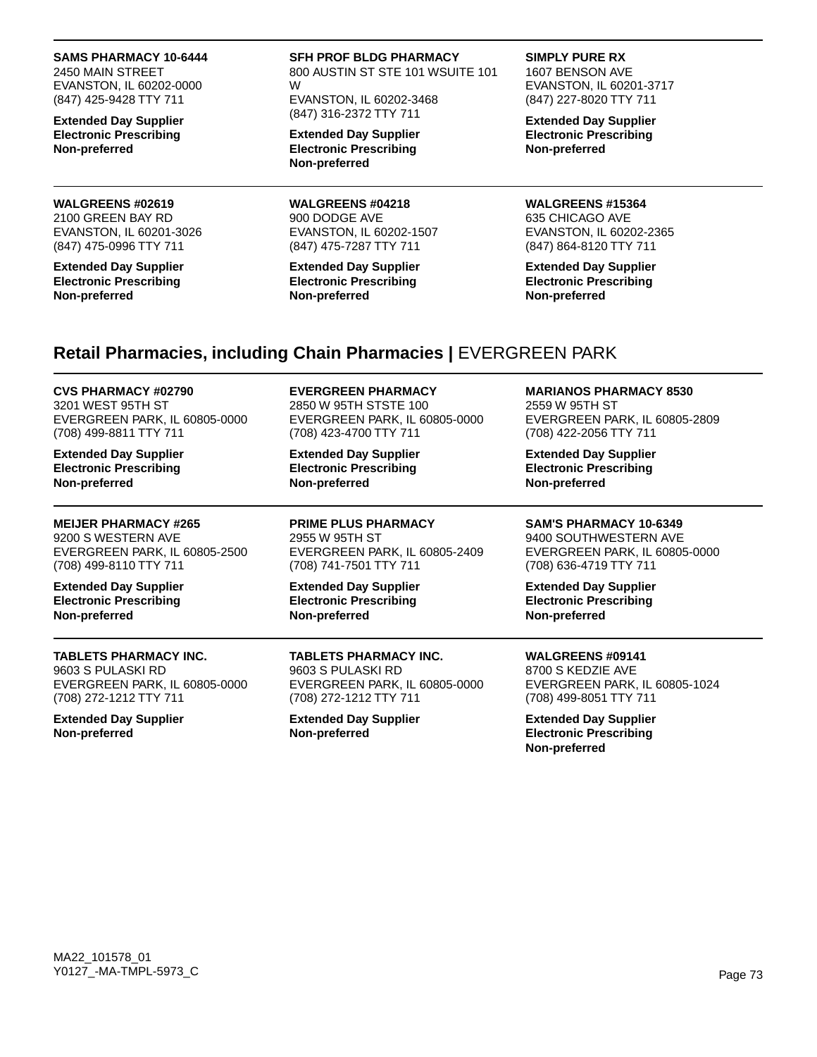**SAMS PHARMACY 10-6444**
2450 MAIN STREET
EVANSTON, IL 60202-0000
(847) 425-9428 TTY 711

**Extended Day Supplier**
**Electronic Prescribing**
**Non-preferred**

**SFH PROF BLDG PHARMACY**
800 AUSTIN ST STE 101 WSUITE 101 W
EVANSTON, IL 60202-3468
(847) 316-2372 TTY 711

**Extended Day Supplier**
**Electronic Prescribing**
**Non-preferred**

**SIMPLY PURE RX**
1607 BENSON AVE
EVANSTON, IL 60201-3717
(847) 227-8020 TTY 711

**Extended Day Supplier**
**Electronic Prescribing**
**Non-preferred**

**WALGREENS #02619**
2100 GREEN BAY RD
EVANSTON, IL 60201-3026
(847) 475-0996 TTY 711

**Extended Day Supplier**
**Electronic Prescribing**
**Non-preferred**

**WALGREENS #04218**
900 DODGE AVE
EVANSTON, IL 60202-1507
(847) 475-7287 TTY 711

**Extended Day Supplier**
**Electronic Prescribing**
**Non-preferred**

**WALGREENS #15364**
635 CHICAGO AVE
EVANSTON, IL 60202-2365
(847) 864-8120 TTY 711

**Extended Day Supplier**
**Electronic Prescribing**
**Non-preferred**

## Retail Pharmacies, including Chain Pharmacies | EVERGREEN PARK

**CVS PHARMACY #02790**
3201 WEST 95TH ST
EVERGREEN PARK, IL 60805-0000
(708) 499-8811 TTY 711

**Extended Day Supplier**
**Electronic Prescribing**
**Non-preferred**

**EVERGREEN PHARMACY**
2850 W 95TH STSTE 100
EVERGREEN PARK, IL 60805-0000
(708) 423-4700 TTY 711

**Extended Day Supplier**
**Electronic Prescribing**
**Non-preferred**

**MARIANOS PHARMACY 8530**
2559 W 95TH ST
EVERGREEN PARK, IL 60805-2809
(708) 422-2056 TTY 711

**Extended Day Supplier**
**Electronic Prescribing**
**Non-preferred**

**MEIJER PHARMACY #265**
9200 S WESTERN AVE
EVERGREEN PARK, IL 60805-2500
(708) 499-8110 TTY 711

**Extended Day Supplier**
**Electronic Prescribing**
**Non-preferred**

**PRIME PLUS PHARMACY**
2955 W 95TH ST
EVERGREEN PARK, IL 60805-2409
(708) 741-7501 TTY 711

**Extended Day Supplier**
**Electronic Prescribing**
**Non-preferred**

**SAM'S PHARMACY 10-6349**
9400 SOUTHWESTERN AVE
EVERGREEN PARK, IL 60805-0000
(708) 636-4719 TTY 711

**Extended Day Supplier**
**Electronic Prescribing**
**Non-preferred**

**TABLETS PHARMACY INC.**
9603 S PULASKI RD
EVERGREEN PARK, IL 60805-0000
(708) 272-1212 TTY 711

**Extended Day Supplier**
**Non-preferred**

**TABLETS PHARMACY INC.**
9603 S PULASKI RD
EVERGREEN PARK, IL 60805-0000
(708) 272-1212 TTY 711

**Extended Day Supplier**
**Non-preferred**

**WALGREENS #09141**
8700 S KEDZIE AVE
EVERGREEN PARK, IL 60805-1024
(708) 499-8051 TTY 711

**Extended Day Supplier**
**Electronic Prescribing**
**Non-preferred**

MA22_101578_01
Y0127_-MA-TMPL-5973_C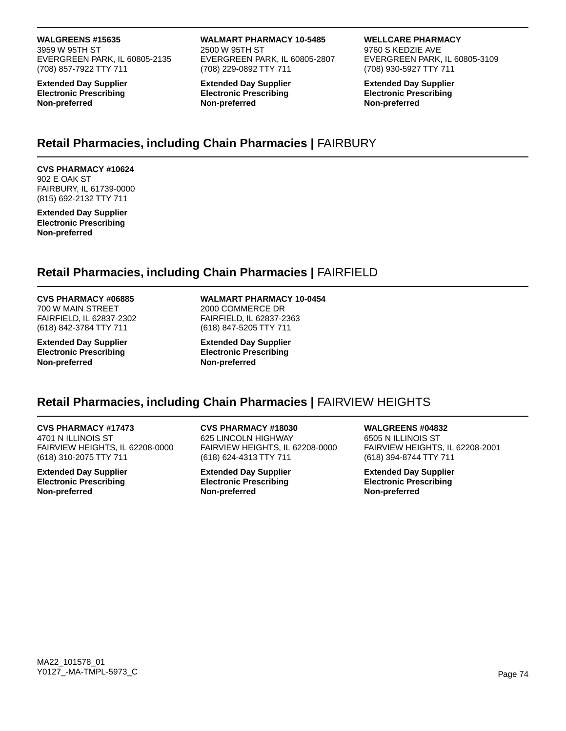**WALGREENS #15635**
3959 W 95TH ST
EVERGREEN PARK, IL 60805-2135
(708) 857-7922 TTY 711

**Extended Day Supplier**
**Electronic Prescribing**
**Non-preferred**

**WALMART PHARMACY 10-5485**
2500 W 95TH ST
EVERGREEN PARK, IL 60805-2807
(708) 229-0892 TTY 711

**Extended Day Supplier**
**Electronic Prescribing**
**Non-preferred**

**WELLCARE PHARMACY**
9760 S KEDZIE AVE
EVERGREEN PARK, IL 60805-3109
(708) 930-5927 TTY 711

**Extended Day Supplier**
**Electronic Prescribing**
**Non-preferred**

## Retail Pharmacies, including Chain Pharmacies | FAIRBURY

**CVS PHARMACY #10624**
902 E OAK ST
FAIRBURY, IL 61739-0000
(815) 692-2132 TTY 711

**Extended Day Supplier**
**Electronic Prescribing**
**Non-preferred**

## Retail Pharmacies, including Chain Pharmacies | FAIRFIELD

**CVS PHARMACY #06885**
700 W MAIN STREET
FAIRFIELD, IL 62837-2302
(618) 842-3784 TTY 711

**Extended Day Supplier**
**Electronic Prescribing**
**Non-preferred**

**WALMART PHARMACY 10-0454**
2000 COMMERCE DR
FAIRFIELD, IL 62837-2363
(618) 847-5205 TTY 711

**Extended Day Supplier**
**Electronic Prescribing**
**Non-preferred**

## Retail Pharmacies, including Chain Pharmacies | FAIRVIEW HEIGHTS

**CVS PHARMACY #17473**
4701 N ILLINOIS ST
FAIRVIEW HEIGHTS, IL 62208-0000
(618) 310-2075 TTY 711

**Extended Day Supplier**
**Electronic Prescribing**
**Non-preferred**

**CVS PHARMACY #18030**
625 LINCOLN HIGHWAY
FAIRVIEW HEIGHTS, IL 62208-0000
(618) 624-4313 TTY 711

**Extended Day Supplier**
**Electronic Prescribing**
**Non-preferred**

**WALGREENS #04832**
6505 N ILLINOIS ST
FAIRVIEW HEIGHTS, IL 62208-2001
(618) 394-8744 TTY 711

**Extended Day Supplier**
**Electronic Prescribing**
**Non-preferred**

MA22_101578_01
Y0127_-MA-TMPL-5973_C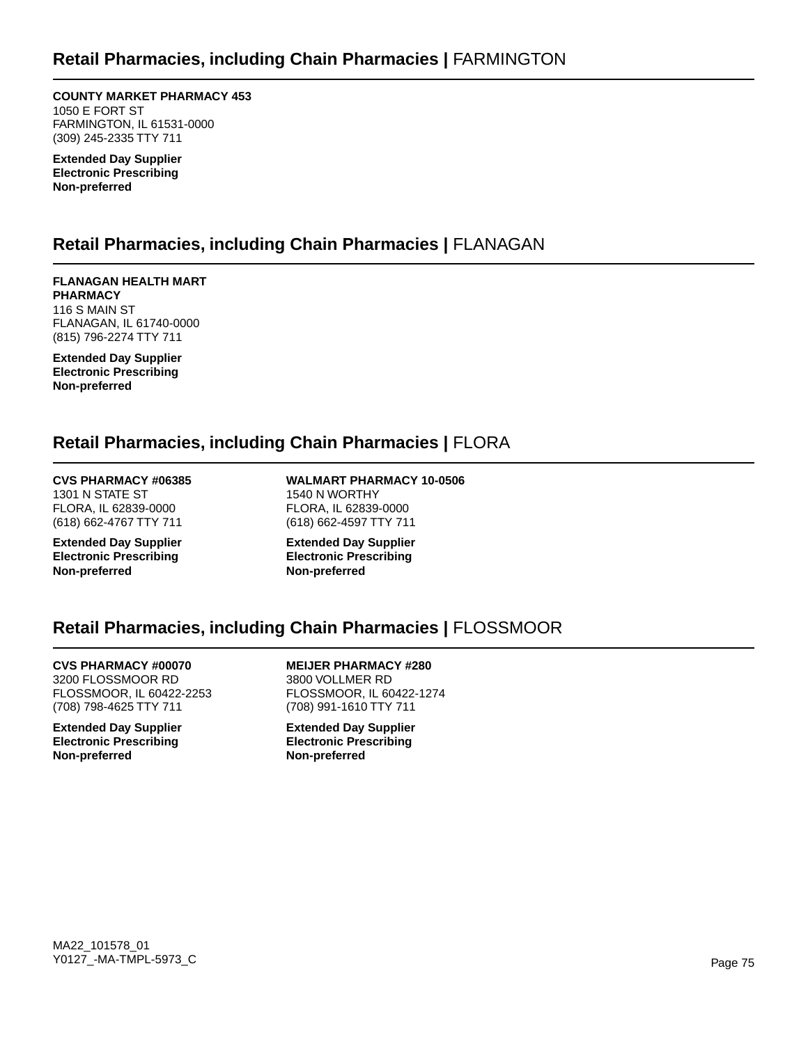## Retail Pharmacies, including Chain Pharmacies | FARMINGTON

**COUNTY MARKET PHARMACY 453**
1050 E FORT ST
FARMINGTON, IL 61531-0000
(309) 245-2335 TTY 711

**Extended Day Supplier**
**Electronic Prescribing**
**Non-preferred**

## Retail Pharmacies, including Chain Pharmacies | FLANAGAN

**FLANAGAN HEALTH MART PHARMACY**
116 S MAIN ST
FLANAGAN, IL 61740-0000
(815) 796-2274 TTY 711

**Extended Day Supplier**
**Electronic Prescribing**
**Non-preferred**

## Retail Pharmacies, including Chain Pharmacies | FLORA

**CVS PHARMACY #06385**
1301 N STATE ST
FLORA, IL 62839-0000
(618) 662-4767 TTY 711

**Extended Day Supplier**
**Electronic Prescribing**
**Non-preferred**

**WALMART PHARMACY 10-0506**
1540 N WORTHY
FLORA, IL 62839-0000
(618) 662-4597 TTY 711

**Extended Day Supplier**
**Electronic Prescribing**
**Non-preferred**

## Retail Pharmacies, including Chain Pharmacies | FLOSSMOOR

**CVS PHARMACY #00070**
3200 FLOSSMOOR RD
FLOSSMOOR, IL 60422-2253
(708) 798-4625 TTY 711

**Extended Day Supplier**
**Electronic Prescribing**
**Non-preferred**

**MEIJER PHARMACY #280**
3800 VOLLMER RD
FLOSSMOOR, IL 60422-1274
(708) 991-1610 TTY 711

**Extended Day Supplier**
**Electronic Prescribing**
**Non-preferred**

MA22_101578_01
Y0127_-MA-TMPL-5973_C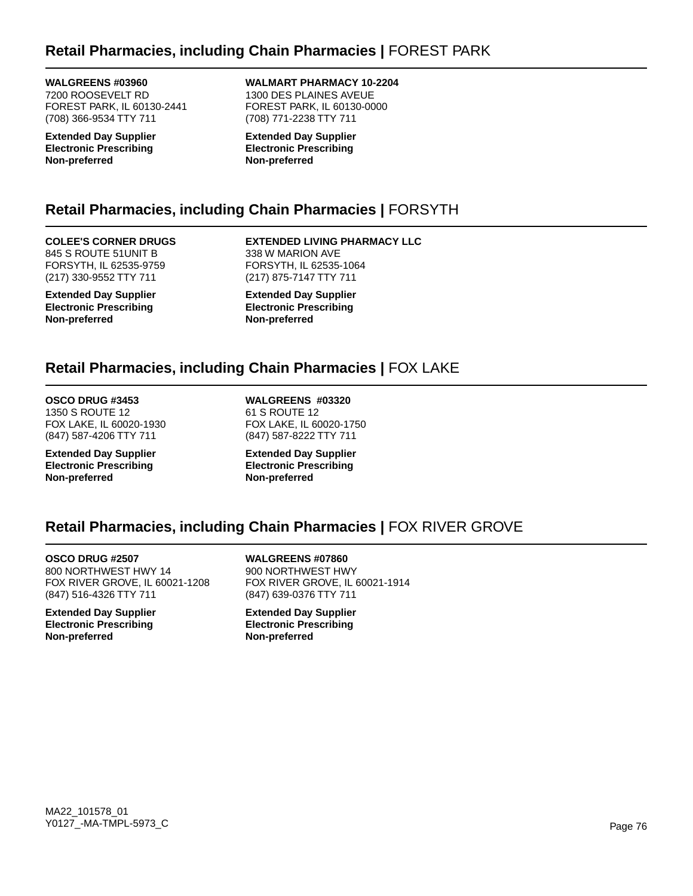## Retail Pharmacies, including Chain Pharmacies | FOREST PARK

**WALGREENS #03960**
7200 ROOSEVELT RD
FOREST PARK, IL 60130-2441
(708) 366-9534 TTY 711

**Extended Day Supplier**
**Electronic Prescribing**
**Non-preferred**

**WALMART PHARMACY 10-2204**
1300 DES PLAINES AVEUE
FOREST PARK, IL 60130-0000
(708) 771-2238 TTY 711

**Extended Day Supplier**
**Electronic Prescribing**
**Non-preferred**

## Retail Pharmacies, including Chain Pharmacies | FORSYTH

**COLEE'S CORNER DRUGS**
845 S ROUTE 51UNIT B
FORSYTH, IL 62535-9759
(217) 330-9552 TTY 711

**Extended Day Supplier**
**Electronic Prescribing**
**Non-preferred**

**EXTENDED LIVING PHARMACY LLC**
338 W MARION AVE
FORSYTH, IL 62535-1064
(217) 875-7147 TTY 711

**Extended Day Supplier**
**Electronic Prescribing**
**Non-preferred**

## Retail Pharmacies, including Chain Pharmacies | FOX LAKE

**OSCO DRUG #3453**
1350 S ROUTE 12
FOX LAKE, IL 60020-1930
(847) 587-4206 TTY 711

**Extended Day Supplier**
**Electronic Prescribing**
**Non-preferred**

**WALGREENS #03320**
61 S ROUTE 12
FOX LAKE, IL 60020-1750
(847) 587-8222 TTY 711

**Extended Day Supplier**
**Electronic Prescribing**
**Non-preferred**

## Retail Pharmacies, including Chain Pharmacies | FOX RIVER GROVE

**OSCO DRUG #2507**
800 NORTHWEST HWY 14
FOX RIVER GROVE, IL 60021-1208
(847) 516-4326 TTY 711

**Extended Day Supplier**
**Electronic Prescribing**
**Non-preferred**

**WALGREENS #07860**
900 NORTHWEST HWY
FOX RIVER GROVE, IL 60021-1914
(847) 639-0376 TTY 711

**Extended Day Supplier**
**Electronic Prescribing**
**Non-preferred**

MA22_101578_01
Y0127_-MA-TMPL-5973_C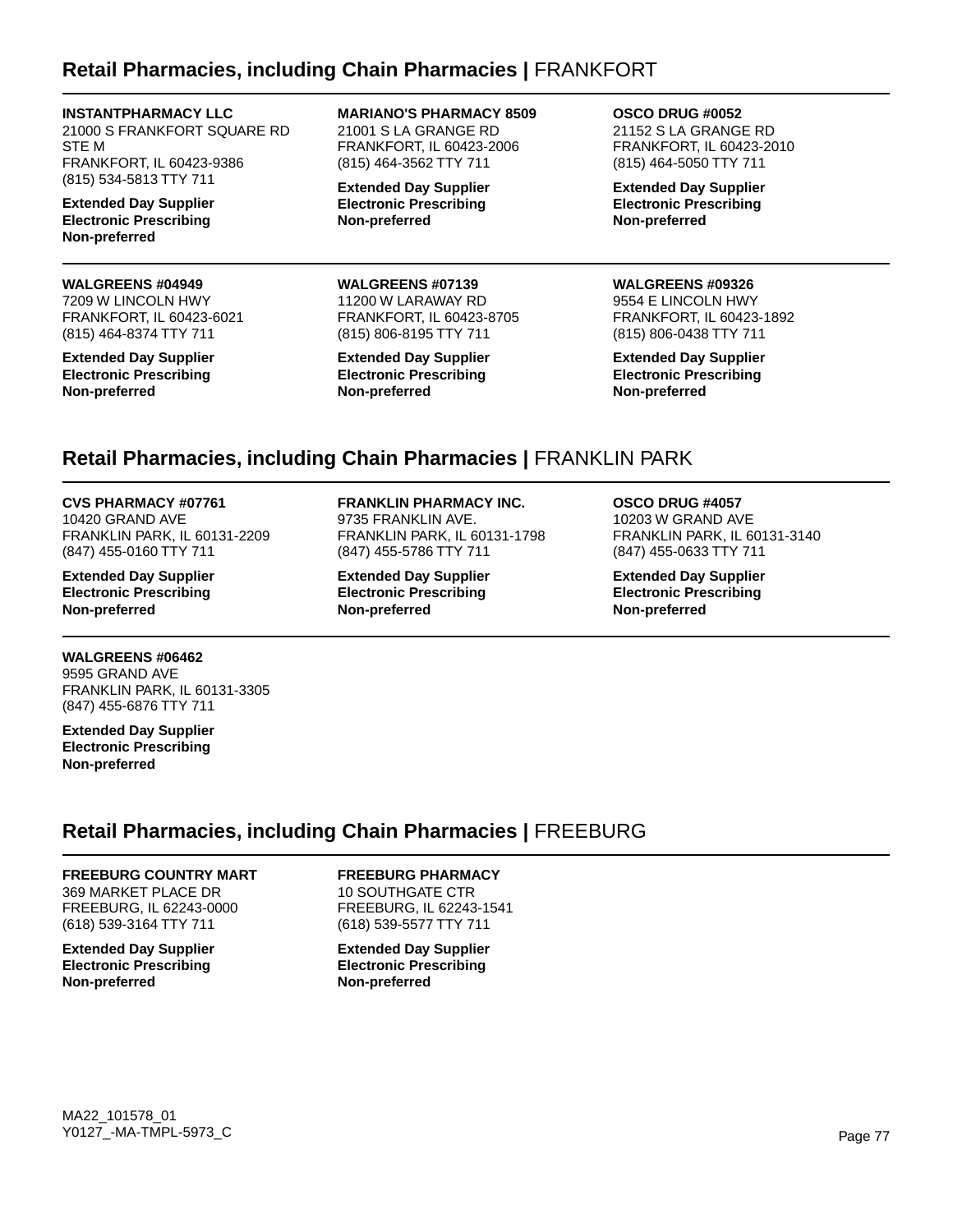## Retail Pharmacies, including Chain Pharmacies | FRANKFORT

**INSTANTPHARMACY LLC**
21000 S FRANKFORT SQUARE RD
STE M
FRANKFORT, IL 60423-9386
(815) 534-5813 TTY 711

**Extended Day Supplier**
**Electronic Prescribing**
**Non-preferred**

**MARIANO'S PHARMACY 8509**
21001 S LA GRANGE RD
FRANKFORT, IL 60423-2006
(815) 464-3562 TTY 711

**Extended Day Supplier**
**Electronic Prescribing**
**Non-preferred**

**OSCO DRUG #0052**
21152 S LA GRANGE RD
FRANKFORT, IL 60423-2010
(815) 464-5050 TTY 711

**Extended Day Supplier**
**Electronic Prescribing**
**Non-preferred**

**WALGREENS #04949**
7209 W LINCOLN HWY
FRANKFORT, IL 60423-6021
(815) 464-8374 TTY 711

**Extended Day Supplier**
**Electronic Prescribing**
**Non-preferred**

**WALGREENS #07139**
11200 W LARAWAY RD
FRANKFORT, IL 60423-8705
(815) 806-8195 TTY 711

**Extended Day Supplier**
**Electronic Prescribing**
**Non-preferred**

**WALGREENS #09326**
9554 E LINCOLN HWY
FRANKFORT, IL 60423-1892
(815) 806-0438 TTY 711

**Extended Day Supplier**
**Electronic Prescribing**
**Non-preferred**

## Retail Pharmacies, including Chain Pharmacies | FRANKLIN PARK

**CVS PHARMACY #07761**
10420 GRAND AVE
FRANKLIN PARK, IL 60131-2209
(847) 455-0160 TTY 711

**Extended Day Supplier**
**Electronic Prescribing**
**Non-preferred**

**FRANKLIN PHARMACY INC.**
9735 FRANKLIN AVE.
FRANKLIN PARK, IL 60131-1798
(847) 455-5786 TTY 711

**Extended Day Supplier**
**Electronic Prescribing**
**Non-preferred**

**OSCO DRUG #4057**
10203 W GRAND AVE
FRANKLIN PARK, IL 60131-3140
(847) 455-0633 TTY 711

**Extended Day Supplier**
**Electronic Prescribing**
**Non-preferred**

**WALGREENS #06462**
9595 GRAND AVE
FRANKLIN PARK, IL 60131-3305
(847) 455-6876 TTY 711

**Extended Day Supplier**
**Electronic Prescribing**
**Non-preferred**

## Retail Pharmacies, including Chain Pharmacies | FREEBURG

**FREEBURG COUNTRY MART**
369 MARKET PLACE DR
FREEBURG, IL 62243-0000
(618) 539-3164 TTY 711

**Extended Day Supplier**
**Electronic Prescribing**
**Non-preferred**

**FREEBURG PHARMACY**
10 SOUTHGATE CTR
FREEBURG, IL 62243-1541
(618) 539-5577 TTY 711

**Extended Day Supplier**
**Electronic Prescribing**
**Non-preferred**

MA22_101578_01
Y0127_-MA-TMPL-5973_C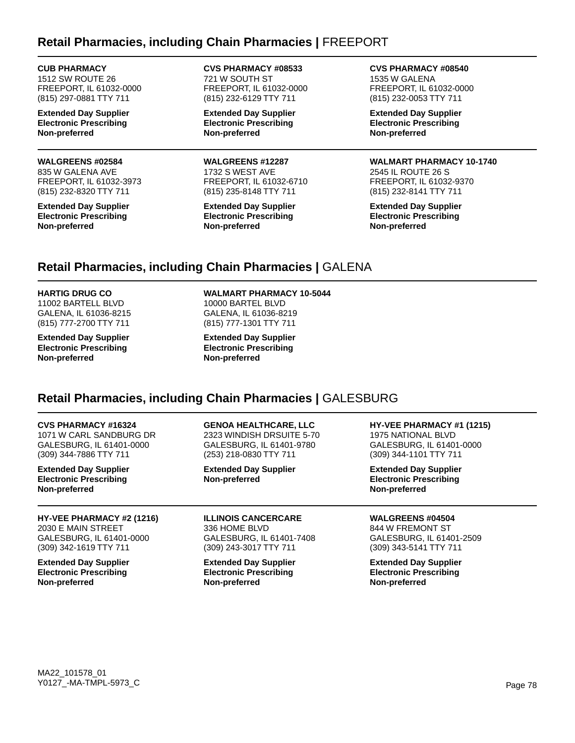## Retail Pharmacies, including Chain Pharmacies | FREEPORT

**CUB PHARMACY**
1512 SW ROUTE 26
FREEPORT, IL 61032-0000
(815) 297-0881 TTY 711

**Extended Day Supplier**
**Electronic Prescribing**
**Non-preferred**

**CVS PHARMACY #08533**
721 W SOUTH ST
FREEPORT, IL 61032-0000
(815) 232-6129 TTY 711

**Extended Day Supplier**
**Electronic Prescribing**
**Non-preferred**

**CVS PHARMACY #08540**
1535 W GALENA
FREEPORT, IL 61032-0000
(815) 232-0053 TTY 711

**Extended Day Supplier**
**Electronic Prescribing**
**Non-preferred**

**WALGREENS #02584**
835 W GALENA AVE
FREEPORT, IL 61032-3973
(815) 232-8320 TTY 711

**Extended Day Supplier**
**Electronic Prescribing**
**Non-preferred**

**WALGREENS #12287**
1732 S WEST AVE
FREEPORT, IL 61032-6710
(815) 235-8148 TTY 711

**Extended Day Supplier**
**Electronic Prescribing**
**Non-preferred**

**WALMART PHARMACY 10-1740**
2545 IL ROUTE 26 S
FREEPORT, IL 61032-9370
(815) 232-8141 TTY 711

**Extended Day Supplier**
**Electronic Prescribing**
**Non-preferred**

## Retail Pharmacies, including Chain Pharmacies | GALENA

**HARTIG DRUG CO**
11002 BARTELL BLVD
GALENA, IL 61036-8215
(815) 777-2700 TTY 711

**Extended Day Supplier**
**Electronic Prescribing**
**Non-preferred**

**WALMART PHARMACY 10-5044**
10000 BARTEL BLVD
GALENA, IL 61036-8219
(815) 777-1301 TTY 711

**Extended Day Supplier**
**Electronic Prescribing**
**Non-preferred**

## Retail Pharmacies, including Chain Pharmacies | GALESBURG

**CVS PHARMACY #16324**
1071 W CARL SANDBURG DR
GALESBURG, IL 61401-0000
(309) 344-7886 TTY 711

**Extended Day Supplier**
**Electronic Prescribing**
**Non-preferred**

**GENOA HEALTHCARE, LLC**
2323 WINDISH DRSUITE 5-70
GALESBURG, IL 61401-9780
(253) 218-0830 TTY 711

**Extended Day Supplier**
**Non-preferred**

**HY-VEE PHARMACY #1 (1215)**
1975 NATIONAL BLVD
GALESBURG, IL 61401-0000
(309) 344-1101 TTY 711

**Extended Day Supplier**
**Electronic Prescribing**
**Non-preferred**

**HY-VEE PHARMACY #2 (1216)**
2030 E MAIN STREET
GALESBURG, IL 61401-0000
(309) 342-1619 TTY 711

**Extended Day Supplier**
**Electronic Prescribing**
**Non-preferred**

**ILLINOIS CANCERCARE**
336 HOME BLVD
GALESBURG, IL 61401-7408
(309) 243-3017 TTY 711

**Extended Day Supplier**
**Electronic Prescribing**
**Non-preferred**

**WALGREENS #04504**
844 W FREMONT ST
GALESBURG, IL 61401-2509
(309) 343-5141 TTY 711

**Extended Day Supplier**
**Electronic Prescribing**
**Non-preferred**

MA22_101578_01
Y0127_-MA-TMPL-5973_C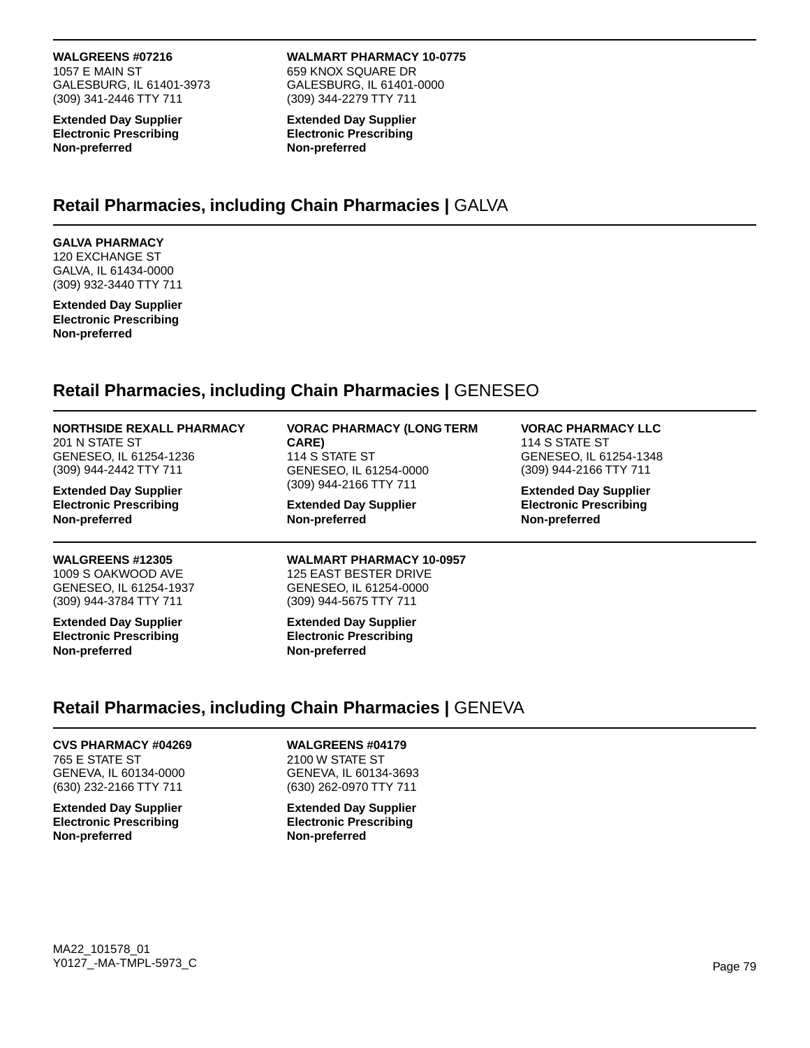**WALGREENS #07216**
1057 E MAIN ST
GALESBURG, IL 61401-3973
(309) 341-2446 TTY 711

**Extended Day Supplier**
**Electronic Prescribing**
**Non-preferred**

**WALMART PHARMACY 10-0775**
659 KNOX SQUARE DR
GALESBURG, IL 61401-0000
(309) 344-2279 TTY 711

**Extended Day Supplier**
**Electronic Prescribing**
**Non-preferred**

## Retail Pharmacies, including Chain Pharmacies | GALVA

**GALVA PHARMACY**
120 EXCHANGE ST
GALVA, IL 61434-0000
(309) 932-3440 TTY 711

**Extended Day Supplier**
**Electronic Prescribing**
**Non-preferred**

## Retail Pharmacies, including Chain Pharmacies | GENESEO

**NORTHSIDE REXALL PHARMACY**
201 N STATE ST
GENESEO, IL 61254-1236
(309) 944-2442 TTY 711

**Extended Day Supplier**
**Electronic Prescribing**
**Non-preferred**

**VORAC PHARMACY (LONG TERM CARE)**
114 S STATE ST
GENESEO, IL 61254-0000
(309) 944-2166 TTY 711

**Extended Day Supplier**
**Non-preferred**

**VORAC PHARMACY LLC**
114 S STATE ST
GENESEO, IL 61254-1348
(309) 944-2166 TTY 711

**Extended Day Supplier**
**Electronic Prescribing**
**Non-preferred**

**WALGREENS #12305**
1009 S OAKWOOD AVE
GENESEO, IL 61254-1937
(309) 944-3784 TTY 711

**Extended Day Supplier**
**Electronic Prescribing**
**Non-preferred**

**WALMART PHARMACY 10-0957**
125 EAST BESTER DRIVE
GENESEO, IL 61254-0000
(309) 944-5675 TTY 711

**Extended Day Supplier**
**Electronic Prescribing**
**Non-preferred**

## Retail Pharmacies, including Chain Pharmacies | GENEVA

**CVS PHARMACY #04269**
765 E STATE ST
GENEVA, IL 60134-0000
(630) 232-2166 TTY 711

**Extended Day Supplier**
**Electronic Prescribing**
**Non-preferred**

**WALGREENS #04179**
2100 W STATE ST
GENEVA, IL 60134-3693
(630) 262-0970 TTY 711

**Extended Day Supplier**
**Electronic Prescribing**
**Non-preferred**

MA22_101578_01
Y0127_-MA-TMPL-5973_C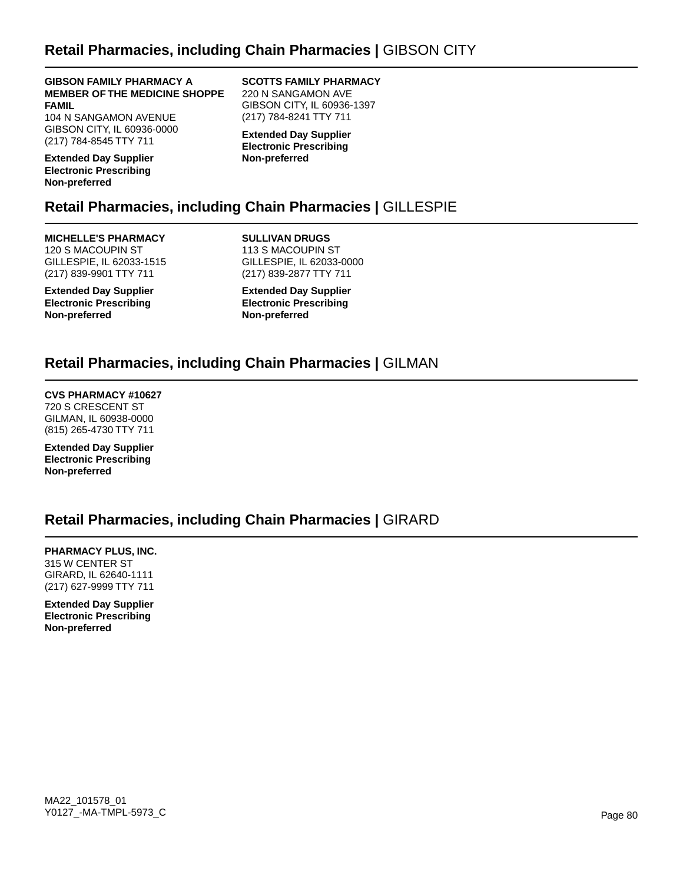## Retail Pharmacies, including Chain Pharmacies | GIBSON CITY

**GIBSON FAMILY PHARMACY A MEMBER OF THE MEDICINE SHOPPE FAMIL**
104 N SANGAMON AVENUE
GIBSON CITY, IL 60936-0000
(217) 784-8545 TTY 711

**Extended Day Supplier**
**Electronic Prescribing**
**Non-preferred**

**SCOTTS FAMILY PHARMACY**
220 N SANGAMON AVE
GIBSON CITY, IL 60936-1397
(217) 784-8241 TTY 711

**Extended Day Supplier**
**Electronic Prescribing**
**Non-preferred**

## Retail Pharmacies, including Chain Pharmacies | GILLESPIE

**MICHELLE'S PHARMACY**
120 S MACOUPIN ST
GILLESPIE, IL 62033-1515
(217) 839-9901 TTY 711

**Extended Day Supplier**
**Electronic Prescribing**
**Non-preferred**

**SULLIVAN DRUGS**
113 S MACOUPIN ST
GILLESPIE, IL 62033-0000
(217) 839-2877 TTY 711

**Extended Day Supplier**
**Electronic Prescribing**
**Non-preferred**

## Retail Pharmacies, including Chain Pharmacies | GILMAN

**CVS PHARMACY #10627**
720 S CRESCENT ST
GILMAN, IL 60938-0000
(815) 265-4730 TTY 711

**Extended Day Supplier**
**Electronic Prescribing**
**Non-preferred**

## Retail Pharmacies, including Chain Pharmacies | GIRARD

**PHARMACY PLUS, INC.**
315 W CENTER ST
GIRARD, IL 62640-1111
(217) 627-9999 TTY 711

**Extended Day Supplier**
**Electronic Prescribing**
**Non-preferred**

MA22_101578_01
Y0127_-MA-TMPL-5973_C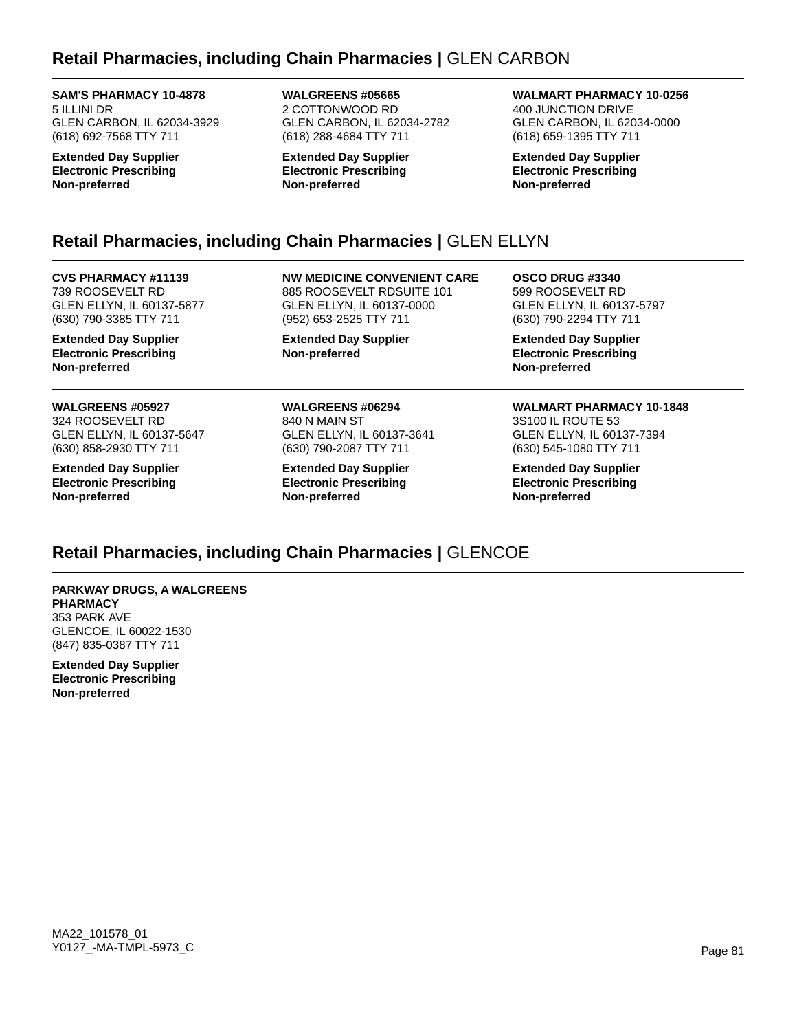## Retail Pharmacies, including Chain Pharmacies | GLEN CARBON

**SAM'S PHARMACY 10-4878**
5 ILLINI DR
GLEN CARBON, IL 62034-3929
(618) 692-7568 TTY 711

**Extended Day Supplier**
**Electronic Prescribing**
**Non-preferred**

**WALGREENS #05665**
2 COTTONWOOD RD
GLEN CARBON, IL 62034-2782
(618) 288-4684 TTY 711

**Extended Day Supplier**
**Electronic Prescribing**
**Non-preferred**

**WALMART PHARMACY 10-0256**
400 JUNCTION DRIVE
GLEN CARBON, IL 62034-0000
(618) 659-1395 TTY 711

**Extended Day Supplier**
**Electronic Prescribing**
**Non-preferred**

## Retail Pharmacies, including Chain Pharmacies | GLEN ELLYN

**CVS PHARMACY #11139**
739 ROOSEVELT RD
GLEN ELLYN, IL 60137-5877
(630) 790-3385 TTY 711

**Extended Day Supplier**
**Electronic Prescribing**
**Non-preferred**

**NW MEDICINE CONVENIENT CARE**
885 ROOSEVELT RDSUITE 101
GLEN ELLYN, IL 60137-0000
(952) 653-2525 TTY 711

**Extended Day Supplier**
**Non-preferred**

**OSCO DRUG #3340**
599 ROOSEVELT RD
GLEN ELLYN, IL 60137-5797
(630) 790-2294 TTY 711

**Extended Day Supplier**
**Electronic Prescribing**
**Non-preferred**

**WALGREENS #05927**
324 ROOSEVELT RD
GLEN ELLYN, IL 60137-5647
(630) 858-2930 TTY 711

**Extended Day Supplier**
**Electronic Prescribing**
**Non-preferred**

**WALGREENS #06294**
840 N MAIN ST
GLEN ELLYN, IL 60137-3641
(630) 790-2087 TTY 711

**Extended Day Supplier**
**Electronic Prescribing**
**Non-preferred**

**WALMART PHARMACY 10-1848**
3S100 IL ROUTE 53
GLEN ELLYN, IL 60137-7394
(630) 545-1080 TTY 711

**Extended Day Supplier**
**Electronic Prescribing**
**Non-preferred**

## Retail Pharmacies, including Chain Pharmacies | GLENCOE

**PARKWAY DRUGS, A WALGREENS PHARMACY**
353 PARK AVE
GLENCOE, IL 60022-1530
(847) 835-0387 TTY 711

**Extended Day Supplier**
**Electronic Prescribing**
**Non-preferred**

MA22_101578_01
Y0127_-MA-TMPL-5973_C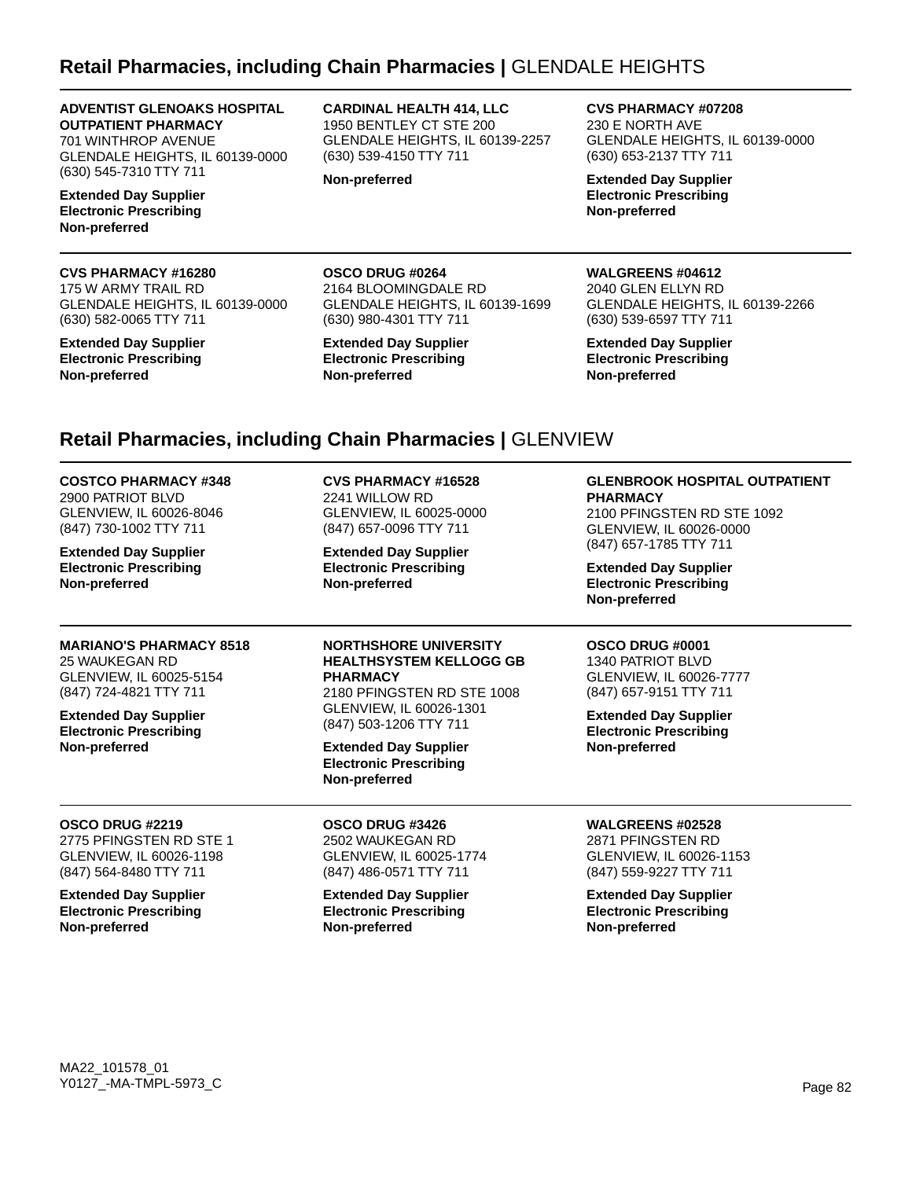## Retail Pharmacies, including Chain Pharmacies | GLENDALE HEIGHTS

**ADVENTIST GLENOAKS HOSPITAL OUTPATIENT PHARMACY**
701 WINTHROP AVENUE
GLENDALE HEIGHTS, IL 60139-0000
(630) 545-7310 TTY 711

**Extended Day Supplier**
**Electronic Prescribing**
**Non-preferred**

**CARDINAL HEALTH 414, LLC**
1950 BENTLEY CT STE 200
GLENDALE HEIGHTS, IL 60139-2257
(630) 539-4150 TTY 711

**Non-preferred**

**CVS PHARMACY #07208**
230 E NORTH AVE
GLENDALE HEIGHTS, IL 60139-0000
(630) 653-2137 TTY 711

**Extended Day Supplier**
**Electronic Prescribing**
**Non-preferred**

**CVS PHARMACY #16280**
175 W ARMY TRAIL RD
GLENDALE HEIGHTS, IL 60139-0000
(630) 582-0065 TTY 711

**Extended Day Supplier**
**Electronic Prescribing**
**Non-preferred**

**OSCO DRUG #0264**
2164 BLOOMINGDALE RD
GLENDALE HEIGHTS, IL 60139-1699
(630) 980-4301 TTY 711

**Extended Day Supplier**
**Electronic Prescribing**
**Non-preferred**

**WALGREENS #04612**
2040 GLEN ELLYN RD
GLENDALE HEIGHTS, IL 60139-2266
(630) 539-6597 TTY 711

**Extended Day Supplier**
**Electronic Prescribing**
**Non-preferred**

## Retail Pharmacies, including Chain Pharmacies | GLENVIEW

**COSTCO PHARMACY #348**
2900 PATRIOT BLVD
GLENVIEW, IL 60026-8046
(847) 730-1002 TTY 711

**Extended Day Supplier**
**Electronic Prescribing**
**Non-preferred**

**CVS PHARMACY #16528**
2241 WILLOW RD
GLENVIEW, IL 60025-0000
(847) 657-0096 TTY 711

**Extended Day Supplier**
**Electronic Prescribing**
**Non-preferred**

**GLENBROOK HOSPITAL OUTPATIENT PHARMACY**
2100 PFINGSTEN RD STE 1092
GLENVIEW, IL 60026-0000
(847) 657-1785 TTY 711

**Extended Day Supplier**
**Electronic Prescribing**
**Non-preferred**

**MARIANO'S PHARMACY 8518**
25 WAUKEGAN RD
GLENVIEW, IL 60025-5154
(847) 724-4821 TTY 711

**Extended Day Supplier**
**Electronic Prescribing**
**Non-preferred**

**NORTHSHORE UNIVERSITY HEALTHSYSTEM KELLOGG GB PHARMACY**
2180 PFINGSTEN RD STE 1008
GLENVIEW, IL 60026-1301
(847) 503-1206 TTY 711

**Extended Day Supplier**
**Electronic Prescribing**
**Non-preferred**

**OSCO DRUG #0001**
1340 PATRIOT BLVD
GLENVIEW, IL 60026-7777
(847) 657-9151 TTY 711

**Extended Day Supplier**
**Electronic Prescribing**
**Non-preferred**

**OSCO DRUG #2219**
2775 PFINGSTEN RD STE 1
GLENVIEW, IL 60026-1198
(847) 564-8480 TTY 711

**Extended Day Supplier**
**Electronic Prescribing**
**Non-preferred**

**OSCO DRUG #3426**
2502 WAUKEGAN RD
GLENVIEW, IL 60025-1774
(847) 486-0571 TTY 711

**Extended Day Supplier**
**Electronic Prescribing**
**Non-preferred**

**WALGREENS #02528**
2871 PFINGSTEN RD
GLENVIEW, IL 60026-1153
(847) 559-9227 TTY 711

**Extended Day Supplier**
**Electronic Prescribing**
**Non-preferred**

MA22_101578_01
Y0127_-MA-TMPL-5973_C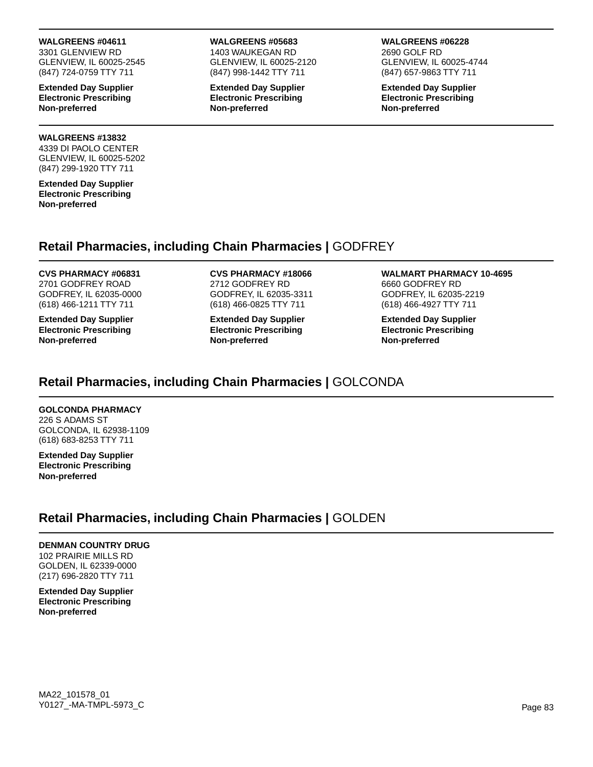**WALGREENS #04611**
3301 GLENVIEW RD
GLENVIEW, IL 60025-2545
(847) 724-0759 TTY 711

**Extended Day Supplier**
**Electronic Prescribing**
**Non-preferred**

**WALGREENS #05683**
1403 WAUKEGAN RD
GLENVIEW, IL 60025-2120
(847) 998-1442 TTY 711

**Extended Day Supplier**
**Electronic Prescribing**
**Non-preferred**

**WALGREENS #06228**
2690 GOLF RD
GLENVIEW, IL 60025-4744
(847) 657-9863 TTY 711

**Extended Day Supplier**
**Electronic Prescribing**
**Non-preferred**

**WALGREENS #13832**
4339 DI PAOLO CENTER
GLENVIEW, IL 60025-5202
(847) 299-1920 TTY 711

**Extended Day Supplier**
**Electronic Prescribing**
**Non-preferred**

## Retail Pharmacies, including Chain Pharmacies | GODFREY

**CVS PHARMACY #06831**
2701 GODFREY ROAD
GODFREY, IL 62035-0000
(618) 466-1211 TTY 711

**Extended Day Supplier**
**Electronic Prescribing**
**Non-preferred**

**CVS PHARMACY #18066**
2712 GODFREY RD
GODFREY, IL 62035-3311
(618) 466-0825 TTY 711

**Extended Day Supplier**
**Electronic Prescribing**
**Non-preferred**

**WALMART PHARMACY 10-4695**
6660 GODFREY RD
GODFREY, IL 62035-2219
(618) 466-4927 TTY 711

**Extended Day Supplier**
**Electronic Prescribing**
**Non-preferred**

## Retail Pharmacies, including Chain Pharmacies | GOLCONDA

**GOLCONDA PHARMACY**
226 S ADAMS ST
GOLCONDA, IL 62938-1109
(618) 683-8253 TTY 711

**Extended Day Supplier**
**Electronic Prescribing**
**Non-preferred**

## Retail Pharmacies, including Chain Pharmacies | GOLDEN

**DENMAN COUNTRY DRUG**
102 PRAIRIE MILLS RD
GOLDEN, IL 62339-0000
(217) 696-2820 TTY 711

**Extended Day Supplier**
**Electronic Prescribing**
**Non-preferred**

MA22_101578_01
Y0127_-MA-TMPL-5973_C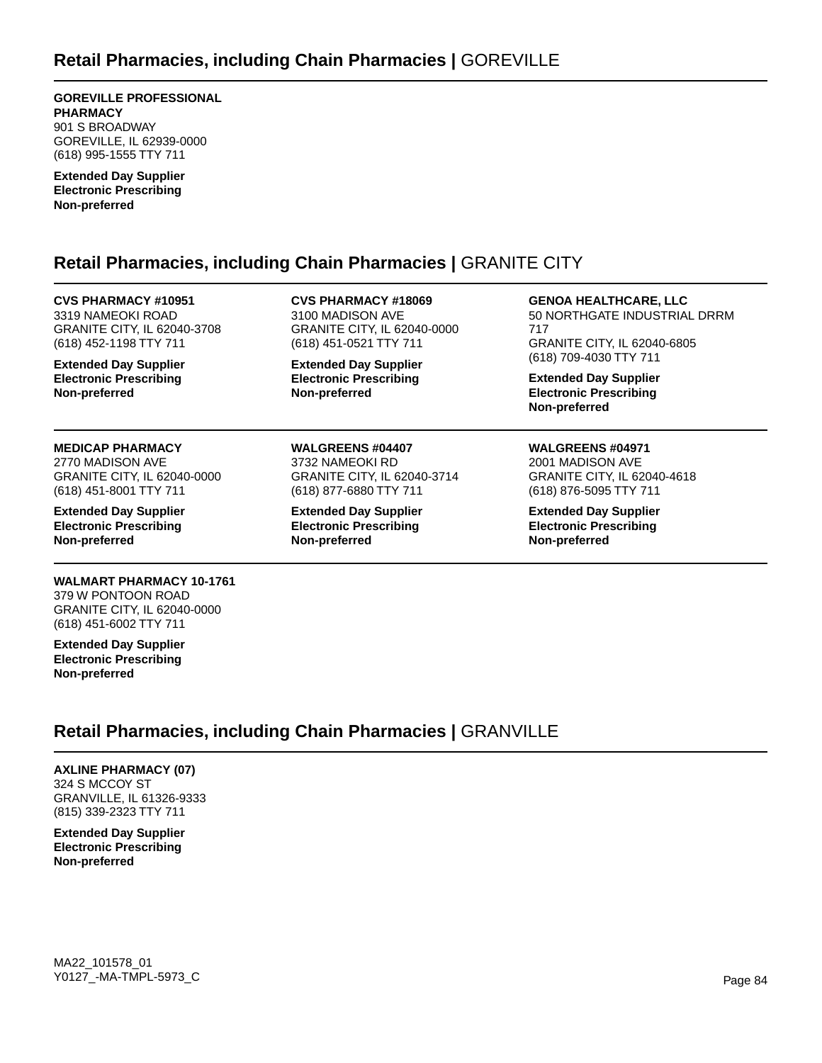## Retail Pharmacies, including Chain Pharmacies | GOREVILLE

**GOREVILLE PROFESSIONAL PHARMACY**
901 S BROADWAY
GOREVILLE, IL 62939-0000
(618) 995-1555 TTY 711

**Extended Day Supplier**
**Electronic Prescribing**
**Non-preferred**

## Retail Pharmacies, including Chain Pharmacies | GRANITE CITY

**CVS PHARMACY #10951**
3319 NAMEOKI ROAD
GRANITE CITY, IL 62040-3708
(618) 452-1198 TTY 711

**Extended Day Supplier**
**Electronic Prescribing**
**Non-preferred**

**CVS PHARMACY #18069**
3100 MADISON AVE
GRANITE CITY, IL 62040-0000
(618) 451-0521 TTY 711

**Extended Day Supplier**
**Electronic Prescribing**
**Non-preferred**

**GENOA HEALTHCARE, LLC**
50 NORTHGATE INDUSTRIAL DRRM 717
GRANITE CITY, IL 62040-6805
(618) 709-4030 TTY 711

**Extended Day Supplier**
**Electronic Prescribing**
**Non-preferred**

**MEDICAP PHARMACY**
2770 MADISON AVE
GRANITE CITY, IL 62040-0000
(618) 451-8001 TTY 711

**Extended Day Supplier**
**Electronic Prescribing**
**Non-preferred**

**WALGREENS #04407**
3732 NAMEOKI RD
GRANITE CITY, IL 62040-3714
(618) 877-6880 TTY 711

**Extended Day Supplier**
**Electronic Prescribing**
**Non-preferred**

**WALGREENS #04971**
2001 MADISON AVE
GRANITE CITY, IL 62040-4618
(618) 876-5095 TTY 711

**Extended Day Supplier**
**Electronic Prescribing**
**Non-preferred**

**WALMART PHARMACY 10-1761**
379 W PONTOON ROAD
GRANITE CITY, IL 62040-0000
(618) 451-6002 TTY 711

**Extended Day Supplier**
**Electronic Prescribing**
**Non-preferred**

## Retail Pharmacies, including Chain Pharmacies | GRANVILLE

**AXLINE PHARMACY (07)**
324 S MCCOY ST
GRANVILLE, IL 61326-9333
(815) 339-2323 TTY 711

**Extended Day Supplier**
**Electronic Prescribing**
**Non-preferred**

MA22_101578_01
Y0127_-MA-TMPL-5973_C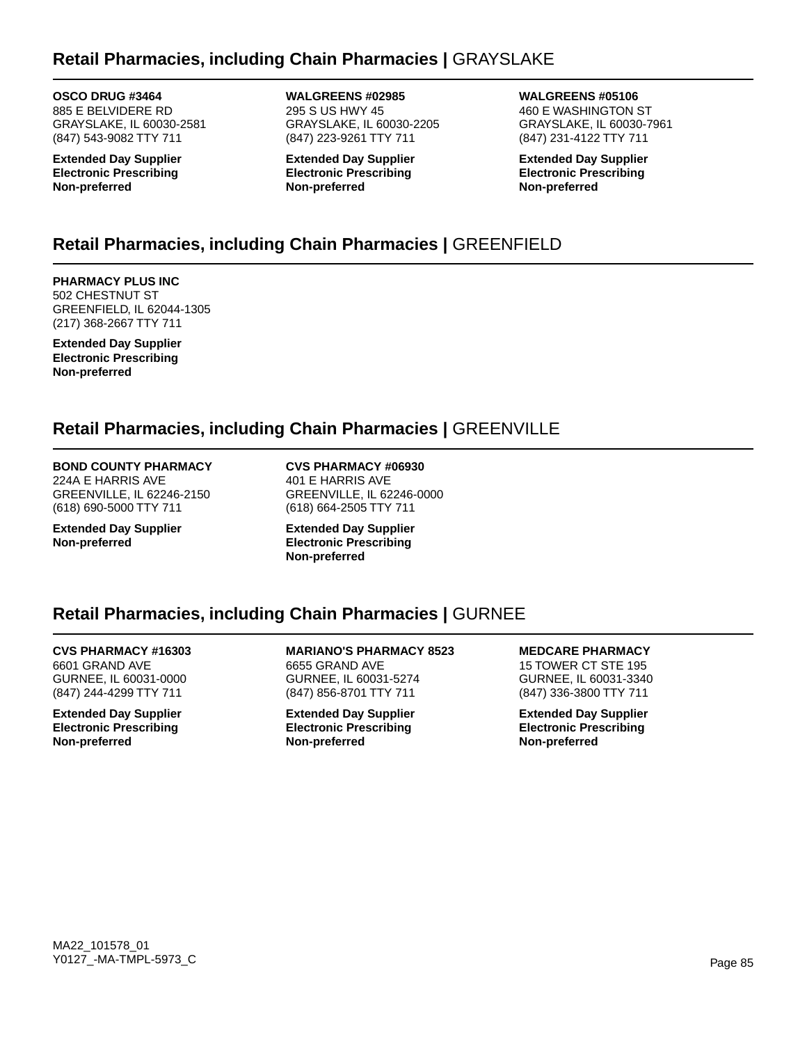## Retail Pharmacies, including Chain Pharmacies | GRAYSLAKE

**OSCO DRUG #3464**
885 E BELVIDERE RD
GRAYSLAKE, IL 60030-2581
(847) 543-9082 TTY 711

**Extended Day Supplier**
**Electronic Prescribing**
**Non-preferred**

**WALGREENS #02985**
295 S US HWY 45
GRAYSLAKE, IL 60030-2205
(847) 223-9261 TTY 711

**Extended Day Supplier**
**Electronic Prescribing**
**Non-preferred**

**WALGREENS #05106**
460 E WASHINGTON ST
GRAYSLAKE, IL 60030-7961
(847) 231-4122 TTY 711

**Extended Day Supplier**
**Electronic Prescribing**
**Non-preferred**

## Retail Pharmacies, including Chain Pharmacies | GREENFIELD

**PHARMACY PLUS INC**
502 CHESTNUT ST
GREENFIELD, IL 62044-1305
(217) 368-2667 TTY 711

**Extended Day Supplier**
**Electronic Prescribing**
**Non-preferred**

## Retail Pharmacies, including Chain Pharmacies | GREENVILLE

**BOND COUNTY PHARMACY**
224A E HARRIS AVE
GREENVILLE, IL 62246-2150
(618) 690-5000 TTY 711

**Extended Day Supplier**
**Non-preferred**

**CVS PHARMACY #06930**
401 E HARRIS AVE
GREENVILLE, IL 62246-0000
(618) 664-2505 TTY 711

**Extended Day Supplier**
**Electronic Prescribing**
**Non-preferred**

## Retail Pharmacies, including Chain Pharmacies | GURNEE

**CVS PHARMACY #16303**
6601 GRAND AVE
GURNEE, IL 60031-0000
(847) 244-4299 TTY 711

**Extended Day Supplier**
**Electronic Prescribing**
**Non-preferred**

**MARIANO'S PHARMACY 8523**
6655 GRAND AVE
GURNEE, IL 60031-5274
(847) 856-8701 TTY 711

**Extended Day Supplier**
**Electronic Prescribing**
**Non-preferred**

**MEDCARE PHARMACY**
15 TOWER CT STE 195
GURNEE, IL 60031-3340
(847) 336-3800 TTY 711

**Extended Day Supplier**
**Electronic Prescribing**
**Non-preferred**

MA22_101578_01
Y0127_-MA-TMPL-5973_C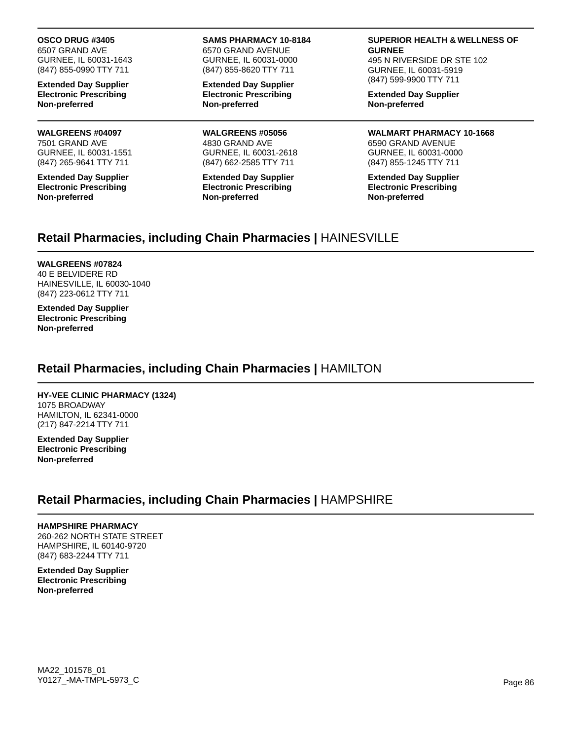**OSCO DRUG #3405**
6507 GRAND AVE
GURNEE, IL 60031-1643
(847) 855-0990 TTY 711

**Extended Day Supplier**
**Electronic Prescribing**
**Non-preferred**

**SAMS PHARMACY 10-8184**
6570 GRAND AVENUE
GURNEE, IL 60031-0000
(847) 855-8620 TTY 711

**Extended Day Supplier**
**Electronic Prescribing**
**Non-preferred**

**SUPERIOR HEALTH & WELLNESS OF GURNEE**
495 N RIVERSIDE DR STE 102
GURNEE, IL 60031-5919
(847) 599-9900 TTY 711

**Extended Day Supplier**
**Non-preferred**

---

**WALGREENS #04097**
7501 GRAND AVE
GURNEE, IL 60031-1551
(847) 265-9641 TTY 711

**Extended Day Supplier**
**Electronic Prescribing**
**Non-preferred**

**WALGREENS #05056**
4830 GRAND AVE
GURNEE, IL 60031-2618
(847) 662-2585 TTY 711

**Extended Day Supplier**
**Electronic Prescribing**
**Non-preferred**

**WALMART PHARMACY 10-1668**
6590 GRAND AVENUE
GURNEE, IL 60031-0000
(847) 855-1245 TTY 711

**Extended Day Supplier**
**Electronic Prescribing**
**Non-preferred**

## **Retail Pharmacies, including Chain Pharmacies |** HAINESVILLE

**WALGREENS #07824**
40 E BELVIDERE RD
HAINESVILLE, IL 60030-1040
(847) 223-0612 TTY 711

**Extended Day Supplier**
**Electronic Prescribing**
**Non-preferred**

## **Retail Pharmacies, including Chain Pharmacies |** HAMILTON

**HY-VEE CLINIC PHARMACY (1324)**
1075 BROADWAY
HAMILTON, IL 62341-0000
(217) 847-2214 TTY 711

**Extended Day Supplier**
**Electronic Prescribing**
**Non-preferred**

## **Retail Pharmacies, including Chain Pharmacies |** HAMPSHIRE

**HAMPSHIRE PHARMACY**
260-262 NORTH STATE STREET
HAMPSHIRE, IL 60140-9720
(847) 683-2244 TTY 711

**Extended Day Supplier**
**Electronic Prescribing**
**Non-preferred**

MA22_101578_01
Y0127_-MA-TMPL-5973_C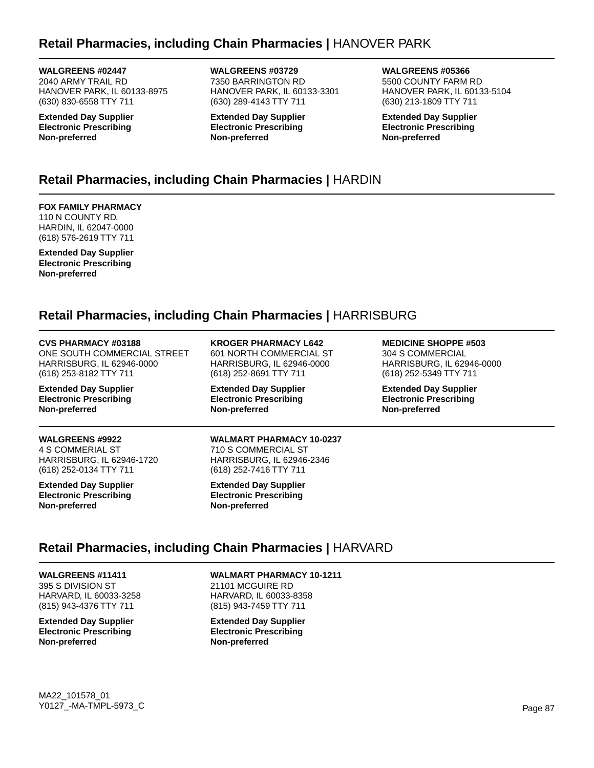## Retail Pharmacies, including Chain Pharmacies | HANOVER PARK

**WALGREENS #02447**
2040 ARMY TRAIL RD
HANOVER PARK, IL 60133-8975
(630) 830-6558 TTY 711

**Extended Day Supplier**
**Electronic Prescribing**
**Non-preferred**

**WALGREENS #03729**
7350 BARRINGTON RD
HANOVER PARK, IL 60133-3301
(630) 289-4143 TTY 711

**Extended Day Supplier**
**Electronic Prescribing**
**Non-preferred**

**WALGREENS #05366**
5500 COUNTY FARM RD
HANOVER PARK, IL 60133-5104
(630) 213-1809 TTY 711

**Extended Day Supplier**
**Electronic Prescribing**
**Non-preferred**

## Retail Pharmacies, including Chain Pharmacies | HARDIN

**FOX FAMILY PHARMACY**
110 N COUNTY RD.
HARDIN, IL 62047-0000
(618) 576-2619 TTY 711

**Extended Day Supplier**
**Electronic Prescribing**
**Non-preferred**

## Retail Pharmacies, including Chain Pharmacies | HARRISBURG

**CVS PHARMACY #03188**
ONE SOUTH COMMERCIAL STREET
HARRISBURG, IL 62946-0000
(618) 253-8182 TTY 711

**Extended Day Supplier**
**Electronic Prescribing**
**Non-preferred**

**KROGER PHARMACY L642**
601 NORTH COMMERCIAL ST
HARRISBURG, IL 62946-0000
(618) 252-8691 TTY 711

**Extended Day Supplier**
**Electronic Prescribing**
**Non-preferred**

**MEDICINE SHOPPE #503**
304 S COMMERCIAL
HARRISBURG, IL 62946-0000
(618) 252-5349 TTY 711

**Extended Day Supplier**
**Electronic Prescribing**
**Non-preferred**

**WALGREENS #9922**
4 S COMMERIAL ST
HARRISBURG, IL 62946-1720
(618) 252-0134 TTY 711

**Extended Day Supplier**
**Electronic Prescribing**
**Non-preferred**

**WALMART PHARMACY 10-0237**
710 S COMMERCIAL ST
HARRISBURG, IL 62946-2346
(618) 252-7416 TTY 711

**Extended Day Supplier**
**Electronic Prescribing**
**Non-preferred**

## Retail Pharmacies, including Chain Pharmacies | HARVARD

**WALGREENS #11411**
395 S DIVISION ST
HARVARD, IL 60033-3258
(815) 943-4376 TTY 711

**Extended Day Supplier**
**Electronic Prescribing**
**Non-preferred**

**WALMART PHARMACY 10-1211**
21101 MCGUIRE RD
HARVARD, IL 60033-8358
(815) 943-7459 TTY 711

**Extended Day Supplier**
**Electronic Prescribing**
**Non-preferred**

MA22_101578_01
Y0127_-MA-TMPL-5973_C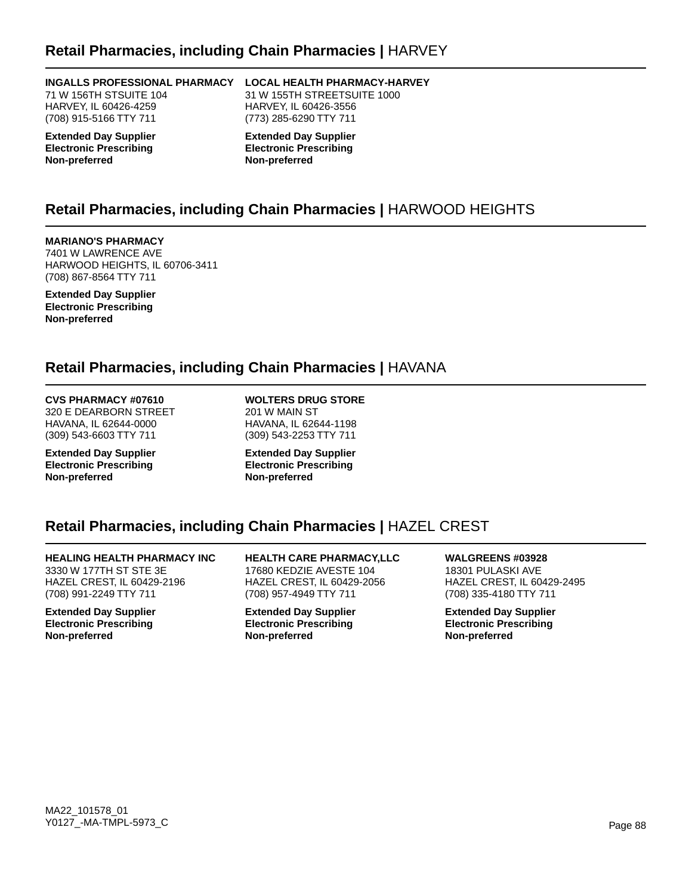## Retail Pharmacies, including Chain Pharmacies | HARVEY

**INGALLS PROFESSIONAL PHARMACY**
71 W 156TH STSUITE 104
HARVEY, IL 60426-4259
(708) 915-5166 TTY 711

**Extended Day Supplier**
**Electronic Prescribing**
**Non-preferred**

**LOCAL HEALTH PHARMACY-HARVEY**
31 W 155TH STREETSUITE 1000
HARVEY, IL 60426-3556
(773) 285-6290 TTY 711

**Extended Day Supplier**
**Electronic Prescribing**
**Non-preferred**

## Retail Pharmacies, including Chain Pharmacies | HARWOOD HEIGHTS

**MARIANO'S PHARMACY**
7401 W LAWRENCE AVE
HARWOOD HEIGHTS, IL 60706-3411
(708) 867-8564 TTY 711

**Extended Day Supplier**
**Electronic Prescribing**
**Non-preferred**

## Retail Pharmacies, including Chain Pharmacies | HAVANA

**CVS PHARMACY #07610**
320 E DEARBORN STREET
HAVANA, IL 62644-0000
(309) 543-6603 TTY 711

**Extended Day Supplier**
**Electronic Prescribing**
**Non-preferred**

**WOLTERS DRUG STORE**
201 W MAIN ST
HAVANA, IL 62644-1198
(309) 543-2253 TTY 711

**Extended Day Supplier**
**Electronic Prescribing**
**Non-preferred**

## Retail Pharmacies, including Chain Pharmacies | HAZEL CREST

**HEALING HEALTH PHARMACY INC**
3330 W 177TH ST STE 3E
HAZEL CREST, IL 60429-2196
(708) 991-2249 TTY 711

**Extended Day Supplier**
**Electronic Prescribing**
**Non-preferred**

**HEALTH CARE PHARMACY,LLC**
17680 KEDZIE AVESTE 104
HAZEL CREST, IL 60429-2056
(708) 957-4949 TTY 711

**Extended Day Supplier**
**Electronic Prescribing**
**Non-preferred**

**WALGREENS #03928**
18301 PULASKI AVE
HAZEL CREST, IL 60429-2495
(708) 335-4180 TTY 711

**Extended Day Supplier**
**Electronic Prescribing**
**Non-preferred**

MA22_101578_01
Y0127_-MA-TMPL-5973_C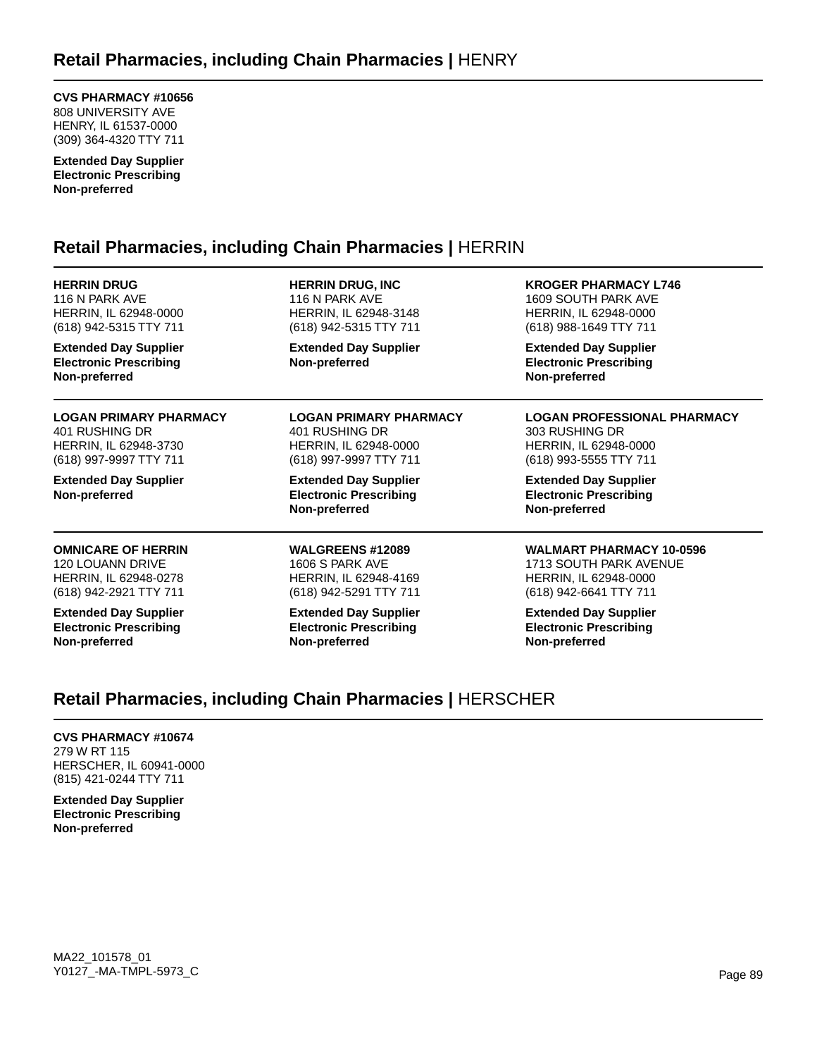## Retail Pharmacies, including Chain Pharmacies | HENRY

**CVS PHARMACY #10656**
808 UNIVERSITY AVE
HENRY, IL 61537-0000
(309) 364-4320 TTY 711

**Extended Day Supplier**
**Electronic Prescribing**
**Non-preferred**

## Retail Pharmacies, including Chain Pharmacies | HERRIN

**HERRIN DRUG**
116 N PARK AVE
HERRIN, IL 62948-0000
(618) 942-5315 TTY 711

**Extended Day Supplier**
**Electronic Prescribing**
**Non-preferred**

**HERRIN DRUG, INC**
116 N PARK AVE
HERRIN, IL 62948-3148
(618) 942-5315 TTY 711

**Extended Day Supplier**
**Non-preferred**

**KROGER PHARMACY L746**
1609 SOUTH PARK AVE
HERRIN, IL 62948-0000
(618) 988-1649 TTY 711

**Extended Day Supplier**
**Electronic Prescribing**
**Non-preferred**

**LOGAN PRIMARY PHARMACY**
401 RUSHING DR
HERRIN, IL 62948-3730
(618) 997-9997 TTY 711

**Extended Day Supplier**
**Non-preferred**

**LOGAN PRIMARY PHARMACY**
401 RUSHING DR
HERRIN, IL 62948-0000
(618) 997-9997 TTY 711

**Extended Day Supplier**
**Electronic Prescribing**
**Non-preferred**

**LOGAN PROFESSIONAL PHARMACY**
303 RUSHING DR
HERRIN, IL 62948-0000
(618) 993-5555 TTY 711

**Extended Day Supplier**
**Electronic Prescribing**
**Non-preferred**

**OMNICARE OF HERRIN**
120 LOUANN DRIVE
HERRIN, IL 62948-0278
(618) 942-2921 TTY 711

**Extended Day Supplier**
**Electronic Prescribing**
**Non-preferred**

**WALGREENS #12089**
1606 S PARK AVE
HERRIN, IL 62948-4169
(618) 942-5291 TTY 711

**Extended Day Supplier**
**Electronic Prescribing**
**Non-preferred**

**WALMART PHARMACY 10-0596**
1713 SOUTH PARK AVENUE
HERRIN, IL 62948-0000
(618) 942-6641 TTY 711

**Extended Day Supplier**
**Electronic Prescribing**
**Non-preferred**

## Retail Pharmacies, including Chain Pharmacies | HERSCHER

**CVS PHARMACY #10674**
279 W RT 115
HERSCHER, IL 60941-0000
(815) 421-0244 TTY 711

**Extended Day Supplier**
**Electronic Prescribing**
**Non-preferred**

MA22_101578_01
Y0127_-MA-TMPL-5973_C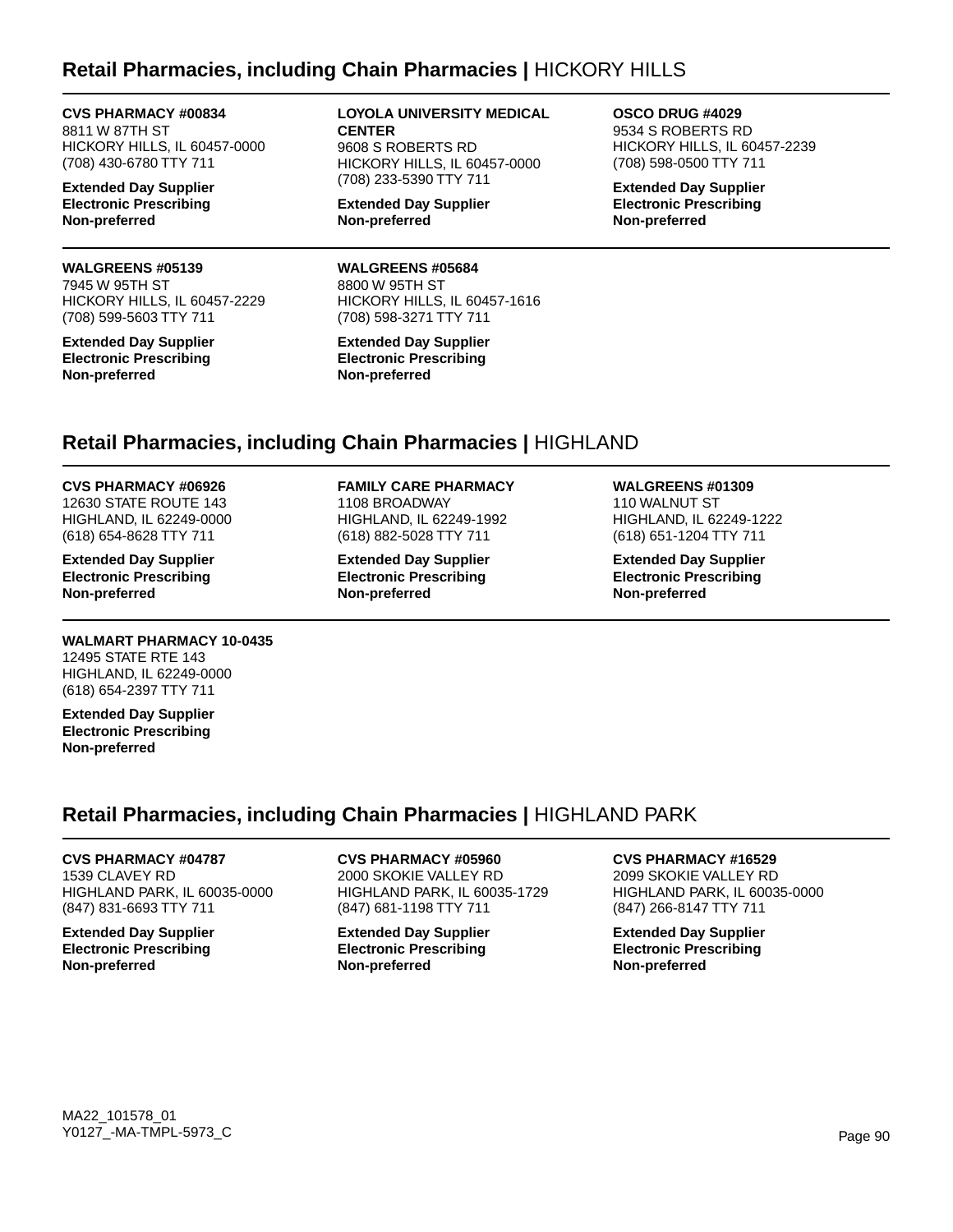## Retail Pharmacies, including Chain Pharmacies | HICKORY HILLS

**CVS PHARMACY #00834**
8811 W 87TH ST
HICKORY HILLS, IL 60457-0000
(708) 430-6780 TTY 711

**Extended Day Supplier**
**Electronic Prescribing**
**Non-preferred**

**LOYOLA UNIVERSITY MEDICAL CENTER**
9608 S ROBERTS RD
HICKORY HILLS, IL 60457-0000
(708) 233-5390 TTY 711

**Extended Day Supplier**
**Non-preferred**

**OSCO DRUG #4029**
9534 S ROBERTS RD
HICKORY HILLS, IL 60457-2239
(708) 598-0500 TTY 711

**Extended Day Supplier**
**Electronic Prescribing**
**Non-preferred**

**WALGREENS #05139**
7945 W 95TH ST
HICKORY HILLS, IL 60457-2229
(708) 599-5603 TTY 711

**Extended Day Supplier**
**Electronic Prescribing**
**Non-preferred**

**WALGREENS #05684**
8800 W 95TH ST
HICKORY HILLS, IL 60457-1616
(708) 598-3271 TTY 711

**Extended Day Supplier**
**Electronic Prescribing**
**Non-preferred**

## Retail Pharmacies, including Chain Pharmacies | HIGHLAND

**CVS PHARMACY #06926**
12630 STATE ROUTE 143
HIGHLAND, IL 62249-0000
(618) 654-8628 TTY 711

**Extended Day Supplier**
**Electronic Prescribing**
**Non-preferred**

**FAMILY CARE PHARMACY**
1108 BROADWAY
HIGHLAND, IL 62249-1992
(618) 882-5028 TTY 711

**Extended Day Supplier**
**Electronic Prescribing**
**Non-preferred**

**WALGREENS #01309**
110 WALNUT ST
HIGHLAND, IL 62249-1222
(618) 651-1204 TTY 711

**Extended Day Supplier**
**Electronic Prescribing**
**Non-preferred**

**WALMART PHARMACY 10-0435**
12495 STATE RTE 143
HIGHLAND, IL 62249-0000
(618) 654-2397 TTY 711

**Extended Day Supplier**
**Electronic Prescribing**
**Non-preferred**

## Retail Pharmacies, including Chain Pharmacies | HIGHLAND PARK

**CVS PHARMACY #04787**
1539 CLAVEY RD
HIGHLAND PARK, IL 60035-0000
(847) 831-6693 TTY 711

**Extended Day Supplier**
**Electronic Prescribing**
**Non-preferred**

**CVS PHARMACY #05960**
2000 SKOKIE VALLEY RD
HIGHLAND PARK, IL 60035-1729
(847) 681-1198 TTY 711

**Extended Day Supplier**
**Electronic Prescribing**
**Non-preferred**

**CVS PHARMACY #16529**
2099 SKOKIE VALLEY RD
HIGHLAND PARK, IL 60035-0000
(847) 266-8147 TTY 711

**Extended Day Supplier**
**Electronic Prescribing**
**Non-preferred**

MA22_101578_01
Y0127_-MA-TMPL-5973_C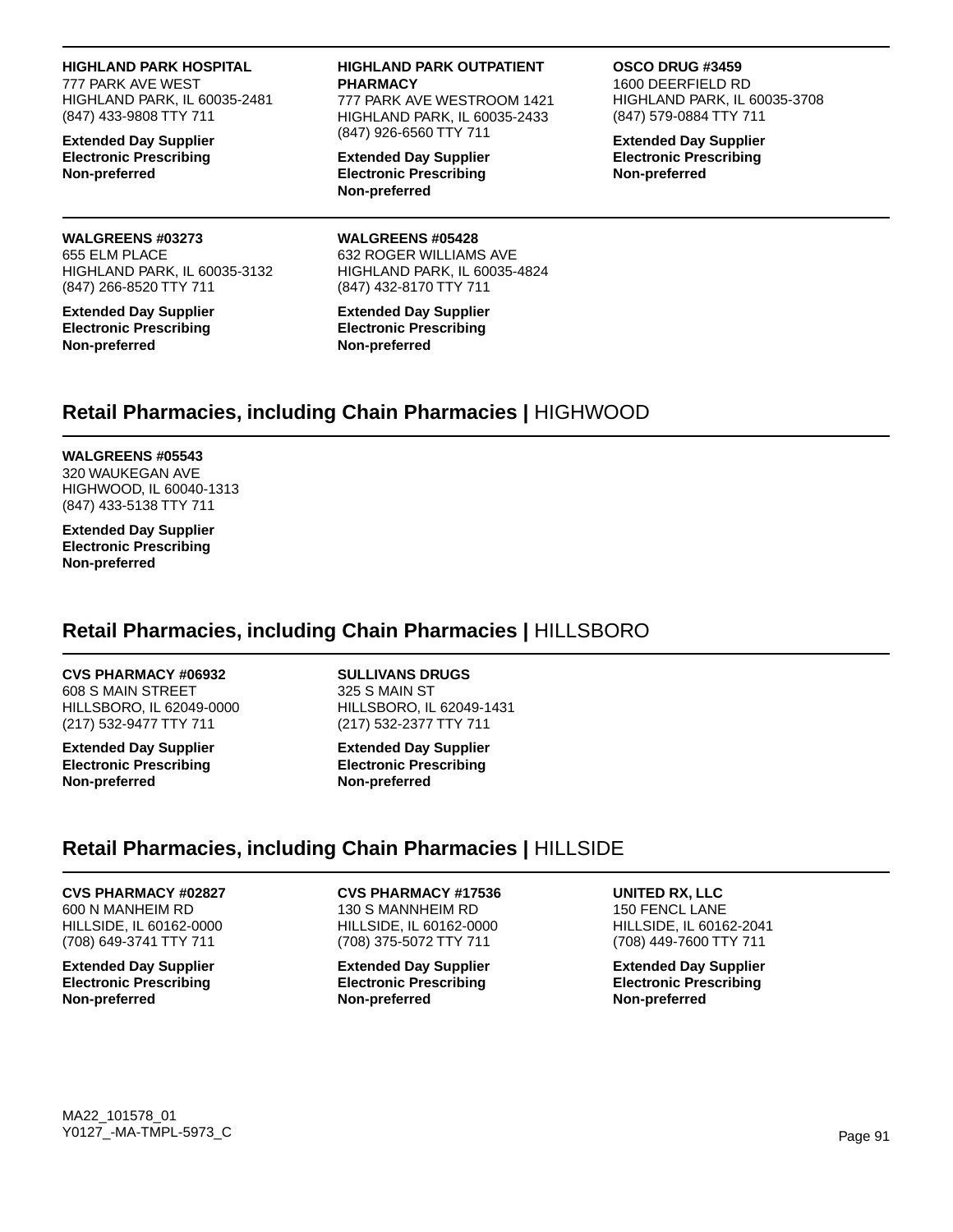**HIGHLAND PARK HOSPITAL**
777 PARK AVE WEST
HIGHLAND PARK, IL 60035-2481
(847) 433-9808 TTY 711

**Extended Day Supplier**
**Electronic Prescribing**
**Non-preferred**

**HIGHLAND PARK OUTPATIENT PHARMACY**
777 PARK AVE WESTROOM 1421
HIGHLAND PARK, IL 60035-2433
(847) 926-6560 TTY 711

**Extended Day Supplier**
**Electronic Prescribing**
**Non-preferred**

**OSCO DRUG #3459**
1600 DEERFIELD RD
HIGHLAND PARK, IL 60035-3708
(847) 579-0884 TTY 711

**Extended Day Supplier**
**Electronic Prescribing**
**Non-preferred**

**WALGREENS #03273**
655 ELM PLACE
HIGHLAND PARK, IL 60035-3132
(847) 266-8520 TTY 711

**Extended Day Supplier**
**Electronic Prescribing**
**Non-preferred**

**WALGREENS #05428**
632 ROGER WILLIAMS AVE
HIGHLAND PARK, IL 60035-4824
(847) 432-8170 TTY 711

**Extended Day Supplier**
**Electronic Prescribing**
**Non-preferred**

## Retail Pharmacies, including Chain Pharmacies | HIGHWOOD

**WALGREENS #05543**
320 WAUKEGAN AVE
HIGHWOOD, IL 60040-1313
(847) 433-5138 TTY 711

**Extended Day Supplier**
**Electronic Prescribing**
**Non-preferred**

## Retail Pharmacies, including Chain Pharmacies | HILLSBORO

**CVS PHARMACY #06932**
608 S MAIN STREET
HILLSBORO, IL 62049-0000
(217) 532-9477 TTY 711

**Extended Day Supplier**
**Electronic Prescribing**
**Non-preferred**

**SULLIVANS DRUGS**
325 S MAIN ST
HILLSBORO, IL 62049-1431
(217) 532-2377 TTY 711

**Extended Day Supplier**
**Electronic Prescribing**
**Non-preferred**

## Retail Pharmacies, including Chain Pharmacies | HILLSIDE

**CVS PHARMACY #02827**
600 N MANHEIM RD
HILLSIDE, IL 60162-0000
(708) 649-3741 TTY 711

**Extended Day Supplier**
**Electronic Prescribing**
**Non-preferred**

**CVS PHARMACY #17536**
130 S MANNHEIM RD
HILLSIDE, IL 60162-0000
(708) 375-5072 TTY 711

**Extended Day Supplier**
**Electronic Prescribing**
**Non-preferred**

**UNITED RX, LLC**
150 FENCL LANE
HILLSIDE, IL 60162-2041
(708) 449-7600 TTY 711

**Extended Day Supplier**
**Electronic Prescribing**
**Non-preferred**

MA22_101578_01
Y0127_-MA-TMPL-5973_C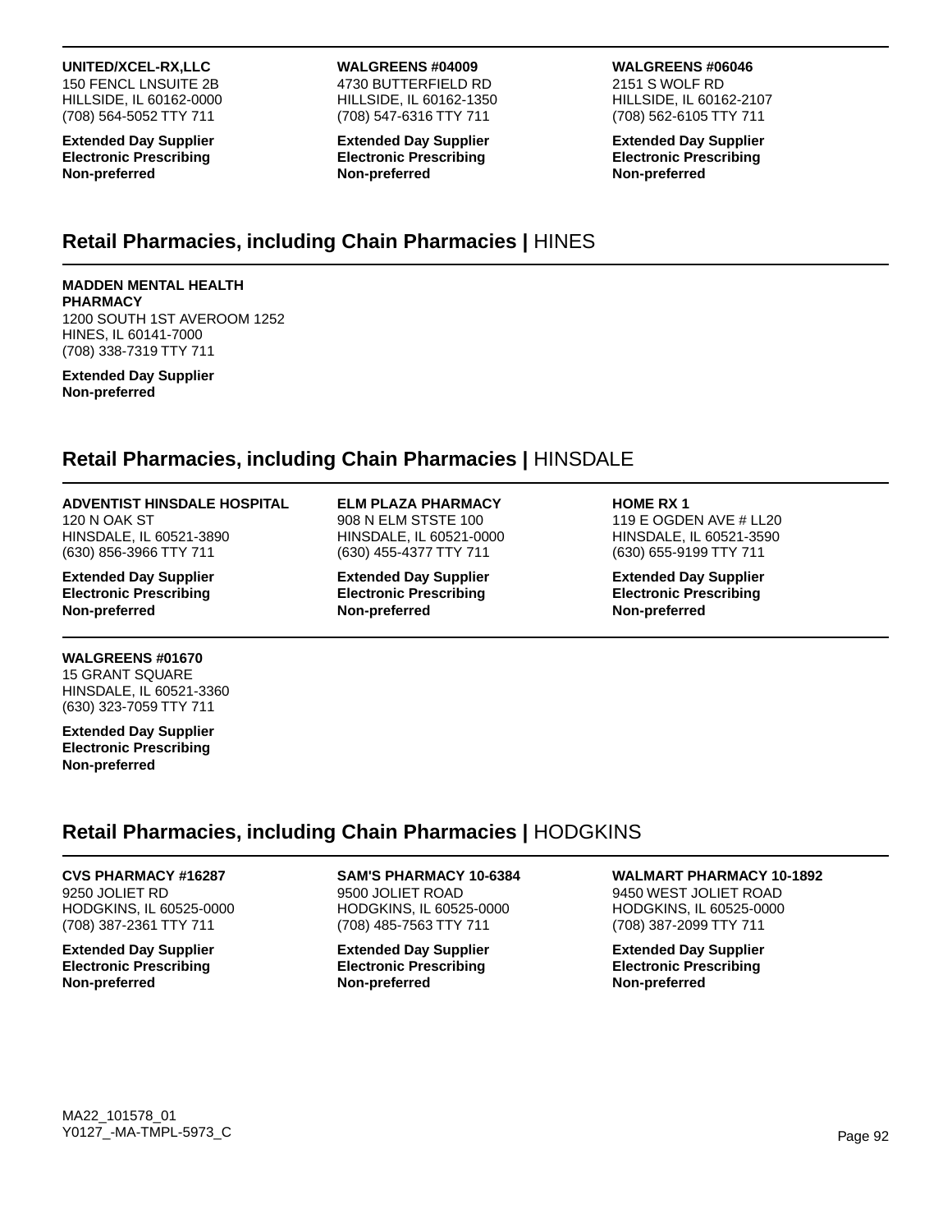**UNITED/XCEL-RX,LLC**
150 FENCL LNSUITE 2B
HILLSIDE, IL 60162-0000
(708) 564-5052 TTY 711

**Extended Day Supplier**
**Electronic Prescribing**
**Non-preferred**

**WALGREENS #04009**
4730 BUTTERFIELD RD
HILLSIDE, IL 60162-1350
(708) 547-6316 TTY 711

**Extended Day Supplier**
**Electronic Prescribing**
**Non-preferred**

**WALGREENS #06046**
2151 S WOLF RD
HILLSIDE, IL 60162-2107
(708) 562-6105 TTY 711

**Extended Day Supplier**
**Electronic Prescribing**
**Non-preferred**

## Retail Pharmacies, including Chain Pharmacies | HINES

**MADDEN MENTAL HEALTH PHARMACY**
1200 SOUTH 1ST AVEROOM 1252
HINES, IL 60141-7000
(708) 338-7319 TTY 711

**Extended Day Supplier**
**Non-preferred**

## Retail Pharmacies, including Chain Pharmacies | HINSDALE

**ADVENTIST HINSDALE HOSPITAL**
120 N OAK ST
HINSDALE, IL 60521-3890
(630) 856-3966 TTY 711

**Extended Day Supplier**
**Electronic Prescribing**
**Non-preferred**

**ELM PLAZA PHARMACY**
908 N ELM STSTE 100
HINSDALE, IL 60521-0000
(630) 455-4377 TTY 711

**Extended Day Supplier**
**Electronic Prescribing**
**Non-preferred**

**HOME RX 1**
119 E OGDEN AVE # LL20
HINSDALE, IL 60521-3590
(630) 655-9199 TTY 711

**Extended Day Supplier**
**Electronic Prescribing**
**Non-preferred**

**WALGREENS #01670**
15 GRANT SQUARE
HINSDALE, IL 60521-3360
(630) 323-7059 TTY 711

**Extended Day Supplier**
**Electronic Prescribing**
**Non-preferred**

## Retail Pharmacies, including Chain Pharmacies | HODGKINS

**CVS PHARMACY #16287**
9250 JOLIET RD
HODGKINS, IL 60525-0000
(708) 387-2361 TTY 711

**Extended Day Supplier**
**Electronic Prescribing**
**Non-preferred**

**SAM'S PHARMACY 10-6384**
9500 JOLIET ROAD
HODGKINS, IL 60525-0000
(708) 485-7563 TTY 711

**Extended Day Supplier**
**Electronic Prescribing**
**Non-preferred**

**WALMART PHARMACY 10-1892**
9450 WEST JOLIET ROAD
HODGKINS, IL 60525-0000
(708) 387-2099 TTY 711

**Extended Day Supplier**
**Electronic Prescribing**
**Non-preferred**

MA22_101578_01
Y0127_-MA-TMPL-5973_C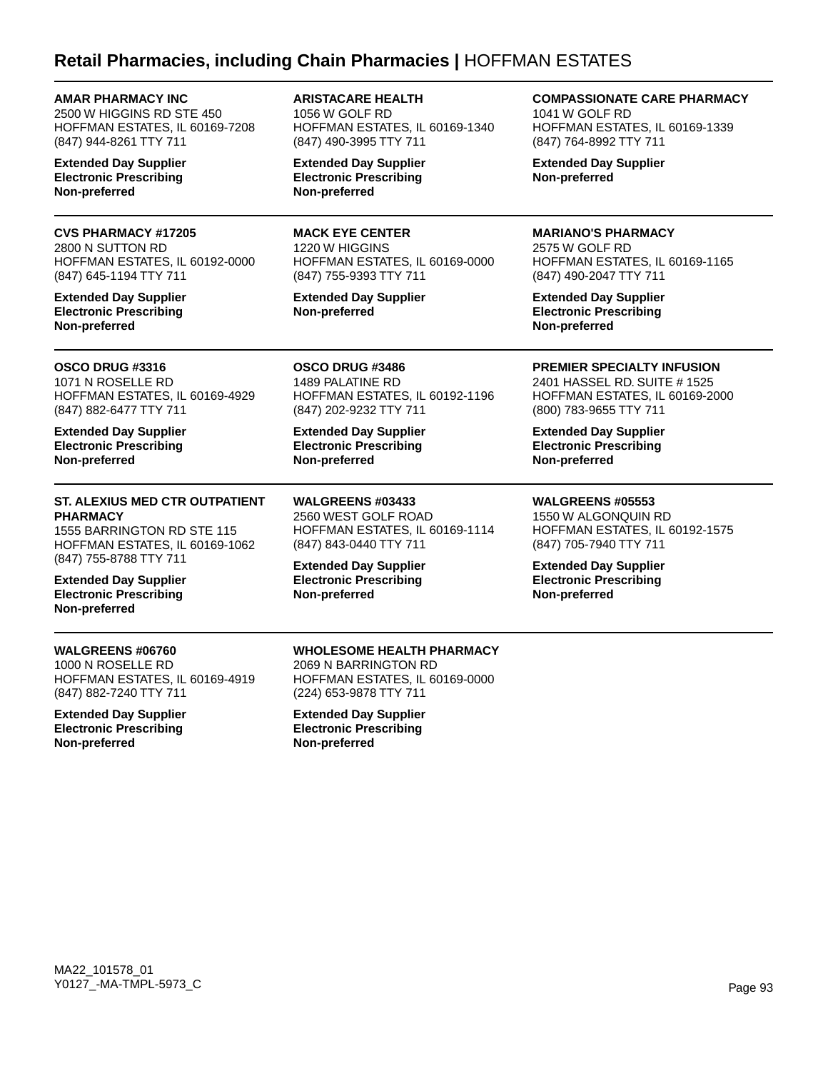## **Retail Pharmacies, including Chain Pharmacies |** HOFFMAN ESTATES

**AMAR PHARMACY INC**
2500 W HIGGINS RD STE 450
HOFFMAN ESTATES, IL 60169-7208
(847) 944-8261 TTY 711

**Extended Day Supplier**
**Electronic Prescribing**
**Non-preferred**

**ARISTACARE HEALTH**
1056 W GOLF RD
HOFFMAN ESTATES, IL 60169-1340
(847) 490-3995 TTY 711

**Extended Day Supplier**
**Electronic Prescribing**
**Non-preferred**

**COMPASSIONATE CARE PHARMACY**
1041 W GOLF RD
HOFFMAN ESTATES, IL 60169-1339
(847) 764-8992 TTY 711

**Extended Day Supplier**
**Non-preferred**

**CVS PHARMACY #17205**
2800 N SUTTON RD
HOFFMAN ESTATES, IL 60192-0000
(847) 645-1194 TTY 711

**Extended Day Supplier**
**Electronic Prescribing**
**Non-preferred**

**MACK EYE CENTER**
1220 W HIGGINS
HOFFMAN ESTATES, IL 60169-0000
(847) 755-9393 TTY 711

**Extended Day Supplier**
**Non-preferred**

**MARIANO'S PHARMACY**
2575 W GOLF RD
HOFFMAN ESTATES, IL 60169-1165
(847) 490-2047 TTY 711

**Extended Day Supplier**
**Electronic Prescribing**
**Non-preferred**

**OSCO DRUG #3316**
1071 N ROSELLE RD
HOFFMAN ESTATES, IL 60169-4929
(847) 882-6477 TTY 711

**Extended Day Supplier**
**Electronic Prescribing**
**Non-preferred**

**OSCO DRUG #3486**
1489 PALATINE RD
HOFFMAN ESTATES, IL 60192-1196
(847) 202-9232 TTY 711

**Extended Day Supplier**
**Electronic Prescribing**
**Non-preferred**

**PREMIER SPECIALTY INFUSION**
2401 HASSEL RD. SUITE # 1525
HOFFMAN ESTATES, IL 60169-2000
(800) 783-9655 TTY 711

**Extended Day Supplier**
**Electronic Prescribing**
**Non-preferred**

**ST. ALEXIUS MED CTR OUTPATIENT PHARMACY**
1555 BARRINGTON RD STE 115
HOFFMAN ESTATES, IL 60169-1062
(847) 755-8788 TTY 711

**Extended Day Supplier**
**Electronic Prescribing**
**Non-preferred**

**WALGREENS #03433**
2560 WEST GOLF ROAD
HOFFMAN ESTATES, IL 60169-1114
(847) 843-0440 TTY 711

**Extended Day Supplier**
**Electronic Prescribing**
**Non-preferred**

**WALGREENS #05553**
1550 W ALGONQUIN RD
HOFFMAN ESTATES, IL 60192-1575
(847) 705-7940 TTY 711

**Extended Day Supplier**
**Electronic Prescribing**
**Non-preferred**

**WALGREENS #06760**
1000 N ROSELLE RD
HOFFMAN ESTATES, IL 60169-4919
(847) 882-7240 TTY 711

**Extended Day Supplier**
**Electronic Prescribing**
**Non-preferred**

**WHOLESOME HEALTH PHARMACY**
2069 N BARRINGTON RD
HOFFMAN ESTATES, IL 60169-0000
(224) 653-9878 TTY 711

**Extended Day Supplier**
**Electronic Prescribing**
**Non-preferred**

MA22_101578_01
Y0127_-MA-TMPL-5973_C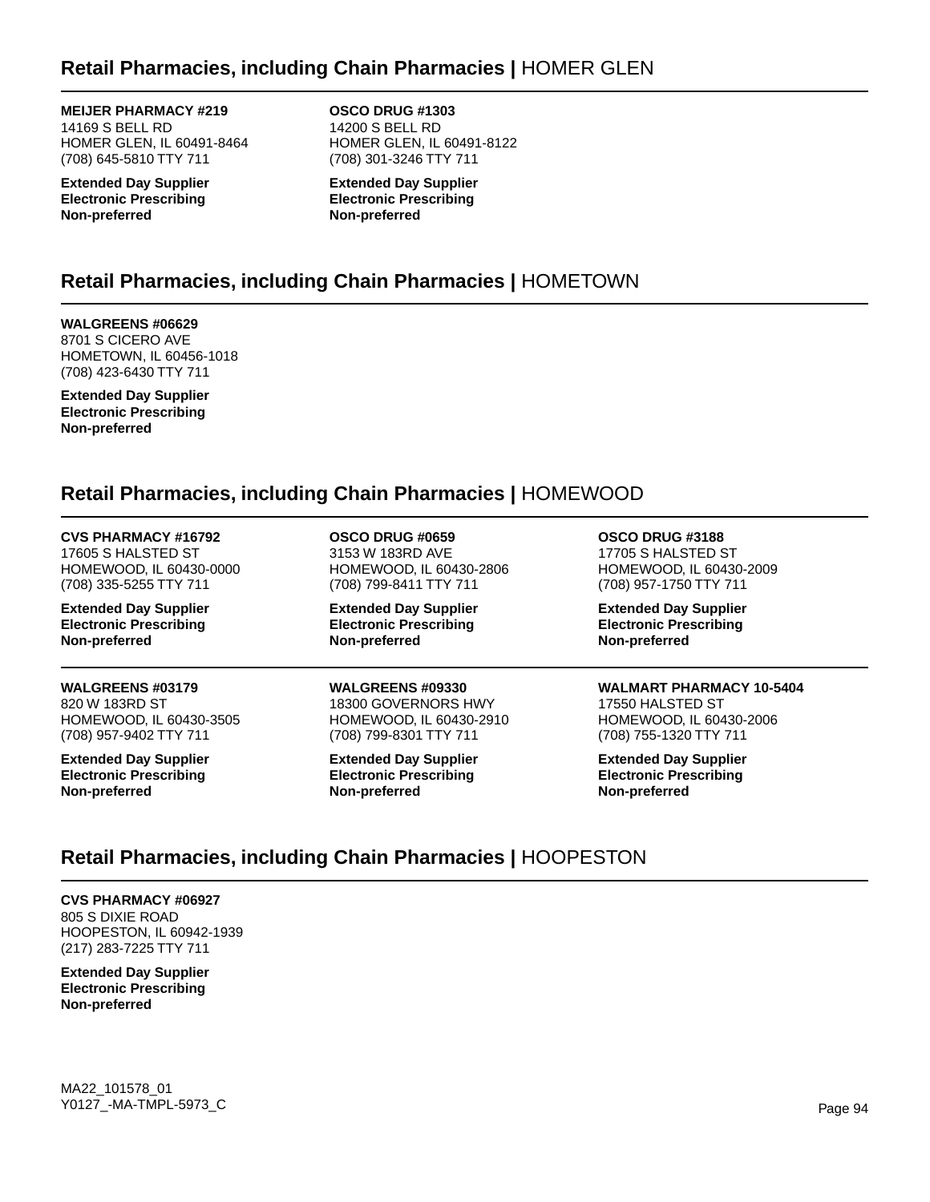## Retail Pharmacies, including Chain Pharmacies | HOMER GLEN

**MEIJER PHARMACY #219**
14169 S BELL RD
HOMER GLEN, IL 60491-8464
(708) 645-5810 TTY 711

**Extended Day Supplier**
**Electronic Prescribing**
**Non-preferred**

**OSCO DRUG #1303**
14200 S BELL RD
HOMER GLEN, IL 60491-8122
(708) 301-3246 TTY 711

**Extended Day Supplier**
**Electronic Prescribing**
**Non-preferred**

## Retail Pharmacies, including Chain Pharmacies | HOMETOWN

**WALGREENS #06629**
8701 S CICERO AVE
HOMETOWN, IL 60456-1018
(708) 423-6430 TTY 711

**Extended Day Supplier**
**Electronic Prescribing**
**Non-preferred**

## Retail Pharmacies, including Chain Pharmacies | HOMEWOOD

**CVS PHARMACY #16792**
17605 S HALSTED ST
HOMEWOOD, IL 60430-0000
(708) 335-5255 TTY 711

**Extended Day Supplier**
**Electronic Prescribing**
**Non-preferred**

**OSCO DRUG #0659**
3153 W 183RD AVE
HOMEWOOD, IL 60430-2806
(708) 799-8411 TTY 711

**Extended Day Supplier**
**Electronic Prescribing**
**Non-preferred**

**OSCO DRUG #3188**
17705 S HALSTED ST
HOMEWOOD, IL 60430-2009
(708) 957-1750 TTY 711

**Extended Day Supplier**
**Electronic Prescribing**
**Non-preferred**

**WALGREENS #03179**
820 W 183RD ST
HOMEWOOD, IL 60430-3505
(708) 957-9402 TTY 711

**Extended Day Supplier**
**Electronic Prescribing**
**Non-preferred**

**WALGREENS #09330**
18300 GOVERNORS HWY
HOMEWOOD, IL 60430-2910
(708) 799-8301 TTY 711

**Extended Day Supplier**
**Electronic Prescribing**
**Non-preferred**

**WALMART PHARMACY 10-5404**
17550 HALSTED ST
HOMEWOOD, IL 60430-2006
(708) 755-1320 TTY 711

**Extended Day Supplier**
**Electronic Prescribing**
**Non-preferred**

## Retail Pharmacies, including Chain Pharmacies | HOOPESTON

**CVS PHARMACY #06927**
805 S DIXIE ROAD
HOOPESTON, IL 60942-1939
(217) 283-7225 TTY 711

**Extended Day Supplier**
**Electronic Prescribing**
**Non-preferred**

MA22_101578_01
Y0127_-MA-TMPL-5973_C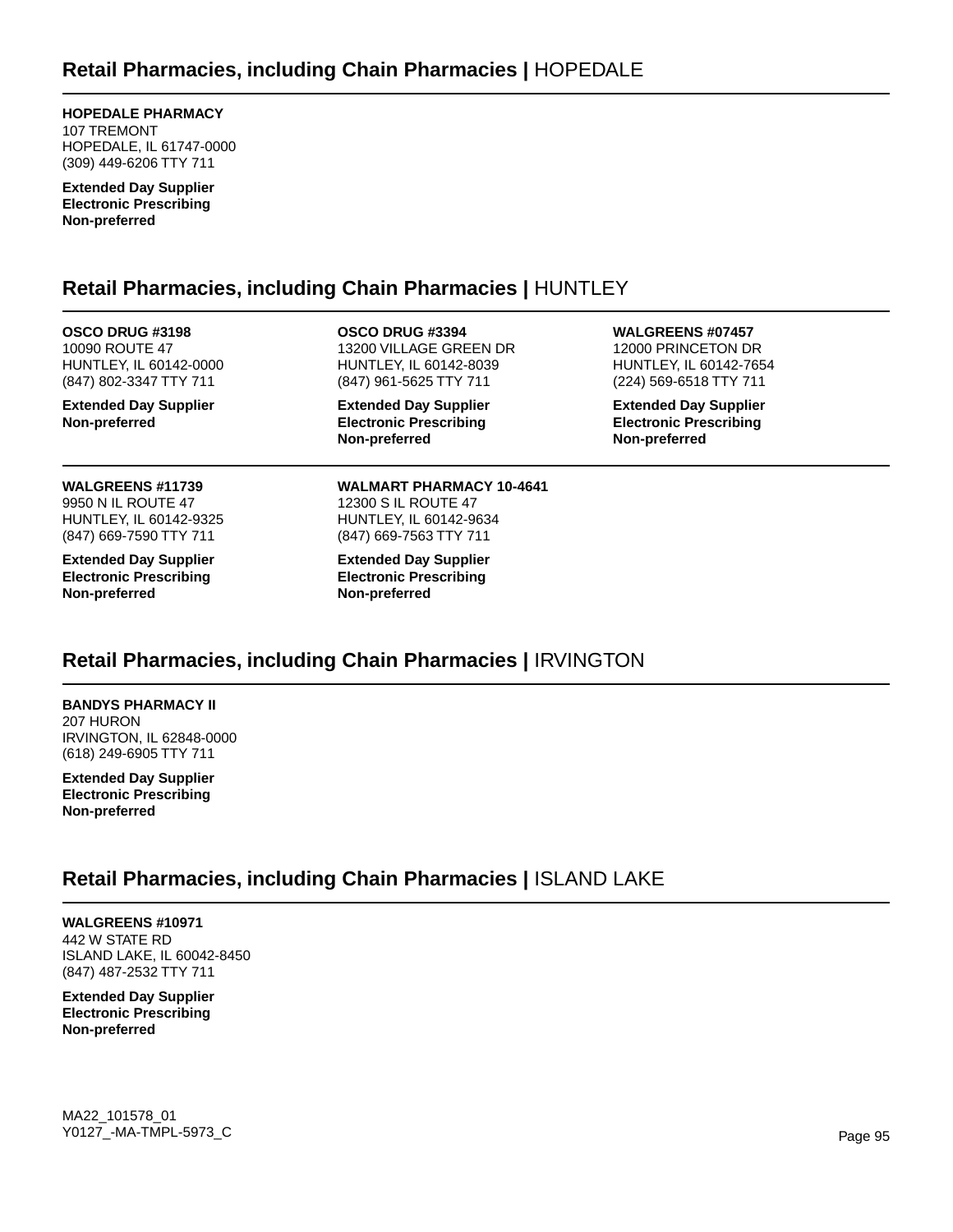## Retail Pharmacies, including Chain Pharmacies | HOPEDALE

**HOPEDALE PHARMACY**
107 TREMONT
HOPEDALE, IL 61747-0000
(309) 449-6206 TTY 711

**Extended Day Supplier**
**Electronic Prescribing**
**Non-preferred**

## Retail Pharmacies, including Chain Pharmacies | HUNTLEY

**OSCO DRUG #3198**
10090 ROUTE 47
HUNTLEY, IL 60142-0000
(847) 802-3347 TTY 711

**Extended Day Supplier**
**Non-preferred**

**OSCO DRUG #3394**
13200 VILLAGE GREEN DR
HUNTLEY, IL 60142-8039
(847) 961-5625 TTY 711

**Extended Day Supplier**
**Electronic Prescribing**
**Non-preferred**

**WALGREENS #07457**
12000 PRINCETON DR
HUNTLEY, IL 60142-7654
(224) 569-6518 TTY 711

**Extended Day Supplier**
**Electronic Prescribing**
**Non-preferred**

**WALGREENS #11739**
9950 N IL ROUTE 47
HUNTLEY, IL 60142-9325
(847) 669-7590 TTY 711

**Extended Day Supplier**
**Electronic Prescribing**
**Non-preferred**

**WALMART PHARMACY 10-4641**
12300 S IL ROUTE 47
HUNTLEY, IL 60142-9634
(847) 669-7563 TTY 711

**Extended Day Supplier**
**Electronic Prescribing**
**Non-preferred**

## Retail Pharmacies, including Chain Pharmacies | IRVINGTON

**BANDYS PHARMACY II**
207 HURON
IRVINGTON, IL 62848-0000
(618) 249-6905 TTY 711

**Extended Day Supplier**
**Electronic Prescribing**
**Non-preferred**

## Retail Pharmacies, including Chain Pharmacies | ISLAND LAKE

**WALGREENS #10971**
442 W STATE RD
ISLAND LAKE, IL 60042-8450
(847) 487-2532 TTY 711

**Extended Day Supplier**
**Electronic Prescribing**
**Non-preferred**

MA22_101578_01
Y0127_-MA-TMPL-5973_C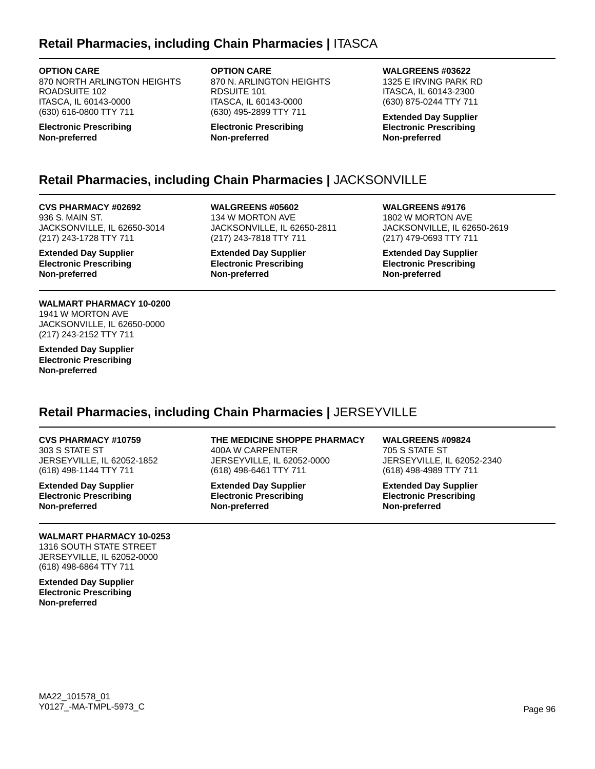## Retail Pharmacies, including Chain Pharmacies | ITASCA

**OPTION CARE**
870 NORTH ARLINGTON HEIGHTS ROADSUITE 102
ITASCA, IL 60143-0000
(630) 616-0800 TTY 711

**Electronic Prescribing**
**Non-preferred**

**OPTION CARE**
870 N. ARLINGTON HEIGHTS RDSUITE 101
ITASCA, IL 60143-0000
(630) 495-2899 TTY 711

**Electronic Prescribing**
**Non-preferred**

**WALGREENS #03622**
1325 E IRVING PARK RD
ITASCA, IL 60143-2300
(630) 875-0244 TTY 711

**Extended Day Supplier**
**Electronic Prescribing**
**Non-preferred**

## Retail Pharmacies, including Chain Pharmacies | JACKSONVILLE

**CVS PHARMACY #02692**
936 S. MAIN ST.
JACKSONVILLE, IL 62650-3014
(217) 243-1728 TTY 711

**Extended Day Supplier**
**Electronic Prescribing**
**Non-preferred**

**WALGREENS #05602**
134 W MORTON AVE
JACKSONVILLE, IL 62650-2811
(217) 243-7818 TTY 711

**Extended Day Supplier**
**Electronic Prescribing**
**Non-preferred**

**WALGREENS #9176**
1802 W MORTON AVE
JACKSONVILLE, IL 62650-2619
(217) 479-0693 TTY 711

**Extended Day Supplier**
**Electronic Prescribing**
**Non-preferred**

**WALMART PHARMACY 10-0200**
1941 W MORTON AVE
JACKSONVILLE, IL 62650-0000
(217) 243-2152 TTY 711

**Extended Day Supplier**
**Electronic Prescribing**
**Non-preferred**

## Retail Pharmacies, including Chain Pharmacies | JERSEYVILLE

**CVS PHARMACY #10759**
303 S STATE ST
JERSEYVILLE, IL 62052-1852
(618) 498-1144 TTY 711

**Extended Day Supplier**
**Electronic Prescribing**
**Non-preferred**

**THE MEDICINE SHOPPE PHARMACY**
400A W CARPENTER
JERSEYVILLE, IL 62052-0000
(618) 498-6461 TTY 711

**Extended Day Supplier**
**Electronic Prescribing**
**Non-preferred**

**WALGREENS #09824**
705 S STATE ST
JERSEYVILLE, IL 62052-2340
(618) 498-4989 TTY 711

**Extended Day Supplier**
**Electronic Prescribing**
**Non-preferred**

**WALMART PHARMACY 10-0253**
1316 SOUTH STATE STREET
JERSEYVILLE, IL 62052-0000
(618) 498-6864 TTY 711

**Extended Day Supplier**
**Electronic Prescribing**
**Non-preferred**

MA22_101578_01
Y0127_-MA-TMPL-5973_C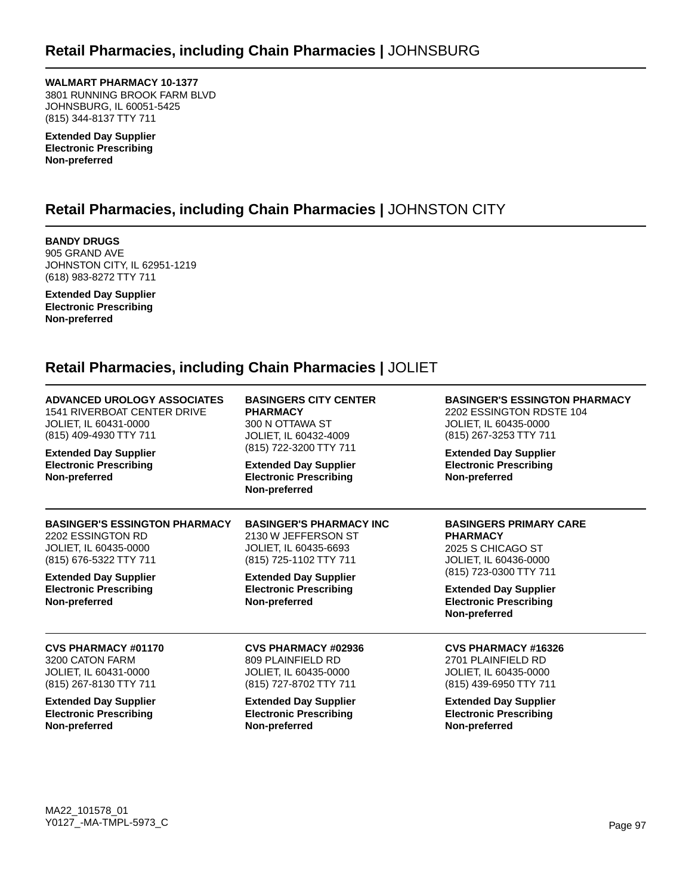## Retail Pharmacies, including Chain Pharmacies | JOHNSBURG

**WALMART PHARMACY 10-1377**
3801 RUNNING BROOK FARM BLVD
JOHNSBURG, IL 60051-5425
(815) 344-8137 TTY 711

**Extended Day Supplier**
**Electronic Prescribing**
**Non-preferred**

## Retail Pharmacies, including Chain Pharmacies | JOHNSTON CITY

**BANDY DRUGS**
905 GRAND AVE
JOHNSTON CITY, IL 62951-1219
(618) 983-8272 TTY 711

**Extended Day Supplier**
**Electronic Prescribing**
**Non-preferred**

## Retail Pharmacies, including Chain Pharmacies | JOLIET

**ADVANCED UROLOGY ASSOCIATES**
1541 RIVERBOAT CENTER DRIVE
JOLIET, IL 60431-0000
(815) 409-4930 TTY 711

**Extended Day Supplier**
**Electronic Prescribing**
**Non-preferred**

**BASINGERS CITY CENTER PHARMACY**
300 N OTTAWA ST
JOLIET, IL 60432-4009
(815) 722-3200 TTY 711

**Extended Day Supplier**
**Electronic Prescribing**
**Non-preferred**

**BASINGER'S ESSINGTON PHARMACY**
2202 ESSINGTON RDSTE 104
JOLIET, IL 60435-0000
(815) 267-3253 TTY 711

**Extended Day Supplier**
**Electronic Prescribing**
**Non-preferred**

**BASINGER'S ESSINGTON PHARMACY**
2202 ESSINGTON RD
JOLIET, IL 60435-0000
(815) 676-5322 TTY 711

**Extended Day Supplier**
**Electronic Prescribing**
**Non-preferred**

**BASINGER'S PHARMACY INC**
2130 W JEFFERSON ST
JOLIET, IL 60435-6693
(815) 725-1102 TTY 711

**Extended Day Supplier**
**Electronic Prescribing**
**Non-preferred**

**BASINGERS PRIMARY CARE PHARMACY**
2025 S CHICAGO ST
JOLIET, IL 60436-0000
(815) 723-0300 TTY 711

**Extended Day Supplier**
**Electronic Prescribing**
**Non-preferred**

**CVS PHARMACY #01170**
3200 CATON FARM
JOLIET, IL 60431-0000
(815) 267-8130 TTY 711

**Extended Day Supplier**
**Electronic Prescribing**
**Non-preferred**

**CVS PHARMACY #02936**
809 PLAINFIELD RD
JOLIET, IL 60435-0000
(815) 727-8702 TTY 711

**Extended Day Supplier**
**Electronic Prescribing**
**Non-preferred**

**CVS PHARMACY #16326**
2701 PLAINFIELD RD
JOLIET, IL 60435-0000
(815) 439-6950 TTY 711

**Extended Day Supplier**
**Electronic Prescribing**
**Non-preferred**

MA22_101578_01
Y0127_-MA-TMPL-5973_C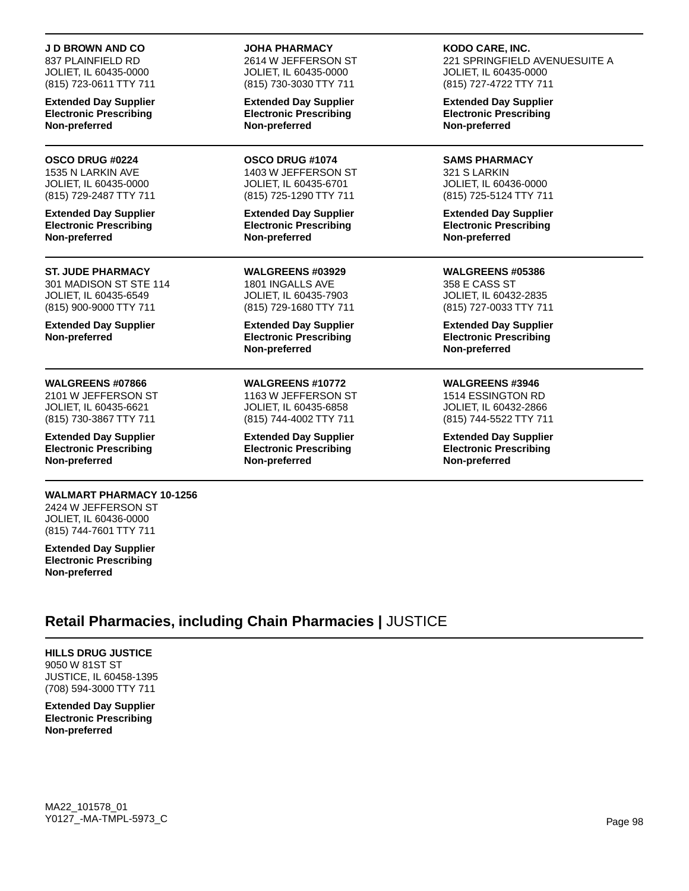**J D BROWN AND CO**
837 PLAINFIELD RD
JOLIET, IL 60435-0000
(815) 723-0611 TTY 711

**Extended Day Supplier**
**Electronic Prescribing**
**Non-preferred**

**JOHA PHARMACY**
2614 W JEFFERSON ST
JOLIET, IL 60435-0000
(815) 730-3030 TTY 711

**Extended Day Supplier**
**Electronic Prescribing**
**Non-preferred**

**KODO CARE, INC.**
221 SPRINGFIELD AVENUESUITE A
JOLIET, IL 60435-0000
(815) 727-4722 TTY 711

**Extended Day Supplier**
**Electronic Prescribing**
**Non-preferred**

**OSCO DRUG #0224**
1535 N LARKIN AVE
JOLIET, IL 60435-0000
(815) 729-2487 TTY 711

**Extended Day Supplier**
**Electronic Prescribing**
**Non-preferred**

**OSCO DRUG #1074**
1403 W JEFFERSON ST
JOLIET, IL 60435-6701
(815) 725-1290 TTY 711

**Extended Day Supplier**
**Electronic Prescribing**
**Non-preferred**

**SAMS PHARMACY**
321 S LARKIN
JOLIET, IL 60436-0000
(815) 725-5124 TTY 711

**Extended Day Supplier**
**Electronic Prescribing**
**Non-preferred**

**ST. JUDE PHARMACY**
301 MADISON ST STE 114
JOLIET, IL 60435-6549
(815) 900-9000 TTY 711

**Extended Day Supplier**
**Non-preferred**

**WALGREENS #03929**
1801 INGALLS AVE
JOLIET, IL 60435-7903
(815) 729-1680 TTY 711

**Extended Day Supplier**
**Electronic Prescribing**
**Non-preferred**

**WALGREENS #05386**
358 E CASS ST
JOLIET, IL 60432-2835
(815) 727-0033 TTY 711

**Extended Day Supplier**
**Electronic Prescribing**
**Non-preferred**

**WALGREENS #07866**
2101 W JEFFERSON ST
JOLIET, IL 60435-6621
(815) 730-3867 TTY 711

**Extended Day Supplier**
**Electronic Prescribing**
**Non-preferred**

**WALGREENS #10772**
1163 W JEFFERSON ST
JOLIET, IL 60435-6858
(815) 744-4002 TTY 711

**Extended Day Supplier**
**Electronic Prescribing**
**Non-preferred**

**WALGREENS #3946**
1514 ESSINGTON RD
JOLIET, IL 60432-2866
(815) 744-5522 TTY 711

**Extended Day Supplier**
**Electronic Prescribing**
**Non-preferred**

**WALMART PHARMACY 10-1256**
2424 W JEFFERSON ST
JOLIET, IL 60436-0000
(815) 744-7601 TTY 711

**Extended Day Supplier**
**Electronic Prescribing**
**Non-preferred**

## **Retail Pharmacies, including Chain Pharmacies |** JUSTICE

**HILLS DRUG JUSTICE**
9050 W 81ST ST
JUSTICE, IL 60458-1395
(708) 594-3000 TTY 711

**Extended Day Supplier**
**Electronic Prescribing**
**Non-preferred**

MA22_101578_01
Y0127_-MA-TMPL-5973_C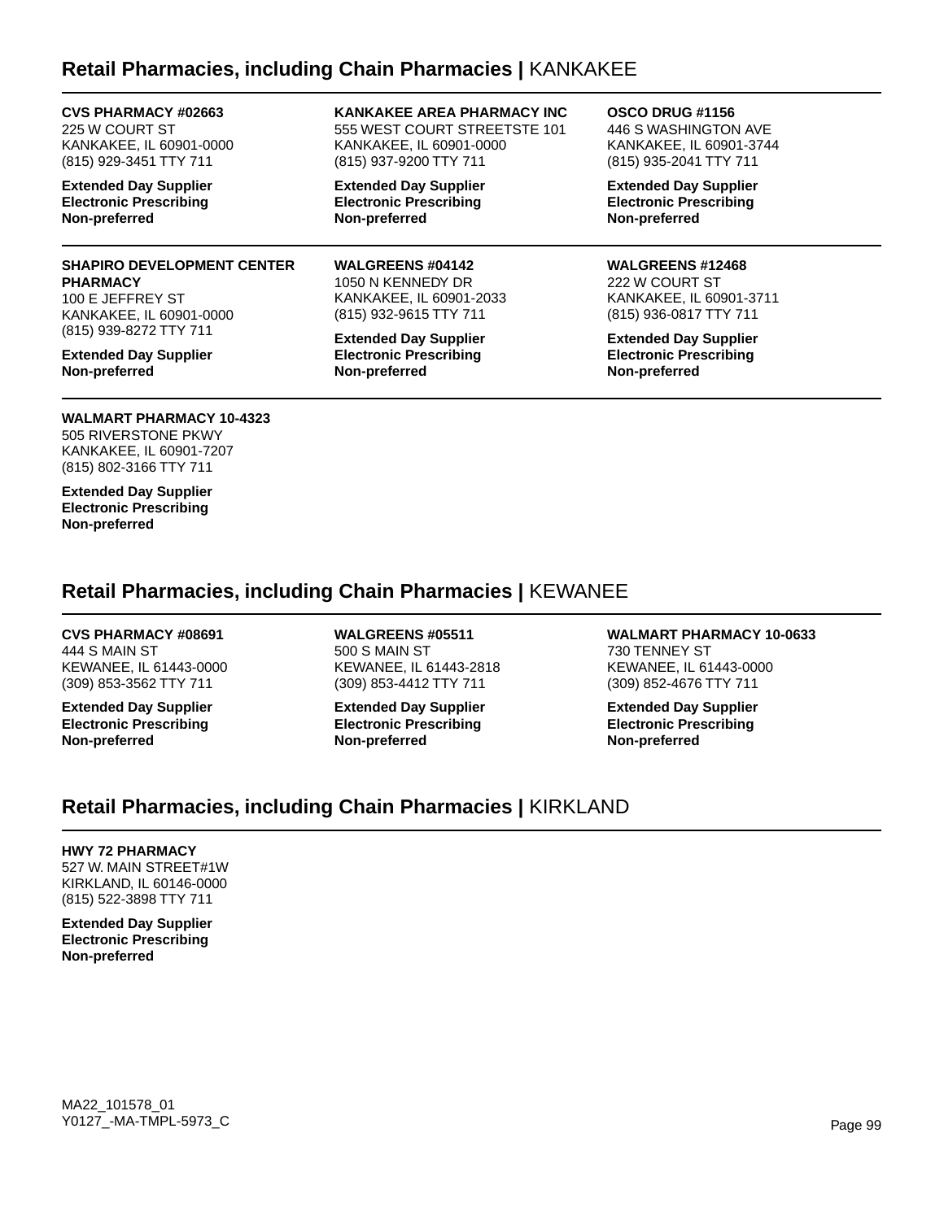## Retail Pharmacies, including Chain Pharmacies | KANKAKEE

**CVS PHARMACY #02663**
225 W COURT ST
KANKAKEE, IL 60901-0000
(815) 929-3451 TTY 711

**Extended Day Supplier**
**Electronic Prescribing**
**Non-preferred**

**KANKAKEE AREA PHARMACY INC**
555 WEST COURT STREETSTE 101
KANKAKEE, IL 60901-0000
(815) 937-9200 TTY 711

**Extended Day Supplier**
**Electronic Prescribing**
**Non-preferred**

**OSCO DRUG #1156**
446 S WASHINGTON AVE
KANKAKEE, IL 60901-3744
(815) 935-2041 TTY 711

**Extended Day Supplier**
**Electronic Prescribing**
**Non-preferred**

**SHAPIRO DEVELOPMENT CENTER PHARMACY**
100 E JEFFREY ST
KANKAKEE, IL 60901-0000
(815) 939-8272 TTY 711

**Extended Day Supplier**
**Non-preferred**

**WALGREENS #04142**
1050 N KENNEDY DR
KANKAKEE, IL 60901-2033
(815) 932-9615 TTY 711

**Extended Day Supplier**
**Electronic Prescribing**
**Non-preferred**

**WALGREENS #12468**
222 W COURT ST
KANKAKEE, IL 60901-3711
(815) 936-0817 TTY 711

**Extended Day Supplier**
**Electronic Prescribing**
**Non-preferred**

**WALMART PHARMACY 10-4323**
505 RIVERSTONE PKWY
KANKAKEE, IL 60901-7207
(815) 802-3166 TTY 711

**Extended Day Supplier**
**Electronic Prescribing**
**Non-preferred**

## Retail Pharmacies, including Chain Pharmacies | KEWANEE

**CVS PHARMACY #08691**
444 S MAIN ST
KEWANEE, IL 61443-0000
(309) 853-3562 TTY 711

**Extended Day Supplier**
**Electronic Prescribing**
**Non-preferred**

**WALGREENS #05511**
500 S MAIN ST
KEWANEE, IL 61443-2818
(309) 853-4412 TTY 711

**Extended Day Supplier**
**Electronic Prescribing**
**Non-preferred**

**WALMART PHARMACY 10-0633**
730 TENNEY ST
KEWANEE, IL 61443-0000
(309) 852-4676 TTY 711

**Extended Day Supplier**
**Electronic Prescribing**
**Non-preferred**

## Retail Pharmacies, including Chain Pharmacies | KIRKLAND

**HWY 72 PHARMACY**
527 W. MAIN STREET#1W
KIRKLAND, IL 60146-0000
(815) 522-3898 TTY 711

**Extended Day Supplier**
**Electronic Prescribing**
**Non-preferred**

MA22_101578_01
Y0127_-MA-TMPL-5973_C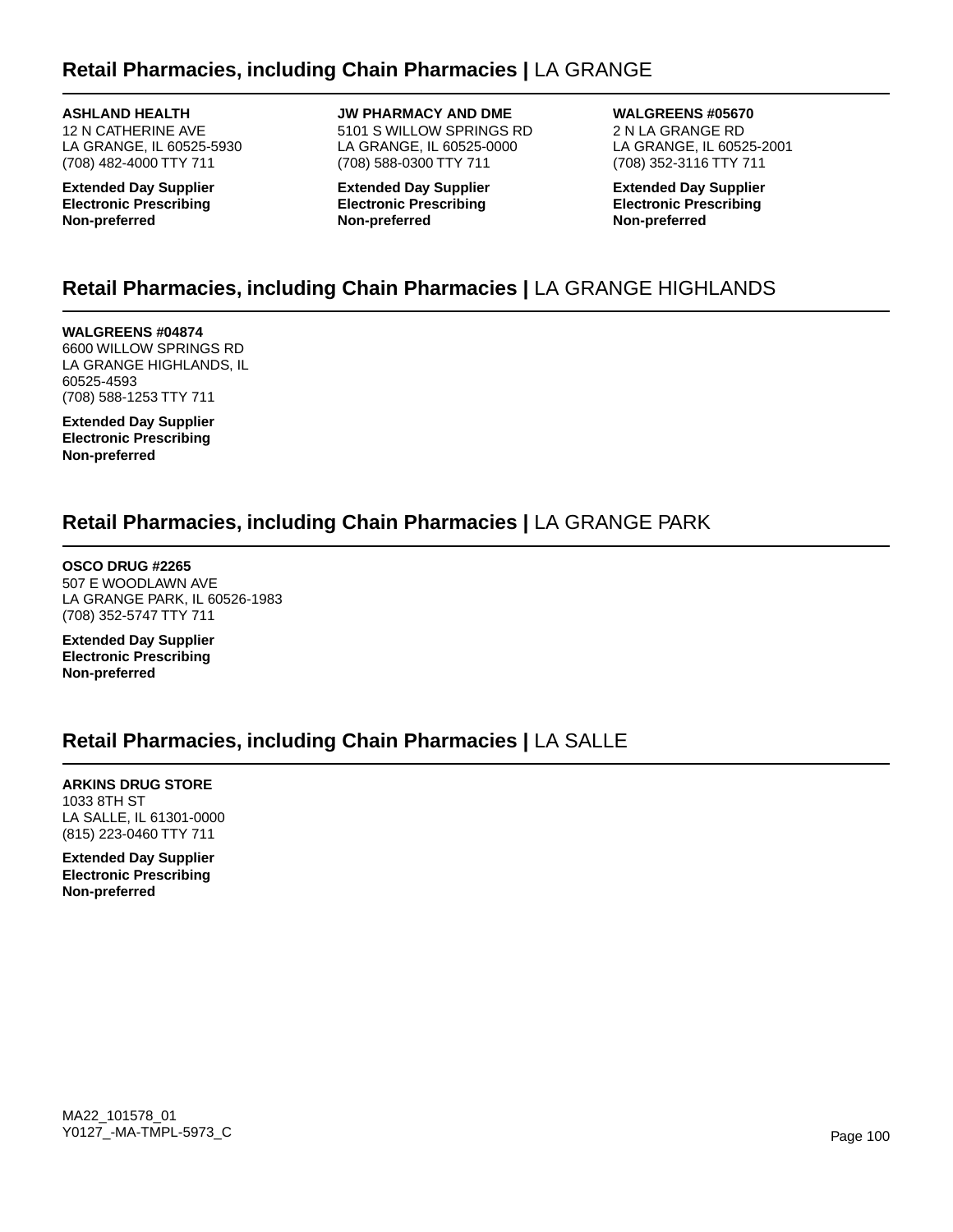## **Retail Pharmacies, including Chain Pharmacies |** LA GRANGE

**ASHLAND HEALTH**
12 N CATHERINE AVE
LA GRANGE, IL 60525-5930
(708) 482-4000 TTY 711

**Extended Day Supplier**
**Electronic Prescribing**
**Non-preferred**

**JW PHARMACY AND DME**
5101 S WILLOW SPRINGS RD
LA GRANGE, IL 60525-0000
(708) 588-0300 TTY 711

**Extended Day Supplier**
**Electronic Prescribing**
**Non-preferred**

**WALGREENS #05670**
2 N LA GRANGE RD
LA GRANGE, IL 60525-2001
(708) 352-3116 TTY 711

**Extended Day Supplier**
**Electronic Prescribing**
**Non-preferred**

## **Retail Pharmacies, including Chain Pharmacies |** LA GRANGE HIGHLANDS

**WALGREENS #04874**
6600 WILLOW SPRINGS RD
LA GRANGE HIGHLANDS, IL
60525-4593
(708) 588-1253 TTY 711

**Extended Day Supplier**
**Electronic Prescribing**
**Non-preferred**

## **Retail Pharmacies, including Chain Pharmacies |** LA GRANGE PARK

**OSCO DRUG #2265**
507 E WOODLAWN AVE
LA GRANGE PARK, IL 60526-1983
(708) 352-5747 TTY 711

**Extended Day Supplier**
**Electronic Prescribing**
**Non-preferred**

## **Retail Pharmacies, including Chain Pharmacies |** LA SALLE

**ARKINS DRUG STORE**
1033 8TH ST
LA SALLE, IL 61301-0000
(815) 223-0460 TTY 711

**Extended Day Supplier**
**Electronic Prescribing**
**Non-preferred**

MA22_101578_01
Y0127_-MA-TMPL-5973_C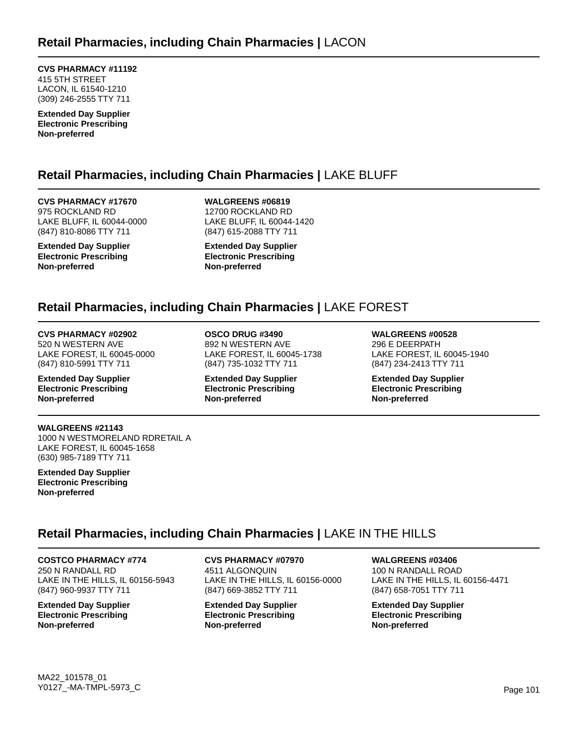## Retail Pharmacies, including Chain Pharmacies | LACON

**CVS PHARMACY #11192**
415 5TH STREET
LACON, IL 61540-1210
(309) 246-2555 TTY 711

**Extended Day Supplier**
**Electronic Prescribing**
**Non-preferred**

## Retail Pharmacies, including Chain Pharmacies | LAKE BLUFF

**CVS PHARMACY #17670**
975 ROCKLAND RD
LAKE BLUFF, IL 60044-0000
(847) 810-8086 TTY 711

**Extended Day Supplier**
**Electronic Prescribing**
**Non-preferred**

**WALGREENS #06819**
12700 ROCKLAND RD
LAKE BLUFF, IL 60044-1420
(847) 615-2088 TTY 711

**Extended Day Supplier**
**Electronic Prescribing**
**Non-preferred**

## Retail Pharmacies, including Chain Pharmacies | LAKE FOREST

**CVS PHARMACY #02902**
520 N WESTERN AVE
LAKE FOREST, IL 60045-0000
(847) 810-5991 TTY 711

**Extended Day Supplier**
**Electronic Prescribing**
**Non-preferred**

**OSCO DRUG #3490**
892 N WESTERN AVE
LAKE FOREST, IL 60045-1738
(847) 735-1032 TTY 711

**Extended Day Supplier**
**Electronic Prescribing**
**Non-preferred**

**WALGREENS #00528**
296 E DEERPATH
LAKE FOREST, IL 60045-1940
(847) 234-2413 TTY 711

**Extended Day Supplier**
**Electronic Prescribing**
**Non-preferred**

**WALGREENS #21143**
1000 N WESTMORELAND RDRETAIL A
LAKE FOREST, IL 60045-1658
(630) 985-7189 TTY 711

**Extended Day Supplier**
**Electronic Prescribing**
**Non-preferred**

## Retail Pharmacies, including Chain Pharmacies | LAKE IN THE HILLS

**COSTCO PHARMACY #774**
250 N RANDALL RD
LAKE IN THE HILLS, IL 60156-5943
(847) 960-9937 TTY 711

**Extended Day Supplier**
**Electronic Prescribing**
**Non-preferred**

**CVS PHARMACY #07970**
4511 ALGONQUIN
LAKE IN THE HILLS, IL 60156-0000
(847) 669-3852 TTY 711

**Extended Day Supplier**
**Electronic Prescribing**
**Non-preferred**

**WALGREENS #03406**
100 N RANDALL ROAD
LAKE IN THE HILLS, IL 60156-4471
(847) 658-7051 TTY 711

**Extended Day Supplier**
**Electronic Prescribing**
**Non-preferred**

MA22_101578_01
Y0127_-MA-TMPL-5973_C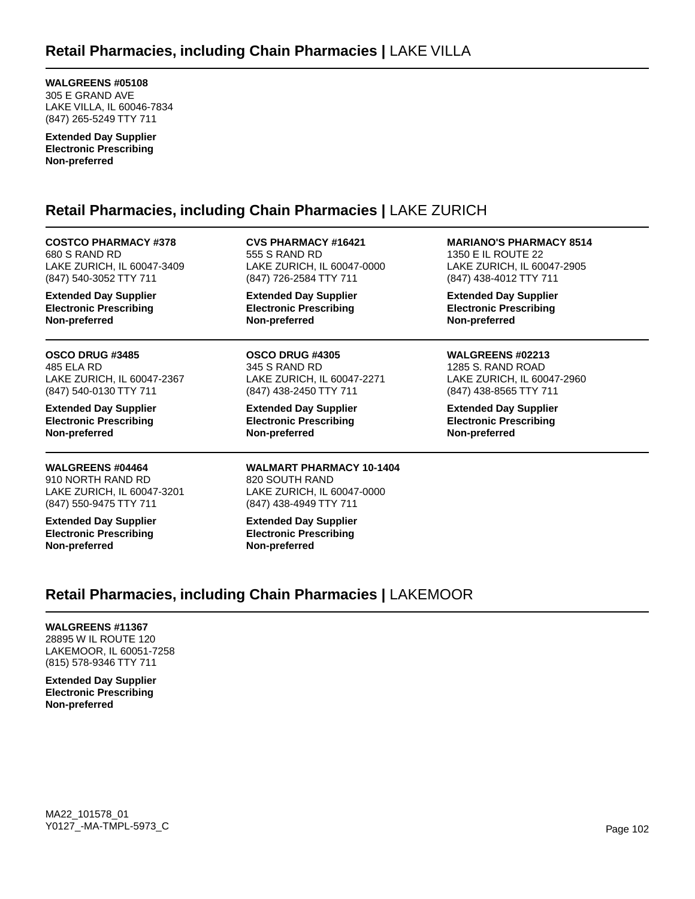## Retail Pharmacies, including Chain Pharmacies | LAKE VILLA

**WALGREENS #05108**
305 E GRAND AVE
LAKE VILLA, IL 60046-7834
(847) 265-5249 TTY 711

**Extended Day Supplier**
**Electronic Prescribing**
**Non-preferred**

## Retail Pharmacies, including Chain Pharmacies | LAKE ZURICH

**COSTCO PHARMACY #378**
680 S RAND RD
LAKE ZURICH, IL 60047-3409
(847) 540-3052 TTY 711

**Extended Day Supplier**
**Electronic Prescribing**
**Non-preferred**

**CVS PHARMACY #16421**
555 S RAND RD
LAKE ZURICH, IL 60047-0000
(847) 726-2584 TTY 711

**Extended Day Supplier**
**Electronic Prescribing**
**Non-preferred**

**MARIANO'S PHARMACY 8514**
1350 E IL ROUTE 22
LAKE ZURICH, IL 60047-2905
(847) 438-4012 TTY 711

**Extended Day Supplier**
**Electronic Prescribing**
**Non-preferred**

**OSCO DRUG #3485**
485 ELA RD
LAKE ZURICH, IL 60047-2367
(847) 540-0130 TTY 711

**Extended Day Supplier**
**Electronic Prescribing**
**Non-preferred**

**OSCO DRUG #4305**
345 S RAND RD
LAKE ZURICH, IL 60047-2271
(847) 438-2450 TTY 711

**Extended Day Supplier**
**Electronic Prescribing**
**Non-preferred**

**WALGREENS #02213**
1285 S. RAND ROAD
LAKE ZURICH, IL 60047-2960
(847) 438-8565 TTY 711

**Extended Day Supplier**
**Electronic Prescribing**
**Non-preferred**

**WALGREENS #04464**
910 NORTH RAND RD
LAKE ZURICH, IL 60047-3201
(847) 550-9475 TTY 711

**Extended Day Supplier**
**Electronic Prescribing**
**Non-preferred**

**WALMART PHARMACY 10-1404**
820 SOUTH RAND
LAKE ZURICH, IL 60047-0000
(847) 438-4949 TTY 711

**Extended Day Supplier**
**Electronic Prescribing**
**Non-preferred**

## Retail Pharmacies, including Chain Pharmacies | LAKEMOOR

**WALGREENS #11367**
28895 W IL ROUTE 120
LAKEMOOR, IL 60051-7258
(815) 578-9346 TTY 711

**Extended Day Supplier**
**Electronic Prescribing**
**Non-preferred**

MA22_101578_01
Y0127_-MA-TMPL-5973_C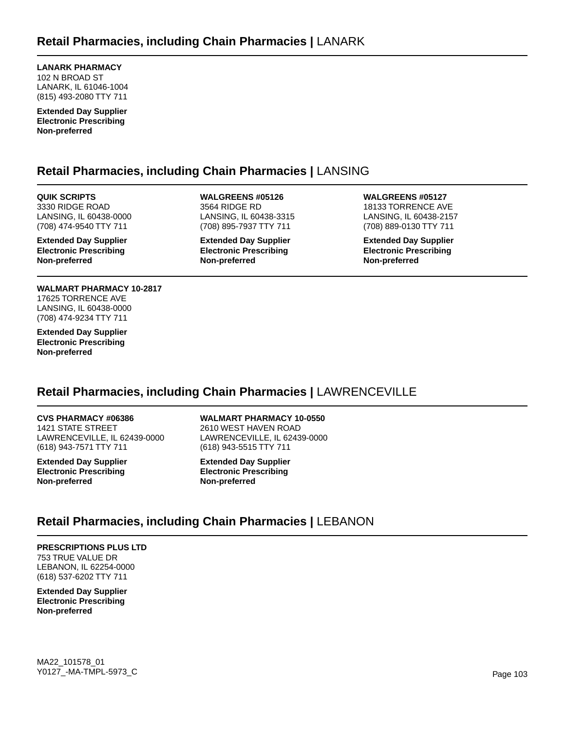## Retail Pharmacies, including Chain Pharmacies | LANARK

**LANARK PHARMACY**
102 N BROAD ST
LANARK, IL 61046-1004
(815) 493-2080 TTY 711

**Extended Day Supplier**
**Electronic Prescribing**
**Non-preferred**

## Retail Pharmacies, including Chain Pharmacies | LANSING

**QUIK SCRIPTS**
3330 RIDGE ROAD
LANSING, IL 60438-0000
(708) 474-9540 TTY 711

**Extended Day Supplier**
**Electronic Prescribing**
**Non-preferred**

**WALGREENS #05126**
3564 RIDGE RD
LANSING, IL 60438-3315
(708) 895-7937 TTY 711

**Extended Day Supplier**
**Electronic Prescribing**
**Non-preferred**

**WALGREENS #05127**
18133 TORRENCE AVE
LANSING, IL 60438-2157
(708) 889-0130 TTY 711

**Extended Day Supplier**
**Electronic Prescribing**
**Non-preferred**

**WALMART PHARMACY 10-2817**
17625 TORRENCE AVE
LANSING, IL 60438-0000
(708) 474-9234 TTY 711

**Extended Day Supplier**
**Electronic Prescribing**
**Non-preferred**

## Retail Pharmacies, including Chain Pharmacies | LAWRENCEVILLE

**CVS PHARMACY #06386**
1421 STATE STREET
LAWRENCEVILLE, IL 62439-0000
(618) 943-7571 TTY 711

**Extended Day Supplier**
**Electronic Prescribing**
**Non-preferred**

**WALMART PHARMACY 10-0550**
2610 WEST HAVEN ROAD
LAWRENCEVILLE, IL 62439-0000
(618) 943-5515 TTY 711

**Extended Day Supplier**
**Electronic Prescribing**
**Non-preferred**

## Retail Pharmacies, including Chain Pharmacies | LEBANON

**PRESCRIPTIONS PLUS LTD**
753 TRUE VALUE DR
LEBANON, IL 62254-0000
(618) 537-6202 TTY 711

**Extended Day Supplier**
**Electronic Prescribing**
**Non-preferred**

MA22_101578_01
Y0127_-MA-TMPL-5973_C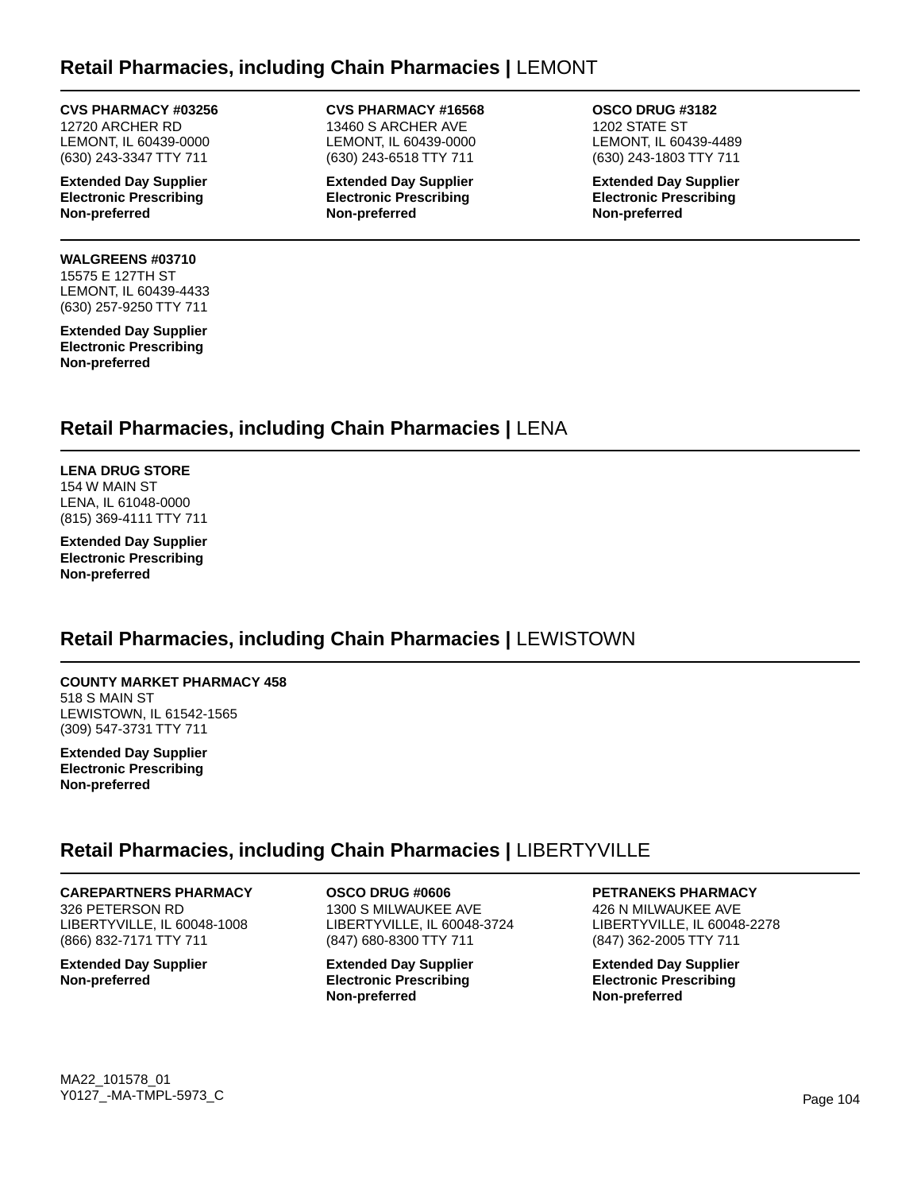## Retail Pharmacies, including Chain Pharmacies | LEMONT

**CVS PHARMACY #03256**
12720 ARCHER RD
LEMONT, IL 60439-0000
(630) 243-3347 TTY 711

**Extended Day Supplier**
**Electronic Prescribing**
**Non-preferred**

**CVS PHARMACY #16568**
13460 S ARCHER AVE
LEMONT, IL 60439-0000
(630) 243-6518 TTY 711

**Extended Day Supplier**
**Electronic Prescribing**
**Non-preferred**

**OSCO DRUG #3182**
1202 STATE ST
LEMONT, IL 60439-4489
(630) 243-1803 TTY 711

**Extended Day Supplier**
**Electronic Prescribing**
**Non-preferred**

**WALGREENS #03710**
15575 E 127TH ST
LEMONT, IL 60439-4433
(630) 257-9250 TTY 711

**Extended Day Supplier**
**Electronic Prescribing**
**Non-preferred**

## Retail Pharmacies, including Chain Pharmacies | LENA

**LENA DRUG STORE**
154 W MAIN ST
LENA, IL 61048-0000
(815) 369-4111 TTY 711

**Extended Day Supplier**
**Electronic Prescribing**
**Non-preferred**

## Retail Pharmacies, including Chain Pharmacies | LEWISTOWN

**COUNTY MARKET PHARMACY 458**
518 S MAIN ST
LEWISTOWN, IL 61542-1565
(309) 547-3731 TTY 711

**Extended Day Supplier**
**Electronic Prescribing**
**Non-preferred**

## Retail Pharmacies, including Chain Pharmacies | LIBERTYVILLE

**CAREPARTNERS PHARMACY**
326 PETERSON RD
LIBERTYVILLE, IL 60048-1008
(866) 832-7171 TTY 711

**Extended Day Supplier**
**Non-preferred**

**OSCO DRUG #0606**
1300 S MILWAUKEE AVE
LIBERTYVILLE, IL 60048-3724
(847) 680-8300 TTY 711

**Extended Day Supplier**
**Electronic Prescribing**
**Non-preferred**

**PETRANEKS PHARMACY**
426 N MILWAUKEE AVE
LIBERTYVILLE, IL 60048-2278
(847) 362-2005 TTY 711

**Extended Day Supplier**
**Electronic Prescribing**
**Non-preferred**

MA22_101578_01
Y0127_-MA-TMPL-5973_C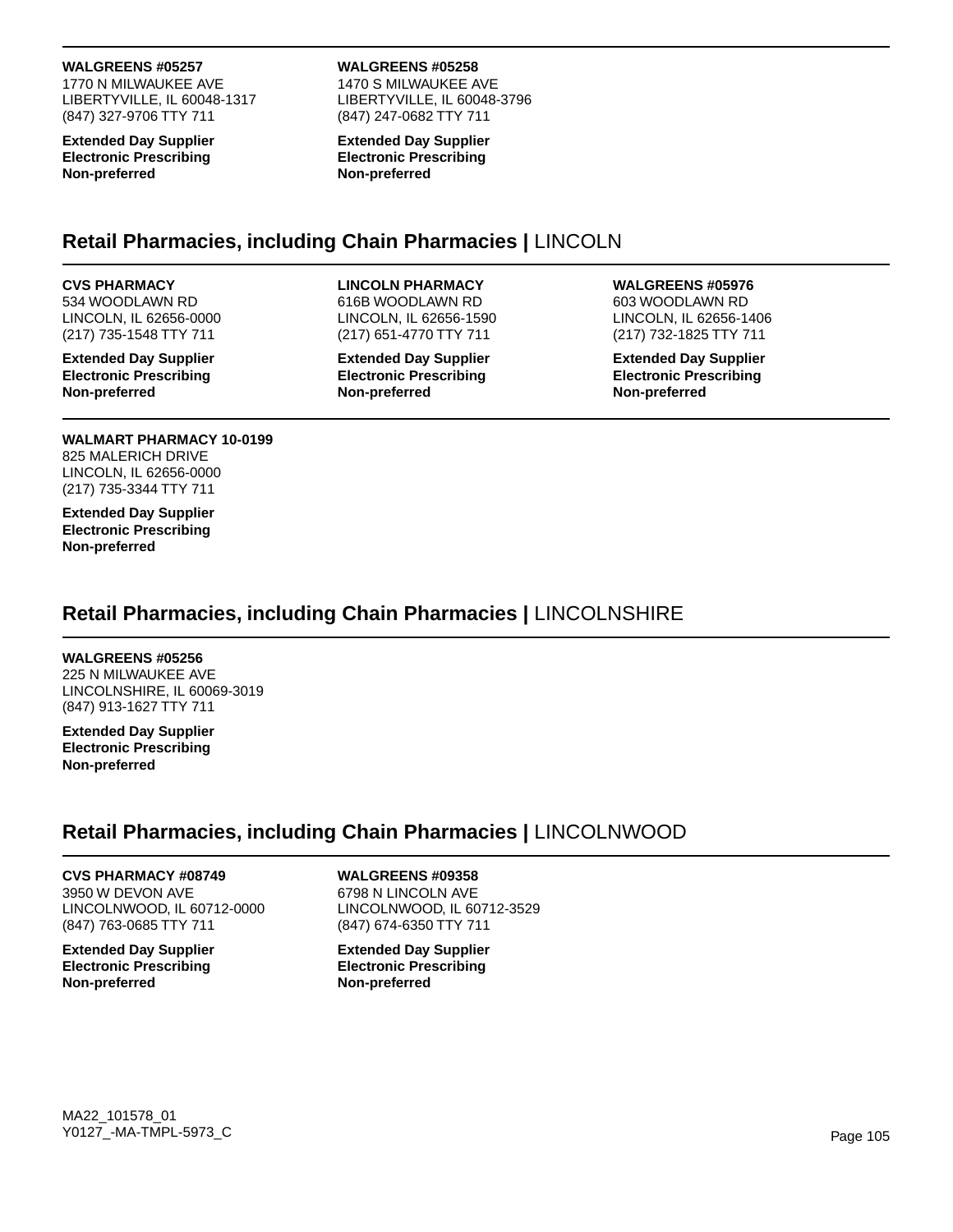**WALGREENS #05257**
1770 N MILWAUKEE AVE
LIBERTYVILLE, IL 60048-1317
(847) 327-9706 TTY 711

**Extended Day Supplier**
**Electronic Prescribing**
**Non-preferred**

**WALGREENS #05258**
1470 S MILWAUKEE AVE
LIBERTYVILLE, IL 60048-3796
(847) 247-0682 TTY 711

**Extended Day Supplier**
**Electronic Prescribing**
**Non-preferred**

## Retail Pharmacies, including Chain Pharmacies | LINCOLN

**CVS PHARMACY**
534 WOODLAWN RD
LINCOLN, IL 62656-0000
(217) 735-1548 TTY 711

**Extended Day Supplier**
**Electronic Prescribing**
**Non-preferred**

**LINCOLN PHARMACY**
616B WOODLAWN RD
LINCOLN, IL 62656-1590
(217) 651-4770 TTY 711

**Extended Day Supplier**
**Electronic Prescribing**
**Non-preferred**

**WALGREENS #05976**
603 WOODLAWN RD
LINCOLN, IL 62656-1406
(217) 732-1825 TTY 711

**Extended Day Supplier**
**Electronic Prescribing**
**Non-preferred**

**WALMART PHARMACY 10-0199**
825 MALERICH DRIVE
LINCOLN, IL 62656-0000
(217) 735-3344 TTY 711

**Extended Day Supplier**
**Electronic Prescribing**
**Non-preferred**

## Retail Pharmacies, including Chain Pharmacies | LINCOLNSHIRE

**WALGREENS #05256**
225 N MILWAUKEE AVE
LINCOLNSHIRE, IL 60069-3019
(847) 913-1627 TTY 711

**Extended Day Supplier**
**Electronic Prescribing**
**Non-preferred**

## Retail Pharmacies, including Chain Pharmacies | LINCOLNWOOD

**CVS PHARMACY #08749**
3950 W DEVON AVE
LINCOLNWOOD, IL 60712-0000
(847) 763-0685 TTY 711

**Extended Day Supplier**
**Electronic Prescribing**
**Non-preferred**

**WALGREENS #09358**
6798 N LINCOLN AVE
LINCOLNWOOD, IL 60712-3529
(847) 674-6350 TTY 711

**Extended Day Supplier**
**Electronic Prescribing**
**Non-preferred**

MA22_101578_01
Y0127_-MA-TMPL-5973_C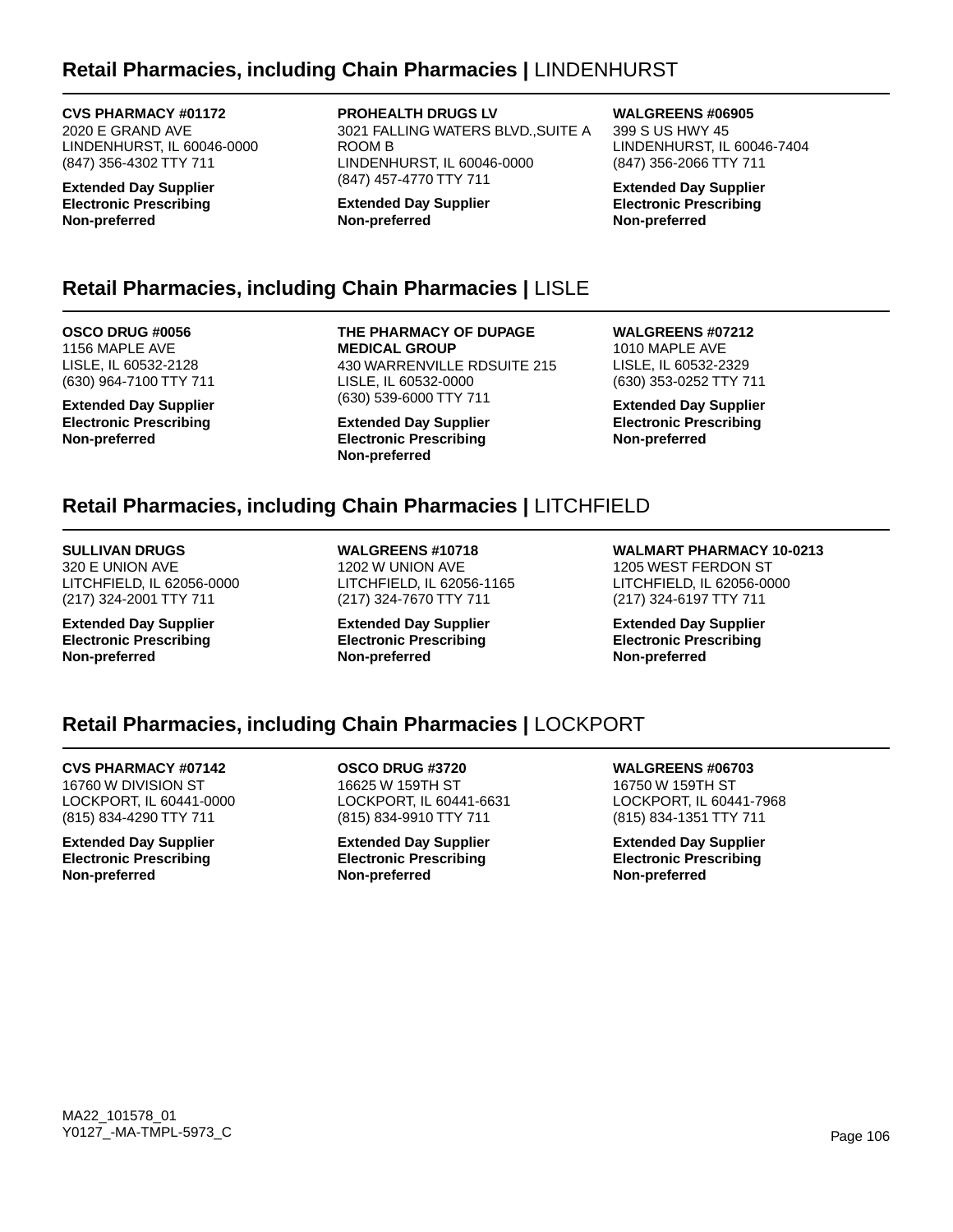## Retail Pharmacies, including Chain Pharmacies | LINDENHURST

**CVS PHARMACY #01172**
2020 E GRAND AVE
LINDENHURST, IL 60046-0000
(847) 356-4302 TTY 711

**Extended Day Supplier**
**Electronic Prescribing**
**Non-preferred**

**PROHEALTH DRUGS LV**
3021 FALLING WATERS BLVD.,SUITE A ROOM B
LINDENHURST, IL 60046-0000
(847) 457-4770 TTY 711

**Extended Day Supplier**
**Non-preferred**

**WALGREENS #06905**
399 S US HWY 45
LINDENHURST, IL 60046-7404
(847) 356-2066 TTY 711

**Extended Day Supplier**
**Electronic Prescribing**
**Non-preferred**

## Retail Pharmacies, including Chain Pharmacies | LISLE

**OSCO DRUG #0056**
1156 MAPLE AVE
LISLE, IL 60532-2128
(630) 964-7100 TTY 711

**Extended Day Supplier**
**Electronic Prescribing**
**Non-preferred**

**THE PHARMACY OF DUPAGE MEDICAL GROUP**
430 WARRENVILLE RDSUITE 215
LISLE, IL 60532-0000
(630) 539-6000 TTY 711

**Extended Day Supplier**
**Electronic Prescribing**
**Non-preferred**

**WALGREENS #07212**
1010 MAPLE AVE
LISLE, IL 60532-2329
(630) 353-0252 TTY 711

**Extended Day Supplier**
**Electronic Prescribing**
**Non-preferred**

## Retail Pharmacies, including Chain Pharmacies | LITCHFIELD

**SULLIVAN DRUGS**
320 E UNION AVE
LITCHFIELD, IL 62056-0000
(217) 324-2001 TTY 711

**Extended Day Supplier**
**Electronic Prescribing**
**Non-preferred**

**WALGREENS #10718**
1202 W UNION AVE
LITCHFIELD, IL 62056-1165
(217) 324-7670 TTY 711

**Extended Day Supplier**
**Electronic Prescribing**
**Non-preferred**

**WALMART PHARMACY 10-0213**
1205 WEST FERDON ST
LITCHFIELD, IL 62056-0000
(217) 324-6197 TTY 711

**Extended Day Supplier**
**Electronic Prescribing**
**Non-preferred**

## Retail Pharmacies, including Chain Pharmacies | LOCKPORT

**CVS PHARMACY #07142**
16760 W DIVISION ST
LOCKPORT, IL 60441-0000
(815) 834-4290 TTY 711

**Extended Day Supplier**
**Electronic Prescribing**
**Non-preferred**

**OSCO DRUG #3720**
16625 W 159TH ST
LOCKPORT, IL 60441-6631
(815) 834-9910 TTY 711

**Extended Day Supplier**
**Electronic Prescribing**
**Non-preferred**

**WALGREENS #06703**
16750 W 159TH ST
LOCKPORT, IL 60441-7968
(815) 834-1351 TTY 711

**Extended Day Supplier**
**Electronic Prescribing**
**Non-preferred**

MA22_101578_01
Y0127_-MA-TMPL-5973_C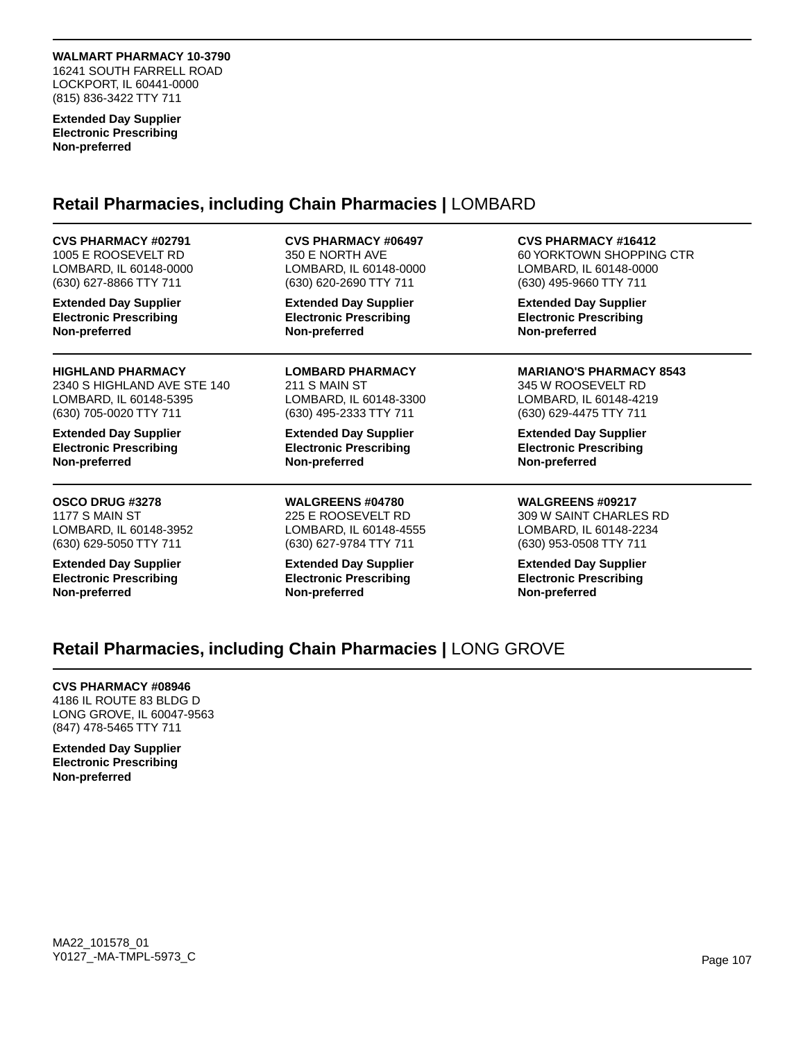**WALMART PHARMACY 10-3790**
16241 SOUTH FARRELL ROAD
LOCKPORT, IL 60441-0000
(815) 836-3422 TTY 711

**Extended Day Supplier**
**Electronic Prescribing**
**Non-preferred**

## Retail Pharmacies, including Chain Pharmacies | LOMBARD

**CVS PHARMACY #02791**
1005 E ROOSEVELT RD
LOMBARD, IL 60148-0000
(630) 627-8866 TTY 711

**Extended Day Supplier**
**Electronic Prescribing**
**Non-preferred**

**CVS PHARMACY #06497**
350 E NORTH AVE
LOMBARD, IL 60148-0000
(630) 620-2690 TTY 711

**Extended Day Supplier**
**Electronic Prescribing**
**Non-preferred**

**CVS PHARMACY #16412**
60 YORKTOWN SHOPPING CTR
LOMBARD, IL 60148-0000
(630) 495-9660 TTY 711

**Extended Day Supplier**
**Electronic Prescribing**
**Non-preferred**

**HIGHLAND PHARMACY**
2340 S HIGHLAND AVE STE 140
LOMBARD, IL 60148-5395
(630) 705-0020 TTY 711

**Extended Day Supplier**
**Electronic Prescribing**
**Non-preferred**

**LOMBARD PHARMACY**
211 S MAIN ST
LOMBARD, IL 60148-3300
(630) 495-2333 TTY 711

**Extended Day Supplier**
**Electronic Prescribing**
**Non-preferred**

**MARIANO'S PHARMACY 8543**
345 W ROOSEVELT RD
LOMBARD, IL 60148-4219
(630) 629-4475 TTY 711

**Extended Day Supplier**
**Electronic Prescribing**
**Non-preferred**

**OSCO DRUG #3278**
1177 S MAIN ST
LOMBARD, IL 60148-3952
(630) 629-5050 TTY 711

**Extended Day Supplier**
**Electronic Prescribing**
**Non-preferred**

**WALGREENS #04780**
225 E ROOSEVELT RD
LOMBARD, IL 60148-4555
(630) 627-9784 TTY 711

**Extended Day Supplier**
**Electronic Prescribing**
**Non-preferred**

**WALGREENS #09217**
309 W SAINT CHARLES RD
LOMBARD, IL 60148-2234
(630) 953-0508 TTY 711

**Extended Day Supplier**
**Electronic Prescribing**
**Non-preferred**

## Retail Pharmacies, including Chain Pharmacies | LONG GROVE

**CVS PHARMACY #08946**
4186 IL ROUTE 83 BLDG D
LONG GROVE, IL 60047-9563
(847) 478-5465 TTY 711

**Extended Day Supplier**
**Electronic Prescribing**
**Non-preferred**

MA22_101578_01
Y0127_-MA-TMPL-5973_C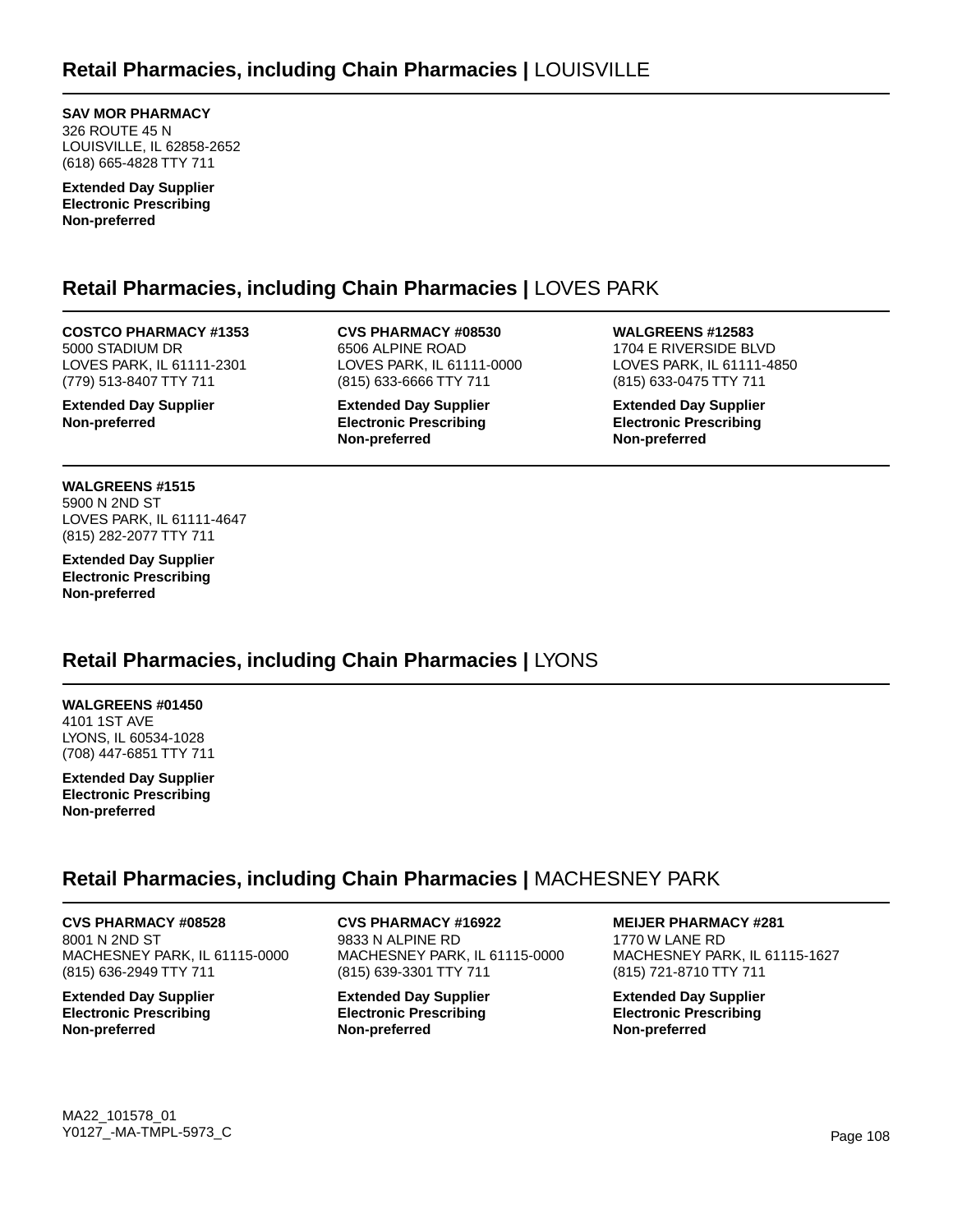## Retail Pharmacies, including Chain Pharmacies | LOUISVILLE

**SAV MOR PHARMACY**
326 ROUTE 45 N
LOUISVILLE, IL 62858-2652
(618) 665-4828 TTY 711

**Extended Day Supplier**
**Electronic Prescribing**
**Non-preferred**

## Retail Pharmacies, including Chain Pharmacies | LOVES PARK

**COSTCO PHARMACY #1353**
5000 STADIUM DR
LOVES PARK, IL 61111-2301
(779) 513-8407 TTY 711

**Extended Day Supplier**
**Non-preferred**

**CVS PHARMACY #08530**
6506 ALPINE ROAD
LOVES PARK, IL 61111-0000
(815) 633-6666 TTY 711

**Extended Day Supplier**
**Electronic Prescribing**
**Non-preferred**

**WALGREENS #12583**
1704 E RIVERSIDE BLVD
LOVES PARK, IL 61111-4850
(815) 633-0475 TTY 711

**Extended Day Supplier**
**Electronic Prescribing**
**Non-preferred**

**WALGREENS #1515**
5900 N 2ND ST
LOVES PARK, IL 61111-4647
(815) 282-2077 TTY 711

**Extended Day Supplier**
**Electronic Prescribing**
**Non-preferred**

## Retail Pharmacies, including Chain Pharmacies | LYONS

**WALGREENS #01450**
4101 1ST AVE
LYONS, IL 60534-1028
(708) 447-6851 TTY 711

**Extended Day Supplier**
**Electronic Prescribing**
**Non-preferred**

## Retail Pharmacies, including Chain Pharmacies | MACHESNEY PARK

**CVS PHARMACY #08528**
8001 N 2ND ST
MACHESNEY PARK, IL 61115-0000
(815) 636-2949 TTY 711

**Extended Day Supplier**
**Electronic Prescribing**
**Non-preferred**

**CVS PHARMACY #16922**
9833 N ALPINE RD
MACHESNEY PARK, IL 61115-0000
(815) 639-3301 TTY 711

**Extended Day Supplier**
**Electronic Prescribing**
**Non-preferred**

**MEIJER PHARMACY #281**
1770 W LANE RD
MACHESNEY PARK, IL 61115-1627
(815) 721-8710 TTY 711

**Extended Day Supplier**
**Electronic Prescribing**
**Non-preferred**

MA22_101578_01
Y0127_-MA-TMPL-5973_C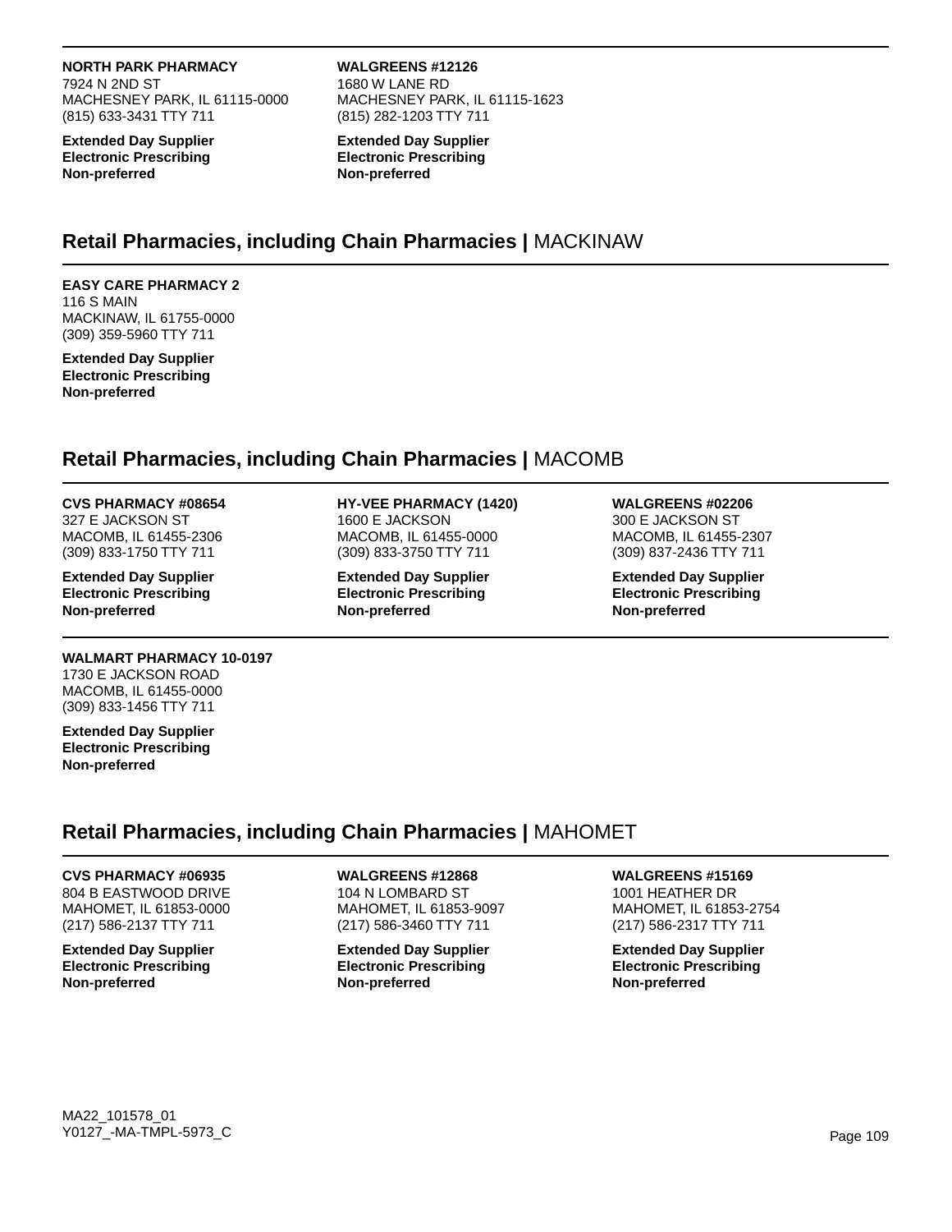**NORTH PARK PHARMACY**
7924 N 2ND ST
MACHESNEY PARK, IL 61115-0000
(815) 633-3431 TTY 711

**Extended Day Supplier**
**Electronic Prescribing**
**Non-preferred**

**WALGREENS #12126**
1680 W LANE RD
MACHESNEY PARK, IL 61115-1623
(815) 282-1203 TTY 711

**Extended Day Supplier**
**Electronic Prescribing**
**Non-preferred**

## Retail Pharmacies, including Chain Pharmacies | MACKINAW

**EASY CARE PHARMACY 2**
116 S MAIN
MACKINAW, IL 61755-0000
(309) 359-5960 TTY 711

**Extended Day Supplier**
**Electronic Prescribing**
**Non-preferred**

## Retail Pharmacies, including Chain Pharmacies | MACOMB

**CVS PHARMACY #08654**
327 E JACKSON ST
MACOMB, IL 61455-2306
(309) 833-1750 TTY 711

**Extended Day Supplier**
**Electronic Prescribing**
**Non-preferred**

**HY-VEE PHARMACY (1420)**
1600 E JACKSON
MACOMB, IL 61455-0000
(309) 833-3750 TTY 711

**Extended Day Supplier**
**Electronic Prescribing**
**Non-preferred**

**WALGREENS #02206**
300 E JACKSON ST
MACOMB, IL 61455-2307
(309) 837-2436 TTY 711

**Extended Day Supplier**
**Electronic Prescribing**
**Non-preferred**

**WALMART PHARMACY 10-0197**
1730 E JACKSON ROAD
MACOMB, IL 61455-0000
(309) 833-1456 TTY 711

**Extended Day Supplier**
**Electronic Prescribing**
**Non-preferred**

## Retail Pharmacies, including Chain Pharmacies | MAHOMET

**CVS PHARMACY #06935**
804 B EASTWOOD DRIVE
MAHOMET, IL 61853-0000
(217) 586-2137 TTY 711

**Extended Day Supplier**
**Electronic Prescribing**
**Non-preferred**

**WALGREENS #12868**
104 N LOMBARD ST
MAHOMET, IL 61853-9097
(217) 586-3460 TTY 711

**Extended Day Supplier**
**Electronic Prescribing**
**Non-preferred**

**WALGREENS #15169**
1001 HEATHER DR
MAHOMET, IL 61853-2754
(217) 586-2317 TTY 711

**Extended Day Supplier**
**Electronic Prescribing**
**Non-preferred**

MA22_101578_01
Y0127_-MA-TMPL-5973_C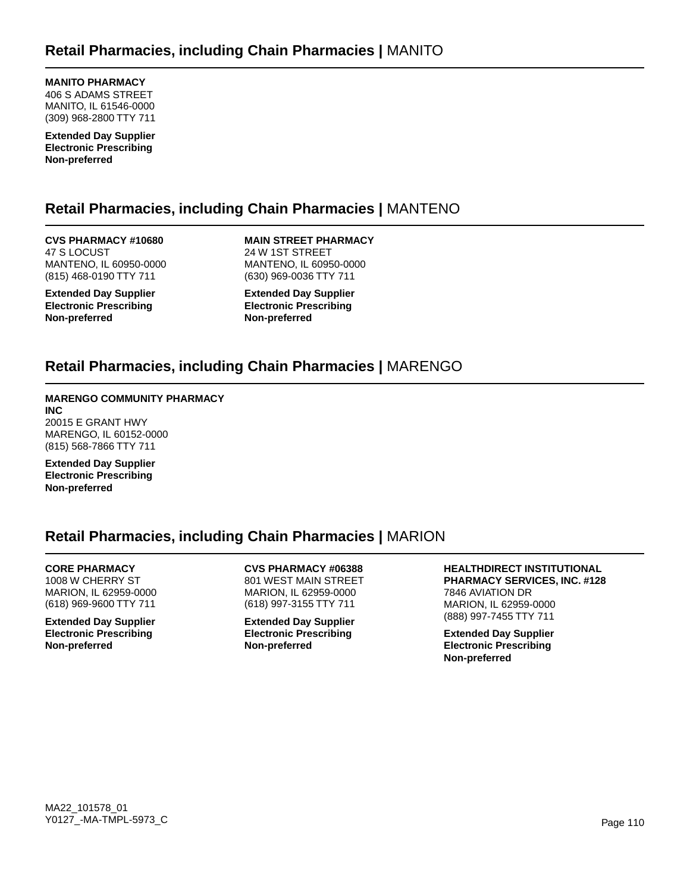## Retail Pharmacies, including Chain Pharmacies | MANITO

**MANITO PHARMACY**
406 S ADAMS STREET
MANITO, IL 61546-0000
(309) 968-2800 TTY 711

**Extended Day Supplier**
**Electronic Prescribing**
**Non-preferred**

## Retail Pharmacies, including Chain Pharmacies | MANTENO

**CVS PHARMACY #10680**
47 S LOCUST
MANTENO, IL 60950-0000
(815) 468-0190 TTY 711

**Extended Day Supplier**
**Electronic Prescribing**
**Non-preferred**

**MAIN STREET PHARMACY**
24 W 1ST STREET
MANTENO, IL 60950-0000
(630) 969-0036 TTY 711

**Extended Day Supplier**
**Electronic Prescribing**
**Non-preferred**

## Retail Pharmacies, including Chain Pharmacies | MARENGO

**MARENGO COMMUNITY PHARMACY INC**
20015 E GRANT HWY
MARENGO, IL 60152-0000
(815) 568-7866 TTY 711

**Extended Day Supplier**
**Electronic Prescribing**
**Non-preferred**

## Retail Pharmacies, including Chain Pharmacies | MARION

**CORE PHARMACY**
1008 W CHERRY ST
MARION, IL 62959-0000
(618) 969-9600 TTY 711

**Extended Day Supplier**
**Electronic Prescribing**
**Non-preferred**

**CVS PHARMACY #06388**
801 WEST MAIN STREET
MARION, IL 62959-0000
(618) 997-3155 TTY 711

**Extended Day Supplier**
**Electronic Prescribing**
**Non-preferred**

**HEALTHDIRECT INSTITUTIONAL PHARMACY SERVICES, INC. #128**
7846 AVIATION DR
MARION, IL 62959-0000
(888) 997-7455 TTY 711

**Extended Day Supplier**
**Electronic Prescribing**
**Non-preferred**

MA22_101578_01
Y0127_-MA-TMPL-5973_C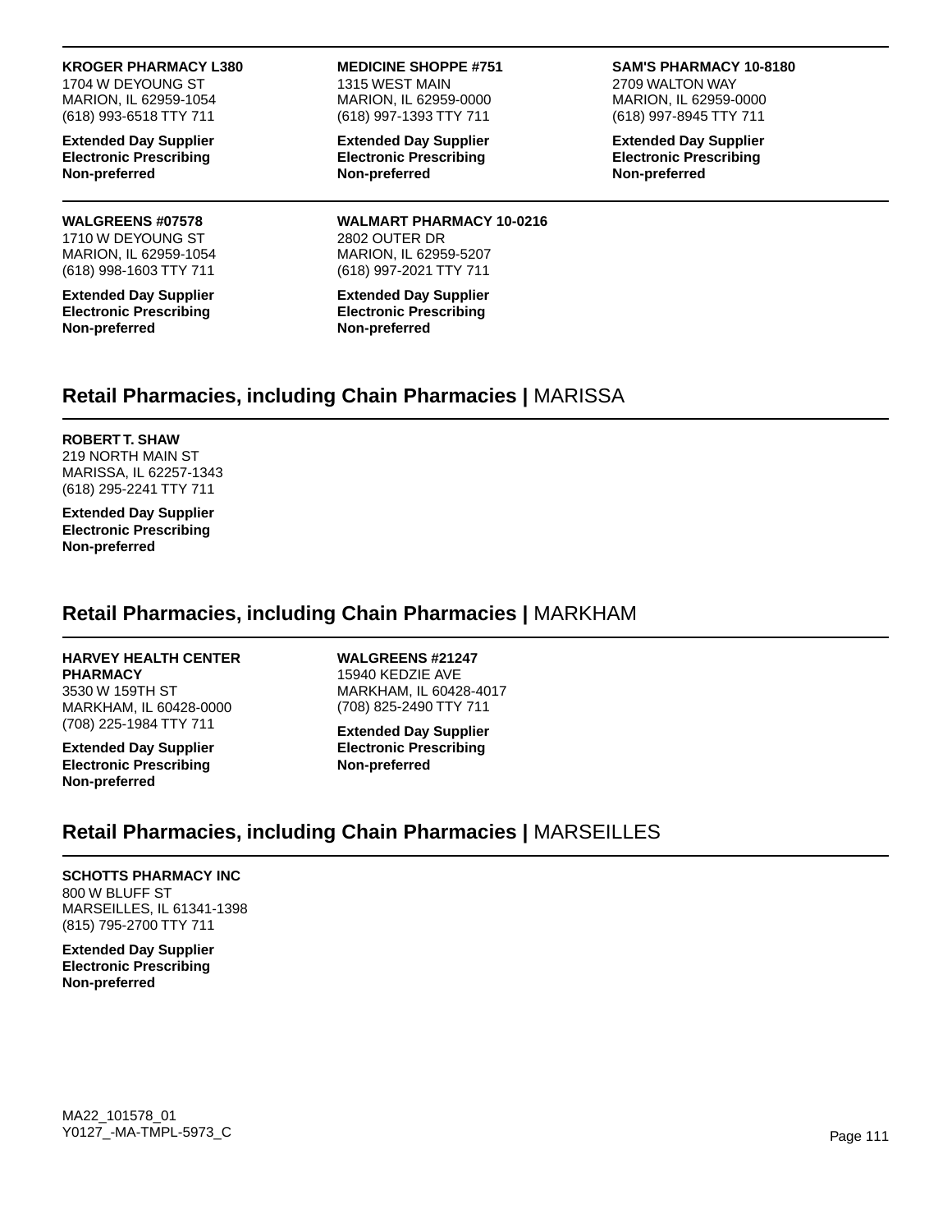**KROGER PHARMACY L380**
1704 W DEYOUNG ST
MARION, IL 62959-1054
(618) 993-6518 TTY 711

**Extended Day Supplier**
**Electronic Prescribing**
**Non-preferred**

**MEDICINE SHOPPE #751**
1315 WEST MAIN
MARION, IL 62959-0000
(618) 997-1393 TTY 711

**Extended Day Supplier**
**Electronic Prescribing**
**Non-preferred**

**SAM'S PHARMACY 10-8180**
2709 WALTON WAY
MARION, IL 62959-0000
(618) 997-8945 TTY 711

**Extended Day Supplier**
**Electronic Prescribing**
**Non-preferred**

**WALGREENS #07578**
1710 W DEYOUNG ST
MARION, IL 62959-1054
(618) 998-1603 TTY 711

**Extended Day Supplier**
**Electronic Prescribing**
**Non-preferred**

**WALMART PHARMACY 10-0216**
2802 OUTER DR
MARION, IL 62959-5207
(618) 997-2021 TTY 711

**Extended Day Supplier**
**Electronic Prescribing**
**Non-preferred**

## Retail Pharmacies, including Chain Pharmacies | MARISSA

**ROBERT T. SHAW**
219 NORTH MAIN ST
MARISSA, IL 62257-1343
(618) 295-2241 TTY 711

**Extended Day Supplier**
**Electronic Prescribing**
**Non-preferred**

## Retail Pharmacies, including Chain Pharmacies | MARKHAM

**HARVEY HEALTH CENTER PHARMACY**
3530 W 159TH ST
MARKHAM, IL 60428-0000
(708) 225-1984 TTY 711

**Extended Day Supplier**
**Electronic Prescribing**
**Non-preferred**

**WALGREENS #21247**
15940 KEDZIE AVE
MARKHAM, IL 60428-4017
(708) 825-2490 TTY 711

**Extended Day Supplier**
**Electronic Prescribing**
**Non-preferred**

## Retail Pharmacies, including Chain Pharmacies | MARSEILLES

**SCHOTTS PHARMACY INC**
800 W BLUFF ST
MARSEILLES, IL 61341-1398
(815) 795-2700 TTY 711

**Extended Day Supplier**
**Electronic Prescribing**
**Non-preferred**

MA22_101578_01
Y0127_-MA-TMPL-5973_C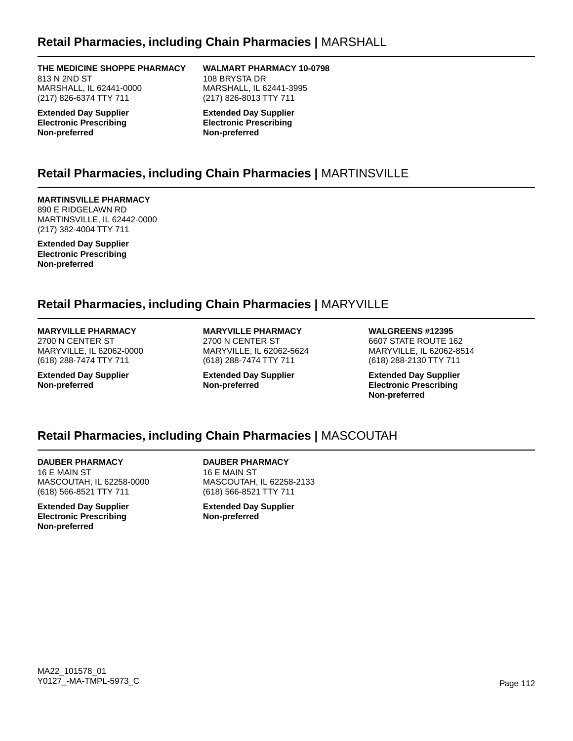## Retail Pharmacies, including Chain Pharmacies | MARSHALL

**THE MEDICINE SHOPPE PHARMACY**
813 N 2ND ST
MARSHALL, IL 62441-0000
(217) 826-6374 TTY 711

**Extended Day Supplier**
**Electronic Prescribing**
**Non-preferred**

**WALMART PHARMACY 10-0798**
108 BRYSTA DR
MARSHALL, IL 62441-3995
(217) 826-8013 TTY 711

**Extended Day Supplier**
**Electronic Prescribing**
**Non-preferred**

## Retail Pharmacies, including Chain Pharmacies | MARTINSVILLE

**MARTINSVILLE PHARMACY**
890 E RIDGELAWN RD
MARTINSVILLE, IL 62442-0000
(217) 382-4004 TTY 711

**Extended Day Supplier**
**Electronic Prescribing**
**Non-preferred**

## Retail Pharmacies, including Chain Pharmacies | MARYVILLE

**MARYVILLE PHARMACY**
2700 N CENTER ST
MARYVILLE, IL 62062-0000
(618) 288-7474 TTY 711

**Extended Day Supplier**
**Non-preferred**

**MARYVILLE PHARMACY**
2700 N CENTER ST
MARYVILLE, IL 62062-5624
(618) 288-7474 TTY 711

**Extended Day Supplier**
**Non-preferred**

**WALGREENS #12395**
6607 STATE ROUTE 162
MARYVILLE, IL 62062-8514
(618) 288-2130 TTY 711

**Extended Day Supplier**
**Electronic Prescribing**
**Non-preferred**

## Retail Pharmacies, including Chain Pharmacies | MASCOUTAH

**DAUBER PHARMACY**
16 E MAIN ST
MASCOUTAH, IL 62258-0000
(618) 566-8521 TTY 711

**Extended Day Supplier**
**Electronic Prescribing**
**Non-preferred**

**DAUBER PHARMACY**
16 E MAIN ST
MASCOUTAH, IL 62258-2133
(618) 566-8521 TTY 711

**Extended Day Supplier**
**Non-preferred**

MA22_101578_01
Y0127_-MA-TMPL-5973_C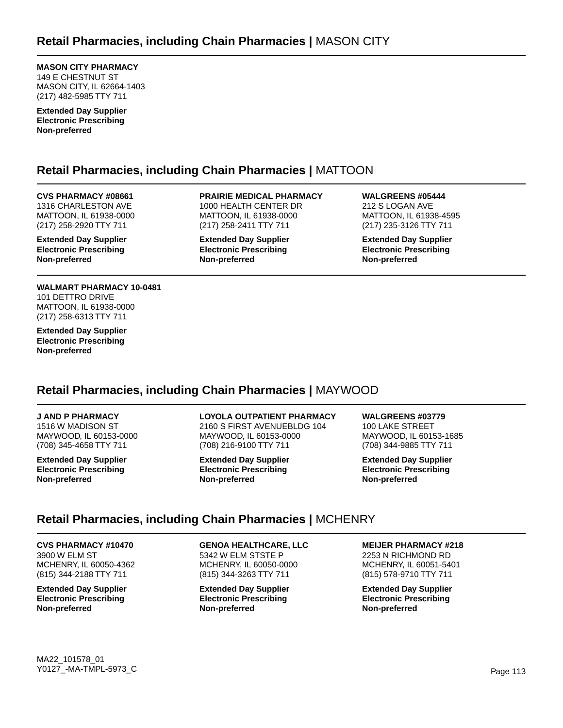## Retail Pharmacies, including Chain Pharmacies | MASON CITY

**MASON CITY PHARMACY**
149 E CHESTNUT ST
MASON CITY, IL 62664-1403
(217) 482-5985 TTY 711

**Extended Day Supplier**
**Electronic Prescribing**
**Non-preferred**

## Retail Pharmacies, including Chain Pharmacies | MATTOON

**CVS PHARMACY #08661**
1316 CHARLESTON AVE
MATTOON, IL 61938-0000
(217) 258-2920 TTY 711

**Extended Day Supplier**
**Electronic Prescribing**
**Non-preferred**

**PRAIRIE MEDICAL PHARMACY**
1000 HEALTH CENTER DR
MATTOON, IL 61938-0000
(217) 258-2411 TTY 711

**Extended Day Supplier**
**Electronic Prescribing**
**Non-preferred**

**WALGREENS #05444**
212 S LOGAN AVE
MATTOON, IL 61938-4595
(217) 235-3126 TTY 711

**Extended Day Supplier**
**Electronic Prescribing**
**Non-preferred**

**WALMART PHARMACY 10-0481**
101 DETTRO DRIVE
MATTOON, IL 61938-0000
(217) 258-6313 TTY 711

**Extended Day Supplier**
**Electronic Prescribing**
**Non-preferred**

## Retail Pharmacies, including Chain Pharmacies | MAYWOOD

**J AND P PHARMACY**
1516 W MADISON ST
MAYWOOD, IL 60153-0000
(708) 345-4658 TTY 711

**Extended Day Supplier**
**Electronic Prescribing**
**Non-preferred**

**LOYOLA OUTPATIENT PHARMACY**
2160 S FIRST AVENUEBLDG 104
MAYWOOD, IL 60153-0000
(708) 216-9100 TTY 711

**Extended Day Supplier**
**Electronic Prescribing**
**Non-preferred**

**WALGREENS #03779**
100 LAKE STREET
MAYWOOD, IL 60153-1685
(708) 344-9885 TTY 711

**Extended Day Supplier**
**Electronic Prescribing**
**Non-preferred**

## Retail Pharmacies, including Chain Pharmacies | MCHENRY

**CVS PHARMACY #10470**
3900 W ELM ST
MCHENRY, IL 60050-4362
(815) 344-2188 TTY 711

**Extended Day Supplier**
**Electronic Prescribing**
**Non-preferred**

**GENOA HEALTHCARE, LLC**
5342 W ELM STSTE P
MCHENRY, IL 60050-0000
(815) 344-3263 TTY 711

**Extended Day Supplier**
**Electronic Prescribing**
**Non-preferred**

**MEIJER PHARMACY #218**
2253 N RICHMOND RD
MCHENRY, IL 60051-5401
(815) 578-9710 TTY 711

**Extended Day Supplier**
**Electronic Prescribing**
**Non-preferred**

MA22_101578_01
Y0127_-MA-TMPL-5973_C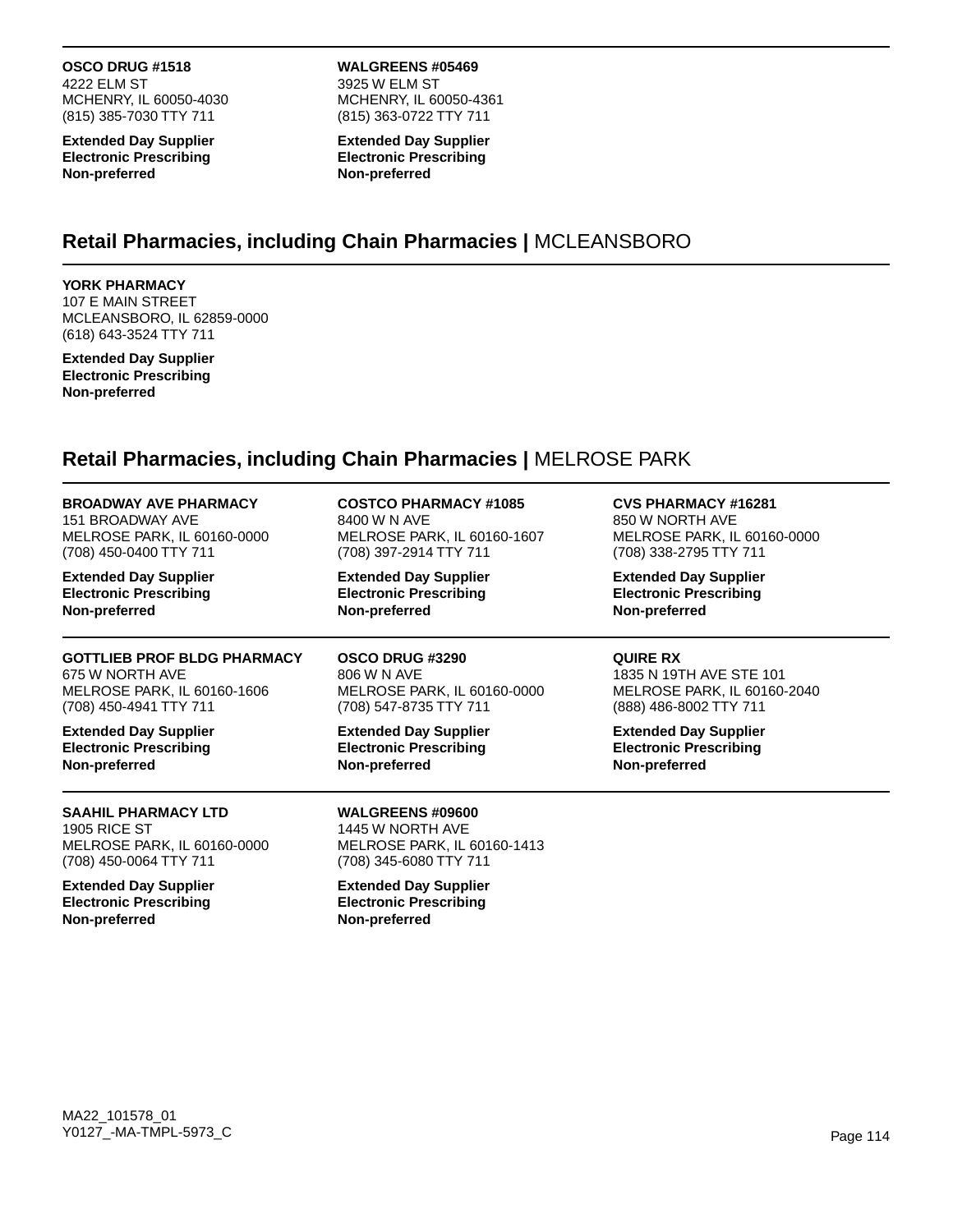**OSCO DRUG #1518**
4222 ELM ST
MCHENRY, IL 60050-4030
(815) 385-7030 TTY 711

**Extended Day Supplier**
**Electronic Prescribing**
**Non-preferred**

**WALGREENS #05469**
3925 W ELM ST
MCHENRY, IL 60050-4361
(815) 363-0722 TTY 711

**Extended Day Supplier**
**Electronic Prescribing**
**Non-preferred**

## Retail Pharmacies, including Chain Pharmacies | MCLEANSBORO

**YORK PHARMACY**
107 E MAIN STREET
MCLEANSBORO, IL 62859-0000
(618) 643-3524 TTY 711

**Extended Day Supplier**
**Electronic Prescribing**
**Non-preferred**

## Retail Pharmacies, including Chain Pharmacies | MELROSE PARK

**BROADWAY AVE PHARMACY**
151 BROADWAY AVE
MELROSE PARK, IL 60160-0000
(708) 450-0400 TTY 711

**Extended Day Supplier**
**Electronic Prescribing**
**Non-preferred**

**COSTCO PHARMACY #1085**
8400 W N AVE
MELROSE PARK, IL 60160-1607
(708) 397-2914 TTY 711

**Extended Day Supplier**
**Electronic Prescribing**
**Non-preferred**

**CVS PHARMACY #16281**
850 W NORTH AVE
MELROSE PARK, IL 60160-0000
(708) 338-2795 TTY 711

**Extended Day Supplier**
**Electronic Prescribing**
**Non-preferred**

**GOTTLIEB PROF BLDG PHARMACY**
675 W NORTH AVE
MELROSE PARK, IL 60160-1606
(708) 450-4941 TTY 711

**Extended Day Supplier**
**Electronic Prescribing**
**Non-preferred**

**OSCO DRUG #3290**
806 W N AVE
MELROSE PARK, IL 60160-0000
(708) 547-8735 TTY 711

**Extended Day Supplier**
**Electronic Prescribing**
**Non-preferred**

**QUIRE RX**
1835 N 19TH AVE STE 101
MELROSE PARK, IL 60160-2040
(888) 486-8002 TTY 711

**Extended Day Supplier**
**Electronic Prescribing**
**Non-preferred**

**SAAHIL PHARMACY LTD**
1905 RICE ST
MELROSE PARK, IL 60160-0000
(708) 450-0064 TTY 711

**Extended Day Supplier**
**Electronic Prescribing**
**Non-preferred**

**WALGREENS #09600**
1445 W NORTH AVE
MELROSE PARK, IL 60160-1413
(708) 345-6080 TTY 711

**Extended Day Supplier**
**Electronic Prescribing**
**Non-preferred**

MA22_101578_01
Y0127_-MA-TMPL-5973_C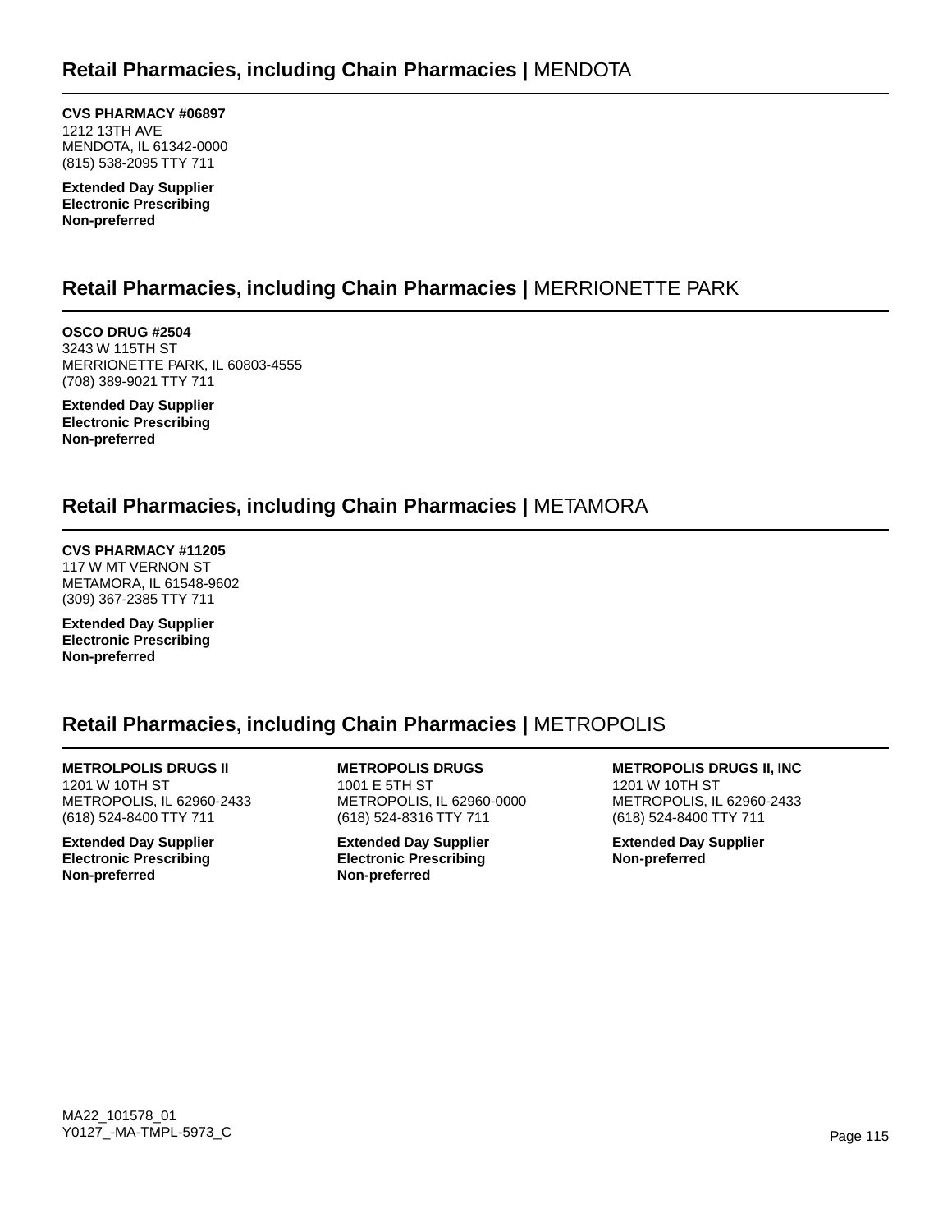## **Retail Pharmacies, including Chain Pharmacies |** MENDOTA

**CVS PHARMACY #06897**
1212 13TH AVE
MENDOTA, IL 61342-0000
(815) 538-2095 TTY 711

**Extended Day Supplier**
**Electronic Prescribing**
**Non-preferred**

## **Retail Pharmacies, including Chain Pharmacies |** MERRIONETTE PARK

**OSCO DRUG #2504**
3243 W 115TH ST
MERRIONETTE PARK, IL 60803-4555
(708) 389-9021 TTY 711

**Extended Day Supplier**
**Electronic Prescribing**
**Non-preferred**

## **Retail Pharmacies, including Chain Pharmacies |** METAMORA

**CVS PHARMACY #11205**
117 W MT VERNON ST
METAMORA, IL 61548-9602
(309) 367-2385 TTY 711

**Extended Day Supplier**
**Electronic Prescribing**
**Non-preferred**

## **Retail Pharmacies, including Chain Pharmacies |** METROPOLIS

**METROLPOLIS DRUGS II**
1201 W 10TH ST
METROPOLIS, IL 62960-2433
(618) 524-8400 TTY 711

**Extended Day Supplier**
**Electronic Prescribing**
**Non-preferred**

**METROPOLIS DRUGS**
1001 E 5TH ST
METROPOLIS, IL 62960-0000
(618) 524-8316 TTY 711

**Extended Day Supplier**
**Electronic Prescribing**
**Non-preferred**

**METROPOLIS DRUGS II, INC**
1201 W 10TH ST
METROPOLIS, IL 62960-2433
(618) 524-8400 TTY 711

**Extended Day Supplier**
**Non-preferred**

MA22_101578_01
Y0127_-MA-TMPL-5973_C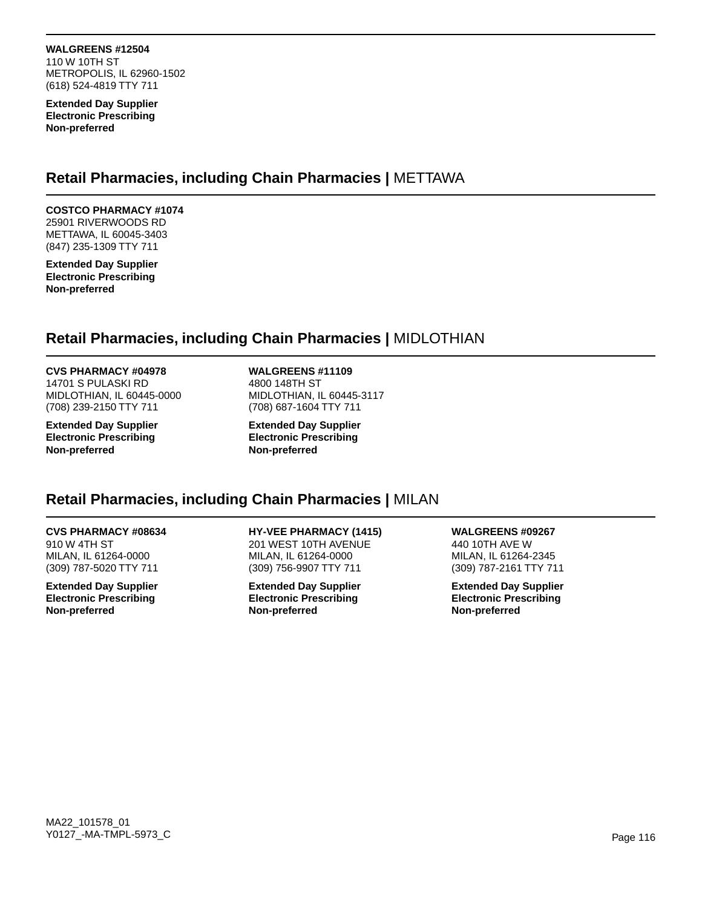**WALGREENS #12504**
110 W 10TH ST
METROPOLIS, IL 62960-1502
(618) 524-4819 TTY 711

**Extended Day Supplier**
**Electronic Prescribing**
**Non-preferred**

## Retail Pharmacies, including Chain Pharmacies | METTAWA

**COSTCO PHARMACY #1074**
25901 RIVERWOODS RD
METTAWA, IL 60045-3403
(847) 235-1309 TTY 711

**Extended Day Supplier**
**Electronic Prescribing**
**Non-preferred**

## Retail Pharmacies, including Chain Pharmacies | MIDLOTHIAN

**CVS PHARMACY #04978**
14701 S PULASKI RD
MIDLOTHIAN, IL 60445-0000
(708) 239-2150 TTY 711

**Extended Day Supplier**
**Electronic Prescribing**
**Non-preferred**

**WALGREENS #11109**
4800 148TH ST
MIDLOTHIAN, IL 60445-3117
(708) 687-1604 TTY 711

**Extended Day Supplier**
**Electronic Prescribing**
**Non-preferred**

## Retail Pharmacies, including Chain Pharmacies | MILAN

**CVS PHARMACY #08634**
910 W 4TH ST
MILAN, IL 61264-0000
(309) 787-5020 TTY 711

**Extended Day Supplier**
**Electronic Prescribing**
**Non-preferred**

**HY-VEE PHARMACY (1415)**
201 WEST 10TH AVENUE
MILAN, IL 61264-0000
(309) 756-9907 TTY 711

**Extended Day Supplier**
**Electronic Prescribing**
**Non-preferred**

**WALGREENS #09267**
440 10TH AVE W
MILAN, IL 61264-2345
(309) 787-2161 TTY 711

**Extended Day Supplier**
**Electronic Prescribing**
**Non-preferred**

MA22_101578_01
Y0127_-MA-TMPL-5973_C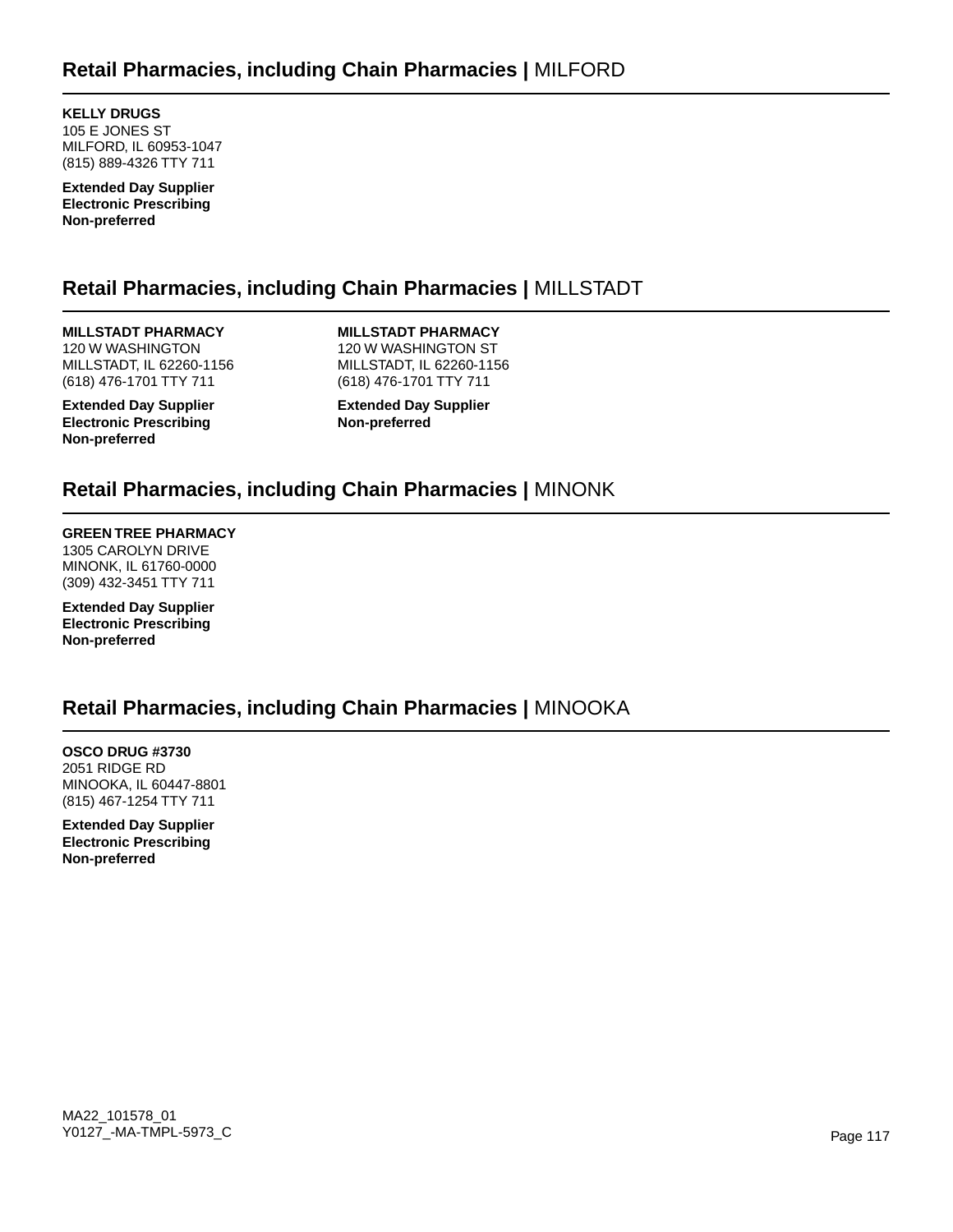## Retail Pharmacies, including Chain Pharmacies | MILFORD

**KELLY DRUGS**
105 E JONES ST
MILFORD, IL 60953-1047
(815) 889-4326 TTY 711

**Extended Day Supplier**
**Electronic Prescribing**
**Non-preferred**

## Retail Pharmacies, including Chain Pharmacies | MILLSTADT

**MILLSTADT PHARMACY**
120 W WASHINGTON
MILLSTADT, IL 62260-1156
(618) 476-1701 TTY 711

**Extended Day Supplier**
**Electronic Prescribing**
**Non-preferred**

**MILLSTADT PHARMACY**
120 W WASHINGTON ST
MILLSTADT, IL 62260-1156
(618) 476-1701 TTY 711

**Extended Day Supplier**
**Non-preferred**

## Retail Pharmacies, including Chain Pharmacies | MINONK

**GREEN TREE PHARMACY**
1305 CAROLYN DRIVE
MINONK, IL 61760-0000
(309) 432-3451 TTY 711

**Extended Day Supplier**
**Electronic Prescribing**
**Non-preferred**

## Retail Pharmacies, including Chain Pharmacies | MINOOKA

**OSCO DRUG #3730**
2051 RIDGE RD
MINOOKA, IL 60447-8801
(815) 467-1254 TTY 711

**Extended Day Supplier**
**Electronic Prescribing**
**Non-preferred**

MA22_101578_01
Y0127_-MA-TMPL-5973_C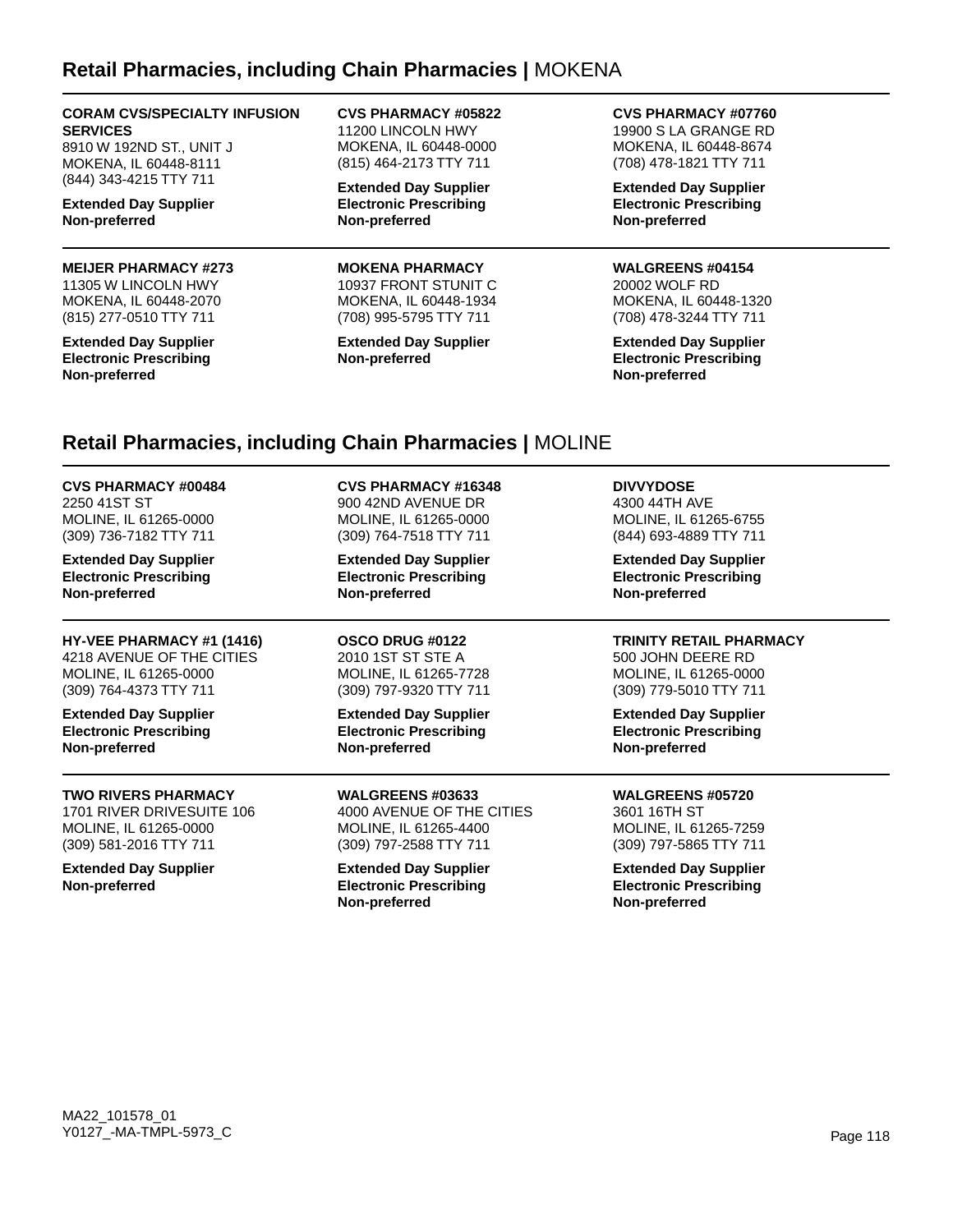## Retail Pharmacies, including Chain Pharmacies | MOKENA

**CORAM CVS/SPECIALTY INFUSION SERVICES**
8910 W 192ND ST., UNIT J
MOKENA, IL 60448-8111
(844) 343-4215 TTY 711

**Extended Day Supplier**
**Non-preferred**

**CVS PHARMACY #05822**
11200 LINCOLN HWY
MOKENA, IL 60448-0000
(815) 464-2173 TTY 711

**Extended Day Supplier**
**Electronic Prescribing**
**Non-preferred**

**CVS PHARMACY #07760**
19900 S LA GRANGE RD
MOKENA, IL 60448-8674
(708) 478-1821 TTY 711

**Extended Day Supplier**
**Electronic Prescribing**
**Non-preferred**

**MEIJER PHARMACY #273**
11305 W LINCOLN HWY
MOKENA, IL 60448-2070
(815) 277-0510 TTY 711

**Extended Day Supplier**
**Electronic Prescribing**
**Non-preferred**

**MOKENA PHARMACY**
10937 FRONT STUNIT C
MOKENA, IL 60448-1934
(708) 995-5795 TTY 711

**Extended Day Supplier**
**Non-preferred**

**WALGREENS #04154**
20002 WOLF RD
MOKENA, IL 60448-1320
(708) 478-3244 TTY 711

**Extended Day Supplier**
**Electronic Prescribing**
**Non-preferred**

## Retail Pharmacies, including Chain Pharmacies | MOLINE

**CVS PHARMACY #00484**
2250 41ST ST
MOLINE, IL 61265-0000
(309) 736-7182 TTY 711

**Extended Day Supplier**
**Electronic Prescribing**
**Non-preferred**

**CVS PHARMACY #16348**
900 42ND AVENUE DR
MOLINE, IL 61265-0000
(309) 764-7518 TTY 711

**Extended Day Supplier**
**Electronic Prescribing**
**Non-preferred**

**DIVVYDOSE**
4300 44TH AVE
MOLINE, IL 61265-6755
(844) 693-4889 TTY 711

**Extended Day Supplier**
**Electronic Prescribing**
**Non-preferred**

**HY-VEE PHARMACY #1 (1416)**
4218 AVENUE OF THE CITIES
MOLINE, IL 61265-0000
(309) 764-4373 TTY 711

**Extended Day Supplier**
**Electronic Prescribing**
**Non-preferred**

**OSCO DRUG #0122**
2010 1ST ST STE A
MOLINE, IL 61265-7728
(309) 797-9320 TTY 711

**Extended Day Supplier**
**Electronic Prescribing**
**Non-preferred**

**TRINITY RETAIL PHARMACY**
500 JOHN DEERE RD
MOLINE, IL 61265-0000
(309) 779-5010 TTY 711

**Extended Day Supplier**
**Electronic Prescribing**
**Non-preferred**

**TWO RIVERS PHARMACY**
1701 RIVER DRIVESUITE 106
MOLINE, IL 61265-0000
(309) 581-2016 TTY 711

**Extended Day Supplier**
**Non-preferred**

**WALGREENS #03633**
4000 AVENUE OF THE CITIES
MOLINE, IL 61265-4400
(309) 797-2588 TTY 711

**Extended Day Supplier**
**Electronic Prescribing**
**Non-preferred**

**WALGREENS #05720**
3601 16TH ST
MOLINE, IL 61265-7259
(309) 797-5865 TTY 711

**Extended Day Supplier**
**Electronic Prescribing**
**Non-preferred**

MA22_101578_01
Y0127_-MA-TMPL-5973_C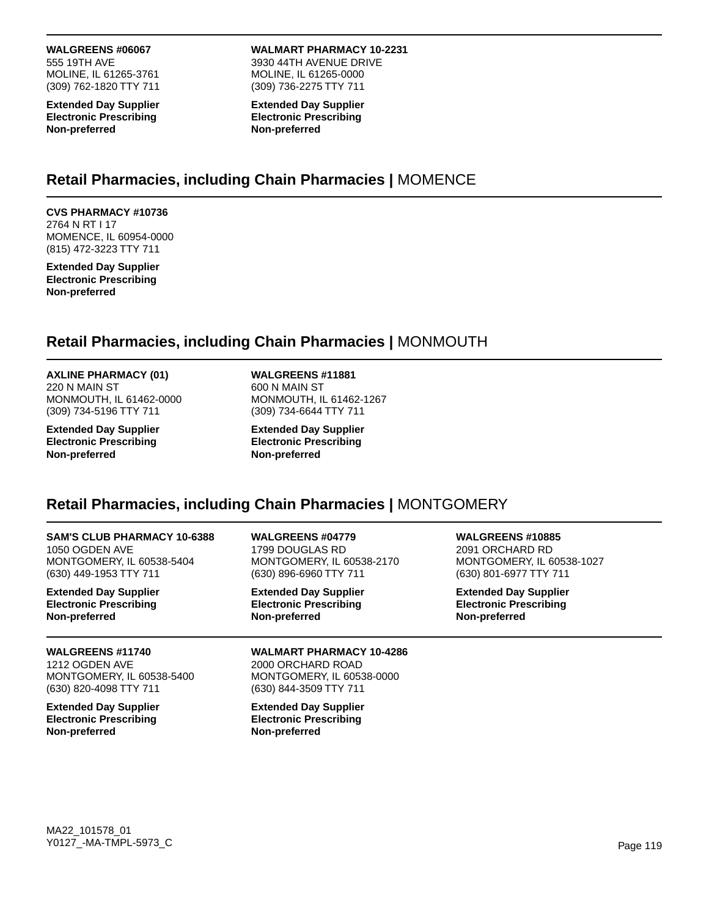**WALGREENS #06067**
555 19TH AVE
MOLINE, IL 61265-3761
(309) 762-1820 TTY 711

**Extended Day Supplier**
**Electronic Prescribing**
**Non-preferred**

**WALMART PHARMACY 10-2231**
3930 44TH AVENUE DRIVE
MOLINE, IL 61265-0000
(309) 736-2275 TTY 711

**Extended Day Supplier**
**Electronic Prescribing**
**Non-preferred**

## Retail Pharmacies, including Chain Pharmacies | MOMENCE

**CVS PHARMACY #10736**
2764 N RT I 17
MOMENCE, IL 60954-0000
(815) 472-3223 TTY 711

**Extended Day Supplier**
**Electronic Prescribing**
**Non-preferred**

## Retail Pharmacies, including Chain Pharmacies | MONMOUTH

**AXLINE PHARMACY (01)**
220 N MAIN ST
MONMOUTH, IL 61462-0000
(309) 734-5196 TTY 711

**Extended Day Supplier**
**Electronic Prescribing**
**Non-preferred**

**WALGREENS #11881**
600 N MAIN ST
MONMOUTH, IL 61462-1267
(309) 734-6644 TTY 711

**Extended Day Supplier**
**Electronic Prescribing**
**Non-preferred**

## Retail Pharmacies, including Chain Pharmacies | MONTGOMERY

**SAM'S CLUB PHARMACY 10-6388**
1050 OGDEN AVE
MONTGOMERY, IL 60538-5404
(630) 449-1953 TTY 711

**Extended Day Supplier**
**Electronic Prescribing**
**Non-preferred**

**WALGREENS #04779**
1799 DOUGLAS RD
MONTGOMERY, IL 60538-2170
(630) 896-6960 TTY 711

**Extended Day Supplier**
**Electronic Prescribing**
**Non-preferred**

**WALGREENS #10885**
2091 ORCHARD RD
MONTGOMERY, IL 60538-1027
(630) 801-6977 TTY 711

**Extended Day Supplier**
**Electronic Prescribing**
**Non-preferred**

**WALGREENS #11740**
1212 OGDEN AVE
MONTGOMERY, IL 60538-5400
(630) 820-4098 TTY 711

**Extended Day Supplier**
**Electronic Prescribing**
**Non-preferred**

**WALMART PHARMACY 10-4286**
2000 ORCHARD ROAD
MONTGOMERY, IL 60538-0000
(630) 844-3509 TTY 711

**Extended Day Supplier**
**Electronic Prescribing**
**Non-preferred**

MA22_101578_01
Y0127_-MA-TMPL-5973_C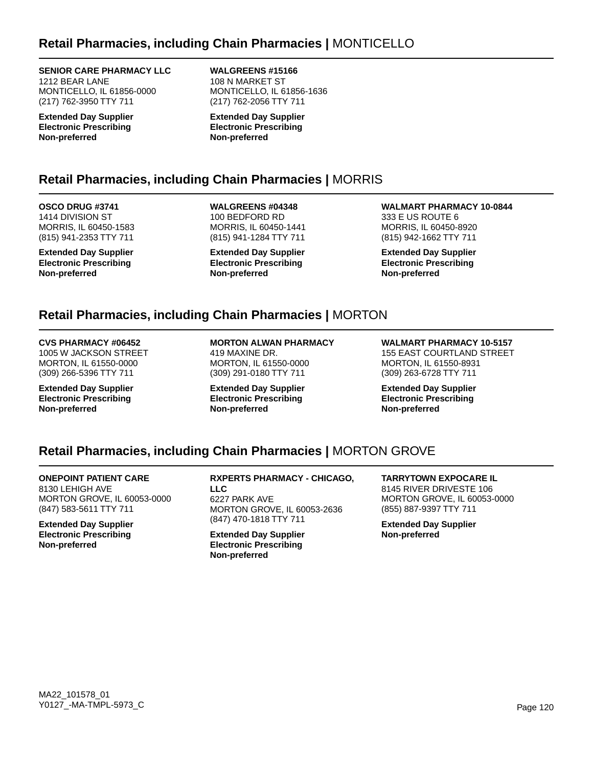## Retail Pharmacies, including Chain Pharmacies | MONTICELLO

**SENIOR CARE PHARMACY LLC**
1212 BEAR LANE
MONTICELLO, IL 61856-0000
(217) 762-3950 TTY 711

**Extended Day Supplier**
**Electronic Prescribing**
**Non-preferred**

**WALGREENS #15166**
108 N MARKET ST
MONTICELLO, IL 61856-1636
(217) 762-2056 TTY 711

**Extended Day Supplier**
**Electronic Prescribing**
**Non-preferred**

## Retail Pharmacies, including Chain Pharmacies | MORRIS

**OSCO DRUG #3741**
1414 DIVISION ST
MORRIS, IL 60450-1583
(815) 941-2353 TTY 711

**Extended Day Supplier**
**Electronic Prescribing**
**Non-preferred**

**WALGREENS #04348**
100 BEDFORD RD
MORRIS, IL 60450-1441
(815) 941-1284 TTY 711

**Extended Day Supplier**
**Electronic Prescribing**
**Non-preferred**

**WALMART PHARMACY 10-0844**
333 E US ROUTE 6
MORRIS, IL 60450-8920
(815) 942-1662 TTY 711

**Extended Day Supplier**
**Electronic Prescribing**
**Non-preferred**

## Retail Pharmacies, including Chain Pharmacies | MORTON

**CVS PHARMACY #06452**
1005 W JACKSON STREET
MORTON, IL 61550-0000
(309) 266-5396 TTY 711

**Extended Day Supplier**
**Electronic Prescribing**
**Non-preferred**

**MORTON ALWAN PHARMACY**
419 MAXINE DR.
MORTON, IL 61550-0000
(309) 291-0180 TTY 711

**Extended Day Supplier**
**Electronic Prescribing**
**Non-preferred**

**WALMART PHARMACY 10-5157**
155 EAST COURTLAND STREET
MORTON, IL 61550-8931
(309) 263-6728 TTY 711

**Extended Day Supplier**
**Electronic Prescribing**
**Non-preferred**

## Retail Pharmacies, including Chain Pharmacies | MORTON GROVE

**ONEPOINT PATIENT CARE**
8130 LEHIGH AVE
MORTON GROVE, IL 60053-0000
(847) 583-5611 TTY 711

**Extended Day Supplier**
**Electronic Prescribing**
**Non-preferred**

**RXPERTS PHARMACY - CHICAGO, LLC**
6227 PARK AVE
MORTON GROVE, IL 60053-2636
(847) 470-1818 TTY 711

**Extended Day Supplier**
**Electronic Prescribing**
**Non-preferred**

**TARRYTOWN EXPOCARE IL**
8145 RIVER DRIVESTE 106
MORTON GROVE, IL 60053-0000
(855) 887-9397 TTY 711

**Extended Day Supplier**
**Non-preferred**

MA22_101578_01
Y0127_-MA-TMPL-5973_C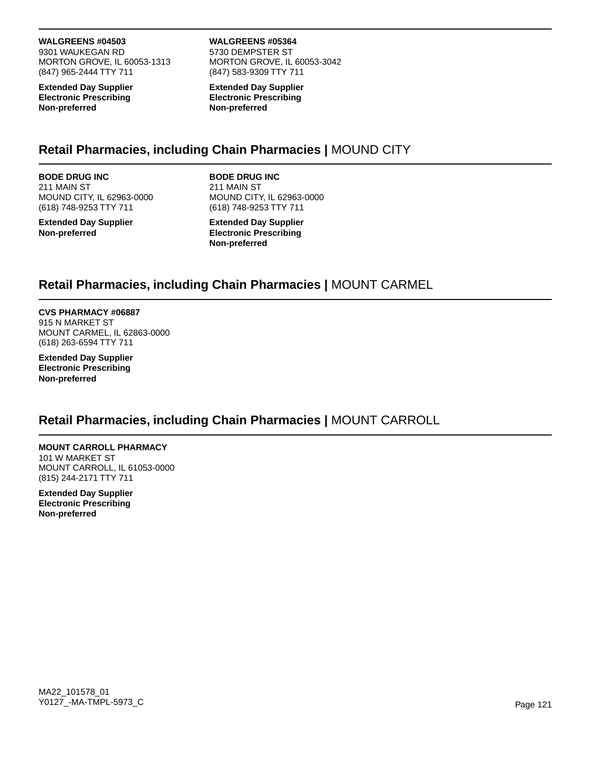**WALGREENS #04503**
9301 WAUKEGAN RD
MORTON GROVE, IL 60053-1313
(847) 965-2444 TTY 711

**Extended Day Supplier**
**Electronic Prescribing**
**Non-preferred**

**WALGREENS #05364**
5730 DEMPSTER ST
MORTON GROVE, IL 60053-3042
(847) 583-9309 TTY 711

**Extended Day Supplier**
**Electronic Prescribing**
**Non-preferred**

## **Retail Pharmacies, including Chain Pharmacies |** MOUND CITY

**BODE DRUG INC**
211 MAIN ST
MOUND CITY, IL 62963-0000
(618) 748-9253 TTY 711

**Extended Day Supplier**
**Non-preferred**

**BODE DRUG INC**
211 MAIN ST
MOUND CITY, IL 62963-0000
(618) 748-9253 TTY 711

**Extended Day Supplier**
**Electronic Prescribing**
**Non-preferred**

## **Retail Pharmacies, including Chain Pharmacies |** MOUNT CARMEL

**CVS PHARMACY #06887**
915 N MARKET ST
MOUNT CARMEL, IL 62863-0000
(618) 263-6594 TTY 711

**Extended Day Supplier**
**Electronic Prescribing**
**Non-preferred**

## **Retail Pharmacies, including Chain Pharmacies |** MOUNT CARROLL

**MOUNT CARROLL PHARMACY**
101 W MARKET ST
MOUNT CARROLL, IL 61053-0000
(815) 244-2171 TTY 711

**Extended Day Supplier**
**Electronic Prescribing**
**Non-preferred**

MA22_101578_01
Y0127_-MA-TMPL-5973_C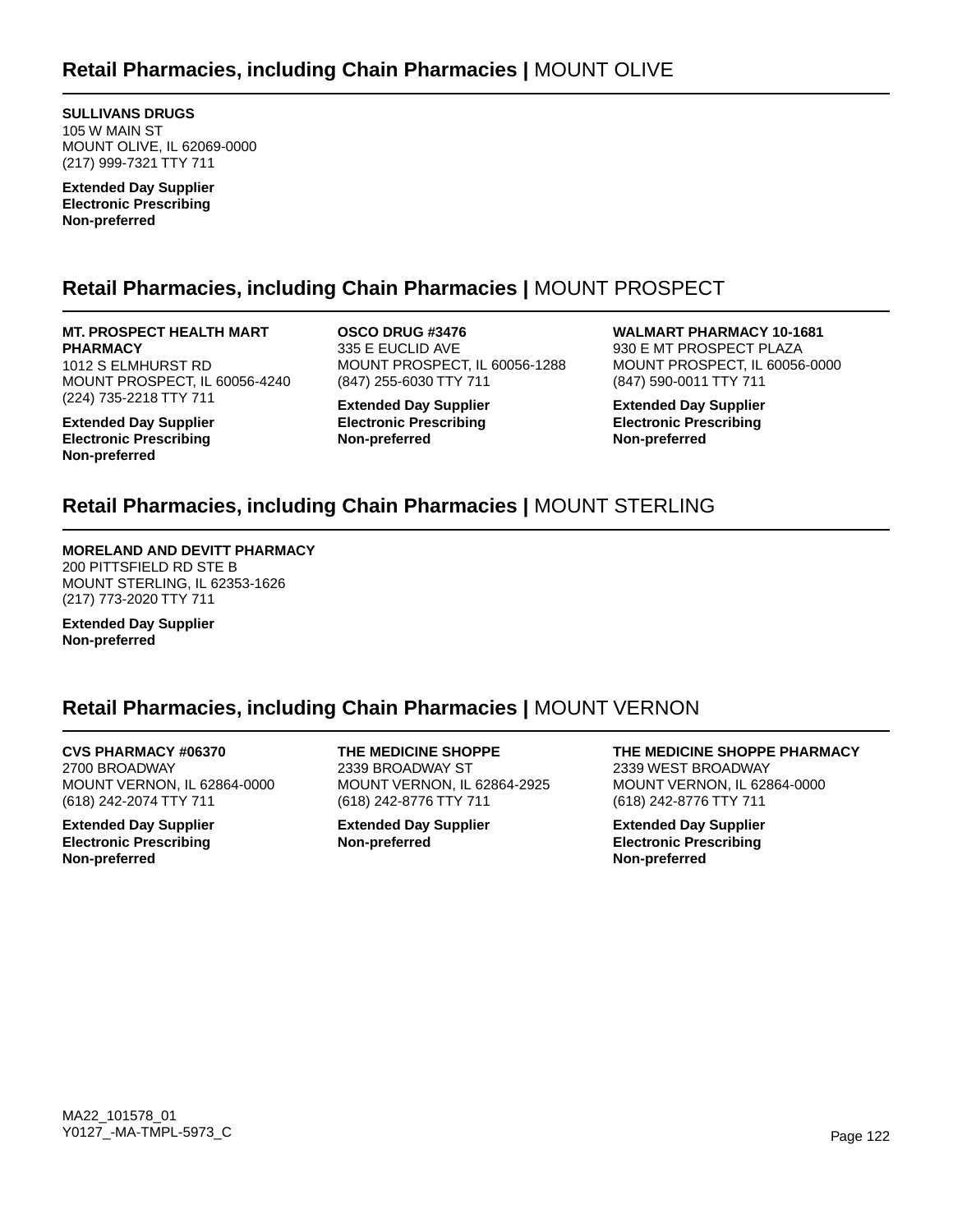## Retail Pharmacies, including Chain Pharmacies | MOUNT OLIVE

**SULLIVANS DRUGS**
105 W MAIN ST
MOUNT OLIVE, IL 62069-0000
(217) 999-7321 TTY 711

**Extended Day Supplier**
**Electronic Prescribing**
**Non-preferred**

## Retail Pharmacies, including Chain Pharmacies | MOUNT PROSPECT

**MT. PROSPECT HEALTH MART PHARMACY**
1012 S ELMHURST RD
MOUNT PROSPECT, IL 60056-4240
(224) 735-2218 TTY 711

**Extended Day Supplier**
**Electronic Prescribing**
**Non-preferred**

**OSCO DRUG #3476**
335 E EUCLID AVE
MOUNT PROSPECT, IL 60056-1288
(847) 255-6030 TTY 711

**Extended Day Supplier**
**Electronic Prescribing**
**Non-preferred**

**WALMART PHARMACY 10-1681**
930 E MT PROSPECT PLAZA
MOUNT PROSPECT, IL 60056-0000
(847) 590-0011 TTY 711

**Extended Day Supplier**
**Electronic Prescribing**
**Non-preferred**

## Retail Pharmacies, including Chain Pharmacies | MOUNT STERLING

**MORELAND AND DEVITT PHARMACY**
200 PITTSFIELD RD STE B
MOUNT STERLING, IL 62353-1626
(217) 773-2020 TTY 711

**Extended Day Supplier**
**Non-preferred**

## Retail Pharmacies, including Chain Pharmacies | MOUNT VERNON

**CVS PHARMACY #06370**
2700 BROADWAY
MOUNT VERNON, IL 62864-0000
(618) 242-2074 TTY 711

**Extended Day Supplier**
**Electronic Prescribing**
**Non-preferred**

**THE MEDICINE SHOPPE**
2339 BROADWAY ST
MOUNT VERNON, IL 62864-2925
(618) 242-8776 TTY 711

**Extended Day Supplier**
**Non-preferred**

**THE MEDICINE SHOPPE PHARMACY**
2339 WEST BROADWAY
MOUNT VERNON, IL 62864-0000
(618) 242-8776 TTY 711

**Extended Day Supplier**
**Electronic Prescribing**
**Non-preferred**

MA22_101578_01
Y0127_-MA-TMPL-5973_C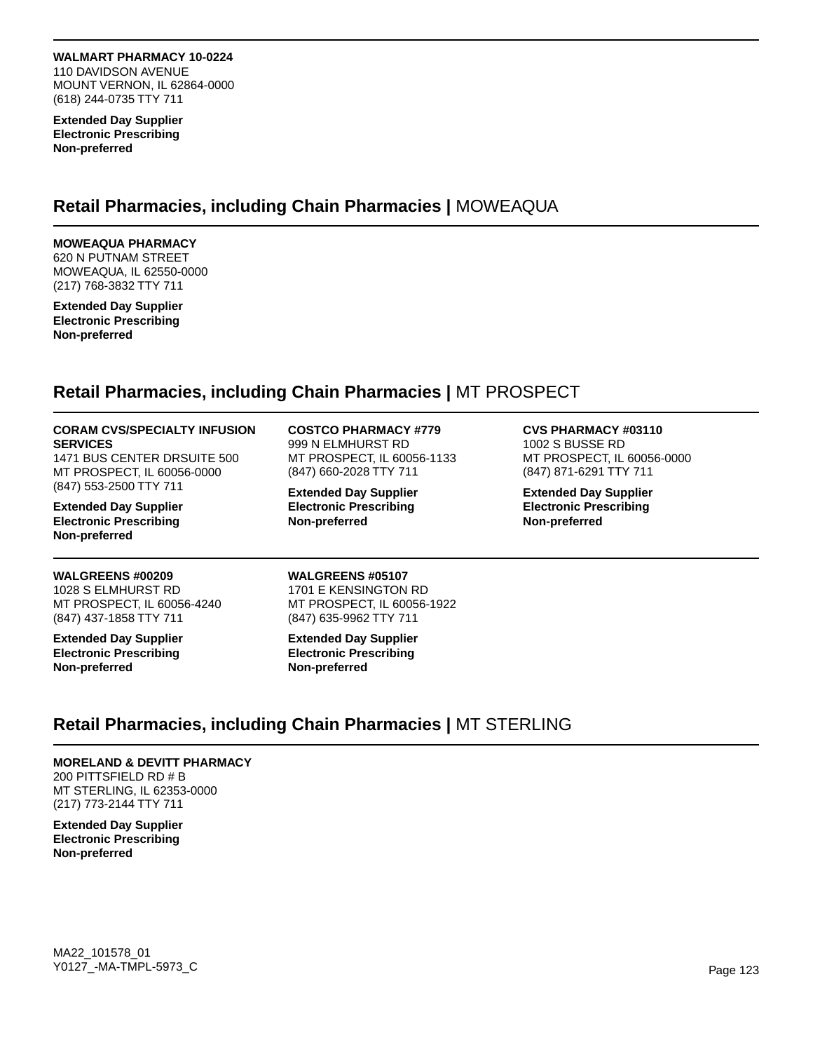**WALMART PHARMACY 10-0224**
110 DAVIDSON AVENUE
MOUNT VERNON, IL 62864-0000
(618) 244-0735 TTY 711

**Extended Day Supplier**
**Electronic Prescribing**
**Non-preferred**

## Retail Pharmacies, including Chain Pharmacies | MOWEAQUA

**MOWEAQUA PHARMACY**
620 N PUTNAM STREET
MOWEAQUA, IL 62550-0000
(217) 768-3832 TTY 711

**Extended Day Supplier**
**Electronic Prescribing**
**Non-preferred**

## Retail Pharmacies, including Chain Pharmacies | MT PROSPECT

**CORAM CVS/SPECIALTY INFUSION SERVICES**
1471 BUS CENTER DRSUITE 500
MT PROSPECT, IL 60056-0000
(847) 553-2500 TTY 711

**Extended Day Supplier**
**Electronic Prescribing**
**Non-preferred**

**COSTCO PHARMACY #779**
999 N ELMHURST RD
MT PROSPECT, IL 60056-1133
(847) 660-2028 TTY 711

**Extended Day Supplier**
**Electronic Prescribing**
**Non-preferred**

**CVS PHARMACY #03110**
1002 S BUSSE RD
MT PROSPECT, IL 60056-0000
(847) 871-6291 TTY 711

**Extended Day Supplier**
**Electronic Prescribing**
**Non-preferred**

**WALGREENS #00209**
1028 S ELMHURST RD
MT PROSPECT, IL 60056-4240
(847) 437-1858 TTY 711

**Extended Day Supplier**
**Electronic Prescribing**
**Non-preferred**

**WALGREENS #05107**
1701 E KENSINGTON RD
MT PROSPECT, IL 60056-1922
(847) 635-9962 TTY 711

**Extended Day Supplier**
**Electronic Prescribing**
**Non-preferred**

## Retail Pharmacies, including Chain Pharmacies | MT STERLING

**MORELAND & DEVITT PHARMACY**
200 PITTSFIELD RD # B
MT STERLING, IL 62353-0000
(217) 773-2144 TTY 711

**Extended Day Supplier**
**Electronic Prescribing**
**Non-preferred**

MA22_101578_01
Y0127_-MA-TMPL-5973_C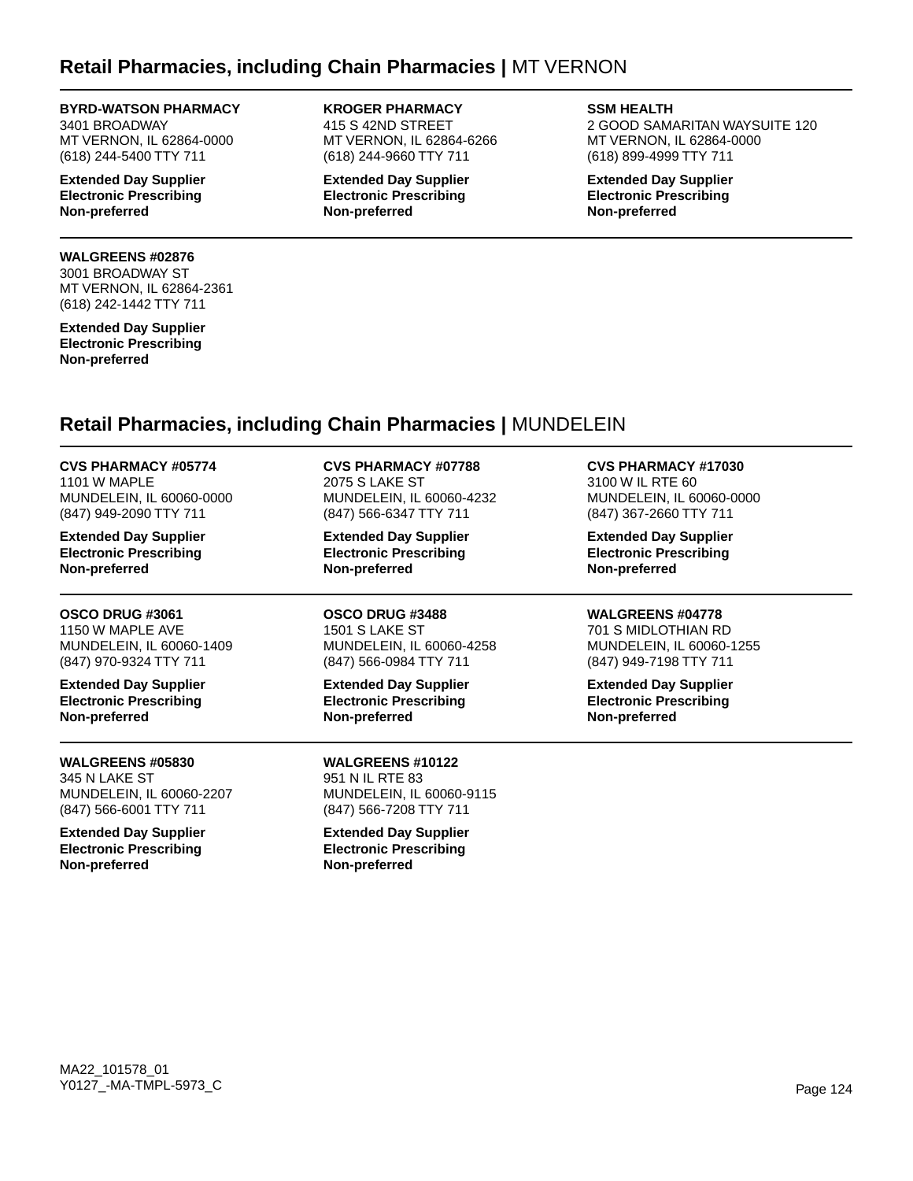## Retail Pharmacies, including Chain Pharmacies | MT VERNON

**BYRD-WATSON PHARMACY**
3401 BROADWAY
MT VERNON, IL 62864-0000
(618) 244-5400 TTY 711

**Extended Day Supplier**
**Electronic Prescribing**
**Non-preferred**

**KROGER PHARMACY**
415 S 42ND STREET
MT VERNON, IL 62864-6266
(618) 244-9660 TTY 711

**Extended Day Supplier**
**Electronic Prescribing**
**Non-preferred**

**SSM HEALTH**
2 GOOD SAMARITAN WAYSUITE 120
MT VERNON, IL 62864-0000
(618) 899-4999 TTY 711

**Extended Day Supplier**
**Electronic Prescribing**
**Non-preferred**

**WALGREENS #02876**
3001 BROADWAY ST
MT VERNON, IL 62864-2361
(618) 242-1442 TTY 711

**Extended Day Supplier**
**Electronic Prescribing**
**Non-preferred**

## Retail Pharmacies, including Chain Pharmacies | MUNDELEIN

**CVS PHARMACY #05774**
1101 W MAPLE
MUNDELEIN, IL 60060-0000
(847) 949-2090 TTY 711

**Extended Day Supplier**
**Electronic Prescribing**
**Non-preferred**

**CVS PHARMACY #07788**
2075 S LAKE ST
MUNDELEIN, IL 60060-4232
(847) 566-6347 TTY 711

**Extended Day Supplier**
**Electronic Prescribing**
**Non-preferred**

**CVS PHARMACY #17030**
3100 W IL RTE 60
MUNDELEIN, IL 60060-0000
(847) 367-2660 TTY 711

**Extended Day Supplier**
**Electronic Prescribing**
**Non-preferred**

**OSCO DRUG #3061**
1150 W MAPLE AVE
MUNDELEIN, IL 60060-1409
(847) 970-9324 TTY 711

**Extended Day Supplier**
**Electronic Prescribing**
**Non-preferred**

**OSCO DRUG #3488**
1501 S LAKE ST
MUNDELEIN, IL 60060-4258
(847) 566-0984 TTY 711

**Extended Day Supplier**
**Electronic Prescribing**
**Non-preferred**

**WALGREENS #04778**
701 S MIDLOTHIAN RD
MUNDELEIN, IL 60060-1255
(847) 949-7198 TTY 711

**Extended Day Supplier**
**Electronic Prescribing**
**Non-preferred**

**WALGREENS #05830**
345 N LAKE ST
MUNDELEIN, IL 60060-2207
(847) 566-6001 TTY 711

**Extended Day Supplier**
**Electronic Prescribing**
**Non-preferred**

**WALGREENS #10122**
951 N IL RTE 83
MUNDELEIN, IL 60060-9115
(847) 566-7208 TTY 711

**Extended Day Supplier**
**Electronic Prescribing**
**Non-preferred**

MA22_101578_01
Y0127_-MA-TMPL-5973_C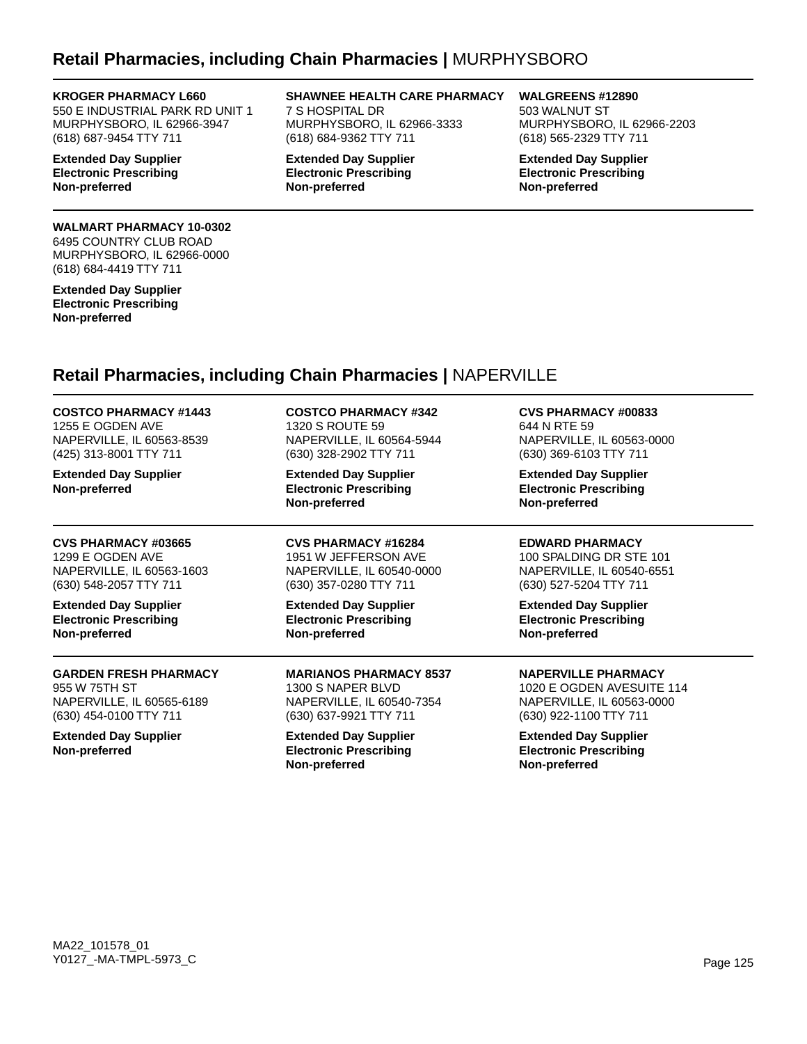## Retail Pharmacies, including Chain Pharmacies | MURPHYSBORO

**KROGER PHARMACY L660**
550 E INDUSTRIAL PARK RD UNIT 1
MURPHYSBORO, IL 62966-3947
(618) 687-9454 TTY 711

**Extended Day Supplier**
**Electronic Prescribing**
**Non-preferred**

**SHAWNEE HEALTH CARE PHARMACY**
7 S HOSPITAL DR
MURPHYSBORO, IL 62966-3333
(618) 684-9362 TTY 711

**Extended Day Supplier**
**Electronic Prescribing**
**Non-preferred**

**WALGREENS #12890**
503 WALNUT ST
MURPHYSBORO, IL 62966-2203
(618) 565-2329 TTY 711

**Extended Day Supplier**
**Electronic Prescribing**
**Non-preferred**

**WALMART PHARMACY 10-0302**
6495 COUNTRY CLUB ROAD
MURPHYSBORO, IL 62966-0000
(618) 684-4419 TTY 711

**Extended Day Supplier**
**Electronic Prescribing**
**Non-preferred**

## Retail Pharmacies, including Chain Pharmacies | NAPERVILLE

**COSTCO PHARMACY #1443**
1255 E OGDEN AVE
NAPERVILLE, IL 60563-8539
(425) 313-8001 TTY 711

**Extended Day Supplier**
**Non-preferred**

**COSTCO PHARMACY #342**
1320 S ROUTE 59
NAPERVILLE, IL 60564-5944
(630) 328-2902 TTY 711

**Extended Day Supplier**
**Electronic Prescribing**
**Non-preferred**

**CVS PHARMACY #00833**
644 N RTE 59
NAPERVILLE, IL 60563-0000
(630) 369-6103 TTY 711

**Extended Day Supplier**
**Electronic Prescribing**
**Non-preferred**

**CVS PHARMACY #03665**
1299 E OGDEN AVE
NAPERVILLE, IL 60563-1603
(630) 548-2057 TTY 711

**Extended Day Supplier**
**Electronic Prescribing**
**Non-preferred**

**CVS PHARMACY #16284**
1951 W JEFFERSON AVE
NAPERVILLE, IL 60540-0000
(630) 357-0280 TTY 711

**Extended Day Supplier**
**Electronic Prescribing**
**Non-preferred**

**EDWARD PHARMACY**
100 SPALDING DR STE 101
NAPERVILLE, IL 60540-6551
(630) 527-5204 TTY 711

**Extended Day Supplier**
**Electronic Prescribing**
**Non-preferred**

**GARDEN FRESH PHARMACY**
955 W 75TH ST
NAPERVILLE, IL 60565-6189
(630) 454-0100 TTY 711

**Extended Day Supplier**
**Non-preferred**

**MARIANOS PHARMACY 8537**
1300 S NAPER BLVD
NAPERVILLE, IL 60540-7354
(630) 637-9921 TTY 711

**Extended Day Supplier**
**Electronic Prescribing**
**Non-preferred**

**NAPERVILLE PHARMACY**
1020 E OGDEN AVESUITE 114
NAPERVILLE, IL 60563-0000
(630) 922-1100 TTY 711

**Extended Day Supplier**
**Electronic Prescribing**
**Non-preferred**

MA22_101578_01
Y0127_-MA-TMPL-5973_C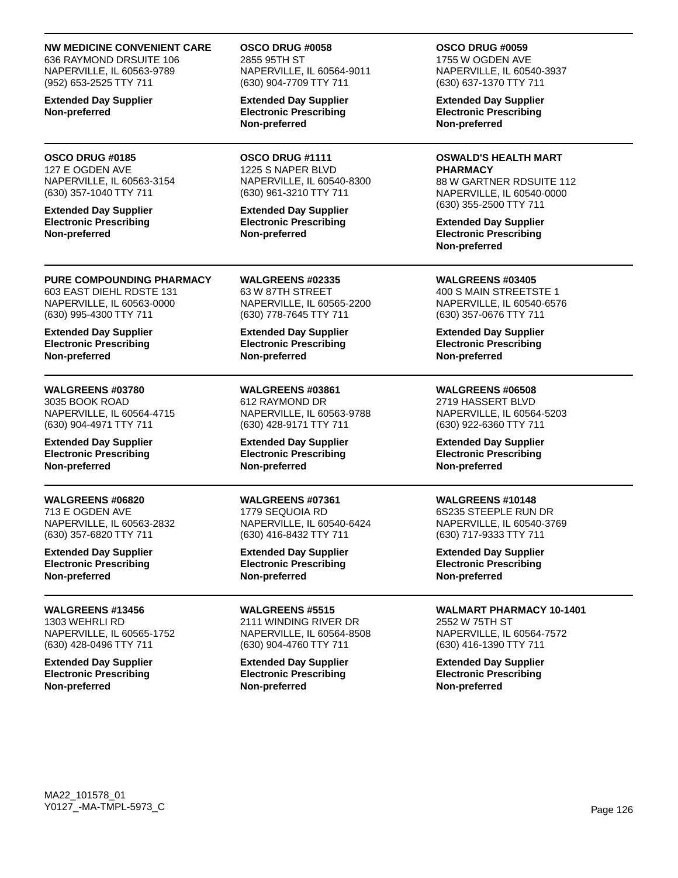**NW MEDICINE CONVENIENT CARE**
636 RAYMOND DRSUITE 106
NAPERVILLE, IL 60563-9789
(952) 653-2525 TTY 711

**Extended Day Supplier**
**Non-preferred**

**OSCO DRUG #0058**
2855 95TH ST
NAPERVILLE, IL 60564-9011
(630) 904-7709 TTY 711

**Extended Day Supplier**
**Electronic Prescribing**
**Non-preferred**

**OSCO DRUG #0059**
1755 W OGDEN AVE
NAPERVILLE, IL 60540-3937
(630) 637-1370 TTY 711

**Extended Day Supplier**
**Electronic Prescribing**
**Non-preferred**

**OSCO DRUG #0185**
127 E OGDEN AVE
NAPERVILLE, IL 60563-3154
(630) 357-1040 TTY 711

**Extended Day Supplier**
**Electronic Prescribing**
**Non-preferred**

**OSCO DRUG #1111**
1225 S NAPER BLVD
NAPERVILLE, IL 60540-8300
(630) 961-3210 TTY 711

**Extended Day Supplier**
**Electronic Prescribing**
**Non-preferred**

**OSWALD'S HEALTH MART PHARMACY**
88 W GARTNER RDSUITE 112
NAPERVILLE, IL 60540-0000
(630) 355-2500 TTY 711

**Extended Day Supplier**
**Electronic Prescribing**
**Non-preferred**

**PURE COMPOUNDING PHARMACY**
603 EAST DIEHL RDSTE 131
NAPERVILLE, IL 60563-0000
(630) 995-4300 TTY 711

**Extended Day Supplier**
**Electronic Prescribing**
**Non-preferred**

**WALGREENS #02335**
63 W 87TH STREET
NAPERVILLE, IL 60565-2200
(630) 778-7645 TTY 711

**Extended Day Supplier**
**Electronic Prescribing**
**Non-preferred**

**WALGREENS #03405**
400 S MAIN STREETSTE 1
NAPERVILLE, IL 60540-6576
(630) 357-0676 TTY 711

**Extended Day Supplier**
**Electronic Prescribing**
**Non-preferred**

**WALGREENS #03780**
3035 BOOK ROAD
NAPERVILLE, IL 60564-4715
(630) 904-4971 TTY 711

**Extended Day Supplier**
**Electronic Prescribing**
**Non-preferred**

**WALGREENS #03861**
612 RAYMOND DR
NAPERVILLE, IL 60563-9788
(630) 428-9171 TTY 711

**Extended Day Supplier**
**Electronic Prescribing**
**Non-preferred**

**WALGREENS #06508**
2719 HASSERT BLVD
NAPERVILLE, IL 60564-5203
(630) 922-6360 TTY 711

**Extended Day Supplier**
**Electronic Prescribing**
**Non-preferred**

**WALGREENS #06820**
713 E OGDEN AVE
NAPERVILLE, IL 60563-2832
(630) 357-6820 TTY 711

**Extended Day Supplier**
**Electronic Prescribing**
**Non-preferred**

**WALGREENS #07361**
1779 SEQUOIA RD
NAPERVILLE, IL 60540-6424
(630) 416-8432 TTY 711

**Extended Day Supplier**
**Electronic Prescribing**
**Non-preferred**

**WALGREENS #10148**
6S235 STEEPLE RUN DR
NAPERVILLE, IL 60540-3769
(630) 717-9333 TTY 711

**Extended Day Supplier**
**Electronic Prescribing**
**Non-preferred**

**WALGREENS #13456**
1303 WEHRLI RD
NAPERVILLE, IL 60565-1752
(630) 428-0496 TTY 711

**Extended Day Supplier**
**Electronic Prescribing**
**Non-preferred**

**WALGREENS #5515**
2111 WINDING RIVER DR
NAPERVILLE, IL 60564-8508
(630) 904-4760 TTY 711

**Extended Day Supplier**
**Electronic Prescribing**
**Non-preferred**

**WALMART PHARMACY 10-1401**
2552 W 75TH ST
NAPERVILLE, IL 60564-7572
(630) 416-1390 TTY 711

**Extended Day Supplier**
**Electronic Prescribing**
**Non-preferred**

MA22_101578_01
Y0127_-MA-TMPL-5973_C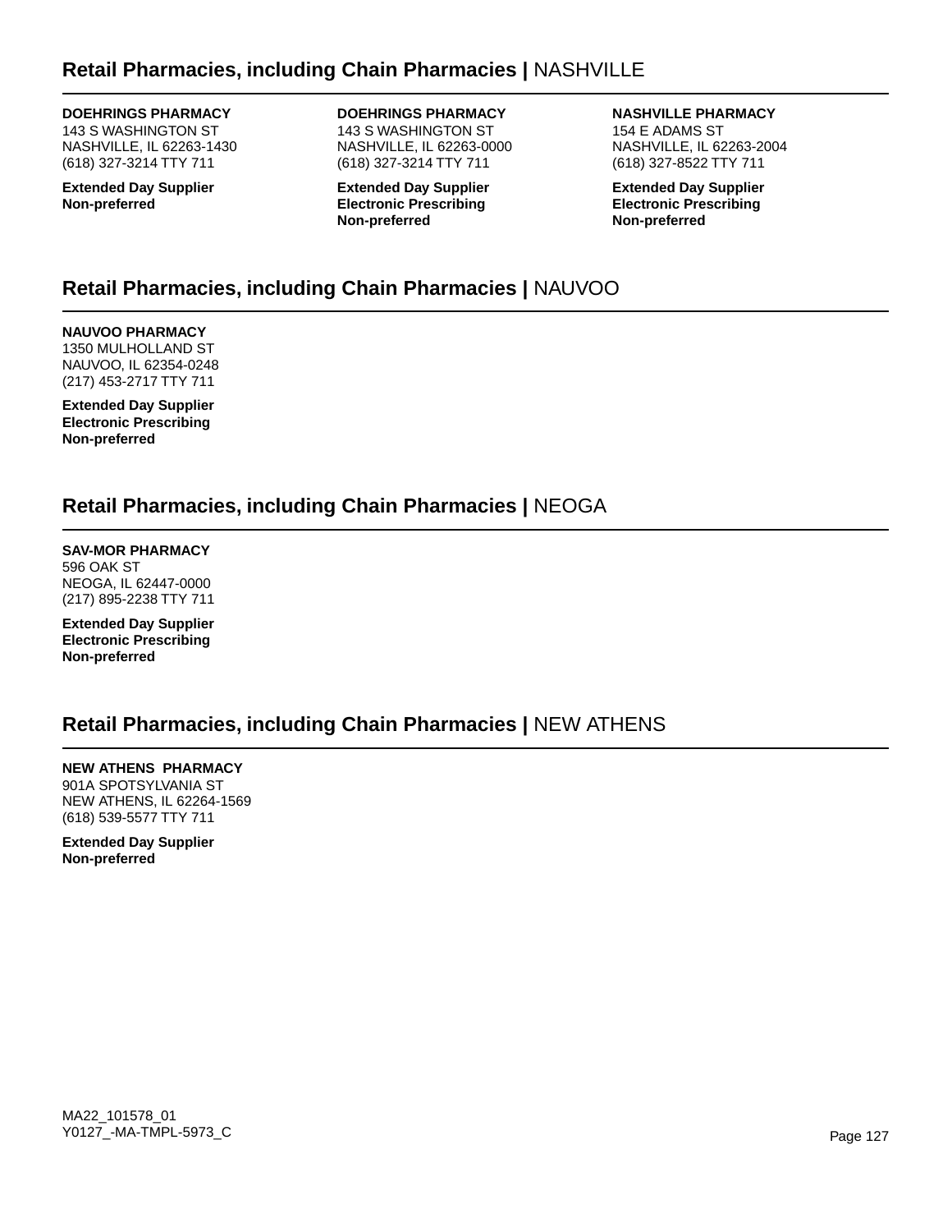## Retail Pharmacies, including Chain Pharmacies | NASHVILLE

**DOEHRINGS PHARMACY**
143 S WASHINGTON ST
NASHVILLE, IL 62263-1430
(618) 327-3214 TTY 711

**Extended Day Supplier**
**Non-preferred**

**DOEHRINGS PHARMACY**
143 S WASHINGTON ST
NASHVILLE, IL 62263-0000
(618) 327-3214 TTY 711

**Extended Day Supplier**
**Electronic Prescribing**
**Non-preferred**

**NASHVILLE PHARMACY**
154 E ADAMS ST
NASHVILLE, IL 62263-2004
(618) 327-8522 TTY 711

**Extended Day Supplier**
**Electronic Prescribing**
**Non-preferred**

## Retail Pharmacies, including Chain Pharmacies | NAUVOO

**NAUVOO PHARMACY**
1350 MULHOLLAND ST
NAUVOO, IL 62354-0248
(217) 453-2717 TTY 711

**Extended Day Supplier**
**Electronic Prescribing**
**Non-preferred**

## Retail Pharmacies, including Chain Pharmacies | NEOGA

**SAV-MOR PHARMACY**
596 OAK ST
NEOGA, IL 62447-0000
(217) 895-2238 TTY 711

**Extended Day Supplier**
**Electronic Prescribing**
**Non-preferred**

## Retail Pharmacies, including Chain Pharmacies | NEW ATHENS

**NEW ATHENS PHARMACY**
901A SPOTSYLVANIA ST
NEW ATHENS, IL 62264-1569
(618) 539-5577 TTY 711

**Extended Day Supplier**
**Non-preferred**

MA22_101578_01
Y0127_-MA-TMPL-5973_C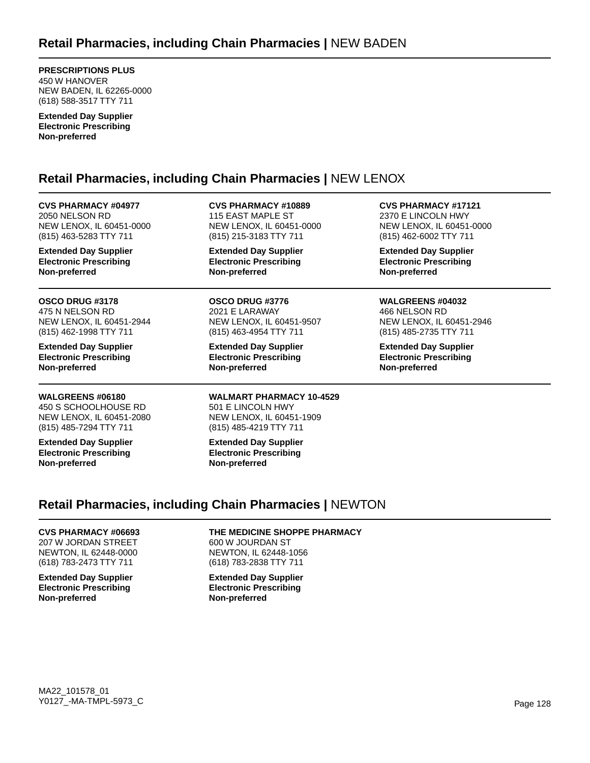## Retail Pharmacies, including Chain Pharmacies | NEW BADEN

**PRESCRIPTIONS PLUS**
450 W HANOVER
NEW BADEN, IL 62265-0000
(618) 588-3517 TTY 711

**Extended Day Supplier**
**Electronic Prescribing**
**Non-preferred**

## Retail Pharmacies, including Chain Pharmacies | NEW LENOX

**CVS PHARMACY #04977**
2050 NELSON RD
NEW LENOX, IL 60451-0000
(815) 463-5283 TTY 711

**Extended Day Supplier**
**Electronic Prescribing**
**Non-preferred**

**CVS PHARMACY #10889**
115 EAST MAPLE ST
NEW LENOX, IL 60451-0000
(815) 215-3183 TTY 711

**Extended Day Supplier**
**Electronic Prescribing**
**Non-preferred**

**CVS PHARMACY #17121**
2370 E LINCOLN HWY
NEW LENOX, IL 60451-0000
(815) 462-6002 TTY 711

**Extended Day Supplier**
**Electronic Prescribing**
**Non-preferred**

**OSCO DRUG #3178**
475 N NELSON RD
NEW LENOX, IL 60451-2944
(815) 462-1998 TTY 711

**Extended Day Supplier**
**Electronic Prescribing**
**Non-preferred**

**OSCO DRUG #3776**
2021 E LARAWAY
NEW LENOX, IL 60451-9507
(815) 463-4954 TTY 711

**Extended Day Supplier**
**Electronic Prescribing**
**Non-preferred**

**WALGREENS #04032**
466 NELSON RD
NEW LENOX, IL 60451-2946
(815) 485-2735 TTY 711

**Extended Day Supplier**
**Electronic Prescribing**
**Non-preferred**

**WALGREENS #06180**
450 S SCHOOLHOUSE RD
NEW LENOX, IL 60451-2080
(815) 485-7294 TTY 711

**Extended Day Supplier**
**Electronic Prescribing**
**Non-preferred**

**WALMART PHARMACY 10-4529**
501 E LINCOLN HWY
NEW LENOX, IL 60451-1909
(815) 485-4219 TTY 711

**Extended Day Supplier**
**Electronic Prescribing**
**Non-preferred**

## Retail Pharmacies, including Chain Pharmacies | NEWTON

**CVS PHARMACY #06693**
207 W JORDAN STREET
NEWTON, IL 62448-0000
(618) 783-2473 TTY 711

**Extended Day Supplier**
**Electronic Prescribing**
**Non-preferred**

**THE MEDICINE SHOPPE PHARMACY**
600 W JOURDAN ST
NEWTON, IL 62448-1056
(618) 783-2838 TTY 711

**Extended Day Supplier**
**Electronic Prescribing**
**Non-preferred**

MA22_101578_01
Y0127_-MA-TMPL-5973_C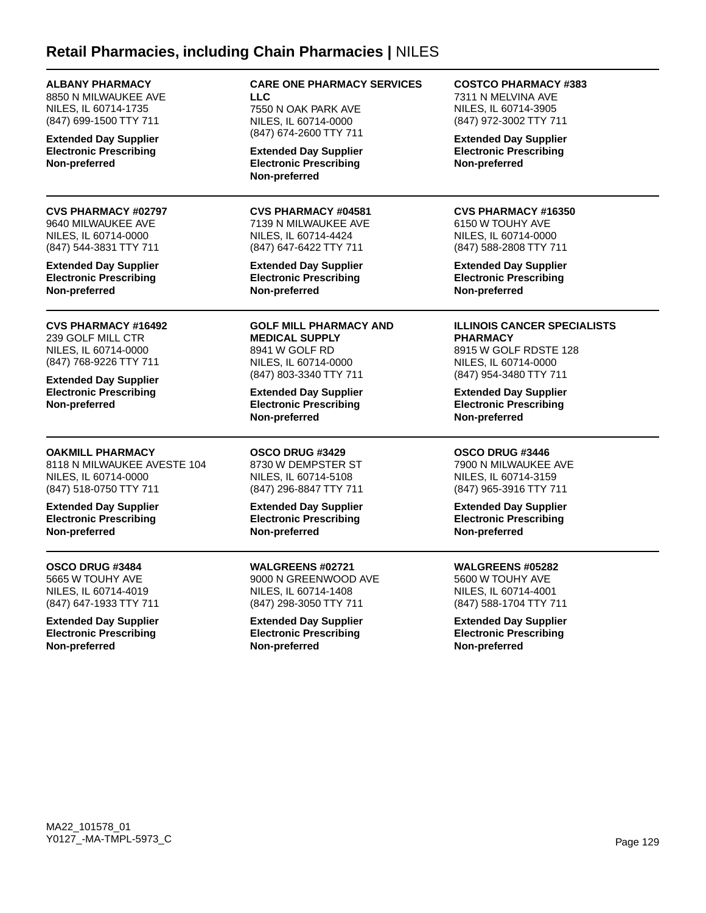## Retail Pharmacies, including Chain Pharmacies | NILES

**ALBANY PHARMACY**
8850 N MILWAUKEE AVE
NILES, IL 60714-1735
(847) 699-1500 TTY 711

**Extended Day Supplier**
**Electronic Prescribing**
**Non-preferred**

**CARE ONE PHARMACY SERVICES LLC**
7550 N OAK PARK AVE
NILES, IL 60714-0000
(847) 674-2600 TTY 711

**Extended Day Supplier**
**Electronic Prescribing**
**Non-preferred**

**COSTCO PHARMACY #383**
7311 N MELVINA AVE
NILES, IL 60714-3905
(847) 972-3002 TTY 711

**Extended Day Supplier**
**Electronic Prescribing**
**Non-preferred**

**CVS PHARMACY #02797**
9640 MILWAUKEE AVE
NILES, IL 60714-0000
(847) 544-3831 TTY 711

**Extended Day Supplier**
**Electronic Prescribing**
**Non-preferred**

**CVS PHARMACY #04581**
7139 N MILWAUKEE AVE
NILES, IL 60714-4424
(847) 647-6422 TTY 711

**Extended Day Supplier**
**Electronic Prescribing**
**Non-preferred**

**CVS PHARMACY #16350**
6150 W TOUHY AVE
NILES, IL 60714-0000
(847) 588-2808 TTY 711

**Extended Day Supplier**
**Electronic Prescribing**
**Non-preferred**

**CVS PHARMACY #16492**
239 GOLF MILL CTR
NILES, IL 60714-0000
(847) 768-9226 TTY 711

**Extended Day Supplier**
**Electronic Prescribing**
**Non-preferred**

**GOLF MILL PHARMACY AND MEDICAL SUPPLY**
8941 W GOLF RD
NILES, IL 60714-0000
(847) 803-3340 TTY 711

**Extended Day Supplier**
**Electronic Prescribing**
**Non-preferred**

**ILLINOIS CANCER SPECIALISTS PHARMACY**
8915 W GOLF RDSTE 128
NILES, IL 60714-0000
(847) 954-3480 TTY 711

**Extended Day Supplier**
**Electronic Prescribing**
**Non-preferred**

**OAKMILL PHARMACY**
8118 N MILWAUKEE AVESTE 104
NILES, IL 60714-0000
(847) 518-0750 TTY 711

**Extended Day Supplier**
**Electronic Prescribing**
**Non-preferred**

**OSCO DRUG #3429**
8730 W DEMPSTER ST
NILES, IL 60714-5108
(847) 296-8847 TTY 711

**Extended Day Supplier**
**Electronic Prescribing**
**Non-preferred**

**OSCO DRUG #3446**
7900 N MILWAUKEE AVE
NILES, IL 60714-3159
(847) 965-3916 TTY 711

**Extended Day Supplier**
**Electronic Prescribing**
**Non-preferred**

**OSCO DRUG #3484**
5665 W TOUHY AVE
NILES, IL 60714-4019
(847) 647-1933 TTY 711

**Extended Day Supplier**
**Electronic Prescribing**
**Non-preferred**

**WALGREENS #02721**
9000 N GREENWOOD AVE
NILES, IL 60714-1408
(847) 298-3050 TTY 711

**Extended Day Supplier**
**Electronic Prescribing**
**Non-preferred**

**WALGREENS #05282**
5600 W TOUHY AVE
NILES, IL 60714-4001
(847) 588-1704 TTY 711

**Extended Day Supplier**
**Electronic Prescribing**
**Non-preferred**

MA22_101578_01
Y0127_-MA-TMPL-5973_C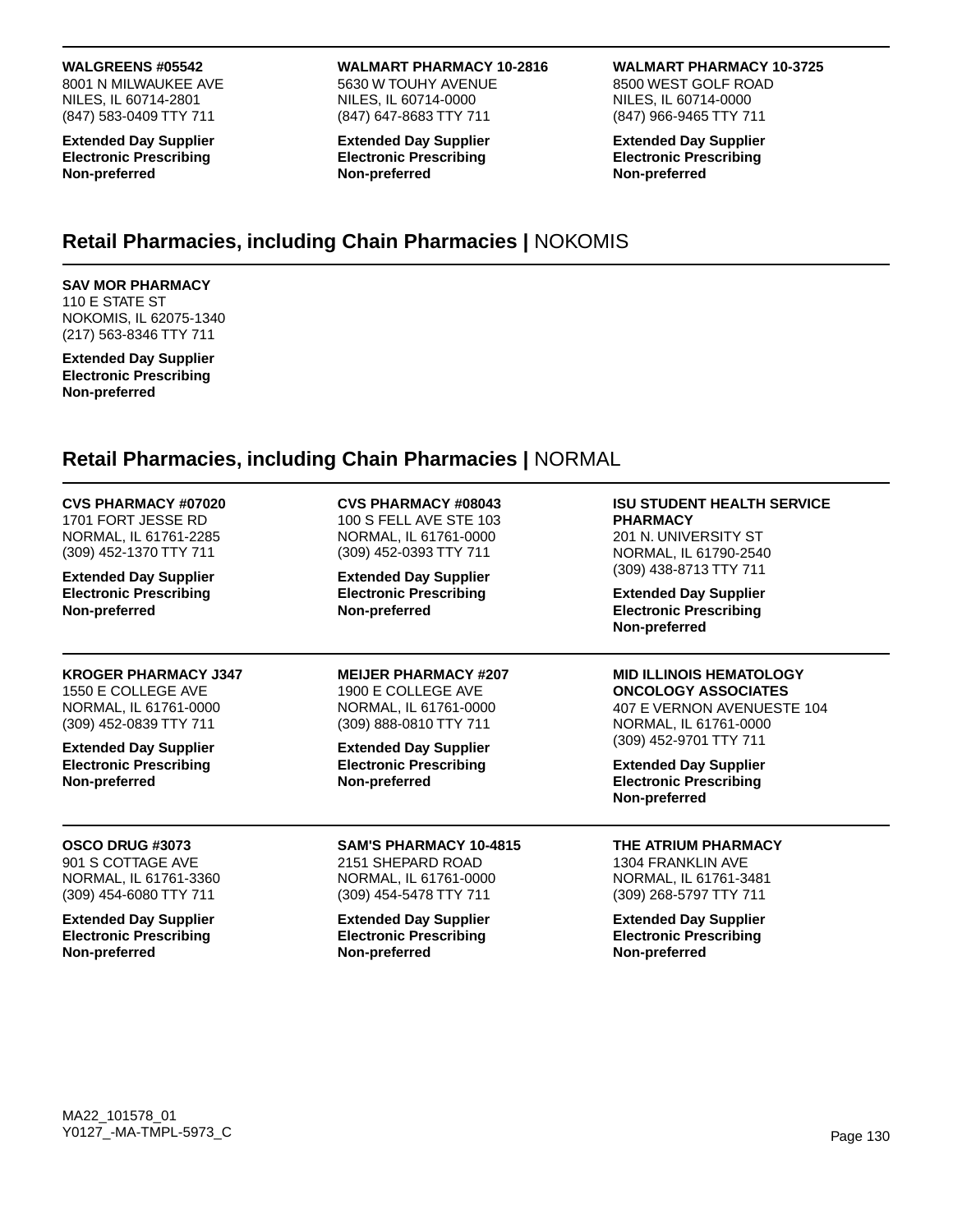**WALGREENS #05542**
8001 N MILWAUKEE AVE
NILES, IL 60714-2801
(847) 583-0409 TTY 711

**Extended Day Supplier**
**Electronic Prescribing**
**Non-preferred**

**WALMART PHARMACY 10-2816**
5630 W TOUHY AVENUE
NILES, IL 60714-0000
(847) 647-8683 TTY 711

**Extended Day Supplier**
**Electronic Prescribing**
**Non-preferred**

**WALMART PHARMACY 10-3725**
8500 WEST GOLF ROAD
NILES, IL 60714-0000
(847) 966-9465 TTY 711

**Extended Day Supplier**
**Electronic Prescribing**
**Non-preferred**

## Retail Pharmacies, including Chain Pharmacies | NOKOMIS

**SAV MOR PHARMACY**
110 E STATE ST
NOKOMIS, IL 62075-1340
(217) 563-8346 TTY 711

**Extended Day Supplier**
**Electronic Prescribing**
**Non-preferred**

## Retail Pharmacies, including Chain Pharmacies | NORMAL

**CVS PHARMACY #07020**
1701 FORT JESSE RD
NORMAL, IL 61761-2285
(309) 452-1370 TTY 711

**Extended Day Supplier**
**Electronic Prescribing**
**Non-preferred**

**CVS PHARMACY #08043**
100 S FELL AVE STE 103
NORMAL, IL 61761-0000
(309) 452-0393 TTY 711

**Extended Day Supplier**
**Electronic Prescribing**
**Non-preferred**

**ISU STUDENT HEALTH SERVICE PHARMACY**
201 N. UNIVERSITY ST
NORMAL, IL 61790-2540
(309) 438-8713 TTY 711

**Extended Day Supplier**
**Electronic Prescribing**
**Non-preferred**

**KROGER PHARMACY J347**
1550 E COLLEGE AVE
NORMAL, IL 61761-0000
(309) 452-0839 TTY 711

**Extended Day Supplier**
**Electronic Prescribing**
**Non-preferred**

**MEIJER PHARMACY #207**
1900 E COLLEGE AVE
NORMAL, IL 61761-0000
(309) 888-0810 TTY 711

**Extended Day Supplier**
**Electronic Prescribing**
**Non-preferred**

**MID ILLINOIS HEMATOLOGY ONCOLOGY ASSOCIATES**
407 E VERNON AVENUESTE 104
NORMAL, IL 61761-0000
(309) 452-9701 TTY 711

**Extended Day Supplier**
**Electronic Prescribing**
**Non-preferred**

**OSCO DRUG #3073**
901 S COTTAGE AVE
NORMAL, IL 61761-3360
(309) 454-6080 TTY 711

**Extended Day Supplier**
**Electronic Prescribing**
**Non-preferred**

**SAM'S PHARMACY 10-4815**
2151 SHEPARD ROAD
NORMAL, IL 61761-0000
(309) 454-5478 TTY 711

**Extended Day Supplier**
**Electronic Prescribing**
**Non-preferred**

**THE ATRIUM PHARMACY**
1304 FRANKLIN AVE
NORMAL, IL 61761-3481
(309) 268-5797 TTY 711

**Extended Day Supplier**
**Electronic Prescribing**
**Non-preferred**

MA22_101578_01
Y0127_-MA-TMPL-5973_C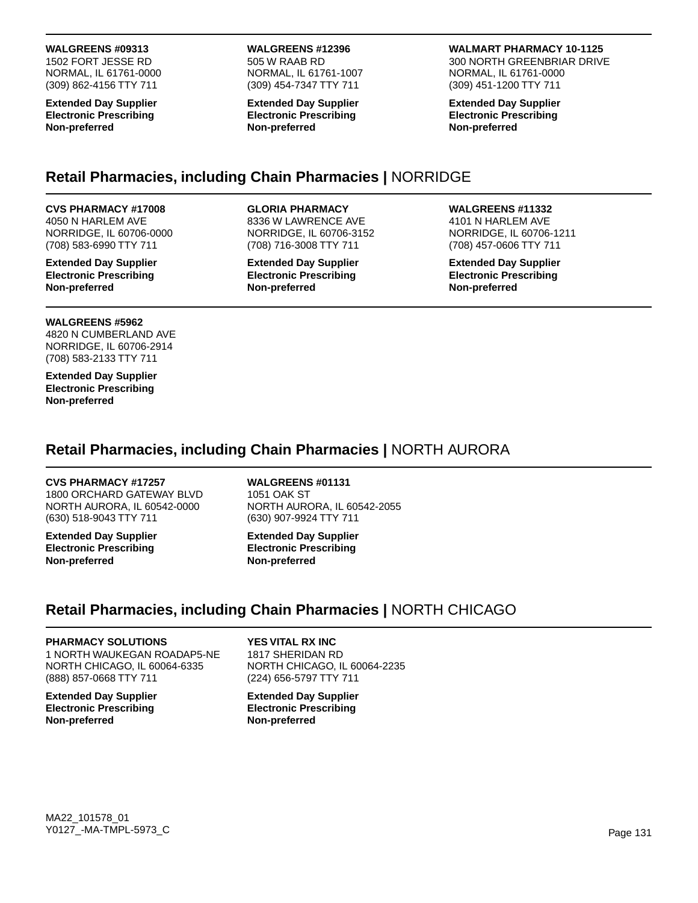**WALGREENS #09313**
1502 FORT JESSE RD
NORMAL, IL 61761-0000
(309) 862-4156 TTY 711

**Extended Day Supplier**
**Electronic Prescribing**
**Non-preferred**

**WALGREENS #12396**
505 W RAAB RD
NORMAL, IL 61761-1007
(309) 454-7347 TTY 711

**Extended Day Supplier**
**Electronic Prescribing**
**Non-preferred**

**WALMART PHARMACY 10-1125**
300 NORTH GREENBRIAR DRIVE
NORMAL, IL 61761-0000
(309) 451-1200 TTY 711

**Extended Day Supplier**
**Electronic Prescribing**
**Non-preferred**

## Retail Pharmacies, including Chain Pharmacies | NORRIDGE

**CVS PHARMACY #17008**
4050 N HARLEM AVE
NORRIDGE, IL 60706-0000
(708) 583-6990 TTY 711

**Extended Day Supplier**
**Electronic Prescribing**
**Non-preferred**

**GLORIA PHARMACY**
8336 W LAWRENCE AVE
NORRIDGE, IL 60706-3152
(708) 716-3008 TTY 711

**Extended Day Supplier**
**Electronic Prescribing**
**Non-preferred**

**WALGREENS #11332**
4101 N HARLEM AVE
NORRIDGE, IL 60706-1211
(708) 457-0606 TTY 711

**Extended Day Supplier**
**Electronic Prescribing**
**Non-preferred**

**WALGREENS #5962**
4820 N CUMBERLAND AVE
NORRIDGE, IL 60706-2914
(708) 583-2133 TTY 711

**Extended Day Supplier**
**Electronic Prescribing**
**Non-preferred**

## Retail Pharmacies, including Chain Pharmacies | NORTH AURORA

**CVS PHARMACY #17257**
1800 ORCHARD GATEWAY BLVD
NORTH AURORA, IL 60542-0000
(630) 518-9043 TTY 711

**Extended Day Supplier**
**Electronic Prescribing**
**Non-preferred**

**WALGREENS #01131**
1051 OAK ST
NORTH AURORA, IL 60542-2055
(630) 907-9924 TTY 711

**Extended Day Supplier**
**Electronic Prescribing**
**Non-preferred**

## Retail Pharmacies, including Chain Pharmacies | NORTH CHICAGO

**PHARMACY SOLUTIONS**
1 NORTH WAUKEGAN ROADAP5-NE
NORTH CHICAGO, IL 60064-6335
(888) 857-0668 TTY 711

**Extended Day Supplier**
**Electronic Prescribing**
**Non-preferred**

**YES VITAL RX INC**
1817 SHERIDAN RD
NORTH CHICAGO, IL 60064-2235
(224) 656-5797 TTY 711

**Extended Day Supplier**
**Electronic Prescribing**
**Non-preferred**

MA22_101578_01
Y0127_-MA-TMPL-5973_C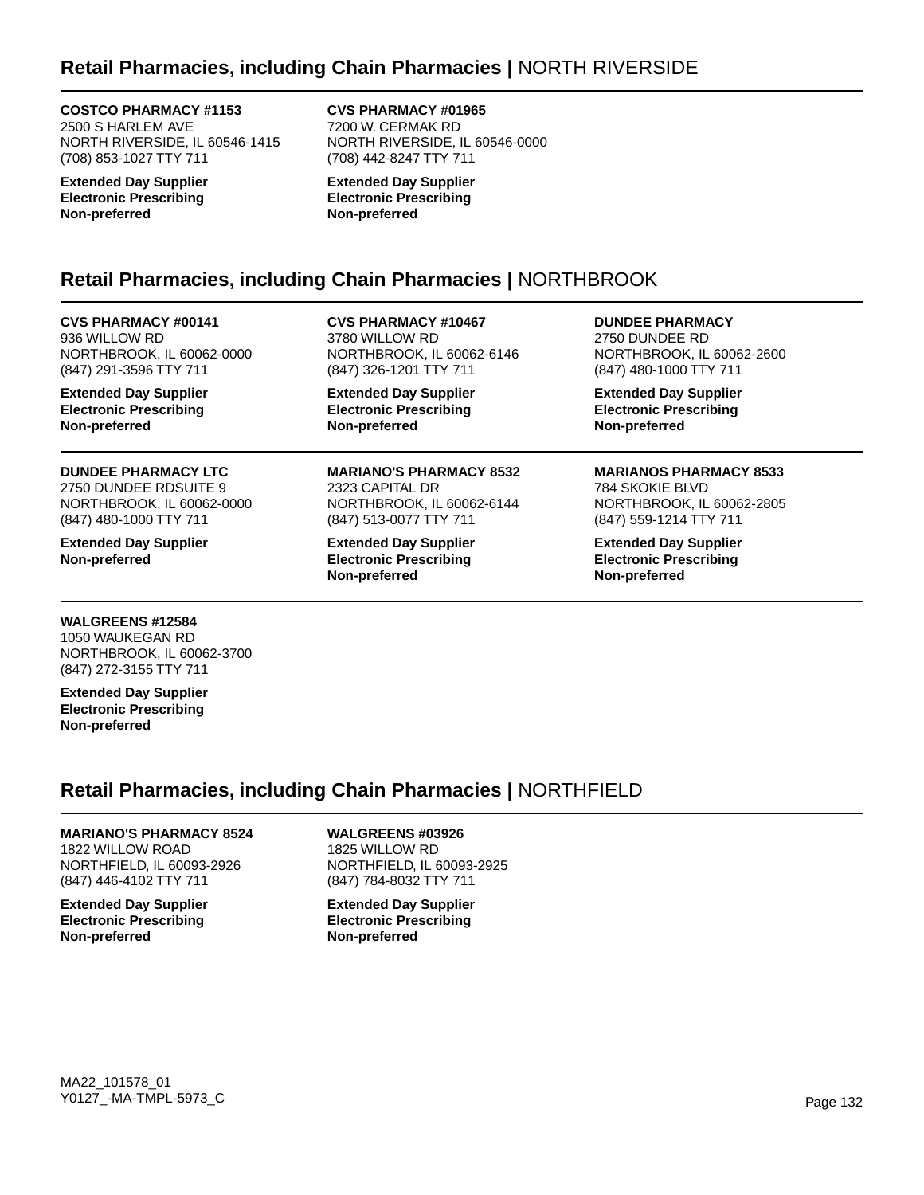## Retail Pharmacies, including Chain Pharmacies | NORTH RIVERSIDE

**COSTCO PHARMACY #1153**
2500 S HARLEM AVE
NORTH RIVERSIDE, IL 60546-1415
(708) 853-1027 TTY 711

**Extended Day Supplier**
**Electronic Prescribing**
**Non-preferred**

**CVS PHARMACY #01965**
7200 W. CERMAK RD
NORTH RIVERSIDE, IL 60546-0000
(708) 442-8247 TTY 711

**Extended Day Supplier**
**Electronic Prescribing**
**Non-preferred**

## Retail Pharmacies, including Chain Pharmacies | NORTHBROOK

**CVS PHARMACY #00141**
936 WILLOW RD
NORTHBROOK, IL 60062-0000
(847) 291-3596 TTY 711

**Extended Day Supplier**
**Electronic Prescribing**
**Non-preferred**

**CVS PHARMACY #10467**
3780 WILLOW RD
NORTHBROOK, IL 60062-6146
(847) 326-1201 TTY 711

**Extended Day Supplier**
**Electronic Prescribing**
**Non-preferred**

**DUNDEE PHARMACY**
2750 DUNDEE RD
NORTHBROOK, IL 60062-2600
(847) 480-1000 TTY 711

**Extended Day Supplier**
**Electronic Prescribing**
**Non-preferred**

**DUNDEE PHARMACY LTC**
2750 DUNDEE RDSUITE 9
NORTHBROOK, IL 60062-0000
(847) 480-1000 TTY 711

**Extended Day Supplier**
**Non-preferred**

**MARIANO'S PHARMACY 8532**
2323 CAPITAL DR
NORTHBROOK, IL 60062-6144
(847) 513-0077 TTY 711

**Extended Day Supplier**
**Electronic Prescribing**
**Non-preferred**

**MARIANOS PHARMACY 8533**
784 SKOKIE BLVD
NORTHBROOK, IL 60062-2805
(847) 559-1214 TTY 711

**Extended Day Supplier**
**Electronic Prescribing**
**Non-preferred**

**WALGREENS #12584**
1050 WAUKEGAN RD
NORTHBROOK, IL 60062-3700
(847) 272-3155 TTY 711

**Extended Day Supplier**
**Electronic Prescribing**
**Non-preferred**

## Retail Pharmacies, including Chain Pharmacies | NORTHFIELD

**MARIANO'S PHARMACY 8524**
1822 WILLOW ROAD
NORTHFIELD, IL 60093-2926
(847) 446-4102 TTY 711

**Extended Day Supplier**
**Electronic Prescribing**
**Non-preferred**

**WALGREENS #03926**
1825 WILLOW RD
NORTHFIELD, IL 60093-2925
(847) 784-8032 TTY 711

**Extended Day Supplier**
**Electronic Prescribing**
**Non-preferred**

MA22_101578_01
Y0127_-MA-TMPL-5973_C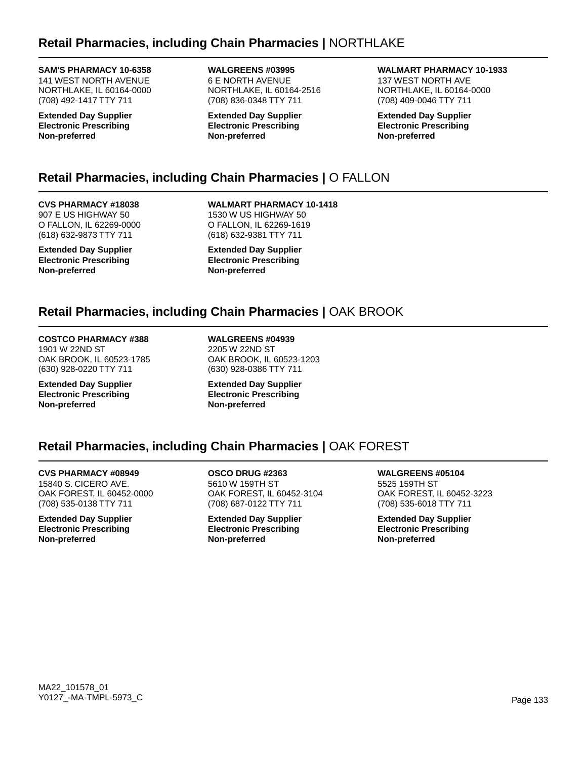## Retail Pharmacies, including Chain Pharmacies | NORTHLAKE

**SAM'S PHARMACY 10-6358**
141 WEST NORTH AVENUE
NORTHLAKE, IL 60164-0000
(708) 492-1417 TTY 711

**Extended Day Supplier**
**Electronic Prescribing**
**Non-preferred**

**WALGREENS #03995**
6 E NORTH AVENUE
NORTHLAKE, IL 60164-2516
(708) 836-0348 TTY 711

**Extended Day Supplier**
**Electronic Prescribing**
**Non-preferred**

**WALMART PHARMACY 10-1933**
137 WEST NORTH AVE
NORTHLAKE, IL 60164-0000
(708) 409-0046 TTY 711

**Extended Day Supplier**
**Electronic Prescribing**
**Non-preferred**

## Retail Pharmacies, including Chain Pharmacies | O FALLON

**CVS PHARMACY #18038**
907 E US HIGHWAY 50
O FALLON, IL 62269-0000
(618) 632-9873 TTY 711

**Extended Day Supplier**
**Electronic Prescribing**
**Non-preferred**

**WALMART PHARMACY 10-1418**
1530 W US HIGHWAY 50
O FALLON, IL 62269-1619
(618) 632-9381 TTY 711

**Extended Day Supplier**
**Electronic Prescribing**
**Non-preferred**

## Retail Pharmacies, including Chain Pharmacies | OAK BROOK

**COSTCO PHARMACY #388**
1901 W 22ND ST
OAK BROOK, IL 60523-1785
(630) 928-0220 TTY 711

**Extended Day Supplier**
**Electronic Prescribing**
**Non-preferred**

**WALGREENS #04939**
2205 W 22ND ST
OAK BROOK, IL 60523-1203
(630) 928-0386 TTY 711

**Extended Day Supplier**
**Electronic Prescribing**
**Non-preferred**

## Retail Pharmacies, including Chain Pharmacies | OAK FOREST

**CVS PHARMACY #08949**
15840 S. CICERO AVE.
OAK FOREST, IL 60452-0000
(708) 535-0138 TTY 711

**Extended Day Supplier**
**Electronic Prescribing**
**Non-preferred**

**OSCO DRUG #2363**
5610 W 159TH ST
OAK FOREST, IL 60452-3104
(708) 687-0122 TTY 711

**Extended Day Supplier**
**Electronic Prescribing**
**Non-preferred**

**WALGREENS #05104**
5525 159TH ST
OAK FOREST, IL 60452-3223
(708) 535-6018 TTY 711

**Extended Day Supplier**
**Electronic Prescribing**
**Non-preferred**

MA22_101578_01
Y0127_-MA-TMPL-5973_C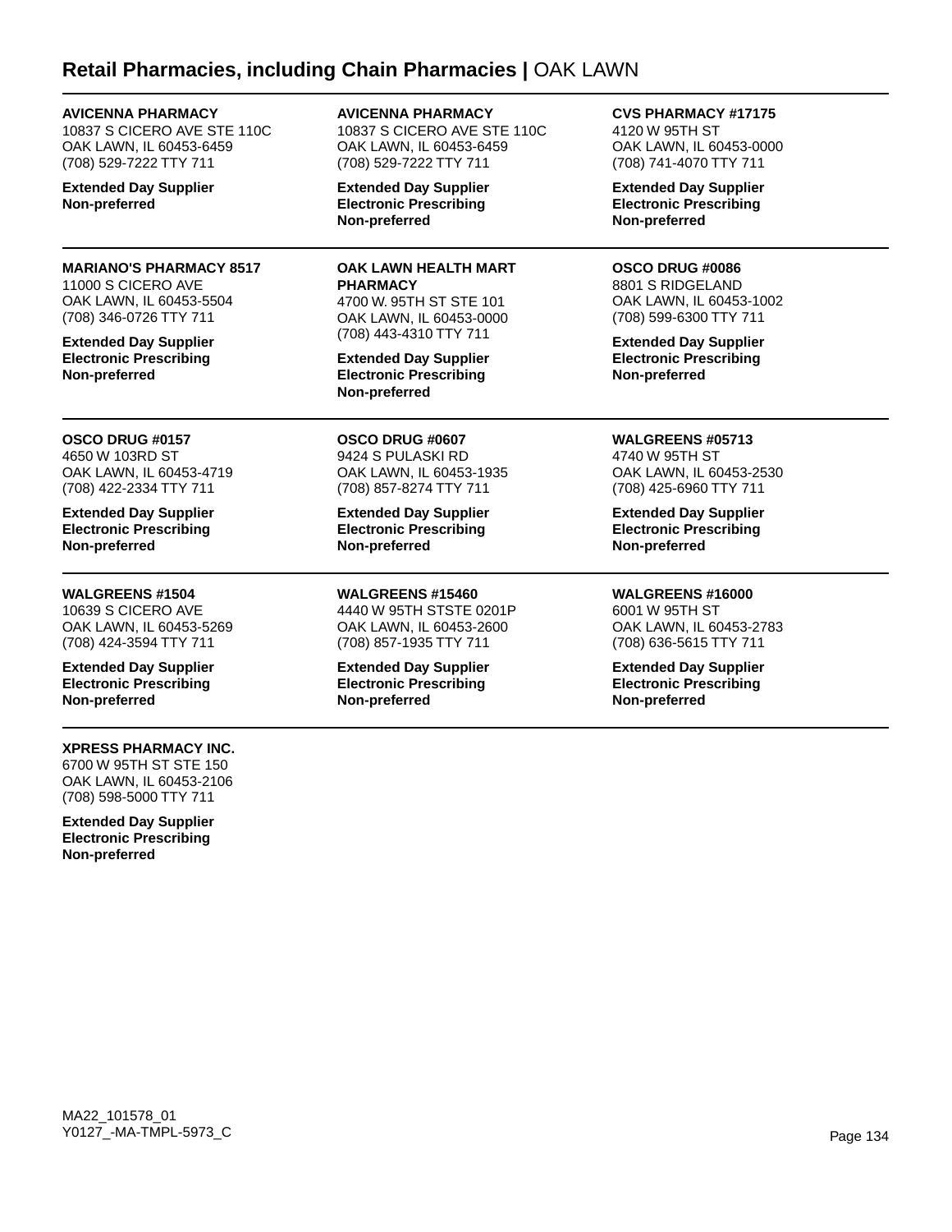## **Retail Pharmacies, including Chain Pharmacies |** OAK LAWN

**AVICENNA PHARMACY**
10837 S CICERO AVE STE 110C
OAK LAWN, IL 60453-6459
(708) 529-7222 TTY 711

**Extended Day Supplier**
**Non-preferred**

**AVICENNA PHARMACY**
10837 S CICERO AVE STE 110C
OAK LAWN, IL 60453-6459
(708) 529-7222 TTY 711

**Extended Day Supplier**
**Electronic Prescribing**
**Non-preferred**

**CVS PHARMACY #17175**
4120 W 95TH ST
OAK LAWN, IL 60453-0000
(708) 741-4070 TTY 711

**Extended Day Supplier**
**Electronic Prescribing**
**Non-preferred**

---

**MARIANO'S PHARMACY 8517**
11000 S CICERO AVE
OAK LAWN, IL 60453-5504
(708) 346-0726 TTY 711

**Extended Day Supplier**
**Electronic Prescribing**
**Non-preferred**

**OAK LAWN HEALTH MART PHARMACY**
4700 W. 95TH ST STE 101
OAK LAWN, IL 60453-0000
(708) 443-4310 TTY 711

**Extended Day Supplier**
**Electronic Prescribing**
**Non-preferred**

**OSCO DRUG #0086**
8801 S RIDGELAND
OAK LAWN, IL 60453-1002
(708) 599-6300 TTY 711

**Extended Day Supplier**
**Electronic Prescribing**
**Non-preferred**

---

**OSCO DRUG #0157**
4650 W 103RD ST
OAK LAWN, IL 60453-4719
(708) 422-2334 TTY 711

**Extended Day Supplier**
**Electronic Prescribing**
**Non-preferred**

**OSCO DRUG #0607**
9424 S PULASKI RD
OAK LAWN, IL 60453-1935
(708) 857-8274 TTY 711

**Extended Day Supplier**
**Electronic Prescribing**
**Non-preferred**

**WALGREENS #05713**
4740 W 95TH ST
OAK LAWN, IL 60453-2530
(708) 425-6960 TTY 711

**Extended Day Supplier**
**Electronic Prescribing**
**Non-preferred**

---

**WALGREENS #1504**
10639 S CICERO AVE
OAK LAWN, IL 60453-5269
(708) 424-3594 TTY 711

**Extended Day Supplier**
**Electronic Prescribing**
**Non-preferred**

**WALGREENS #15460**
4440 W 95TH STSTE 0201P
OAK LAWN, IL 60453-2600
(708) 857-1935 TTY 711

**Extended Day Supplier**
**Electronic Prescribing**
**Non-preferred**

**WALGREENS #16000**
6001 W 95TH ST
OAK LAWN, IL 60453-2783
(708) 636-5615 TTY 711

**Extended Day Supplier**
**Electronic Prescribing**
**Non-preferred**

---

**XPRESS PHARMACY INC.**
6700 W 95TH ST STE 150
OAK LAWN, IL 60453-2106
(708) 598-5000 TTY 711

**Extended Day Supplier**
**Electronic Prescribing**
**Non-preferred**

MA22_101578_01
Y0127_-MA-TMPL-5973_C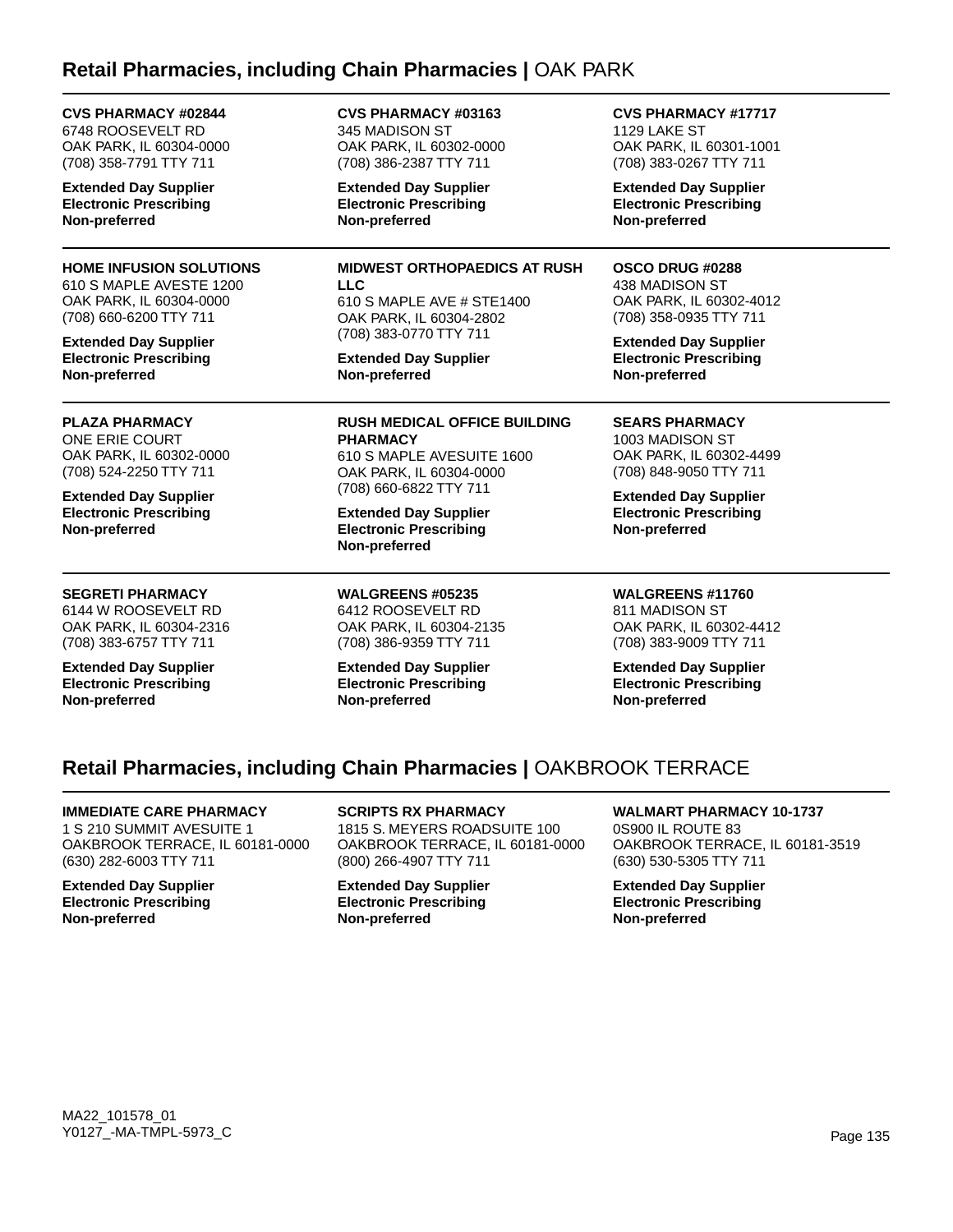## Retail Pharmacies, including Chain Pharmacies | OAK PARK

**CVS PHARMACY #02844**
6748 ROOSEVELT RD
OAK PARK, IL 60304-0000
(708) 358-7791 TTY 711

**Extended Day Supplier**
**Electronic Prescribing**
**Non-preferred**

**CVS PHARMACY #03163**
345 MADISON ST
OAK PARK, IL 60302-0000
(708) 386-2387 TTY 711

**Extended Day Supplier**
**Electronic Prescribing**
**Non-preferred**

**CVS PHARMACY #17717**
1129 LAKE ST
OAK PARK, IL 60301-1001
(708) 383-0267 TTY 711

**Extended Day Supplier**
**Electronic Prescribing**
**Non-preferred**

---

**HOME INFUSION SOLUTIONS**
610 S MAPLE AVESTE 1200
OAK PARK, IL 60304-0000
(708) 660-6200 TTY 711

**Extended Day Supplier**
**Electronic Prescribing**
**Non-preferred**

**MIDWEST ORTHOPAEDICS AT RUSH LLC**
610 S MAPLE AVE # STE1400
OAK PARK, IL 60304-2802
(708) 383-0770 TTY 711

**Extended Day Supplier**
**Non-preferred**

**OSCO DRUG #0288**
438 MADISON ST
OAK PARK, IL 60302-4012
(708) 358-0935 TTY 711

**Extended Day Supplier**
**Electronic Prescribing**
**Non-preferred**

---

**PLAZA PHARMACY**
ONE ERIE COURT
OAK PARK, IL 60302-0000
(708) 524-2250 TTY 711

**Extended Day Supplier**
**Electronic Prescribing**
**Non-preferred**

**RUSH MEDICAL OFFICE BUILDING PHARMACY**
610 S MAPLE AVESUITE 1600
OAK PARK, IL 60304-0000
(708) 660-6822 TTY 711

**Extended Day Supplier**
**Electronic Prescribing**
**Non-preferred**

**SEARS PHARMACY**
1003 MADISON ST
OAK PARK, IL 60302-4499
(708) 848-9050 TTY 711

**Extended Day Supplier**
**Electronic Prescribing**
**Non-preferred**

---

**SEGRETI PHARMACY**
6144 W ROOSEVELT RD
OAK PARK, IL 60304-2316
(708) 383-6757 TTY 711

**Extended Day Supplier**
**Electronic Prescribing**
**Non-preferred**

**WALGREENS #05235**
6412 ROOSEVELT RD
OAK PARK, IL 60304-2135
(708) 386-9359 TTY 711

**Extended Day Supplier**
**Electronic Prescribing**
**Non-preferred**

**WALGREENS #11760**
811 MADISON ST
OAK PARK, IL 60302-4412
(708) 383-9009 TTY 711

**Extended Day Supplier**
**Electronic Prescribing**
**Non-preferred**

## Retail Pharmacies, including Chain Pharmacies | OAKBROOK TERRACE

**IMMEDIATE CARE PHARMACY**
1 S 210 SUMMIT AVESUITE 1
OAKBROOK TERRACE, IL 60181-0000
(630) 282-6003 TTY 711

**Extended Day Supplier**
**Electronic Prescribing**
**Non-preferred**

**SCRIPTS RX PHARMACY**
1815 S. MEYERS ROADSUITE 100
OAKBROOK TERRACE, IL 60181-0000
(800) 266-4907 TTY 711

**Extended Day Supplier**
**Electronic Prescribing**
**Non-preferred**

**WALMART PHARMACY 10-1737**
0S900 IL ROUTE 83
OAKBROOK TERRACE, IL 60181-3519
(630) 530-5305 TTY 711

**Extended Day Supplier**
**Electronic Prescribing**
**Non-preferred**

MA22_101578_01
Y0127_-MA-TMPL-5973_C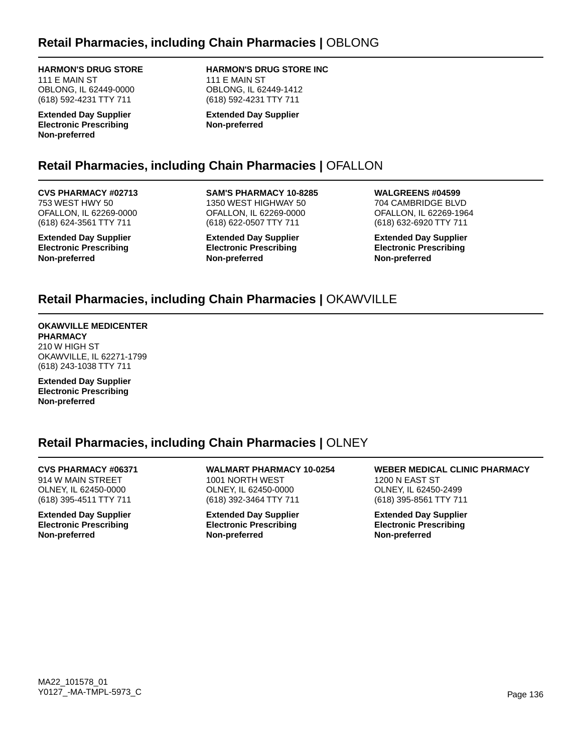## Retail Pharmacies, including Chain Pharmacies | OBLONG

**HARMON'S DRUG STORE**
111 E MAIN ST
OBLONG, IL 62449-0000
(618) 592-4231 TTY 711

**Extended Day Supplier**
**Electronic Prescribing**
**Non-preferred**

**HARMON'S DRUG STORE INC**
111 E MAIN ST
OBLONG, IL 62449-1412
(618) 592-4231 TTY 711

**Extended Day Supplier**
**Non-preferred**

## Retail Pharmacies, including Chain Pharmacies | OFALLON

**CVS PHARMACY #02713**
753 WEST HWY 50
OFALLON, IL 62269-0000
(618) 624-3561 TTY 711

**Extended Day Supplier**
**Electronic Prescribing**
**Non-preferred**

**SAM'S PHARMACY 10-8285**
1350 WEST HIGHWAY 50
OFALLON, IL 62269-0000
(618) 622-0507 TTY 711

**Extended Day Supplier**
**Electronic Prescribing**
**Non-preferred**

**WALGREENS #04599**
704 CAMBRIDGE BLVD
OFALLON, IL 62269-1964
(618) 632-6920 TTY 711

**Extended Day Supplier**
**Electronic Prescribing**
**Non-preferred**

## Retail Pharmacies, including Chain Pharmacies | OKAWVILLE

**OKAWVILLE MEDICENTER PHARMACY**
210 W HIGH ST
OKAWVILLE, IL 62271-1799
(618) 243-1038 TTY 711

**Extended Day Supplier**
**Electronic Prescribing**
**Non-preferred**

## Retail Pharmacies, including Chain Pharmacies | OLNEY

**CVS PHARMACY #06371**
914 W MAIN STREET
OLNEY, IL 62450-0000
(618) 395-4511 TTY 711

**Extended Day Supplier**
**Electronic Prescribing**
**Non-preferred**

**WALMART PHARMACY 10-0254**
1001 NORTH WEST
OLNEY, IL 62450-0000
(618) 392-3464 TTY 711

**Extended Day Supplier**
**Electronic Prescribing**
**Non-preferred**

**WEBER MEDICAL CLINIC PHARMACY**
1200 N EAST ST
OLNEY, IL 62450-2499
(618) 395-8561 TTY 711

**Extended Day Supplier**
**Electronic Prescribing**
**Non-preferred**

MA22_101578_01
Y0127_-MA-TMPL-5973_C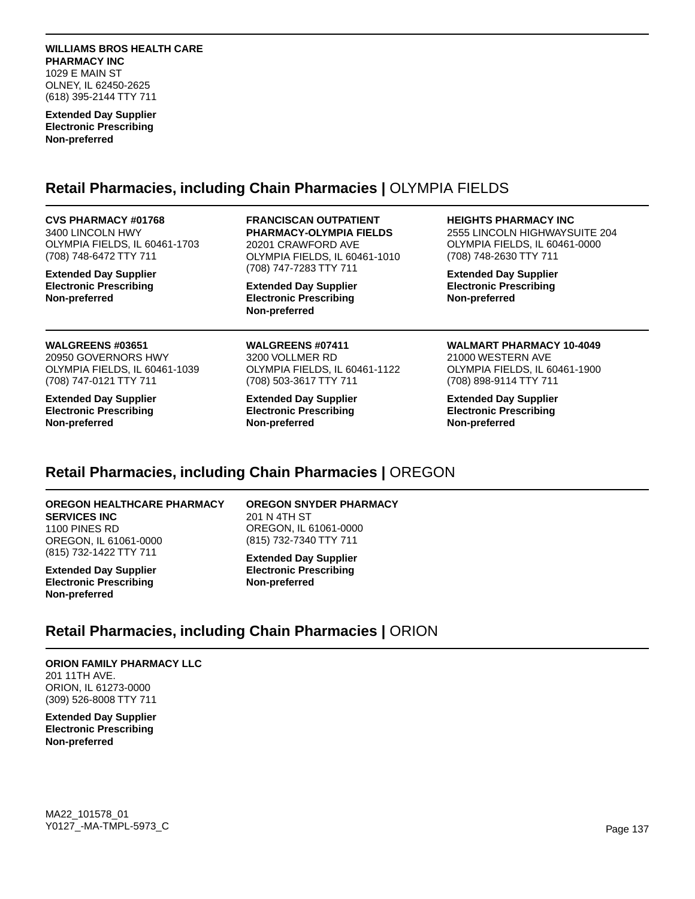**WILLIAMS BROS HEALTH CARE PHARMACY INC**
1029 E MAIN ST
OLNEY, IL 62450-2625
(618) 395-2144 TTY 711

**Extended Day Supplier**
**Electronic Prescribing**
**Non-preferred**

## Retail Pharmacies, including Chain Pharmacies | OLYMPIA FIELDS

**CVS PHARMACY #01768**
3400 LINCOLN HWY
OLYMPIA FIELDS, IL 60461-1703
(708) 748-6472 TTY 711

**Extended Day Supplier**
**Electronic Prescribing**
**Non-preferred**

**FRANCISCAN OUTPATIENT PHARMACY-OLYMPIA FIELDS**
20201 CRAWFORD AVE
OLYMPIA FIELDS, IL 60461-1010
(708) 747-7283 TTY 711

**Extended Day Supplier**
**Electronic Prescribing**
**Non-preferred**

**HEIGHTS PHARMACY INC**
2555 LINCOLN HIGHWAYSUITE 204
OLYMPIA FIELDS, IL 60461-0000
(708) 748-2630 TTY 711

**Extended Day Supplier**
**Electronic Prescribing**
**Non-preferred**

**WALGREENS #03651**
20950 GOVERNORS HWY
OLYMPIA FIELDS, IL 60461-1039
(708) 747-0121 TTY 711

**Extended Day Supplier**
**Electronic Prescribing**
**Non-preferred**

**WALGREENS #07411**
3200 VOLLMER RD
OLYMPIA FIELDS, IL 60461-1122
(708) 503-3617 TTY 711

**Extended Day Supplier**
**Electronic Prescribing**
**Non-preferred**

**WALMART PHARMACY 10-4049**
21000 WESTERN AVE
OLYMPIA FIELDS, IL 60461-1900
(708) 898-9114 TTY 711

**Extended Day Supplier**
**Electronic Prescribing**
**Non-preferred**

## Retail Pharmacies, including Chain Pharmacies | OREGON

**OREGON HEALTHCARE PHARMACY SERVICES INC**
1100 PINES RD
OREGON, IL 61061-0000
(815) 732-1422 TTY 711

**Extended Day Supplier**
**Electronic Prescribing**
**Non-preferred**

**OREGON SNYDER PHARMACY**
201 N 4TH ST
OREGON, IL 61061-0000
(815) 732-7340 TTY 711

**Extended Day Supplier**
**Electronic Prescribing**
**Non-preferred**

## Retail Pharmacies, including Chain Pharmacies | ORION

**ORION FAMILY PHARMACY LLC**
201 11TH AVE.
ORION, IL 61273-0000
(309) 526-8008 TTY 711

**Extended Day Supplier**
**Electronic Prescribing**
**Non-preferred**

MA22_101578_01
Y0127_-MA-TMPL-5973_C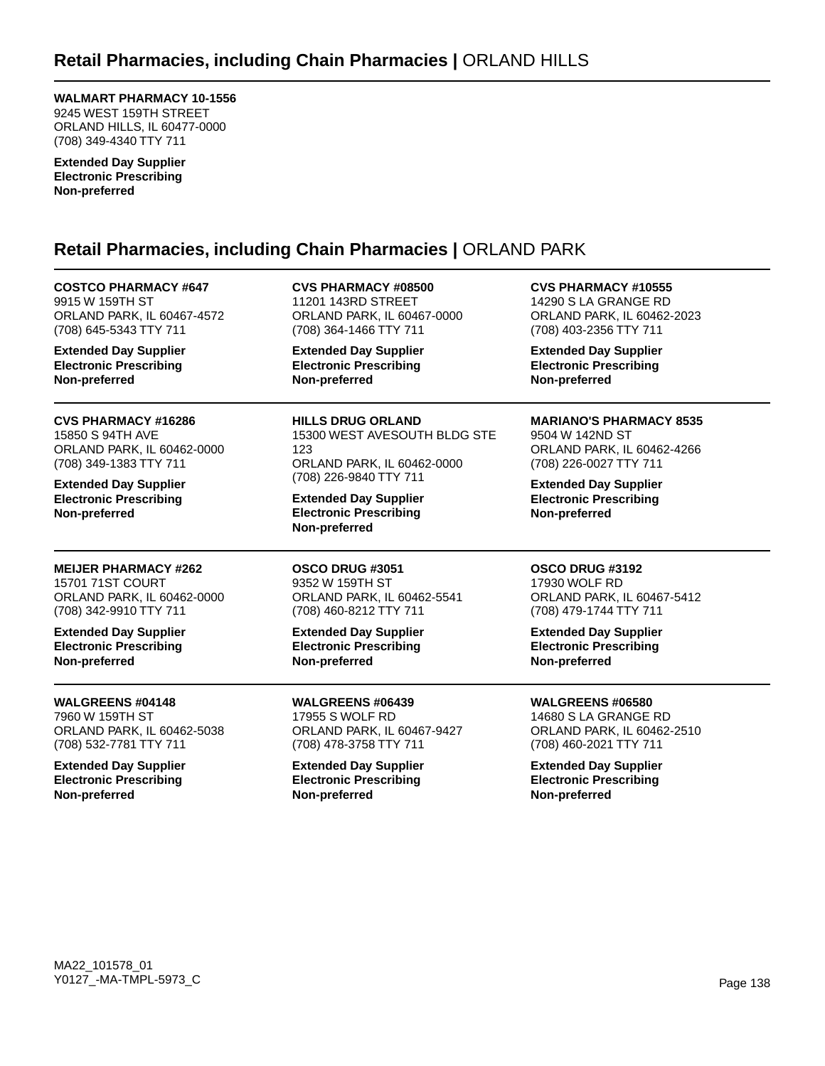## **Retail Pharmacies, including Chain Pharmacies |** ORLAND HILLS

**WALMART PHARMACY 10-1556**
9245 WEST 159TH STREET
ORLAND HILLS, IL 60477-0000
(708) 349-4340 TTY 711

**Extended Day Supplier**
**Electronic Prescribing**
**Non-preferred**

## **Retail Pharmacies, including Chain Pharmacies |** ORLAND PARK

**COSTCO PHARMACY #647**
9915 W 159TH ST
ORLAND PARK, IL 60467-4572
(708) 645-5343 TTY 711

**Extended Day Supplier**
**Electronic Prescribing**
**Non-preferred**

**CVS PHARMACY #08500**
11201 143RD STREET
ORLAND PARK, IL 60467-0000
(708) 364-1466 TTY 711

**Extended Day Supplier**
**Electronic Prescribing**
**Non-preferred**

**CVS PHARMACY #10555**
14290 S LA GRANGE RD
ORLAND PARK, IL 60462-2023
(708) 403-2356 TTY 711

**Extended Day Supplier**
**Electronic Prescribing**
**Non-preferred**

**CVS PHARMACY #16286**
15850 S 94TH AVE
ORLAND PARK, IL 60462-0000
(708) 349-1383 TTY 711

**Extended Day Supplier**
**Electronic Prescribing**
**Non-preferred**

**HILLS DRUG ORLAND**
15300 WEST AVESOUTH BLDG STE 123
ORLAND PARK, IL 60462-0000
(708) 226-9840 TTY 711

**Extended Day Supplier**
**Electronic Prescribing**
**Non-preferred**

**MARIANO'S PHARMACY 8535**
9504 W 142ND ST
ORLAND PARK, IL 60462-4266
(708) 226-0027 TTY 711

**Extended Day Supplier**
**Electronic Prescribing**
**Non-preferred**

**MEIJER PHARMACY #262**
15701 71ST COURT
ORLAND PARK, IL 60462-0000
(708) 342-9910 TTY 711

**Extended Day Supplier**
**Electronic Prescribing**
**Non-preferred**

**OSCO DRUG #3051**
9352 W 159TH ST
ORLAND PARK, IL 60462-5541
(708) 460-8212 TTY 711

**Extended Day Supplier**
**Electronic Prescribing**
**Non-preferred**

**OSCO DRUG #3192**
17930 WOLF RD
ORLAND PARK, IL 60467-5412
(708) 479-1744 TTY 711

**Extended Day Supplier**
**Electronic Prescribing**
**Non-preferred**

**WALGREENS #04148**
7960 W 159TH ST
ORLAND PARK, IL 60462-5038
(708) 532-7781 TTY 711

**Extended Day Supplier**
**Electronic Prescribing**
**Non-preferred**

**WALGREENS #06439**
17955 S WOLF RD
ORLAND PARK, IL 60467-9427
(708) 478-3758 TTY 711

**Extended Day Supplier**
**Electronic Prescribing**
**Non-preferred**

**WALGREENS #06580**
14680 S LA GRANGE RD
ORLAND PARK, IL 60462-2510
(708) 460-2021 TTY 711

**Extended Day Supplier**
**Electronic Prescribing**
**Non-preferred**

MA22_101578_01
Y0127_-MA-TMPL-5973_C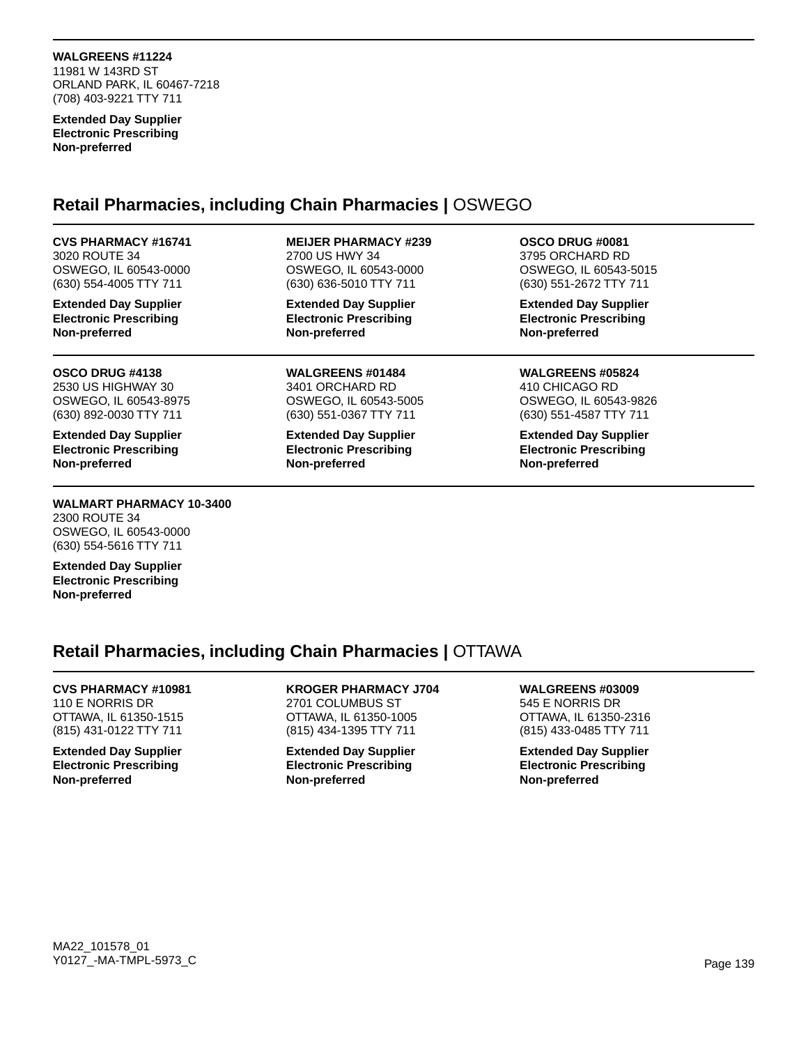**WALGREENS #11224**
11981 W 143RD ST
ORLAND PARK, IL 60467-7218
(708) 403-9221 TTY 711

**Extended Day Supplier**
**Electronic Prescribing**
**Non-preferred**

## Retail Pharmacies, including Chain Pharmacies | OSWEGO

**CVS PHARMACY #16741**
3020 ROUTE 34
OSWEGO, IL 60543-0000
(630) 554-4005 TTY 711

**Extended Day Supplier**
**Electronic Prescribing**
**Non-preferred**

**MEIJER PHARMACY #239**
2700 US HWY 34
OSWEGO, IL 60543-0000
(630) 636-5010 TTY 711

**Extended Day Supplier**
**Electronic Prescribing**
**Non-preferred**

**OSCO DRUG #0081**
3795 ORCHARD RD
OSWEGO, IL 60543-5015
(630) 551-2672 TTY 711

**Extended Day Supplier**
**Electronic Prescribing**
**Non-preferred**

**OSCO DRUG #4138**
2530 US HIGHWAY 30
OSWEGO, IL 60543-8975
(630) 892-0030 TTY 711

**Extended Day Supplier**
**Electronic Prescribing**
**Non-preferred**

**WALGREENS #01484**
3401 ORCHARD RD
OSWEGO, IL 60543-5005
(630) 551-0367 TTY 711

**Extended Day Supplier**
**Electronic Prescribing**
**Non-preferred**

**WALGREENS #05824**
410 CHICAGO RD
OSWEGO, IL 60543-9826
(630) 551-4587 TTY 711

**Extended Day Supplier**
**Electronic Prescribing**
**Non-preferred**

**WALMART PHARMACY 10-3400**
2300 ROUTE 34
OSWEGO, IL 60543-0000
(630) 554-5616 TTY 711

**Extended Day Supplier**
**Electronic Prescribing**
**Non-preferred**

## Retail Pharmacies, including Chain Pharmacies | OTTAWA

**CVS PHARMACY #10981**
110 E NORRIS DR
OTTAWA, IL 61350-1515
(815) 431-0122 TTY 711

**Extended Day Supplier**
**Electronic Prescribing**
**Non-preferred**

**KROGER PHARMACY J704**
2701 COLUMBUS ST
OTTAWA, IL 61350-1005
(815) 434-1395 TTY 711

**Extended Day Supplier**
**Electronic Prescribing**
**Non-preferred**

**WALGREENS #03009**
545 E NORRIS DR
OTTAWA, IL 61350-2316
(815) 433-0485 TTY 711

**Extended Day Supplier**
**Electronic Prescribing**
**Non-preferred**

MA22_101578_01
Y0127_-MA-TMPL-5973_C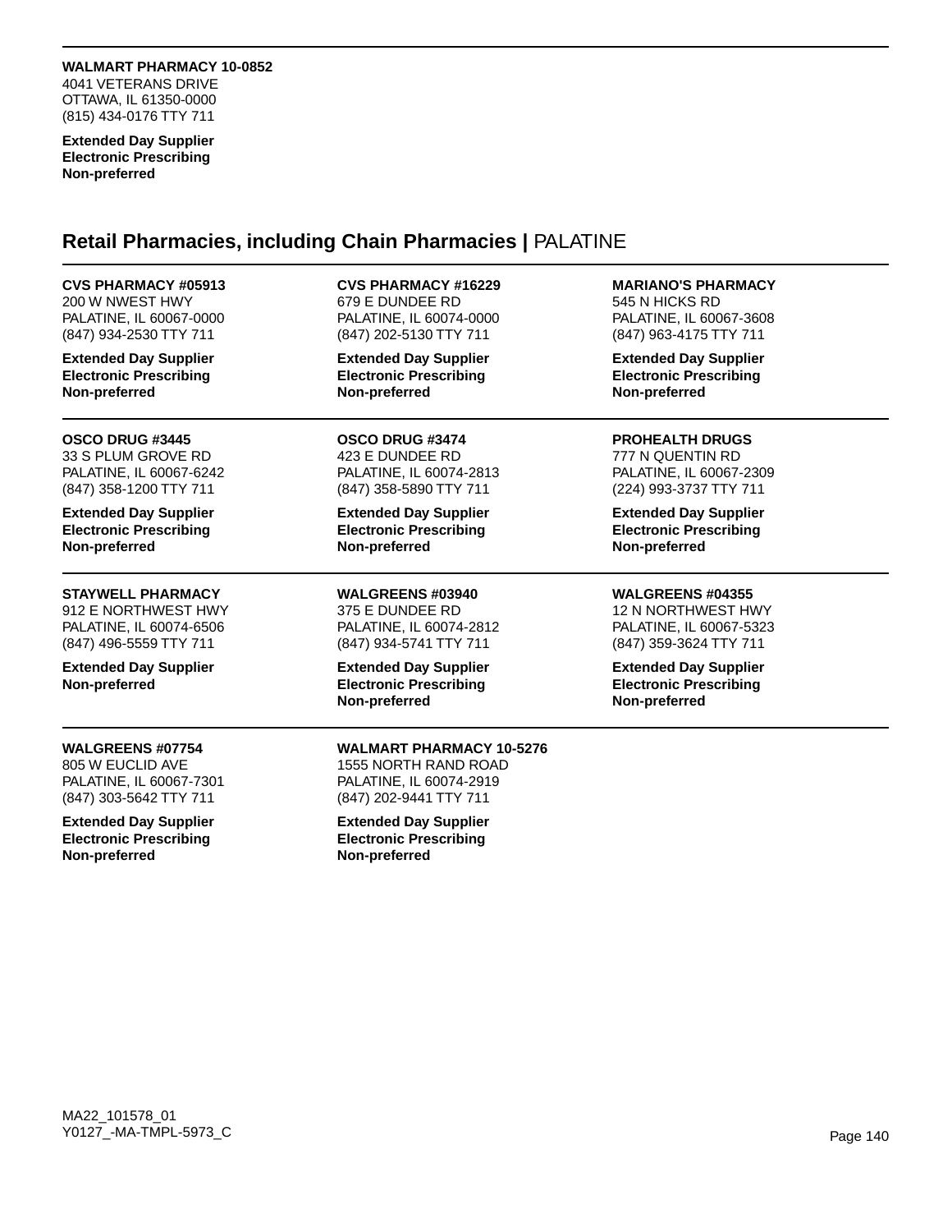**WALMART PHARMACY 10-0852**
4041 VETERANS DRIVE
OTTAWA, IL 61350-0000
(815) 434-0176 TTY 711

**Extended Day Supplier**
**Electronic Prescribing**
**Non-preferred**

## Retail Pharmacies, including Chain Pharmacies | PALATINE

**CVS PHARMACY #05913**
200 W NWEST HWY
PALATINE, IL 60067-0000
(847) 934-2530 TTY 711

**Extended Day Supplier**
**Electronic Prescribing**
**Non-preferred**

**CVS PHARMACY #16229**
679 E DUNDEE RD
PALATINE, IL 60074-0000
(847) 202-5130 TTY 711

**Extended Day Supplier**
**Electronic Prescribing**
**Non-preferred**

**MARIANO'S PHARMACY**
545 N HICKS RD
PALATINE, IL 60067-3608
(847) 963-4175 TTY 711

**Extended Day Supplier**
**Electronic Prescribing**
**Non-preferred**

**OSCO DRUG #3445**
33 S PLUM GROVE RD
PALATINE, IL 60067-6242
(847) 358-1200 TTY 711

**Extended Day Supplier**
**Electronic Prescribing**
**Non-preferred**

**OSCO DRUG #3474**
423 E DUNDEE RD
PALATINE, IL 60074-2813
(847) 358-5890 TTY 711

**Extended Day Supplier**
**Electronic Prescribing**
**Non-preferred**

**PROHEALTH DRUGS**
777 N QUENTIN RD
PALATINE, IL 60067-2309
(224) 993-3737 TTY 711

**Extended Day Supplier**
**Electronic Prescribing**
**Non-preferred**

**STAYWELL PHARMACY**
912 E NORTHWEST HWY
PALATINE, IL 60074-6506
(847) 496-5559 TTY 711

**Extended Day Supplier**
**Non-preferred**

**WALGREENS #03940**
375 E DUNDEE RD
PALATINE, IL 60074-2812
(847) 934-5741 TTY 711

**Extended Day Supplier**
**Electronic Prescribing**
**Non-preferred**

**WALGREENS #04355**
12 N NORTHWEST HWY
PALATINE, IL 60067-5323
(847) 359-3624 TTY 711

**Extended Day Supplier**
**Electronic Prescribing**
**Non-preferred**

**WALGREENS #07754**
805 W EUCLID AVE
PALATINE, IL 60067-7301
(847) 303-5642 TTY 711

**Extended Day Supplier**
**Electronic Prescribing**
**Non-preferred**

**WALMART PHARMACY 10-5276**
1555 NORTH RAND ROAD
PALATINE, IL 60074-2919
(847) 202-9441 TTY 711

**Extended Day Supplier**
**Electronic Prescribing**
**Non-preferred**

MA22_101578_01
Y0127_-MA-TMPL-5973_C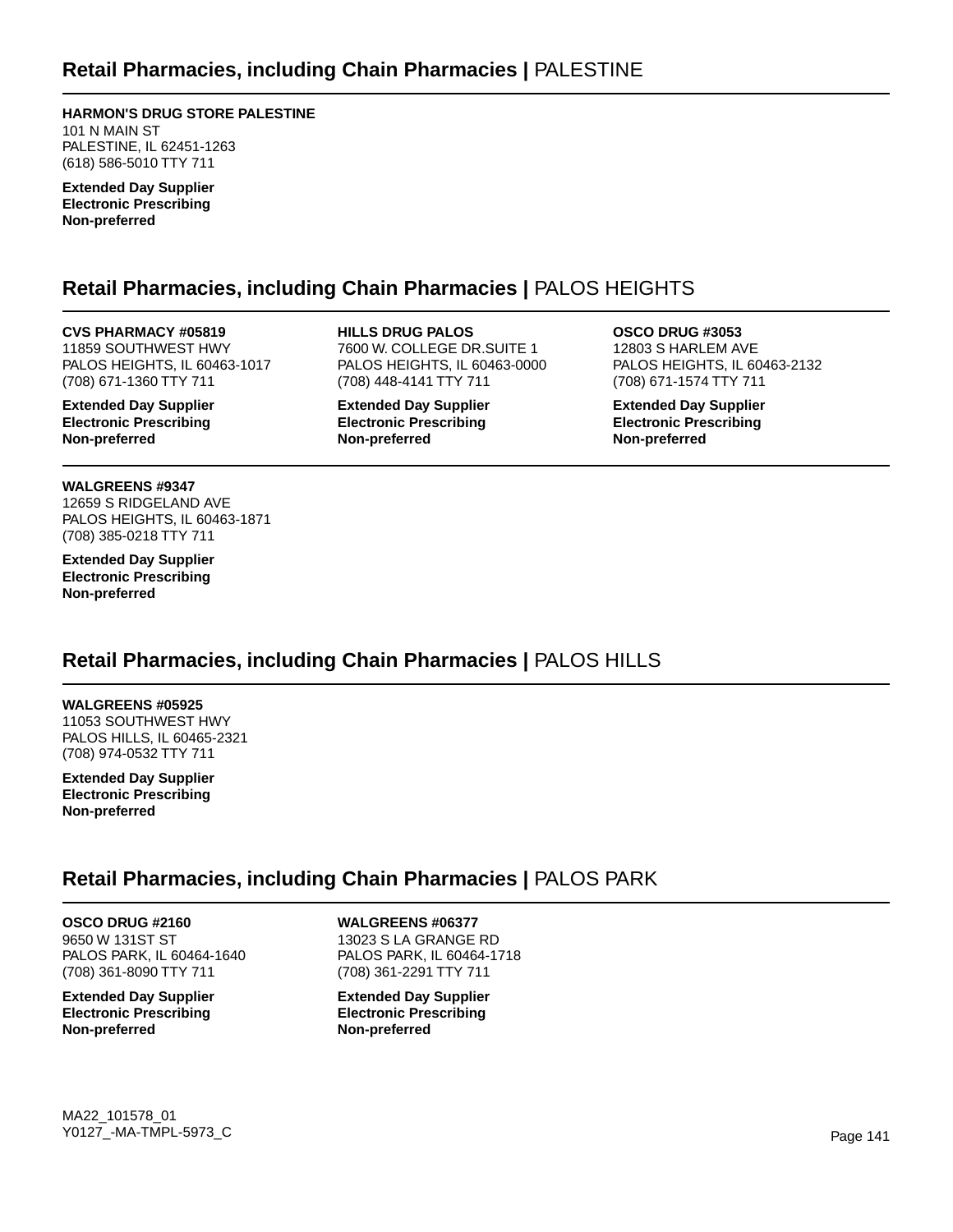## Retail Pharmacies, including Chain Pharmacies | PALESTINE

**HARMON'S DRUG STORE PALESTINE**
101 N MAIN ST
PALESTINE, IL 62451-1263
(618) 586-5010 TTY 711

**Extended Day Supplier**
**Electronic Prescribing**
**Non-preferred**

## Retail Pharmacies, including Chain Pharmacies | PALOS HEIGHTS

**CVS PHARMACY #05819**
11859 SOUTHWEST HWY
PALOS HEIGHTS, IL 60463-1017
(708) 671-1360 TTY 711

**Extended Day Supplier**
**Electronic Prescribing**
**Non-preferred**

**HILLS DRUG PALOS**
7600 W. COLLEGE DR.SUITE 1
PALOS HEIGHTS, IL 60463-0000
(708) 448-4141 TTY 711

**Extended Day Supplier**
**Electronic Prescribing**
**Non-preferred**

**OSCO DRUG #3053**
12803 S HARLEM AVE
PALOS HEIGHTS, IL 60463-2132
(708) 671-1574 TTY 711

**Extended Day Supplier**
**Electronic Prescribing**
**Non-preferred**

**WALGREENS #9347**
12659 S RIDGELAND AVE
PALOS HEIGHTS, IL 60463-1871
(708) 385-0218 TTY 711

**Extended Day Supplier**
**Electronic Prescribing**
**Non-preferred**

## Retail Pharmacies, including Chain Pharmacies | PALOS HILLS

**WALGREENS #05925**
11053 SOUTHWEST HWY
PALOS HILLS, IL 60465-2321
(708) 974-0532 TTY 711

**Extended Day Supplier**
**Electronic Prescribing**
**Non-preferred**

## Retail Pharmacies, including Chain Pharmacies | PALOS PARK

**OSCO DRUG #2160**
9650 W 131ST ST
PALOS PARK, IL 60464-1640
(708) 361-8090 TTY 711

**Extended Day Supplier**
**Electronic Prescribing**
**Non-preferred**

**WALGREENS #06377**
13023 S LA GRANGE RD
PALOS PARK, IL 60464-1718
(708) 361-2291 TTY 711

**Extended Day Supplier**
**Electronic Prescribing**
**Non-preferred**

MA22_101578_01
Y0127_-MA-TMPL-5973_C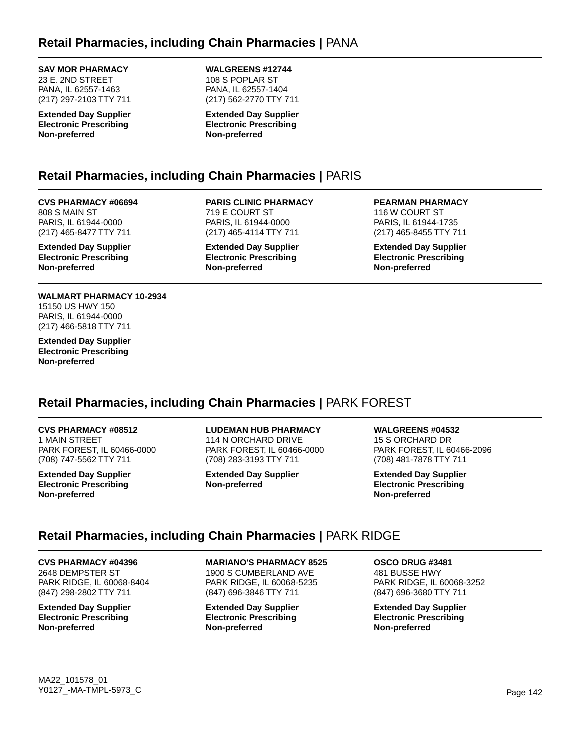## Retail Pharmacies, including Chain Pharmacies | PANA

**SAV MOR PHARMACY**
23 E. 2ND STREET
PANA, IL 62557-1463
(217) 297-2103 TTY 711

**Extended Day Supplier**
**Electronic Prescribing**
**Non-preferred**

**WALGREENS #12744**
108 S POPLAR ST
PANA, IL 62557-1404
(217) 562-2770 TTY 711

**Extended Day Supplier**
**Electronic Prescribing**
**Non-preferred**

## Retail Pharmacies, including Chain Pharmacies | PARIS

**CVS PHARMACY #06694**
808 S MAIN ST
PARIS, IL 61944-0000
(217) 465-8477 TTY 711

**Extended Day Supplier**
**Electronic Prescribing**
**Non-preferred**

**PARIS CLINIC PHARMACY**
719 E COURT ST
PARIS, IL 61944-0000
(217) 465-4114 TTY 711

**Extended Day Supplier**
**Electronic Prescribing**
**Non-preferred**

**PEARMAN PHARMACY**
116 W COURT ST
PARIS, IL 61944-1735
(217) 465-8455 TTY 711

**Extended Day Supplier**
**Electronic Prescribing**
**Non-preferred**

**WALMART PHARMACY 10-2934**
15150 US HWY 150
PARIS, IL 61944-0000
(217) 466-5818 TTY 711

**Extended Day Supplier**
**Electronic Prescribing**
**Non-preferred**

## Retail Pharmacies, including Chain Pharmacies | PARK FOREST

**CVS PHARMACY #08512**
1 MAIN STREET
PARK FOREST, IL 60466-0000
(708) 747-5562 TTY 711

**Extended Day Supplier**
**Electronic Prescribing**
**Non-preferred**

**LUDEMAN HUB PHARMACY**
114 N ORCHARD DRIVE
PARK FOREST, IL 60466-0000
(708) 283-3193 TTY 711

**Extended Day Supplier**
**Non-preferred**

**WALGREENS #04532**
15 S ORCHARD DR
PARK FOREST, IL 60466-2096
(708) 481-7878 TTY 711

**Extended Day Supplier**
**Electronic Prescribing**
**Non-preferred**

## Retail Pharmacies, including Chain Pharmacies | PARK RIDGE

**CVS PHARMACY #04396**
2648 DEMPSTER ST
PARK RIDGE, IL 60068-8404
(847) 298-2802 TTY 711

**Extended Day Supplier**
**Electronic Prescribing**
**Non-preferred**

**MARIANO'S PHARMACY 8525**
1900 S CUMBERLAND AVE
PARK RIDGE, IL 60068-5235
(847) 696-3846 TTY 711

**Extended Day Supplier**
**Electronic Prescribing**
**Non-preferred**

**OSCO DRUG #3481**
481 BUSSE HWY
PARK RIDGE, IL 60068-3252
(847) 696-3680 TTY 711

**Extended Day Supplier**
**Electronic Prescribing**
**Non-preferred**

MA22_101578_01
Y0127_-MA-TMPL-5973_C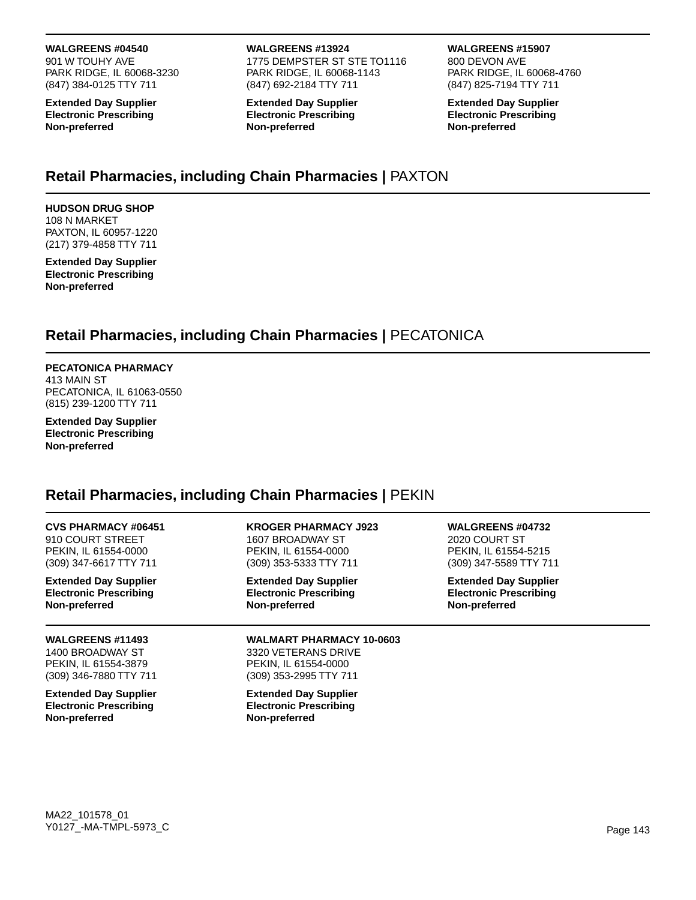**WALGREENS #04540**
901 W TOUHY AVE
PARK RIDGE, IL 60068-3230
(847) 384-0125 TTY 711

**Extended Day Supplier**
**Electronic Prescribing**
**Non-preferred**

**WALGREENS #13924**
1775 DEMPSTER ST STE TO1116
PARK RIDGE, IL 60068-1143
(847) 692-2184 TTY 711

**Extended Day Supplier**
**Electronic Prescribing**
**Non-preferred**

**WALGREENS #15907**
800 DEVON AVE
PARK RIDGE, IL 60068-4760
(847) 825-7194 TTY 711

**Extended Day Supplier**
**Electronic Prescribing**
**Non-preferred**

## Retail Pharmacies, including Chain Pharmacies | PAXTON

**HUDSON DRUG SHOP**
108 N MARKET
PAXTON, IL 60957-1220
(217) 379-4858 TTY 711

**Extended Day Supplier**
**Electronic Prescribing**
**Non-preferred**

## Retail Pharmacies, including Chain Pharmacies | PECATONICA

**PECATONICA PHARMACY**
413 MAIN ST
PECATONICA, IL 61063-0550
(815) 239-1200 TTY 711

**Extended Day Supplier**
**Electronic Prescribing**
**Non-preferred**

## Retail Pharmacies, including Chain Pharmacies | PEKIN

**CVS PHARMACY #06451**
910 COURT STREET
PEKIN, IL 61554-0000
(309) 347-6617 TTY 711

**Extended Day Supplier**
**Electronic Prescribing**
**Non-preferred**

**KROGER PHARMACY J923**
1607 BROADWAY ST
PEKIN, IL 61554-0000
(309) 353-5333 TTY 711

**Extended Day Supplier**
**Electronic Prescribing**
**Non-preferred**

**WALGREENS #04732**
2020 COURT ST
PEKIN, IL 61554-5215
(309) 347-5589 TTY 711

**Extended Day Supplier**
**Electronic Prescribing**
**Non-preferred**

**WALGREENS #11493**
1400 BROADWAY ST
PEKIN, IL 61554-3879
(309) 346-7880 TTY 711

**Extended Day Supplier**
**Electronic Prescribing**
**Non-preferred**

**WALMART PHARMACY 10-0603**
3320 VETERANS DRIVE
PEKIN, IL 61554-0000
(309) 353-2995 TTY 711

**Extended Day Supplier**
**Electronic Prescribing**
**Non-preferred**

MA22_101578_01
Y0127_-MA-TMPL-5973_C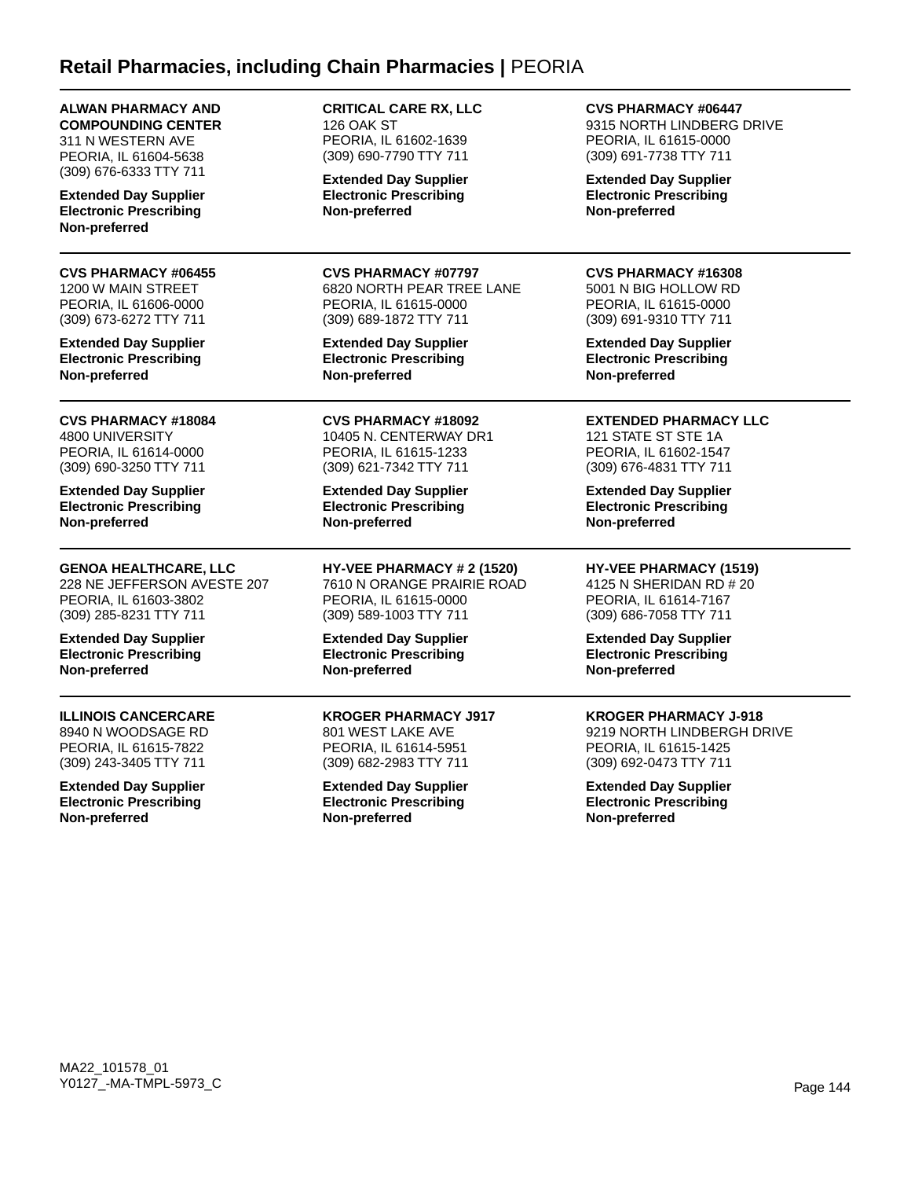## **Retail Pharmacies, including Chain Pharmacies |** PEORIA

**ALWAN PHARMACY AND COMPOUNDING CENTER**
311 N WESTERN AVE
PEORIA, IL 61604-5638
(309) 676-6333 TTY 711

**Extended Day Supplier**
**Electronic Prescribing**
**Non-preferred**

**CRITICAL CARE RX, LLC**
126 OAK ST
PEORIA, IL 61602-1639
(309) 690-7790 TTY 711

**Extended Day Supplier**
**Electronic Prescribing**
**Non-preferred**

**CVS PHARMACY #06447**
9315 NORTH LINDBERG DRIVE
PEORIA, IL 61615-0000
(309) 691-7738 TTY 711

**Extended Day Supplier**
**Electronic Prescribing**
**Non-preferred**

---

**CVS PHARMACY #06455**
1200 W MAIN STREET
PEORIA, IL 61606-0000
(309) 673-6272 TTY 711

**Extended Day Supplier**
**Electronic Prescribing**
**Non-preferred**

**CVS PHARMACY #07797**
6820 NORTH PEAR TREE LANE
PEORIA, IL 61615-0000
(309) 689-1872 TTY 711

**Extended Day Supplier**
**Electronic Prescribing**
**Non-preferred**

**CVS PHARMACY #16308**
5001 N BIG HOLLOW RD
PEORIA, IL 61615-0000
(309) 691-9310 TTY 711

**Extended Day Supplier**
**Electronic Prescribing**
**Non-preferred**

---

**CVS PHARMACY #18084**
4800 UNIVERSITY
PEORIA, IL 61614-0000
(309) 690-3250 TTY 711

**Extended Day Supplier**
**Electronic Prescribing**
**Non-preferred**

**CVS PHARMACY #18092**
10405 N. CENTERWAY DR1
PEORIA, IL 61615-1233
(309) 621-7342 TTY 711

**Extended Day Supplier**
**Electronic Prescribing**
**Non-preferred**

**EXTENDED PHARMACY LLC**
121 STATE ST STE 1A
PEORIA, IL 61602-1547
(309) 676-4831 TTY 711

**Extended Day Supplier**
**Electronic Prescribing**
**Non-preferred**

---

**GENOA HEALTHCARE, LLC**
228 NE JEFFERSON AVESTE 207
PEORIA, IL 61603-3802
(309) 285-8231 TTY 711

**Extended Day Supplier**
**Electronic Prescribing**
**Non-preferred**

**HY-VEE PHARMACY # 2 (1520)**
7610 N ORANGE PRAIRIE ROAD
PEORIA, IL 61615-0000
(309) 589-1003 TTY 711

**Extended Day Supplier**
**Electronic Prescribing**
**Non-preferred**

**HY-VEE PHARMACY (1519)**
4125 N SHERIDAN RD # 20
PEORIA, IL 61614-7167
(309) 686-7058 TTY 711

**Extended Day Supplier**
**Electronic Prescribing**
**Non-preferred**

---

**ILLINOIS CANCERCARE**
8940 N WOODSAGE RD
PEORIA, IL 61615-7822
(309) 243-3405 TTY 711

**Extended Day Supplier**
**Electronic Prescribing**
**Non-preferred**

**KROGER PHARMACY J917**
801 WEST LAKE AVE
PEORIA, IL 61614-5951
(309) 682-2983 TTY 711

**Extended Day Supplier**
**Electronic Prescribing**
**Non-preferred**

**KROGER PHARMACY J-918**
9219 NORTH LINDBERGH DRIVE
PEORIA, IL 61615-1425
(309) 692-0473 TTY 711

**Extended Day Supplier**
**Electronic Prescribing**
**Non-preferred**

MA22_101578_01
Y0127_-MA-TMPL-5973_C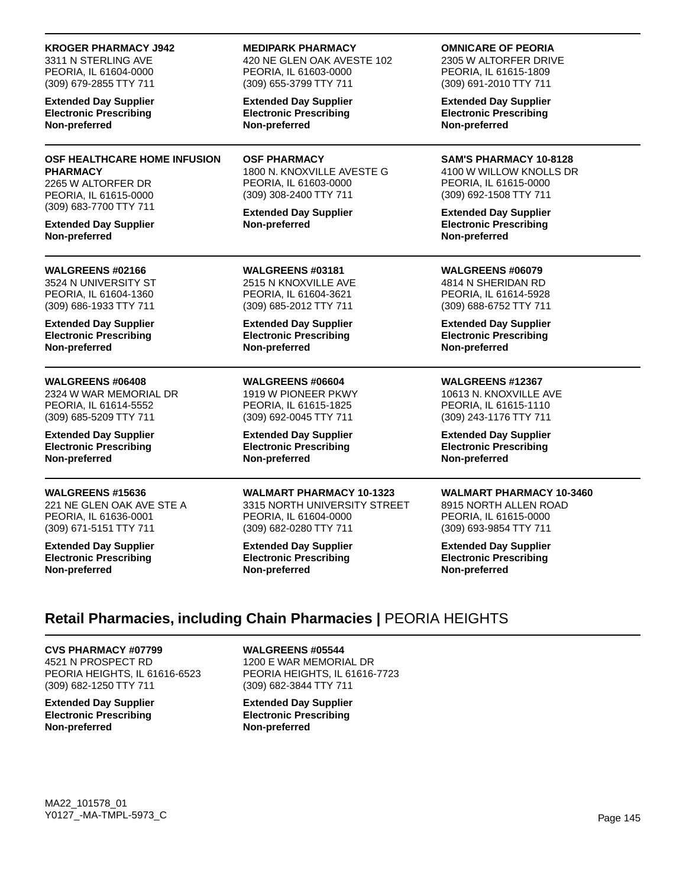**KROGER PHARMACY J942**
3311 N STERLING AVE
PEORIA, IL 61604-0000
(309) 679-2855 TTY 711

**Extended Day Supplier**
**Electronic Prescribing**
**Non-preferred**

**MEDIPARK PHARMACY**
420 NE GLEN OAK AVESTE 102
PEORIA, IL 61603-0000
(309) 655-3799 TTY 711

**Extended Day Supplier**
**Electronic Prescribing**
**Non-preferred**

**OMNICARE OF PEORIA**
2305 W ALTORFER DRIVE
PEORIA, IL 61615-1809
(309) 691-2010 TTY 711

**Extended Day Supplier**
**Electronic Prescribing**
**Non-preferred**

**OSF HEALTHCARE HOME INFUSION PHARMACY**
2265 W ALTORFER DR
PEORIA, IL 61615-0000
(309) 683-7700 TTY 711

**Extended Day Supplier**
**Non-preferred**

**OSF PHARMACY**
1800 N. KNOXVILLE AVESTE G
PEORIA, IL 61603-0000
(309) 308-2400 TTY 711

**Extended Day Supplier**
**Non-preferred**

**SAM'S PHARMACY 10-8128**
4100 W WILLOW KNOLLS DR
PEORIA, IL 61615-0000
(309) 692-1508 TTY 711

**Extended Day Supplier**
**Electronic Prescribing**
**Non-preferred**

**WALGREENS #02166**
3524 N UNIVERSITY ST
PEORIA, IL 61604-1360
(309) 686-1933 TTY 711

**Extended Day Supplier**
**Electronic Prescribing**
**Non-preferred**

**WALGREENS #03181**
2515 N KNOXVILLE AVE
PEORIA, IL 61604-3621
(309) 685-2012 TTY 711

**Extended Day Supplier**
**Electronic Prescribing**
**Non-preferred**

**WALGREENS #06079**
4814 N SHERIDAN RD
PEORIA, IL 61614-5928
(309) 688-6752 TTY 711

**Extended Day Supplier**
**Electronic Prescribing**
**Non-preferred**

**WALGREENS #06408**
2324 W WAR MEMORIAL DR
PEORIA, IL 61614-5552
(309) 685-5209 TTY 711

**Extended Day Supplier**
**Electronic Prescribing**
**Non-preferred**

**WALGREENS #06604**
1919 W PIONEER PKWY
PEORIA, IL 61615-1825
(309) 692-0045 TTY 711

**Extended Day Supplier**
**Electronic Prescribing**
**Non-preferred**

**WALGREENS #12367**
10613 N. KNOXVILLE AVE
PEORIA, IL 61615-1110
(309) 243-1176 TTY 711

**Extended Day Supplier**
**Electronic Prescribing**
**Non-preferred**

**WALGREENS #15636**
221 NE GLEN OAK AVE STE A
PEORIA, IL 61636-0001
(309) 671-5151 TTY 711

**Extended Day Supplier**
**Electronic Prescribing**
**Non-preferred**

**WALMART PHARMACY 10-1323**
3315 NORTH UNIVERSITY STREET
PEORIA, IL 61604-0000
(309) 682-0280 TTY 711

**Extended Day Supplier**
**Electronic Prescribing**
**Non-preferred**

**WALMART PHARMACY 10-3460**
8915 NORTH ALLEN ROAD
PEORIA, IL 61615-0000
(309) 693-9854 TTY 711

**Extended Day Supplier**
**Electronic Prescribing**
**Non-preferred**

## **Retail Pharmacies, including Chain Pharmacies |** PEORIA HEIGHTS

**CVS PHARMACY #07799**
4521 N PROSPECT RD
PEORIA HEIGHTS, IL 61616-6523
(309) 682-1250 TTY 711

**Extended Day Supplier**
**Electronic Prescribing**
**Non-preferred**

**WALGREENS #05544**
1200 E WAR MEMORIAL DR
PEORIA HEIGHTS, IL 61616-7723
(309) 682-3844 TTY 711

**Extended Day Supplier**
**Electronic Prescribing**
**Non-preferred**

MA22_101578_01
Y0127_-MA-TMPL-5973_C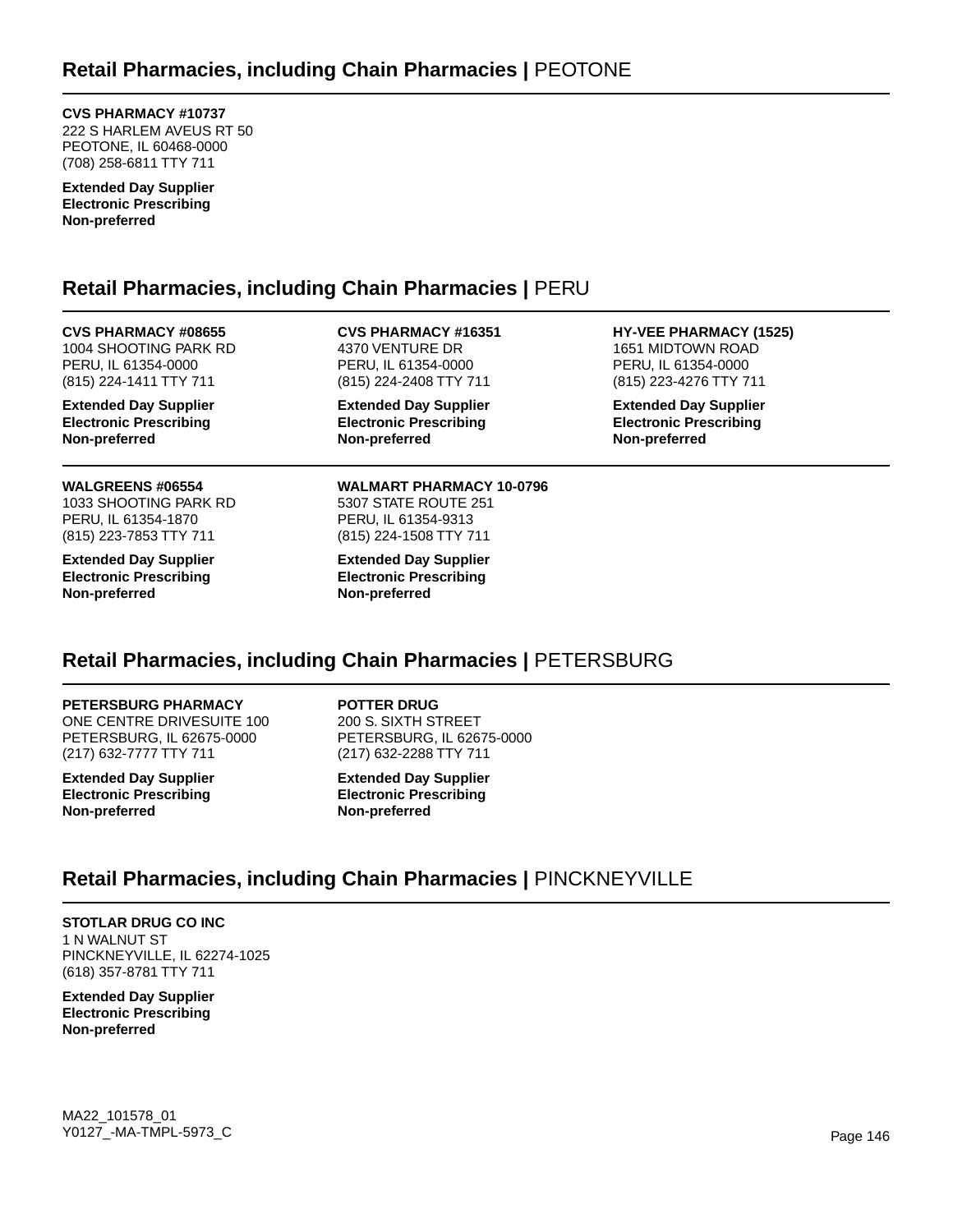## Retail Pharmacies, including Chain Pharmacies | PEOTONE

**CVS PHARMACY #10737**
222 S HARLEM AVEUS RT 50
PEOTONE, IL 60468-0000
(708) 258-6811 TTY 711

**Extended Day Supplier**
**Electronic Prescribing**
**Non-preferred**

## Retail Pharmacies, including Chain Pharmacies | PERU

**CVS PHARMACY #08655**
1004 SHOOTING PARK RD
PERU, IL 61354-0000
(815) 224-1411 TTY 711

**Extended Day Supplier**
**Electronic Prescribing**
**Non-preferred**

**CVS PHARMACY #16351**
4370 VENTURE DR
PERU, IL 61354-0000
(815) 224-2408 TTY 711

**Extended Day Supplier**
**Electronic Prescribing**
**Non-preferred**

**HY-VEE PHARMACY (1525)**
1651 MIDTOWN ROAD
PERU, IL 61354-0000
(815) 223-4276 TTY 711

**Extended Day Supplier**
**Electronic Prescribing**
**Non-preferred**

**WALGREENS #06554**
1033 SHOOTING PARK RD
PERU, IL 61354-1870
(815) 223-7853 TTY 711

**Extended Day Supplier**
**Electronic Prescribing**
**Non-preferred**

**WALMART PHARMACY 10-0796**
5307 STATE ROUTE 251
PERU, IL 61354-9313
(815) 224-1508 TTY 711

**Extended Day Supplier**
**Electronic Prescribing**
**Non-preferred**

## Retail Pharmacies, including Chain Pharmacies | PETERSBURG

**PETERSBURG PHARMACY**
ONE CENTRE DRIVESUITE 100
PETERSBURG, IL 62675-0000
(217) 632-7777 TTY 711

**Extended Day Supplier**
**Electronic Prescribing**
**Non-preferred**

**POTTER DRUG**
200 S. SIXTH STREET
PETERSBURG, IL 62675-0000
(217) 632-2288 TTY 711

**Extended Day Supplier**
**Electronic Prescribing**
**Non-preferred**

## Retail Pharmacies, including Chain Pharmacies | PINCKNEYVILLE

**STOTLAR DRUG CO INC**
1 N WALNUT ST
PINCKNEYVILLE, IL 62274-1025
(618) 357-8781 TTY 711

**Extended Day Supplier**
**Electronic Prescribing**
**Non-preferred**

MA22_101578_01
Y0127_-MA-TMPL-5973_C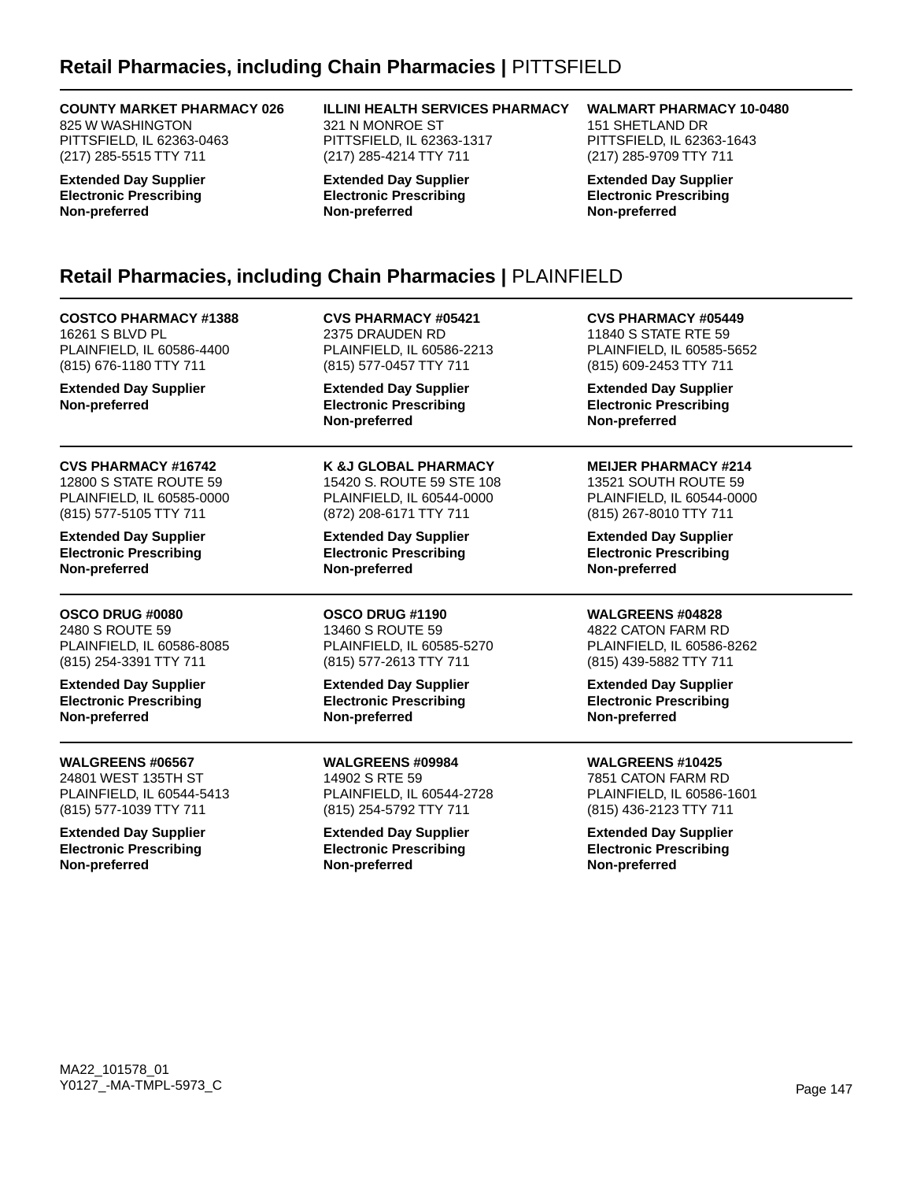## Retail Pharmacies, including Chain Pharmacies | PITTSFIELD

**COUNTY MARKET PHARMACY 026**
825 W WASHINGTON
PITTSFIELD, IL 62363-0463
(217) 285-5515 TTY 711

**Extended Day Supplier**
**Electronic Prescribing**
**Non-preferred**

**ILLINI HEALTH SERVICES PHARMACY**
321 N MONROE ST
PITTSFIELD, IL 62363-1317
(217) 285-4214 TTY 711

**Extended Day Supplier**
**Electronic Prescribing**
**Non-preferred**

**WALMART PHARMACY 10-0480**
151 SHETLAND DR
PITTSFIELD, IL 62363-1643
(217) 285-9709 TTY 711

**Extended Day Supplier**
**Electronic Prescribing**
**Non-preferred**

## Retail Pharmacies, including Chain Pharmacies | PLAINFIELD

**COSTCO PHARMACY #1388**
16261 S BLVD PL
PLAINFIELD, IL 60586-4400
(815) 676-1180 TTY 711

**Extended Day Supplier**
**Non-preferred**

**CVS PHARMACY #05421**
2375 DRAUDEN RD
PLAINFIELD, IL 60586-2213
(815) 577-0457 TTY 711

**Extended Day Supplier**
**Electronic Prescribing**
**Non-preferred**

**CVS PHARMACY #05449**
11840 S STATE RTE 59
PLAINFIELD, IL 60585-5652
(815) 609-2453 TTY 711

**Extended Day Supplier**
**Electronic Prescribing**
**Non-preferred**

**CVS PHARMACY #16742**
12800 S STATE ROUTE 59
PLAINFIELD, IL 60585-0000
(815) 577-5105 TTY 711

**Extended Day Supplier**
**Electronic Prescribing**
**Non-preferred**

**K &J GLOBAL PHARMACY**
15420 S. ROUTE 59 STE 108
PLAINFIELD, IL 60544-0000
(872) 208-6171 TTY 711

**Extended Day Supplier**
**Electronic Prescribing**
**Non-preferred**

**MEIJER PHARMACY #214**
13521 SOUTH ROUTE 59
PLAINFIELD, IL 60544-0000
(815) 267-8010 TTY 711

**Extended Day Supplier**
**Electronic Prescribing**
**Non-preferred**

**OSCO DRUG #0080**
2480 S ROUTE 59
PLAINFIELD, IL 60586-8085
(815) 254-3391 TTY 711

**Extended Day Supplier**
**Electronic Prescribing**
**Non-preferred**

**OSCO DRUG #1190**
13460 S ROUTE 59
PLAINFIELD, IL 60585-5270
(815) 577-2613 TTY 711

**Extended Day Supplier**
**Electronic Prescribing**
**Non-preferred**

**WALGREENS #04828**
4822 CATON FARM RD
PLAINFIELD, IL 60586-8262
(815) 439-5882 TTY 711

**Extended Day Supplier**
**Electronic Prescribing**
**Non-preferred**

**WALGREENS #06567**
24801 WEST 135TH ST
PLAINFIELD, IL 60544-5413
(815) 577-1039 TTY 711

**Extended Day Supplier**
**Electronic Prescribing**
**Non-preferred**

**WALGREENS #09984**
14902 S RTE 59
PLAINFIELD, IL 60544-2728
(815) 254-5792 TTY 711

**Extended Day Supplier**
**Electronic Prescribing**
**Non-preferred**

**WALGREENS #10425**
7851 CATON FARM RD
PLAINFIELD, IL 60586-1601
(815) 436-2123 TTY 711

**Extended Day Supplier**
**Electronic Prescribing**
**Non-preferred**

MA22_101578_01
Y0127_-MA-TMPL-5973_C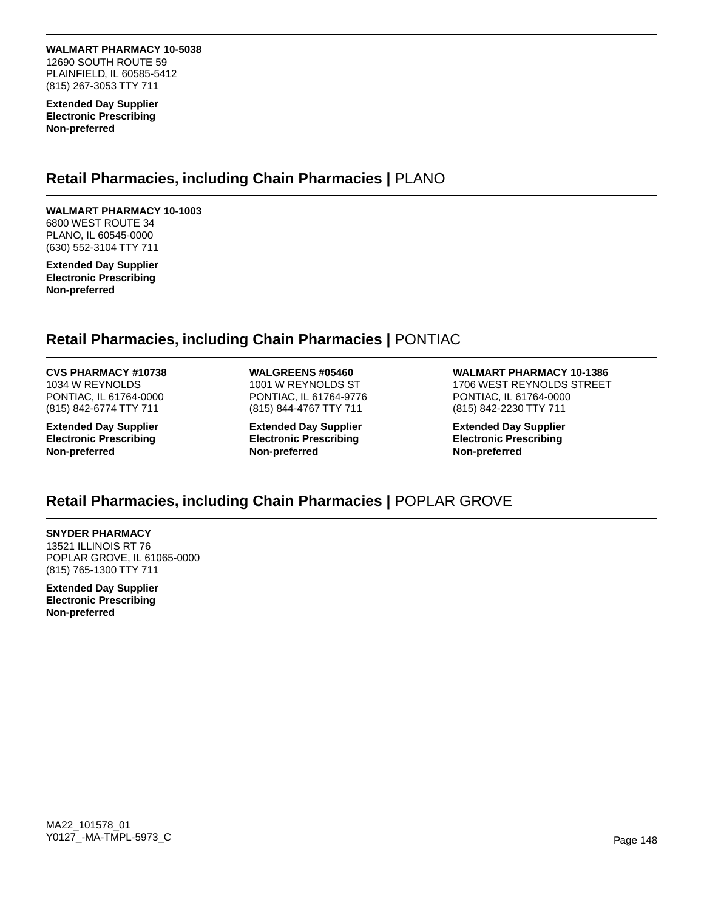**WALMART PHARMACY 10-5038**
12690 SOUTH ROUTE 59
PLAINFIELD, IL 60585-5412
(815) 267-3053 TTY 711

**Extended Day Supplier**
**Electronic Prescribing**
**Non-preferred**

## Retail Pharmacies, including Chain Pharmacies | PLANO

**WALMART PHARMACY 10-1003**
6800 WEST ROUTE 34
PLANO, IL 60545-0000
(630) 552-3104 TTY 711

**Extended Day Supplier**
**Electronic Prescribing**
**Non-preferred**

## Retail Pharmacies, including Chain Pharmacies | PONTIAC

**CVS PHARMACY #10738**
1034 W REYNOLDS
PONTIAC, IL 61764-0000
(815) 842-6774 TTY 711

**Extended Day Supplier**
**Electronic Prescribing**
**Non-preferred**

**WALGREENS #05460**
1001 W REYNOLDS ST
PONTIAC, IL 61764-9776
(815) 844-4767 TTY 711

**Extended Day Supplier**
**Electronic Prescribing**
**Non-preferred**

**WALMART PHARMACY 10-1386**
1706 WEST REYNOLDS STREET
PONTIAC, IL 61764-0000
(815) 842-2230 TTY 711

**Extended Day Supplier**
**Electronic Prescribing**
**Non-preferred**

## Retail Pharmacies, including Chain Pharmacies | POPLAR GROVE

**SNYDER PHARMACY**
13521 ILLINOIS RT 76
POPLAR GROVE, IL 61065-0000
(815) 765-1300 TTY 711

**Extended Day Supplier**
**Electronic Prescribing**
**Non-preferred**

MA22_101578_01
Y0127_-MA-TMPL-5973_C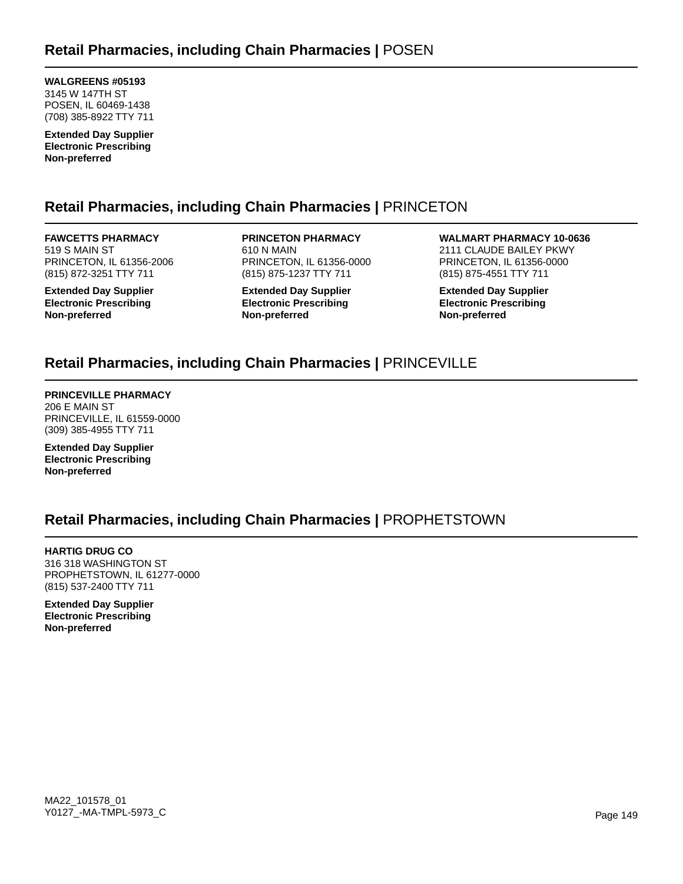## Retail Pharmacies, including Chain Pharmacies | POSEN

**WALGREENS #05193**
3145 W 147TH ST
POSEN, IL 60469-1438
(708) 385-8922 TTY 711

**Extended Day Supplier**
**Electronic Prescribing**
**Non-preferred**

## Retail Pharmacies, including Chain Pharmacies | PRINCETON

**FAWCETTS PHARMACY**
519 S MAIN ST
PRINCETON, IL 61356-2006
(815) 872-3251 TTY 711

**Extended Day Supplier**
**Electronic Prescribing**
**Non-preferred**

**PRINCETON PHARMACY**
610 N MAIN
PRINCETON, IL 61356-0000
(815) 875-1237 TTY 711

**Extended Day Supplier**
**Electronic Prescribing**
**Non-preferred**

**WALMART PHARMACY 10-0636**
2111 CLAUDE BAILEY PKWY
PRINCETON, IL 61356-0000
(815) 875-4551 TTY 711

**Extended Day Supplier**
**Electronic Prescribing**
**Non-preferred**

## Retail Pharmacies, including Chain Pharmacies | PRINCEVILLE

**PRINCEVILLE PHARMACY**
206 E MAIN ST
PRINCEVILLE, IL 61559-0000
(309) 385-4955 TTY 711

**Extended Day Supplier**
**Electronic Prescribing**
**Non-preferred**

## Retail Pharmacies, including Chain Pharmacies | PROPHETSTOWN

**HARTIG DRUG CO**
316 318 WASHINGTON ST
PROPHETSTOWN, IL 61277-0000
(815) 537-2400 TTY 711

**Extended Day Supplier**
**Electronic Prescribing**
**Non-preferred**

MA22_101578_01
Y0127_-MA-TMPL-5973_C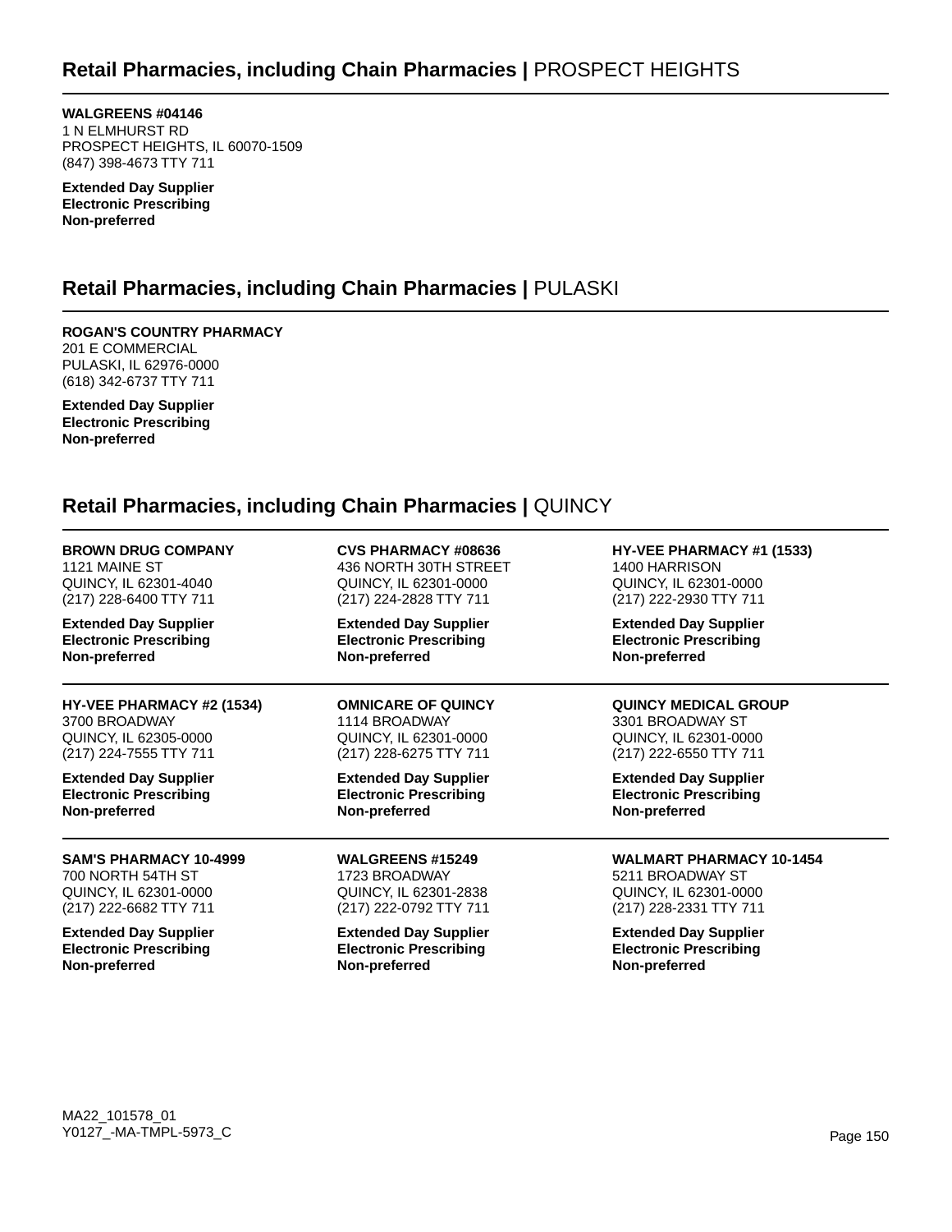## Retail Pharmacies, including Chain Pharmacies | PROSPECT HEIGHTS

**WALGREENS #04146**
1 N ELMHURST RD
PROSPECT HEIGHTS, IL 60070-1509
(847) 398-4673 TTY 711

**Extended Day Supplier**
**Electronic Prescribing**
**Non-preferred**

## Retail Pharmacies, including Chain Pharmacies | PULASKI

**ROGAN'S COUNTRY PHARMACY**
201 E COMMERCIAL
PULASKI, IL 62976-0000
(618) 342-6737 TTY 711

**Extended Day Supplier**
**Electronic Prescribing**
**Non-preferred**

## Retail Pharmacies, including Chain Pharmacies | QUINCY

**BROWN DRUG COMPANY**
1121 MAINE ST
QUINCY, IL 62301-4040
(217) 228-6400 TTY 711

**Extended Day Supplier**
**Electronic Prescribing**
**Non-preferred**

**CVS PHARMACY #08636**
436 NORTH 30TH STREET
QUINCY, IL 62301-0000
(217) 224-2828 TTY 711

**Extended Day Supplier**
**Electronic Prescribing**
**Non-preferred**

**HY-VEE PHARMACY #1 (1533)**
1400 HARRISON
QUINCY, IL 62301-0000
(217) 222-2930 TTY 711

**Extended Day Supplier**
**Electronic Prescribing**
**Non-preferred**

**HY-VEE PHARMACY #2 (1534)**
3700 BROADWAY
QUINCY, IL 62305-0000
(217) 224-7555 TTY 711

**Extended Day Supplier**
**Electronic Prescribing**
**Non-preferred**

**OMNICARE OF QUINCY**
1114 BROADWAY
QUINCY, IL 62301-0000
(217) 228-6275 TTY 711

**Extended Day Supplier**
**Electronic Prescribing**
**Non-preferred**

**QUINCY MEDICAL GROUP**
3301 BROADWAY ST
QUINCY, IL 62301-0000
(217) 222-6550 TTY 711

**Extended Day Supplier**
**Electronic Prescribing**
**Non-preferred**

**SAM'S PHARMACY 10-4999**
700 NORTH 54TH ST
QUINCY, IL 62301-0000
(217) 222-6682 TTY 711

**Extended Day Supplier**
**Electronic Prescribing**
**Non-preferred**

**WALGREENS #15249**
1723 BROADWAY
QUINCY, IL 62301-2838
(217) 222-0792 TTY 711

**Extended Day Supplier**
**Electronic Prescribing**
**Non-preferred**

**WALMART PHARMACY 10-1454**
5211 BROADWAY ST
QUINCY, IL 62301-0000
(217) 228-2331 TTY 711

**Extended Day Supplier**
**Electronic Prescribing**
**Non-preferred**

MA22_101578_01
Y0127_-MA-TMPL-5973_C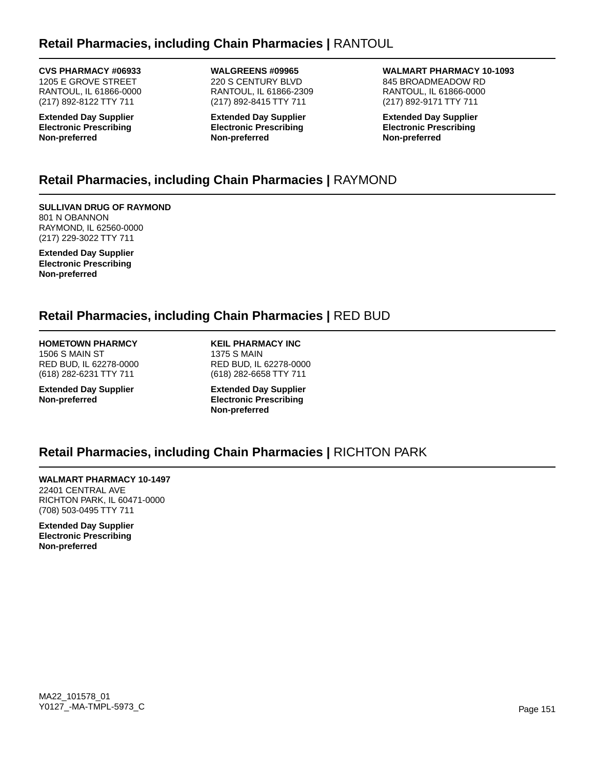## **Retail Pharmacies, including Chain Pharmacies |** RANTOUL

**CVS PHARMACY #06933**
1205 E GROVE STREET
RANTOUL, IL 61866-0000
(217) 892-8122 TTY 711

**Extended Day Supplier**
**Electronic Prescribing**
**Non-preferred**

**WALGREENS #09965**
220 S CENTURY BLVD
RANTOUL, IL 61866-2309
(217) 892-8415 TTY 711

**Extended Day Supplier**
**Electronic Prescribing**
**Non-preferred**

**WALMART PHARMACY 10-1093**
845 BROADMEADOW RD
RANTOUL, IL 61866-0000
(217) 892-9171 TTY 711

**Extended Day Supplier**
**Electronic Prescribing**
**Non-preferred**

## **Retail Pharmacies, including Chain Pharmacies |** RAYMOND

**SULLIVAN DRUG OF RAYMOND**
801 N OBANNON
RAYMOND, IL 62560-0000
(217) 229-3022 TTY 711

**Extended Day Supplier**
**Electronic Prescribing**
**Non-preferred**

## **Retail Pharmacies, including Chain Pharmacies |** RED BUD

**HOMETOWN PHARMCY**
1506 S MAIN ST
RED BUD, IL 62278-0000
(618) 282-6231 TTY 711

**Extended Day Supplier**
**Non-preferred**

**KEIL PHARMACY INC**
1375 S MAIN
RED BUD, IL 62278-0000
(618) 282-6658 TTY 711

**Extended Day Supplier**
**Electronic Prescribing**
**Non-preferred**

## **Retail Pharmacies, including Chain Pharmacies |** RICHTON PARK

**WALMART PHARMACY 10-1497**
22401 CENTRAL AVE
RICHTON PARK, IL 60471-0000
(708) 503-0495 TTY 711

**Extended Day Supplier**
**Electronic Prescribing**
**Non-preferred**

MA22_101578_01
Y0127_-MA-TMPL-5973_C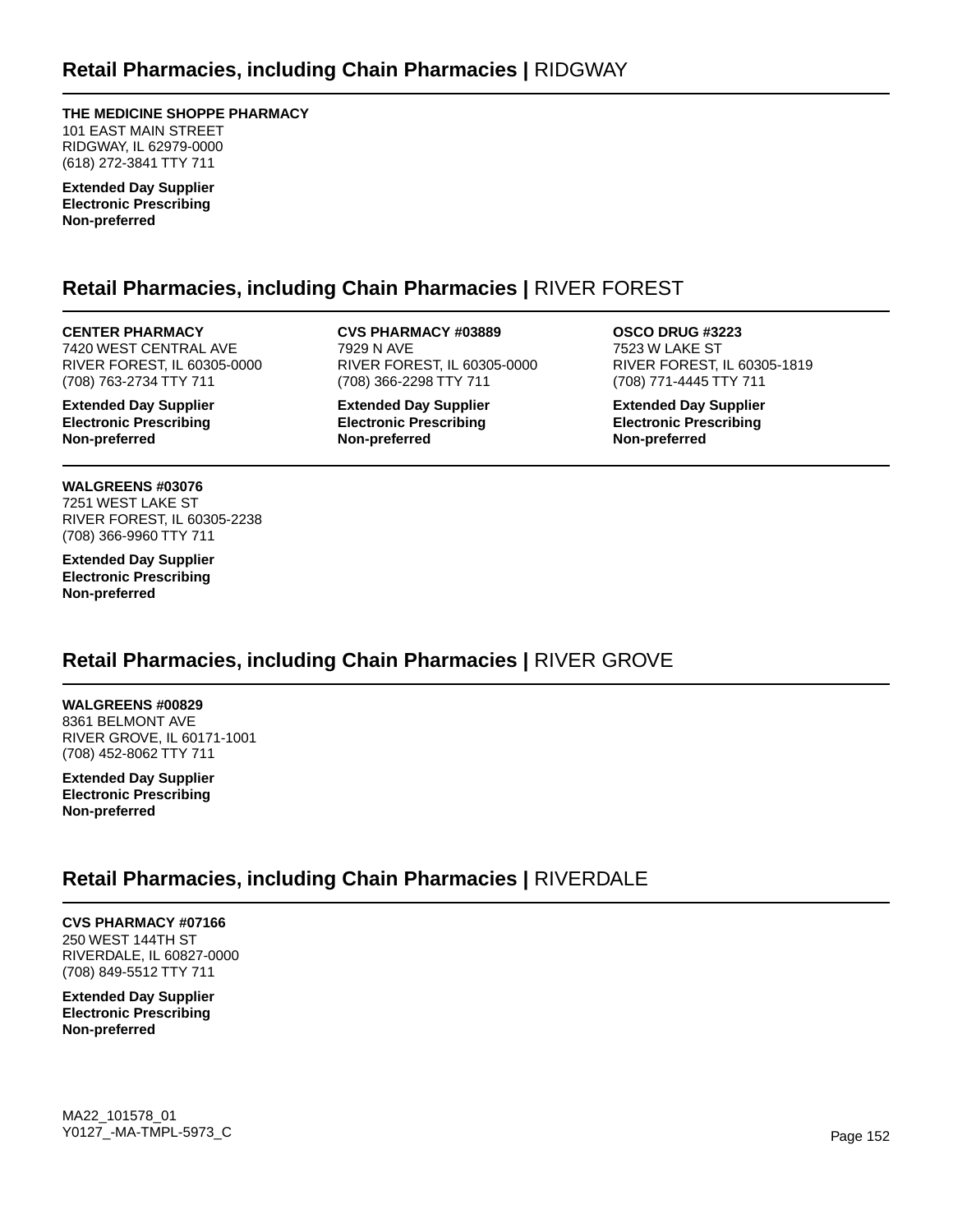## Retail Pharmacies, including Chain Pharmacies | RIDGWAY

**THE MEDICINE SHOPPE PHARMACY**
101 EAST MAIN STREET
RIDGWAY, IL 62979-0000
(618) 272-3841 TTY 711

**Extended Day Supplier**
**Electronic Prescribing**
**Non-preferred**

## Retail Pharmacies, including Chain Pharmacies | RIVER FOREST

**CENTER PHARMACY**
7420 WEST CENTRAL AVE
RIVER FOREST, IL 60305-0000
(708) 763-2734 TTY 711

**Extended Day Supplier**
**Electronic Prescribing**
**Non-preferred**

**CVS PHARMACY #03889**
7929 N AVE
RIVER FOREST, IL 60305-0000
(708) 366-2298 TTY 711

**Extended Day Supplier**
**Electronic Prescribing**
**Non-preferred**

**OSCO DRUG #3223**
7523 W LAKE ST
RIVER FOREST, IL 60305-1819
(708) 771-4445 TTY 711

**Extended Day Supplier**
**Electronic Prescribing**
**Non-preferred**

**WALGREENS #03076**
7251 WEST LAKE ST
RIVER FOREST, IL 60305-2238
(708) 366-9960 TTY 711

**Extended Day Supplier**
**Electronic Prescribing**
**Non-preferred**

## Retail Pharmacies, including Chain Pharmacies | RIVER GROVE

**WALGREENS #00829**
8361 BELMONT AVE
RIVER GROVE, IL 60171-1001
(708) 452-8062 TTY 711

**Extended Day Supplier**
**Electronic Prescribing**
**Non-preferred**

## Retail Pharmacies, including Chain Pharmacies | RIVERDALE

**CVS PHARMACY #07166**
250 WEST 144TH ST
RIVERDALE, IL 60827-0000
(708) 849-5512 TTY 711

**Extended Day Supplier**
**Electronic Prescribing**
**Non-preferred**

MA22_101578_01
Y0127_-MA-TMPL-5973_C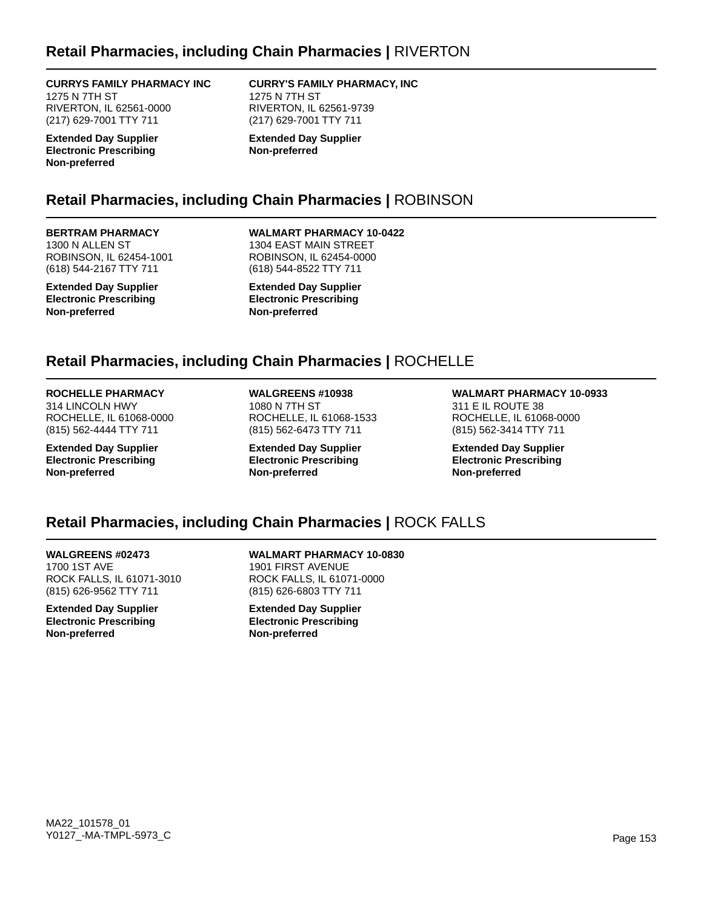## Retail Pharmacies, including Chain Pharmacies | RIVERTON

**CURRYS FAMILY PHARMACY INC**
1275 N 7TH ST
RIVERTON, IL 62561-0000
(217) 629-7001 TTY 711

**Extended Day Supplier**
**Electronic Prescribing**
**Non-preferred**

**CURRY'S FAMILY PHARMACY, INC**
1275 N 7TH ST
RIVERTON, IL 62561-9739
(217) 629-7001 TTY 711

**Extended Day Supplier**
**Non-preferred**

## Retail Pharmacies, including Chain Pharmacies | ROBINSON

**BERTRAM PHARMACY**
1300 N ALLEN ST
ROBINSON, IL 62454-1001
(618) 544-2167 TTY 711

**Extended Day Supplier**
**Electronic Prescribing**
**Non-preferred**

**WALMART PHARMACY 10-0422**
1304 EAST MAIN STREET
ROBINSON, IL 62454-0000
(618) 544-8522 TTY 711

**Extended Day Supplier**
**Electronic Prescribing**
**Non-preferred**

## Retail Pharmacies, including Chain Pharmacies | ROCHELLE

**ROCHELLE PHARMACY**
314 LINCOLN HWY
ROCHELLE, IL 61068-0000
(815) 562-4444 TTY 711

**Extended Day Supplier**
**Electronic Prescribing**
**Non-preferred**

**WALGREENS #10938**
1080 N 7TH ST
ROCHELLE, IL 61068-1533
(815) 562-6473 TTY 711

**Extended Day Supplier**
**Electronic Prescribing**
**Non-preferred**

**WALMART PHARMACY 10-0933**
311 E IL ROUTE 38
ROCHELLE, IL 61068-0000
(815) 562-3414 TTY 711

**Extended Day Supplier**
**Electronic Prescribing**
**Non-preferred**

## Retail Pharmacies, including Chain Pharmacies | ROCK FALLS

**WALGREENS #02473**
1700 1ST AVE
ROCK FALLS, IL 61071-3010
(815) 626-9562 TTY 711

**Extended Day Supplier**
**Electronic Prescribing**
**Non-preferred**

**WALMART PHARMACY 10-0830**
1901 FIRST AVENUE
ROCK FALLS, IL 61071-0000
(815) 626-6803 TTY 711

**Extended Day Supplier**
**Electronic Prescribing**
**Non-preferred**

MA22_101578_01
Y0127_-MA-TMPL-5973_C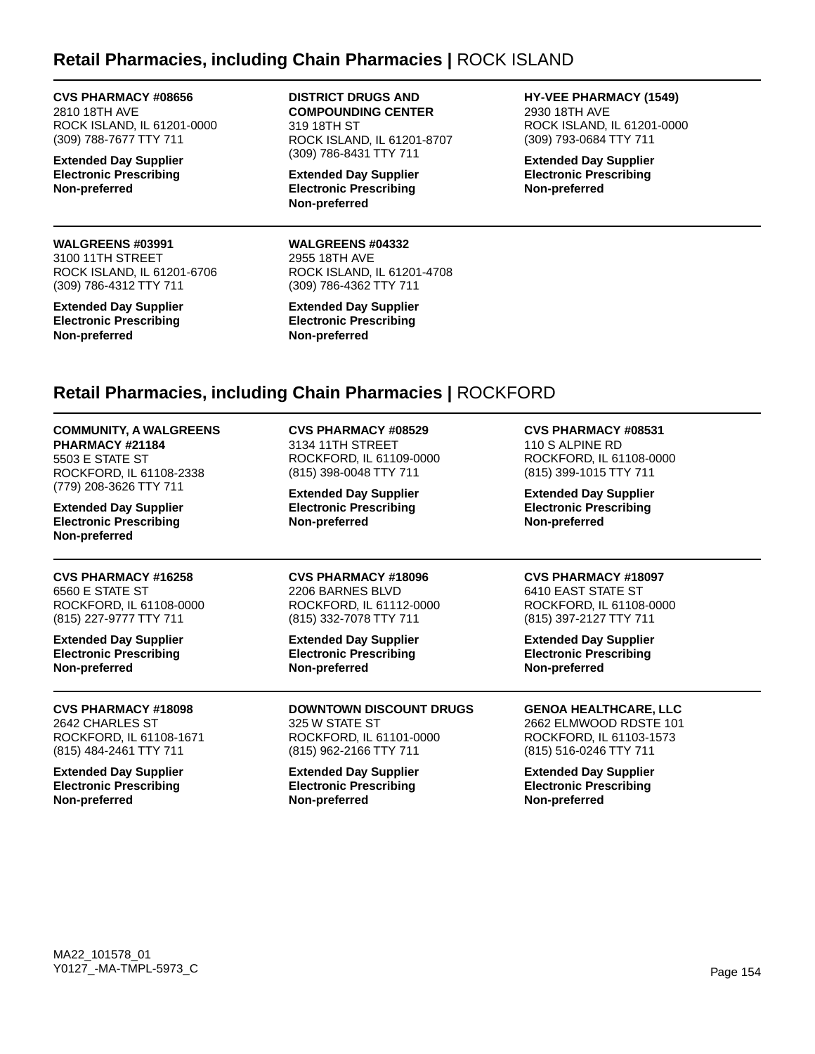## Retail Pharmacies, including Chain Pharmacies | ROCK ISLAND

**CVS PHARMACY #08656**
2810 18TH AVE
ROCK ISLAND, IL 61201-0000
(309) 788-7677 TTY 711

**Extended Day Supplier**
**Electronic Prescribing**
**Non-preferred**

**DISTRICT DRUGS AND COMPOUNDING CENTER**
319 18TH ST
ROCK ISLAND, IL 61201-8707
(309) 786-8431 TTY 711

**Extended Day Supplier**
**Electronic Prescribing**
**Non-preferred**

**HY-VEE PHARMACY (1549)**
2930 18TH AVE
ROCK ISLAND, IL 61201-0000
(309) 793-0684 TTY 711

**Extended Day Supplier**
**Electronic Prescribing**
**Non-preferred**

**WALGREENS #03991**
3100 11TH STREET
ROCK ISLAND, IL 61201-6706
(309) 786-4312 TTY 711

**Extended Day Supplier**
**Electronic Prescribing**
**Non-preferred**

**WALGREENS #04332**
2955 18TH AVE
ROCK ISLAND, IL 61201-4708
(309) 786-4362 TTY 711

**Extended Day Supplier**
**Electronic Prescribing**
**Non-preferred**

## Retail Pharmacies, including Chain Pharmacies | ROCKFORD

**COMMUNITY, A WALGREENS PHARMACY #21184**
5503 E STATE ST
ROCKFORD, IL 61108-2338
(779) 208-3626 TTY 711

**Extended Day Supplier**
**Electronic Prescribing**
**Non-preferred**

**CVS PHARMACY #08529**
3134 11TH STREET
ROCKFORD, IL 61109-0000
(815) 398-0048 TTY 711

**Extended Day Supplier**
**Electronic Prescribing**
**Non-preferred**

**CVS PHARMACY #08531**
110 S ALPINE RD
ROCKFORD, IL 61108-0000
(815) 399-1015 TTY 711

**Extended Day Supplier**
**Electronic Prescribing**
**Non-preferred**

**CVS PHARMACY #16258**
6560 E STATE ST
ROCKFORD, IL 61108-0000
(815) 227-9777 TTY 711

**Extended Day Supplier**
**Electronic Prescribing**
**Non-preferred**

**CVS PHARMACY #18096**
2206 BARNES BLVD
ROCKFORD, IL 61112-0000
(815) 332-7078 TTY 711

**Extended Day Supplier**
**Electronic Prescribing**
**Non-preferred**

**CVS PHARMACY #18097**
6410 EAST STATE ST
ROCKFORD, IL 61108-0000
(815) 397-2127 TTY 711

**Extended Day Supplier**
**Electronic Prescribing**
**Non-preferred**

**CVS PHARMACY #18098**
2642 CHARLES ST
ROCKFORD, IL 61108-1671
(815) 484-2461 TTY 711

**Extended Day Supplier**
**Electronic Prescribing**
**Non-preferred**

**DOWNTOWN DISCOUNT DRUGS**
325 W STATE ST
ROCKFORD, IL 61101-0000
(815) 962-2166 TTY 711

**Extended Day Supplier**
**Electronic Prescribing**
**Non-preferred**

**GENOA HEALTHCARE, LLC**
2662 ELMWOOD RDSTE 101
ROCKFORD, IL 61103-1573
(815) 516-0246 TTY 711

**Extended Day Supplier**
**Electronic Prescribing**
**Non-preferred**

MA22_101578_01
Y0127_-MA-TMPL-5973_C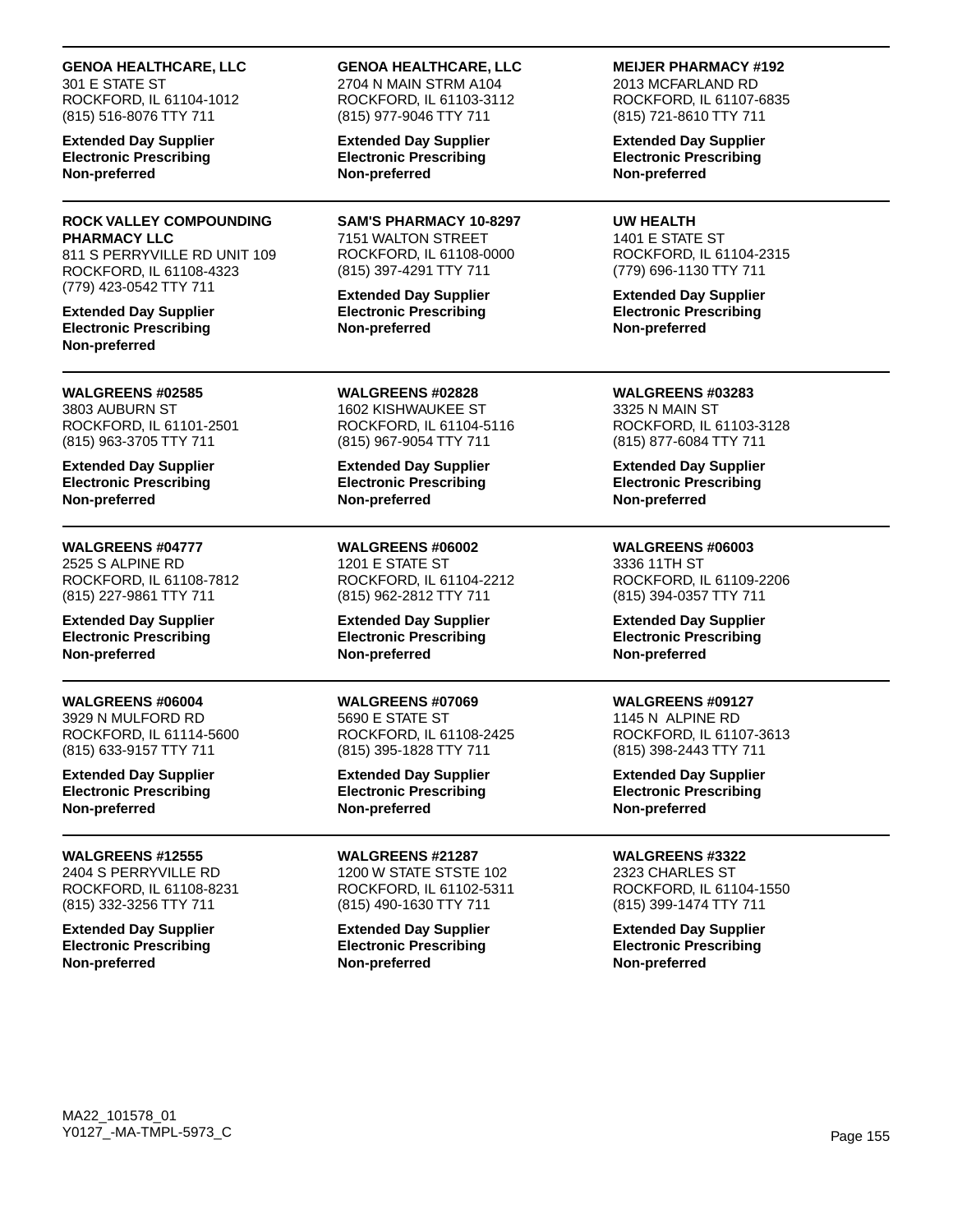**GENOA HEALTHCARE, LLC**
301 E STATE ST
ROCKFORD, IL 61104-1012
(815) 516-8076 TTY 711

**Extended Day Supplier**
**Electronic Prescribing**
**Non-preferred**

---

**GENOA HEALTHCARE, LLC**
2704 N MAIN STRM A104
ROCKFORD, IL 61103-3112
(815) 977-9046 TTY 711

**Extended Day Supplier**
**Electronic Prescribing**
**Non-preferred**

---

**MEIJER PHARMACY #192**
2013 MCFARLAND RD
ROCKFORD, IL 61107-6835
(815) 721-8610 TTY 711

**Extended Day Supplier**
**Electronic Prescribing**
**Non-preferred**

---

**ROCK VALLEY COMPOUNDING PHARMACY LLC**
811 S PERRYVILLE RD UNIT 109
ROCKFORD, IL 61108-4323
(779) 423-0542 TTY 711

**Extended Day Supplier**
**Electronic Prescribing**
**Non-preferred**

---

**SAM'S PHARMACY 10-8297**
7151 WALTON STREET
ROCKFORD, IL 61108-0000
(815) 397-4291 TTY 711

**Extended Day Supplier**
**Electronic Prescribing**
**Non-preferred**

---

**UW HEALTH**
1401 E STATE ST
ROCKFORD, IL 61104-2315
(779) 696-1130 TTY 711

**Extended Day Supplier**
**Electronic Prescribing**
**Non-preferred**

---

**WALGREENS #02585**
3803 AUBURN ST
ROCKFORD, IL 61101-2501
(815) 963-3705 TTY 711

**Extended Day Supplier**
**Electronic Prescribing**
**Non-preferred**

---

**WALGREENS #02828**
1602 KISHWAUKEE ST
ROCKFORD, IL 61104-5116
(815) 967-9054 TTY 711

**Extended Day Supplier**
**Electronic Prescribing**
**Non-preferred**

---

**WALGREENS #03283**
3325 N MAIN ST
ROCKFORD, IL 61103-3128
(815) 877-6084 TTY 711

**Extended Day Supplier**
**Electronic Prescribing**
**Non-preferred**

---

**WALGREENS #04777**
2525 S ALPINE RD
ROCKFORD, IL 61108-7812
(815) 227-9861 TTY 711

**Extended Day Supplier**
**Electronic Prescribing**
**Non-preferred**

---

**WALGREENS #06002**
1201 E STATE ST
ROCKFORD, IL 61104-2212
(815) 962-2812 TTY 711

**Extended Day Supplier**
**Electronic Prescribing**
**Non-preferred**

---

**WALGREENS #06003**
3336 11TH ST
ROCKFORD, IL 61109-2206
(815) 394-0357 TTY 711

**Extended Day Supplier**
**Electronic Prescribing**
**Non-preferred**

---

**WALGREENS #06004**
3929 N MULFORD RD
ROCKFORD, IL 61114-5600
(815) 633-9157 TTY 711

**Extended Day Supplier**
**Electronic Prescribing**
**Non-preferred**

---

**WALGREENS #07069**
5690 E STATE ST
ROCKFORD, IL 61108-2425
(815) 395-1828 TTY 711

**Extended Day Supplier**
**Electronic Prescribing**
**Non-preferred**

---

**WALGREENS #09127**
1145 N ALPINE RD
ROCKFORD, IL 61107-3613
(815) 398-2443 TTY 711

**Extended Day Supplier**
**Electronic Prescribing**
**Non-preferred**

---

**WALGREENS #12555**
2404 S PERRYVILLE RD
ROCKFORD, IL 61108-8231
(815) 332-3256 TTY 711

**Extended Day Supplier**
**Electronic Prescribing**
**Non-preferred**

---

**WALGREENS #21287**
1200 W STATE STSTE 102
ROCKFORD, IL 61102-5311
(815) 490-1630 TTY 711

**Extended Day Supplier**
**Electronic Prescribing**
**Non-preferred**

---

**WALGREENS #3322**
2323 CHARLES ST
ROCKFORD, IL 61104-1550
(815) 399-1474 TTY 711

**Extended Day Supplier**
**Electronic Prescribing**
**Non-preferred**

MA22_101578_01
Y0127_-MA-TMPL-5973_C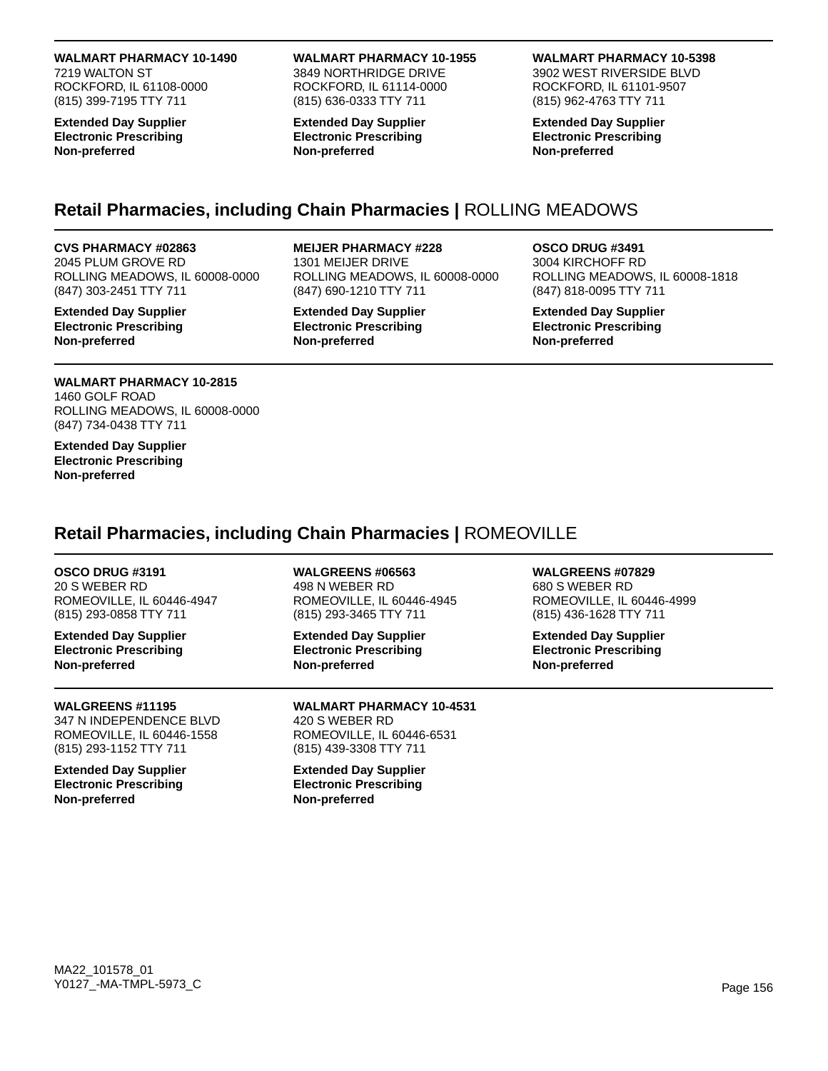**WALMART PHARMACY 10-1490**
7219 WALTON ST
ROCKFORD, IL 61108-0000
(815) 399-7195 TTY 711

**Extended Day Supplier**
**Electronic Prescribing**
**Non-preferred**

**WALMART PHARMACY 10-1955**
3849 NORTHRIDGE DRIVE
ROCKFORD, IL 61114-0000
(815) 636-0333 TTY 711

**Extended Day Supplier**
**Electronic Prescribing**
**Non-preferred**

**WALMART PHARMACY 10-5398**
3902 WEST RIVERSIDE BLVD
ROCKFORD, IL 61101-9507
(815) 962-4763 TTY 711

**Extended Day Supplier**
**Electronic Prescribing**
**Non-preferred**

## Retail Pharmacies, including Chain Pharmacies | ROLLING MEADOWS

**CVS PHARMACY #02863**
2045 PLUM GROVE RD
ROLLING MEADOWS, IL 60008-0000
(847) 303-2451 TTY 711

**Extended Day Supplier**
**Electronic Prescribing**
**Non-preferred**

**MEIJER PHARMACY #228**
1301 MEIJER DRIVE
ROLLING MEADOWS, IL 60008-0000
(847) 690-1210 TTY 711

**Extended Day Supplier**
**Electronic Prescribing**
**Non-preferred**

**OSCO DRUG #3491**
3004 KIRCHOFF RD
ROLLING MEADOWS, IL 60008-1818
(847) 818-0095 TTY 711

**Extended Day Supplier**
**Electronic Prescribing**
**Non-preferred**

**WALMART PHARMACY 10-2815**
1460 GOLF ROAD
ROLLING MEADOWS, IL 60008-0000
(847) 734-0438 TTY 711

**Extended Day Supplier**
**Electronic Prescribing**
**Non-preferred**

## Retail Pharmacies, including Chain Pharmacies | ROMEOVILLE

**OSCO DRUG #3191**
20 S WEBER RD
ROMEOVILLE, IL 60446-4947
(815) 293-0858 TTY 711

**Extended Day Supplier**
**Electronic Prescribing**
**Non-preferred**

**WALGREENS #06563**
498 N WEBER RD
ROMEOVILLE, IL 60446-4945
(815) 293-3465 TTY 711

**Extended Day Supplier**
**Electronic Prescribing**
**Non-preferred**

**WALGREENS #07829**
680 S WEBER RD
ROMEOVILLE, IL 60446-4999
(815) 436-1628 TTY 711

**Extended Day Supplier**
**Electronic Prescribing**
**Non-preferred**

**WALGREENS #11195**
347 N INDEPENDENCE BLVD
ROMEOVILLE, IL 60446-1558
(815) 293-1152 TTY 711

**Extended Day Supplier**
**Electronic Prescribing**
**Non-preferred**

**WALMART PHARMACY 10-4531**
420 S WEBER RD
ROMEOVILLE, IL 60446-6531
(815) 439-3308 TTY 711

**Extended Day Supplier**
**Electronic Prescribing**
**Non-preferred**

MA22_101578_01
Y0127_-MA-TMPL-5973_C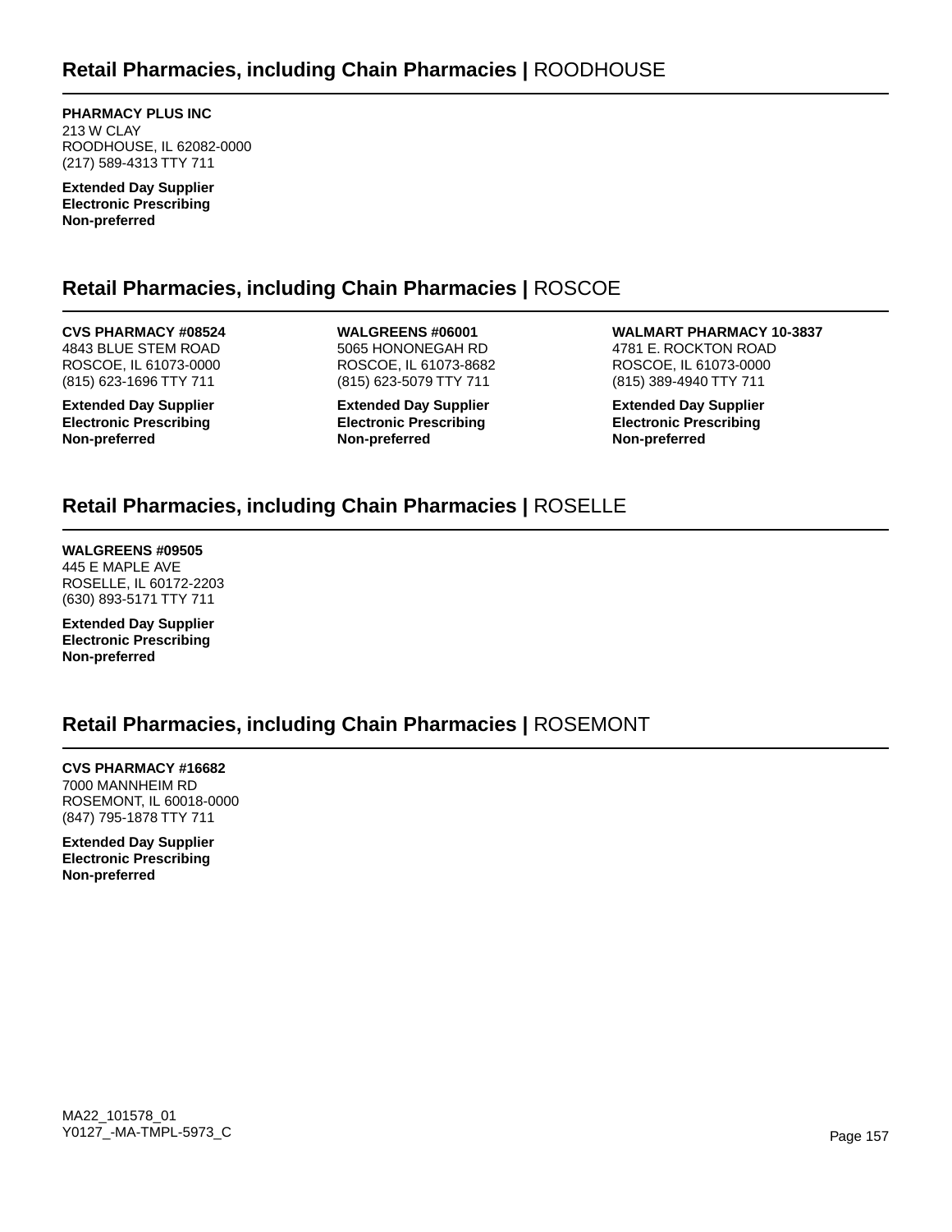## Retail Pharmacies, including Chain Pharmacies | ROODHOUSE

**PHARMACY PLUS INC**
213 W CLAY
ROODHOUSE, IL 62082-0000
(217) 589-4313 TTY 711

**Extended Day Supplier**
**Electronic Prescribing**
**Non-preferred**

## Retail Pharmacies, including Chain Pharmacies | ROSCOE

**CVS PHARMACY #08524**
4843 BLUE STEM ROAD
ROSCOE, IL 61073-0000
(815) 623-1696 TTY 711

**Extended Day Supplier**
**Electronic Prescribing**
**Non-preferred**

**WALGREENS #06001**
5065 HONONEGAH RD
ROSCOE, IL 61073-8682
(815) 623-5079 TTY 711

**Extended Day Supplier**
**Electronic Prescribing**
**Non-preferred**

**WALMART PHARMACY 10-3837**
4781 E. ROCKTON ROAD
ROSCOE, IL 61073-0000
(815) 389-4940 TTY 711

**Extended Day Supplier**
**Electronic Prescribing**
**Non-preferred**

## Retail Pharmacies, including Chain Pharmacies | ROSELLE

**WALGREENS #09505**
445 E MAPLE AVE
ROSELLE, IL 60172-2203
(630) 893-5171 TTY 711

**Extended Day Supplier**
**Electronic Prescribing**
**Non-preferred**

## Retail Pharmacies, including Chain Pharmacies | ROSEMONT

**CVS PHARMACY #16682**
7000 MANNHEIM RD
ROSEMONT, IL 60018-0000
(847) 795-1878 TTY 711

**Extended Day Supplier**
**Electronic Prescribing**
**Non-preferred**

MA22_101578_01
Y0127_-MA-TMPL-5973_C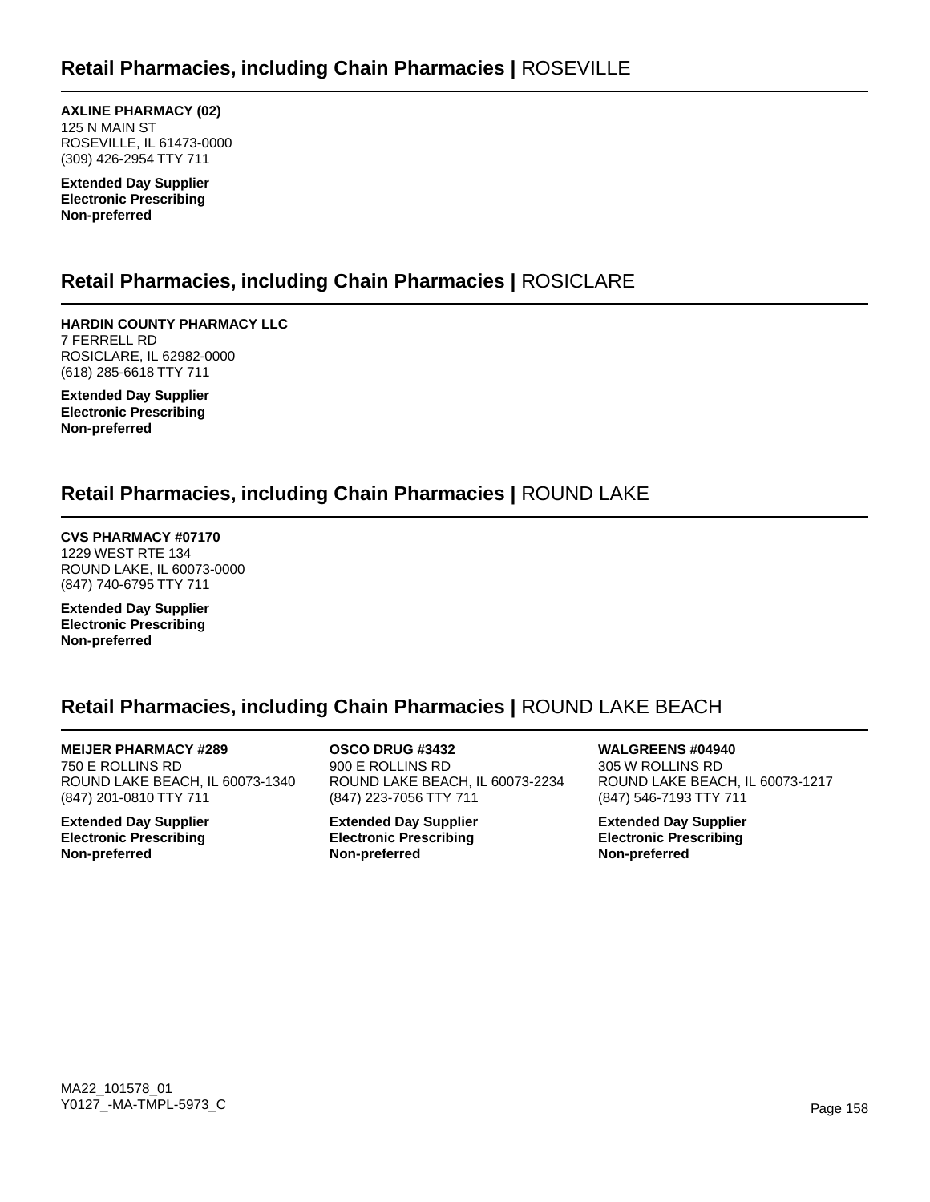## Retail Pharmacies, including Chain Pharmacies | ROSEVILLE

**AXLINE PHARMACY (02)**
125 N MAIN ST
ROSEVILLE, IL 61473-0000
(309) 426-2954 TTY 711

**Extended Day Supplier**
**Electronic Prescribing**
**Non-preferred**

## Retail Pharmacies, including Chain Pharmacies | ROSICLARE

**HARDIN COUNTY PHARMACY LLC**
7 FERRELL RD
ROSICLARE, IL 62982-0000
(618) 285-6618 TTY 711

**Extended Day Supplier**
**Electronic Prescribing**
**Non-preferred**

## Retail Pharmacies, including Chain Pharmacies | ROUND LAKE

**CVS PHARMACY #07170**
1229 WEST RTE 134
ROUND LAKE, IL 60073-0000
(847) 740-6795 TTY 711

**Extended Day Supplier**
**Electronic Prescribing**
**Non-preferred**

## Retail Pharmacies, including Chain Pharmacies | ROUND LAKE BEACH

**MEIJER PHARMACY #289**
750 E ROLLINS RD
ROUND LAKE BEACH, IL 60073-1340
(847) 201-0810 TTY 711

**Extended Day Supplier**
**Electronic Prescribing**
**Non-preferred**

**OSCO DRUG #3432**
900 E ROLLINS RD
ROUND LAKE BEACH, IL 60073-2234
(847) 223-7056 TTY 711

**Extended Day Supplier**
**Electronic Prescribing**
**Non-preferred**

**WALGREENS #04940**
305 W ROLLINS RD
ROUND LAKE BEACH, IL 60073-1217
(847) 546-7193 TTY 711

**Extended Day Supplier**
**Electronic Prescribing**
**Non-preferred**

MA22_101578_01
Y0127_-MA-TMPL-5973_C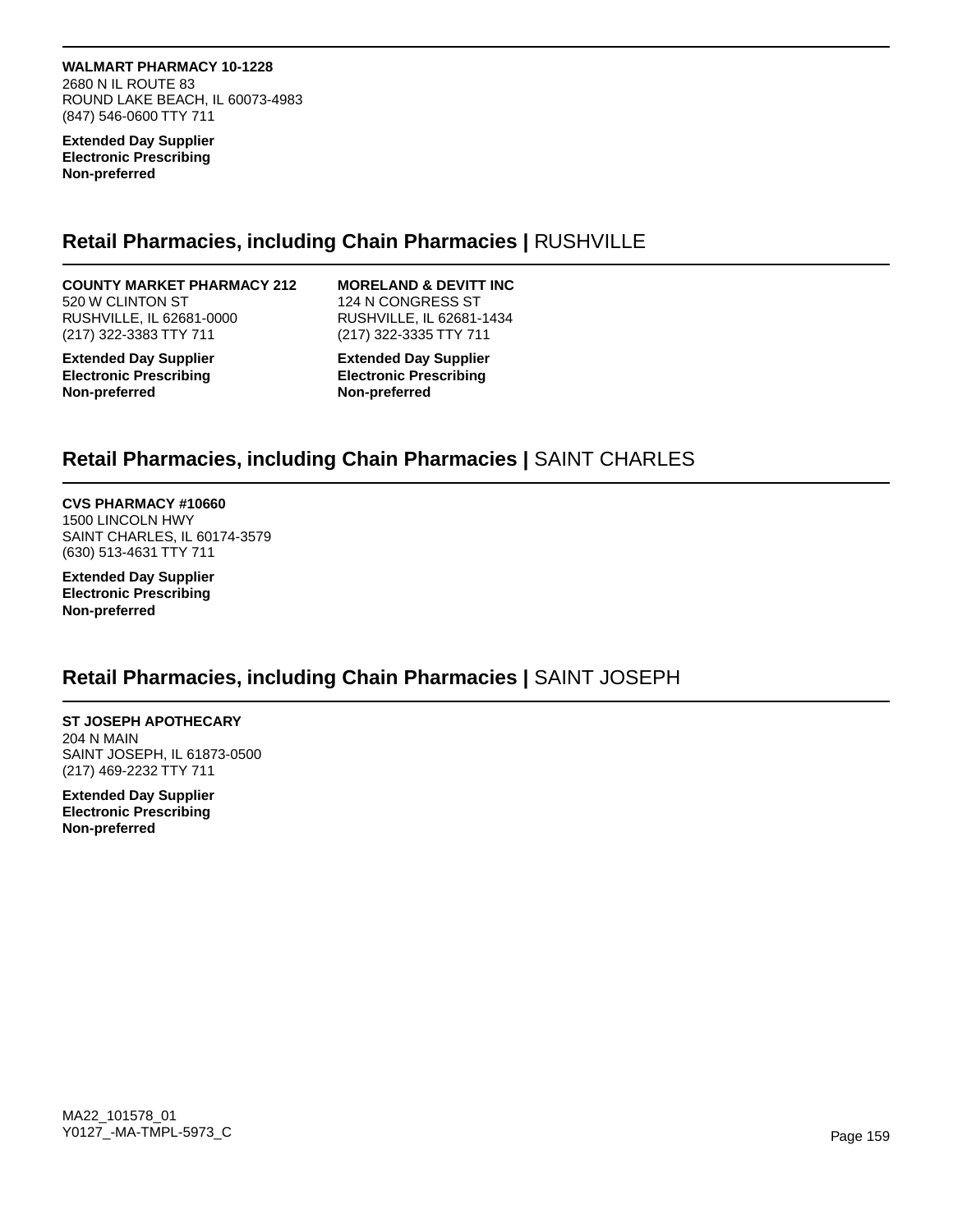**WALMART PHARMACY 10-1228**
2680 N IL ROUTE 83
ROUND LAKE BEACH, IL 60073-4983
(847) 546-0600 TTY 711

**Extended Day Supplier**
**Electronic Prescribing**
**Non-preferred**

## Retail Pharmacies, including Chain Pharmacies | RUSHVILLE

**COUNTY MARKET PHARMACY 212**
520 W CLINTON ST
RUSHVILLE, IL 62681-0000
(217) 322-3383 TTY 711

**Extended Day Supplier**
**Electronic Prescribing**
**Non-preferred**

**MORELAND & DEVITT INC**
124 N CONGRESS ST
RUSHVILLE, IL 62681-1434
(217) 322-3335 TTY 711

**Extended Day Supplier**
**Electronic Prescribing**
**Non-preferred**

## Retail Pharmacies, including Chain Pharmacies | SAINT CHARLES

**CVS PHARMACY #10660**
1500 LINCOLN HWY
SAINT CHARLES, IL 60174-3579
(630) 513-4631 TTY 711

**Extended Day Supplier**
**Electronic Prescribing**
**Non-preferred**

## Retail Pharmacies, including Chain Pharmacies | SAINT JOSEPH

**ST JOSEPH APOTHECARY**
204 N MAIN
SAINT JOSEPH, IL 61873-0500
(217) 469-2232 TTY 711

**Extended Day Supplier**
**Electronic Prescribing**
**Non-preferred**

MA22_101578_01
Y0127_-MA-TMPL-5973_C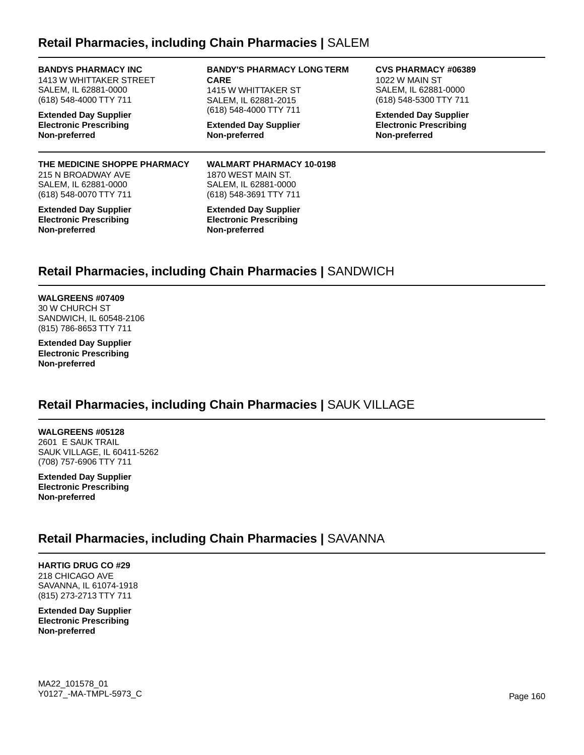## Retail Pharmacies, including Chain Pharmacies | SALEM

**BANDYS PHARMACY INC**
1413 W WHITTAKER STREET
SALEM, IL 62881-0000
(618) 548-4000 TTY 711

**Extended Day Supplier**
**Electronic Prescribing**
**Non-preferred**

**BANDY'S PHARMACY LONG TERM CARE**
1415 W WHITTAKER ST
SALEM, IL 62881-2015
(618) 548-4000 TTY 711

**Extended Day Supplier**
**Non-preferred**

**CVS PHARMACY #06389**
1022 W MAIN ST
SALEM, IL 62881-0000
(618) 548-5300 TTY 711

**Extended Day Supplier**
**Electronic Prescribing**
**Non-preferred**

**THE MEDICINE SHOPPE PHARMACY**
215 N BROADWAY AVE
SALEM, IL 62881-0000
(618) 548-0070 TTY 711

**Extended Day Supplier**
**Electronic Prescribing**
**Non-preferred**

**WALMART PHARMACY 10-0198**
1870 WEST MAIN ST.
SALEM, IL 62881-0000
(618) 548-3691 TTY 711

**Extended Day Supplier**
**Electronic Prescribing**
**Non-preferred**

## Retail Pharmacies, including Chain Pharmacies | SANDWICH

**WALGREENS #07409**
30 W CHURCH ST
SANDWICH, IL 60548-2106
(815) 786-8653 TTY 711

**Extended Day Supplier**
**Electronic Prescribing**
**Non-preferred**

## Retail Pharmacies, including Chain Pharmacies | SAUK VILLAGE

**WALGREENS #05128**
2601 E SAUK TRAIL
SAUK VILLAGE, IL 60411-5262
(708) 757-6906 TTY 711

**Extended Day Supplier**
**Electronic Prescribing**
**Non-preferred**

## Retail Pharmacies, including Chain Pharmacies | SAVANNA

**HARTIG DRUG CO #29**
218 CHICAGO AVE
SAVANNA, IL 61074-1918
(815) 273-2713 TTY 711

**Extended Day Supplier**
**Electronic Prescribing**
**Non-preferred**

MA22_101578_01
Y0127_-MA-TMPL-5973_C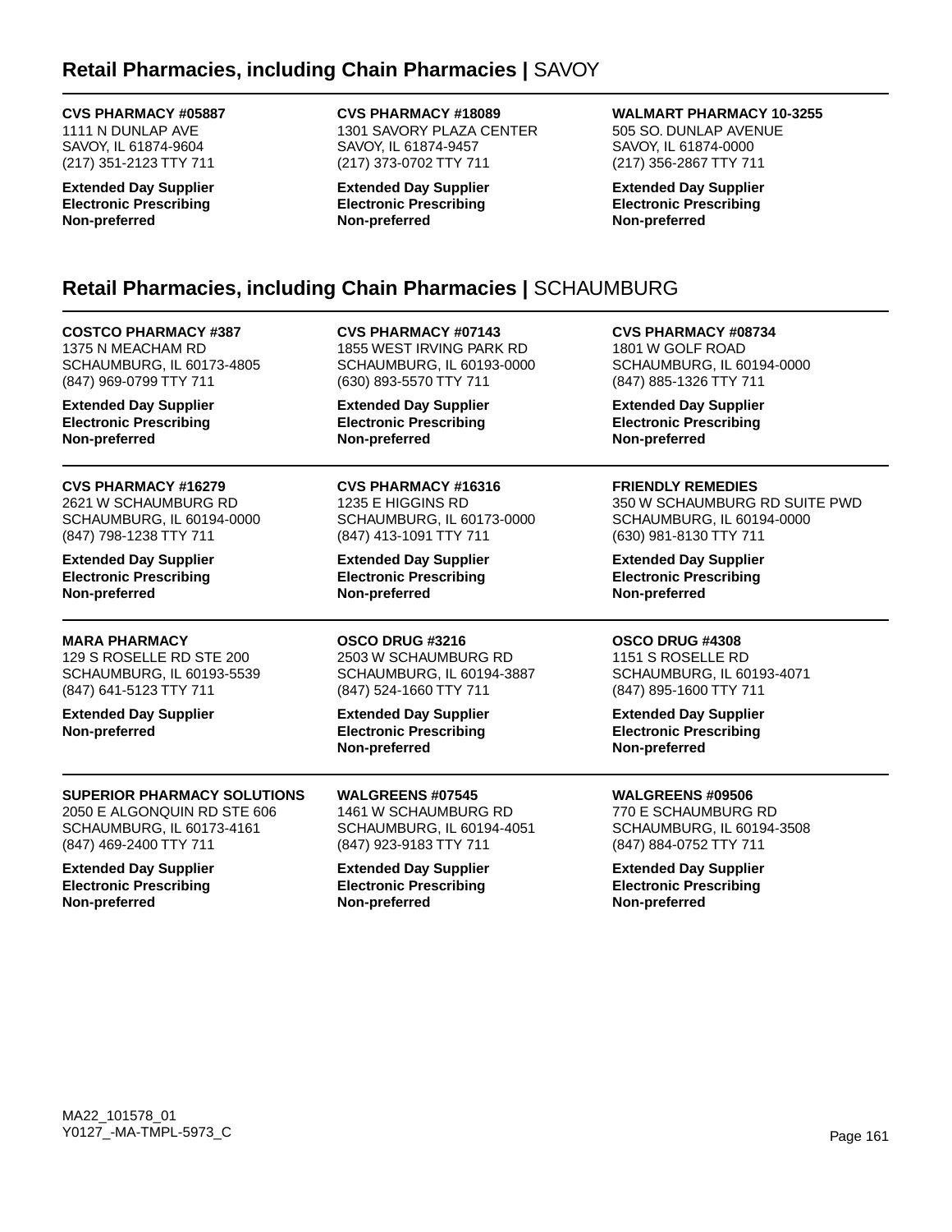## Retail Pharmacies, including Chain Pharmacies | SAVOY

**CVS PHARMACY #05887**
1111 N DUNLAP AVE
SAVOY, IL 61874-9604
(217) 351-2123 TTY 711

**Extended Day Supplier**
**Electronic Prescribing**
**Non-preferred**

**CVS PHARMACY #18089**
1301 SAVORY PLAZA CENTER
SAVOY, IL 61874-9457
(217) 373-0702 TTY 711

**Extended Day Supplier**
**Electronic Prescribing**
**Non-preferred**

**WALMART PHARMACY 10-3255**
505 SO. DUNLAP AVENUE
SAVOY, IL 61874-0000
(217) 356-2867 TTY 711

**Extended Day Supplier**
**Electronic Prescribing**
**Non-preferred**

## Retail Pharmacies, including Chain Pharmacies | SCHAUMBURG

**COSTCO PHARMACY #387**
1375 N MEACHAM RD
SCHAUMBURG, IL 60173-4805
(847) 969-0799 TTY 711

**Extended Day Supplier**
**Electronic Prescribing**
**Non-preferred**

**CVS PHARMACY #07143**
1855 WEST IRVING PARK RD
SCHAUMBURG, IL 60193-0000
(630) 893-5570 TTY 711

**Extended Day Supplier**
**Electronic Prescribing**
**Non-preferred**

**CVS PHARMACY #08734**
1801 W GOLF ROAD
SCHAUMBURG, IL 60194-0000
(847) 885-1326 TTY 711

**Extended Day Supplier**
**Electronic Prescribing**
**Non-preferred**

**CVS PHARMACY #16279**
2621 W SCHAUMBURG RD
SCHAUMBURG, IL 60194-0000
(847) 798-1238 TTY 711

**Extended Day Supplier**
**Electronic Prescribing**
**Non-preferred**

**CVS PHARMACY #16316**
1235 E HIGGINS RD
SCHAUMBURG, IL 60173-0000
(847) 413-1091 TTY 711

**Extended Day Supplier**
**Electronic Prescribing**
**Non-preferred**

**FRIENDLY REMEDIES**
350 W SCHAUMBURG RD SUITE PWD
SCHAUMBURG, IL 60194-0000
(630) 981-8130 TTY 711

**Extended Day Supplier**
**Electronic Prescribing**
**Non-preferred**

**MARA PHARMACY**
129 S ROSELLE RD STE 200
SCHAUMBURG, IL 60193-5539
(847) 641-5123 TTY 711

**Extended Day Supplier**
**Non-preferred**

**OSCO DRUG #3216**
2503 W SCHAUMBURG RD
SCHAUMBURG, IL 60194-3887
(847) 524-1660 TTY 711

**Extended Day Supplier**
**Electronic Prescribing**
**Non-preferred**

**OSCO DRUG #4308**
1151 S ROSELLE RD
SCHAUMBURG, IL 60193-4071
(847) 895-1600 TTY 711

**Extended Day Supplier**
**Electronic Prescribing**
**Non-preferred**

**SUPERIOR PHARMACY SOLUTIONS**
2050 E ALGONQUIN RD STE 606
SCHAUMBURG, IL 60173-4161
(847) 469-2400 TTY 711

**Extended Day Supplier**
**Electronic Prescribing**
**Non-preferred**

**WALGREENS #07545**
1461 W SCHAUMBURG RD
SCHAUMBURG, IL 60194-4051
(847) 923-9183 TTY 711

**Extended Day Supplier**
**Electronic Prescribing**
**Non-preferred**

**WALGREENS #09506**
770 E SCHAUMBURG RD
SCHAUMBURG, IL 60194-3508
(847) 884-0752 TTY 711

**Extended Day Supplier**
**Electronic Prescribing**
**Non-preferred**

MA22_101578_01
Y0127_-MA-TMPL-5973_C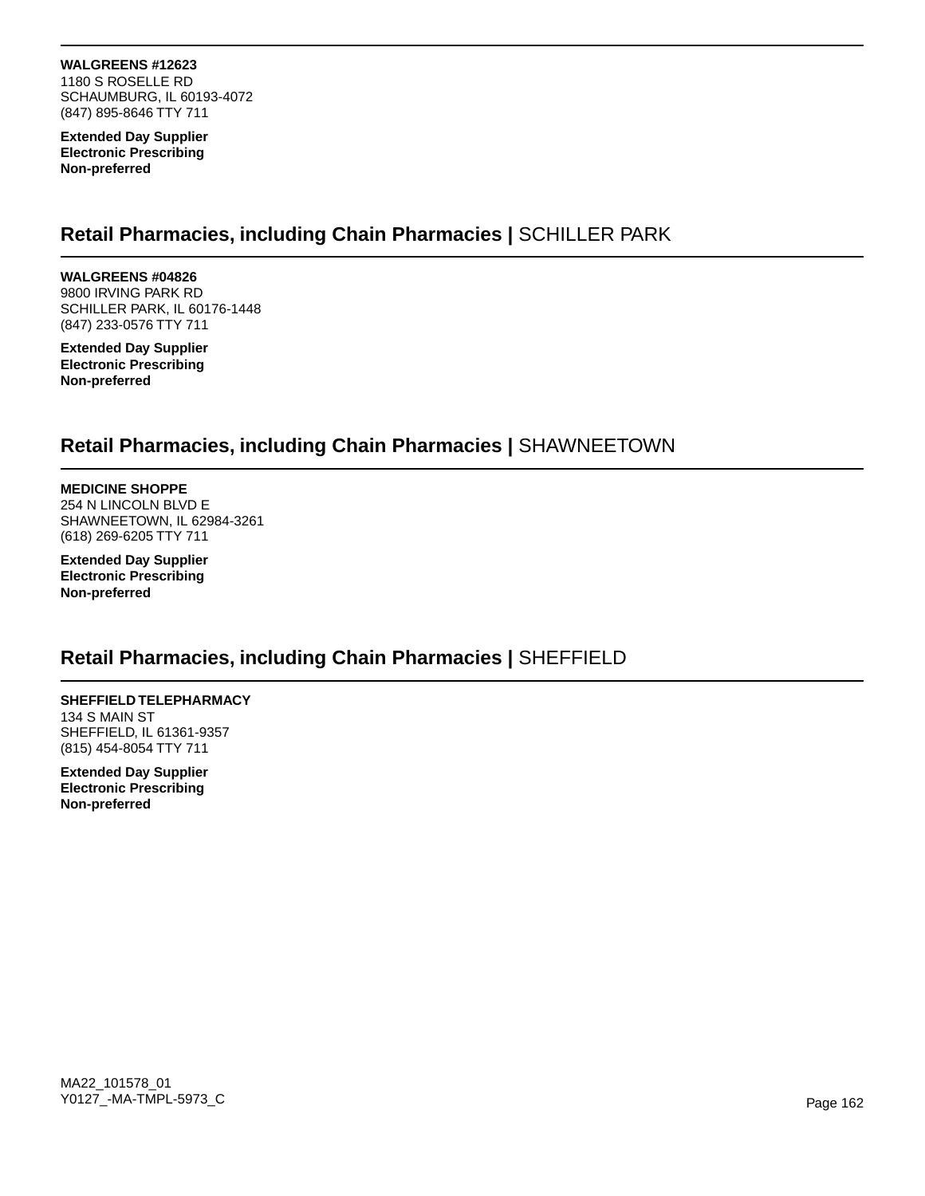**WALGREENS #12623**
1180 S ROSELLE RD
SCHAUMBURG, IL 60193-4072
(847) 895-8646 TTY 711

**Extended Day Supplier**
**Electronic Prescribing**
**Non-preferred**

## **Retail Pharmacies, including Chain Pharmacies |** SCHILLER PARK

**WALGREENS #04826**
9800 IRVING PARK RD
SCHILLER PARK, IL 60176-1448
(847) 233-0576 TTY 711

**Extended Day Supplier**
**Electronic Prescribing**
**Non-preferred**

## **Retail Pharmacies, including Chain Pharmacies |** SHAWNEETOWN

**MEDICINE SHOPPE**
254 N LINCOLN BLVD E
SHAWNEETOWN, IL 62984-3261
(618) 269-6205 TTY 711

**Extended Day Supplier**
**Electronic Prescribing**
**Non-preferred**

## **Retail Pharmacies, including Chain Pharmacies |** SHEFFIELD

**SHEFFIELD TELEPHARMACY**
134 S MAIN ST
SHEFFIELD, IL 61361-9357
(815) 454-8054 TTY 711

**Extended Day Supplier**
**Electronic Prescribing**
**Non-preferred**

MA22_101578_01
Y0127_-MA-TMPL-5973_C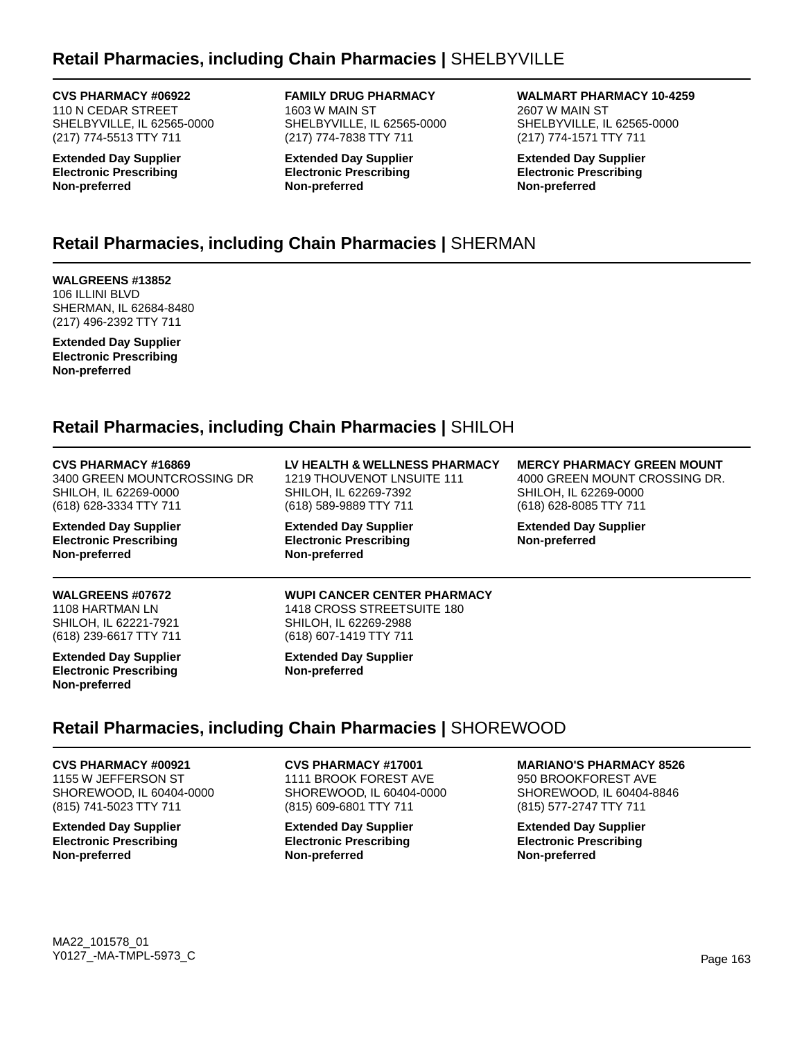## Retail Pharmacies, including Chain Pharmacies | SHELBYVILLE

**CVS PHARMACY #06922**
110 N CEDAR STREET
SHELBYVILLE, IL 62565-0000
(217) 774-5513 TTY 711

**Extended Day Supplier**
**Electronic Prescribing**
**Non-preferred**

**FAMILY DRUG PHARMACY**
1603 W MAIN ST
SHELBYVILLE, IL 62565-0000
(217) 774-7838 TTY 711

**Extended Day Supplier**
**Electronic Prescribing**
**Non-preferred**

**WALMART PHARMACY 10-4259**
2607 W MAIN ST
SHELBYVILLE, IL 62565-0000
(217) 774-1571 TTY 711

**Extended Day Supplier**
**Electronic Prescribing**
**Non-preferred**

## Retail Pharmacies, including Chain Pharmacies | SHERMAN

**WALGREENS #13852**
106 ILLINI BLVD
SHERMAN, IL 62684-8480
(217) 496-2392 TTY 711

**Extended Day Supplier**
**Electronic Prescribing**
**Non-preferred**

## Retail Pharmacies, including Chain Pharmacies | SHILOH

**CVS PHARMACY #16869**
3400 GREEN MOUNTCROSSING DR
SHILOH, IL 62269-0000
(618) 628-3334 TTY 711

**Extended Day Supplier**
**Electronic Prescribing**
**Non-preferred**

**LV HEALTH & WELLNESS PHARMACY**
1219 THOUVENOT LNSUITE 111
SHILOH, IL 62269-7392
(618) 589-9889 TTY 711

**Extended Day Supplier**
**Electronic Prescribing**
**Non-preferred**

**MERCY PHARMACY GREEN MOUNT**
4000 GREEN MOUNT CROSSING DR.
SHILOH, IL 62269-0000
(618) 628-8085 TTY 711

**Extended Day Supplier**
**Non-preferred**

**WALGREENS #07672**
1108 HARTMAN LN
SHILOH, IL 62221-7921
(618) 239-6617 TTY 711

**Extended Day Supplier**
**Electronic Prescribing**
**Non-preferred**

**WUPI CANCER CENTER PHARMACY**
1418 CROSS STREETSUITE 180
SHILOH, IL 62269-2988
(618) 607-1419 TTY 711

**Extended Day Supplier**
**Non-preferred**

## Retail Pharmacies, including Chain Pharmacies | SHOREWOOD

**CVS PHARMACY #00921**
1155 W JEFFERSON ST
SHOREWOOD, IL 60404-0000
(815) 741-5023 TTY 711

**Extended Day Supplier**
**Electronic Prescribing**
**Non-preferred**

**CVS PHARMACY #17001**
1111 BROOK FOREST AVE
SHOREWOOD, IL 60404-0000
(815) 609-6801 TTY 711

**Extended Day Supplier**
**Electronic Prescribing**
**Non-preferred**

**MARIANO'S PHARMACY 8526**
950 BROOKFOREST AVE
SHOREWOOD, IL 60404-8846
(815) 577-2747 TTY 711

**Extended Day Supplier**
**Electronic Prescribing**
**Non-preferred**

MA22_101578_01
Y0127_-MA-TMPL-5973_C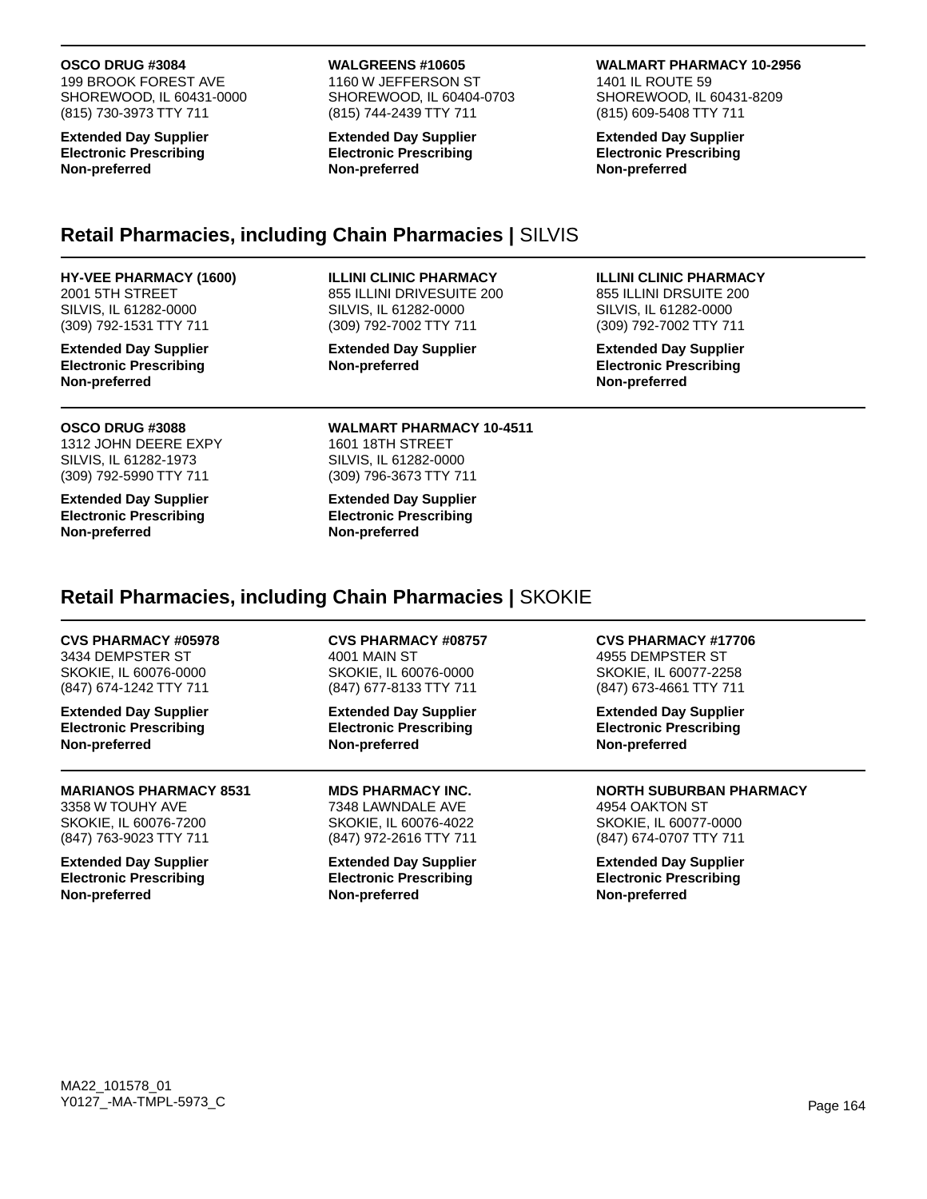**OSCO DRUG #3084**
199 BROOK FOREST AVE
SHOREWOOD, IL 60431-0000
(815) 730-3973 TTY 711

**Extended Day Supplier**
**Electronic Prescribing**
**Non-preferred**

**WALGREENS #10605**
1160 W JEFFERSON ST
SHOREWOOD, IL 60404-0703
(815) 744-2439 TTY 711

**Extended Day Supplier**
**Electronic Prescribing**
**Non-preferred**

**WALMART PHARMACY 10-2956**
1401 IL ROUTE 59
SHOREWOOD, IL 60431-8209
(815) 609-5408 TTY 711

**Extended Day Supplier**
**Electronic Prescribing**
**Non-preferred**

## Retail Pharmacies, including Chain Pharmacies | SILVIS

**HY-VEE PHARMACY (1600)**
2001 5TH STREET
SILVIS, IL 61282-0000
(309) 792-1531 TTY 711

**Extended Day Supplier**
**Electronic Prescribing**
**Non-preferred**

**ILLINI CLINIC PHARMACY**
855 ILLINI DRIVESUITE 200
SILVIS, IL 61282-0000
(309) 792-7002 TTY 711

**Extended Day Supplier**
**Non-preferred**

**ILLINI CLINIC PHARMACY**
855 ILLINI DRSUITE 200
SILVIS, IL 61282-0000
(309) 792-7002 TTY 711

**Extended Day Supplier**
**Electronic Prescribing**
**Non-preferred**

**OSCO DRUG #3088**
1312 JOHN DEERE EXPY
SILVIS, IL 61282-1973
(309) 792-5990 TTY 711

**Extended Day Supplier**
**Electronic Prescribing**
**Non-preferred**

**WALMART PHARMACY 10-4511**
1601 18TH STREET
SILVIS, IL 61282-0000
(309) 796-3673 TTY 711

**Extended Day Supplier**
**Electronic Prescribing**
**Non-preferred**

## Retail Pharmacies, including Chain Pharmacies | SKOKIE

**CVS PHARMACY #05978**
3434 DEMPSTER ST
SKOKIE, IL 60076-0000
(847) 674-1242 TTY 711

**Extended Day Supplier**
**Electronic Prescribing**
**Non-preferred**

**CVS PHARMACY #08757**
4001 MAIN ST
SKOKIE, IL 60076-0000
(847) 677-8133 TTY 711

**Extended Day Supplier**
**Electronic Prescribing**
**Non-preferred**

**CVS PHARMACY #17706**
4955 DEMPSTER ST
SKOKIE, IL 60077-2258
(847) 673-4661 TTY 711

**Extended Day Supplier**
**Electronic Prescribing**
**Non-preferred**

**MARIANOS PHARMACY 8531**
3358 W TOUHY AVE
SKOKIE, IL 60076-7200
(847) 763-9023 TTY 711

**Extended Day Supplier**
**Electronic Prescribing**
**Non-preferred**

**MDS PHARMACY INC.**
7348 LAWNDALE AVE
SKOKIE, IL 60076-4022
(847) 972-2616 TTY 711

**Extended Day Supplier**
**Electronic Prescribing**
**Non-preferred**

**NORTH SUBURBAN PHARMACY**
4954 OAKTON ST
SKOKIE, IL 60077-0000
(847) 674-0707 TTY 711

**Extended Day Supplier**
**Electronic Prescribing**
**Non-preferred**

MA22_101578_01
Y0127_-MA-TMPL-5973_C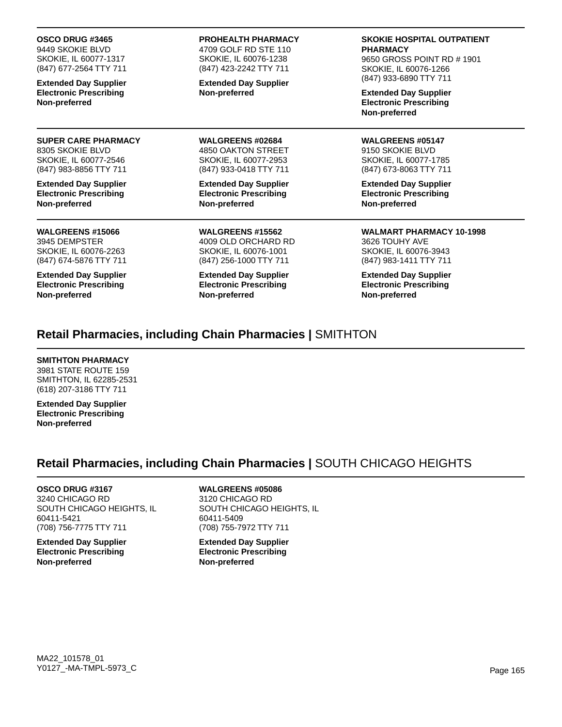**OSCO DRUG #3465**
9449 SKOKIE BLVD
SKOKIE, IL 60077-1317
(847) 677-2564 TTY 711

**Extended Day Supplier**
**Electronic Prescribing**
**Non-preferred**

**PROHEALTH PHARMACY**
4709 GOLF RD STE 110
SKOKIE, IL 60076-1238
(847) 423-2242 TTY 711

**Extended Day Supplier**
**Non-preferred**

**SKOKIE HOSPITAL OUTPATIENT PHARMACY**
9650 GROSS POINT RD # 1901
SKOKIE, IL 60076-1266
(847) 933-6890 TTY 711

**Extended Day Supplier**
**Electronic Prescribing**
**Non-preferred**

**SUPER CARE PHARMACY**
8305 SKOKIE BLVD
SKOKIE, IL 60077-2546
(847) 983-8856 TTY 711

**Extended Day Supplier**
**Electronic Prescribing**
**Non-preferred**

**WALGREENS #02684**
4850 OAKTON STREET
SKOKIE, IL 60077-2953
(847) 933-0418 TTY 711

**Extended Day Supplier**
**Electronic Prescribing**
**Non-preferred**

**WALGREENS #05147**
9150 SKOKIE BLVD
SKOKIE, IL 60077-1785
(847) 673-8063 TTY 711

**Extended Day Supplier**
**Electronic Prescribing**
**Non-preferred**

**WALGREENS #15066**
3945 DEMPSTER
SKOKIE, IL 60076-2263
(847) 674-5876 TTY 711

**Extended Day Supplier**
**Electronic Prescribing**
**Non-preferred**

**WALGREENS #15562**
4009 OLD ORCHARD RD
SKOKIE, IL 60076-1001
(847) 256-1000 TTY 711

**Extended Day Supplier**
**Electronic Prescribing**
**Non-preferred**

**WALMART PHARMACY 10-1998**
3626 TOUHY AVE
SKOKIE, IL 60076-3943
(847) 983-1411 TTY 711

**Extended Day Supplier**
**Electronic Prescribing**
**Non-preferred**

## **Retail Pharmacies, including Chain Pharmacies |** SMITHTON

**SMITHTON PHARMACY**
3981 STATE ROUTE 159
SMITHTON, IL 62285-2531
(618) 207-3186 TTY 711

**Extended Day Supplier**
**Electronic Prescribing**
**Non-preferred**

## **Retail Pharmacies, including Chain Pharmacies |** SOUTH CHICAGO HEIGHTS

**OSCO DRUG #3167**
3240 CHICAGO RD
SOUTH CHICAGO HEIGHTS, IL 60411-5421
(708) 756-7775 TTY 711

**Extended Day Supplier**
**Electronic Prescribing**
**Non-preferred**

**WALGREENS #05086**
3120 CHICAGO RD
SOUTH CHICAGO HEIGHTS, IL 60411-5409
(708) 755-7972 TTY 711

**Extended Day Supplier**
**Electronic Prescribing**
**Non-preferred**

MA22_101578_01
Y0127_-MA-TMPL-5973_C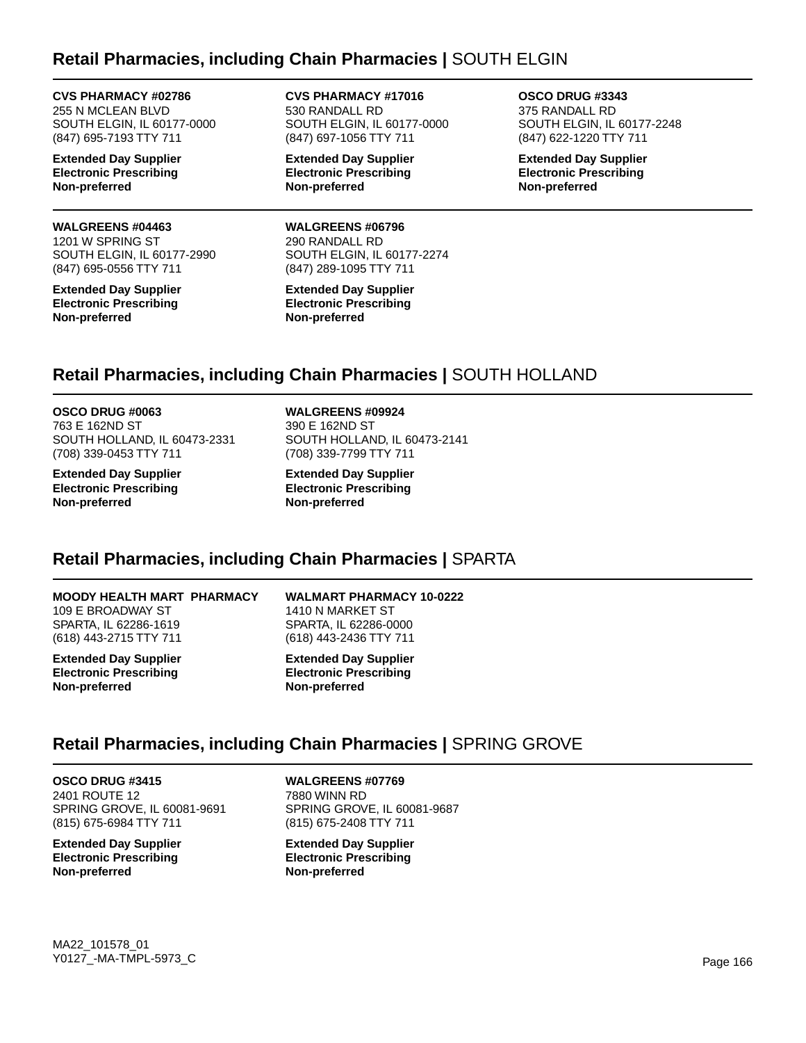## Retail Pharmacies, including Chain Pharmacies | SOUTH ELGIN

**CVS PHARMACY #02786**
255 N MCLEAN BLVD
SOUTH ELGIN, IL 60177-0000
(847) 695-7193 TTY 711

**Extended Day Supplier**
**Electronic Prescribing**
**Non-preferred**

**CVS PHARMACY #17016**
530 RANDALL RD
SOUTH ELGIN, IL 60177-0000
(847) 697-1056 TTY 711

**Extended Day Supplier**
**Electronic Prescribing**
**Non-preferred**

**OSCO DRUG #3343**
375 RANDALL RD
SOUTH ELGIN, IL 60177-2248
(847) 622-1220 TTY 711

**Extended Day Supplier**
**Electronic Prescribing**
**Non-preferred**

**WALGREENS #04463**
1201 W SPRING ST
SOUTH ELGIN, IL 60177-2990
(847) 695-0556 TTY 711

**Extended Day Supplier**
**Electronic Prescribing**
**Non-preferred**

**WALGREENS #06796**
290 RANDALL RD
SOUTH ELGIN, IL 60177-2274
(847) 289-1095 TTY 711

**Extended Day Supplier**
**Electronic Prescribing**
**Non-preferred**

## Retail Pharmacies, including Chain Pharmacies | SOUTH HOLLAND

**OSCO DRUG #0063**
763 E 162ND ST
SOUTH HOLLAND, IL 60473-2331
(708) 339-0453 TTY 711

**Extended Day Supplier**
**Electronic Prescribing**
**Non-preferred**

**WALGREENS #09924**
390 E 162ND ST
SOUTH HOLLAND, IL 60473-2141
(708) 339-7799 TTY 711

**Extended Day Supplier**
**Electronic Prescribing**
**Non-preferred**

## Retail Pharmacies, including Chain Pharmacies | SPARTA

**MOODY HEALTH MART PHARMACY**
109 E BROADWAY ST
SPARTA, IL 62286-1619
(618) 443-2715 TTY 711

**Extended Day Supplier**
**Electronic Prescribing**
**Non-preferred**

**WALMART PHARMACY 10-0222**
1410 N MARKET ST
SPARTA, IL 62286-0000
(618) 443-2436 TTY 711

**Extended Day Supplier**
**Electronic Prescribing**
**Non-preferred**

## Retail Pharmacies, including Chain Pharmacies | SPRING GROVE

**OSCO DRUG #3415**
2401 ROUTE 12
SPRING GROVE, IL 60081-9691
(815) 675-6984 TTY 711

**Extended Day Supplier**
**Electronic Prescribing**
**Non-preferred**

**WALGREENS #07769**
7880 WINN RD
SPRING GROVE, IL 60081-9687
(815) 675-2408 TTY 711

**Extended Day Supplier**
**Electronic Prescribing**
**Non-preferred**

MA22_101578_01
Y0127_-MA-TMPL-5973_C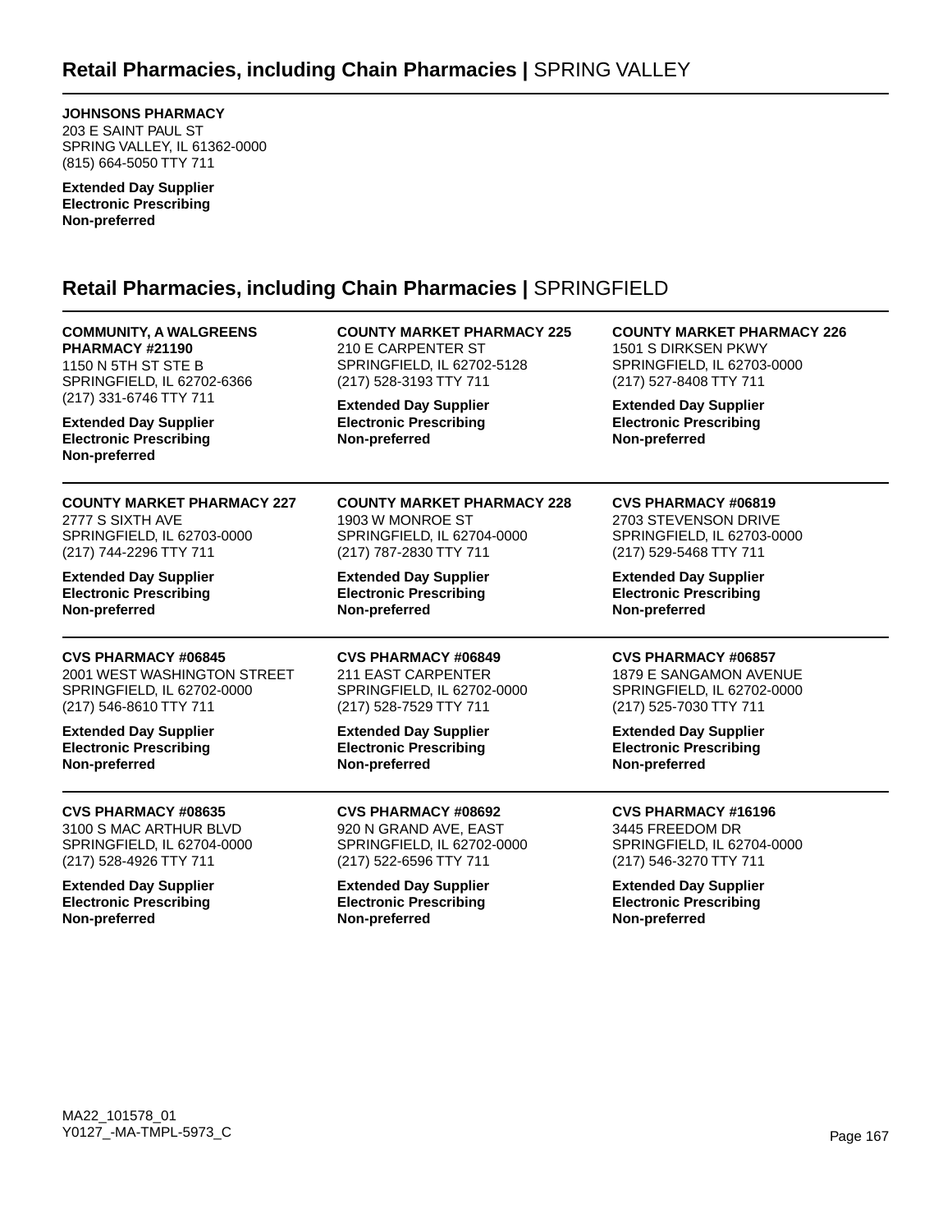## Retail Pharmacies, including Chain Pharmacies | SPRING VALLEY

**JOHNSONS PHARMACY**
203 E SAINT PAUL ST
SPRING VALLEY, IL 61362-0000
(815) 664-5050 TTY 711

**Extended Day Supplier**
**Electronic Prescribing**
**Non-preferred**

## Retail Pharmacies, including Chain Pharmacies | SPRINGFIELD

**COMMUNITY, A WALGREENS PHARMACY #21190**
1150 N 5TH ST STE B
SPRINGFIELD, IL 62702-6366
(217) 331-6746 TTY 711

**Extended Day Supplier**
**Electronic Prescribing**
**Non-preferred**

**COUNTY MARKET PHARMACY 225**
210 E CARPENTER ST
SPRINGFIELD, IL 62702-5128
(217) 528-3193 TTY 711

**Extended Day Supplier**
**Electronic Prescribing**
**Non-preferred**

**COUNTY MARKET PHARMACY 226**
1501 S DIRKSEN PKWY
SPRINGFIELD, IL 62703-0000
(217) 527-8408 TTY 711

**Extended Day Supplier**
**Electronic Prescribing**
**Non-preferred**

**COUNTY MARKET PHARMACY 227**
2777 S SIXTH AVE
SPRINGFIELD, IL 62703-0000
(217) 744-2296 TTY 711

**Extended Day Supplier**
**Electronic Prescribing**
**Non-preferred**

**COUNTY MARKET PHARMACY 228**
1903 W MONROE ST
SPRINGFIELD, IL 62704-0000
(217) 787-2830 TTY 711

**Extended Day Supplier**
**Electronic Prescribing**
**Non-preferred**

**CVS PHARMACY #06819**
2703 STEVENSON DRIVE
SPRINGFIELD, IL 62703-0000
(217) 529-5468 TTY 711

**Extended Day Supplier**
**Electronic Prescribing**
**Non-preferred**

**CVS PHARMACY #06845**
2001 WEST WASHINGTON STREET
SPRINGFIELD, IL 62702-0000
(217) 546-8610 TTY 711

**Extended Day Supplier**
**Electronic Prescribing**
**Non-preferred**

**CVS PHARMACY #06849**
211 EAST CARPENTER
SPRINGFIELD, IL 62702-0000
(217) 528-7529 TTY 711

**Extended Day Supplier**
**Electronic Prescribing**
**Non-preferred**

**CVS PHARMACY #06857**
1879 E SANGAMON AVENUE
SPRINGFIELD, IL 62702-0000
(217) 525-7030 TTY 711

**Extended Day Supplier**
**Electronic Prescribing**
**Non-preferred**

**CVS PHARMACY #08635**
3100 S MAC ARTHUR BLVD
SPRINGFIELD, IL 62704-0000
(217) 528-4926 TTY 711

**Extended Day Supplier**
**Electronic Prescribing**
**Non-preferred**

**CVS PHARMACY #08692**
920 N GRAND AVE, EAST
SPRINGFIELD, IL 62702-0000
(217) 522-6596 TTY 711

**Extended Day Supplier**
**Electronic Prescribing**
**Non-preferred**

**CVS PHARMACY #16196**
3445 FREEDOM DR
SPRINGFIELD, IL 62704-0000
(217) 546-3270 TTY 711

**Extended Day Supplier**
**Electronic Prescribing**
**Non-preferred**

MA22_101578_01
Y0127_-MA-TMPL-5973_C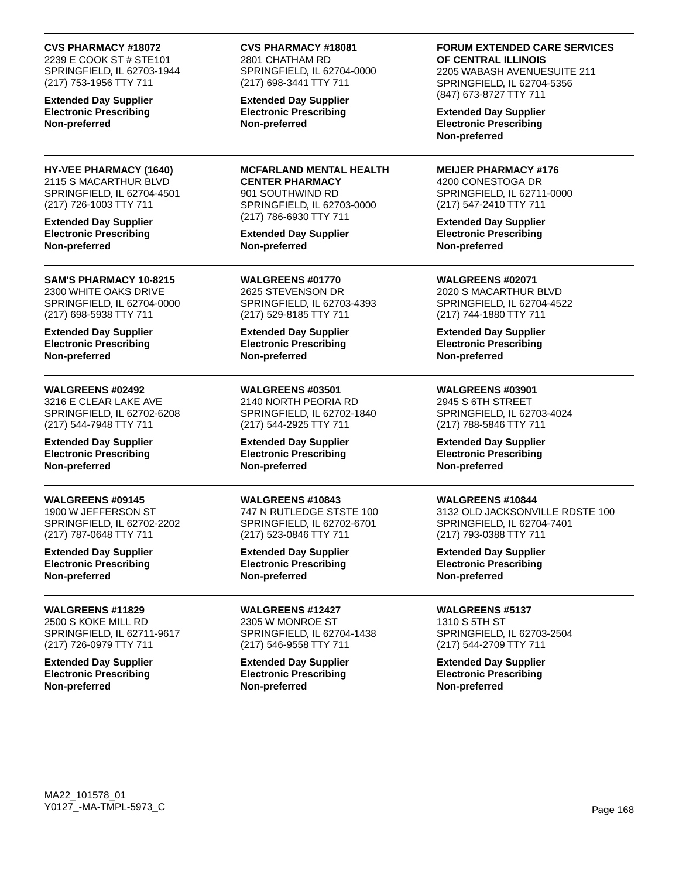**CVS PHARMACY #18072**
2239 E COOK ST # STE101
SPRINGFIELD, IL 62703-1944
(217) 753-1956 TTY 711

**Extended Day Supplier**
**Electronic Prescribing**
**Non-preferred**

**CVS PHARMACY #18081**
2801 CHATHAM RD
SPRINGFIELD, IL 62704-0000
(217) 698-3441 TTY 711

**Extended Day Supplier**
**Electronic Prescribing**
**Non-preferred**

**FORUM EXTENDED CARE SERVICES OF CENTRAL ILLINOIS**
2205 WABASH AVENUESUITE 211
SPRINGFIELD, IL 62704-5356
(847) 673-8727 TTY 711

**Extended Day Supplier**
**Electronic Prescribing**
**Non-preferred**

---

**HY-VEE PHARMACY (1640)**
2115 S MACARTHUR BLVD
SPRINGFIELD, IL 62704-4501
(217) 726-1003 TTY 711

**Extended Day Supplier**
**Electronic Prescribing**
**Non-preferred**

**MCFARLAND MENTAL HEALTH CENTER PHARMACY**
901 SOUTHWIND RD
SPRINGFIELD, IL 62703-0000
(217) 786-6930 TTY 711

**Extended Day Supplier**
**Non-preferred**

**MEIJER PHARMACY #176**
4200 CONESTOGA DR
SPRINGFIELD, IL 62711-0000
(217) 547-2410 TTY 711

**Extended Day Supplier**
**Electronic Prescribing**
**Non-preferred**

---

**SAM'S PHARMACY 10-8215**
2300 WHITE OAKS DRIVE
SPRINGFIELD, IL 62704-0000
(217) 698-5938 TTY 711

**Extended Day Supplier**
**Electronic Prescribing**
**Non-preferred**

**WALGREENS #01770**
2625 STEVENSON DR
SPRINGFIELD, IL 62703-4393
(217) 529-8185 TTY 711

**Extended Day Supplier**
**Electronic Prescribing**
**Non-preferred**

**WALGREENS #02071**
2020 S MACARTHUR BLVD
SPRINGFIELD, IL 62704-4522
(217) 744-1880 TTY 711

**Extended Day Supplier**
**Electronic Prescribing**
**Non-preferred**

---

**WALGREENS #02492**
3216 E CLEAR LAKE AVE
SPRINGFIELD, IL 62702-6208
(217) 544-7948 TTY 711

**Extended Day Supplier**
**Electronic Prescribing**
**Non-preferred**

**WALGREENS #03501**
2140 NORTH PEORIA RD
SPRINGFIELD, IL 62702-1840
(217) 544-2925 TTY 711

**Extended Day Supplier**
**Electronic Prescribing**
**Non-preferred**

**WALGREENS #03901**
2945 S 6TH STREET
SPRINGFIELD, IL 62703-4024
(217) 788-5846 TTY 711

**Extended Day Supplier**
**Electronic Prescribing**
**Non-preferred**

---

**WALGREENS #09145**
1900 W JEFFERSON ST
SPRINGFIELD, IL 62702-2202
(217) 787-0648 TTY 711

**Extended Day Supplier**
**Electronic Prescribing**
**Non-preferred**

**WALGREENS #10843**
747 N RUTLEDGE STSTE 100
SPRINGFIELD, IL 62702-6701
(217) 523-0846 TTY 711

**Extended Day Supplier**
**Electronic Prescribing**
**Non-preferred**

**WALGREENS #10844**
3132 OLD JACKSONVILLE RDSTE 100
SPRINGFIELD, IL 62704-7401
(217) 793-0388 TTY 711

**Extended Day Supplier**
**Electronic Prescribing**
**Non-preferred**

---

**WALGREENS #11829**
2500 S KOKE MILL RD
SPRINGFIELD, IL 62711-9617
(217) 726-0979 TTY 711

**Extended Day Supplier**
**Electronic Prescribing**
**Non-preferred**

**WALGREENS #12427**
2305 W MONROE ST
SPRINGFIELD, IL 62704-1438
(217) 546-9558 TTY 711

**Extended Day Supplier**
**Electronic Prescribing**
**Non-preferred**

**WALGREENS #5137**
1310 S 5TH ST
SPRINGFIELD, IL 62703-2504
(217) 544-2709 TTY 711

**Extended Day Supplier**
**Electronic Prescribing**
**Non-preferred**

MA22_101578_01
Y0127_-MA-TMPL-5973_C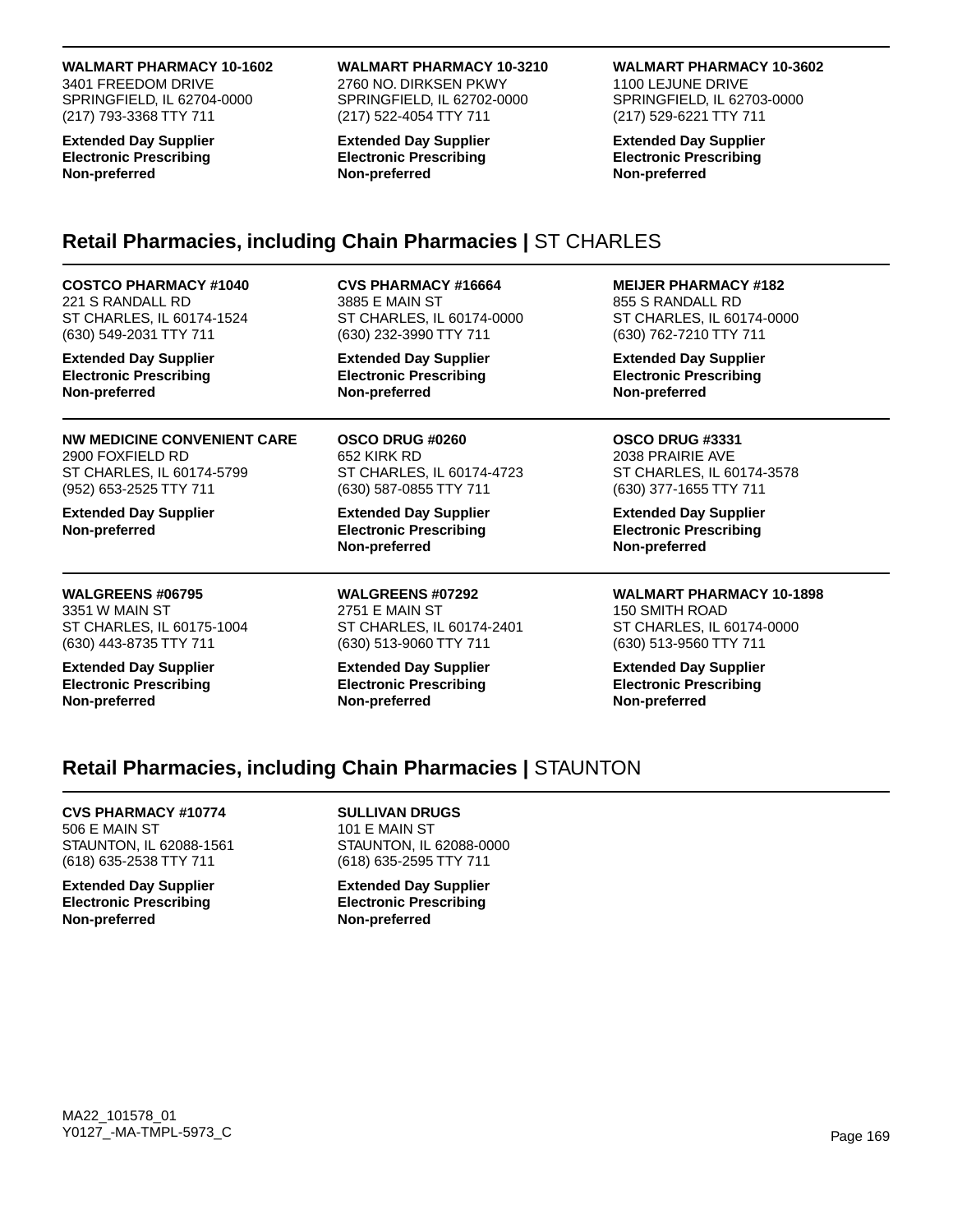**WALMART PHARMACY 10-1602**
3401 FREEDOM DRIVE
SPRINGFIELD, IL 62704-0000
(217) 793-3368 TTY 711

**Extended Day Supplier**
**Electronic Prescribing**
**Non-preferred**

**WALMART PHARMACY 10-3210**
2760 NO. DIRKSEN PKWY
SPRINGFIELD, IL 62702-0000
(217) 522-4054 TTY 711

**Extended Day Supplier**
**Electronic Prescribing**
**Non-preferred**

**WALMART PHARMACY 10-3602**
1100 LEJUNE DRIVE
SPRINGFIELD, IL 62703-0000
(217) 529-6221 TTY 711

**Extended Day Supplier**
**Electronic Prescribing**
**Non-preferred**

## Retail Pharmacies, including Chain Pharmacies | ST CHARLES

**COSTCO PHARMACY #1040**
221 S RANDALL RD
ST CHARLES, IL 60174-1524
(630) 549-2031 TTY 711

**Extended Day Supplier**
**Electronic Prescribing**
**Non-preferred**

**CVS PHARMACY #16664**
3885 E MAIN ST
ST CHARLES, IL 60174-0000
(630) 232-3990 TTY 711

**Extended Day Supplier**
**Electronic Prescribing**
**Non-preferred**

**MEIJER PHARMACY #182**
855 S RANDALL RD
ST CHARLES, IL 60174-0000
(630) 762-7210 TTY 711

**Extended Day Supplier**
**Electronic Prescribing**
**Non-preferred**

**NW MEDICINE CONVENIENT CARE**
2900 FOXFIELD RD
ST CHARLES, IL 60174-5799
(952) 653-2525 TTY 711

**Extended Day Supplier**
**Non-preferred**

**OSCO DRUG #0260**
652 KIRK RD
ST CHARLES, IL 60174-4723
(630) 587-0855 TTY 711

**Extended Day Supplier**
**Electronic Prescribing**
**Non-preferred**

**OSCO DRUG #3331**
2038 PRAIRIE AVE
ST CHARLES, IL 60174-3578
(630) 377-1655 TTY 711

**Extended Day Supplier**
**Electronic Prescribing**
**Non-preferred**

**WALGREENS #06795**
3351 W MAIN ST
ST CHARLES, IL 60175-1004
(630) 443-8735 TTY 711

**Extended Day Supplier**
**Electronic Prescribing**
**Non-preferred**

**WALGREENS #07292**
2751 E MAIN ST
ST CHARLES, IL 60174-2401
(630) 513-9060 TTY 711

**Extended Day Supplier**
**Electronic Prescribing**
**Non-preferred**

**WALMART PHARMACY 10-1898**
150 SMITH ROAD
ST CHARLES, IL 60174-0000
(630) 513-9560 TTY 711

**Extended Day Supplier**
**Electronic Prescribing**
**Non-preferred**

## Retail Pharmacies, including Chain Pharmacies | STAUNTON

**CVS PHARMACY #10774**
506 E MAIN ST
STAUNTON, IL 62088-1561
(618) 635-2538 TTY 711

**Extended Day Supplier**
**Electronic Prescribing**
**Non-preferred**

**SULLIVAN DRUGS**
101 E MAIN ST
STAUNTON, IL 62088-0000
(618) 635-2595 TTY 711

**Extended Day Supplier**
**Electronic Prescribing**
**Non-preferred**

MA22_101578_01
Y0127_-MA-TMPL-5973_C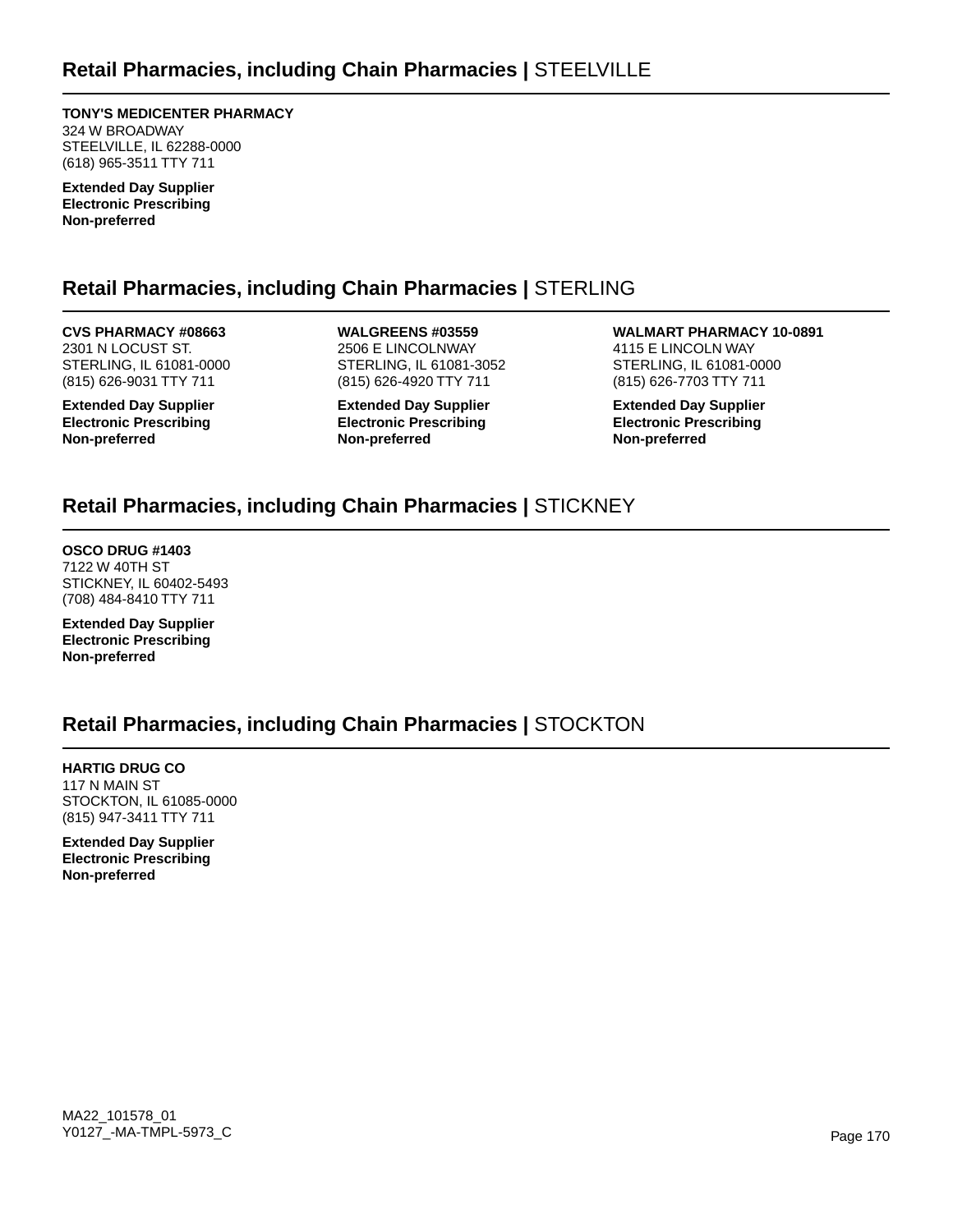## Retail Pharmacies, including Chain Pharmacies | STEELVILLE

**TONY'S MEDICENTER PHARMACY**
324 W BROADWAY
STEELVILLE, IL 62288-0000
(618) 965-3511 TTY 711

**Extended Day Supplier**
**Electronic Prescribing**
**Non-preferred**

## Retail Pharmacies, including Chain Pharmacies | STERLING

**CVS PHARMACY #08663**
2301 N LOCUST ST.
STERLING, IL 61081-0000
(815) 626-9031 TTY 711

**Extended Day Supplier**
**Electronic Prescribing**
**Non-preferred**

**WALGREENS #03559**
2506 E LINCOLNWAY
STERLING, IL 61081-3052
(815) 626-4920 TTY 711

**Extended Day Supplier**
**Electronic Prescribing**
**Non-preferred**

**WALMART PHARMACY 10-0891**
4115 E LINCOLN WAY
STERLING, IL 61081-0000
(815) 626-7703 TTY 711

**Extended Day Supplier**
**Electronic Prescribing**
**Non-preferred**

## Retail Pharmacies, including Chain Pharmacies | STICKNEY

**OSCO DRUG #1403**
7122 W 40TH ST
STICKNEY, IL 60402-5493
(708) 484-8410 TTY 711

**Extended Day Supplier**
**Electronic Prescribing**
**Non-preferred**

## Retail Pharmacies, including Chain Pharmacies | STOCKTON

**HARTIG DRUG CO**
117 N MAIN ST
STOCKTON, IL 61085-0000
(815) 947-3411 TTY 711

**Extended Day Supplier**
**Electronic Prescribing**
**Non-preferred**

MA22_101578_01
Y0127_-MA-TMPL-5973_C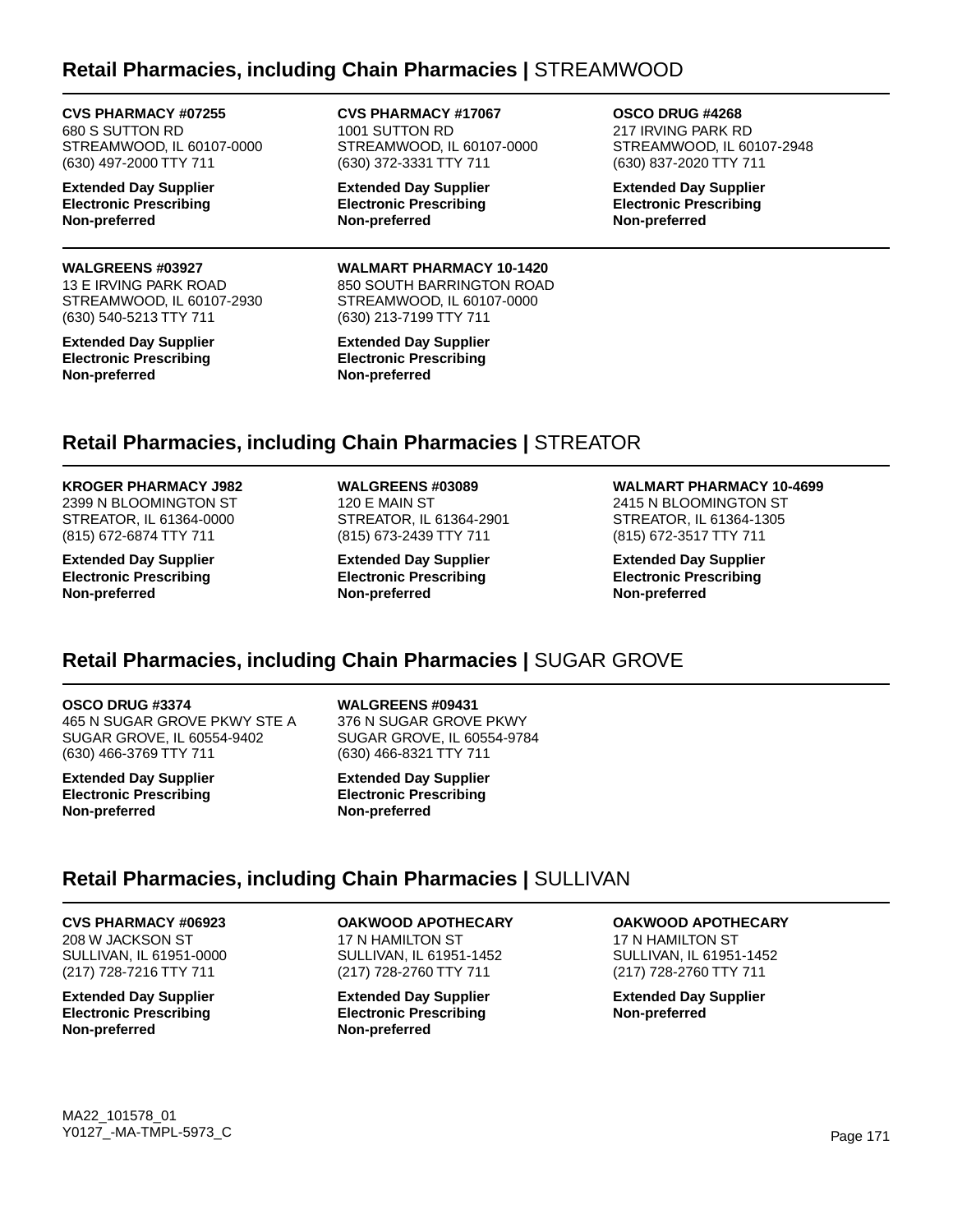## Retail Pharmacies, including Chain Pharmacies | STREAMWOOD

**CVS PHARMACY #07255**
680 S SUTTON RD
STREAMWOOD, IL 60107-0000
(630) 497-2000 TTY 711

**Extended Day Supplier**
**Electronic Prescribing**
**Non-preferred**

**CVS PHARMACY #17067**
1001 SUTTON RD
STREAMWOOD, IL 60107-0000
(630) 372-3331 TTY 711

**Extended Day Supplier**
**Electronic Prescribing**
**Non-preferred**

**OSCO DRUG #4268**
217 IRVING PARK RD
STREAMWOOD, IL 60107-2948
(630) 837-2020 TTY 711

**Extended Day Supplier**
**Electronic Prescribing**
**Non-preferred**

**WALGREENS #03927**
13 E IRVING PARK ROAD
STREAMWOOD, IL 60107-2930
(630) 540-5213 TTY 711

**Extended Day Supplier**
**Electronic Prescribing**
**Non-preferred**

**WALMART PHARMACY 10-1420**
850 SOUTH BARRINGTON ROAD
STREAMWOOD, IL 60107-0000
(630) 213-7199 TTY 711

**Extended Day Supplier**
**Electronic Prescribing**
**Non-preferred**

## Retail Pharmacies, including Chain Pharmacies | STREATOR

**KROGER PHARMACY J982**
2399 N BLOOMINGTON ST
STREATOR, IL 61364-0000
(815) 672-6874 TTY 711

**Extended Day Supplier**
**Electronic Prescribing**
**Non-preferred**

**WALGREENS #03089**
120 E MAIN ST
STREATOR, IL 61364-2901
(815) 673-2439 TTY 711

**Extended Day Supplier**
**Electronic Prescribing**
**Non-preferred**

**WALMART PHARMACY 10-4699**
2415 N BLOOMINGTON ST
STREATOR, IL 61364-1305
(815) 672-3517 TTY 711

**Extended Day Supplier**
**Electronic Prescribing**
**Non-preferred**

## Retail Pharmacies, including Chain Pharmacies | SUGAR GROVE

**OSCO DRUG #3374**
465 N SUGAR GROVE PKWY STE A
SUGAR GROVE, IL 60554-9402
(630) 466-3769 TTY 711

**Extended Day Supplier**
**Electronic Prescribing**
**Non-preferred**

**WALGREENS #09431**
376 N SUGAR GROVE PKWY
SUGAR GROVE, IL 60554-9784
(630) 466-8321 TTY 711

**Extended Day Supplier**
**Electronic Prescribing**
**Non-preferred**

## Retail Pharmacies, including Chain Pharmacies | SULLIVAN

**CVS PHARMACY #06923**
208 W JACKSON ST
SULLIVAN, IL 61951-0000
(217) 728-7216 TTY 711

**Extended Day Supplier**
**Electronic Prescribing**
**Non-preferred**

**OAKWOOD APOTHECARY**
17 N HAMILTON ST
SULLIVAN, IL 61951-1452
(217) 728-2760 TTY 711

**Extended Day Supplier**
**Electronic Prescribing**
**Non-preferred**

**OAKWOOD APOTHECARY**
17 N HAMILTON ST
SULLIVAN, IL 61951-1452
(217) 728-2760 TTY 711

**Extended Day Supplier**
**Non-preferred**

MA22_101578_01
Y0127_-MA-TMPL-5973_C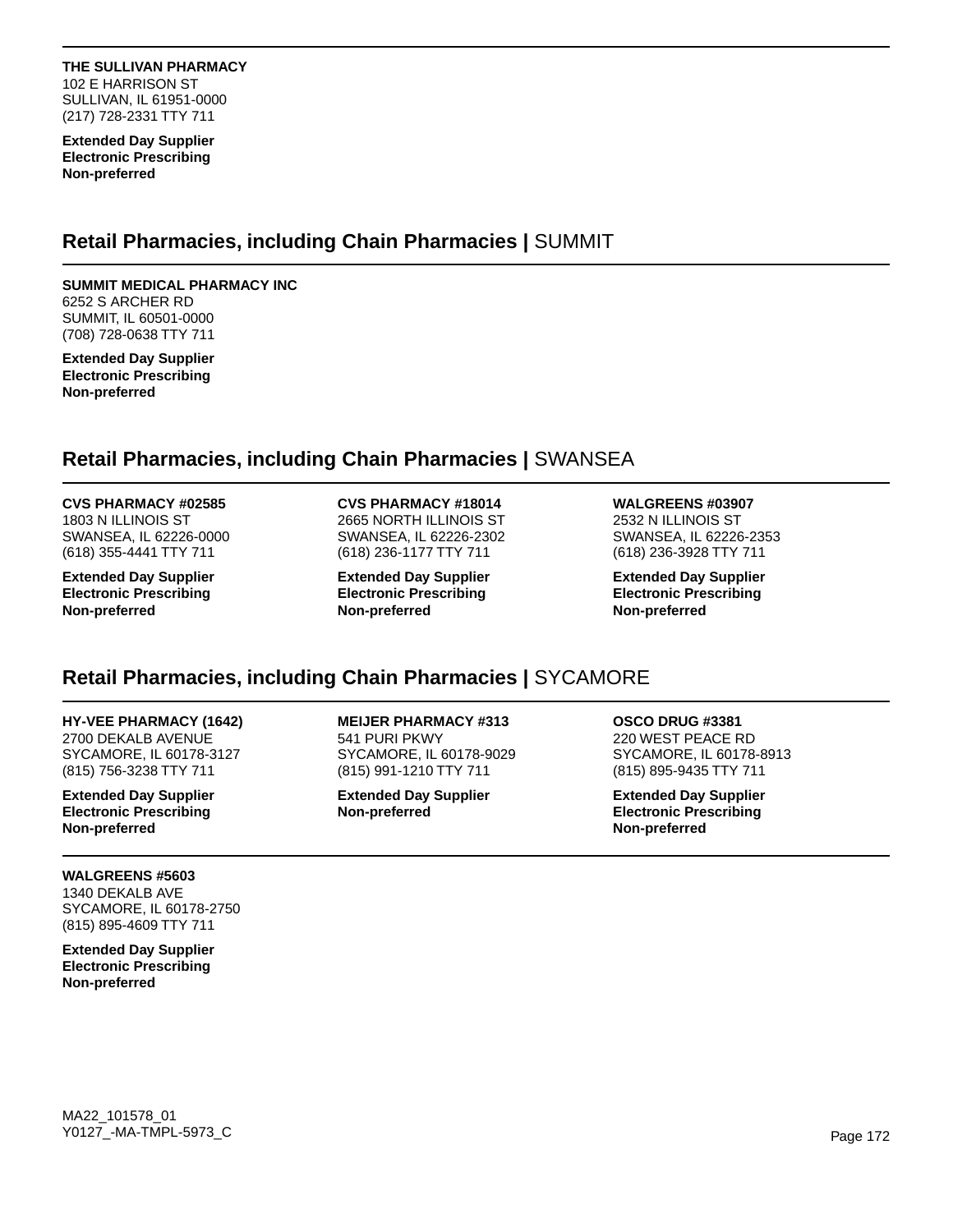**THE SULLIVAN PHARMACY**
102 E HARRISON ST
SULLIVAN, IL 61951-0000
(217) 728-2331 TTY 711

**Extended Day Supplier**
**Electronic Prescribing**
**Non-preferred**

## Retail Pharmacies, including Chain Pharmacies | SUMMIT

**SUMMIT MEDICAL PHARMACY INC**
6252 S ARCHER RD
SUMMIT, IL 60501-0000
(708) 728-0638 TTY 711

**Extended Day Supplier**
**Electronic Prescribing**
**Non-preferred**

## Retail Pharmacies, including Chain Pharmacies | SWANSEA

**CVS PHARMACY #02585**
1803 N ILLINOIS ST
SWANSEA, IL 62226-0000
(618) 355-4441 TTY 711

**Extended Day Supplier**
**Electronic Prescribing**
**Non-preferred**

**CVS PHARMACY #18014**
2665 NORTH ILLINOIS ST
SWANSEA, IL 62226-2302
(618) 236-1177 TTY 711

**Extended Day Supplier**
**Electronic Prescribing**
**Non-preferred**

**WALGREENS #03907**
2532 N ILLINOIS ST
SWANSEA, IL 62226-2353
(618) 236-3928 TTY 711

**Extended Day Supplier**
**Electronic Prescribing**
**Non-preferred**

## Retail Pharmacies, including Chain Pharmacies | SYCAMORE

**HY-VEE PHARMACY (1642)**
2700 DEKALB AVENUE
SYCAMORE, IL 60178-3127
(815) 756-3238 TTY 711

**Extended Day Supplier**
**Electronic Prescribing**
**Non-preferred**

**MEIJER PHARMACY #313**
541 PURI PKWY
SYCAMORE, IL 60178-9029
(815) 991-1210 TTY 711

**Extended Day Supplier**
**Non-preferred**

**OSCO DRUG #3381**
220 WEST PEACE RD
SYCAMORE, IL 60178-8913
(815) 895-9435 TTY 711

**Extended Day Supplier**
**Electronic Prescribing**
**Non-preferred**

**WALGREENS #5603**
1340 DEKALB AVE
SYCAMORE, IL 60178-2750
(815) 895-4609 TTY 711

**Extended Day Supplier**
**Electronic Prescribing**
**Non-preferred**

MA22_101578_01
Y0127_-MA-TMPL-5973_C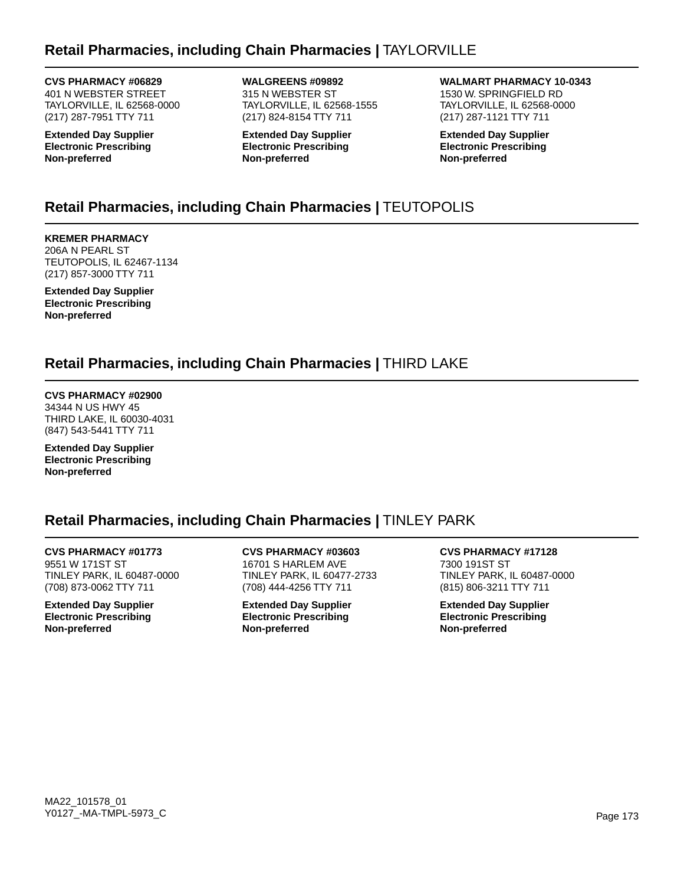## Retail Pharmacies, including Chain Pharmacies | TAYLORVILLE

**CVS PHARMACY #06829**
401 N WEBSTER STREET
TAYLORVILLE, IL 62568-0000
(217) 287-7951 TTY 711

**Extended Day Supplier**
**Electronic Prescribing**
**Non-preferred**

**WALGREENS #09892**
315 N WEBSTER ST
TAYLORVILLE, IL 62568-1555
(217) 824-8154 TTY 711

**Extended Day Supplier**
**Electronic Prescribing**
**Non-preferred**

**WALMART PHARMACY 10-0343**
1530 W. SPRINGFIELD RD
TAYLORVILLE, IL 62568-0000
(217) 287-1121 TTY 711

**Extended Day Supplier**
**Electronic Prescribing**
**Non-preferred**

## Retail Pharmacies, including Chain Pharmacies | TEUTOPOLIS

**KREMER PHARMACY**
206A N PEARL ST
TEUTOPOLIS, IL 62467-1134
(217) 857-3000 TTY 711

**Extended Day Supplier**
**Electronic Prescribing**
**Non-preferred**

## Retail Pharmacies, including Chain Pharmacies | THIRD LAKE

**CVS PHARMACY #02900**
34344 N US HWY 45
THIRD LAKE, IL 60030-4031
(847) 543-5441 TTY 711

**Extended Day Supplier**
**Electronic Prescribing**
**Non-preferred**

## Retail Pharmacies, including Chain Pharmacies | TINLEY PARK

**CVS PHARMACY #01773**
9551 W 171ST ST
TINLEY PARK, IL 60487-0000
(708) 873-0062 TTY 711

**Extended Day Supplier**
**Electronic Prescribing**
**Non-preferred**

**CVS PHARMACY #03603**
16701 S HARLEM AVE
TINLEY PARK, IL 60477-2733
(708) 444-4256 TTY 711

**Extended Day Supplier**
**Electronic Prescribing**
**Non-preferred**

**CVS PHARMACY #17128**
7300 191ST ST
TINLEY PARK, IL 60487-0000
(815) 806-3211 TTY 711

**Extended Day Supplier**
**Electronic Prescribing**
**Non-preferred**

MA22_101578_01
Y0127_-MA-TMPL-5973_C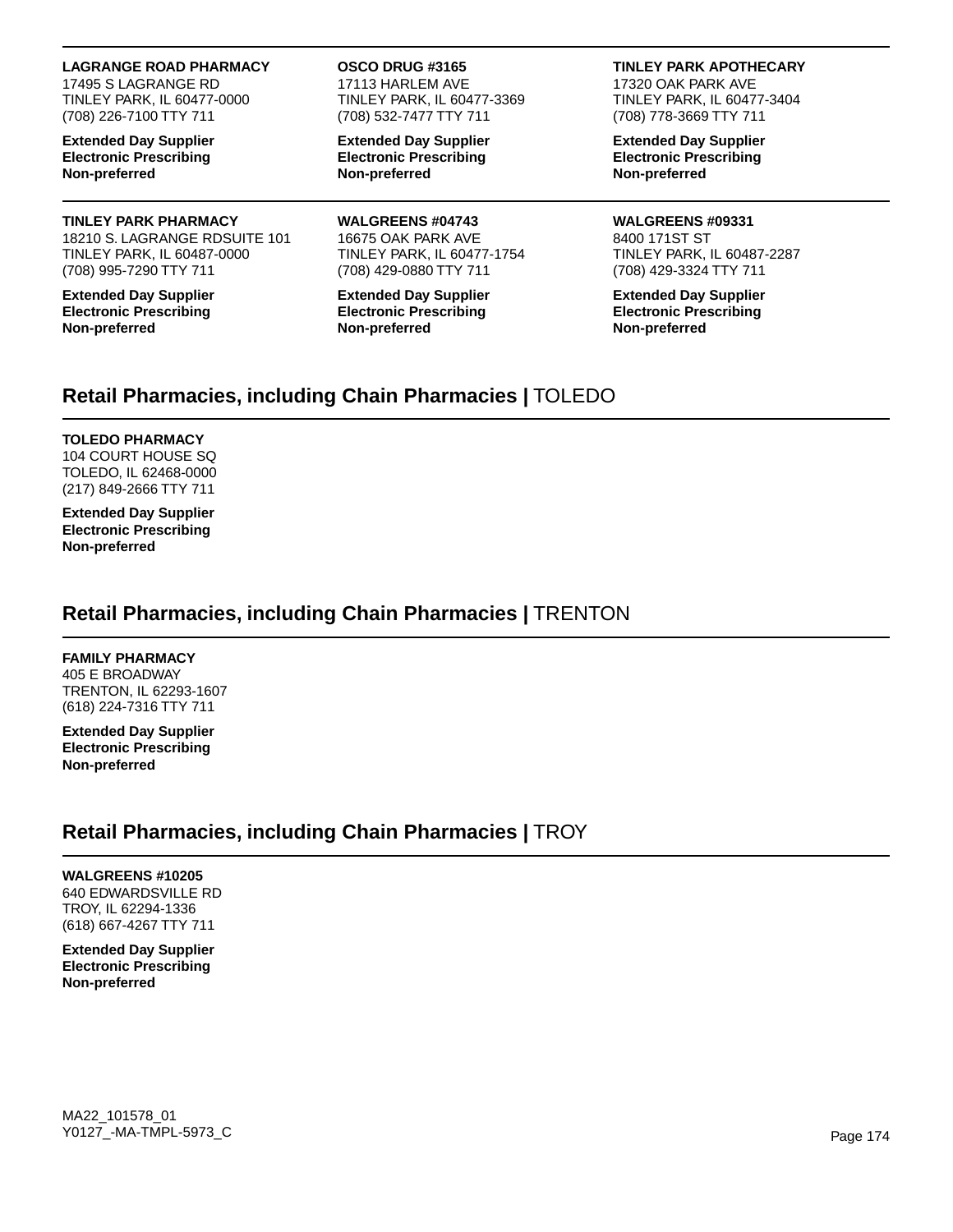**LAGRANGE ROAD PHARMACY**
17495 S LAGRANGE RD
TINLEY PARK, IL 60477-0000
(708) 226-7100 TTY 711

**Extended Day Supplier**
**Electronic Prescribing**
**Non-preferred**

**OSCO DRUG #3165**
17113 HARLEM AVE
TINLEY PARK, IL 60477-3369
(708) 532-7477 TTY 711

**Extended Day Supplier**
**Electronic Prescribing**
**Non-preferred**

**TINLEY PARK APOTHECARY**
17320 OAK PARK AVE
TINLEY PARK, IL 60477-3404
(708) 778-3669 TTY 711

**Extended Day Supplier**
**Electronic Prescribing**
**Non-preferred**

**TINLEY PARK PHARMACY**
18210 S. LAGRANGE RDSUITE 101
TINLEY PARK, IL 60487-0000
(708) 995-7290 TTY 711

**Extended Day Supplier**
**Electronic Prescribing**
**Non-preferred**

**WALGREENS #04743**
16675 OAK PARK AVE
TINLEY PARK, IL 60477-1754
(708) 429-0880 TTY 711

**Extended Day Supplier**
**Electronic Prescribing**
**Non-preferred**

**WALGREENS #09331**
8400 171ST ST
TINLEY PARK, IL 60487-2287
(708) 429-3324 TTY 711

**Extended Day Supplier**
**Electronic Prescribing**
**Non-preferred**

## Retail Pharmacies, including Chain Pharmacies | TOLEDO

**TOLEDO PHARMACY**
104 COURT HOUSE SQ
TOLEDO, IL 62468-0000
(217) 849-2666 TTY 711

**Extended Day Supplier**
**Electronic Prescribing**
**Non-preferred**

## Retail Pharmacies, including Chain Pharmacies | TRENTON

**FAMILY PHARMACY**
405 E BROADWAY
TRENTON, IL 62293-1607
(618) 224-7316 TTY 711

**Extended Day Supplier**
**Electronic Prescribing**
**Non-preferred**

## Retail Pharmacies, including Chain Pharmacies | TROY

**WALGREENS #10205**
640 EDWARDSVILLE RD
TROY, IL 62294-1336
(618) 667-4267 TTY 711

**Extended Day Supplier**
**Electronic Prescribing**
**Non-preferred**

MA22_101578_01
Y0127_-MA-TMPL-5973_C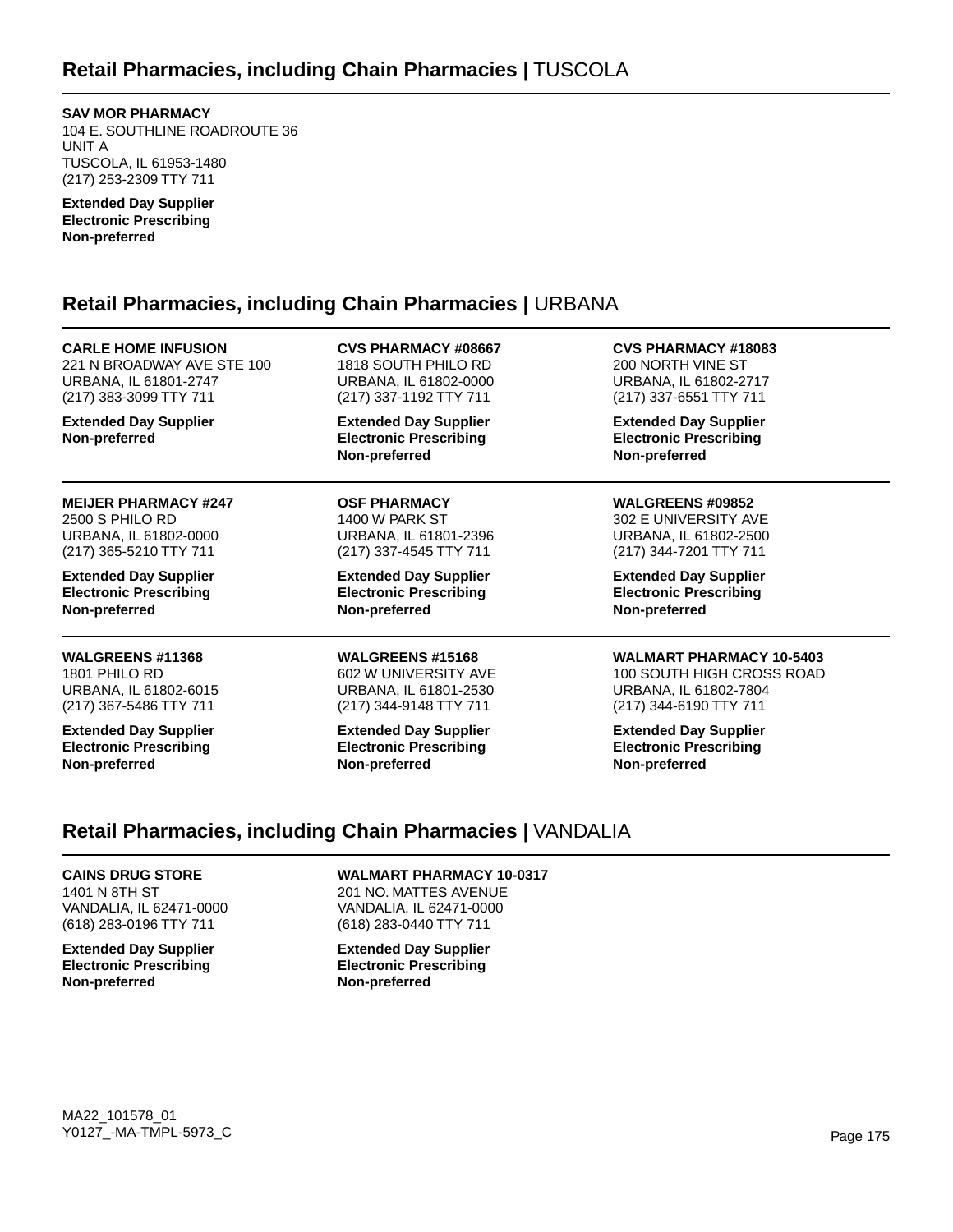## Retail Pharmacies, including Chain Pharmacies | TUSCOLA

**SAV MOR PHARMACY**
104 E. SOUTHLINE ROADROUTE 36
UNIT A
TUSCOLA, IL 61953-1480
(217) 253-2309 TTY 711

**Extended Day Supplier**
**Electronic Prescribing**
**Non-preferred**

## Retail Pharmacies, including Chain Pharmacies | URBANA

**CARLE HOME INFUSION**
221 N BROADWAY AVE STE 100
URBANA, IL 61801-2747
(217) 383-3099 TTY 711

**Extended Day Supplier**
**Non-preferred**

**CVS PHARMACY #08667**
1818 SOUTH PHILO RD
URBANA, IL 61802-0000
(217) 337-1192 TTY 711

**Extended Day Supplier**
**Electronic Prescribing**
**Non-preferred**

**CVS PHARMACY #18083**
200 NORTH VINE ST
URBANA, IL 61802-2717
(217) 337-6551 TTY 711

**Extended Day Supplier**
**Electronic Prescribing**
**Non-preferred**

**MEIJER PHARMACY #247**
2500 S PHILO RD
URBANA, IL 61802-0000
(217) 365-5210 TTY 711

**Extended Day Supplier**
**Electronic Prescribing**
**Non-preferred**

**OSF PHARMACY**
1400 W PARK ST
URBANA, IL 61801-2396
(217) 337-4545 TTY 711

**Extended Day Supplier**
**Electronic Prescribing**
**Non-preferred**

**WALGREENS #09852**
302 E UNIVERSITY AVE
URBANA, IL 61802-2500
(217) 344-7201 TTY 711

**Extended Day Supplier**
**Electronic Prescribing**
**Non-preferred**

**WALGREENS #11368**
1801 PHILO RD
URBANA, IL 61802-6015
(217) 367-5486 TTY 711

**Extended Day Supplier**
**Electronic Prescribing**
**Non-preferred**

**WALGREENS #15168**
602 W UNIVERSITY AVE
URBANA, IL 61801-2530
(217) 344-9148 TTY 711

**Extended Day Supplier**
**Electronic Prescribing**
**Non-preferred**

**WALMART PHARMACY 10-5403**
100 SOUTH HIGH CROSS ROAD
URBANA, IL 61802-7804
(217) 344-6190 TTY 711

**Extended Day Supplier**
**Electronic Prescribing**
**Non-preferred**

## Retail Pharmacies, including Chain Pharmacies | VANDALIA

**CAINS DRUG STORE**
1401 N 8TH ST
VANDALIA, IL 62471-0000
(618) 283-0196 TTY 711

**Extended Day Supplier**
**Electronic Prescribing**
**Non-preferred**

**WALMART PHARMACY 10-0317**
201 NO. MATTES AVENUE
VANDALIA, IL 62471-0000
(618) 283-0440 TTY 711

**Extended Day Supplier**
**Electronic Prescribing**
**Non-preferred**

MA22_101578_01
Y0127_-MA-TMPL-5973_C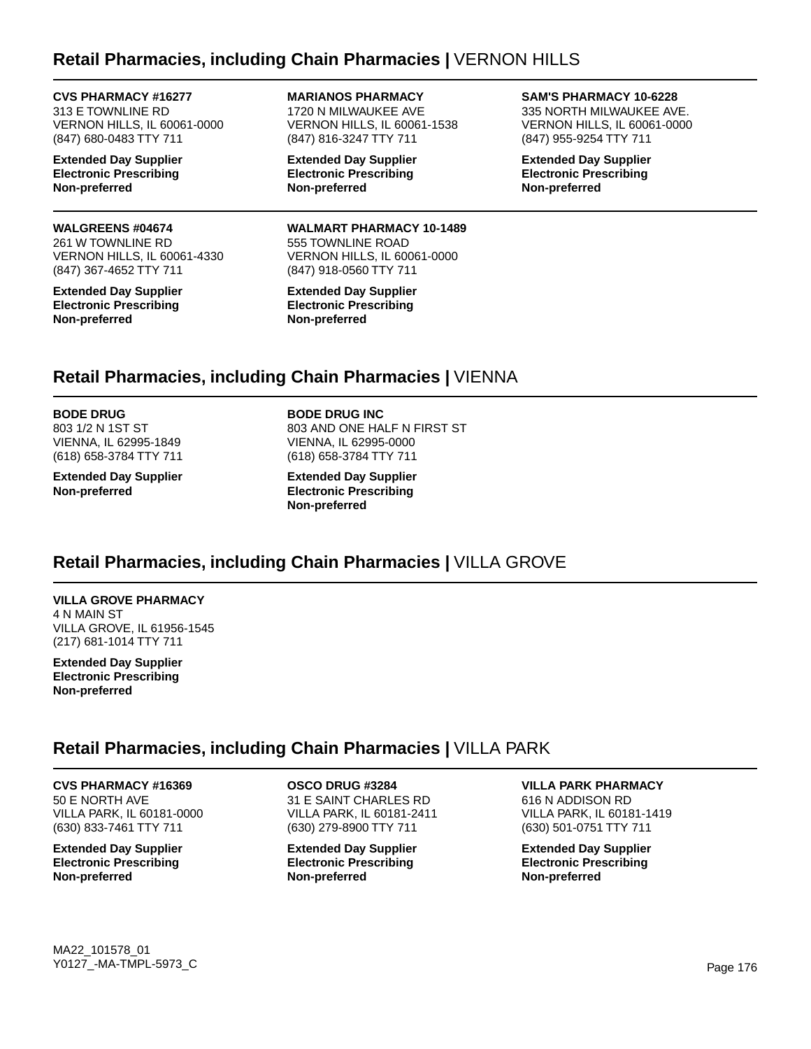## Retail Pharmacies, including Chain Pharmacies | VERNON HILLS

**CVS PHARMACY #16277**
313 E TOWNLINE RD
VERNON HILLS, IL 60061-0000
(847) 680-0483 TTY 711

**Extended Day Supplier**
**Electronic Prescribing**
**Non-preferred**

**MARIANOS PHARMACY**
1720 N MILWAUKEE AVE
VERNON HILLS, IL 60061-1538
(847) 816-3247 TTY 711

**Extended Day Supplier**
**Electronic Prescribing**
**Non-preferred**

**SAM'S PHARMACY 10-6228**
335 NORTH MILWAUKEE AVE.
VERNON HILLS, IL 60061-0000
(847) 955-9254 TTY 711

**Extended Day Supplier**
**Electronic Prescribing**
**Non-preferred**

**WALGREENS #04674**
261 W TOWNLINE RD
VERNON HILLS, IL 60061-4330
(847) 367-4652 TTY 711

**Extended Day Supplier**
**Electronic Prescribing**
**Non-preferred**

**WALMART PHARMACY 10-1489**
555 TOWNLINE ROAD
VERNON HILLS, IL 60061-0000
(847) 918-0560 TTY 711

**Extended Day Supplier**
**Electronic Prescribing**
**Non-preferred**

## Retail Pharmacies, including Chain Pharmacies | VIENNA

**BODE DRUG**
803 1/2 N 1ST ST
VIENNA, IL 62995-1849
(618) 658-3784 TTY 711

**Extended Day Supplier**
**Non-preferred**

**BODE DRUG INC**
803 AND ONE HALF N FIRST ST
VIENNA, IL 62995-0000
(618) 658-3784 TTY 711

**Extended Day Supplier**
**Electronic Prescribing**
**Non-preferred**

## Retail Pharmacies, including Chain Pharmacies | VILLA GROVE

**VILLA GROVE PHARMACY**
4 N MAIN ST
VILLA GROVE, IL 61956-1545
(217) 681-1014 TTY 711

**Extended Day Supplier**
**Electronic Prescribing**
**Non-preferred**

## Retail Pharmacies, including Chain Pharmacies | VILLA PARK

**CVS PHARMACY #16369**
50 E NORTH AVE
VILLA PARK, IL 60181-0000
(630) 833-7461 TTY 711

**Extended Day Supplier**
**Electronic Prescribing**
**Non-preferred**

**OSCO DRUG #3284**
31 E SAINT CHARLES RD
VILLA PARK, IL 60181-2411
(630) 279-8900 TTY 711

**Extended Day Supplier**
**Electronic Prescribing**
**Non-preferred**

**VILLA PARK PHARMACY**
616 N ADDISON RD
VILLA PARK, IL 60181-1419
(630) 501-0751 TTY 711

**Extended Day Supplier**
**Electronic Prescribing**
**Non-preferred**

MA22_101578_01
Y0127_-MA-TMPL-5973_C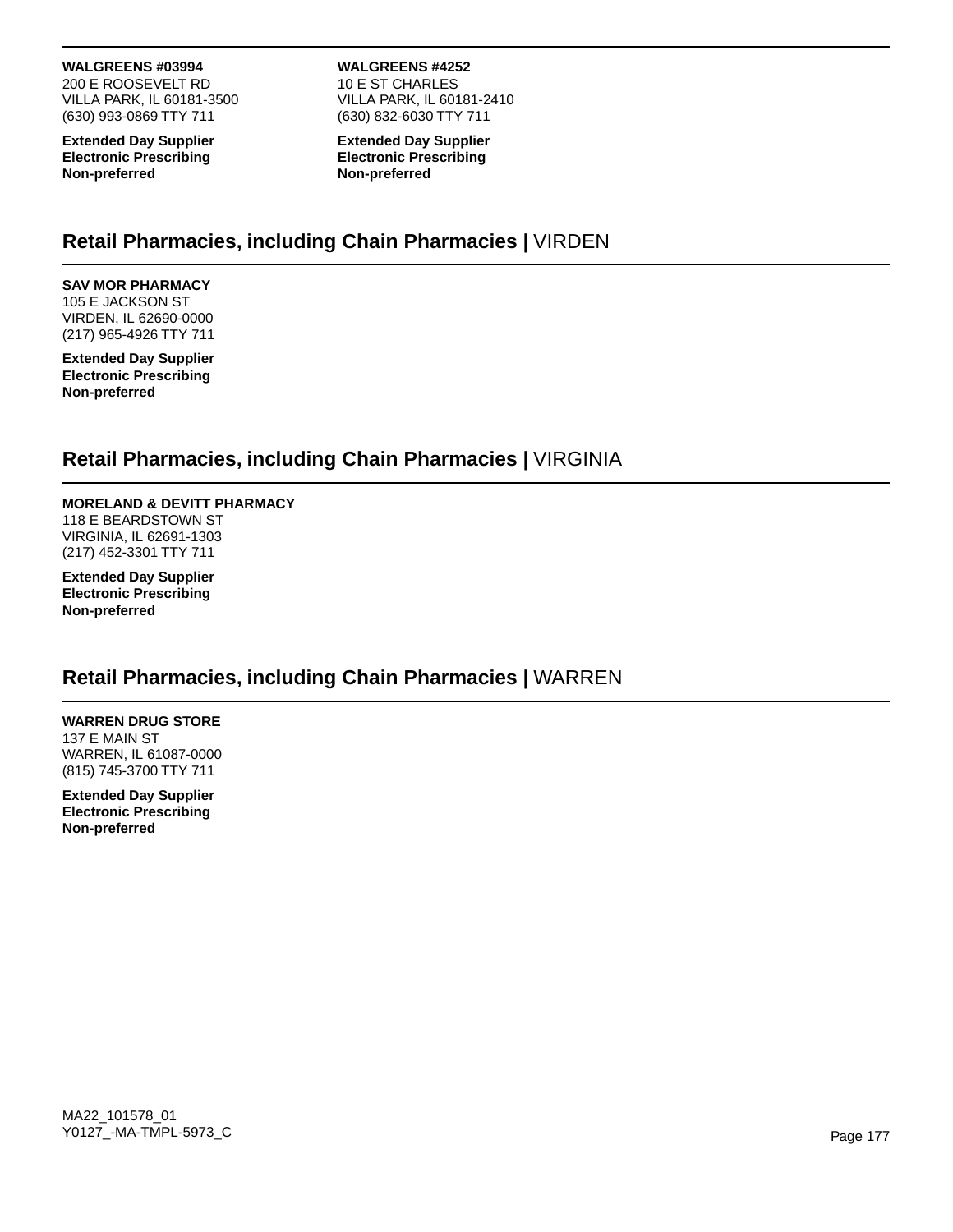**WALGREENS #03994**
200 E ROOSEVELT RD
VILLA PARK, IL 60181-3500
(630) 993-0869 TTY 711

**Extended Day Supplier**
**Electronic Prescribing**
**Non-preferred**

**WALGREENS #4252**
10 E ST CHARLES
VILLA PARK, IL 60181-2410
(630) 832-6030 TTY 711

**Extended Day Supplier**
**Electronic Prescribing**
**Non-preferred**

## Retail Pharmacies, including Chain Pharmacies | VIRDEN

**SAV MOR PHARMACY**
105 E JACKSON ST
VIRDEN, IL 62690-0000
(217) 965-4926 TTY 711

**Extended Day Supplier**
**Electronic Prescribing**
**Non-preferred**

## Retail Pharmacies, including Chain Pharmacies | VIRGINIA

**MORELAND & DEVITT PHARMACY**
118 E BEARDSTOWN ST
VIRGINIA, IL 62691-1303
(217) 452-3301 TTY 711

**Extended Day Supplier**
**Electronic Prescribing**
**Non-preferred**

## Retail Pharmacies, including Chain Pharmacies | WARREN

**WARREN DRUG STORE**
137 E MAIN ST
WARREN, IL 61087-0000
(815) 745-3700 TTY 711

**Extended Day Supplier**
**Electronic Prescribing**
**Non-preferred**

MA22_101578_01
Y0127_-MA-TMPL-5973_C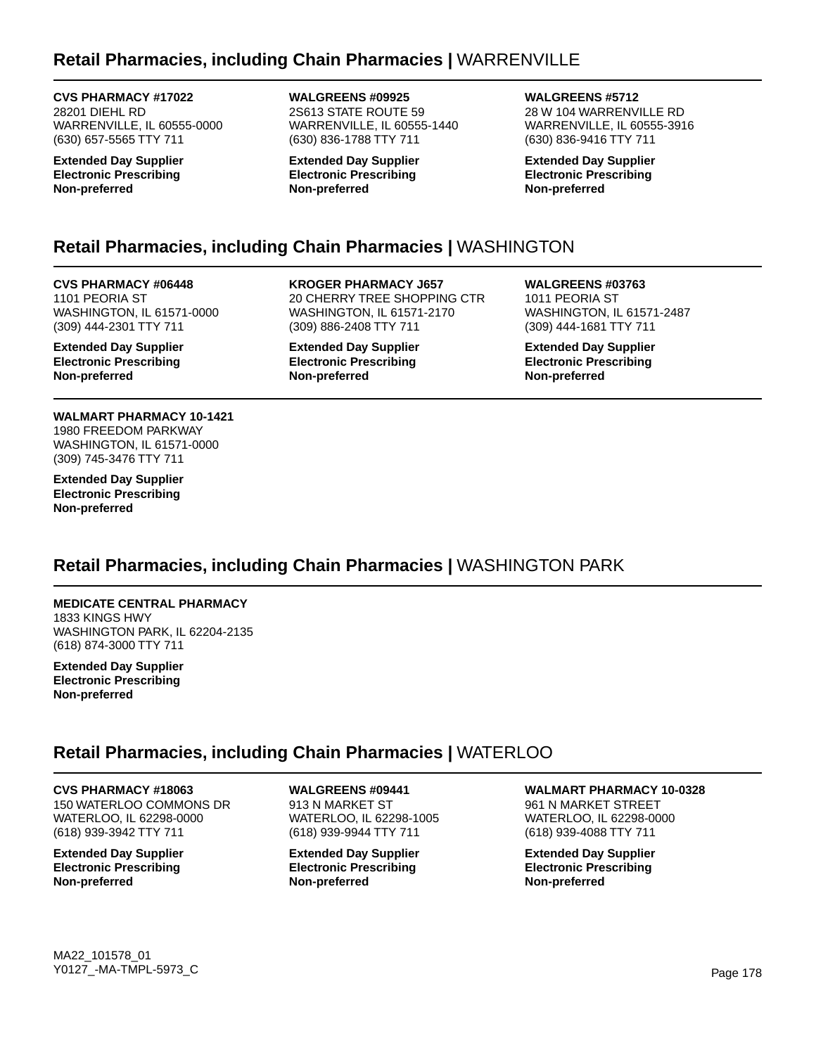## Retail Pharmacies, including Chain Pharmacies | WARRENVILLE

**CVS PHARMACY #17022**
28201 DIEHL RD
WARRENVILLE, IL 60555-0000
(630) 657-5565 TTY 711

**Extended Day Supplier**
**Electronic Prescribing**
**Non-preferred**

**WALGREENS #09925**
2S613 STATE ROUTE 59
WARRENVILLE, IL 60555-1440
(630) 836-1788 TTY 711

**Extended Day Supplier**
**Electronic Prescribing**
**Non-preferred**

**WALGREENS #5712**
28 W 104 WARRENVILLE RD
WARRENVILLE, IL 60555-3916
(630) 836-9416 TTY 711

**Extended Day Supplier**
**Electronic Prescribing**
**Non-preferred**

## Retail Pharmacies, including Chain Pharmacies | WASHINGTON

**CVS PHARMACY #06448**
1101 PEORIA ST
WASHINGTON, IL 61571-0000
(309) 444-2301 TTY 711

**Extended Day Supplier**
**Electronic Prescribing**
**Non-preferred**

**KROGER PHARMACY J657**
20 CHERRY TREE SHOPPING CTR
WASHINGTON, IL 61571-2170
(309) 886-2408 TTY 711

**Extended Day Supplier**
**Electronic Prescribing**
**Non-preferred**

**WALGREENS #03763**
1011 PEORIA ST
WASHINGTON, IL 61571-2487
(309) 444-1681 TTY 711

**Extended Day Supplier**
**Electronic Prescribing**
**Non-preferred**

**WALMART PHARMACY 10-1421**
1980 FREEDOM PARKWAY
WASHINGTON, IL 61571-0000
(309) 745-3476 TTY 711

**Extended Day Supplier**
**Electronic Prescribing**
**Non-preferred**

## Retail Pharmacies, including Chain Pharmacies | WASHINGTON PARK

**MEDICATE CENTRAL PHARMACY**
1833 KINGS HWY
WASHINGTON PARK, IL 62204-2135
(618) 874-3000 TTY 711

**Extended Day Supplier**
**Electronic Prescribing**
**Non-preferred**

## Retail Pharmacies, including Chain Pharmacies | WATERLOO

**CVS PHARMACY #18063**
150 WATERLOO COMMONS DR
WATERLOO, IL 62298-0000
(618) 939-3942 TTY 711

**Extended Day Supplier**
**Electronic Prescribing**
**Non-preferred**

**WALGREENS #09441**
913 N MARKET ST
WATERLOO, IL 62298-1005
(618) 939-9944 TTY 711

**Extended Day Supplier**
**Electronic Prescribing**
**Non-preferred**

**WALMART PHARMACY 10-0328**
961 N MARKET STREET
WATERLOO, IL 62298-0000
(618) 939-4088 TTY 711

**Extended Day Supplier**
**Electronic Prescribing**
**Non-preferred**

MA22_101578_01
Y0127_-MA-TMPL-5973_C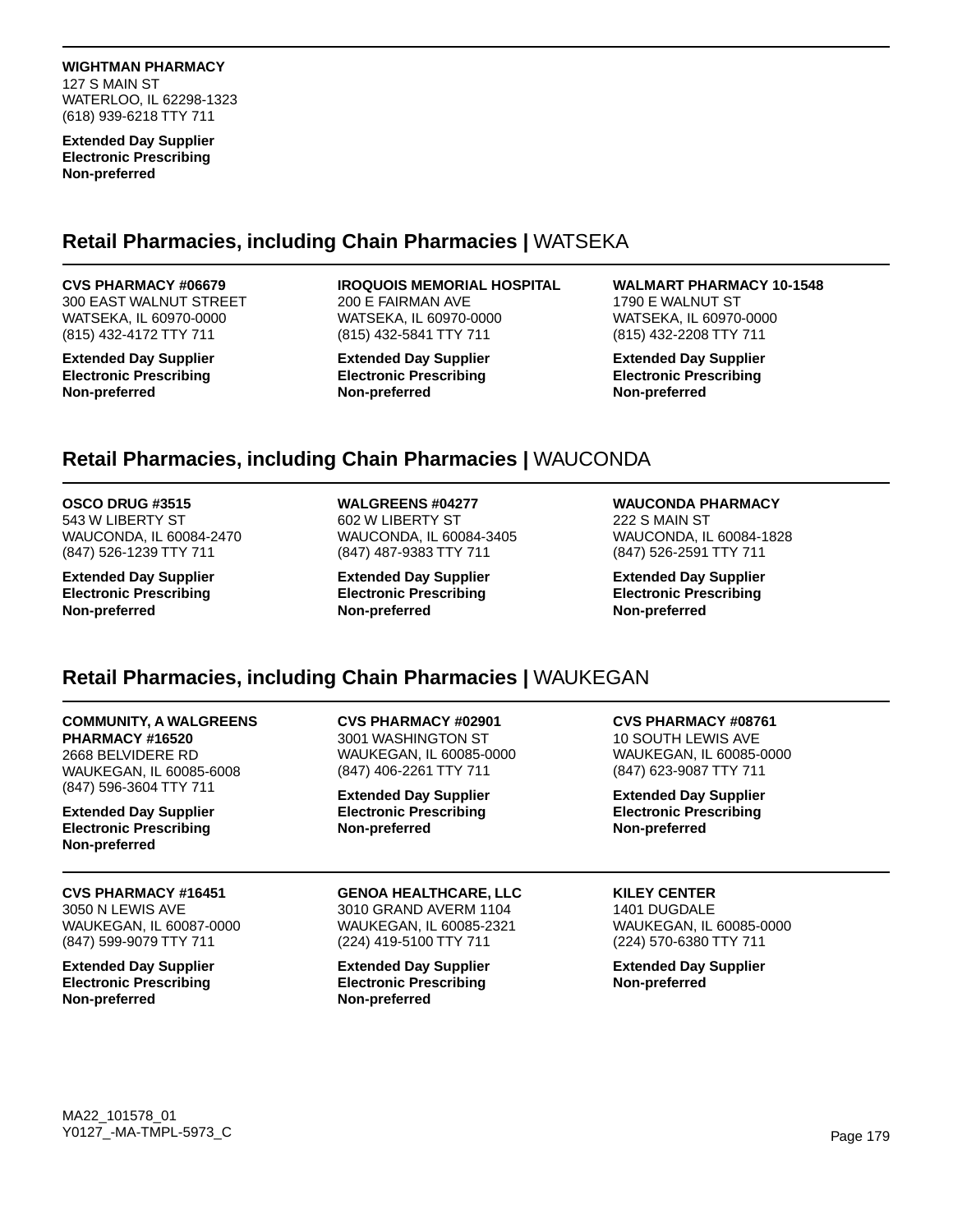**WIGHTMAN PHARMACY**
127 S MAIN ST
WATERLOO, IL 62298-1323
(618) 939-6218 TTY 711

**Extended Day Supplier**
**Electronic Prescribing**
**Non-preferred**

## Retail Pharmacies, including Chain Pharmacies | WATSEKA

**CVS PHARMACY #06679**
300 EAST WALNUT STREET
WATSEKA, IL 60970-0000
(815) 432-4172 TTY 711

**Extended Day Supplier**
**Electronic Prescribing**
**Non-preferred**

**IROQUOIS MEMORIAL HOSPITAL**
200 E FAIRMAN AVE
WATSEKA, IL 60970-0000
(815) 432-5841 TTY 711

**Extended Day Supplier**
**Electronic Prescribing**
**Non-preferred**

**WALMART PHARMACY 10-1548**
1790 E WALNUT ST
WATSEKA, IL 60970-0000
(815) 432-2208 TTY 711

**Extended Day Supplier**
**Electronic Prescribing**
**Non-preferred**

## Retail Pharmacies, including Chain Pharmacies | WAUCONDA

**OSCO DRUG #3515**
543 W LIBERTY ST
WAUCONDA, IL 60084-2470
(847) 526-1239 TTY 711

**Extended Day Supplier**
**Electronic Prescribing**
**Non-preferred**

**WALGREENS #04277**
602 W LIBERTY ST
WAUCONDA, IL 60084-3405
(847) 487-9383 TTY 711

**Extended Day Supplier**
**Electronic Prescribing**
**Non-preferred**

**WAUCONDA PHARMACY**
222 S MAIN ST
WAUCONDA, IL 60084-1828
(847) 526-2591 TTY 711

**Extended Day Supplier**
**Electronic Prescribing**
**Non-preferred**

## Retail Pharmacies, including Chain Pharmacies | WAUKEGAN

**COMMUNITY, A WALGREENS PHARMACY #16520**
2668 BELVIDERE RD
WAUKEGAN, IL 60085-6008
(847) 596-3604 TTY 711

**Extended Day Supplier**
**Electronic Prescribing**
**Non-preferred**

**CVS PHARMACY #02901**
3001 WASHINGTON ST
WAUKEGAN, IL 60085-0000
(847) 406-2261 TTY 711

**Extended Day Supplier**
**Electronic Prescribing**
**Non-preferred**

**CVS PHARMACY #08761**
10 SOUTH LEWIS AVE
WAUKEGAN, IL 60085-0000
(847) 623-9087 TTY 711

**Extended Day Supplier**
**Electronic Prescribing**
**Non-preferred**

**CVS PHARMACY #16451**
3050 N LEWIS AVE
WAUKEGAN, IL 60087-0000
(847) 599-9079 TTY 711

**Extended Day Supplier**
**Electronic Prescribing**
**Non-preferred**

**GENOA HEALTHCARE, LLC**
3010 GRAND AVERM 1104
WAUKEGAN, IL 60085-2321
(224) 419-5100 TTY 711

**Extended Day Supplier**
**Electronic Prescribing**
**Non-preferred**

**KILEY CENTER**
1401 DUGDALE
WAUKEGAN, IL 60085-0000
(224) 570-6380 TTY 711

**Extended Day Supplier**
**Non-preferred**

MA22_101578_01
Y0127_-MA-TMPL-5973_C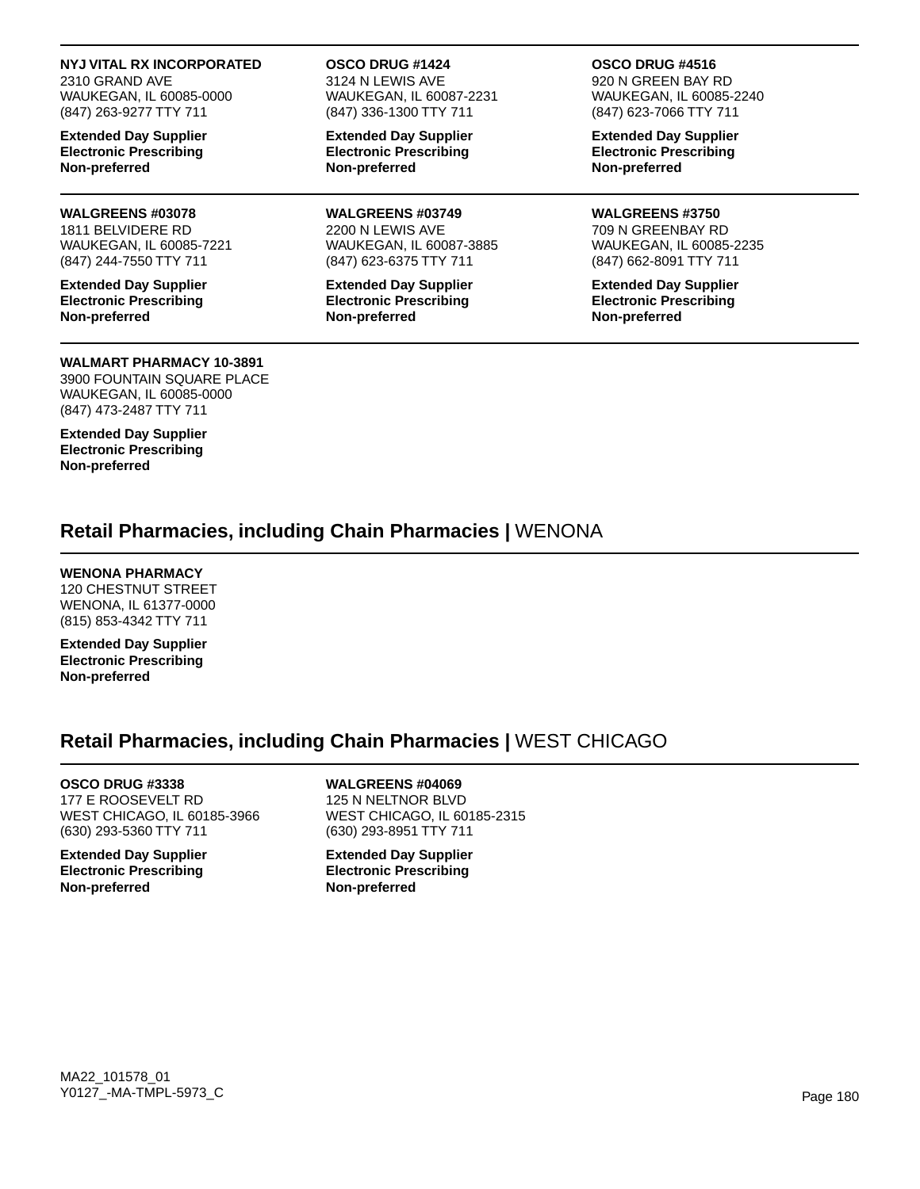**NYJ VITAL RX INCORPORATED**
2310 GRAND AVE
WAUKEGAN, IL 60085-0000
(847) 263-9277 TTY 711

**Extended Day Supplier**
**Electronic Prescribing**
**Non-preferred**

**OSCO DRUG #1424**
3124 N LEWIS AVE
WAUKEGAN, IL 60087-2231
(847) 336-1300 TTY 711

**Extended Day Supplier**
**Electronic Prescribing**
**Non-preferred**

**OSCO DRUG #4516**
920 N GREEN BAY RD
WAUKEGAN, IL 60085-2240
(847) 623-7066 TTY 711

**Extended Day Supplier**
**Electronic Prescribing**
**Non-preferred**

**WALGREENS #03078**
1811 BELVIDERE RD
WAUKEGAN, IL 60085-7221
(847) 244-7550 TTY 711

**Extended Day Supplier**
**Electronic Prescribing**
**Non-preferred**

**WALGREENS #03749**
2200 N LEWIS AVE
WAUKEGAN, IL 60087-3885
(847) 623-6375 TTY 711

**Extended Day Supplier**
**Electronic Prescribing**
**Non-preferred**

**WALGREENS #3750**
709 N GREENBAY RD
WAUKEGAN, IL 60085-2235
(847) 662-8091 TTY 711

**Extended Day Supplier**
**Electronic Prescribing**
**Non-preferred**

**WALMART PHARMACY 10-3891**
3900 FOUNTAIN SQUARE PLACE
WAUKEGAN, IL 60085-0000
(847) 473-2487 TTY 711

**Extended Day Supplier**
**Electronic Prescribing**
**Non-preferred**

## Retail Pharmacies, including Chain Pharmacies | WENONA

**WENONA PHARMACY**
120 CHESTNUT STREET
WENONA, IL 61377-0000
(815) 853-4342 TTY 711

**Extended Day Supplier**
**Electronic Prescribing**
**Non-preferred**

## Retail Pharmacies, including Chain Pharmacies | WEST CHICAGO

**OSCO DRUG #3338**
177 E ROOSEVELT RD
WEST CHICAGO, IL 60185-3966
(630) 293-5360 TTY 711

**Extended Day Supplier**
**Electronic Prescribing**
**Non-preferred**

**WALGREENS #04069**
125 N NELTNOR BLVD
WEST CHICAGO, IL 60185-2315
(630) 293-8951 TTY 711

**Extended Day Supplier**
**Electronic Prescribing**
**Non-preferred**

MA22_101578_01
Y0127_-MA-TMPL-5973_C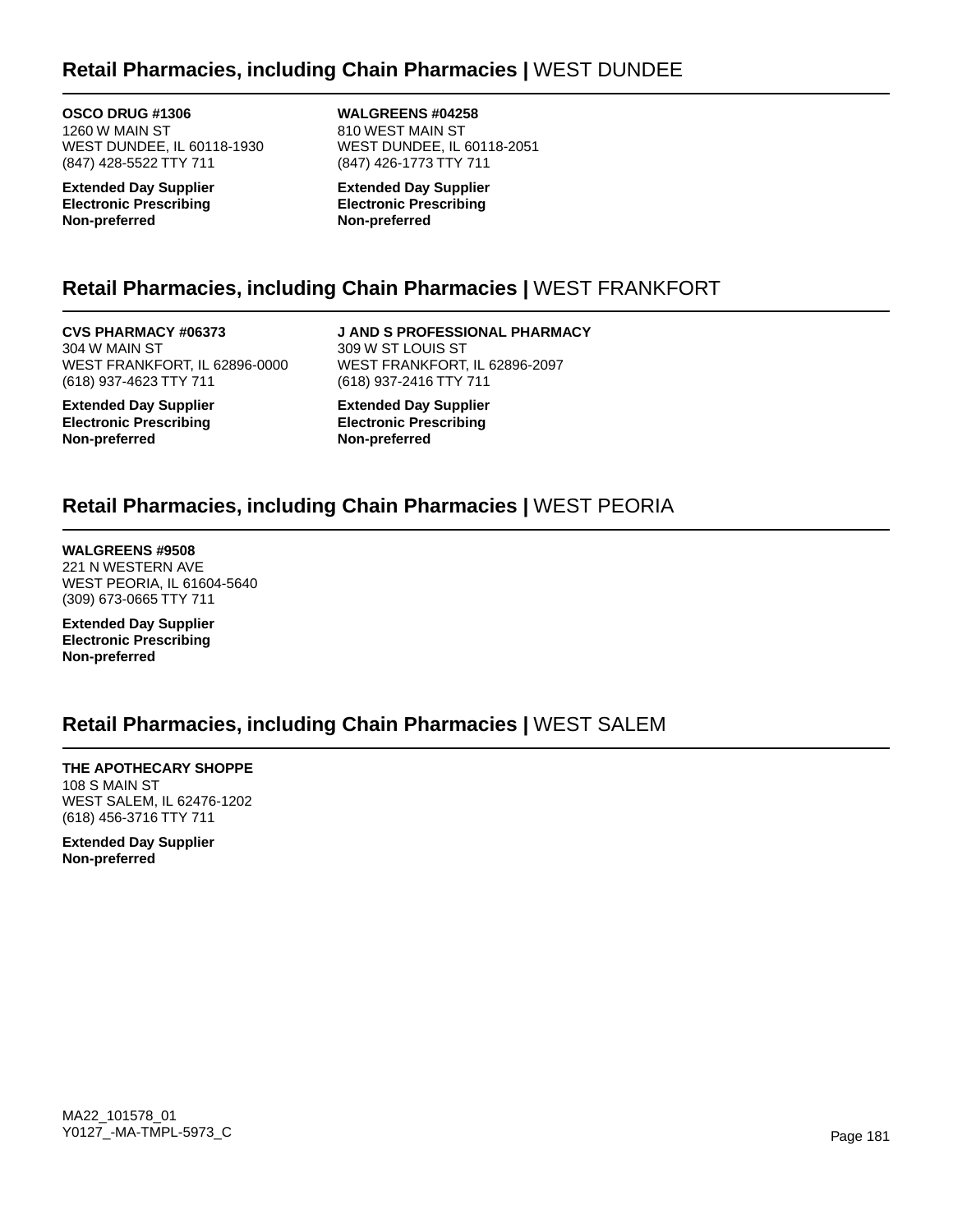## Retail Pharmacies, including Chain Pharmacies | WEST DUNDEE

**OSCO DRUG #1306**
1260 W MAIN ST
WEST DUNDEE, IL 60118-1930
(847) 428-5522 TTY 711

**Extended Day Supplier**
**Electronic Prescribing**
**Non-preferred**

**WALGREENS #04258**
810 WEST MAIN ST
WEST DUNDEE, IL 60118-2051
(847) 426-1773 TTY 711

**Extended Day Supplier**
**Electronic Prescribing**
**Non-preferred**

## Retail Pharmacies, including Chain Pharmacies | WEST FRANKFORT

**CVS PHARMACY #06373**
304 W MAIN ST
WEST FRANKFORT, IL 62896-0000
(618) 937-4623 TTY 711

**Extended Day Supplier**
**Electronic Prescribing**
**Non-preferred**

**J AND S PROFESSIONAL PHARMACY**
309 W ST LOUIS ST
WEST FRANKFORT, IL 62896-2097
(618) 937-2416 TTY 711

**Extended Day Supplier**
**Electronic Prescribing**
**Non-preferred**

## Retail Pharmacies, including Chain Pharmacies | WEST PEORIA

**WALGREENS #9508**
221 N WESTERN AVE
WEST PEORIA, IL 61604-5640
(309) 673-0665 TTY 711

**Extended Day Supplier**
**Electronic Prescribing**
**Non-preferred**

## Retail Pharmacies, including Chain Pharmacies | WEST SALEM

**THE APOTHECARY SHOPPE**
108 S MAIN ST
WEST SALEM, IL 62476-1202
(618) 456-3716 TTY 711

**Extended Day Supplier**
**Non-preferred**

MA22_101578_01
Y0127_-MA-TMPL-5973_C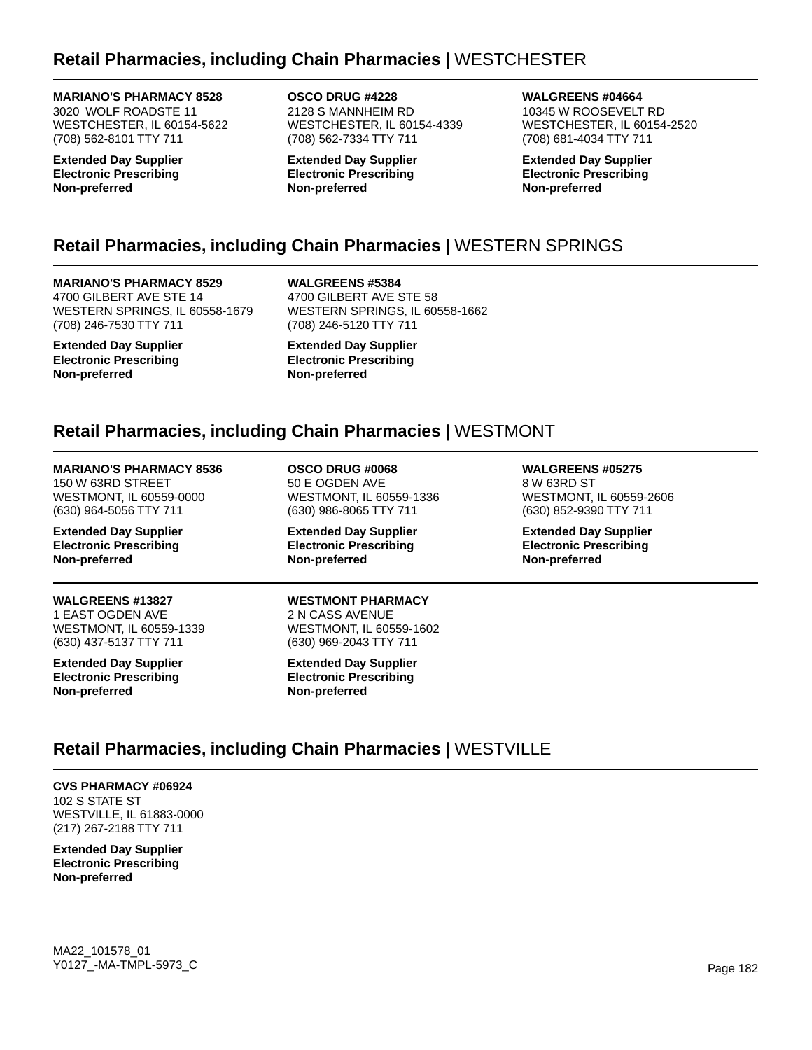## Retail Pharmacies, including Chain Pharmacies | WESTCHESTER

**MARIANO'S PHARMACY 8528**
3020 WOLF ROADSTE 11
WESTCHESTER, IL 60154-5622
(708) 562-8101 TTY 711

**Extended Day Supplier**
**Electronic Prescribing**
**Non-preferred**

**OSCO DRUG #4228**
2128 S MANNHEIM RD
WESTCHESTER, IL 60154-4339
(708) 562-7334 TTY 711

**Extended Day Supplier**
**Electronic Prescribing**
**Non-preferred**

**WALGREENS #04664**
10345 W ROOSEVELT RD
WESTCHESTER, IL 60154-2520
(708) 681-4034 TTY 711

**Extended Day Supplier**
**Electronic Prescribing**
**Non-preferred**

## Retail Pharmacies, including Chain Pharmacies | WESTERN SPRINGS

**MARIANO'S PHARMACY 8529**
4700 GILBERT AVE STE 14
WESTERN SPRINGS, IL 60558-1679
(708) 246-7530 TTY 711

**Extended Day Supplier**
**Electronic Prescribing**
**Non-preferred**

**WALGREENS #5384**
4700 GILBERT AVE STE 58
WESTERN SPRINGS, IL 60558-1662
(708) 246-5120 TTY 711

**Extended Day Supplier**
**Electronic Prescribing**
**Non-preferred**

## Retail Pharmacies, including Chain Pharmacies | WESTMONT

**MARIANO'S PHARMACY 8536**
150 W 63RD STREET
WESTMONT, IL 60559-0000
(630) 964-5056 TTY 711

**Extended Day Supplier**
**Electronic Prescribing**
**Non-preferred**

**OSCO DRUG #0068**
50 E OGDEN AVE
WESTMONT, IL 60559-1336
(630) 986-8065 TTY 711

**Extended Day Supplier**
**Electronic Prescribing**
**Non-preferred**

**WALGREENS #05275**
8 W 63RD ST
WESTMONT, IL 60559-2606
(630) 852-9390 TTY 711

**Extended Day Supplier**
**Electronic Prescribing**
**Non-preferred**

**WALGREENS #13827**
1 EAST OGDEN AVE
WESTMONT, IL 60559-1339
(630) 437-5137 TTY 711

**Extended Day Supplier**
**Electronic Prescribing**
**Non-preferred**

**WESTMONT PHARMACY**
2 N CASS AVENUE
WESTMONT, IL 60559-1602
(630) 969-2043 TTY 711

**Extended Day Supplier**
**Electronic Prescribing**
**Non-preferred**

## Retail Pharmacies, including Chain Pharmacies | WESTVILLE

**CVS PHARMACY #06924**
102 S STATE ST
WESTVILLE, IL 61883-0000
(217) 267-2188 TTY 711

**Extended Day Supplier**
**Electronic Prescribing**
**Non-preferred**

MA22_101578_01
Y0127_-MA-TMPL-5973_C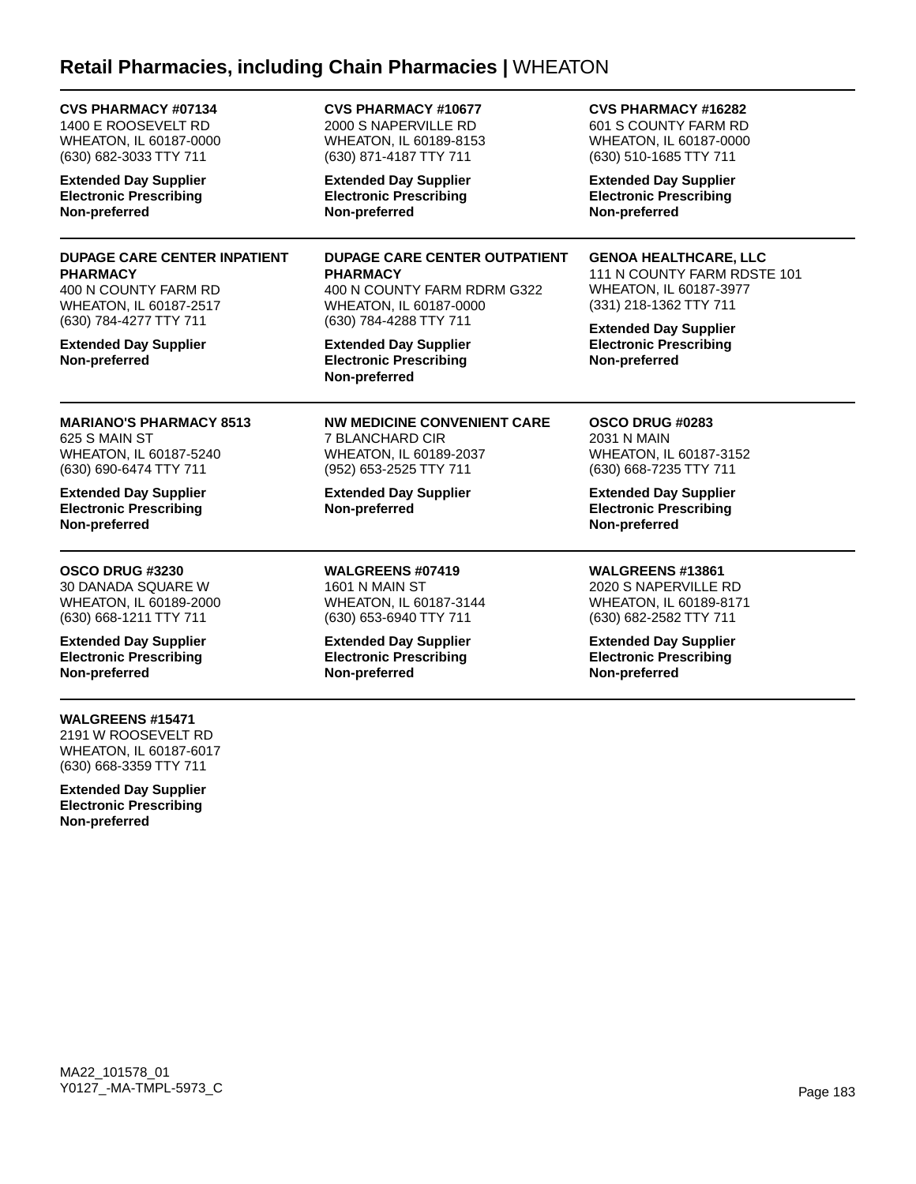## Retail Pharmacies, including Chain Pharmacies | WHEATON

**CVS PHARMACY #07134**
1400 E ROOSEVELT RD
WHEATON, IL 60187-0000
(630) 682-3033 TTY 711

**Extended Day Supplier**
**Electronic Prescribing**
**Non-preferred**

**CVS PHARMACY #10677**
2000 S NAPERVILLE RD
WHEATON, IL 60189-8153
(630) 871-4187 TTY 711

**Extended Day Supplier**
**Electronic Prescribing**
**Non-preferred**

**CVS PHARMACY #16282**
601 S COUNTY FARM RD
WHEATON, IL 60187-0000
(630) 510-1685 TTY 711

**Extended Day Supplier**
**Electronic Prescribing**
**Non-preferred**

**DUPAGE CARE CENTER INPATIENT PHARMACY**
400 N COUNTY FARM RD
WHEATON, IL 60187-2517
(630) 784-4277 TTY 711

**Extended Day Supplier**
**Non-preferred**

**DUPAGE CARE CENTER OUTPATIENT PHARMACY**
400 N COUNTY FARM RDRM G322
WHEATON, IL 60187-0000
(630) 784-4288 TTY 711

**Extended Day Supplier**
**Electronic Prescribing**
**Non-preferred**

**GENOA HEALTHCARE, LLC**
111 N COUNTY FARM RDSTE 101
WHEATON, IL 60187-3977
(331) 218-1362 TTY 711

**Extended Day Supplier**
**Electronic Prescribing**
**Non-preferred**

**MARIANO'S PHARMACY 8513**
625 S MAIN ST
WHEATON, IL 60187-5240
(630) 690-6474 TTY 711

**Extended Day Supplier**
**Electronic Prescribing**
**Non-preferred**

**NW MEDICINE CONVENIENT CARE**
7 BLANCHARD CIR
WHEATON, IL 60189-2037
(952) 653-2525 TTY 711

**Extended Day Supplier**
**Non-preferred**

**OSCO DRUG #0283**
2031 N MAIN
WHEATON, IL 60187-3152
(630) 668-7235 TTY 711

**Extended Day Supplier**
**Electronic Prescribing**
**Non-preferred**

**OSCO DRUG #3230**
30 DANADA SQUARE W
WHEATON, IL 60189-2000
(630) 668-1211 TTY 711

**Extended Day Supplier**
**Electronic Prescribing**
**Non-preferred**

**WALGREENS #07419**
1601 N MAIN ST
WHEATON, IL 60187-3144
(630) 653-6940 TTY 711

**Extended Day Supplier**
**Electronic Prescribing**
**Non-preferred**

**WALGREENS #13861**
2020 S NAPERVILLE RD
WHEATON, IL 60189-8171
(630) 682-2582 TTY 711

**Extended Day Supplier**
**Electronic Prescribing**
**Non-preferred**

**WALGREENS #15471**
2191 W ROOSEVELT RD
WHEATON, IL 60187-6017
(630) 668-3359 TTY 711

**Extended Day Supplier**
**Electronic Prescribing**
**Non-preferred**

MA22_101578_01
Y0127_-MA-TMPL-5973_C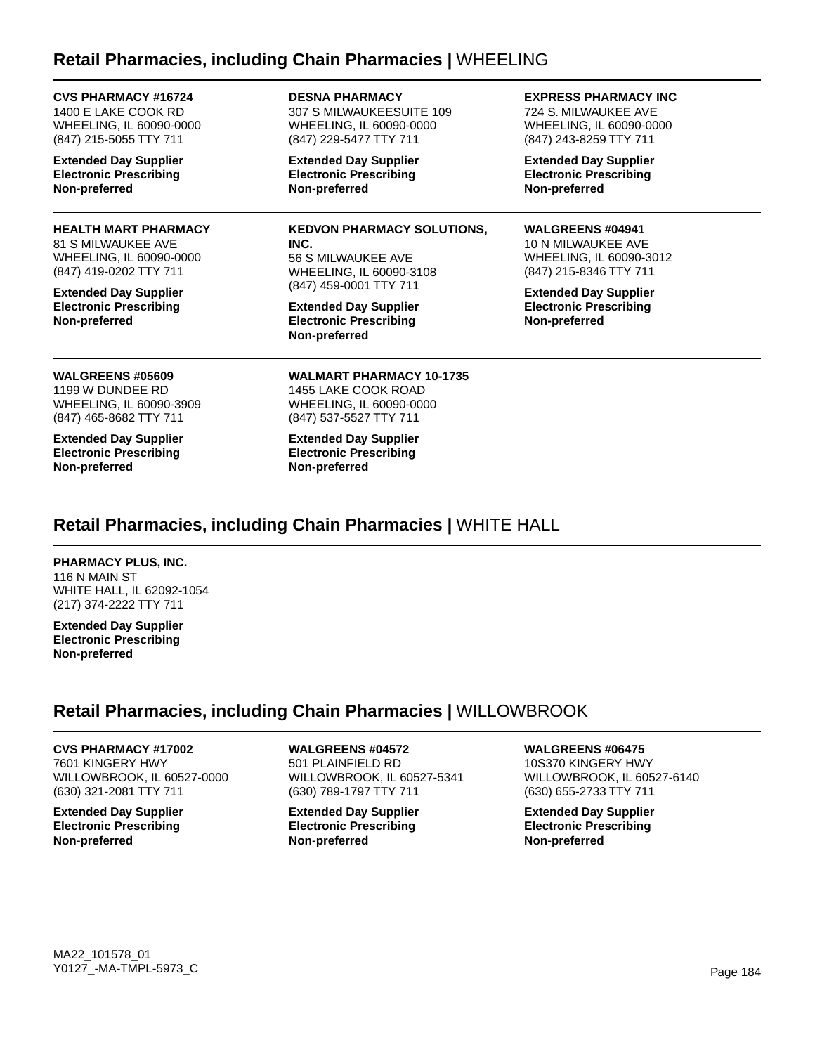## Retail Pharmacies, including Chain Pharmacies | WHEELING

**CVS PHARMACY #16724**
1400 E LAKE COOK RD
WHEELING, IL 60090-0000
(847) 215-5055 TTY 711

**Extended Day Supplier**
**Electronic Prescribing**
**Non-preferred**

**DESNA PHARMACY**
307 S MILWAUKEESUITE 109
WHEELING, IL 60090-0000
(847) 229-5477 TTY 711

**Extended Day Supplier**
**Electronic Prescribing**
**Non-preferred**

**EXPRESS PHARMACY INC**
724 S. MILWAUKEE AVE
WHEELING, IL 60090-0000
(847) 243-8259 TTY 711

**Extended Day Supplier**
**Electronic Prescribing**
**Non-preferred**

**HEALTH MART PHARMACY**
81 S MILWAUKEE AVE
WHEELING, IL 60090-0000
(847) 419-0202 TTY 711

**Extended Day Supplier**
**Electronic Prescribing**
**Non-preferred**

**KEDVON PHARMACY SOLUTIONS, INC.**
56 S MILWAUKEE AVE
WHEELING, IL 60090-3108
(847) 459-0001 TTY 711

**Extended Day Supplier**
**Electronic Prescribing**
**Non-preferred**

**WALGREENS #04941**
10 N MILWAUKEE AVE
WHEELING, IL 60090-3012
(847) 215-8346 TTY 711

**Extended Day Supplier**
**Electronic Prescribing**
**Non-preferred**

**WALGREENS #05609**
1199 W DUNDEE RD
WHEELING, IL 60090-3909
(847) 465-8682 TTY 711

**Extended Day Supplier**
**Electronic Prescribing**
**Non-preferred**

**WALMART PHARMACY 10-1735**
1455 LAKE COOK ROAD
WHEELING, IL 60090-0000
(847) 537-5527 TTY 711

**Extended Day Supplier**
**Electronic Prescribing**
**Non-preferred**

## Retail Pharmacies, including Chain Pharmacies | WHITE HALL

**PHARMACY PLUS, INC.**
116 N MAIN ST
WHITE HALL, IL 62092-1054
(217) 374-2222 TTY 711

**Extended Day Supplier**
**Electronic Prescribing**
**Non-preferred**

## Retail Pharmacies, including Chain Pharmacies | WILLOWBROOK

**CVS PHARMACY #17002**
7601 KINGERY HWY
WILLOWBROOK, IL 60527-0000
(630) 321-2081 TTY 711

**Extended Day Supplier**
**Electronic Prescribing**
**Non-preferred**

**WALGREENS #04572**
501 PLAINFIELD RD
WILLOWBROOK, IL 60527-5341
(630) 789-1797 TTY 711

**Extended Day Supplier**
**Electronic Prescribing**
**Non-preferred**

**WALGREENS #06475**
10S370 KINGERY HWY
WILLOWBROOK, IL 60527-6140
(630) 655-2733 TTY 711

**Extended Day Supplier**
**Electronic Prescribing**
**Non-preferred**

MA22_101578_01
Y0127_-MA-TMPL-5973_C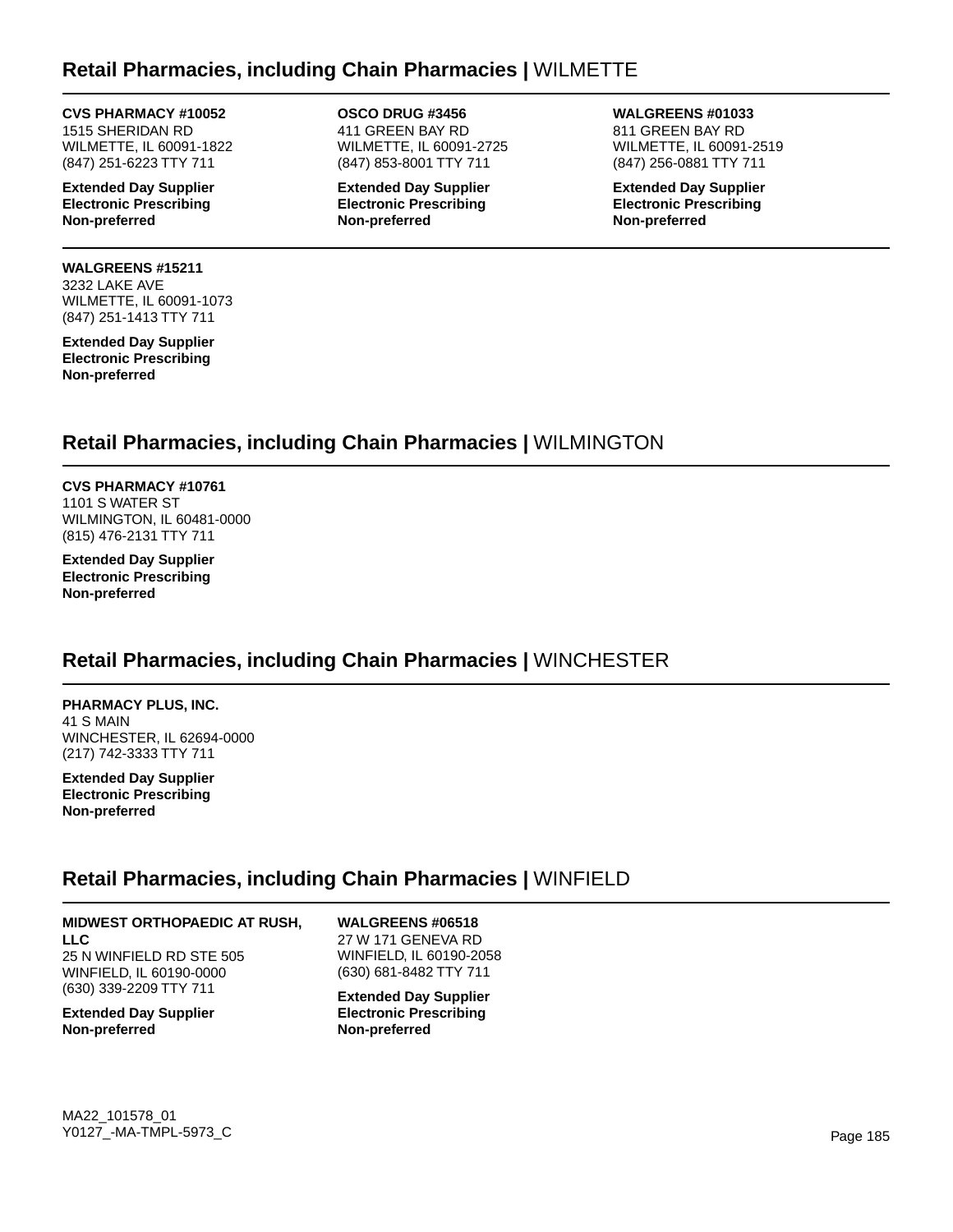## Retail Pharmacies, including Chain Pharmacies | WILMETTE

**CVS PHARMACY #10052**
1515 SHERIDAN RD
WILMETTE, IL 60091-1822
(847) 251-6223 TTY 711

**Extended Day Supplier**
**Electronic Prescribing**
**Non-preferred**

**OSCO DRUG #3456**
411 GREEN BAY RD
WILMETTE, IL 60091-2725
(847) 853-8001 TTY 711

**Extended Day Supplier**
**Electronic Prescribing**
**Non-preferred**

**WALGREENS #01033**
811 GREEN BAY RD
WILMETTE, IL 60091-2519
(847) 256-0881 TTY 711

**Extended Day Supplier**
**Electronic Prescribing**
**Non-preferred**

**WALGREENS #15211**
3232 LAKE AVE
WILMETTE, IL 60091-1073
(847) 251-1413 TTY 711

**Extended Day Supplier**
**Electronic Prescribing**
**Non-preferred**

## Retail Pharmacies, including Chain Pharmacies | WILMINGTON

**CVS PHARMACY #10761**
1101 S WATER ST
WILMINGTON, IL 60481-0000
(815) 476-2131 TTY 711

**Extended Day Supplier**
**Electronic Prescribing**
**Non-preferred**

## Retail Pharmacies, including Chain Pharmacies | WINCHESTER

**PHARMACY PLUS, INC.**
41 S MAIN
WINCHESTER, IL 62694-0000
(217) 742-3333 TTY 711

**Extended Day Supplier**
**Electronic Prescribing**
**Non-preferred**

## Retail Pharmacies, including Chain Pharmacies | WINFIELD

**MIDWEST ORTHOPAEDIC AT RUSH, LLC**
25 N WINFIELD RD STE 505
WINFIELD, IL 60190-0000
(630) 339-2209 TTY 711

**Extended Day Supplier**
**Non-preferred**

**WALGREENS #06518**
27 W 171 GENEVA RD
WINFIELD, IL 60190-2058
(630) 681-8482 TTY 711

**Extended Day Supplier**
**Electronic Prescribing**
**Non-preferred**

MA22_101578_01
Y0127_-MA-TMPL-5973_C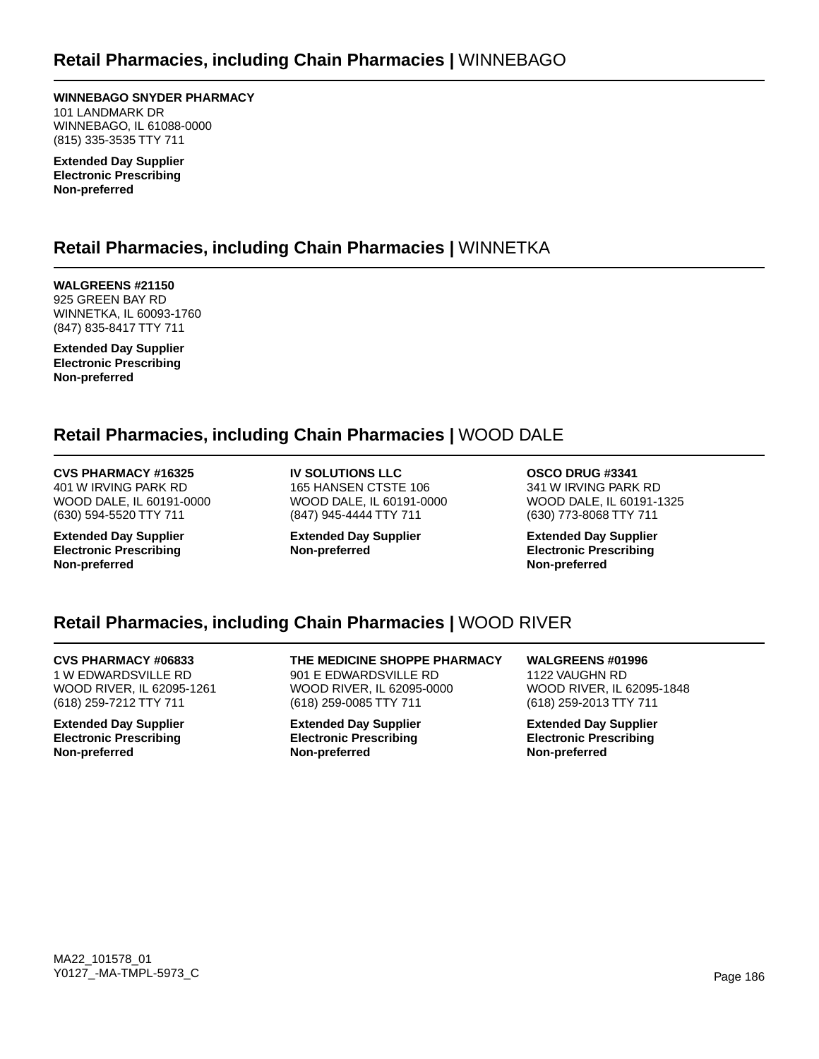## Retail Pharmacies, including Chain Pharmacies | WINNEBAGO

**WINNEBAGO SNYDER PHARMACY**
101 LANDMARK DR
WINNEBAGO, IL 61088-0000
(815) 335-3535 TTY 711

**Extended Day Supplier**
**Electronic Prescribing**
**Non-preferred**

## Retail Pharmacies, including Chain Pharmacies | WINNETKA

**WALGREENS #21150**
925 GREEN BAY RD
WINNETKA, IL 60093-1760
(847) 835-8417 TTY 711

**Extended Day Supplier**
**Electronic Prescribing**
**Non-preferred**

## Retail Pharmacies, including Chain Pharmacies | WOOD DALE

**CVS PHARMACY #16325**
401 W IRVING PARK RD
WOOD DALE, IL 60191-0000
(630) 594-5520 TTY 711

**Extended Day Supplier**
**Electronic Prescribing**
**Non-preferred**

**IV SOLUTIONS LLC**
165 HANSEN CTSTE 106
WOOD DALE, IL 60191-0000
(847) 945-4444 TTY 711

**Extended Day Supplier**
**Non-preferred**

**OSCO DRUG #3341**
341 W IRVING PARK RD
WOOD DALE, IL 60191-1325
(630) 773-8068 TTY 711

**Extended Day Supplier**
**Electronic Prescribing**
**Non-preferred**

## Retail Pharmacies, including Chain Pharmacies | WOOD RIVER

**CVS PHARMACY #06833**
1 W EDWARDSVILLE RD
WOOD RIVER, IL 62095-1261
(618) 259-7212 TTY 711

**Extended Day Supplier**
**Electronic Prescribing**
**Non-preferred**

**THE MEDICINE SHOPPE PHARMACY**
901 E EDWARDSVILLE RD
WOOD RIVER, IL 62095-0000
(618) 259-0085 TTY 711

**Extended Day Supplier**
**Electronic Prescribing**
**Non-preferred**

**WALGREENS #01996**
1122 VAUGHN RD
WOOD RIVER, IL 62095-1848
(618) 259-2013 TTY 711

**Extended Day Supplier**
**Electronic Prescribing**
**Non-preferred**

MA22_101578_01
Y0127_-MA-TMPL-5973_C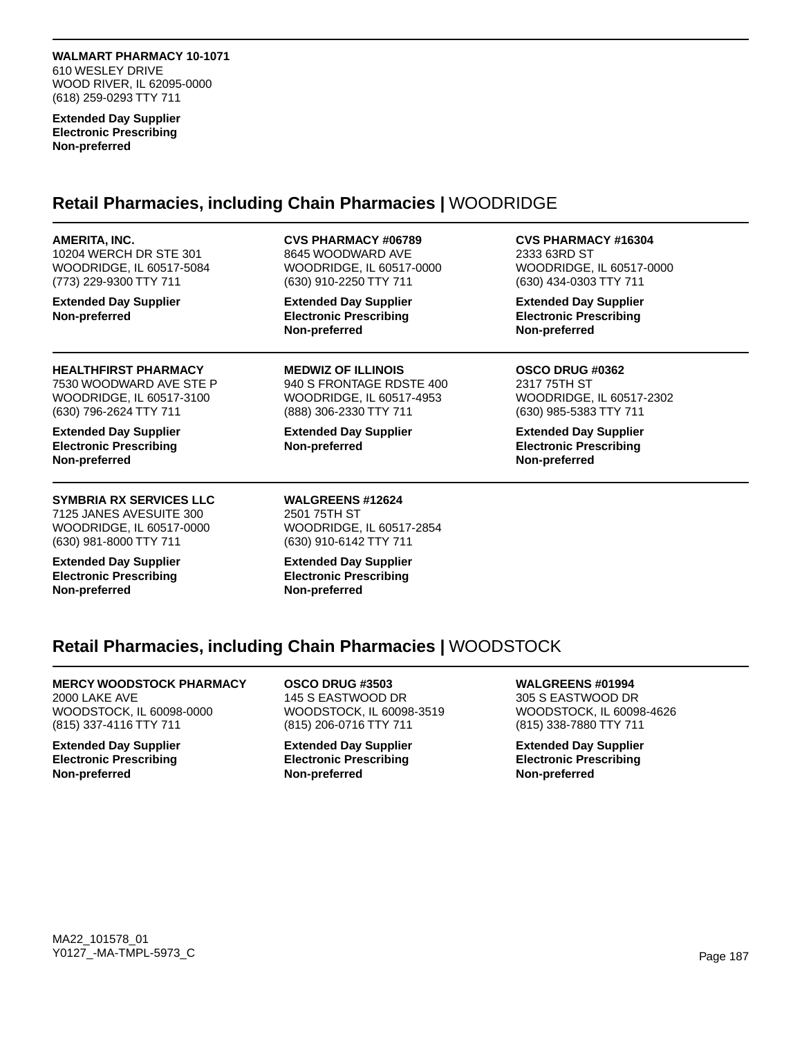**WALMART PHARMACY 10-1071**
610 WESLEY DRIVE
WOOD RIVER, IL 62095-0000
(618) 259-0293 TTY 711

**Extended Day Supplier**
**Electronic Prescribing**
**Non-preferred**

## Retail Pharmacies, including Chain Pharmacies | WOODRIDGE

**AMERITA, INC.**
10204 WERCH DR STE 301
WOODRIDGE, IL 60517-5084
(773) 229-9300 TTY 711

**Extended Day Supplier**
**Non-preferred**

**CVS PHARMACY #06789**
8645 WOODWARD AVE
WOODRIDGE, IL 60517-0000
(630) 910-2250 TTY 711

**Extended Day Supplier**
**Electronic Prescribing**
**Non-preferred**

**CVS PHARMACY #16304**
2333 63RD ST
WOODRIDGE, IL 60517-0000
(630) 434-0303 TTY 711

**Extended Day Supplier**
**Electronic Prescribing**
**Non-preferred**

**HEALTHFIRST PHARMACY**
7530 WOODWARD AVE STE P
WOODRIDGE, IL 60517-3100
(630) 796-2624 TTY 711

**Extended Day Supplier**
**Electronic Prescribing**
**Non-preferred**

**MEDWIZ OF ILLINOIS**
940 S FRONTAGE RDSTE 400
WOODRIDGE, IL 60517-4953
(888) 306-2330 TTY 711

**Extended Day Supplier**
**Non-preferred**

**OSCO DRUG #0362**
2317 75TH ST
WOODRIDGE, IL 60517-2302
(630) 985-5383 TTY 711

**Extended Day Supplier**
**Electronic Prescribing**
**Non-preferred**

**SYMBRIA RX SERVICES LLC**
7125 JANES AVESUITE 300
WOODRIDGE, IL 60517-0000
(630) 981-8000 TTY 711

**Extended Day Supplier**
**Electronic Prescribing**
**Non-preferred**

**WALGREENS #12624**
2501 75TH ST
WOODRIDGE, IL 60517-2854
(630) 910-6142 TTY 711

**Extended Day Supplier**
**Electronic Prescribing**
**Non-preferred**

## Retail Pharmacies, including Chain Pharmacies | WOODSTOCK

**MERCY WOODSTOCK PHARMACY**
2000 LAKE AVE
WOODSTOCK, IL 60098-0000
(815) 337-4116 TTY 711

**Extended Day Supplier**
**Electronic Prescribing**
**Non-preferred**

**OSCO DRUG #3503**
145 S EASTWOOD DR
WOODSTOCK, IL 60098-3519
(815) 206-0716 TTY 711

**Extended Day Supplier**
**Electronic Prescribing**
**Non-preferred**

**WALGREENS #01994**
305 S EASTWOOD DR
WOODSTOCK, IL 60098-4626
(815) 338-7880 TTY 711

**Extended Day Supplier**
**Electronic Prescribing**
**Non-preferred**

MA22_101578_01
Y0127_-MA-TMPL-5973_C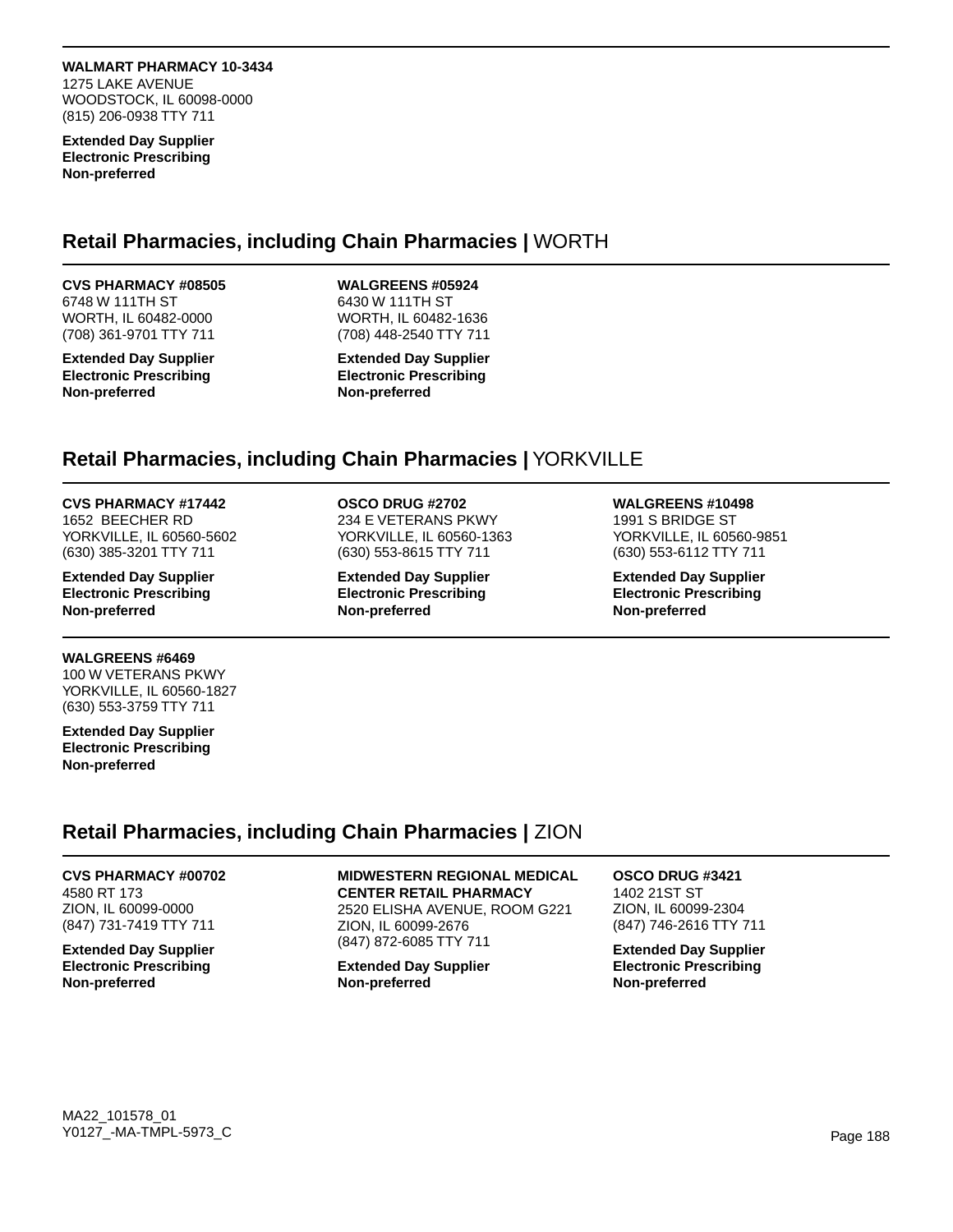**WALMART PHARMACY 10-3434**
1275 LAKE AVENUE
WOODSTOCK, IL 60098-0000
(815) 206-0938 TTY 711

**Extended Day Supplier**
**Electronic Prescribing**
**Non-preferred**

## Retail Pharmacies, including Chain Pharmacies | WORTH

**CVS PHARMACY #08505**
6748 W 111TH ST
WORTH, IL 60482-0000
(708) 361-9701 TTY 711

**Extended Day Supplier**
**Electronic Prescribing**
**Non-preferred**

**WALGREENS #05924**
6430 W 111TH ST
WORTH, IL 60482-1636
(708) 448-2540 TTY 711

**Extended Day Supplier**
**Electronic Prescribing**
**Non-preferred**

## Retail Pharmacies, including Chain Pharmacies | YORKVILLE

**CVS PHARMACY #17442**
1652 BEECHER RD
YORKVILLE, IL 60560-5602
(630) 385-3201 TTY 711

**Extended Day Supplier**
**Electronic Prescribing**
**Non-preferred**

**OSCO DRUG #2702**
234 E VETERANS PKWY
YORKVILLE, IL 60560-1363
(630) 553-8615 TTY 711

**Extended Day Supplier**
**Electronic Prescribing**
**Non-preferred**

**WALGREENS #10498**
1991 S BRIDGE ST
YORKVILLE, IL 60560-9851
(630) 553-6112 TTY 711

**Extended Day Supplier**
**Electronic Prescribing**
**Non-preferred**

**WALGREENS #6469**
100 W VETERANS PKWY
YORKVILLE, IL 60560-1827
(630) 553-3759 TTY 711

**Extended Day Supplier**
**Electronic Prescribing**
**Non-preferred**

## Retail Pharmacies, including Chain Pharmacies | ZION

**CVS PHARMACY #00702**
4580 RT 173
ZION, IL 60099-0000
(847) 731-7419 TTY 711

**Extended Day Supplier**
**Electronic Prescribing**
**Non-preferred**

**MIDWESTERN REGIONAL MEDICAL CENTER RETAIL PHARMACY**
2520 ELISHA AVENUE, ROOM G221
ZION, IL 60099-2676
(847) 872-6085 TTY 711

**Extended Day Supplier**
**Non-preferred**

**OSCO DRUG #3421**
1402 21ST ST
ZION, IL 60099-2304
(847) 746-2616 TTY 711

**Extended Day Supplier**
**Electronic Prescribing**
**Non-preferred**

MA22_101578_01
Y0127_-MA-TMPL-5973_C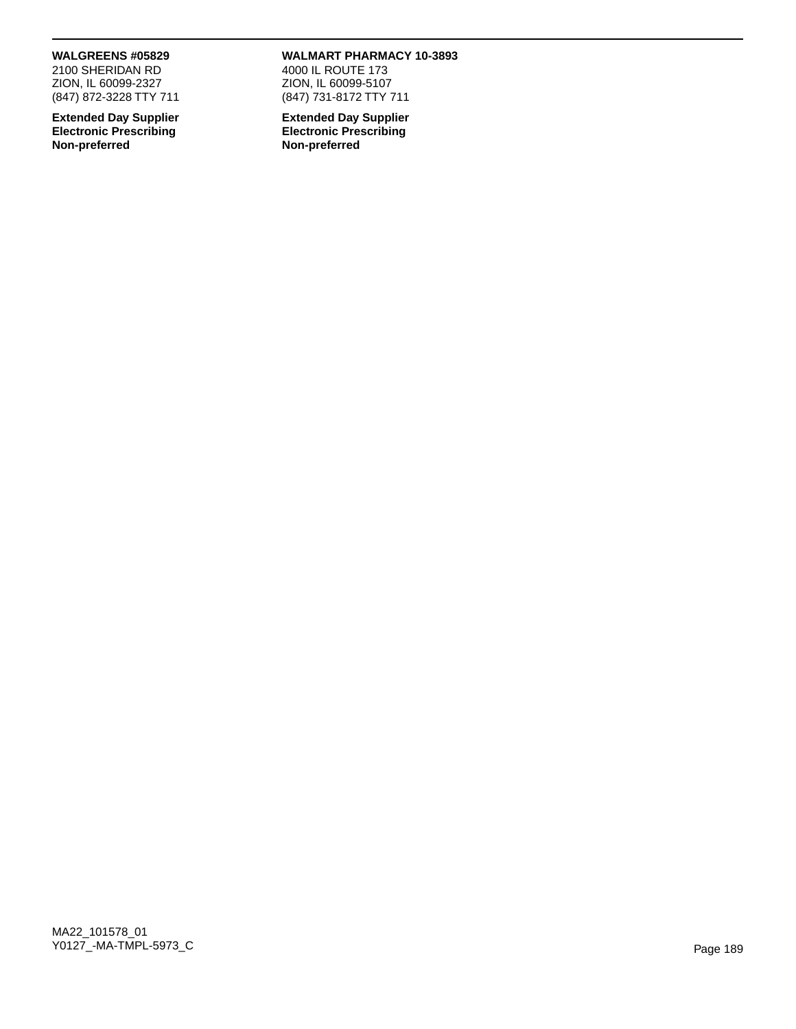**WALGREENS #05829**
2100 SHERIDAN RD
ZION, IL 60099-2327
(847) 872-3228 TTY 711

**Extended Day Supplier**
**Electronic Prescribing**
**Non-preferred**

**WALMART PHARMACY 10-3893**
4000 IL ROUTE 173
ZION, IL 60099-5107
(847) 731-8172 TTY 711

**Extended Day Supplier**
**Electronic Prescribing**
**Non-preferred**

MA22_101578_01
Y0127_-MA-TMPL-5973_C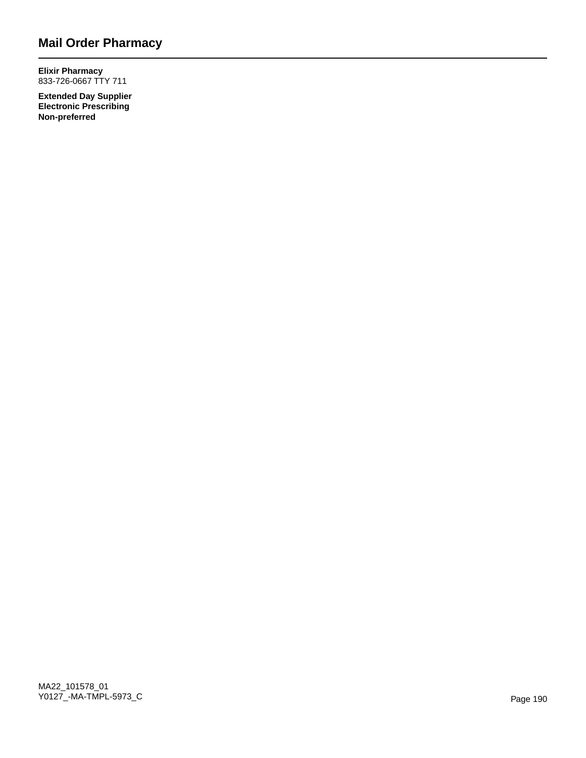## Mail Order Pharmacy

**Elixir Pharmacy**
833-726-0667 TTY 711

**Extended Day Supplier**
**Electronic Prescribing**
**Non-preferred**

MA22_101578_01
Y0127_-MA-TMPL-5973_C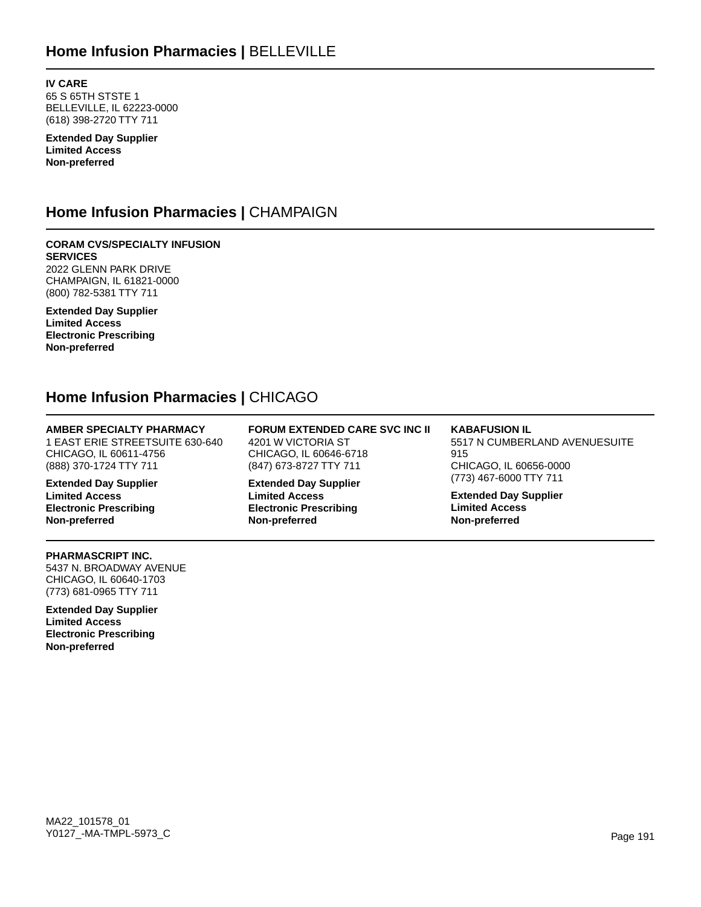## Home Infusion Pharmacies | BELLEVILLE

**IV CARE**
65 S 65TH STSTE 1
BELLEVILLE, IL 62223-0000
(618) 398-2720 TTY 711

**Extended Day Supplier**
**Limited Access**
**Non-preferred**

## Home Infusion Pharmacies | CHAMPAIGN

**CORAM CVS/SPECIALTY INFUSION SERVICES**
2022 GLENN PARK DRIVE
CHAMPAIGN, IL 61821-0000
(800) 782-5381 TTY 711

**Extended Day Supplier**
**Limited Access**
**Electronic Prescribing**
**Non-preferred**

## Home Infusion Pharmacies | CHICAGO

**AMBER SPECIALTY PHARMACY**
1 EAST ERIE STREETSUITE 630-640
CHICAGO, IL 60611-4756
(888) 370-1724 TTY 711

**Extended Day Supplier**
**Limited Access**
**Electronic Prescribing**
**Non-preferred**

**FORUM EXTENDED CARE SVC INC II**
4201 W VICTORIA ST
CHICAGO, IL 60646-6718
(847) 673-8727 TTY 711

**Extended Day Supplier**
**Limited Access**
**Electronic Prescribing**
**Non-preferred**

**KABAFUSION IL**
5517 N CUMBERLAND AVENUESUITE 915
CHICAGO, IL 60656-0000
(773) 467-6000 TTY 711

**Extended Day Supplier**
**Limited Access**
**Non-preferred**

**PHARMASCRIPT INC.**
5437 N. BROADWAY AVENUE
CHICAGO, IL 60640-1703
(773) 681-0965 TTY 711

**Extended Day Supplier**
**Limited Access**
**Electronic Prescribing**
**Non-preferred**

MA22_101578_01
Y0127_-MA-TMPL-5973_C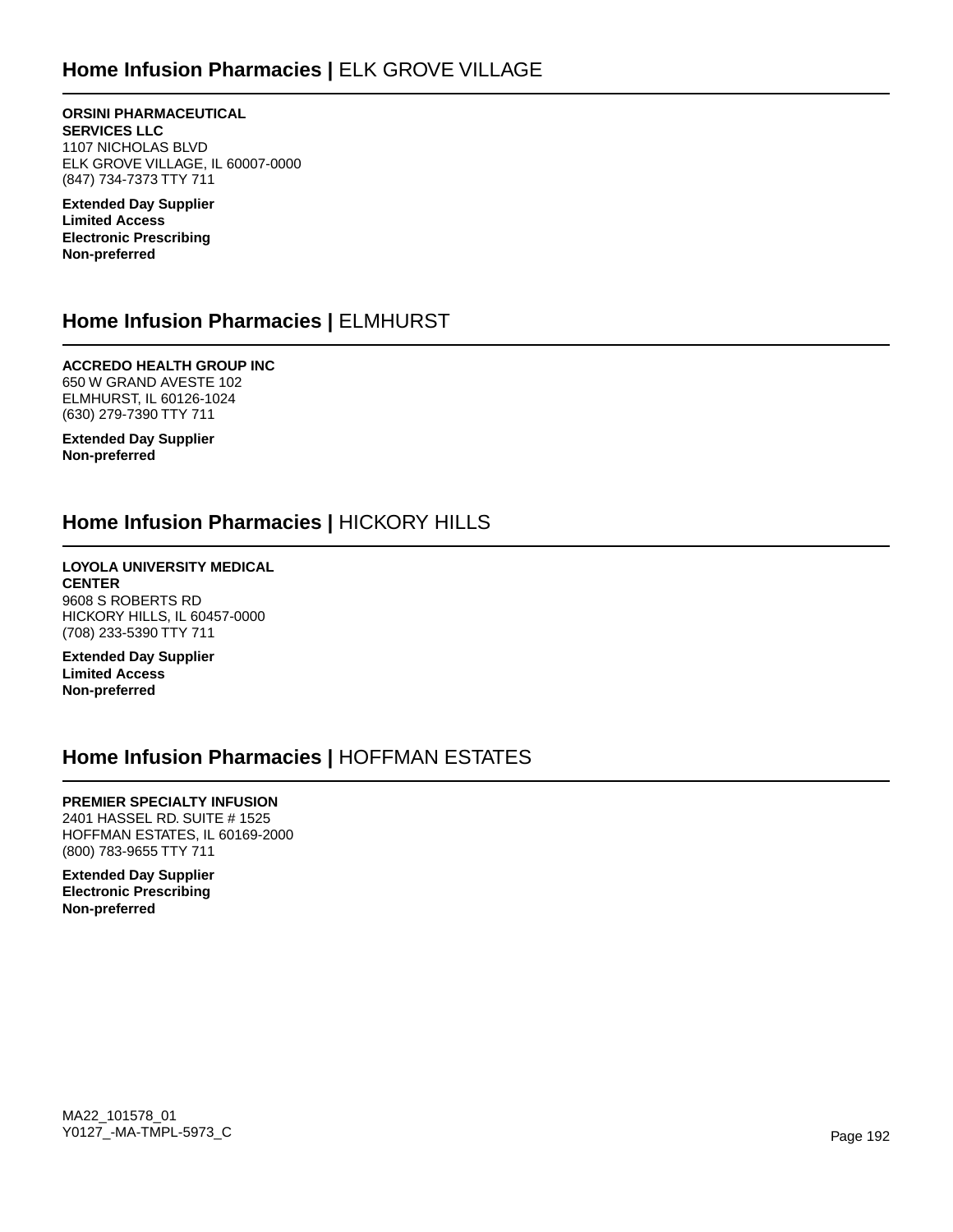## **Home Infusion Pharmacies |** ELK GROVE VILLAGE

**ORSINI PHARMACEUTICAL SERVICES LLC**
1107 NICHOLAS BLVD
ELK GROVE VILLAGE, IL 60007-0000
(847) 734-7373 TTY 711

**Extended Day Supplier**
**Limited Access**
**Electronic Prescribing**
**Non-preferred**

## **Home Infusion Pharmacies |** ELMHURST

**ACCREDO HEALTH GROUP INC**
650 W GRAND AVESTE 102
ELMHURST, IL 60126-1024
(630) 279-7390 TTY 711

**Extended Day Supplier**
**Non-preferred**

## **Home Infusion Pharmacies |** HICKORY HILLS

**LOYOLA UNIVERSITY MEDICAL CENTER**
9608 S ROBERTS RD
HICKORY HILLS, IL 60457-0000
(708) 233-5390 TTY 711

**Extended Day Supplier**
**Limited Access**
**Non-preferred**

## **Home Infusion Pharmacies |** HOFFMAN ESTATES

**PREMIER SPECIALTY INFUSION**
2401 HASSEL RD. SUITE # 1525
HOFFMAN ESTATES, IL 60169-2000
(800) 783-9655 TTY 711

**Extended Day Supplier**
**Electronic Prescribing**
**Non-preferred**

MA22_101578_01
Y0127_-MA-TMPL-5973_C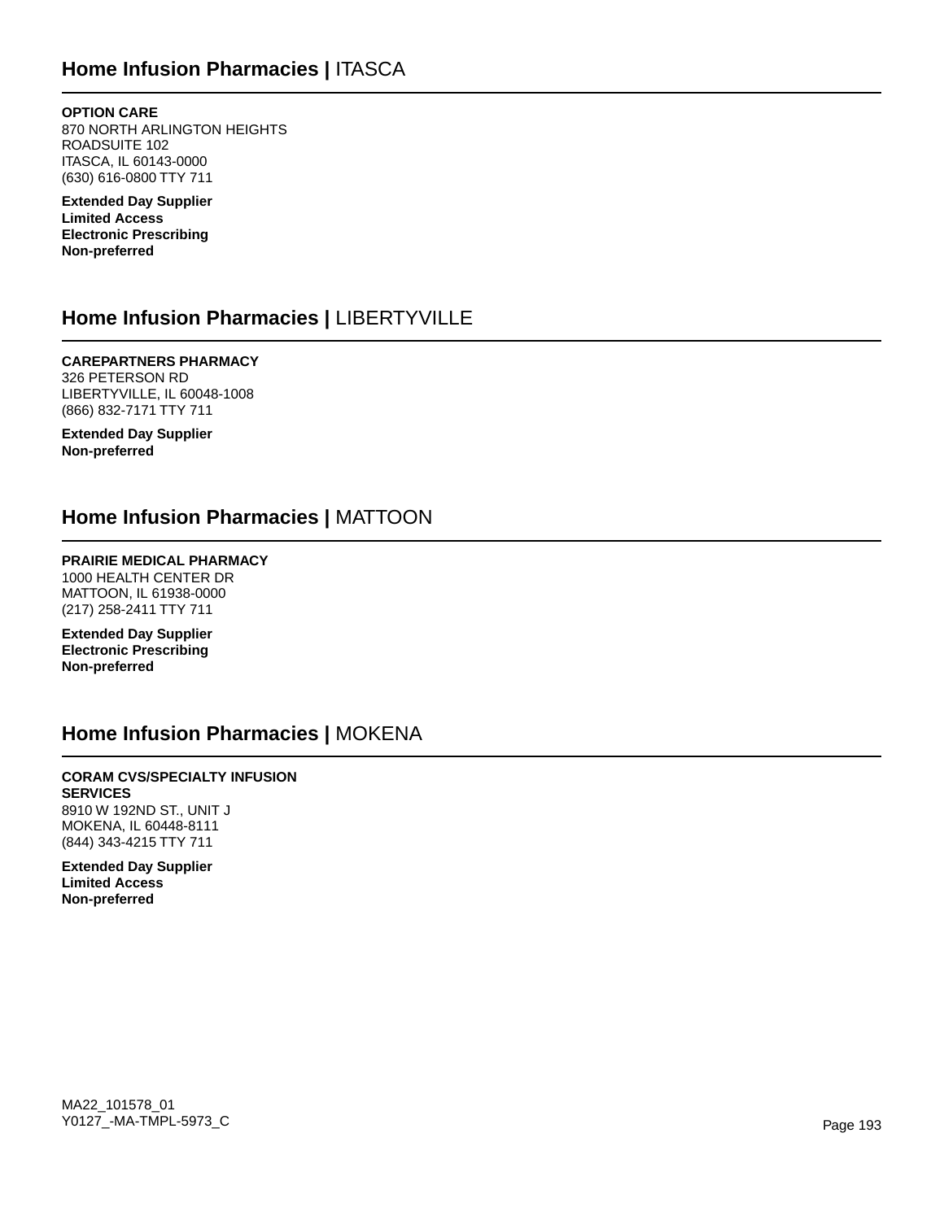## **Home Infusion Pharmacies |** ITASCA

**OPTION CARE**
870 NORTH ARLINGTON HEIGHTS ROADSUITE 102
ITASCA, IL 60143-0000
(630) 616-0800 TTY 711

**Extended Day Supplier**
**Limited Access**
**Electronic Prescribing**
**Non-preferred**

## **Home Infusion Pharmacies |** LIBERTYVILLE

**CAREPARTNERS PHARMACY**
326 PETERSON RD
LIBERTYVILLE, IL 60048-1008
(866) 832-7171 TTY 711

**Extended Day Supplier**
**Non-preferred**

## **Home Infusion Pharmacies |** MATTOON

**PRAIRIE MEDICAL PHARMACY**
1000 HEALTH CENTER DR
MATTOON, IL 61938-0000
(217) 258-2411 TTY 711

**Extended Day Supplier**
**Electronic Prescribing**
**Non-preferred**

## **Home Infusion Pharmacies |** MOKENA

**CORAM CVS/SPECIALTY INFUSION SERVICES**
8910 W 192ND ST., UNIT J
MOKENA, IL 60448-8111
(844) 343-4215 TTY 711

**Extended Day Supplier**
**Limited Access**
**Non-preferred**

MA22_101578_01
Y0127_-MA-TMPL-5973_C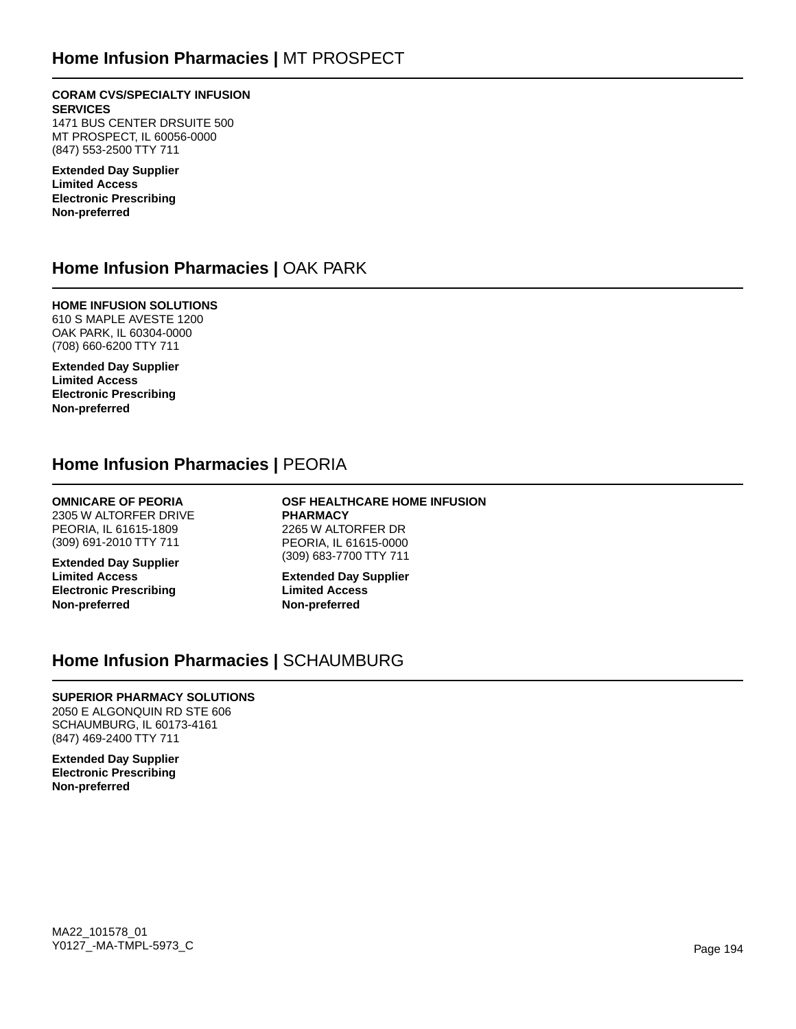## **Home Infusion Pharmacies |** MT PROSPECT

**CORAM CVS/SPECIALTY INFUSION SERVICES**
1471 BUS CENTER DRSUITE 500
MT PROSPECT, IL 60056-0000
(847) 553-2500 TTY 711

**Extended Day Supplier**
**Limited Access**
**Electronic Prescribing**
**Non-preferred**

## **Home Infusion Pharmacies |** OAK PARK

**HOME INFUSION SOLUTIONS**
610 S MAPLE AVESTE 1200
OAK PARK, IL 60304-0000
(708) 660-6200 TTY 711

**Extended Day Supplier**
**Limited Access**
**Electronic Prescribing**
**Non-preferred**

## **Home Infusion Pharmacies |** PEORIA

**OMNICARE OF PEORIA**
2305 W ALTORFER DRIVE
PEORIA, IL 61615-1809
(309) 691-2010 TTY 711

**Extended Day Supplier**
**Limited Access**
**Electronic Prescribing**
**Non-preferred**

**OSF HEALTHCARE HOME INFUSION PHARMACY**
2265 W ALTORFER DR
PEORIA, IL 61615-0000
(309) 683-7700 TTY 711

**Extended Day Supplier**
**Limited Access**
**Non-preferred**

## **Home Infusion Pharmacies |** SCHAUMBURG

**SUPERIOR PHARMACY SOLUTIONS**
2050 E ALGONQUIN RD STE 606
SCHAUMBURG, IL 60173-4161
(847) 469-2400 TTY 711

**Extended Day Supplier**
**Electronic Prescribing**
**Non-preferred**

MA22_101578_01
Y0127_-MA-TMPL-5973_C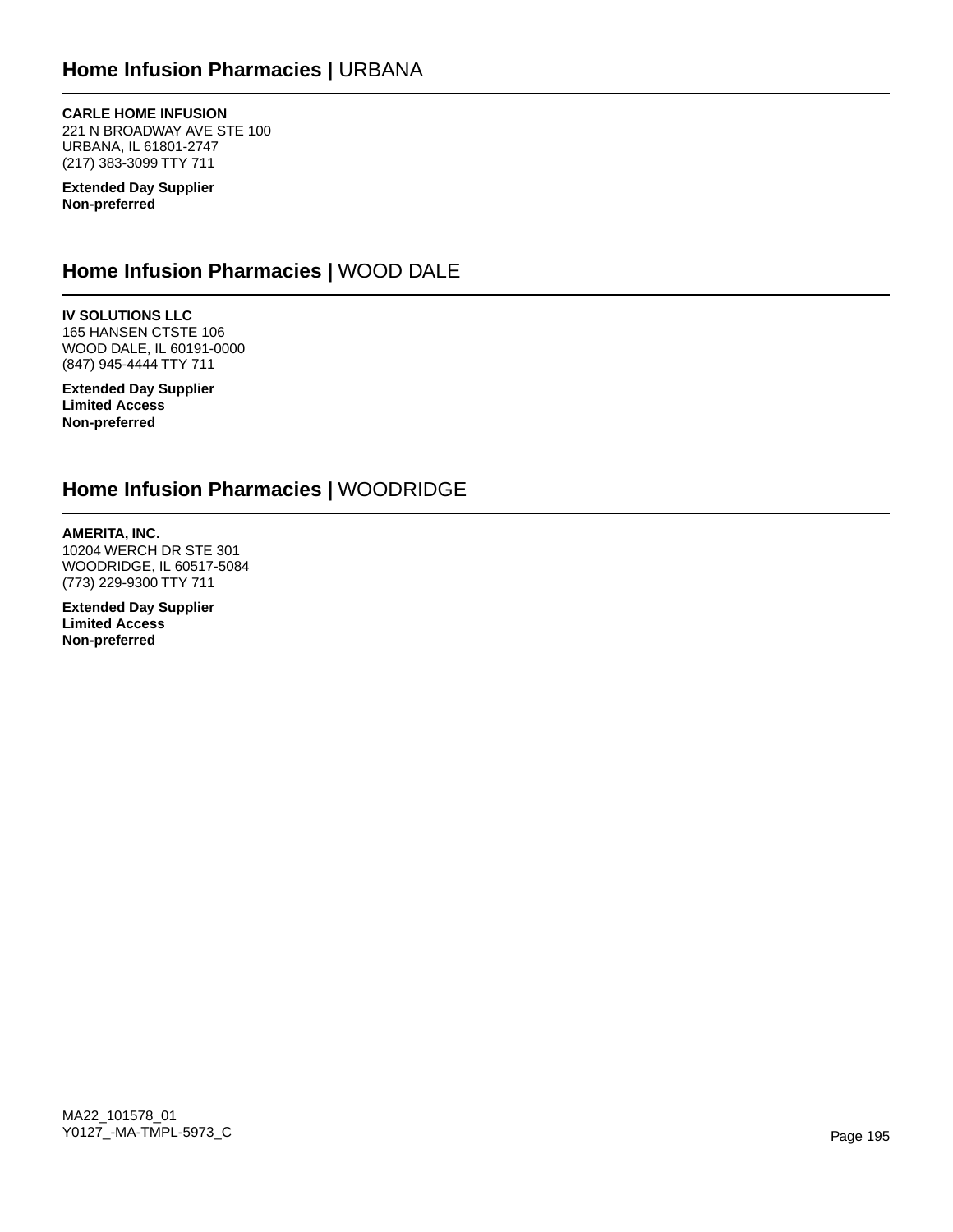## Home Infusion Pharmacies | URBANA

**CARLE HOME INFUSION**
221 N BROADWAY AVE STE 100
URBANA, IL 61801-2747
(217) 383-3099 TTY 711

**Extended Day Supplier**
**Non-preferred**

## Home Infusion Pharmacies | WOOD DALE

**IV SOLUTIONS LLC**
165 HANSEN CTSTE 106
WOOD DALE, IL 60191-0000
(847) 945-4444 TTY 711

**Extended Day Supplier**
**Limited Access**
**Non-preferred**

## Home Infusion Pharmacies | WOODRIDGE

**AMERITA, INC.**
10204 WERCH DR STE 301
WOODRIDGE, IL 60517-5084
(773) 229-9300 TTY 711

**Extended Day Supplier**
**Limited Access**
**Non-preferred**

MA22_101578_01
Y0127_-MA-TMPL-5973_C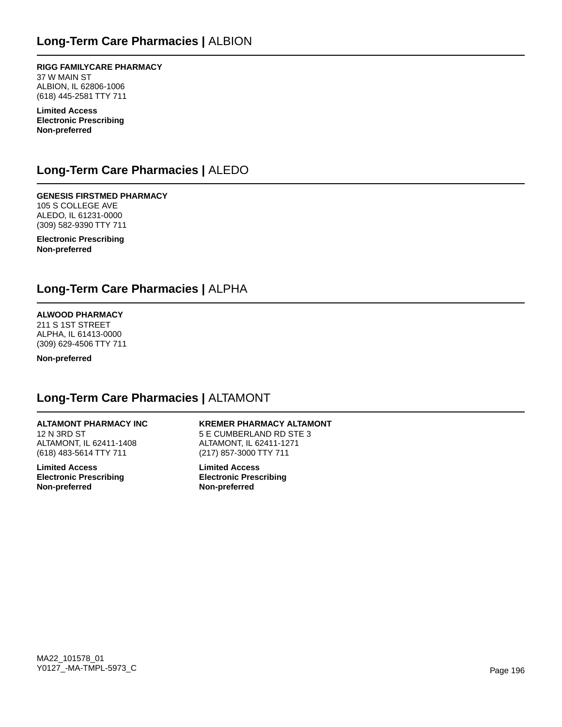## **Long-Term Care Pharmacies |** ALBION

**RIGG FAMILYCARE PHARMACY**
37 W MAIN ST
ALBION, IL 62806-1006
(618) 445-2581 TTY 711

**Limited Access**
**Electronic Prescribing**
**Non-preferred**

## **Long-Term Care Pharmacies |** ALEDO

**GENESIS FIRSTMED PHARMACY**
105 S COLLEGE AVE
ALEDO, IL 61231-0000
(309) 582-9390 TTY 711

**Electronic Prescribing**
**Non-preferred**

## **Long-Term Care Pharmacies |** ALPHA

**ALWOOD PHARMACY**
211 S 1ST STREET
ALPHA, IL 61413-0000
(309) 629-4506 TTY 711

**Non-preferred**

## **Long-Term Care Pharmacies |** ALTAMONT

**ALTAMONT PHARMACY INC**
12 N 3RD ST
ALTAMONT, IL 62411-1408
(618) 483-5614 TTY 711

**Limited Access**
**Electronic Prescribing**
**Non-preferred**

**KREMER PHARMACY ALTAMONT**
5 E CUMBERLAND RD STE 3
ALTAMONT, IL 62411-1271
(217) 857-3000 TTY 711

**Limited Access**
**Electronic Prescribing**
**Non-preferred**

MA22_101578_01
Y0127_-MA-TMPL-5973_C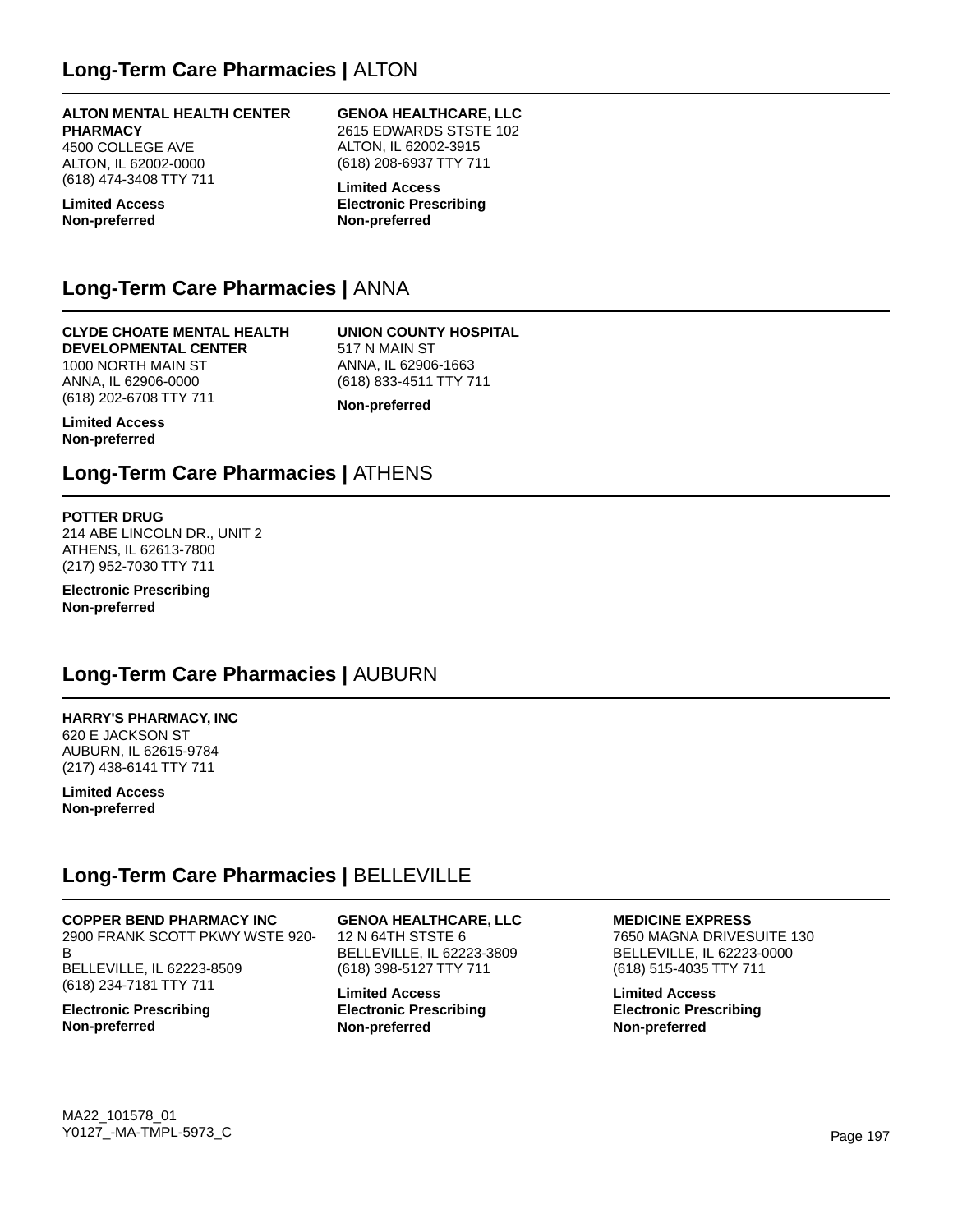## Long-Term Care Pharmacies | ALTON

**ALTON MENTAL HEALTH CENTER PHARMACY**
4500 COLLEGE AVE
ALTON, IL 62002-0000
(618) 474-3408 TTY 711

**Limited Access**
**Non-preferred**

**GENOA HEALTHCARE, LLC**
2615 EDWARDS STSTE 102
ALTON, IL 62002-3915
(618) 208-6937 TTY 711

**Limited Access**
**Electronic Prescribing**
**Non-preferred**

## Long-Term Care Pharmacies | ANNA

**CLYDE CHOATE MENTAL HEALTH DEVELOPMENTAL CENTER**
1000 NORTH MAIN ST
ANNA, IL 62906-0000
(618) 202-6708 TTY 711

**Limited Access**
**Non-preferred**

**UNION COUNTY HOSPITAL**
517 N MAIN ST
ANNA, IL 62906-1663
(618) 833-4511 TTY 711

**Non-preferred**

## Long-Term Care Pharmacies | ATHENS

**POTTER DRUG**
214 ABE LINCOLN DR., UNIT 2
ATHENS, IL 62613-7800
(217) 952-7030 TTY 711

**Electronic Prescribing**
**Non-preferred**

## Long-Term Care Pharmacies | AUBURN

**HARRY'S PHARMACY, INC**
620 E JACKSON ST
AUBURN, IL 62615-9784
(217) 438-6141 TTY 711

**Limited Access**
**Non-preferred**

## Long-Term Care Pharmacies | BELLEVILLE

**COPPER BEND PHARMACY INC**
2900 FRANK SCOTT PKWY WSTE 920-B
BELLEVILLE, IL 62223-8509
(618) 234-7181 TTY 711

**Electronic Prescribing**
**Non-preferred**

**GENOA HEALTHCARE, LLC**
12 N 64TH STSTE 6
BELLEVILLE, IL 62223-3809
(618) 398-5127 TTY 711

**Limited Access**
**Electronic Prescribing**
**Non-preferred**

**MEDICINE EXPRESS**
7650 MAGNA DRIVESUITE 130
BELLEVILLE, IL 62223-0000
(618) 515-4035 TTY 711

**Limited Access**
**Electronic Prescribing**
**Non-preferred**

MA22_101578_01
Y0127_-MA-TMPL-5973_C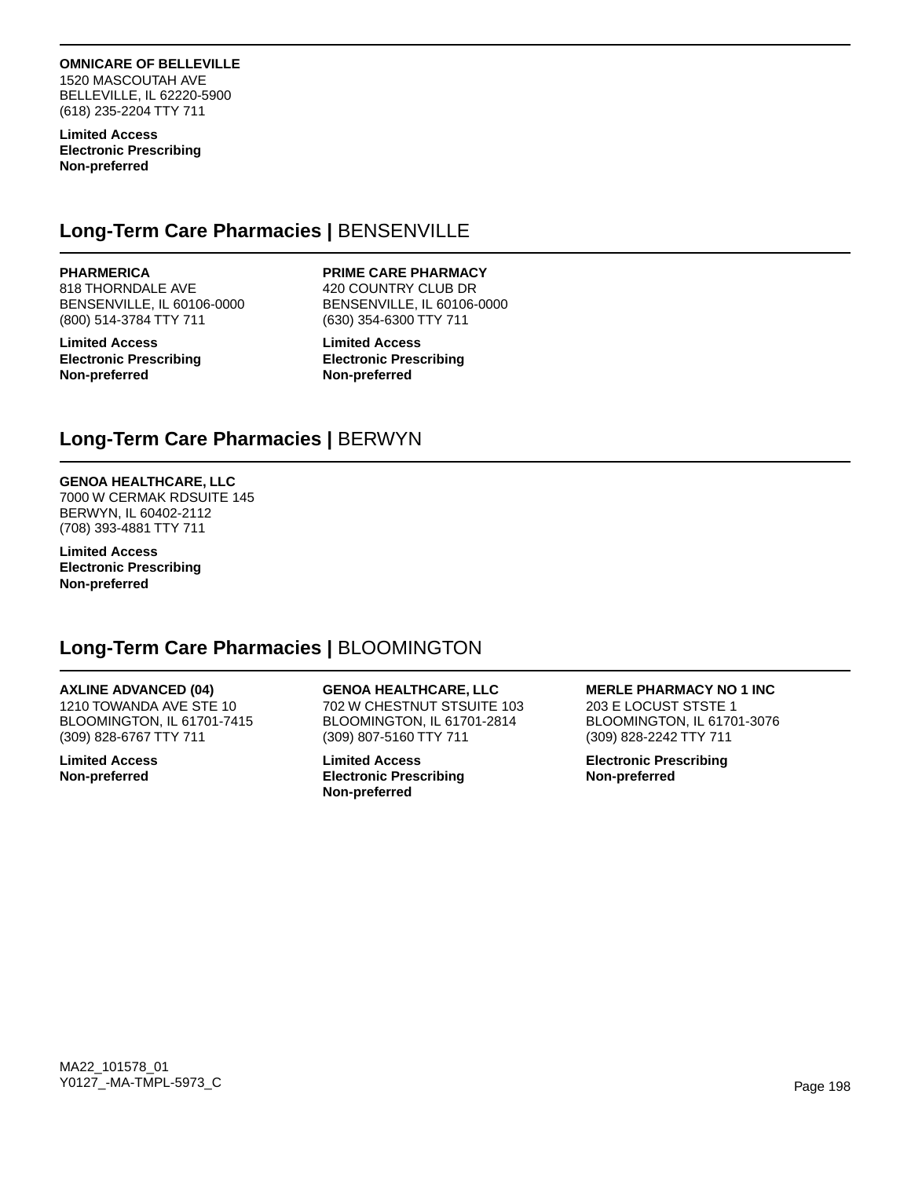**OMNICARE OF BELLEVILLE**
1520 MASCOUTAH AVE
BELLEVILLE, IL 62220-5900
(618) 235-2204 TTY 711

**Limited Access**
**Electronic Prescribing**
**Non-preferred**

## Long-Term Care Pharmacies | BENSENVILLE

**PHARMERICA**
818 THORNDALE AVE
BENSENVILLE, IL 60106-0000
(800) 514-3784 TTY 711

**Limited Access**
**Electronic Prescribing**
**Non-preferred**

**PRIME CARE PHARMACY**
420 COUNTRY CLUB DR
BENSENVILLE, IL 60106-0000
(630) 354-6300 TTY 711

**Limited Access**
**Electronic Prescribing**
**Non-preferred**

## Long-Term Care Pharmacies | BERWYN

**GENOA HEALTHCARE, LLC**
7000 W CERMAK RDSUITE 145
BERWYN, IL 60402-2112
(708) 393-4881 TTY 711

**Limited Access**
**Electronic Prescribing**
**Non-preferred**

## Long-Term Care Pharmacies | BLOOMINGTON

**AXLINE ADVANCED (04)**
1210 TOWANDA AVE STE 10
BLOOMINGTON, IL 61701-7415
(309) 828-6767 TTY 711

**Limited Access**
**Non-preferred**

**GENOA HEALTHCARE, LLC**
702 W CHESTNUT STSUITE 103
BLOOMINGTON, IL 61701-2814
(309) 807-5160 TTY 711

**Limited Access**
**Electronic Prescribing**
**Non-preferred**

**MERLE PHARMACY NO 1 INC**
203 E LOCUST STSTE 1
BLOOMINGTON, IL 61701-3076
(309) 828-2242 TTY 711

**Electronic Prescribing**
**Non-preferred**

MA22_101578_01
Y0127_-MA-TMPL-5973_C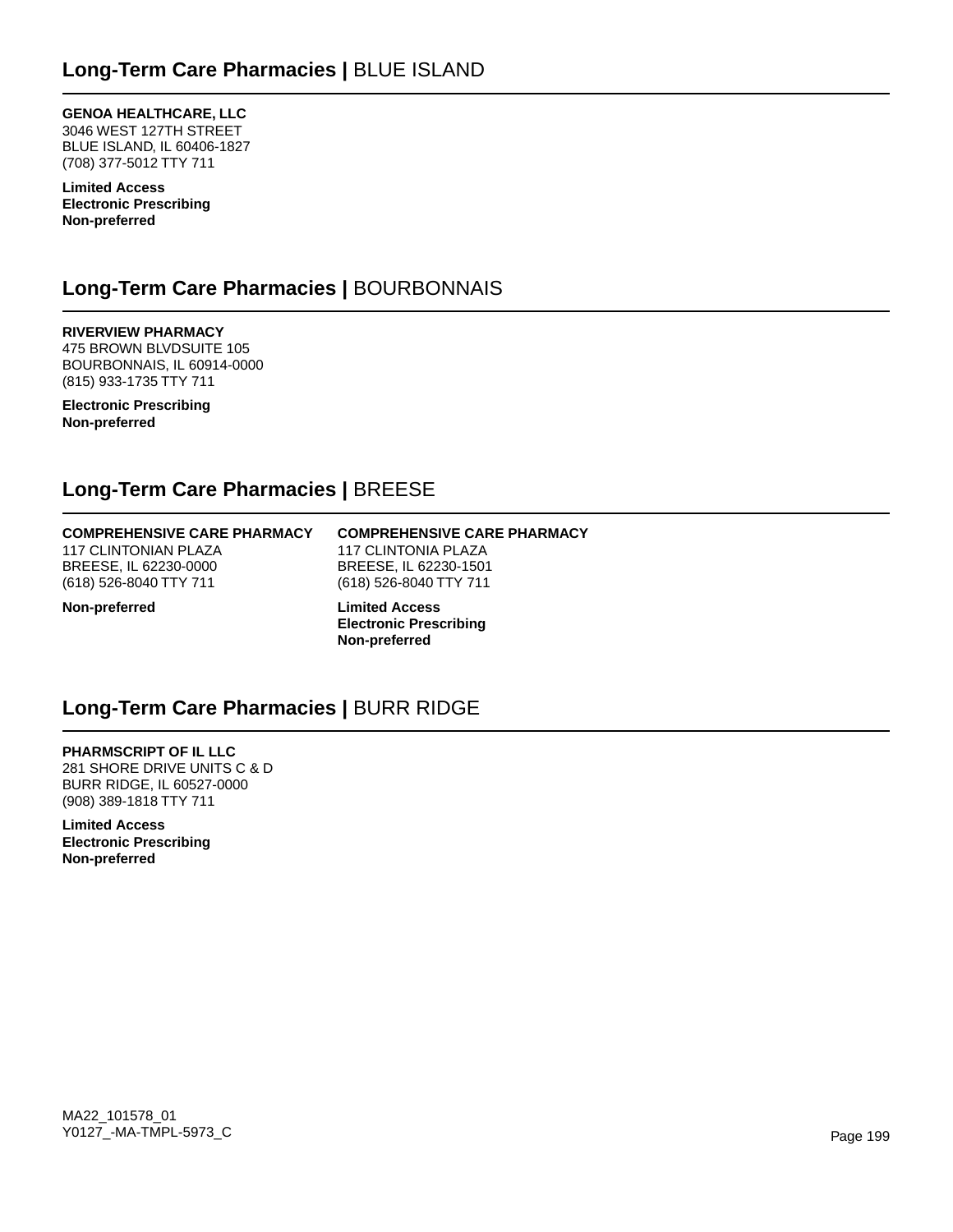## **Long-Term Care Pharmacies |** BLUE ISLAND

**GENOA HEALTHCARE, LLC**
3046 WEST 127TH STREET
BLUE ISLAND, IL 60406-1827
(708) 377-5012 TTY 711

**Limited Access**
**Electronic Prescribing**
**Non-preferred**

## **Long-Term Care Pharmacies |** BOURBONNAIS

**RIVERVIEW PHARMACY**
475 BROWN BLVDSUITE 105
BOURBONNAIS, IL 60914-0000
(815) 933-1735 TTY 711

**Electronic Prescribing**
**Non-preferred**

## **Long-Term Care Pharmacies |** BREESE

**COMPREHENSIVE CARE PHARMACY**
117 CLINTONIAN PLAZA
BREESE, IL 62230-0000
(618) 526-8040 TTY 711

**Non-preferred**

**COMPREHENSIVE CARE PHARMACY**
117 CLINTONIA PLAZA
BREESE, IL 62230-1501
(618) 526-8040 TTY 711

**Limited Access**
**Electronic Prescribing**
**Non-preferred**

## **Long-Term Care Pharmacies |** BURR RIDGE

**PHARMSCRIPT OF IL LLC**
281 SHORE DRIVE UNITS C & D
BURR RIDGE, IL 60527-0000
(908) 389-1818 TTY 711

**Limited Access**
**Electronic Prescribing**
**Non-preferred**

MA22_101578_01
Y0127_-MA-TMPL-5973_C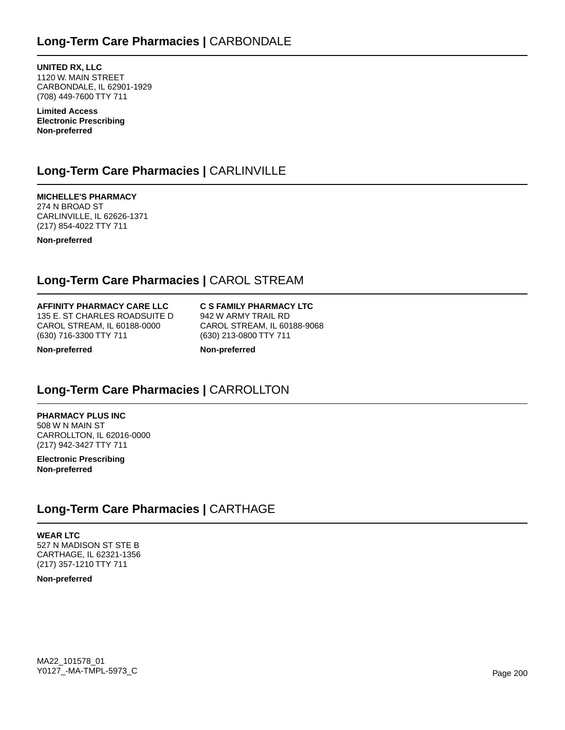## **Long-Term Care Pharmacies |** CARBONDALE

**UNITED RX, LLC**
1120 W. MAIN STREET
CARBONDALE, IL 62901-1929
(708) 449-7600 TTY 711

**Limited Access**
**Electronic Prescribing**
**Non-preferred**

## **Long-Term Care Pharmacies |** CARLINVILLE

**MICHELLE'S PHARMACY**
274 N BROAD ST
CARLINVILLE, IL 62626-1371
(217) 854-4022 TTY 711

**Non-preferred**

## **Long-Term Care Pharmacies |** CAROL STREAM

**AFFINITY PHARMACY CARE LLC**
135 E. ST CHARLES ROADSUITE D
CAROL STREAM, IL 60188-0000
(630) 716-3300 TTY 711

**Non-preferred**

**C S FAMILY PHARMACY LTC**
942 W ARMY TRAIL RD
CAROL STREAM, IL 60188-9068
(630) 213-0800 TTY 711

**Non-preferred**

## **Long-Term Care Pharmacies |** CARROLLTON

**PHARMACY PLUS INC**
508 W N MAIN ST
CARROLLTON, IL 62016-0000
(217) 942-3427 TTY 711

**Electronic Prescribing**
**Non-preferred**

## **Long-Term Care Pharmacies |** CARTHAGE

**WEAR LTC**
527 N MADISON ST STE B
CARTHAGE, IL 62321-1356
(217) 357-1210 TTY 711

**Non-preferred**

MA22_101578_01
Y0127_-MA-TMPL-5973_C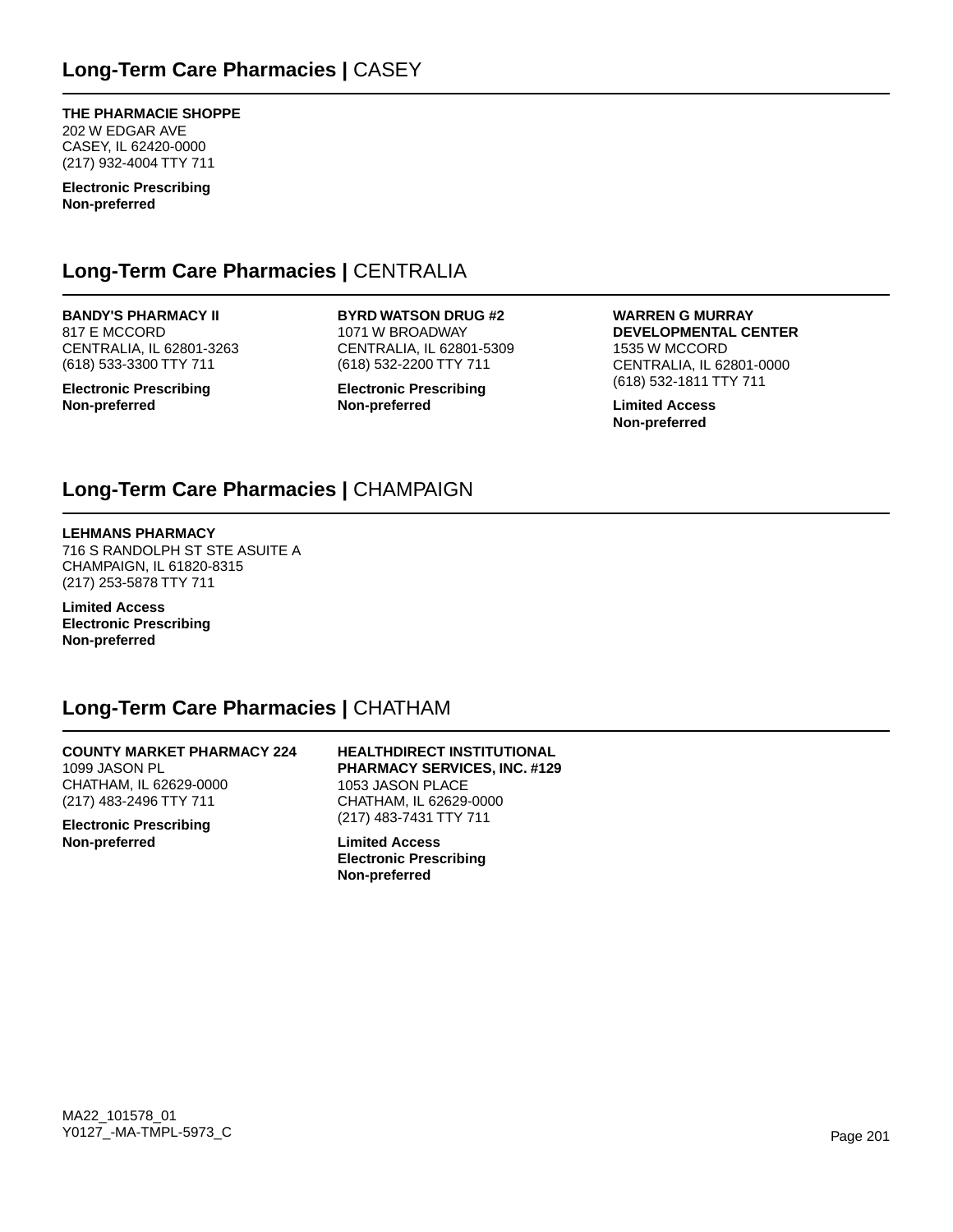## Long-Term Care Pharmacies | CASEY

**THE PHARMACIE SHOPPE**
202 W EDGAR AVE
CASEY, IL 62420-0000
(217) 932-4004 TTY 711

**Electronic Prescribing**
**Non-preferred**

## Long-Term Care Pharmacies | CENTRALIA

**BANDY'S PHARMACY II**
817 E MCCORD
CENTRALIA, IL 62801-3263
(618) 533-3300 TTY 711

**Electronic Prescribing**
**Non-preferred**

**BYRD WATSON DRUG #2**
1071 W BROADWAY
CENTRALIA, IL 62801-5309
(618) 532-2200 TTY 711

**Electronic Prescribing**
**Non-preferred**

**WARREN G MURRAY DEVELOPMENTAL CENTER**
1535 W MCCORD
CENTRALIA, IL 62801-0000
(618) 532-1811 TTY 711

**Limited Access**
**Non-preferred**

## Long-Term Care Pharmacies | CHAMPAIGN

**LEHMANS PHARMACY**
716 S RANDOLPH ST STE ASUITE A
CHAMPAIGN, IL 61820-8315
(217) 253-5878 TTY 711

**Limited Access**
**Electronic Prescribing**
**Non-preferred**

## Long-Term Care Pharmacies | CHATHAM

**COUNTY MARKET PHARMACY 224**
1099 JASON PL
CHATHAM, IL 62629-0000
(217) 483-2496 TTY 711

**Electronic Prescribing**
**Non-preferred**

**HEALTHDIRECT INSTITUTIONAL PHARMACY SERVICES, INC. #129**
1053 JASON PLACE
CHATHAM, IL 62629-0000
(217) 483-7431 TTY 711

**Limited Access**
**Electronic Prescribing**
**Non-preferred**

MA22_101578_01
Y0127_-MA-TMPL-5973_C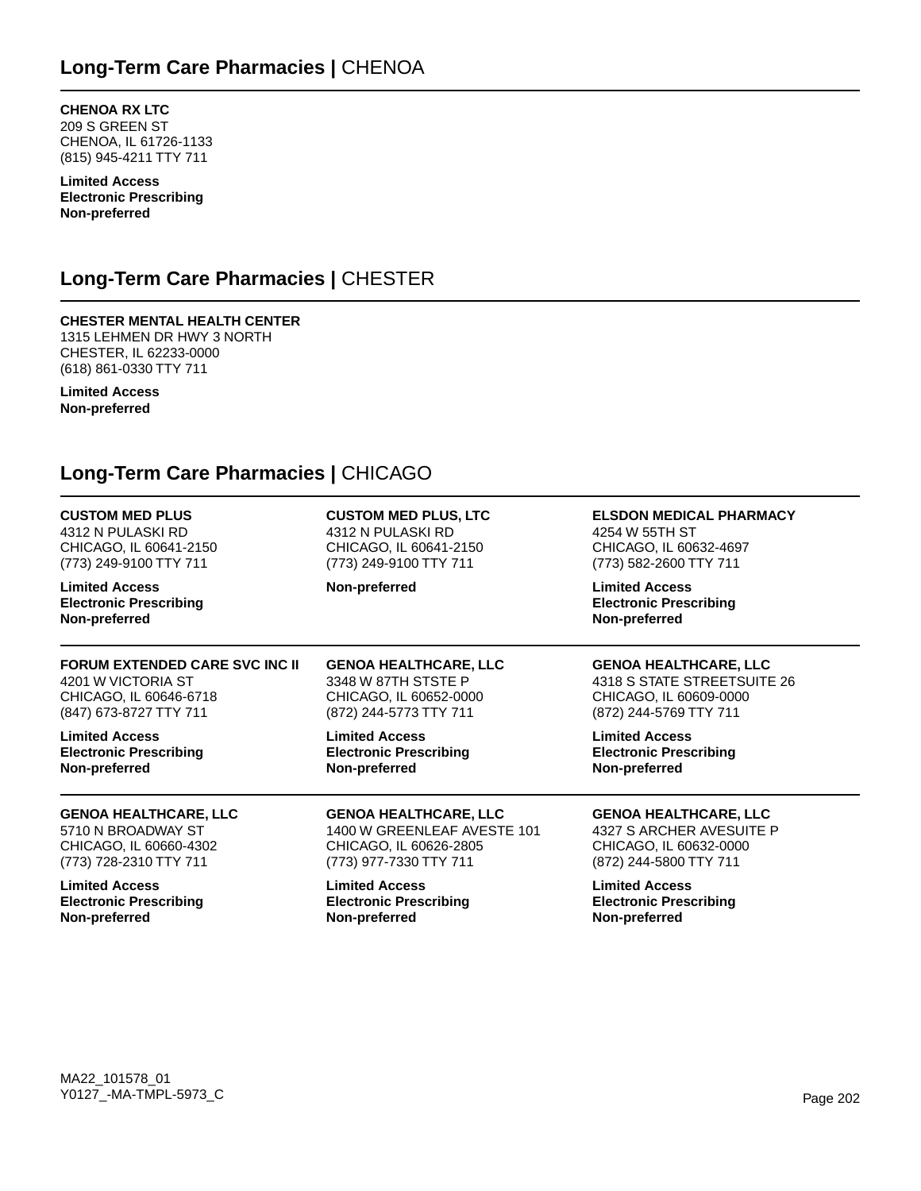## Long-Term Care Pharmacies | CHENOA

**CHENOA RX LTC**
209 S GREEN ST
CHENOA, IL 61726-1133
(815) 945-4211 TTY 711

**Limited Access**
**Electronic Prescribing**
**Non-preferred**

## Long-Term Care Pharmacies | CHESTER

**CHESTER MENTAL HEALTH CENTER**
1315 LEHMEN DR HWY 3 NORTH
CHESTER, IL 62233-0000
(618) 861-0330 TTY 711

**Limited Access**
**Non-preferred**

## Long-Term Care Pharmacies | CHICAGO

**CUSTOM MED PLUS**
4312 N PULASKI RD
CHICAGO, IL 60641-2150
(773) 249-9100 TTY 711

**Limited Access**
**Electronic Prescribing**
**Non-preferred**

**CUSTOM MED PLUS, LTC**
4312 N PULASKI RD
CHICAGO, IL 60641-2150
(773) 249-9100 TTY 711

**Non-preferred**

**ELSDON MEDICAL PHARMACY**
4254 W 55TH ST
CHICAGO, IL 60632-4697
(773) 582-2600 TTY 711

**Limited Access**
**Electronic Prescribing**
**Non-preferred**

**FORUM EXTENDED CARE SVC INC II**
4201 W VICTORIA ST
CHICAGO, IL 60646-6718
(847) 673-8727 TTY 711

**Limited Access**
**Electronic Prescribing**
**Non-preferred**

**GENOA HEALTHCARE, LLC**
3348 W 87TH STSTE P
CHICAGO, IL 60652-0000
(872) 244-5773 TTY 711

**Limited Access**
**Electronic Prescribing**
**Non-preferred**

**GENOA HEALTHCARE, LLC**
4318 S STATE STREETSUITE 26
CHICAGO, IL 60609-0000
(872) 244-5769 TTY 711

**Limited Access**
**Electronic Prescribing**
**Non-preferred**

**GENOA HEALTHCARE, LLC**
5710 N BROADWAY ST
CHICAGO, IL 60660-4302
(773) 728-2310 TTY 711

**Limited Access**
**Electronic Prescribing**
**Non-preferred**

**GENOA HEALTHCARE, LLC**
1400 W GREENLEAF AVESTE 101
CHICAGO, IL 60626-2805
(773) 977-7330 TTY 711

**Limited Access**
**Electronic Prescribing**
**Non-preferred**

**GENOA HEALTHCARE, LLC**
4327 S ARCHER AVESUITE P
CHICAGO, IL 60632-0000
(872) 244-5800 TTY 711

**Limited Access**
**Electronic Prescribing**
**Non-preferred**

MA22_101578_01
Y0127_-MA-TMPL-5973_C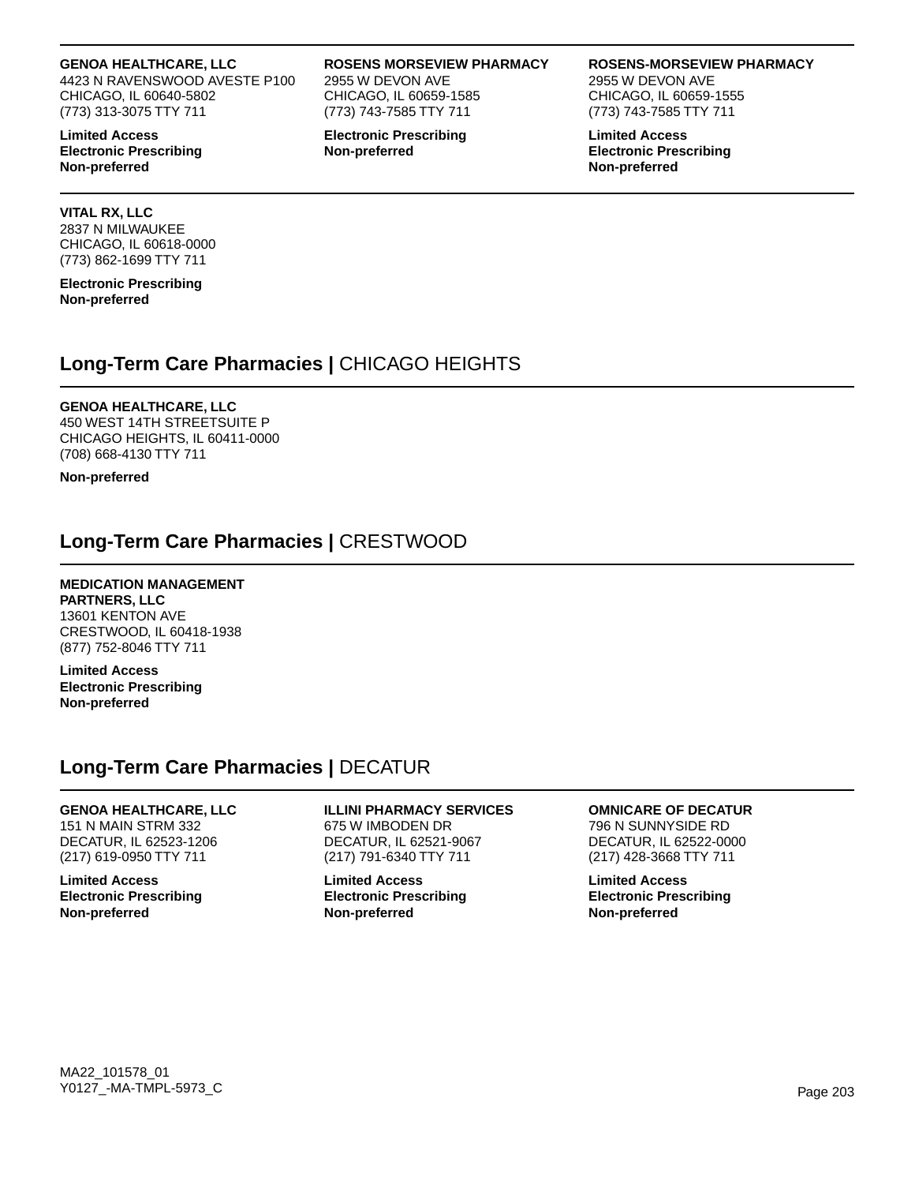**GENOA HEALTHCARE, LLC**
4423 N RAVENSWOOD AVESTE P100
CHICAGO, IL 60640-5802
(773) 313-3075 TTY 711

**Limited Access**
**Electronic Prescribing**
**Non-preferred**

**ROSENS MORSEVIEW PHARMACY**
2955 W DEVON AVE
CHICAGO, IL 60659-1585
(773) 743-7585 TTY 711

**Electronic Prescribing**
**Non-preferred**

**ROSENS-MORSEVIEW PHARMACY**
2955 W DEVON AVE
CHICAGO, IL 60659-1555
(773) 743-7585 TTY 711

**Limited Access**
**Electronic Prescribing**
**Non-preferred**

**VITAL RX, LLC**
2837 N MILWAUKEE
CHICAGO, IL 60618-0000
(773) 862-1699 TTY 711

**Electronic Prescribing**
**Non-preferred**

## Long-Term Care Pharmacies | CHICAGO HEIGHTS

**GENOA HEALTHCARE, LLC**
450 WEST 14TH STREETSUITE P
CHICAGO HEIGHTS, IL 60411-0000
(708) 668-4130 TTY 711

**Non-preferred**

## Long-Term Care Pharmacies | CRESTWOOD

**MEDICATION MANAGEMENT PARTNERS, LLC**
13601 KENTON AVE
CRESTWOOD, IL 60418-1938
(877) 752-8046 TTY 711

**Limited Access**
**Electronic Prescribing**
**Non-preferred**

## Long-Term Care Pharmacies | DECATUR

**GENOA HEALTHCARE, LLC**
151 N MAIN STRM 332
DECATUR, IL 62523-1206
(217) 619-0950 TTY 711

**Limited Access**
**Electronic Prescribing**
**Non-preferred**

**ILLINI PHARMACY SERVICES**
675 W IMBODEN DR
DECATUR, IL 62521-9067
(217) 791-6340 TTY 711

**Limited Access**
**Electronic Prescribing**
**Non-preferred**

**OMNICARE OF DECATUR**
796 N SUNNYSIDE RD
DECATUR, IL 62522-0000
(217) 428-3668 TTY 711

**Limited Access**
**Electronic Prescribing**
**Non-preferred**

MA22_101578_01
Y0127_-MA-TMPL-5973_C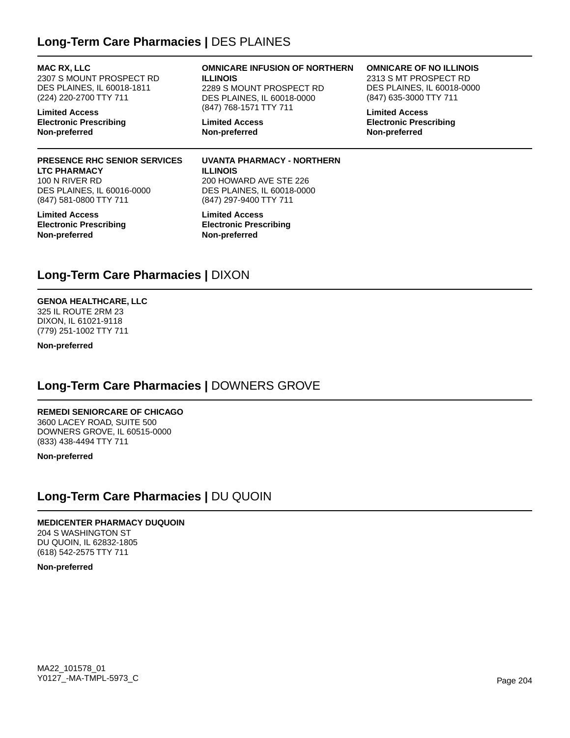## Long-Term Care Pharmacies | DES PLAINES

**MAC RX, LLC**
2307 S MOUNT PROSPECT RD
DES PLAINES, IL 60018-1811
(224) 220-2700 TTY 711

**Limited Access**
**Electronic Prescribing**
**Non-preferred**

**OMNICARE INFUSION OF NORTHERN ILLINOIS**
2289 S MOUNT PROSPECT RD
DES PLAINES, IL 60018-0000
(847) 768-1571 TTY 711

**Limited Access**
**Non-preferred**

**OMNICARE OF NO ILLINOIS**
2313 S MT PROSPECT RD
DES PLAINES, IL 60018-0000
(847) 635-3000 TTY 711

**Limited Access**
**Electronic Prescribing**
**Non-preferred**

**PRESENCE RHC SENIOR SERVICES LTC PHARMACY**
100 N RIVER RD
DES PLAINES, IL 60016-0000
(847) 581-0800 TTY 711

**Limited Access**
**Electronic Prescribing**
**Non-preferred**

**UVANTA PHARMACY - NORTHERN ILLINOIS**
200 HOWARD AVE STE 226
DES PLAINES, IL 60018-0000
(847) 297-9400 TTY 711

**Limited Access**
**Electronic Prescribing**
**Non-preferred**

## Long-Term Care Pharmacies | DIXON

**GENOA HEALTHCARE, LLC**
325 IL ROUTE 2RM 23
DIXON, IL 61021-9118
(779) 251-1002 TTY 711

**Non-preferred**

## Long-Term Care Pharmacies | DOWNERS GROVE

**REMEDI SENIORCARE OF CHICAGO**
3600 LACEY ROAD, SUITE 500
DOWNERS GROVE, IL 60515-0000
(833) 438-4494 TTY 711

**Non-preferred**

## Long-Term Care Pharmacies | DU QUOIN

**MEDICENTER PHARMACY DUQUOIN**
204 S WASHINGTON ST
DU QUOIN, IL 62832-1805
(618) 542-2575 TTY 711

**Non-preferred**

MA22_101578_01
Y0127_-MA-TMPL-5973_C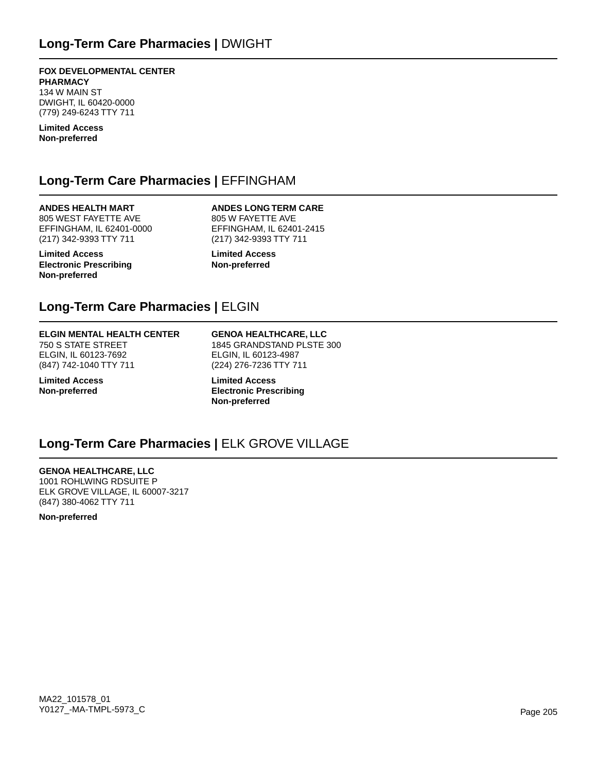## **Long-Term Care Pharmacies |** DWIGHT

**FOX DEVELOPMENTAL CENTER PHARMACY**
134 W MAIN ST
DWIGHT, IL 60420-0000
(779) 249-6243 TTY 711

**Limited Access**
**Non-preferred**

## **Long-Term Care Pharmacies |** EFFINGHAM

**ANDES HEALTH MART**
805 WEST FAYETTE AVE
EFFINGHAM, IL 62401-0000
(217) 342-9393 TTY 711

**Limited Access**
**Electronic Prescribing**
**Non-preferred**

**ANDES LONG TERM CARE**
805 W FAYETTE AVE
EFFINGHAM, IL 62401-2415
(217) 342-9393 TTY 711

**Limited Access**
**Non-preferred**

## **Long-Term Care Pharmacies |** ELGIN

**ELGIN MENTAL HEALTH CENTER**
750 S STATE STREET
ELGIN, IL 60123-7692
(847) 742-1040 TTY 711

**Limited Access**
**Non-preferred**

**GENOA HEALTHCARE, LLC**
1845 GRANDSTAND PLSTE 300
ELGIN, IL 60123-4987
(224) 276-7236 TTY 711

**Limited Access**
**Electronic Prescribing**
**Non-preferred**

## **Long-Term Care Pharmacies |** ELK GROVE VILLAGE

**GENOA HEALTHCARE, LLC**
1001 ROHLWING RDSUITE P
ELK GROVE VILLAGE, IL 60007-3217
(847) 380-4062 TTY 711

**Non-preferred**

MA22_101578_01
Y0127_-MA-TMPL-5973_C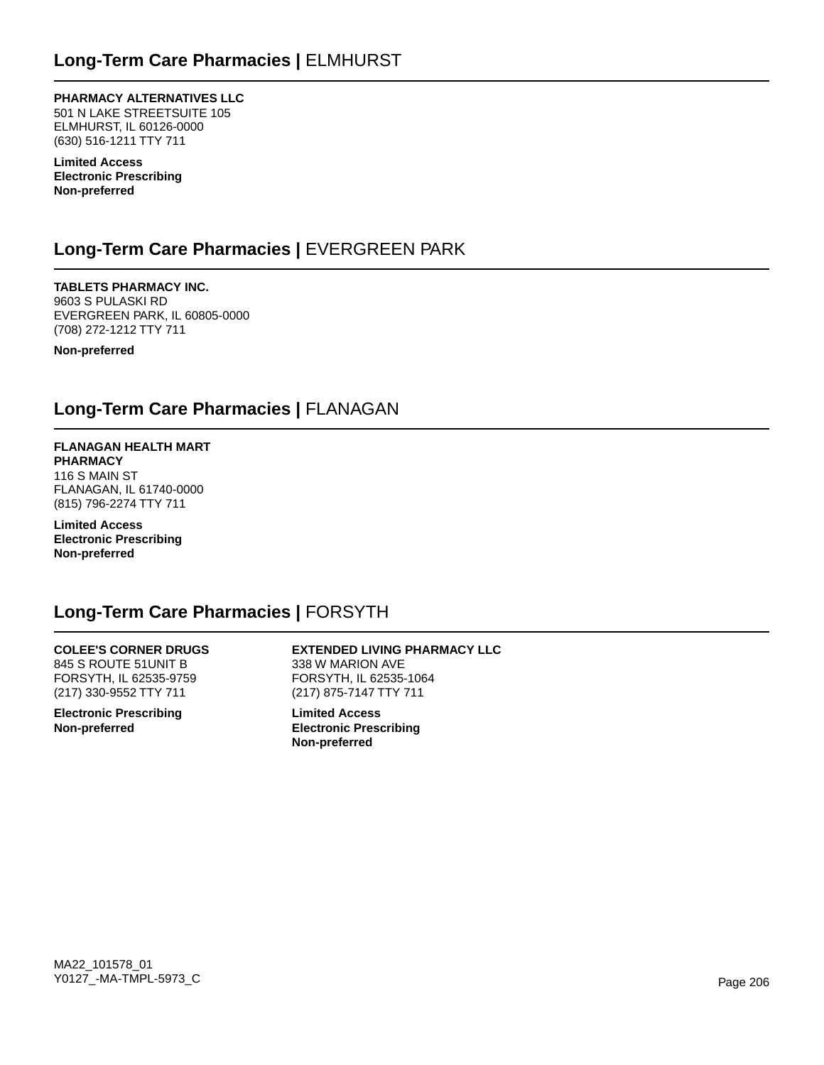## Long-Term Care Pharmacies | ELMHURST

**PHARMACY ALTERNATIVES LLC**
501 N LAKE STREETSUITE 105
ELMHURST, IL 60126-0000
(630) 516-1211 TTY 711

**Limited Access**
**Electronic Prescribing**
**Non-preferred**

## Long-Term Care Pharmacies | EVERGREEN PARK

**TABLETS PHARMACY INC.**
9603 S PULASKI RD
EVERGREEN PARK, IL 60805-0000
(708) 272-1212 TTY 711

**Non-preferred**

## Long-Term Care Pharmacies | FLANAGAN

**FLANAGAN HEALTH MART PHARMACY**
116 S MAIN ST
FLANAGAN, IL 61740-0000
(815) 796-2274 TTY 711

**Limited Access**
**Electronic Prescribing**
**Non-preferred**

## Long-Term Care Pharmacies | FORSYTH

**COLEE'S CORNER DRUGS**
845 S ROUTE 51UNIT B
FORSYTH, IL 62535-9759
(217) 330-9552 TTY 711

**Electronic Prescribing**
**Non-preferred**

**EXTENDED LIVING PHARMACY LLC**
338 W MARION AVE
FORSYTH, IL 62535-1064
(217) 875-7147 TTY 711

**Limited Access**
**Electronic Prescribing**
**Non-preferred**

MA22_101578_01
Y0127_-MA-TMPL-5973_C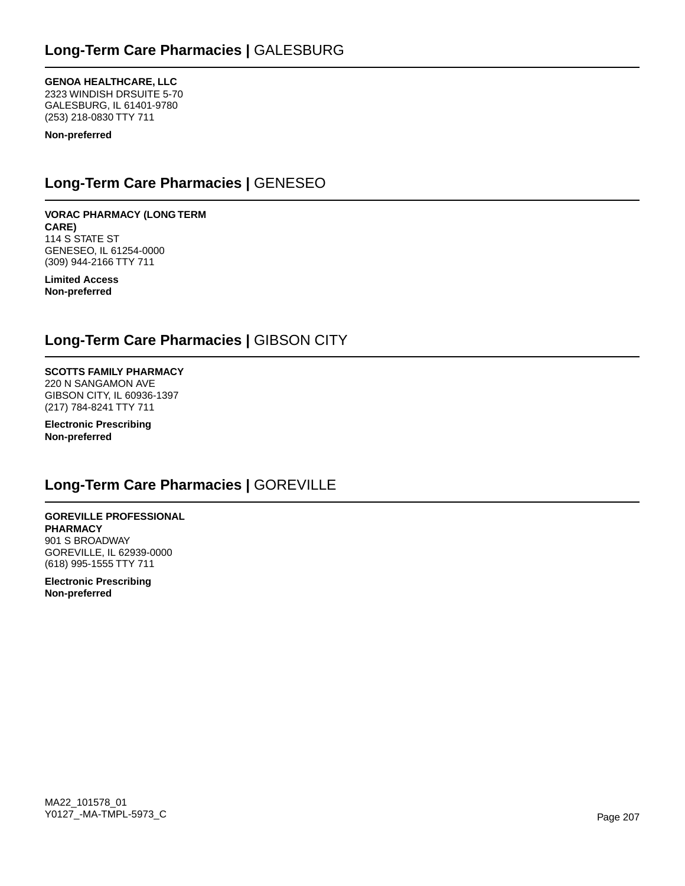## **Long-Term Care Pharmacies |** GALESBURG

**GENOA HEALTHCARE, LLC**
2323 WINDISH DRSUITE 5-70
GALESBURG, IL 61401-9780
(253) 218-0830 TTY 711

**Non-preferred**

## **Long-Term Care Pharmacies |** GENESEO

**VORAC PHARMACY (LONG TERM CARE)**
114 S STATE ST
GENESEO, IL 61254-0000
(309) 944-2166 TTY 711

**Limited Access**
**Non-preferred**

## **Long-Term Care Pharmacies |** GIBSON CITY

**SCOTTS FAMILY PHARMACY**
220 N SANGAMON AVE
GIBSON CITY, IL 60936-1397
(217) 784-8241 TTY 711

**Electronic Prescribing**
**Non-preferred**

## **Long-Term Care Pharmacies |** GOREVILLE

**GOREVILLE PROFESSIONAL PHARMACY**
901 S BROADWAY
GOREVILLE, IL 62939-0000
(618) 995-1555 TTY 711

**Electronic Prescribing**
**Non-preferred**

MA22_101578_01
Y0127_-MA-TMPL-5973_C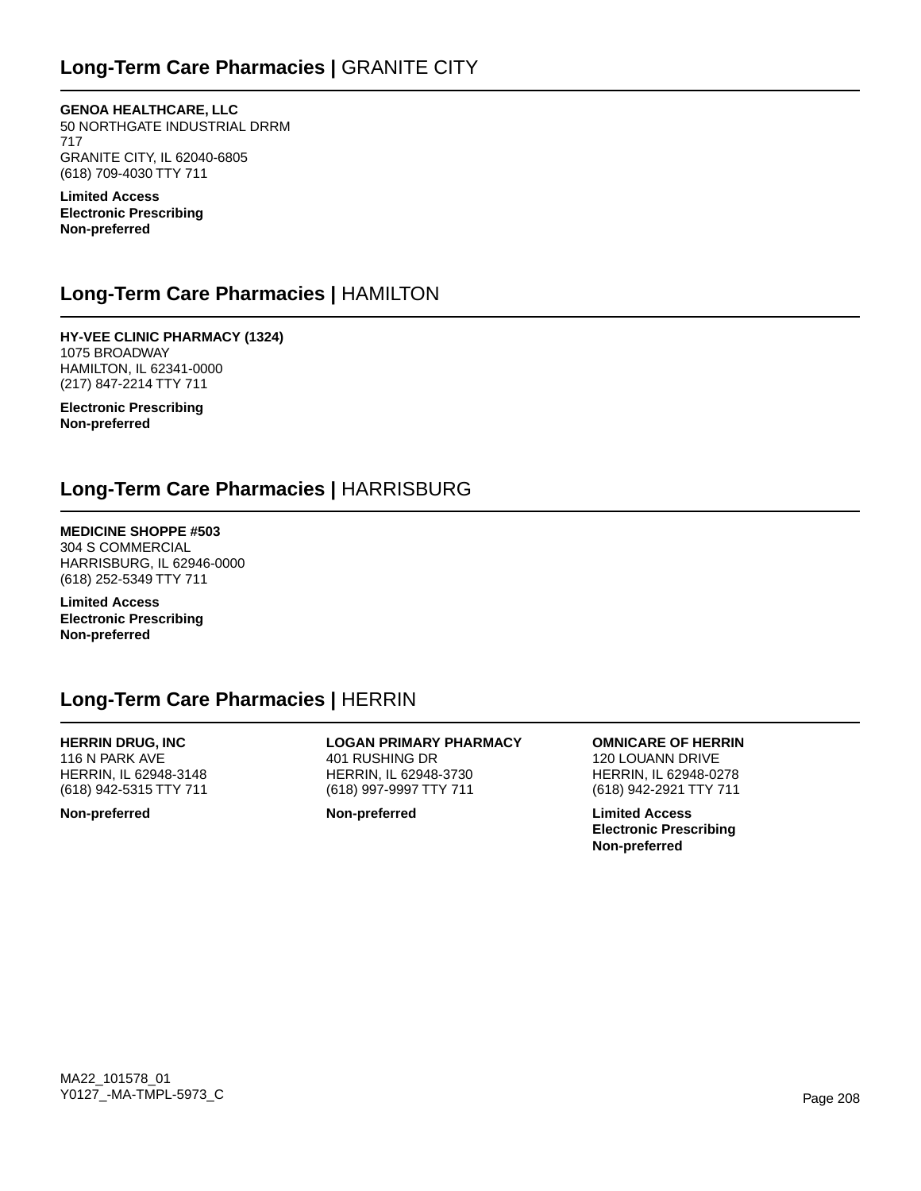## Long-Term Care Pharmacies | GRANITE CITY

**GENOA HEALTHCARE, LLC**
50 NORTHGATE INDUSTRIAL DRRM
717
GRANITE CITY, IL 62040-6805
(618) 709-4030 TTY 711

**Limited Access**
**Electronic Prescribing**
**Non-preferred**

## Long-Term Care Pharmacies | HAMILTON

**HY-VEE CLINIC PHARMACY (1324)**
1075 BROADWAY
HAMILTON, IL 62341-0000
(217) 847-2214 TTY 711

**Electronic Prescribing**
**Non-preferred**

## Long-Term Care Pharmacies | HARRISBURG

**MEDICINE SHOPPE #503**
304 S COMMERCIAL
HARRISBURG, IL 62946-0000
(618) 252-5349 TTY 711

**Limited Access**
**Electronic Prescribing**
**Non-preferred**

## Long-Term Care Pharmacies | HERRIN

**HERRIN DRUG, INC**
116 N PARK AVE
HERRIN, IL 62948-3148
(618) 942-5315 TTY 711

**Non-preferred**

**LOGAN PRIMARY PHARMACY**
401 RUSHING DR
HERRIN, IL 62948-3730
(618) 997-9997 TTY 711

**Non-preferred**

**OMNICARE OF HERRIN**
120 LOUANN DRIVE
HERRIN, IL 62948-0278
(618) 942-2921 TTY 711

**Limited Access**
**Electronic Prescribing**
**Non-preferred**

MA22_101578_01
Y0127_-MA-TMPL-5973_C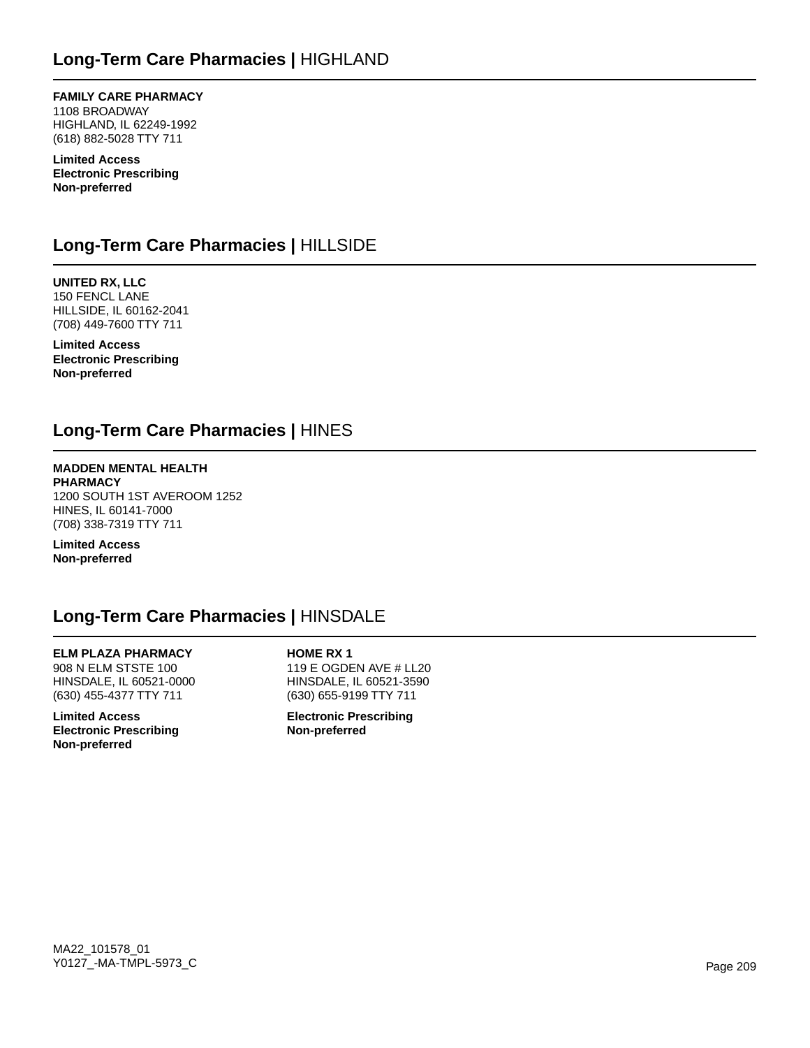## **Long-Term Care Pharmacies |** HIGHLAND

**FAMILY CARE PHARMACY**
1108 BROADWAY
HIGHLAND, IL 62249-1992
(618) 882-5028 TTY 711

**Limited Access**
**Electronic Prescribing**
**Non-preferred**

## **Long-Term Care Pharmacies |** HILLSIDE

**UNITED RX, LLC**
150 FENCL LANE
HILLSIDE, IL 60162-2041
(708) 449-7600 TTY 711

**Limited Access**
**Electronic Prescribing**
**Non-preferred**

## **Long-Term Care Pharmacies |** HINES

**MADDEN MENTAL HEALTH PHARMACY**
1200 SOUTH 1ST AVEROOM 1252
HINES, IL 60141-7000
(708) 338-7319 TTY 711

**Limited Access**
**Non-preferred**

## **Long-Term Care Pharmacies |** HINSDALE

**ELM PLAZA PHARMACY**
908 N ELM STSTE 100
HINSDALE, IL 60521-0000
(630) 455-4377 TTY 711

**Limited Access**
**Electronic Prescribing**
**Non-preferred**

**HOME RX 1**
119 E OGDEN AVE # LL20
HINSDALE, IL 60521-3590
(630) 655-9199 TTY 711

**Electronic Prescribing**
**Non-preferred**

MA22_101578_01
Y0127_-MA-TMPL-5973_C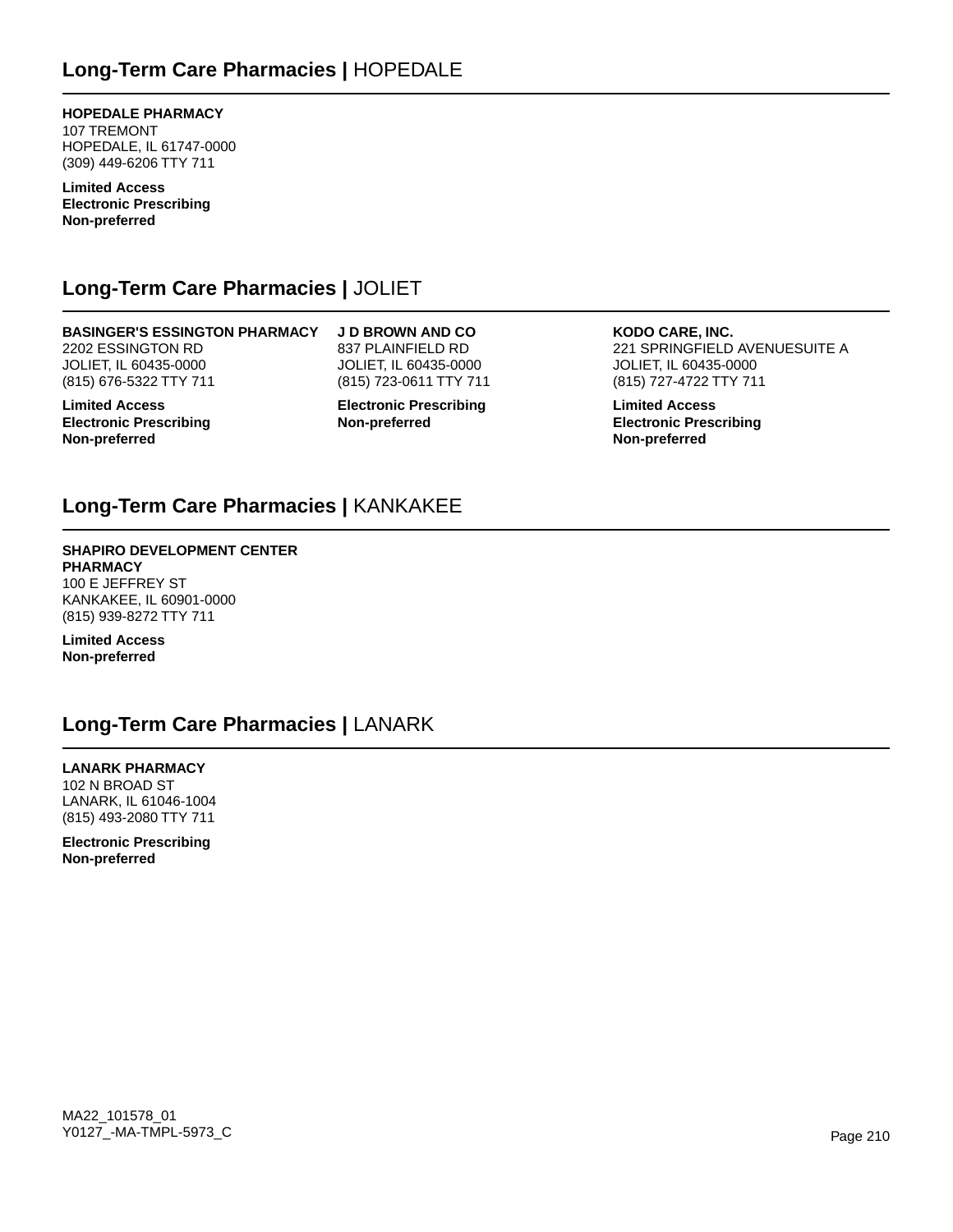## Long-Term Care Pharmacies | HOPEDALE

**HOPEDALE PHARMACY**
107 TREMONT
HOPEDALE, IL 61747-0000
(309) 449-6206 TTY 711

**Limited Access**
**Electronic Prescribing**
**Non-preferred**

## Long-Term Care Pharmacies | JOLIET

**BASINGER'S ESSINGTON PHARMACY**
2202 ESSINGTON RD
JOLIET, IL 60435-0000
(815) 676-5322 TTY 711

**Limited Access**
**Electronic Prescribing**
**Non-preferred**

**J D BROWN AND CO**
837 PLAINFIELD RD
JOLIET, IL 60435-0000
(815) 723-0611 TTY 711

**Electronic Prescribing**
**Non-preferred**

**KODO CARE, INC.**
221 SPRINGFIELD AVENUESUITE A
JOLIET, IL 60435-0000
(815) 727-4722 TTY 711

**Limited Access**
**Electronic Prescribing**
**Non-preferred**

## Long-Term Care Pharmacies | KANKAKEE

**SHAPIRO DEVELOPMENT CENTER PHARMACY**
100 E JEFFREY ST
KANKAKEE, IL 60901-0000
(815) 939-8272 TTY 711

**Limited Access**
**Non-preferred**

## Long-Term Care Pharmacies | LANARK

**LANARK PHARMACY**
102 N BROAD ST
LANARK, IL 61046-1004
(815) 493-2080 TTY 711

**Electronic Prescribing**
**Non-preferred**

MA22_101578_01
Y0127_-MA-TMPL-5973_C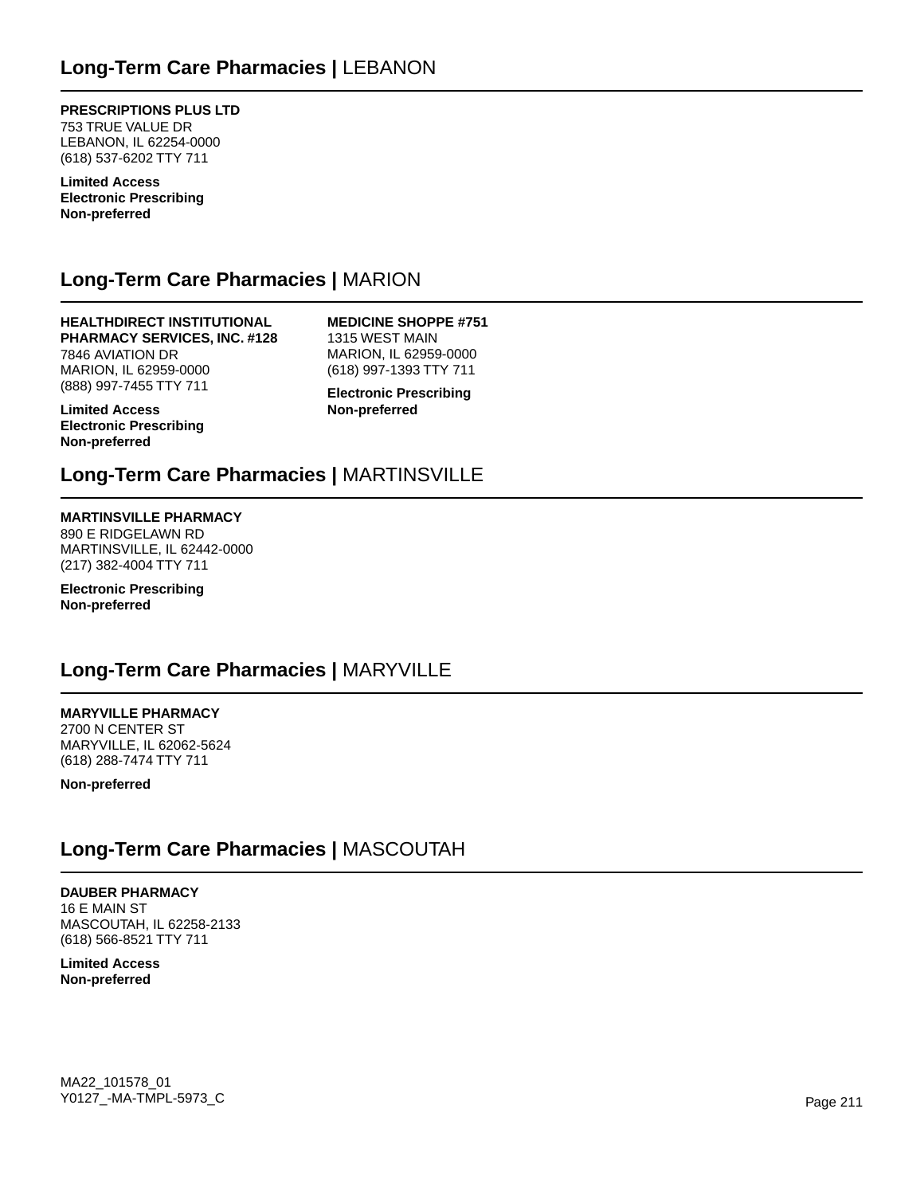## Long-Term Care Pharmacies | LEBANON

**PRESCRIPTIONS PLUS LTD**
753 TRUE VALUE DR
LEBANON, IL 62254-0000
(618) 537-6202 TTY 711

**Limited Access**
**Electronic Prescribing**
**Non-preferred**

## Long-Term Care Pharmacies | MARION

**HEALTHDIRECT INSTITUTIONAL PHARMACY SERVICES, INC. #128**
7846 AVIATION DR
MARION, IL 62959-0000
(888) 997-7455 TTY 711

**Limited Access**
**Electronic Prescribing**
**Non-preferred**

**MEDICINE SHOPPE #751**
1315 WEST MAIN
MARION, IL 62959-0000
(618) 997-1393 TTY 711

**Electronic Prescribing**
**Non-preferred**

## Long-Term Care Pharmacies | MARTINSVILLE

**MARTINSVILLE PHARMACY**
890 E RIDGELAWN RD
MARTINSVILLE, IL 62442-0000
(217) 382-4004 TTY 711

**Electronic Prescribing**
**Non-preferred**

## Long-Term Care Pharmacies | MARYVILLE

**MARYVILLE PHARMACY**
2700 N CENTER ST
MARYVILLE, IL 62062-5624
(618) 288-7474 TTY 711

**Non-preferred**

## Long-Term Care Pharmacies | MASCOUTAH

**DAUBER PHARMACY**
16 E MAIN ST
MASCOUTAH, IL 62258-2133
(618) 566-8521 TTY 711

**Limited Access**
**Non-preferred**

MA22_101578_01
Y0127_-MA-TMPL-5973_C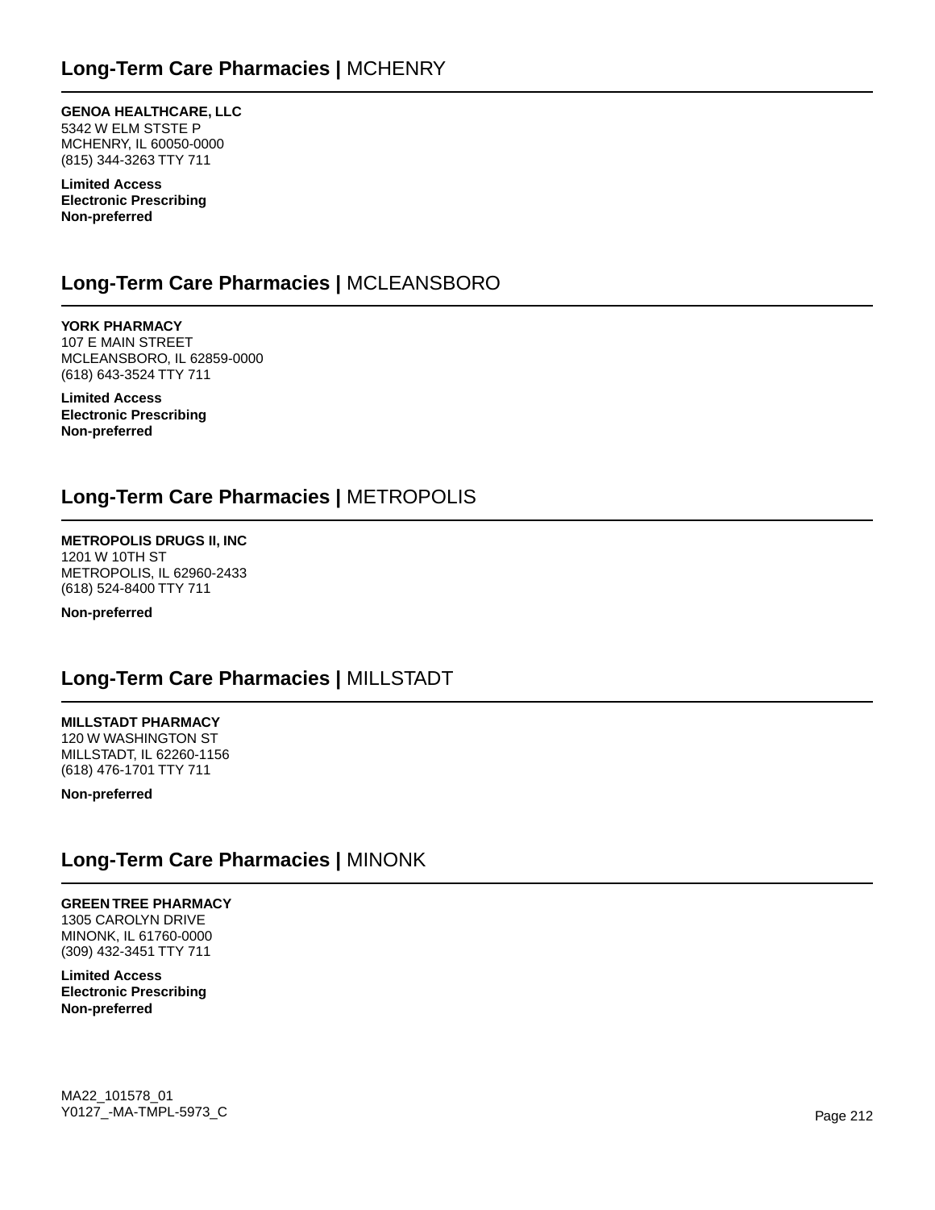## **Long-Term Care Pharmacies |** MCHENRY

**GENOA HEALTHCARE, LLC**
5342 W ELM STSTE P
MCHENRY, IL 60050-0000
(815) 344-3263 TTY 711

**Limited Access**
**Electronic Prescribing**
**Non-preferred**

## **Long-Term Care Pharmacies |** MCLEANSBORO

**YORK PHARMACY**
107 E MAIN STREET
MCLEANSBORO, IL 62859-0000
(618) 643-3524 TTY 711

**Limited Access**
**Electronic Prescribing**
**Non-preferred**

## **Long-Term Care Pharmacies |** METROPOLIS

**METROPOLIS DRUGS II, INC**
1201 W 10TH ST
METROPOLIS, IL 62960-2433
(618) 524-8400 TTY 711

**Non-preferred**

## **Long-Term Care Pharmacies |** MILLSTADT

**MILLSTADT PHARMACY**
120 W WASHINGTON ST
MILLSTADT, IL 62260-1156
(618) 476-1701 TTY 711

**Non-preferred**

## **Long-Term Care Pharmacies |** MINONK

**GREEN TREE PHARMACY**
1305 CAROLYN DRIVE
MINONK, IL 61760-0000
(309) 432-3451 TTY 711

**Limited Access**
**Electronic Prescribing**
**Non-preferred**

MA22_101578_01
Y0127_-MA-TMPL-5973_C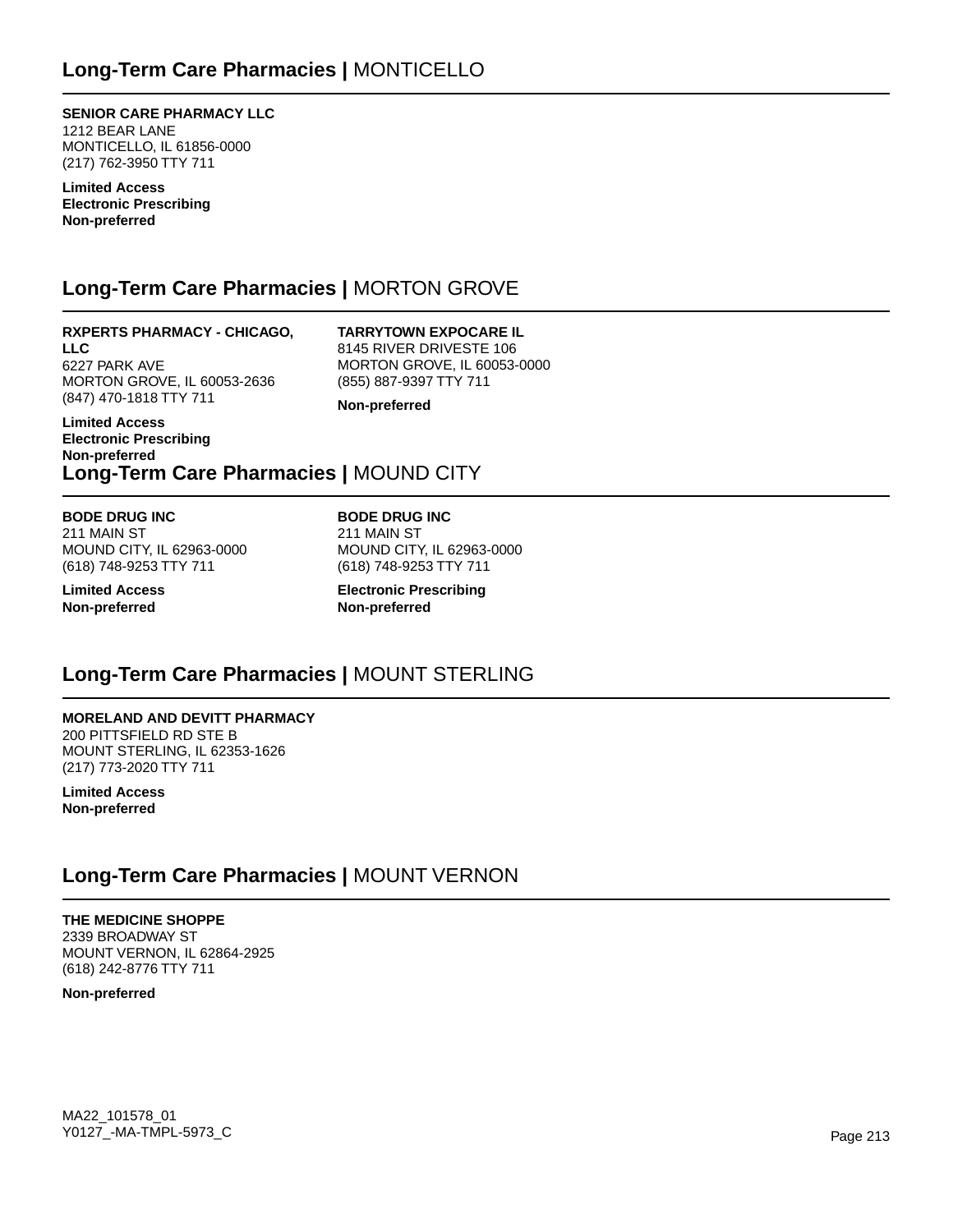## **Long-Term Care Pharmacies |** MONTICELLO

**SENIOR CARE PHARMACY LLC**
1212 BEAR LANE
MONTICELLO, IL 61856-0000
(217) 762-3950 TTY 711

**Limited Access**
**Electronic Prescribing**
**Non-preferred**

## **Long-Term Care Pharmacies |** MORTON GROVE

**RXPERTS PHARMACY - CHICAGO, LLC**
6227 PARK AVE
MORTON GROVE, IL 60053-2636
(847) 470-1818 TTY 711

**Limited Access**
**Electronic Prescribing**
**Non-preferred**

**TARRYTOWN EXPOCARE IL**
8145 RIVER DRIVESTE 106
MORTON GROVE, IL 60053-0000
(855) 887-9397 TTY 711

**Non-preferred**

## **Long-Term Care Pharmacies |** MOUND CITY

**BODE DRUG INC**
211 MAIN ST
MOUND CITY, IL 62963-0000
(618) 748-9253 TTY 711

**Limited Access**
**Non-preferred**

**BODE DRUG INC**
211 MAIN ST
MOUND CITY, IL 62963-0000
(618) 748-9253 TTY 711

**Electronic Prescribing**
**Non-preferred**

## **Long-Term Care Pharmacies |** MOUNT STERLING

**MORELAND AND DEVITT PHARMACY**
200 PITTSFIELD RD STE B
MOUNT STERLING, IL 62353-1626
(217) 773-2020 TTY 711

**Limited Access**
**Non-preferred**

## **Long-Term Care Pharmacies |** MOUNT VERNON

**THE MEDICINE SHOPPE**
2339 BROADWAY ST
MOUNT VERNON, IL 62864-2925
(618) 242-8776 TTY 711

**Non-preferred**

MA22_101578_01
Y0127_-MA-TMPL-5973_C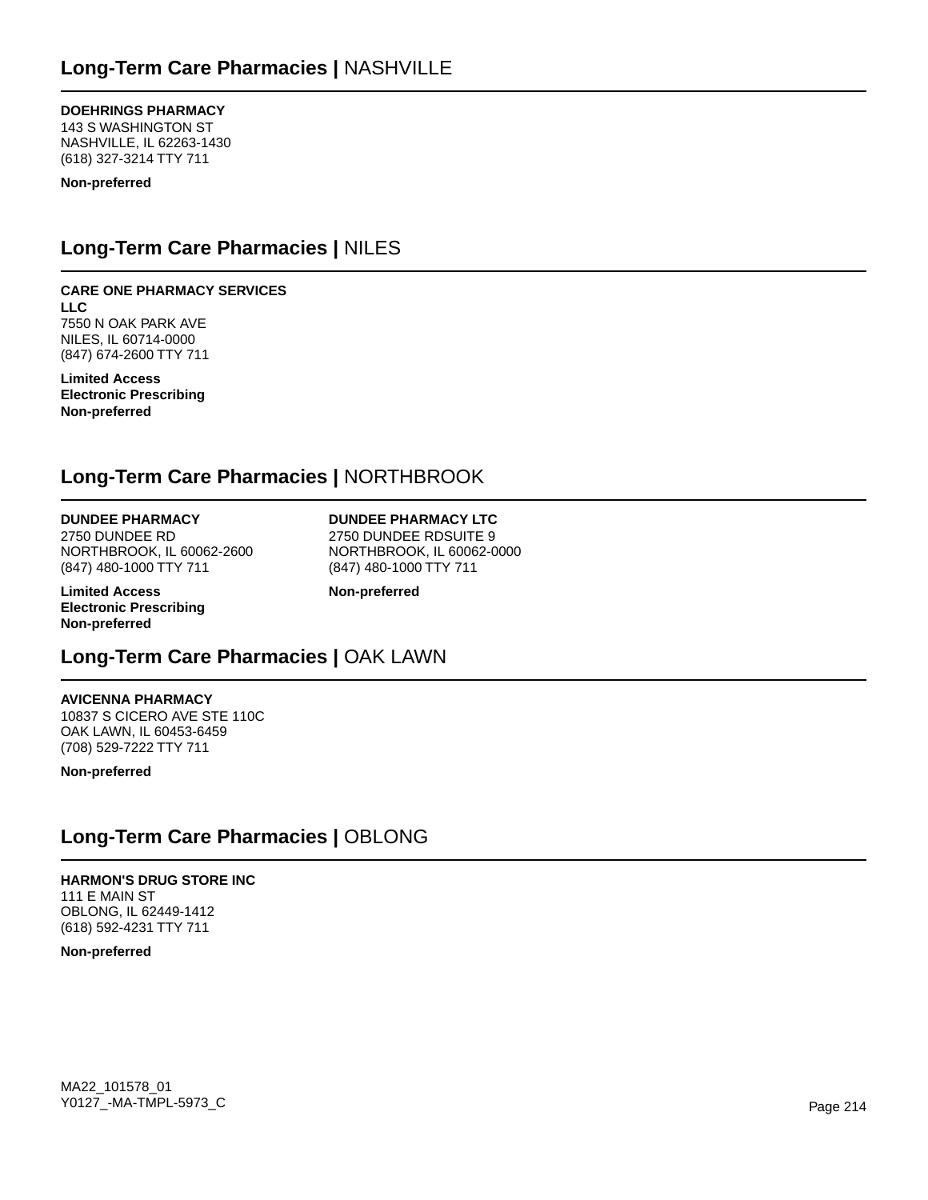## **Long-Term Care Pharmacies |** NASHVILLE

**DOEHRINGS PHARMACY**
143 S WASHINGTON ST
NASHVILLE, IL 62263-1430
(618) 327-3214 TTY 711

**Non-preferred**

## **Long-Term Care Pharmacies |** NILES

**CARE ONE PHARMACY SERVICES LLC**
7550 N OAK PARK AVE
NILES, IL 60714-0000
(847) 674-2600 TTY 711

**Limited Access**
**Electronic Prescribing**
**Non-preferred**

## **Long-Term Care Pharmacies |** NORTHBROOK

**DUNDEE PHARMACY**
2750 DUNDEE RD
NORTHBROOK, IL 60062-2600
(847) 480-1000 TTY 711

**Limited Access**
**Electronic Prescribing**
**Non-preferred**

**DUNDEE PHARMACY LTC**
2750 DUNDEE RDSUITE 9
NORTHBROOK, IL 60062-0000
(847) 480-1000 TTY 711

**Non-preferred**

## **Long-Term Care Pharmacies |** OAK LAWN

**AVICENNA PHARMACY**
10837 S CICERO AVE STE 110C
OAK LAWN, IL 60453-6459
(708) 529-7222 TTY 711

**Non-preferred**

## **Long-Term Care Pharmacies |** OBLONG

**HARMON'S DRUG STORE INC**
111 E MAIN ST
OBLONG, IL 62449-1412
(618) 592-4231 TTY 711

**Non-preferred**

MA22_101578_01
Y0127_-MA-TMPL-5973_C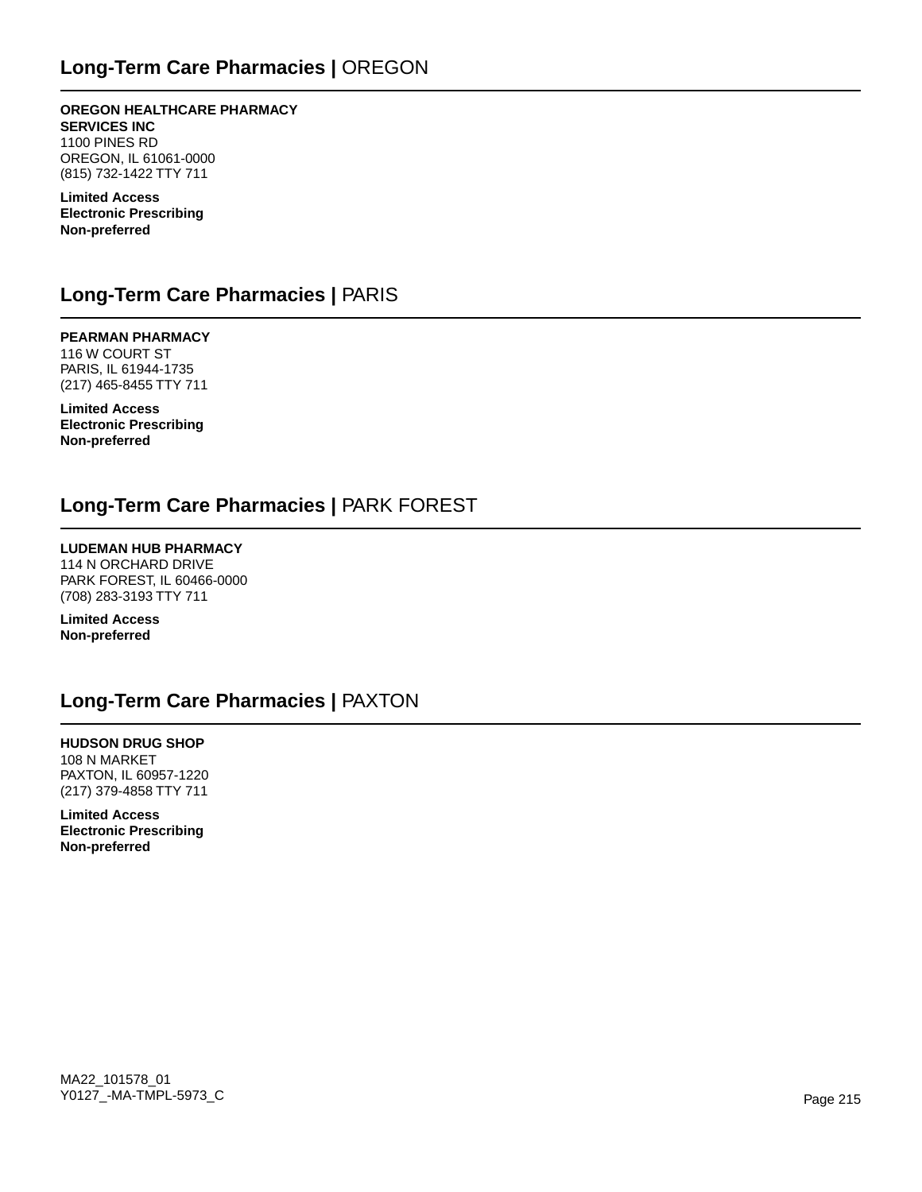## **Long-Term Care Pharmacies |** OREGON

**OREGON HEALTHCARE PHARMACY SERVICES INC**
1100 PINES RD
OREGON, IL 61061-0000
(815) 732-1422 TTY 711

**Limited Access**
**Electronic Prescribing**
**Non-preferred**

## **Long-Term Care Pharmacies |** PARIS

**PEARMAN PHARMACY**
116 W COURT ST
PARIS, IL 61944-1735
(217) 465-8455 TTY 711

**Limited Access**
**Electronic Prescribing**
**Non-preferred**

## **Long-Term Care Pharmacies |** PARK FOREST

**LUDEMAN HUB PHARMACY**
114 N ORCHARD DRIVE
PARK FOREST, IL 60466-0000
(708) 283-3193 TTY 711

**Limited Access**
**Non-preferred**

## **Long-Term Care Pharmacies |** PAXTON

**HUDSON DRUG SHOP**
108 N MARKET
PAXTON, IL 60957-1220
(217) 379-4858 TTY 711

**Limited Access**
**Electronic Prescribing**
**Non-preferred**

MA22_101578_01
Y0127_-MA-TMPL-5973_C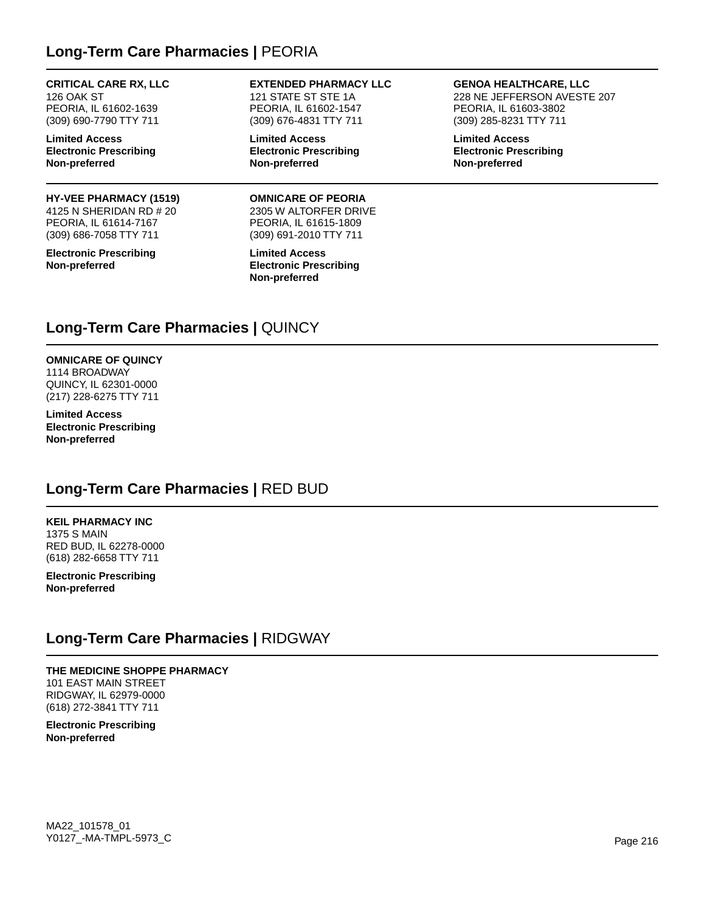## Long-Term Care Pharmacies | PEORIA

**CRITICAL CARE RX, LLC**
126 OAK ST
PEORIA, IL 61602-1639
(309) 690-7790 TTY 711

**Limited Access**
**Electronic Prescribing**
**Non-preferred**

**EXTENDED PHARMACY LLC**
121 STATE ST STE 1A
PEORIA, IL 61602-1547
(309) 676-4831 TTY 711

**Limited Access**
**Electronic Prescribing**
**Non-preferred**

**GENOA HEALTHCARE, LLC**
228 NE JEFFERSON AVESTE 207
PEORIA, IL 61603-3802
(309) 285-8231 TTY 711

**Limited Access**
**Electronic Prescribing**
**Non-preferred**

**HY-VEE PHARMACY (1519)**
4125 N SHERIDAN RD # 20
PEORIA, IL 61614-7167
(309) 686-7058 TTY 711

**Electronic Prescribing**
**Non-preferred**

**OMNICARE OF PEORIA**
2305 W ALTORFER DRIVE
PEORIA, IL 61615-1809
(309) 691-2010 TTY 711

**Limited Access**
**Electronic Prescribing**
**Non-preferred**

## Long-Term Care Pharmacies | QUINCY

**OMNICARE OF QUINCY**
1114 BROADWAY
QUINCY, IL 62301-0000
(217) 228-6275 TTY 711

**Limited Access**
**Electronic Prescribing**
**Non-preferred**

## Long-Term Care Pharmacies | RED BUD

**KEIL PHARMACY INC**
1375 S MAIN
RED BUD, IL 62278-0000
(618) 282-6658 TTY 711

**Electronic Prescribing**
**Non-preferred**

## Long-Term Care Pharmacies | RIDGWAY

**THE MEDICINE SHOPPE PHARMACY**
101 EAST MAIN STREET
RIDGWAY, IL 62979-0000
(618) 272-3841 TTY 711

**Electronic Prescribing**
**Non-preferred**

MA22_101578_01
Y0127_-MA-TMPL-5973_C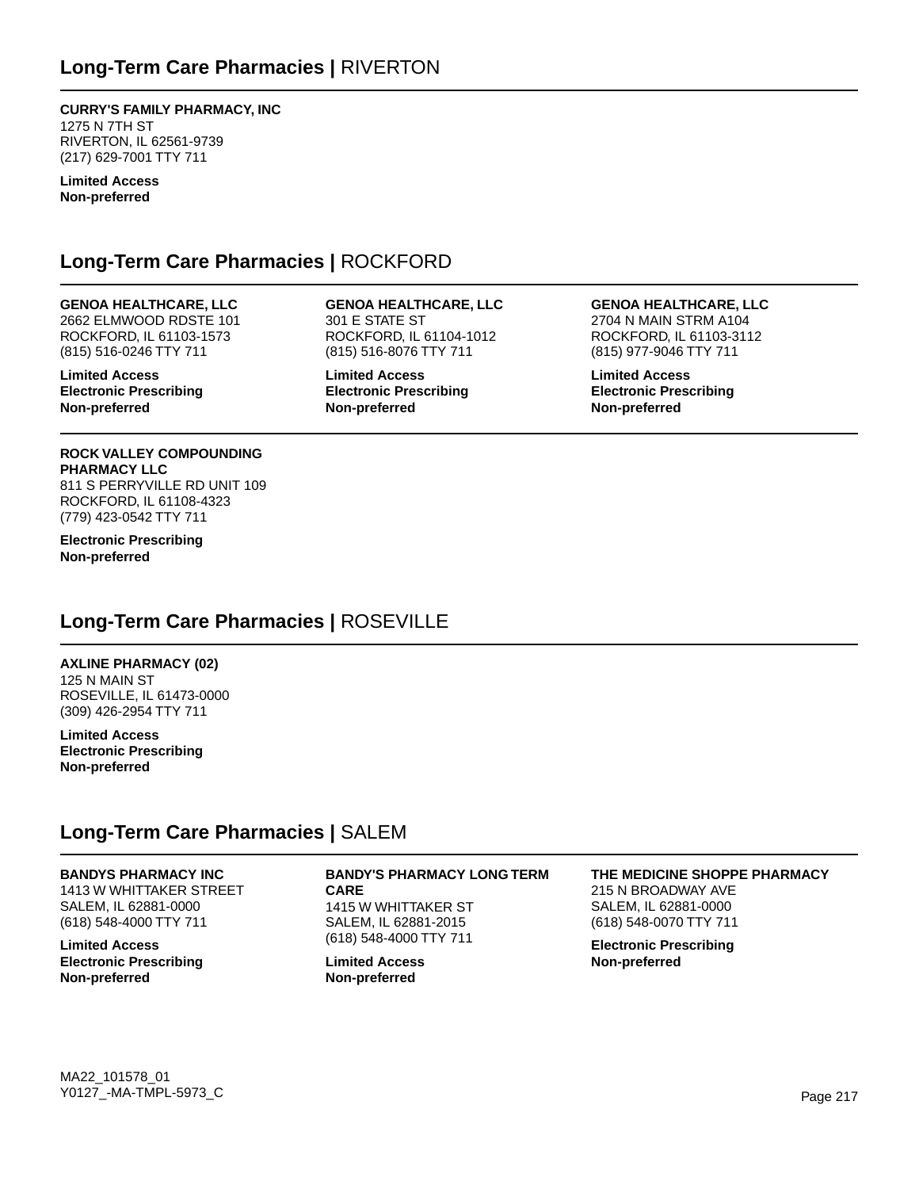## Long-Term Care Pharmacies | RIVERTON

**CURRY'S FAMILY PHARMACY, INC**
1275 N 7TH ST
RIVERTON, IL 62561-9739
(217) 629-7001 TTY 711

**Limited Access**
**Non-preferred**

## Long-Term Care Pharmacies | ROCKFORD

**GENOA HEALTHCARE, LLC**
2662 ELMWOOD RDSTE 101
ROCKFORD, IL 61103-1573
(815) 516-0246 TTY 711

**Limited Access**
**Electronic Prescribing**
**Non-preferred**

**GENOA HEALTHCARE, LLC**
301 E STATE ST
ROCKFORD, IL 61104-1012
(815) 516-8076 TTY 711

**Limited Access**
**Electronic Prescribing**
**Non-preferred**

**GENOA HEALTHCARE, LLC**
2704 N MAIN STRM A104
ROCKFORD, IL 61103-3112
(815) 977-9046 TTY 711

**Limited Access**
**Electronic Prescribing**
**Non-preferred**

**ROCK VALLEY COMPOUNDING PHARMACY LLC**
811 S PERRYVILLE RD UNIT 109
ROCKFORD, IL 61108-4323
(779) 423-0542 TTY 711

**Electronic Prescribing**
**Non-preferred**

## Long-Term Care Pharmacies | ROSEVILLE

**AXLINE PHARMACY (02)**
125 N MAIN ST
ROSEVILLE, IL 61473-0000
(309) 426-2954 TTY 711

**Limited Access**
**Electronic Prescribing**
**Non-preferred**

## Long-Term Care Pharmacies | SALEM

**BANDYS PHARMACY INC**
1413 W WHITTAKER STREET
SALEM, IL 62881-0000
(618) 548-4000 TTY 711

**Limited Access**
**Electronic Prescribing**
**Non-preferred**

**BANDY'S PHARMACY LONG TERM CARE**
1415 W WHITTAKER ST
SALEM, IL 62881-2015
(618) 548-4000 TTY 711

**Limited Access**
**Non-preferred**

**THE MEDICINE SHOPPE PHARMACY**
215 N BROADWAY AVE
SALEM, IL 62881-0000
(618) 548-0070 TTY 711

**Electronic Prescribing**
**Non-preferred**

MA22_101578_01
Y0127_-MA-TMPL-5973_C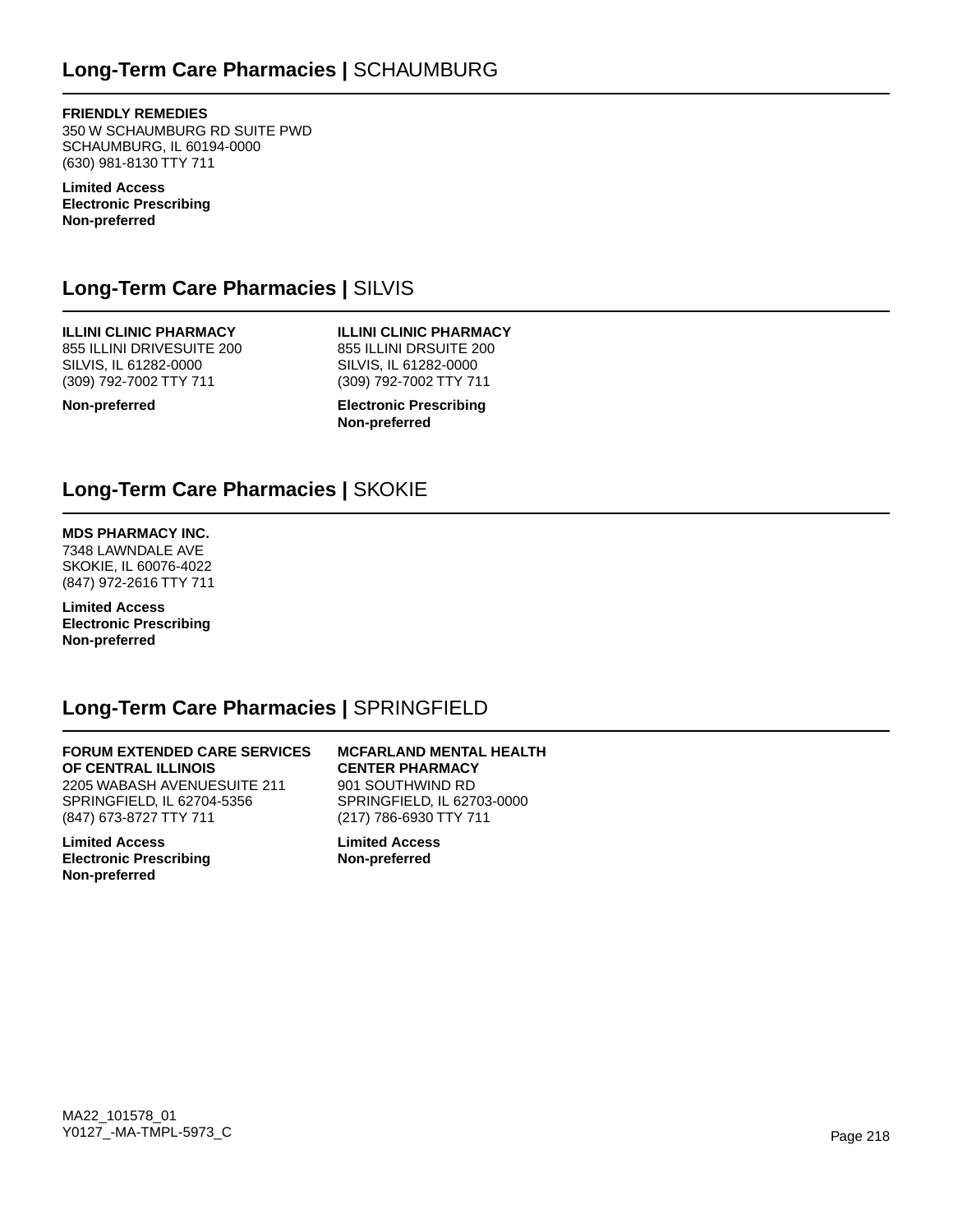## Long-Term Care Pharmacies | SCHAUMBURG

**FRIENDLY REMEDIES**
350 W SCHAUMBURG RD SUITE PWD
SCHAUMBURG, IL 60194-0000
(630) 981-8130 TTY 711

**Limited Access**
**Electronic Prescribing**
**Non-preferred**

## Long-Term Care Pharmacies | SILVIS

**ILLINI CLINIC PHARMACY**
855 ILLINI DRIVESUITE 200
SILVIS, IL 61282-0000
(309) 792-7002 TTY 711

**Non-preferred**

**ILLINI CLINIC PHARMACY**
855 ILLINI DRSUITE 200
SILVIS, IL 61282-0000
(309) 792-7002 TTY 711

**Electronic Prescribing**
**Non-preferred**

## Long-Term Care Pharmacies | SKOKIE

**MDS PHARMACY INC.**
7348 LAWNDALE AVE
SKOKIE, IL 60076-4022
(847) 972-2616 TTY 711

**Limited Access**
**Electronic Prescribing**
**Non-preferred**

## Long-Term Care Pharmacies | SPRINGFIELD

**FORUM EXTENDED CARE SERVICES OF CENTRAL ILLINOIS**
2205 WABASH AVENUESUITE 211
SPRINGFIELD, IL 62704-5356
(847) 673-8727 TTY 711

**Limited Access**
**Electronic Prescribing**
**Non-preferred**

**MCFARLAND MENTAL HEALTH CENTER PHARMACY**
901 SOUTHWIND RD
SPRINGFIELD, IL 62703-0000
(217) 786-6930 TTY 711

**Limited Access**
**Non-preferred**

MA22_101578_01
Y0127_-MA-TMPL-5973_C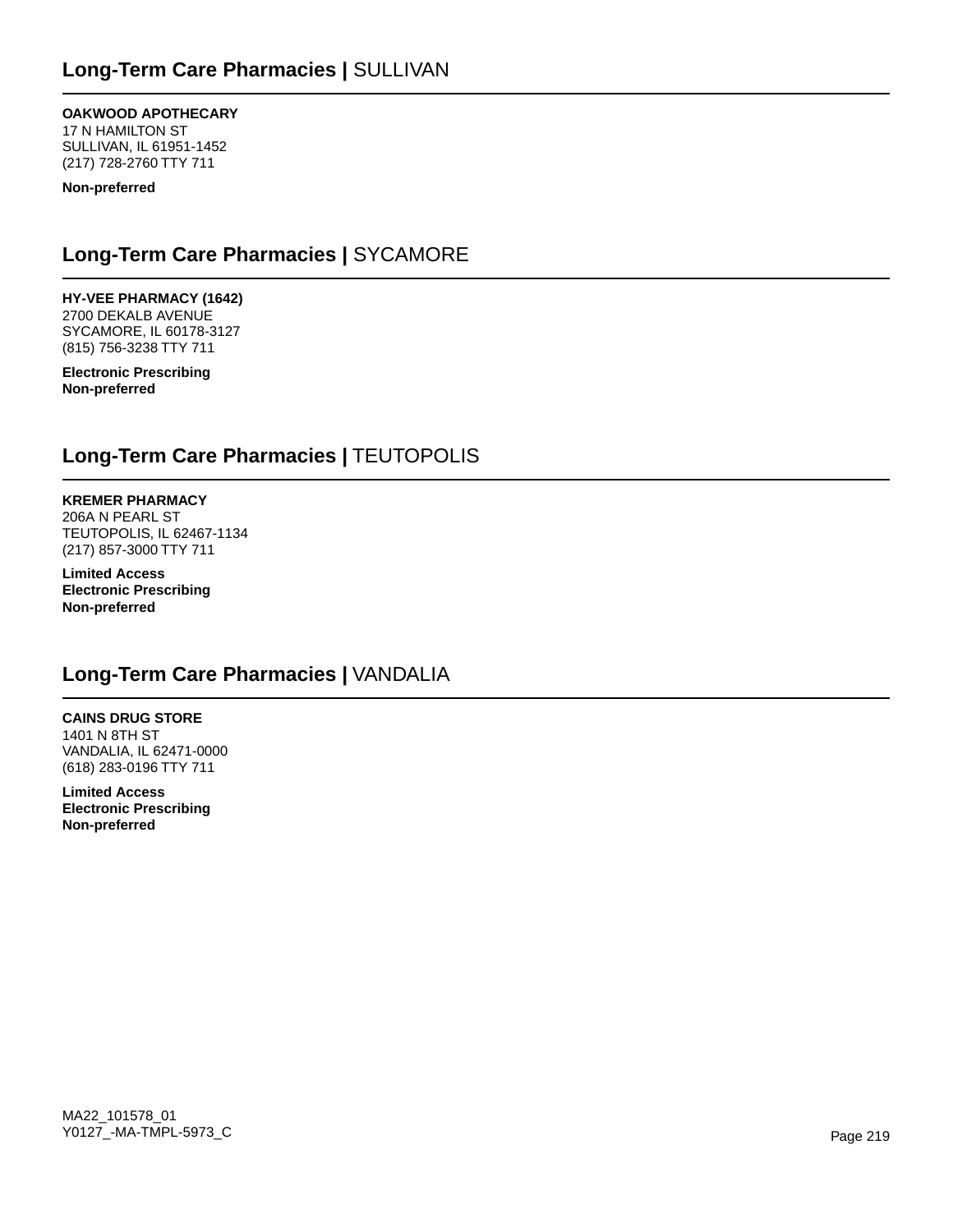## **Long-Term Care Pharmacies |** SULLIVAN

**OAKWOOD APOTHECARY**
17 N HAMILTON ST
SULLIVAN, IL 61951-1452
(217) 728-2760 TTY 711

**Non-preferred**

## **Long-Term Care Pharmacies |** SYCAMORE

**HY-VEE PHARMACY (1642)**
2700 DEKALB AVENUE
SYCAMORE, IL 60178-3127
(815) 756-3238 TTY 711

**Electronic Prescribing**
**Non-preferred**

## **Long-Term Care Pharmacies |** TEUTOPOLIS

**KREMER PHARMACY**
206A N PEARL ST
TEUTOPOLIS, IL 62467-1134
(217) 857-3000 TTY 711

**Limited Access**
**Electronic Prescribing**
**Non-preferred**

## **Long-Term Care Pharmacies |** VANDALIA

**CAINS DRUG STORE**
1401 N 8TH ST
VANDALIA, IL 62471-0000
(618) 283-0196 TTY 711

**Limited Access**
**Electronic Prescribing**
**Non-preferred**

MA22_101578_01
Y0127_-MA-TMPL-5973_C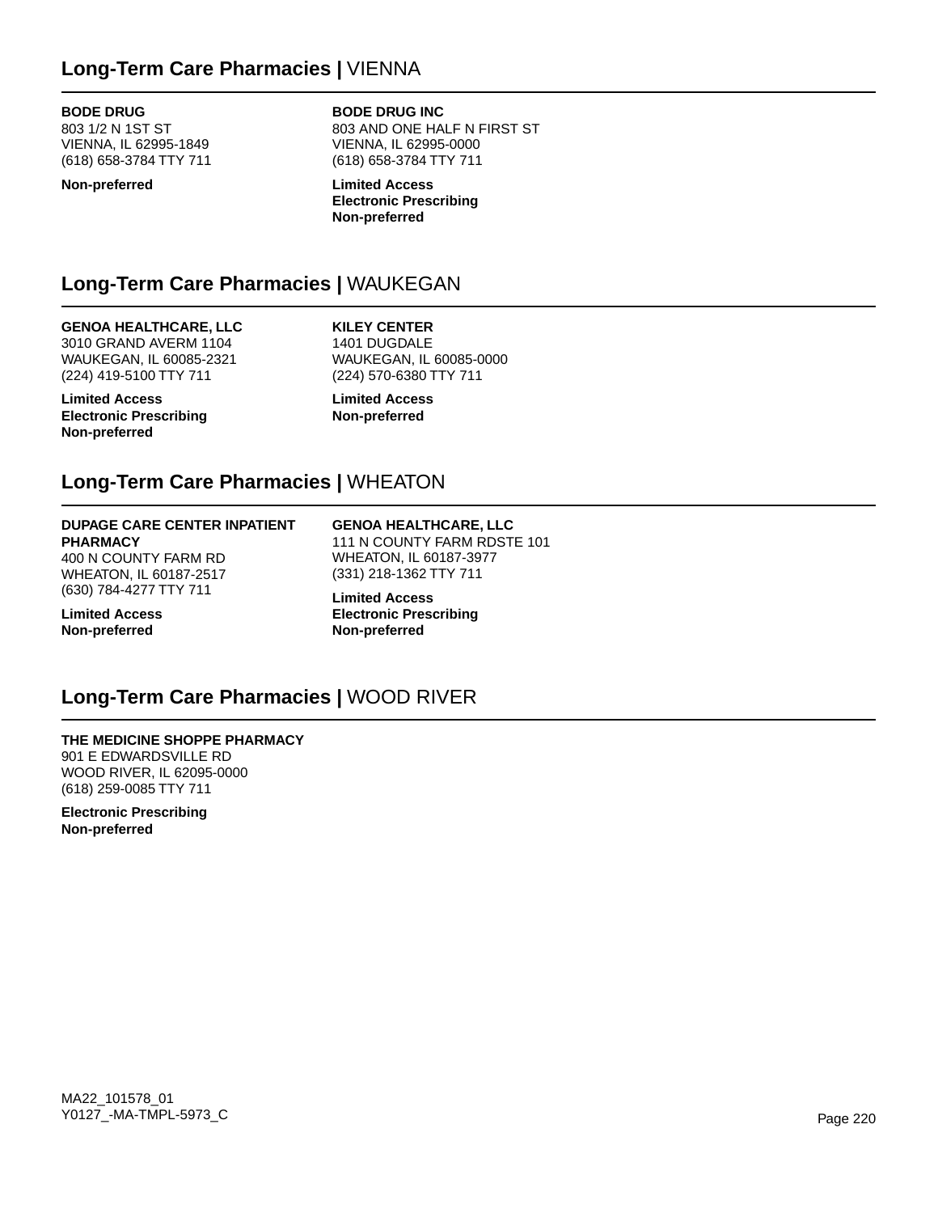## **Long-Term Care Pharmacies |** VIENNA

**BODE DRUG**
803 1/2 N 1ST ST
VIENNA, IL 62995-1849
(618) 658-3784 TTY 711

**Non-preferred**

**BODE DRUG INC**
803 AND ONE HALF N FIRST ST
VIENNA, IL 62995-0000
(618) 658-3784 TTY 711

**Limited Access**
**Electronic Prescribing**
**Non-preferred**

## **Long-Term Care Pharmacies |** WAUKEGAN

**GENOA HEALTHCARE, LLC**
3010 GRAND AVERM 1104
WAUKEGAN, IL 60085-2321
(224) 419-5100 TTY 711

**Limited Access**
**Electronic Prescribing**
**Non-preferred**

**KILEY CENTER**
1401 DUGDALE
WAUKEGAN, IL 60085-0000
(224) 570-6380 TTY 711

**Limited Access**
**Non-preferred**

## **Long-Term Care Pharmacies |** WHEATON

**DUPAGE CARE CENTER INPATIENT PHARMACY**
400 N COUNTY FARM RD
WHEATON, IL 60187-2517
(630) 784-4277 TTY 711

**Limited Access**
**Non-preferred**

**GENOA HEALTHCARE, LLC**
111 N COUNTY FARM RDSTE 101
WHEATON, IL 60187-3977
(331) 218-1362 TTY 711

**Limited Access**
**Electronic Prescribing**
**Non-preferred**

## **Long-Term Care Pharmacies |** WOOD RIVER

**THE MEDICINE SHOPPE PHARMACY**
901 E EDWARDSVILLE RD
WOOD RIVER, IL 62095-0000
(618) 259-0085 TTY 711

**Electronic Prescribing**
**Non-preferred**

MA22_101578_01
Y0127_-MA-TMPL-5973_C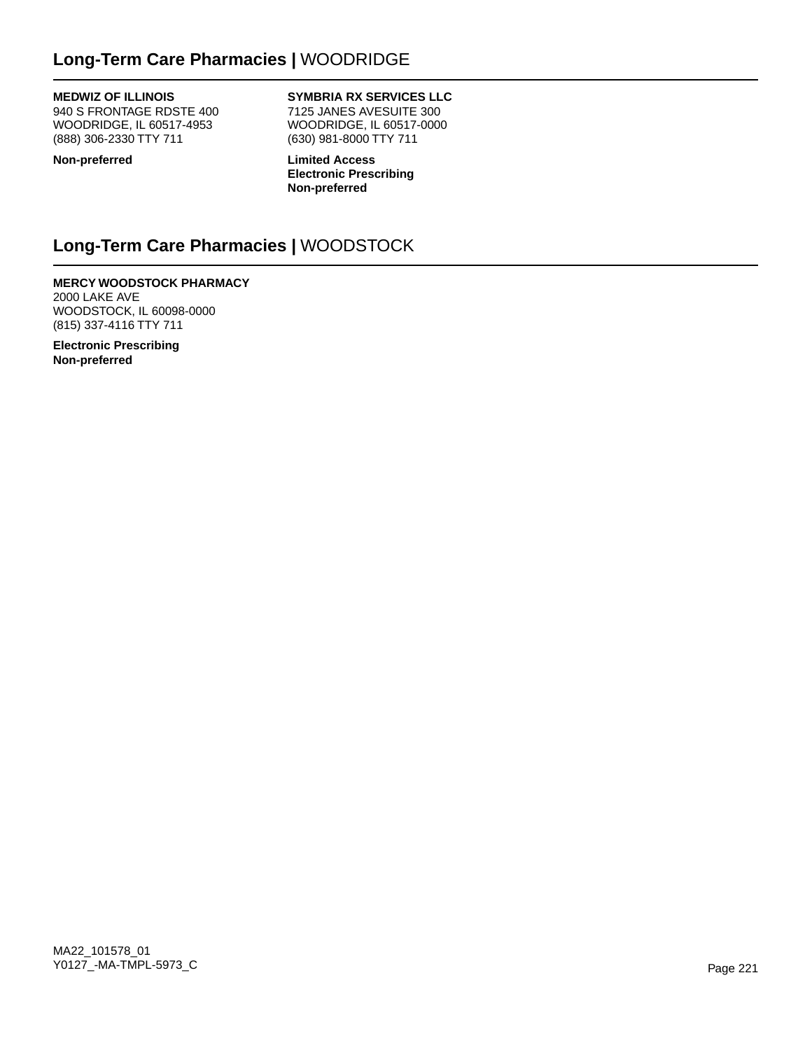## **Long-Term Care Pharmacies |** WOODRIDGE

**MEDWIZ OF ILLINOIS**
940 S FRONTAGE RDSTE 400
WOODRIDGE, IL 60517-4953
(888) 306-2330 TTY 711

**Non-preferred**

**SYMBRIA RX SERVICES LLC**
7125 JANES AVESUITE 300
WOODRIDGE, IL 60517-0000
(630) 981-8000 TTY 711

**Limited Access**
**Electronic Prescribing**
**Non-preferred**

## **Long-Term Care Pharmacies |** WOODSTOCK

**MERCY WOODSTOCK PHARMACY**
2000 LAKE AVE
WOODSTOCK, IL 60098-0000
(815) 337-4116 TTY 711

**Electronic Prescribing**
**Non-preferred**

MA22_101578_01
Y0127_-MA-TMPL-5973_C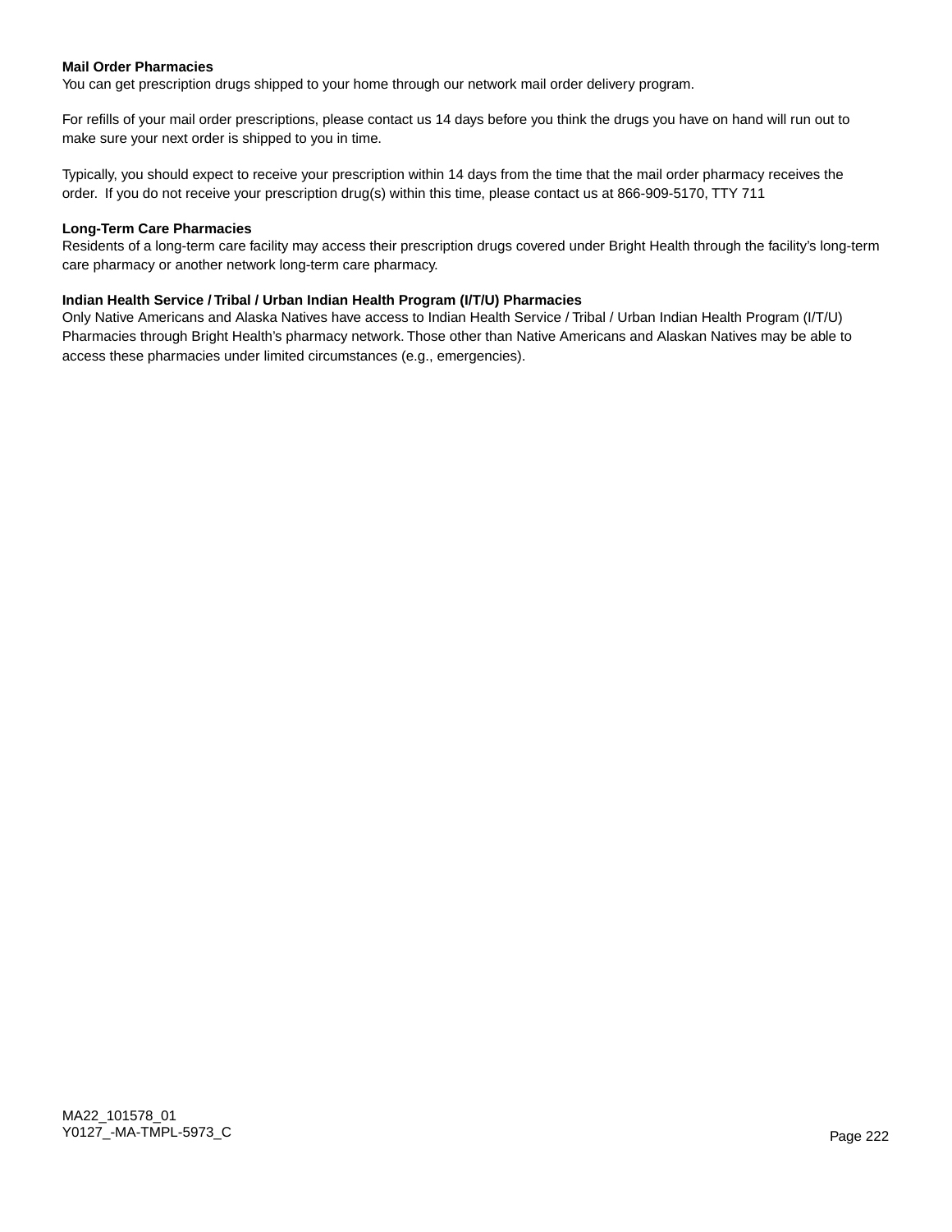**Mail Order Pharmacies**
You can get prescription drugs shipped to your home through our network mail order delivery program.

For refills of your mail order prescriptions, please contact us 14 days before you think the drugs you have on hand will run out to make sure your next order is shipped to you in time.

Typically, you should expect to receive your prescription within 14 days from the time that the mail order pharmacy receives the order. If you do not receive your prescription drug(s) within this time, please contact us at 866-909-5170, TTY 711

**Long-Term Care Pharmacies**
Residents of a long-term care facility may access their prescription drugs covered under Bright Health through the facility's long-term care pharmacy or another network long-term care pharmacy.

**Indian Health Service / Tribal / Urban Indian Health Program (I/T/U) Pharmacies**
Only Native Americans and Alaska Natives have access to Indian Health Service / Tribal / Urban Indian Health Program (I/T/U) Pharmacies through Bright Health's pharmacy network. Those other than Native Americans and Alaskan Natives may be able to access these pharmacies under limited circumstances (e.g., emergencies).

MA22_101578_01
Y0127_-MA-TMPL-5973_C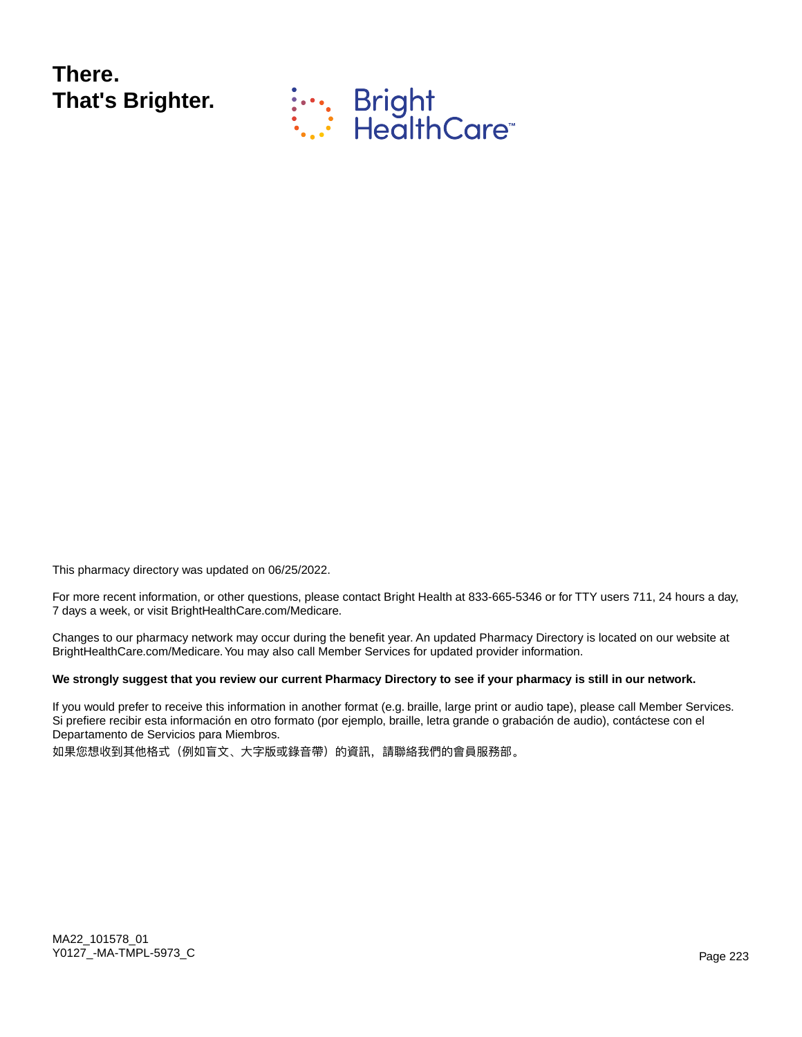**There.**
**That's Brighter.**

Bright HealthCare™

This pharmacy directory was updated on 06/25/2022.

For more recent information, or other questions, please contact Bright Health at 833-665-5346 or for TTY users 711, 24 hours a day, 7 days a week, or visit BrightHealthCare.com/Medicare.

Changes to our pharmacy network may occur during the benefit year. An updated Pharmacy Directory is located on our website at BrightHealthCare.com/Medicare. You may also call Member Services for updated provider information.

**We strongly suggest that you review our current Pharmacy Directory to see if your pharmacy is still in our network.**

If you would prefer to receive this information in another format (e.g. braille, large print or audio tape), please call Member Services.
Si prefiere recibir esta información en otro formato (por ejemplo, braille, letra grande o grabación de audio), contáctese con el Departamento de Servicios para Miembros.
如果您想收到其他格式（例如盲文、大字版或錄音帶）的資訊，請聯絡我們的會員服務部。

MA22_101578_01
Y0127_-MA-TMPL-5973_C